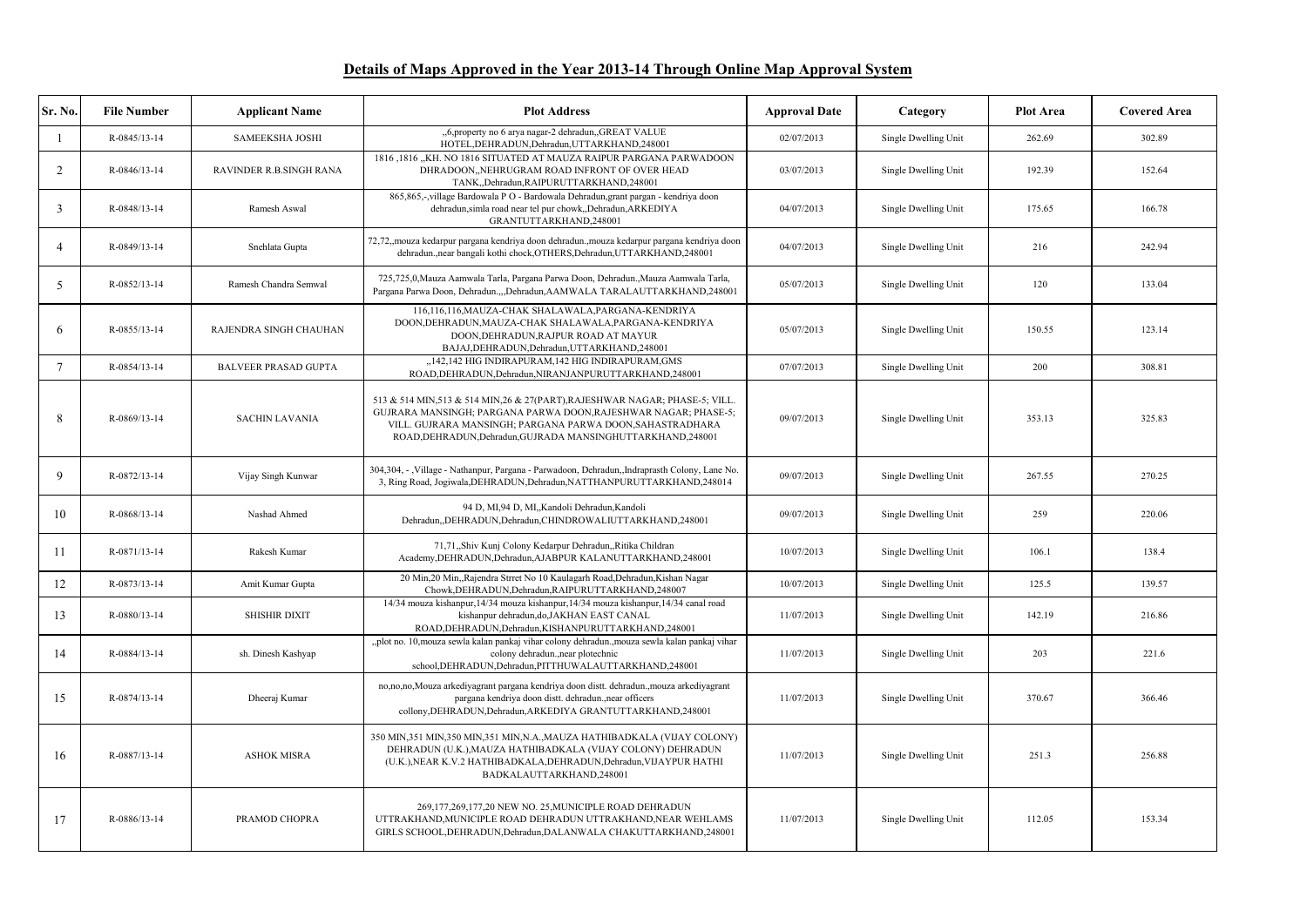# Details of Maps Approved in the Year 2013-14 Through Online Map Approval System

| Sr. No. | File Number | Applicant Name | Plot Address | Approval Date | Category | Plot Area | Covered Area |
|---|---|---|---|---|---|---|---|
| 1 | R-0845/13-14 | SAMEEKSHA JOSHI | ,,6,property no 6 arya nagar-2 dehradun,,GREAT VALUE HOTEL,DEHRADUN,Dehradun,UTTARKHAND,248001 | 02/07/2013 | Single Dwelling Unit | 262.69 | 302.89 |
| 2 | R-0846/13-14 | RAVINDER R.B.SINGH RANA | 1816 ,1816 ,,KH. NO 1816 SITUATED AT MAUZA RAIPUR PARGANA PARWADOON DHRADOON,,NEHRUGRAM ROAD INFRONT OF OVER HEAD TANK,,Dehradun,RAIPURUTTARKHAND,248001 | 03/07/2013 | Single Dwelling Unit | 192.39 | 152.64 |
| 3 | R-0848/13-14 | Ramesh Aswal | 865,865,-,village Bardowala P O - Bardowala Dehradun,grant pargan - kendriya doon dehradun,simla road near tel pur chowk,,Dehradun,ARKEDIYA GRANTUTTARKHAND,248001 | 04/07/2013 | Single Dwelling Unit | 175.65 | 166.78 |
| 4 | R-0849/13-14 | Snehlata Gupta | 72,72,,mouza kedarpur pargana kendriya doon dehradun.,mouza kedarpur pargana kendriya doon dehradun.,near bangali kothi chock,OTHERS,Dehradun,UTTARKHAND,248001 | 04/07/2013 | Single Dwelling Unit | 216 | 242.94 |
| 5 | R-0852/13-14 | Ramesh Chandra Semwal | 725,725,0,Mauza Aamwala Tarla, Pargana Parwa Doon, Dehradun.,Mauza Aamwala Tarla, Pargana Parwa Doon, Dehradun.,,,Dehradun,AAMWALA TARALAUTTARKHAND,248001 | 05/07/2013 | Single Dwelling Unit | 120 | 133.04 |
| 6 | R-0855/13-14 | RAJENDRA SINGH CHAUHAN | 116,116,116,MAUZA-CHAK SHALAWALA,PARGANA-KENDRIYA DOON,DEHRADUN,MAUZA-CHAK SHALAWALA,PARGANA-KENDRIYA DOON,DEHRADUN,RAJPUR ROAD AT MAYUR BAJAJ,DEHRADUN,Dehradun,UTTARKHAND,248001 | 05/07/2013 | Single Dwelling Unit | 150.55 | 123.14 |
| 7 | R-0854/13-14 | BALVEER PRASAD GUPTA | ,,142,142 HIG INDIRAPURAM,142 HIG INDIRAPURAM,GMS ROAD,DEHRADUN,Dehradun,NIRANJANPURUTTARKHAND,248001 | 07/07/2013 | Single Dwelling Unit | 200 | 308.81 |
| 8 | R-0869/13-14 | SACHIN LAVANIA | 513 & 514 MIN,513 & 514 MIN,26 & 27(PART),RAJESHWAR NAGAR; PHASE-5; VILL. GUJRARA MANSINGH; PARGANA PARWA DOON,RAJESHWAR NAGAR; PHASE-5; VILL. GUJRARA MANSINGH; PARGANA PARWA DOON,SAHASTRADHARA ROAD,DEHRADUN,Dehradun,GUJRADA MANSINGHUTTARKHAND,248001 | 09/07/2013 | Single Dwelling Unit | 353.13 | 325.83 |
| 9 | R-0872/13-14 | Vijay Singh Kunwar | 304,304, - ,Village - Nathanpur, Pargana - Parwadoon, Dehradun,,Indraprasth Colony, Lane No. 3, Ring Road, Jogiwala,DEHRADUN,Dehradun,NATTHANPURUTTARKHAND,248014 | 09/07/2013 | Single Dwelling Unit | 267.55 | 270.25 |
| 10 | R-0868/13-14 | Nashad Ahmed | 94 D, MI,94 D, MI,,Kandoli Dehradun,Kandoli Dehradun,,DEHRADUN,Dehradun,CHINDROWALIUTTARKHAND,248001 | 09/07/2013 | Single Dwelling Unit | 259 | 220.06 |
| 11 | R-0871/13-14 | Rakesh Kumar | 71,71,,Shiv Kunj Colony Kedarpur Dehradun,,Ritika Childran Academy,DEHRADUN,Dehradun,AJABPUR KALANUTTARKHAND,248001 | 10/07/2013 | Single Dwelling Unit | 106.1 | 138.4 |
| 12 | R-0873/13-14 | Amit Kumar Gupta | 20 Min,20 Min,,Rajendra Strret No 10 Kaulagarh Road,Dehradun,Kishan Nagar Chowk,DEHRADUN,Dehradun,RAIPURUTTARKHAND,248007 | 10/07/2013 | Single Dwelling Unit | 125.5 | 139.57 |
| 13 | R-0880/13-14 | SHISHIR DIXIT | 14/34 mouza kishanpur,14/34 mouza kishanpur,14/34 mouza kishanpur,14/34 canal road kishanpur dehradun,do,JAKHAN EAST CANAL ROAD,DEHRADUN,Dehradun,KISHANPURUTTARKHAND,248001 | 11/07/2013 | Single Dwelling Unit | 142.19 | 216.86 |
| 14 | R-0884/13-14 | sh. Dinesh Kashyap | ,,plot no. 10,mouza sewla kalan pankaj vihar colony dehradun.,mouza sewla kalan pankaj vihar colony dehradun.,near plotechnic school,DEHRADUN,Dehradun,PITTHUWALAUTTARKHAND,248001 | 11/07/2013 | Single Dwelling Unit | 203 | 221.6 |
| 15 | R-0874/13-14 | Dheeraj Kumar | no,no,no,Mouza arkediyagrant pargana kendriya doon distt. dehradun.,mouza arkediyagrant pargana kendriya doon distt. dehradun.,near officers collony,DEHRADUN,Dehradun,ARKEDIYA GRANTUTTARKHAND,248001 | 11/07/2013 | Single Dwelling Unit | 370.67 | 366.46 |
| 16 | R-0887/13-14 | ASHOK MISRA | 350 MIN,351 MIN,350 MIN,351 MIN,N.A.,MAUZA HATHIBADKALA (VIJAY COLONY) DEHRADUN (U.K.),MAUZA HATHIBADKALA (VIJAY COLONY) DEHRADUN (U.K.),NEAR K.V.2 HATHIBADKALA,DEHRADUN,Dehradun,VIJAYPUR HATHI BADKALAUTTARKHAND,248001 | 11/07/2013 | Single Dwelling Unit | 251.3 | 256.88 |
| 17 | R-0886/13-14 | PRAMOD CHOPRA | 269,177,269,177,20 NEW NO. 25,MUNICIPLE ROAD DEHRADUN UTTRAKHAND,MUNICIPLE ROAD DEHRADUN UTTRAKHAND,NEAR WEHLAMS GIRLS SCHOOL,DEHRADUN,Dehradun,DALANWALA CHAKUTTARKHAND,248001 | 11/07/2013 | Single Dwelling Unit | 112.05 | 153.34 |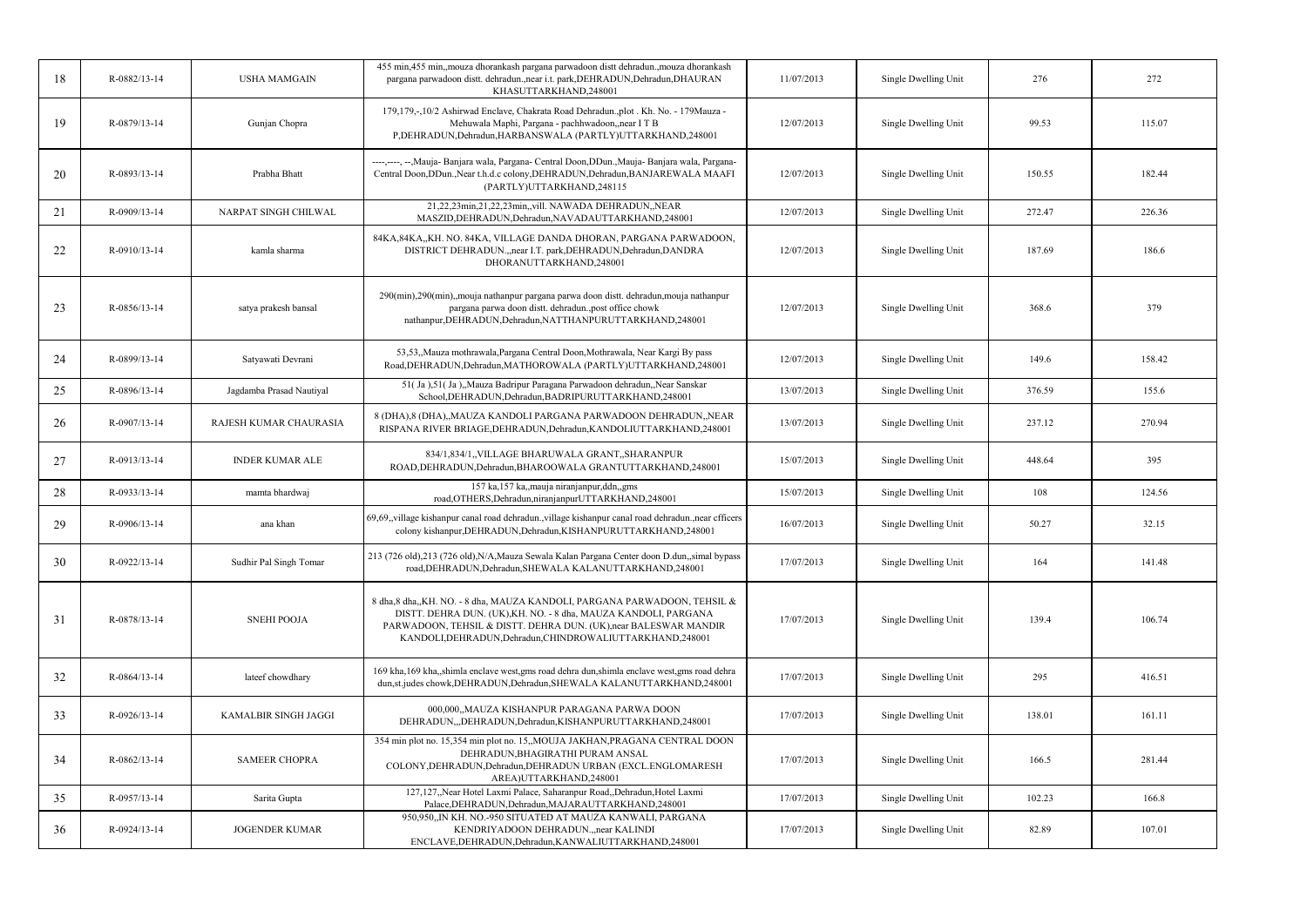| 18 | R-0882/13-14 | USHA MAMGAIN | 455 min,455 min,,mouza dhorankash pargana parwadoon distt dehradun.,mouza dhorankash pargana parwadoon distt. dehradun.,near i.t. park,DEHRADUN,Dehradun,DHAURAN KHASUTTARKHAND,248001 | 11/07/2013 | Single Dwelling Unit | 276 | 272 |
|---|---|---|---|---|---|---|---|
| 19 | R-0879/13-14 | Gunjan Chopra | 179,179,-,10/2 Ashirwad Enclave, Chakrata Road Dehradun.,plot . Kh. No. - 179Mauza - Mehuwala Maphi, Pargana - pachhwadoon,,near I T B P,DEHRADUN,Dehradun,HARBANSWALA (PARTLY)UTTARKHAND,248001 | 12/07/2013 | Single Dwelling Unit | 99.53 | 115.07 |
| 20 | R-0893/13-14 | Prabha Bhatt | ----,----, --,Mauja- Banjara wala, Pargana- Central Doon,DDun.,Mauja- Banjara wala, Pargana- Central Doon,DDun.,Near t.h.d.c colony,DEHRADUN,Dehradun,BANJAREWALA MAAFI (PARTLY)UTTARKHAND,248115 | 12/07/2013 | Single Dwelling Unit | 150.55 | 182.44 |
| 21 | R-0909/13-14 | NARPAT SINGH CHILWAL | 21,22,23min,21,22,23min,,vill. NAWADA DEHRADUN,,NEAR MASZID,DEHRADUN,Dehradun,NAVADAUTTARKHAND,248001 | 12/07/2013 | Single Dwelling Unit | 272.47 | 226.36 |
| 22 | R-0910/13-14 | kamla sharma | 84KA,84KA,,KH. NO. 84KA, VILLAGE DANDA DHORAN, PARGANA PARWADOON, DISTRICT DEHRADUN.,,near I.T. park,DEHRADUN,Dehradun,DANDRA DHORANUTTARKHAND,248001 | 12/07/2013 | Single Dwelling Unit | 187.69 | 186.6 |
| 23 | R-0856/13-14 | satya prakesh bansal | 290(min),290(min),,mouja nathanpur pargana parwa doon distt. dehradun,mouja nathanpur pargana parwa doon distt. dehradun.,post office chowk nathanpur,DEHRADUN,Dehradun,NATTHANPURUTTARKHAND,248001 | 12/07/2013 | Single Dwelling Unit | 368.6 | 379 |
| 24 | R-0899/13-14 | Satyawati Devrani | 53,53,,Mauza mothrawala,Pargana Central Doon,Mothrawala, Near Kargi By pass Road,DEHRADUN,Dehradun,MATHOROWALA (PARTLY)UTTARKHAND,248001 | 12/07/2013 | Single Dwelling Unit | 149.6 | 158.42 |
| 25 | R-0896/13-14 | Jagdamba Prasad Nautiyal | 51( Ja ),51( Ja ),,Mauza Badripur Paragana Parwadoon dehradun,,Near Sanskar School,DEHRADUN,Dehradun,BADRIPURUTTARKHAND,248001 | 13/07/2013 | Single Dwelling Unit | 376.59 | 155.6 |
| 26 | R-0907/13-14 | RAJESH KUMAR CHAURASIA | 8 (DHA),8 (DHA),,MAUZA KANDOLI PARGANA PARWADOON DEHRADUN,,NEAR RISPANA RIVER BRIAGE,DEHRADUN,Dehradun,KANDOLIUTTARKHAND,248001 | 13/07/2013 | Single Dwelling Unit | 237.12 | 270.94 |
| 27 | R-0913/13-14 | INDER KUMAR ALE | 834/1,834/1,,VILLAGE BHARUWALA GRANT,,SHARANPUR ROAD,DEHRADUN,Dehradun,BHAROOWALA GRANTUTTARKHAND,248001 | 15/07/2013 | Single Dwelling Unit | 448.64 | 395 |
| 28 | R-0933/13-14 | mamta bhardwaj | 157 ka,157 ka,,mauja niranjanpur,ddn,,gms road,OTHERS,Dehradun,niranjanpurUTTARKHAND,248001 | 15/07/2013 | Single Dwelling Unit | 108 | 124.56 |
| 29 | R-0906/13-14 | ana khan | 69,69,,village kishanpur canal road dehradun.,village kishanpur canal road dehradun.,near cfficers colony kishanpur,DEHRADUN,Dehradun,KISHANPURUTTARKHAND,248001 | 16/07/2013 | Single Dwelling Unit | 50.27 | 32.15 |
| 30 | R-0922/13-14 | Sudhir Pal Singh Tomar | 213 (726 old),213 (726 old),N/A,Mauza Sewala Kalan Pargana Center doon D.dun.,simal bypass road,DEHRADUN,Dehradun,SHEWALA KALANUTTARKHAND,248001 | 17/07/2013 | Single Dwelling Unit | 164 | 141.48 |
| 31 | R-0878/13-14 | SNEHI POOJA | 8 dha,8 dha,,KH. NO. - 8 dha, MAUZA KANDOLI, PARGANA PARWADOON, TEHSIL & DISTT. DEHRA DUN. (UK),KH. NO. - 8 dha, MAUZA KANDOLI, PARGANA PARWADOON, TEHSIL & DISTT. DEHRA DUN. (UK),near BALESWAR MANDIR KANDOLI,DEHRADUN,Dehradun,CHINDROWALIUTTARKHAND,248001 | 17/07/2013 | Single Dwelling Unit | 139.4 | 106.74 |
| 32 | R-0864/13-14 | lateef chowdhary | 169 kha,169 kha,,shimla enclave west,gms road dehra dun,shimla enclave west,gms road dehra dun,st.judes chowk,DEHRADUN,Dehradun,SHEWALA KALANUTTARKHAND,248001 | 17/07/2013 | Single Dwelling Unit | 295 | 416.51 |
| 33 | R-0926/13-14 | KAMALBIR SINGH JAGGI | 000,000,,MAUZA KISHANPUR PARAGANA PARWA DOON DEHRADUN,,,DEHRADUN,Dehradun,KISHANPURUTTARKHAND,248001 | 17/07/2013 | Single Dwelling Unit | 138.01 | 161.11 |
| 34 | R-0862/13-14 | SAMEER CHOPRA | 354 min plot no. 15,354 min plot no. 15,,MOUJA JAKHAN,PRAGANA CENTRAL DOON DEHRADUN,BHAGIRATHI PURAM ANSAL COLONY,DEHRADUN,Dehradun,DEHRADUN URBAN (EXCL.ENGLOMARESH AREA)UTTARKHAND,248001 | 17/07/2013 | Single Dwelling Unit | 166.5 | 281.44 |
| 35 | R-0957/13-14 | Sarita Gupta | 127,127,,Near Hotel Laxmi Palace, Saharanpur Road,,Dehradun,Hotel Laxmi Palace,DEHRADUN,Dehradun,MAJARAUTTARKHAND,248001 | 17/07/2013 | Single Dwelling Unit | 102.23 | 166.8 |
| 36 | R-0924/13-14 | JOGENDER KUMAR | 950,950,,IN KH. NO.-950 SITUATED AT MAUZA KANWALI, PARGANA KENDRIYADOON DEHRADUN.,,near KALINDI ENCLAVE,DEHRADUN,Dehradun,KANWALIUTTARKHAND,248001 | 17/07/2013 | Single Dwelling Unit | 82.89 | 107.01 |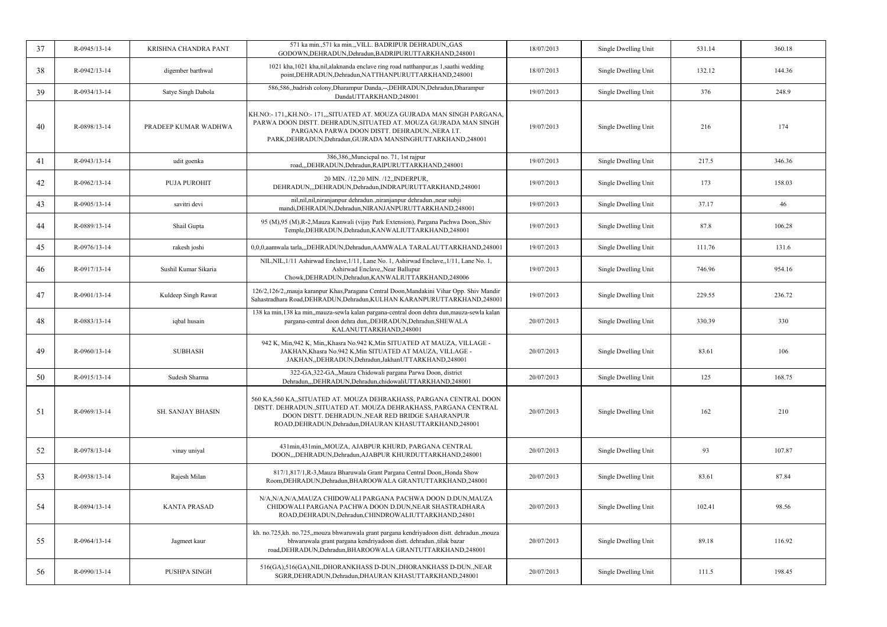| 37 | R-0945/13-14 | KRISHNA CHANDRA PANT | 571 ka min.,571 ka min.,,VILL. BADRIPUR DEHRADUN,,GAS GODOWN,DEHRADUN,Dehradun,BADRIPURUTTARKHAND,248001 | 18/07/2013 | Single Dwelling Unit | 531.14 | 360.18 |
|---|---|---|---|---|---|---|---|
| 38 | R-0942/13-14 | digember barthwal | 1021 kha,1021 kha,nil,alaknanda enclave ring road natthanpur,as 1,saathi wedding point,DEHRADUN,Dehradun,NATTHANPURUTTARKHAND,248001 | 18/07/2013 | Single Dwelling Unit | 132.12 | 144.36 |
| 39 | R-0934/13-14 | Satye Singh Dabola | 586,586,,badrish colony,Dharampur Danda,--,DEHRADUN,Dehradun,Dharampur DandaUTTARKHAND,248001 | 19/07/2013 | Single Dwelling Unit | 376 | 248.9 |
| 40 | R-0898/13-14 | PRADEEP KUMAR WADHWA | KH.NO:- 171,,KH.NO:- 171,,,SITUATED AT. MOUZA GUJRADA MAN SINGH PARGANA, PARWA DOON DISTT. DEHRADUN,SITUATED AT. MOUZA GUJRADA MAN SINGH PARGANA PARWA DOON DISTT. DEHRADUN.,NERA I.T. PARK,DEHRADUN,Dehradun,GUJRADA MANSINGHUTTARKHAND,248001 | 19/07/2013 | Single Dwelling Unit | 216 | 174 |
| 41 | R-0943/13-14 | udit goenka | 386,386,,Muncicpal no. 71, 1st rajpur road,,,DEHRADUN,Dehradun,RAIPURUTTARKHAND,248001 | 19/07/2013 | Single Dwelling Unit | 217.5 | 346.36 |
| 42 | R-0962/13-14 | PUJA PUROHIT | 20 MIN. /12,20 MIN. /12,,INDERPUR, DEHRADUN,,,DEHRADUN,Dehradun,INDRAPURUTTARKHAND,248001 | 19/07/2013 | Single Dwelling Unit | 173 | 158.03 |
| 43 | R-0905/13-14 | savitri devi | nil,nil,nil,niranjanpur dehradun.,niranjanpur dehradun.,near subji mandi,DEHRADUN,Dehradun,NIRANJANPURUTTARKHAND,248001 | 19/07/2013 | Single Dwelling Unit | 37.17 | 46 |
| 44 | R-0889/13-14 | Shail Gupta | 95 (M),95 (M),R-2,Mauza Kanwali (vijay Park Extension), Pargana Pachwa Doon,,Shiv Temple,DEHRADUN,Dehradun,KANWALIUTTARKHAND,248001 | 19/07/2013 | Single Dwelling Unit | 87.8 | 106.28 |
| 45 | R-0976/13-14 | rakesh joshi | 0,0,0,aamwala tarla,,,DEHRADUN,Dehradun,AAMWALA TARALAUTTARKHAND,248001 | 19/07/2013 | Single Dwelling Unit | 111.76 | 131.6 |
| 46 | R-0917/13-14 | Sushil Kumar Sikaria | NIL,NIL,1/11 Ashirwad Enclave,1/11, Lane No. 1, Ashirwad Enclave,,1/11, Lane No. 1, Ashirwad Enclave,,Near Ballupur Chowk,DEHRADUN,Dehradun,KANWALIUTTARKHAND,248006 | 19/07/2013 | Single Dwelling Unit | 746.96 | 954.16 |
| 47 | R-0901/13-14 | Kuldeep Singh Rawat | 126/2,126/2,,mauja karanpur Khas,Paragana Central Doon,Mandakini Vihar Opp. Shiv Mandir Sahastradhara Road,DEHRADUN,Dehradun,KULHAN KARANPURUTTARKHAND,248001 | 19/07/2013 | Single Dwelling Unit | 229.55 | 236.72 |
| 48 | R-0883/13-14 | iqbal husain | 138 ka min,138 ka min,,mauza-sewla kalan pargana-central doon dehra dun,mauza-sewla kalan pargana-central doon dehra dun,,DEHRADUN,Dehradun,SHEWALA KALANUTTARKHAND,248001 | 20/07/2013 | Single Dwelling Unit | 330.39 | 330 |
| 49 | R-0960/13-14 | SUBHASH | 942 K, Min,942 K, Min,,Khasra No.942 K,Min SITUATED AT MAUZA, VILLAGE - JAKHAN,Khasra No.942 K,Min SITUATED AT MAUZA, VILLAGE - JAKHAN,,DEHRADUN,Dehradun,JakhanUTTARKHAND,248001 | 20/07/2013 | Single Dwelling Unit | 83.61 | 106 |
| 50 | R-0915/13-14 | Sudesh Sharma | 322-GA,322-GA,,Mauza Chidowali pargana Parwa Doon, district Dehradun,,,DEHRADUN,Dehradun,chidowaliUTTARKHAND,248001 | 20/07/2013 | Single Dwelling Unit | 125 | 168.75 |
| 51 | R-0969/13-14 | SH. SANJAY BHASIN | 560 KA,560 KA,,SITUATED AT. MOUZA DEHRAKHASS, PARGANA CENTRAL DOON DISTT. DEHRADUN.,SITUATED AT. MOUZA DEHRAKHASS, PARGANA CENTRAL DOON DISTT. DEHRADUN.,NEAR RED BRIDGE SAHARANPUR ROAD,DEHRADUN,Dehradun,DHAURAN KHASUTTARKHAND,248001 | 20/07/2013 | Single Dwelling Unit | 162 | 210 |
| 52 | R-0978/13-14 | vinay uniyal | 431min,431min,,MOUZA, AJABPUR KHURD, PARGANA CENTRAL DOON,,,DEHRADUN,Dehradun,AJABPUR KHURDUTTARKHAND,248001 | 20/07/2013 | Single Dwelling Unit | 93 | 107.87 |
| 53 | R-0938/13-14 | Rajesh Milan | 817/1,817/1,R-3,Mauza Bharuwala Grant Pargana Central Doon,,Honda Show Room,DEHRADUN,Dehradun,BHAROOWALA GRANTUTTARKHAND,248001 | 20/07/2013 | Single Dwelling Unit | 83.61 | 87.84 |
| 54 | R-0894/13-14 | KANTA PRASAD | N/A,N/A,N/A,MAUZA CHIDOWALI PARGANA PACHWA DOON D.DUN,MAUZA CHIDOWALI PARGANA PACHWA DOON D.DUN,NEAR SHASTRADHARA ROAD,DEHRADUN,Dehradun,CHINDROWALIUTTARKHAND,24801 | 20/07/2013 | Single Dwelling Unit | 102.41 | 98.56 |
| 55 | R-0964/13-14 | Jagmeet kaur | kh. no.725,kh. no.725,,mouza bhwaruwala grant pargana kendriyadoon distt. dehradun.,mouza bhwaruwala grant pargana kendriyadoon distt. dehradun.,tilak bazar road,DEHRADUN,Dehradun,BHAROOWALA GRANTUTTARKHAND,248001 | 20/07/2013 | Single Dwelling Unit | 89.18 | 116.92 |
| 56 | R-0990/13-14 | PUSHPA SINGH | 516(GA),516(GA),NIL,DHORANKHASS D-DUN.,DHORANKHASS D-DUN.,NEAR SGRR,DEHRADUN,Dehradun,DHAURAN KHASUTTARKHAND,248001 | 20/07/2013 | Single Dwelling Unit | 111.5 | 198.45 |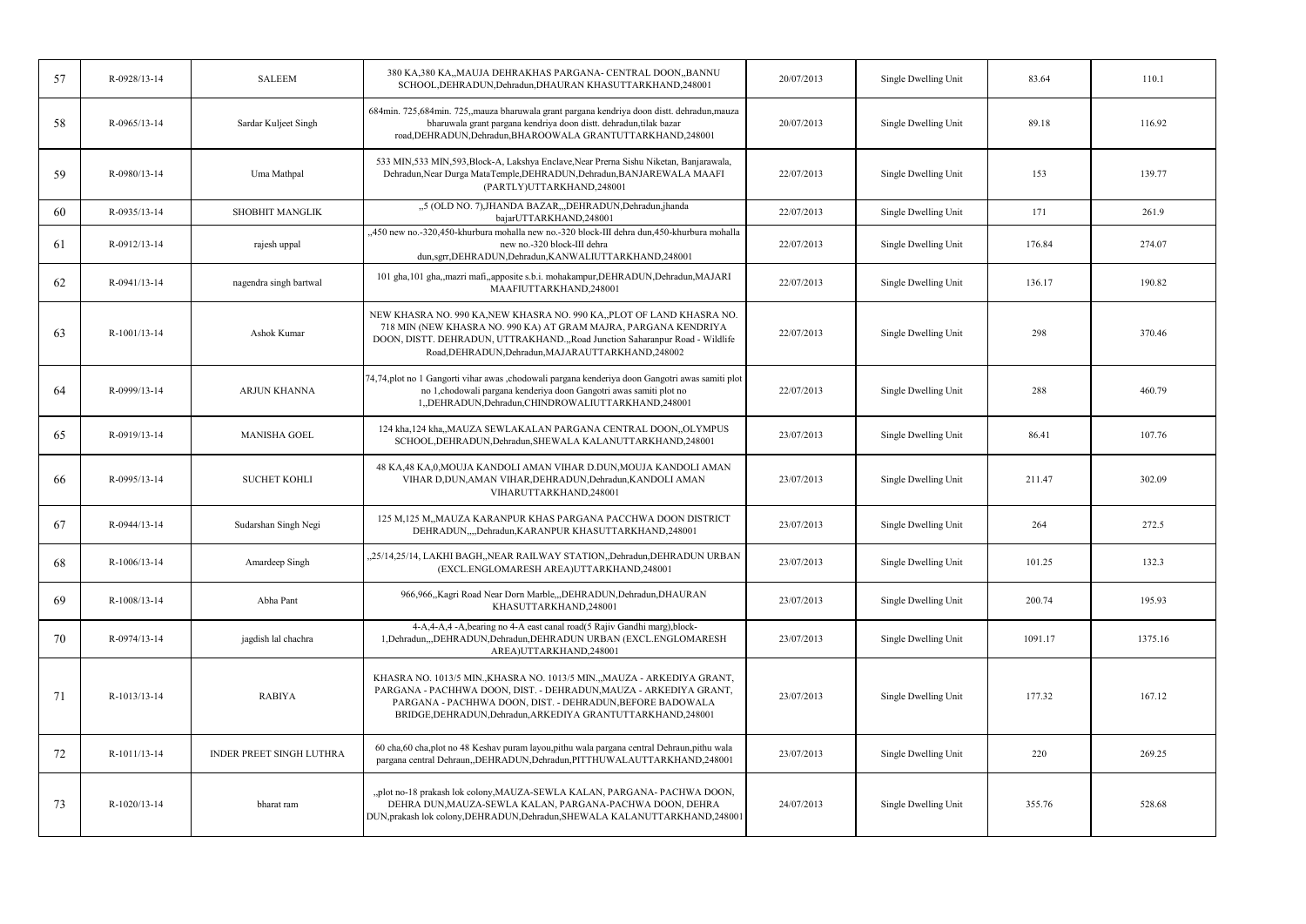| 57 | R-0928/13-14 | SALEEM | 380 KA,380 KA,,MAUJA DEHRAKHAS PARGANA- CENTRAL DOON,,BANNU SCHOOL,DEHRADUN,Dehradun,DHAURAN KHASUTTARKHAND,248001 | 20/07/2013 | Single Dwelling Unit | 83.64 | 110.1 |
|---|---|---|---|---|---|---|---|
| 58 | R-0965/13-14 | Sardar Kuljeet Singh | 684min. 725,684min. 725,,mauza bharuwala grant pargana kendriya doon distt. dehradun,mauza bharuwala grant pargana kendriya doon distt. dehradun,tilak bazar road,DEHRADUN,Dehradun,BHAROOWALA GRANTUTTARKHAND,248001 | 20/07/2013 | Single Dwelling Unit | 89.18 | 116.92 |
| 59 | R-0980/13-14 | Uma Mathpal | 533 MIN,533 MIN,593,Block-A, Lakshya Enclave,Near Prerna Sishu Niketan, Banjarawala, Dehradun,Near Durga MataTemple,DEHRADUN,Dehradun,BANJAREWALA MAAFI (PARTLY)UTTARKHAND,248001 | 22/07/2013 | Single Dwelling Unit | 153 | 139.77 |
| 60 | R-0935/13-14 | SHOBHIT MANGLIK | ,,5 (OLD NO. 7),JHANDA BAZAR,,,DEHRADUN,Dehradun,jhanda bajarUTTARKHAND,248001 | 22/07/2013 | Single Dwelling Unit | 171 | 261.9 |
| 61 | R-0912/13-14 | rajesh uppal | ,,450 new no.-320,450-khurbura mohalla new no.-320 block-III dehra dun,450-khurbura mohalla new no.-320 block-III dehra dun,sgrr,DEHRADUN,Dehradun,KANWALIUTTARKHAND,248001 | 22/07/2013 | Single Dwelling Unit | 176.84 | 274.07 |
| 62 | R-0941/13-14 | nagendra singh bartwal | 101 gha,101 gha,,mazri mafi,,apposite s.b.i. mohakampur,DEHRADUN,Dehradun,MAJARI MAAFIUTTARKHAND,248001 | 22/07/2013 | Single Dwelling Unit | 136.17 | 190.82 |
| 63 | R-1001/13-14 | Ashok Kumar | NEW KHASRA NO. 990 KA,NEW KHASRA NO. 990 KA,,PLOT OF LAND KHASRA NO. 718 MIN (NEW KHASRA NO. 990 KA) AT GRAM MAJRA, PARGANA KENDRIYA DOON, DISTT. DEHRADUN, UTTRAKHAND.,,Road Junction Saharanpur Road - Wildlife Road,DEHRADUN,Dehradun,MAJARAUTTARKHAND,248002 | 22/07/2013 | Single Dwelling Unit | 298 | 370.46 |
| 64 | R-0999/13-14 | ARJUN KHANNA | 74,74,plot no 1 Gangorti vihar awas ,chodowali pargana kenderiya doon Gangotri awas samiti plot no 1,chodowali pargana kenderiya doon Gangotri awas samiti plot no 1,,DEHRADUN,Dehradun,CHINDROWALIUTTARKHAND,248001 | 22/07/2013 | Single Dwelling Unit | 288 | 460.79 |
| 65 | R-0919/13-14 | MANISHA GOEL | 124 kha,124 kha,,MAUZA SEWLAKALAN PARGANA CENTRAL DOON,,OLYMPUS SCHOOL,DEHRADUN,Dehradun,SHEWALA KALANUTTARKHAND,248001 | 23/07/2013 | Single Dwelling Unit | 86.41 | 107.76 |
| 66 | R-0995/13-14 | SUCHET KOHLI | 48 KA,48 KA,0,MOUJA KANDOLI AMAN VIHAR D.DUN,MOUJA KANDOLI AMAN VIHAR D,DUN,AMAN VIHAR,DEHRADUN,Dehradun,KANDOLI AMAN VIHARUTTARKHAND,248001 | 23/07/2013 | Single Dwelling Unit | 211.47 | 302.09 |
| 67 | R-0944/13-14 | Sudarshan Singh Negi | 125 M,125 M,,MAUZA KARANPUR KHAS PARGANA PACCHWA DOON DISTRICT DEHRADUN,,,,Dehradun,KARANPUR KHASUTTARKHAND,248001 | 23/07/2013 | Single Dwelling Unit | 264 | 272.5 |
| 68 | R-1006/13-14 | Amardeep Singh | ,,25/14,25/14, LAKHI BAGH,,NEAR RAILWAY STATION,,Dehradun,DEHRADUN URBAN (EXCL.ENGLOMARESH AREA)UTTARKHAND,248001 | 23/07/2013 | Single Dwelling Unit | 101.25 | 132.3 |
| 69 | R-1008/13-14 | Abha Pant | 966,966,,Kagri Road Near Dorn Marble,,,DEHRADUN,Dehradun,DHAURAN KHASUTTARKHAND,248001 | 23/07/2013 | Single Dwelling Unit | 200.74 | 195.93 |
| 70 | R-0974/13-14 | jagdish lal chachra | 4-A,4-A,4 -A,bearing no 4-A east canal road(5 Rajiv Gandhi marg),block-1,Dehradun,,,DEHRADUN,Dehradun,DEHRADUN URBAN (EXCL.ENGLOMARESH AREA)UTTARKHAND,248001 | 23/07/2013 | Single Dwelling Unit | 1091.17 | 1375.16 |
| 71 | R-1013/13-14 | RABIYA | KHASRA NO. 1013/5 MIN.,KHASRA NO. 1013/5 MIN.,,MAUZA - ARKEDIYA GRANT, PARGANA - PACHHWA DOON, DIST. - DEHRADUN,MAUZA - ARKEDIYA GRANT, PARGANA - PACHHWA DOON, DIST. - DEHRADUN,BEFORE BADOWALA BRIDGE,DEHRADUN,Dehradun,ARKEDIYA GRANTUTTARKHAND,248001 | 23/07/2013 | Single Dwelling Unit | 177.32 | 167.12 |
| 72 | R-1011/13-14 | INDER PREET SINGH LUTHRA | 60 cha,60 cha,plot no 48 Keshav puram layou,pithu wala pargana central Dehraun,pithu wala pargana central Dehraun,,DEHRADUN,Dehradun,PITTHUWALAUTTARKHAND,248001 | 23/07/2013 | Single Dwelling Unit | 220 | 269.25 |
| 73 | R-1020/13-14 | bharat ram | ,,plot no-18 prakash lok colony,MAUZA-SEWLA KALAN, PARGANA- PACHWA DOON, DEHRA DUN,MAUZA-SEWLA KALAN, PARGANA-PACHWA DOON, DEHRA DUN,prakash lok colony,DEHRADUN,Dehradun,SHEWALA KALANUTTARKHAND,248001 | 24/07/2013 | Single Dwelling Unit | 355.76 | 528.68 |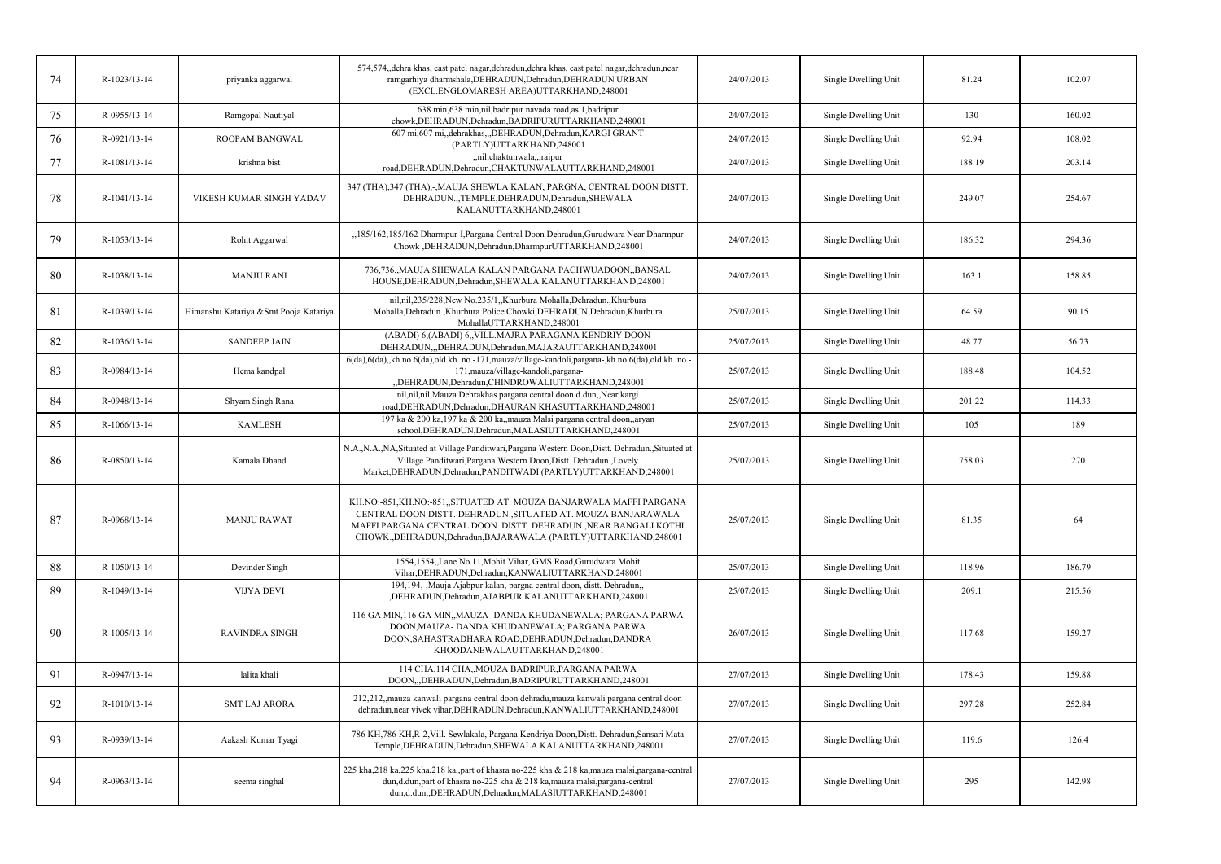| 74 | R-1023/13-14 | priyanka aggarwal | 574,574,,dehra khas, east patel nagar,dehradun,dehra khas, east patel nagar,dehradun,near ramgarhiya dharmshala,DEHRADUN,Dehradun,DEHRADUN URBAN (EXCL.ENGLOMARESH AREA)UTTARKHAND,248001 | 24/07/2013 | Single Dwelling Unit | 81.24 | 102.07 |
|---|---|---|---|---|---|---|---|
| 75 | R-0955/13-14 | Ramgopal Nautiyal | 638 min,638 min,nil,badripur navada road,as 1,badripur chowk,DEHRADUN,Dehradun,BADRIPURUTTARKHAND,248001 | 24/07/2013 | Single Dwelling Unit | 130 | 160.02 |
| 76 | R-0921/13-14 | ROOPAM BANGWAL | 607 mi,607 mi,,dehrakhas,,,DEHRADUN,Dehradun,KARGI GRANT (PARTLY)UTTARKHAND,248001 | 24/07/2013 | Single Dwelling Unit | 92.94 | 108.02 |
| 77 | R-1081/13-14 | krishna bist | ,,nil,chaktunwala,,,raipur road,DEHRADUN,Dehradun,CHAKTUNWALAUTTARKHAND,248001 | 24/07/2013 | Single Dwelling Unit | 188.19 | 203.14 |
| 78 | R-1041/13-14 | VIKESH KUMAR SINGH YADAV | 347 (THA),347 (THA),-,MAUJA SHEWLA KALAN, PARGNA, CENTRAL DOON DISTT. DEHRADUN.,,TEMPLE,DEHRADUN,Dehradun,SHEWALA KALANUTTARKHAND,248001 | 24/07/2013 | Single Dwelling Unit | 249.07 | 254.67 |
| 79 | R-1053/13-14 | Rohit Aggarwal | ,,185/162,185/162 Dharmpur-I,Pargana Central Doon Dehradun,Gurudwara Near Dharmpur Chowk ,DEHRADUN,Dehradun,DharmpurUTTARKHAND,248001 | 24/07/2013 | Single Dwelling Unit | 186.32 | 294.36 |
| 80 | R-1038/13-14 | MANJU RANI | 736,736,,MAUJA SHEWALA KALAN PARGANA PACHWUADOON,,BANSAL HOUSE,DEHRADUN,Dehradun,SHEWALA KALANUTTARKHAND,248001 | 24/07/2013 | Single Dwelling Unit | 163.1 | 158.85 |
| 81 | R-1039/13-14 | Himanshu Katariya &Smt.Pooja Katariya | nil,nil,235/228,New No.235/1,,Khurbura Mohalla,Dehradun.,Khurbura Mohalla,Dehradun.,Khurbura Police Chowki,DEHRADUN,Dehradun,Khurbura MohallaUTTARKHAND,248001 | 25/07/2013 | Single Dwelling Unit | 64.59 | 90.15 |
| 82 | R-1036/13-14 | SANDEEP JAIN | (ABADI) 6,(ABADI) 6,,VILL.MAJRA PARAGANA KENDRIY DOON DEHRADUN,,,DEHRADUN,Dehradun,MAJARAUTTARKHAND,248001 | 25/07/2013 | Single Dwelling Unit | 48.77 | 56.73 |
| 83 | R-0984/13-14 | Hema kandpal | 6(da),6(da),,kh.no.6(da),old kh. no.-171,mauza/village-kandoli,pargana-,kh.no.6(da),old kh. no.-171,mauza/village-kandoli,pargana-,,DEHRADUN,Dehradun,CHINDROWALIUTTARKHAND,248001 | 25/07/2013 | Single Dwelling Unit | 188.48 | 104.52 |
| 84 | R-0948/13-14 | Shyam Singh Rana | nil,nil,nil,Mauza Dehrakhas pargana central doon d.dun,,Near kargi road,DEHRADUN,Dehradun,DHAURAN KHASUTTARKHAND,248001 | 25/07/2013 | Single Dwelling Unit | 201.22 | 114.33 |
| 85 | R-1066/13-14 | KAMLESH | 197 ka & 200 ka,197 ka & 200 ka,,mauza Malsi pargana central doon,,aryan school,DEHRADUN,Dehradun,MALASIUTTARKHAND,248001 | 25/07/2013 | Single Dwelling Unit | 105 | 189 |
| 86 | R-0850/13-14 | Kamala Dhand | N.A.,N.A.,NA,Situated at Village Panditwari,Pargana Western Doon,Distt. Dehradun.,Situated at Village Panditwari,Pargana Western Doon,Distt. Dehradun.,Lovely Market,DEHRADUN,Dehradun,PANDITWADI (PARTLY)UTTARKHAND,248001 | 25/07/2013 | Single Dwelling Unit | 758.03 | 270 |
| 87 | R-0968/13-14 | MANJU RAWAT | KH.NO:-851,KH.NO:-851,,SITUATED AT. MOUZA BANJARWALA MAFFI PARGANA CENTRAL DOON DISTT. DEHRADUN.,SITUATED AT. MOUZA BANJARAWALA MAFFI PARGANA CENTRAL DOON. DISTT. DEHRADUN.,NEAR BANGALI KOTHI CHOWK.,DEHRADUN,Dehradun,BAJARAWALA (PARTLY)UTTARKHAND,248001 | 25/07/2013 | Single Dwelling Unit | 81.35 | 64 |
| 88 | R-1050/13-14 | Devinder Singh | 1554,1554,,Lane No.11,Mohit Vihar, GMS Road,Gurudwara Mohit Vihar,DEHRADUN,Dehradun,KANWALIUTTARKHAND,248001 | 25/07/2013 | Single Dwelling Unit | 118.96 | 186.79 |
| 89 | R-1049/13-14 | VIJYA DEVI | 194,194,-,Mauja Ajabpur kalan, pargna central doon, distt. Dehradun,,-,DEHRADUN,Dehradun,AJABPUR KALANUTTARKHAND,248001 | 25/07/2013 | Single Dwelling Unit | 209.1 | 215.56 |
| 90 | R-1005/13-14 | RAVINDRA SINGH | 116 GA MIN,116 GA MIN,,MAUZA- DANDA KHUDANEWALA; PARGANA PARWA DOON,MAUZA- DANDA KHUDANEWALA; PARGANA PARWA DOON,SAHASTRADHARA ROAD,DEHRADUN,Dehradun,DANDRA KHOODANEWALAUTTARKHAND,248001 | 26/07/2013 | Single Dwelling Unit | 117.68 | 159.27 |
| 91 | R-0947/13-14 | lalita khali | 114 CHA,114 CHA,,MOUZA BADRIPUR,PARGANA PARWA DOON,,,DEHRADUN,Dehradun,BADRIPURUTTARKHAND,248001 | 27/07/2013 | Single Dwelling Unit | 178.43 | 159.88 |
| 92 | R-1010/13-14 | SMT LAJ ARORA | 212,212,,mauza kanwali pargana central doon dehradu,mauza kanwali pargana central doon dehradun,near vivek vihar,DEHRADUN,Dehradun,KANWALIUTTARKHAND,248001 | 27/07/2013 | Single Dwelling Unit | 297.28 | 252.84 |
| 93 | R-0939/13-14 | Aakash Kumar Tyagi | 786 KH,786 KH,R-2,Vill. Sewlakala, Pargana Kendriya Doon,Distt. Dehradun,Sansari Mata Temple,DEHRADUN,Dehradun,SHEWALA KALANUTTARKHAND,248001 | 27/07/2013 | Single Dwelling Unit | 119.6 | 126.4 |
| 94 | R-0963/13-14 | seema singhal | 225 kha,218 ka,225 kha,218 ka,,part of khasra no-225 kha & 218 ka,mauza malsi,pargana-central dun,d.dun,part of khasra no-225 kha & 218 ka,mauza malsi,pargana-central dun,d.dun,,DEHRADUN,Dehradun,MALASIUTTARKHAND,248001 | 27/07/2013 | Single Dwelling Unit | 295 | 142.98 |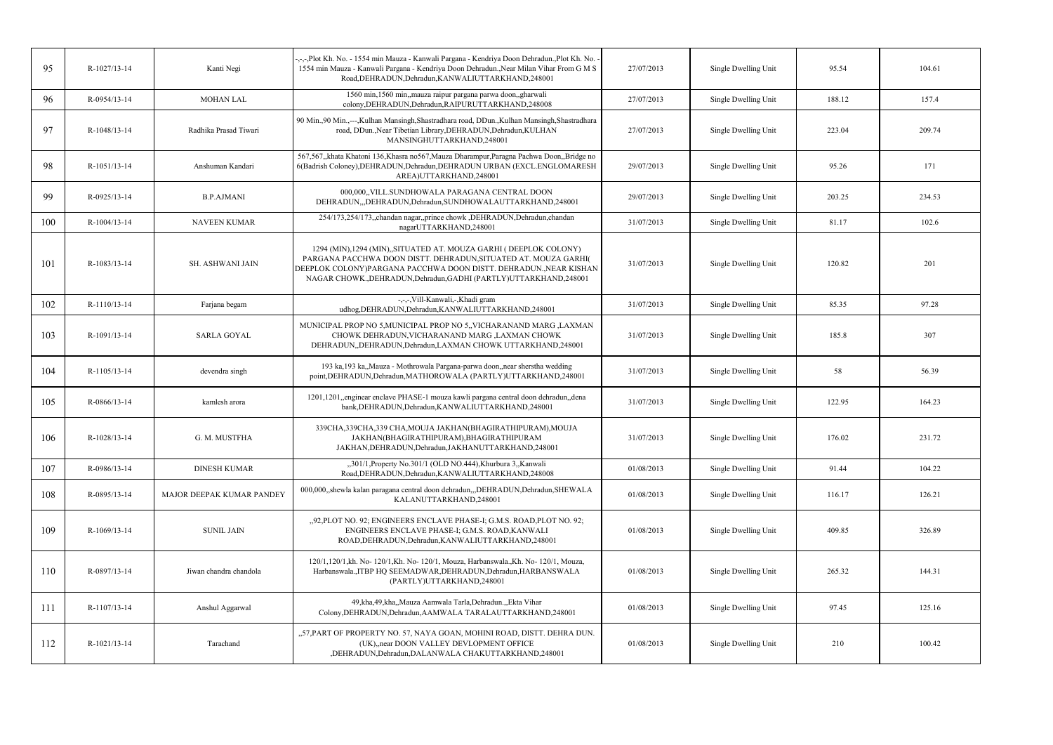| 95 | R-1027/13-14 | Kanti Negi | -,-,-,Plot Kh. No. - 1554 min Mauza - Kanwali Pargana - Kendriya Doon Dehradun.,Plot Kh. No. - 1554 min Mauza - Kanwali Pargana - Kendriya Doon Dehradun.,Near Milan Vihar From G M S Road,DEHRADUN,Dehradun,KANWALIUTTARKHAND,248001 | 27/07/2013 | Single Dwelling Unit | 95.54 | 104.61 |
|---|---|---|---|---|---|---|---|
| 96 | R-0954/13-14 | MOHAN LAL | 1560 min,1560 min,,mauza raipur pargana parwa doon,,gharwali colony,DEHRADUN,Dehradun,RAIPURUTTARKHAND,248008 | 27/07/2013 | Single Dwelling Unit | 188.12 | 157.4 |
| 97 | R-1048/13-14 | Radhika Prasad Tiwari | 90 Min.,90 Min.,---,Kulhan Mansingh,Shastradhara road, DDun.,Kulhan Mansingh,Shastradhara road, DDun.,Near Tibetian Library,DEHRADUN,Dehradun,KULHAN MANSINGHUTTARKHAND,248001 | 27/07/2013 | Single Dwelling Unit | 223.04 | 209.74 |
| 98 | R-1051/13-14 | Anshuman Kandari | 567,567,,khata Khatoni 136,Khasra no567,Mauza Dharampur,Paragna Pachwa Doon,,Bridge no 6(Badrish Coloney),DEHRADUN,Dehradun,DEHRADUN URBAN (EXCL.ENGLOMARESH AREA)UTTARKHAND,248001 | 29/07/2013 | Single Dwelling Unit | 95.26 | 171 |
| 99 | R-0925/13-14 | B.P.AJMANI | 000,000,,VILL.SUNDHOWALA PARAGANA CENTRAL DOON DEHRADUN,,,DEHRADUN,Dehradun,SUNDHOWALAUTTARKHAND,248001 | 29/07/2013 | Single Dwelling Unit | 203.25 | 234.53 |
| 100 | R-1004/13-14 | NAVEEN KUMAR | 254/173,254/173,,chandan nagar,,prince chowk ,DEHRADUN,Dehradun,chandan nagarUTTARKHAND,248001 | 31/07/2013 | Single Dwelling Unit | 81.17 | 102.6 |
| 101 | R-1083/13-14 | SH. ASHWANI JAIN | 1294 (MIN),1294 (MIN),,SITUATED AT. MOUZA GARHI ( DEEPLOK COLONY) PARGANA PACCHWA DOON DISTT. DEHRADUN,SITUATED AT. MOUZA GARHI( DEEPLOK COLONY)PARGANA PACCHWA DOON DISTT. DEHRADUN.,NEAR KISHAN NAGAR CHOWK.,DEHRADUN,Dehradun,GADHI (PARTLY)UTTARKHAND,248001 | 31/07/2013 | Single Dwelling Unit | 120.82 | 201 |
| 102 | R-1110/13-14 | Farjana begam | -,-,-,Vill-Kanwali,-,Khadi gram udhog,DEHRADUN,Dehradun,KANWALIUTTARKHAND,248001 | 31/07/2013 | Single Dwelling Unit | 85.35 | 97.28 |
| 103 | R-1091/13-14 | SARLA GOYAL | MUNICIPAL PROP NO 5,MUNICIPAL PROP NO 5,,VICHARANAND MARG ,LAXMAN CHOWK DEHRADUN,VICHARANAND MARG ,LAXMAN CHOWK DEHRADUN,,DEHRADUN,Dehradun,LAXMAN CHOWK UTTARKHAND,248001 | 31/07/2013 | Single Dwelling Unit | 185.8 | 307 |
| 104 | R-1105/13-14 | devendra singh | 193 ka,193 ka,,Mauza - Mothrowala Pargana-parwa doon,,near sherstha wedding point,DEHRADUN,Dehradun,MATHOROWALA (PARTLY)UTTARKHAND,248001 | 31/07/2013 | Single Dwelling Unit | 58 | 56.39 |
| 105 | R-0866/13-14 | kamlesh arora | 1201,1201,,enginear enclave PHASE-1 mouza kawli pargana central doon dehradun,,dena bank,DEHRADUN,Dehradun,KANWALIUTTARKHAND,248001 | 31/07/2013 | Single Dwelling Unit | 122.95 | 164.23 |
| 106 | R-1028/13-14 | G. M. MUSTFHA | 339CHA,339CHA,339 CHA,MOUJA JAKHAN(BHAGIRATHIPURAM),MOUJA JAKHAN(BHAGIRATHIPURAM),BHAGIRATHIPURAM JAKHAN,DEHRADUN,Dehradun,JAKHANUTTARKHAND,248001 | 31/07/2013 | Single Dwelling Unit | 176.02 | 231.72 |
| 107 | R-0986/13-14 | DINESH KUMAR | ,,301/1,Property No.301/1 (OLD NO.444),Khurbura 3,,Kanwali Road,DEHRADUN,Dehradun,KANWALIUTTARKHAND,248008 | 01/08/2013 | Single Dwelling Unit | 91.44 | 104.22 |
| 108 | R-0895/13-14 | MAJOR DEEPAK KUMAR PANDEY | 000,000,,shewla kalan paragana central doon dehradun,,,DEHRADUN,Dehradun,SHEWALA KALANUTTARKHAND,248001 | 01/08/2013 | Single Dwelling Unit | 116.17 | 126.21 |
| 109 | R-1069/13-14 | SUNIL JAIN | ,,92,PLOT NO. 92; ENGINEERS ENCLAVE PHASE-I; G.M.S. ROAD,PLOT NO. 92; ENGINEERS ENCLAVE PHASE-I; G.M.S. ROAD,KANWALI ROAD,DEHRADUN,Dehradun,KANWALIUTTARKHAND,248001 | 01/08/2013 | Single Dwelling Unit | 409.85 | 326.89 |
| 110 | R-0897/13-14 | Jiwan chandra chandola | 120/1,120/1,kh. No- 120/1,Kh. No- 120/1, Mouza, Harbanswala.,Kh. No- 120/1, Mouza, Harbanswala.,ITBP HQ SEEMADWAR,DEHRADUN,Dehradun,HARBANSWALA (PARTLY)UTTARKHAND,248001 | 01/08/2013 | Single Dwelling Unit | 265.32 | 144.31 |
| 111 | R-1107/13-14 | Anshul Aggarwal | 49,kha,49,kha,,Mauza Aamwala Tarla,Dehradun.,,Ekta Vihar Colony,DEHRADUN,Dehradun,AAMWALA TARALAUTTARKHAND,248001 | 01/08/2013 | Single Dwelling Unit | 97.45 | 125.16 |
| 112 | R-1021/13-14 | Tarachand | ,,57,PART OF PROPERTY NO. 57, NAYA GOAN, MOHINI ROAD, DISTT. DEHRA DUN. (UK),,near DOON VALLEY DEVLOPMENT OFFICE ,DEHRADUN,Dehradun,DALANWALA CHAKUTTARKHAND,248001 | 01/08/2013 | Single Dwelling Unit | 210 | 100.42 |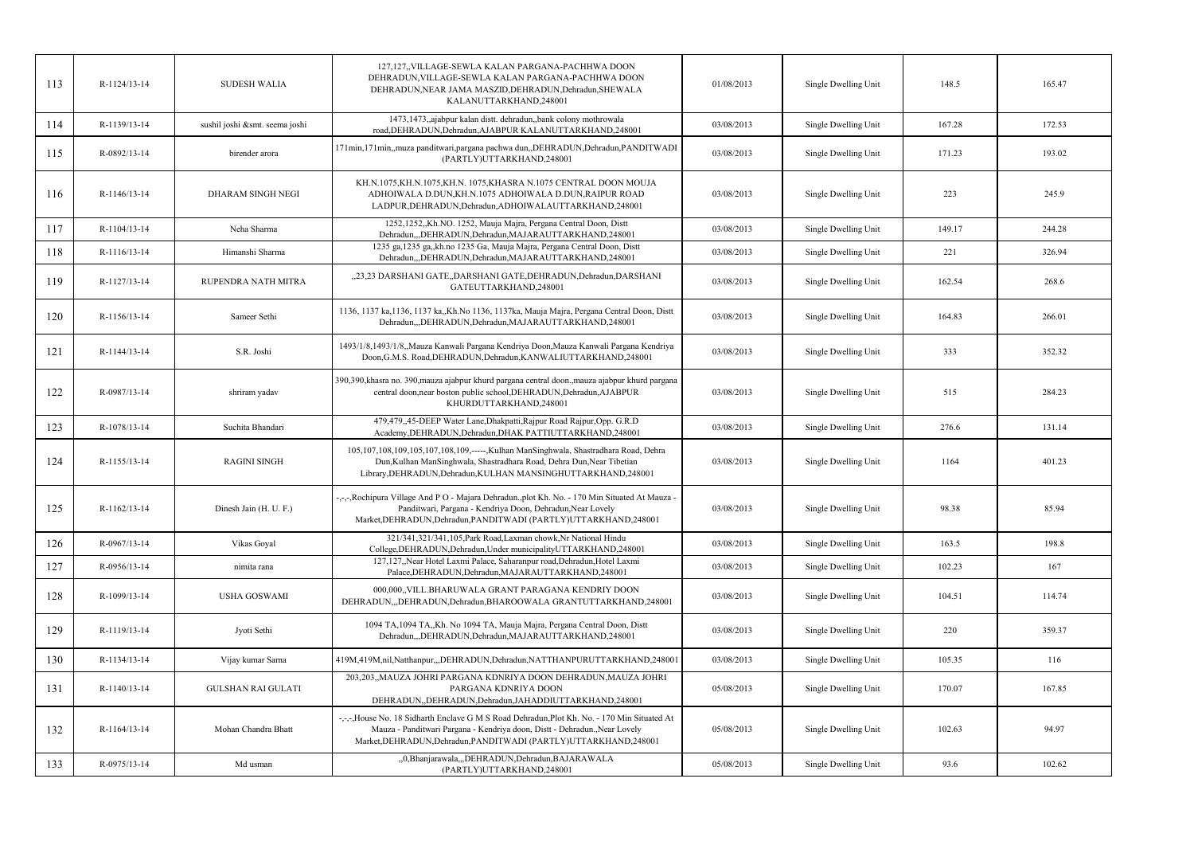| 113 | R-1124/13-14 | SUDESH WALIA | 127,127,,VILLAGE-SEWLA KALAN PARGANA-PACHHWA DOON DEHRADUN,VILLAGE-SEWLA KALAN PARGANA-PACHHWA DOON DEHRADUN,NEAR JAMA MASZID,DEHRADUN,Dehradun,SHEWALA KALANUTTARKHAND,248001 | 01/08/2013 | Single Dwelling Unit | 148.5 | 165.47 |
|---|---|---|---|---|---|---|---|
| 114 | R-1139/13-14 | sushil joshi &smt. seema joshi | 1473,1473,,ajabpur kalan distt. dehradun,,bank colony mothrowala road,DEHRADUN,Dehradun,AJABPUR KALANUTTARKHAND,248001 | 03/08/2013 | Single Dwelling Unit | 167.28 | 172.53 |
| 115 | R-0892/13-14 | birender arora | 171min,171min,,muza panditwari,pargana pachwa dun,,DEHRADUN,Dehradun,PANDITWADI (PARTLY)UTTARKHAND,248001 | 03/08/2013 | Single Dwelling Unit | 171.23 | 193.02 |
| 116 | R-1146/13-14 | DHARAM SINGH NEGI | KH.N.1075,KH.N.1075,KH.N. 1075,KHASRA N.1075 CENTRAL DOON MOUJA ADHOIWALA D.DUN,KH.N.1075 ADHOIWALA D.DUN,RAIPUR ROAD LADPUR,DEHRADUN,Dehradun,ADHOIWALAUTTARKHAND,248001 | 03/08/2013 | Single Dwelling Unit | 223 | 245.9 |
| 117 | R-1104/13-14 | Neha Sharma | 1252,1252,,Kh.NO. 1252, Mauja Majra, Pergana Central Doon, Distt Dehradun,,,DEHRADUN,Dehradun,MAJARAUTTARKHAND,248001 | 03/08/2013 | Single Dwelling Unit | 149.17 | 244.28 |
| 118 | R-1116/13-14 | Himanshi Sharma | 1235 ga,1235 ga,,kh.no 1235 Ga, Mauja Majra, Pergana Central Doon, Distt Dehradun,,,DEHRADUN,Dehradun,MAJARAUTTARKHAND,248001 | 03/08/2013 | Single Dwelling Unit | 221 | 326.94 |
| 119 | R-1127/13-14 | RUPENDRA NATH MITRA | ,,23,23 DARSHANI GATE,,DARSHANI GATE,DEHRADUN,Dehradun,DARSHANI GATEUTTARKHAND,248001 | 03/08/2013 | Single Dwelling Unit | 162.54 | 268.6 |
| 120 | R-1156/13-14 | Sameer Sethi | 1136, 1137 ka,1136, 1137 ka,,Kh.No 1136, 1137ka, Mauja Majra, Pergana Central Doon, Distt Dehradun,,,DEHRADUN,Dehradun,MAJARAUTTARKHAND,248001 | 03/08/2013 | Single Dwelling Unit | 164.83 | 266.01 |
| 121 | R-1144/13-14 | S.R. Joshi | 1493/1/8,1493/1/8,,Mauza Kanwali Pargana Kendriya Doon,Mauza Kanwali Pargana Kendriya Doon,G.M.S. Road,DEHRADUN,Dehradun,KANWALIUTTARKHAND,248001 | 03/08/2013 | Single Dwelling Unit | 333 | 352.32 |
| 122 | R-0987/13-14 | shriram yadav | 390,390,khasra no. 390,mauza ajabpur khurd pargana central doon.,mauza ajabpur khurd pargana central doon,near boston public school,DEHRADUN,Dehradun,AJABPUR KHURDUTTARKHAND,248001 | 03/08/2013 | Single Dwelling Unit | 515 | 284.23 |
| 123 | R-1078/13-14 | Suchita Bhandari | 479,479,,45-DEEP Water Lane,Dhakpatti,Rajpur Road Rajpur,Opp. G.R.D Academy,DEHRADUN,Dehradun,DHAK PATTIUTTARKHAND,248001 | 03/08/2013 | Single Dwelling Unit | 276.6 | 131.14 |
| 124 | R-1155/13-14 | RAGINI SINGH | 105,107,108,109,105,107,108,109,-----,Kulhan ManSinghwala, Shastradhara Road, Dehra Dun,Kulhan ManSinghwala, Shastradhara Road, Dehra Dun,Near Tibetian Library,DEHRADUN,Dehradun,KULHAN MANSINGHUTTARKHAND,248001 | 03/08/2013 | Single Dwelling Unit | 1164 | 401.23 |
| 125 | R-1162/13-14 | Dinesh Jain (H. U. F.) | -,-,-,Rochipura Village And P O - Majara Dehradun.,plot Kh. No. - 170 Min Situated At Mauza - Panditwari, Pargana - Kendriya Doon, Dehradun,Near Lovely Market,DEHRADUN,Dehradun,PANDITWADI (PARTLY)UTTARKHAND,248001 | 03/08/2013 | Single Dwelling Unit | 98.38 | 85.94 |
| 126 | R-0967/13-14 | Vikas Goyal | 321/341,321/341,105,Park Road,Laxman chowk,Nr National Hindu College,DEHRADUN,Dehradun,Under municipalityUTTARKHAND,248001 | 03/08/2013 | Single Dwelling Unit | 163.5 | 198.8 |
| 127 | R-0956/13-14 | nimita rana | 127,127,,Near Hotel Laxmi Palace, Saharanpur road,Dehradun,Hotel Laxmi Palace,DEHRADUN,Dehradun,MAJARAUTTARKHAND,248001 | 03/08/2013 | Single Dwelling Unit | 102.23 | 167 |
| 128 | R-1099/13-14 | USHA GOSWAMI | 000,000,,VILL.BHARUWALA GRANT PARAGANA KENDRIY DOON DEHRADUN,,,DEHRADUN,Dehradun,BHAROOWALA GRANTUTTARKHAND,248001 | 03/08/2013 | Single Dwelling Unit | 104.51 | 114.74 |
| 129 | R-1119/13-14 | Jyoti Sethi | 1094 TA,1094 TA,,Kh. No 1094 TA, Mauja Majra, Pergana Central Doon, Distt Dehradun,,,DEHRADUN,Dehradun,MAJARAUTTARKHAND,248001 | 03/08/2013 | Single Dwelling Unit | 220 | 359.37 |
| 130 | R-1134/13-14 | Vijay kumar Sarna | 419M,419M,nil,Natthanpur,,,DEHRADUN,Dehradun,NATTHANPURUTTARKHAND,248001 | 03/08/2013 | Single Dwelling Unit | 105.35 | 116 |
| 131 | R-1140/13-14 | GULSHAN RAI GULATI | 203,203,,MAUZA JOHRI PARGANA KDNRIYA DOON DEHRADUN,MAUZA JOHRI PARGANA KDNRIYA DOON DEHRADUN,,DEHRADUN,Dehradun,JAHADDIUTTARKHAND,248001 | 05/08/2013 | Single Dwelling Unit | 170.07 | 167.85 |
| 132 | R-1164/13-14 | Mohan Chandra Bhatt | -,-,-,House No. 18 Sidharth Enclave G M S Road Dehradun,Plot Kh. No. - 170 Min Situated At Mauza - Panditwari Pargana - Kendriya doon, Distt - Dehradun.,Near Lovely Market,DEHRADUN,Dehradun,PANDITWADI (PARTLY)UTTARKHAND,248001 | 05/08/2013 | Single Dwelling Unit | 102.63 | 94.97 |
| 133 | R-0975/13-14 | Md usman | ,,0,Bhanjarawala,,,DEHRADUN,Dehradun,BAJARAWALA (PARTLY)UTTARKHAND,248001 | 05/08/2013 | Single Dwelling Unit | 93.6 | 102.62 |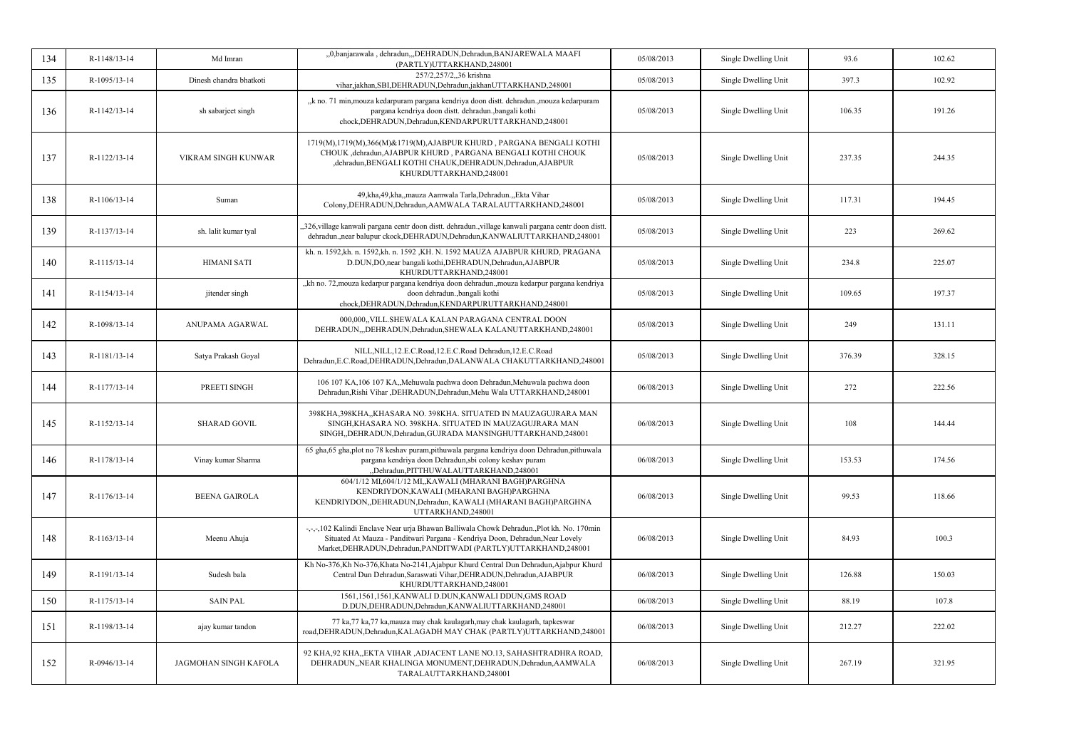| 134 | R-1148/13-14 | Md Imran | ,,0,banjarawala , dehradun,,,DEHRADUN,Dehradun,BANJAREWALA MAAFI (PARTLY)UTTARKHAND,248001 | 05/08/2013 | Single Dwelling Unit | 93.6 | 102.62 |
|---|---|---|---|---|---|---|---|
| 135 | R-1095/13-14 | Dinesh chandra bhatkoti | 257/2,257/2,,36 krishna vihar,jakhan,SBI,DEHRADUN,Dehradun,jakhanUTTARKHAND,248001 | 05/08/2013 | Single Dwelling Unit | 397.3 | 102.92 |
| 136 | R-1142/13-14 | sh sabarjeet singh | ,,k no. 71 min,mouza kedarpuram pargana kendriya doon distt. dehradun.,mouza kedarpuram pargana kendriya doon distt. dehradun.,bangali kothi chock,DEHRADUN,Dehradun,KENDARPURUTTARKHAND,248001 | 05/08/2013 | Single Dwelling Unit | 106.35 | 191.26 |
| 137 | R-1122/13-14 | VIKRAM SINGH KUNWAR | 1719(M),1719(M),366(M)&1719(M),AJABPUR KHURD , PARGANA BENGALI KOTHI CHOUK ,dehradun,AJABPUR KHURD , PARGANA BENGALI KOTHI CHOUK ,dehradun,BENGALI KOTHI CHAUK,DEHRADUN,Dehradun,AJABPUR KHURDUTTARKHAND,248001 | 05/08/2013 | Single Dwelling Unit | 237.35 | 244.35 |
| 138 | R-1106/13-14 | Suman | 49,kha,49,kha,,mauza Aamwala Tarla,Dehradun.,,Ekta Vihar Colony,DEHRADUN,Dehradun,AAMWALA TARALAUTTARKHAND,248001 | 05/08/2013 | Single Dwelling Unit | 117.31 | 194.45 |
| 139 | R-1137/13-14 | sh. lalit kumar tyal | ,,326,village kanwali pargana centr doon distt. dehradun.,village kanwali pargana centr doon distt. dehradun.,near balupur ckock,DEHRADUN,Dehradun,KANWALIUTTARKHAND,248001 | 05/08/2013 | Single Dwelling Unit | 223 | 269.62 |
| 140 | R-1115/13-14 | HIMANI SATI | kh. n. 1592,kh. n. 1592,kh. n. 1592 ,KH. N. 1592 MAUZA AJABPUR KHURD, PRAGANA D.DUN,DO,near bangali kothi,DEHRADUN,Dehradun,AJABPUR KHURDUTTARKHAND,248001 | 05/08/2013 | Single Dwelling Unit | 234.8 | 225.07 |
| 141 | R-1154/13-14 | jitender singh | ,,kh no. 72,mouza kedarpur pargana kendriya doon dehradun.,mouza kedarpur pargana kendriya doon dehradun.,bangali kothi chock,DEHRADUN,Dehradun,KENDARPURUTTARKHAND,248001 | 05/08/2013 | Single Dwelling Unit | 109.65 | 197.37 |
| 142 | R-1098/13-14 | ANUPAMA AGARWAL | 000,000,,VILL.SHEWALA KALAN PARAGANA CENTRAL DOON DEHRADUN,,,DEHRADUN,Dehradun,SHEWALA KALANUTTARKHAND,248001 | 05/08/2013 | Single Dwelling Unit | 249 | 131.11 |
| 143 | R-1181/13-14 | Satya Prakash Goyal | NILL,NILL,12.E.C.Road,12.E.C.Road Dehradun,12.E.C.Road Dehradun,E.C.Road,DEHRADUN,Dehradun,DALANWALA CHAKUTTARKHAND,248001 | 05/08/2013 | Single Dwelling Unit | 376.39 | 328.15 |
| 144 | R-1177/13-14 | PREETI SINGH | 106 107 KA,106 107 KA,,Mehuwala pachwa doon Dehradun,Mehuwala pachwa doon Dehradun,Rishi Vihar ,DEHRADUN,Dehradun,Mehu Wala UTTARKHAND,248001 | 06/08/2013 | Single Dwelling Unit | 272 | 222.56 |
| 145 | R-1152/13-14 | SHARAD GOVIL | 398KHA,398KHA,,KHASARA NO. 398KHA. SITUATED IN MAUZAGUJRARA MAN SINGH,KHASARA NO. 398KHA. SITUATED IN MAUZAGUJRARA MAN SINGH,,DEHRADUN,Dehradun,GUJRADA MANSINGHUTTARKHAND,248001 | 06/08/2013 | Single Dwelling Unit | 108 | 144.44 |
| 146 | R-1178/13-14 | Vinay kumar Sharma | 65 gha,65 gha,plot no 78 keshav puram,pithuwala pargana kendriya doon Dehradun,pithuwala pargana kendriya doon Dehradun,sbi colony keshav puram ,,Dehradun,PITTHUWALAUTTARKHAND,248001 | 06/08/2013 | Single Dwelling Unit | 153.53 | 174.56 |
| 147 | R-1176/13-14 | BEENA GAIROLA | 604/1/12 MI,604/1/12 MI,,KAWALI (MHARANI BAGH)PARGHNA KENDRIYDON,KAWALI (MHARANI BAGH)PARGHNA KENDRIYDON,,DEHRADUN,Dehradun, KAWALI (MHARANI BAGH)PARGHNA UTTARKHAND,248001 | 06/08/2013 | Single Dwelling Unit | 99.53 | 118.66 |
| 148 | R-1163/13-14 | Meenu Ahuja | -,-,-,102 Kalindi Enclave Near urja Bhawan Balliwala Chowk Dehradun.,Plot kh. No. 170min Situated At Mauza - Panditwari Pargana - Kendriya Doon, Dehradun,Near Lovely Market,DEHRADUN,Dehradun,PANDITWADI (PARTLY)UTTARKHAND,248001 | 06/08/2013 | Single Dwelling Unit | 84.93 | 100.3 |
| 149 | R-1191/13-14 | Sudesh bala | Kh No-376,Kh No-376,Khata No-2141,Ajabpur Khurd Central Dun Dehradun,Ajabpur Khurd Central Dun Dehradun,Saraswati Vihar,DEHRADUN,Dehradun,AJABPUR KHURDUTTARKHAND,248001 | 06/08/2013 | Single Dwelling Unit | 126.88 | 150.03 |
| 150 | R-1175/13-14 | SAIN PAL | 1561,1561,1561,KANWALI D.DUN,KANWALI DDUN,GMS ROAD D.DUN,DEHRADUN,Dehradun,KANWALIUTTARKHAND,248001 | 06/08/2013 | Single Dwelling Unit | 88.19 | 107.8 |
| 151 | R-1198/13-14 | ajay kumar tandon | 77 ka,77 ka,mauza may chak kaulagarh,may chak kaulagarh, tapkeswar road,DEHRADUN,Dehradun,KALAGADH MAY CHAK (PARTLY)UTTARKHAND,248001 | 06/08/2013 | Single Dwelling Unit | 212.27 | 222.02 |
| 152 | R-0946/13-14 | JAGMOHAN SINGH KAFOLA | 92 KHA,92 KHA,,EKTA VIHAR ,ADJACENT LANE NO.13, SAHASHTRADHRA ROAD, DEHRADUN,,NEAR KHALINGA MONUMENT,DEHRADUN,Dehradun,AAMWALA TARALAUTTARKHAND,248001 | 06/08/2013 | Single Dwelling Unit | 267.19 | 321.95 |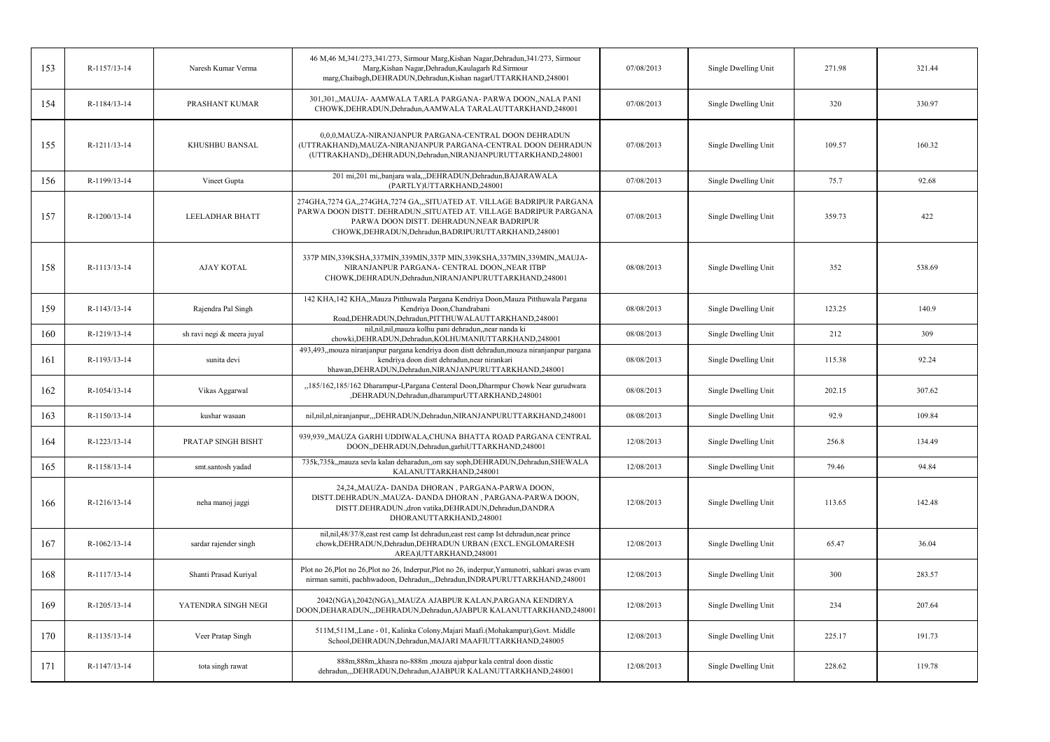| 153 | R-1157/13-14 | Naresh Kumar Verma | 46 M,46 M,341/273,341/273, Sirmour Marg,Kishan Nagar,Dehradun,341/273, Sirmour Marg,Kishan Nagar,Dehradun,Kaulagarh Rd.Sirmour marg,Chaibagh,DEHRADUN,Dehradun,Kishan nagarUTTARKHAND,248001 | 07/08/2013 | Single Dwelling Unit | 271.98 | 321.44 |
|---|---|---|---|---|---|---|---|
| 154 | R-1184/13-14 | PRASHANT KUMAR | 301,301,,MAUJA- AAMWALA TARLA PARGANA- PARWA DOON,,NALA PANI CHOWK,DEHRADUN,Dehradun,AAMWALA TARALAUTTARKHAND,248001 | 07/08/2013 | Single Dwelling Unit | 320 | 330.97 |
| 155 | R-1211/13-14 | KHUSHBU BANSAL | 0,0,0,MAUZA-NIRANJANPUR PARGANA-CENTRAL DOON DEHRADUN (UTTRAKHAND),MAUZA-NIRANJANPUR PARGANA-CENTRAL DOON DEHRADUN (UTTRAKHAND),,DEHRADUN,Dehradun,NIRANJANPURUTTARKHAND,248001 | 07/08/2013 | Single Dwelling Unit | 109.57 | 160.32 |
| 156 | R-1199/13-14 | Vineet Gupta | 201 mi,201 mi,,banjara wala,,,DEHRADUN,Dehradun,BAJARAWALA (PARTLY)UTTARKHAND,248001 | 07/08/2013 | Single Dwelling Unit | 75.7 | 92.68 |
| 157 | R-1200/13-14 | LEELADHAR BHATT | 274GHA,7274 GA,,274GHA,7274 GA,,,SITUATED AT. VILLAGE BADRIPUR PARGANA PARWA DOON DISTT. DEHRADUN.,SITUATED AT. VILLAGE BADRIPUR PARGANA PARWA DOON DISTT. DEHRADUN,NEAR BADRIPUR CHOWK,DEHRADUN,Dehradun,BADRIPURUTTARKHAND,248001 | 07/08/2013 | Single Dwelling Unit | 359.73 | 422 |
| 158 | R-1113/13-14 | AJAY KOTAL | 337P MIN,339KSHA,337MIN,339MIN,337P MIN,339KSHA,337MIN,339MIN,,MAUJA- NIRANJANPUR PARGANA- CENTRAL DOON,,NEAR ITBP CHOWK,DEHRADUN,Dehradun,NIRANJANPURUTTARKHAND,248001 | 08/08/2013 | Single Dwelling Unit | 352 | 538.69 |
| 159 | R-1143/13-14 | Rajendra Pal Singh | 142 KHA,142 KHA,,Mauza Pitthuwala Pargana Kendriya Doon,Mauza Pitthuwala Pargana Kendriya Doon,Chandrabani Road,DEHRADUN,Dehradun,PITTHUWALAUTTARKHAND,248001 | 08/08/2013 | Single Dwelling Unit | 123.25 | 140.9 |
| 160 | R-1219/13-14 | sh ravi negi & meera juyal | nil,nil,nil,mauza kolhu pani dehradun,,near nanda ki chowki,DEHRADUN,Dehradun,KOLHUMANIUTTARKHAND,248001 | 08/08/2013 | Single Dwelling Unit | 212 | 309 |
| 161 | R-1193/13-14 | sunita devi | 493,493,,mouza niranjanpur pargana kendriya doon distt dehradun,mouza niranjanpur pargana kendriya doon distt dehradun,near nirankari bhawan,DEHRADUN,Dehradun,NIRANJANPURUTTARKHAND,248001 | 08/08/2013 | Single Dwelling Unit | 115.38 | 92.24 |
| 162 | R-1054/13-14 | Vikas Aggarwal | ,,185/162,185/162 Dharampur-I,Pargana Centeral Doon,Dharmpur Chowk Near gurudwara ,DEHRADUN,Dehradun,dharampurUTTARKHAND,248001 | 08/08/2013 | Single Dwelling Unit | 202.15 | 307.62 |
| 163 | R-1150/13-14 | kushar wasaan | nil,nil,nl,niranjanpur,,,DEHRADUN,Dehradun,NIRANJANPURUTTARKHAND,248001 | 08/08/2013 | Single Dwelling Unit | 92.9 | 109.84 |
| 164 | R-1223/13-14 | PRATAP SINGH BISHT | 939,939,,MAUZA GARHI UDDIWALA,CHUNA BHATTA ROAD PARGANA CENTRAL DOON,,DEHRADUN,Dehradun,garhiUTTARKHAND,248001 | 12/08/2013 | Single Dwelling Unit | 256.8 | 134.49 |
| 165 | R-1158/13-14 | smt.santosh yadad | 735k,735k,,mauza sevla kalan deharadun,,om say soph,DEHRADUN,Dehradun,SHEWALA KALANUTTARKHAND,248001 | 12/08/2013 | Single Dwelling Unit | 79.46 | 94.84 |
| 166 | R-1216/13-14 | neha manoj jaggi | 24,24,,MAUZA- DANDA DHORAN , PARGANA-PARWA DOON, DISTT.DEHRADUN.,MAUZA- DANDA DHORAN , PARGANA-PARWA DOON, DISTT.DEHRADUN.,dron vatika,DEHRADUN,Dehradun,DANDRA DHORANUTTARKHAND,248001 | 12/08/2013 | Single Dwelling Unit | 113.65 | 142.48 |
| 167 | R-1062/13-14 | sardar rajender singh | nil,nil,48/37/8,east rest camp Ist dehradun,east rest camp Ist dehradun,near prince chowk,DEHRADUN,Dehradun,DEHRADUN URBAN (EXCL.ENGLOMARESH AREA)UTTARKHAND,248001 | 12/08/2013 | Single Dwelling Unit | 65.47 | 36.04 |
| 168 | R-1117/13-14 | Shanti Prasad Kuriyal | Plot no 26,Plot no 26,Plot no 26, Inderpur,Plot no 26, inderpur,Yamunotri, sahkari awas evam nirman samiti, pachhwadoon, Dehradun,,,Dehradun,INDRAPURUTTARKHAND,248001 | 12/08/2013 | Single Dwelling Unit | 300 | 283.57 |
| 169 | R-1205/13-14 | YATENDRA SINGH NEGI | 2042(NGA),2042(NGA),,MAUZA AJABPUR KALAN,PARGANA KENDIRYA DOON,DEHARADUN,,,DEHRADUN,Dehradun,AJABPUR KALANUTTARKHAND,248001 | 12/08/2013 | Single Dwelling Unit | 234 | 207.64 |
| 170 | R-1135/13-14 | Veer Pratap Singh | 511M,511M,,Lane - 01, Kalinka Colony,Majari Maafi.(Mohakampur),Govt. Middle School,DEHRADUN,Dehradun,MAJARI MAAFIUTTARKHAND,248005 | 12/08/2013 | Single Dwelling Unit | 225.17 | 191.73 |
| 171 | R-1147/13-14 | tota singh rawat | 888m,888m,,khasra no-888m ,mouza ajabpur kala central doon disstic dehradun,,,DEHRADUN,Dehradun,AJABPUR KALANUTTARKHAND,248001 | 12/08/2013 | Single Dwelling Unit | 228.62 | 119.78 |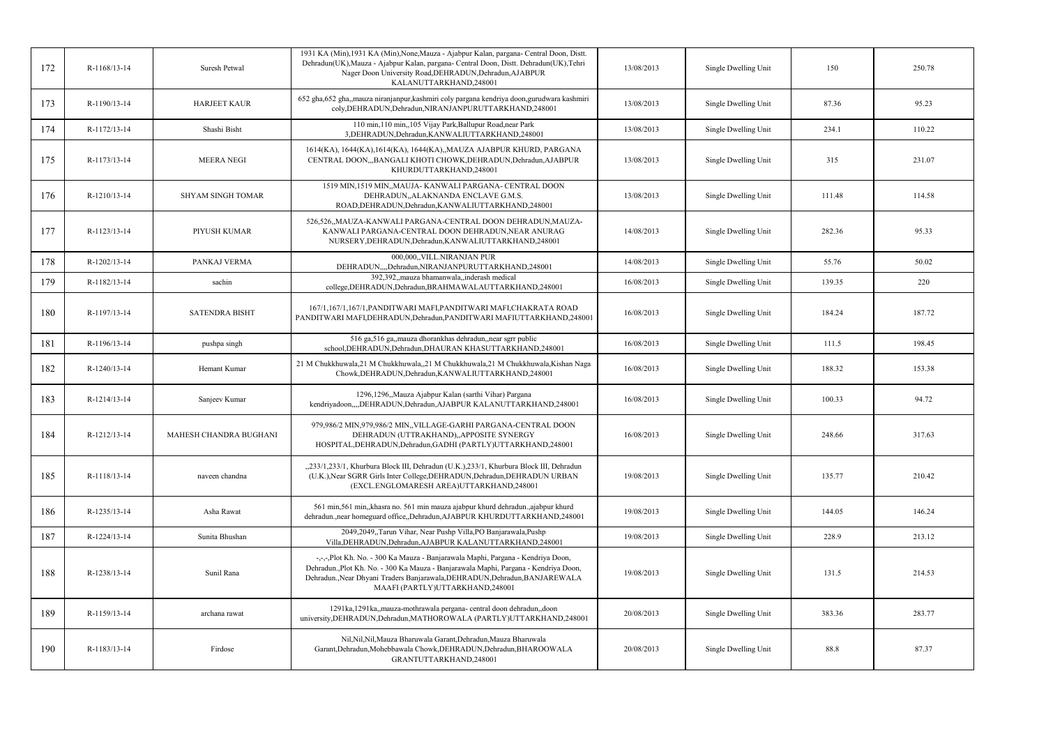| 172 | R-1168/13-14 | Suresh Petwal | 1931 KA (Min),1931 KA (Min),None,Mauza - Ajabpur Kalan, pargana- Central Doon, Distt. Dehradun(UK),Mauza - Ajabpur Kalan, pargana- Central Doon, Distt. Dehradun(UK),Tehri Nager Doon University Road,DEHRADUN,Dehradun,AJABPUR KALANUTTARKHAND,248001 | 13/08/2013 | Single Dwelling Unit | 150 | 250.78 |
|---|---|---|---|---|---|---|---|
| 173 | R-1190/13-14 | HARJEET KAUR | 652 gha,652 gha,,mauza niranjanpur,kashmiri coly pargana kendriya doon,gurudwara kashmiri coly,DEHRADUN,Dehradun,NIRANJANPURUTTARKHAND,248001 | 13/08/2013 | Single Dwelling Unit | 87.36 | 95.23 |
| 174 | R-1172/13-14 | Shashi Bisht | 110 min,110 min,,105 Vijay Park,Ballupur Road,near Park 3,DEHRADUN,Dehradun,KANWALIUTTARKHAND,248001 | 13/08/2013 | Single Dwelling Unit | 234.1 | 110.22 |
| 175 | R-1173/13-14 | MEERA NEGI | 1614(KA), 1644(KA),1614(KA), 1644(KA),,MAUZA AJABPUR KHURD, PARGANA CENTRAL DOON,,,BANGALI KHOTI CHOWK,DEHRADUN,Dehradun,AJABPUR KHURDUTTARKHAND,248001 | 13/08/2013 | Single Dwelling Unit | 315 | 231.07 |
| 176 | R-1210/13-14 | SHYAM SINGH TOMAR | 1519 MIN,1519 MIN,,MAUJA- KANWALI PARGANA- CENTRAL DOON DEHRADUN,,ALAKNANDA ENCLAVE G.M.S. ROAD,DEHRADUN,Dehradun,KANWALIUTTARKHAND,248001 | 13/08/2013 | Single Dwelling Unit | 111.48 | 114.58 |
| 177 | R-1123/13-14 | PIYUSH KUMAR | 526,526,,MAUZA-KANWALI PARGANA-CENTRAL DOON DEHRADUN,MAUZA-KANWALI PARGANA-CENTRAL DOON DEHRADUN,NEAR ANURAG NURSERY,DEHRADUN,Dehradun,KANWALIUTTARKHAND,248001 | 14/08/2013 | Single Dwelling Unit | 282.36 | 95.33 |
| 178 | R-1202/13-14 | PANKAJ VERMA | 000,000,,VILL.NIRANJAN PUR DEHRADUN,,,,Dehradun,NIRANJANPURUTTARKHAND,248001 | 14/08/2013 | Single Dwelling Unit | 55.76 | 50.02 |
| 179 | R-1182/13-14 | sachin | 392,392,,mauza bhamanwala,,inderash medical college,DEHRADUN,Dehradun,BRAHMAWALAUTTARKHAND,248001 | 16/08/2013 | Single Dwelling Unit | 139.35 | 220 |
| 180 | R-1197/13-14 | SATENDRA BISHT | 167/1,167/1,167/1,PANDITWARI MAFI,PANDITWARI MAFI,CHAKRATA ROAD PANDITWARI MAFI,DEHRADUN,Dehradun,PANDITWARI MAFIUTTARKHAND,248001 | 16/08/2013 | Single Dwelling Unit | 184.24 | 187.72 |
| 181 | R-1196/13-14 | pushpa singh | 516 ga,516 ga,,mauza dhorankhas dehradun,,near sgrr public school,DEHRADUN,Dehradun,DHAURAN KHASUTTARKHAND,248001 | 16/08/2013 | Single Dwelling Unit | 111.5 | 198.45 |
| 182 | R-1240/13-14 | Hemant Kumar | 21 M Chukkhuwala,21 M Chukkhuwala,,21 M Chukkhuwala,21 M Chukkhuwala,Kishan Naga Chowk,DEHRADUN,Dehradun,KANWALIUTTARKHAND,248001 | 16/08/2013 | Single Dwelling Unit | 188.32 | 153.38 |
| 183 | R-1214/13-14 | Sanjeev Kumar | 1296,1296,,Mauza Ajabpur Kalan (sarthi Vihar) Pargana kendriyadoon,,,,DEHRADUN,Dehradun,AJABPUR KALANUTTARKHAND,248001 | 16/08/2013 | Single Dwelling Unit | 100.33 | 94.72 |
| 184 | R-1212/13-14 | MAHESH CHANDRA BUGHANI | 979,986/2 MIN,979,986/2 MIN,,VILLAGE-GARHI PARGANA-CENTRAL DOON DEHRADUN (UTTRAKHAND),,APPOSITE SYNERGY HOSPITAL,DEHRADUN,Dehradun,GADHI (PARTLY)UTTARKHAND,248001 | 16/08/2013 | Single Dwelling Unit | 248.66 | 317.63 |
| 185 | R-1118/13-14 | naveen chandna | ,,233/1,233/1, Khurbura Block III, Dehradun (U.K.),233/1, Khurbura Block III, Dehradun (U.K.),Near SGRR Girls Inter College,DEHRADUN,Dehradun,DEHRADUN URBAN (EXCL.ENGLOMARESH AREA)UTTARKHAND,248001 | 19/08/2013 | Single Dwelling Unit | 135.77 | 210.42 |
| 186 | R-1235/13-14 | Asha Rawat | 561 min,561 min,,khasra no. 561 min mauza ajabpur khurd dehradun.,ajabpur khurd dehradun.,near homeguard office,,Dehradun,AJABPUR KHURDUTTARKHAND,248001 | 19/08/2013 | Single Dwelling Unit | 144.05 | 146.24 |
| 187 | R-1224/13-14 | Sunita Bhushan | 2049,2049,,Tarun Vihar, Near Pushp Villa,PO Banjarawala,Pushp Villa,DEHRADUN,Dehradun,AJABPUR KALANUTTARKHAND,248001 | 19/08/2013 | Single Dwelling Unit | 228.9 | 213.12 |
| 188 | R-1238/13-14 | Sunil Rana | -,-,-,Plot Kh. No. - 300 Ka Mauza - Banjarawala Maphi, Pargana - Kendriya Doon, Dehradun.,Plot Kh. No. - 300 Ka Mauza - Banjarawala Maphi, Pargana - Kendriya Doon, Dehradun.,Near Dhyani Traders Banjarawala,DEHRADUN,Dehradun,BANJAREWALA MAAFI (PARTLY)UTTARKHAND,248001 | 19/08/2013 | Single Dwelling Unit | 131.5 | 214.53 |
| 189 | R-1159/13-14 | archana rawat | 1291ka,1291ka,,mauza-mothrawala pergana- central doon dehradun,,doon university,DEHRADUN,Dehradun,MATHOROWALA (PARTLY)UTTARKHAND,248001 | 20/08/2013 | Single Dwelling Unit | 383.36 | 283.77 |
| 190 | R-1183/13-14 | Firdose | Nil,Nil,Nil,Mauza Bharuwala Garant,Dehradun,Mauza Bharuwala Garant,Dehradun,Mohebbawala Chowk,DEHRADUN,Dehradun,BHAROOWALA GRANTUTTARKHAND,248001 | 20/08/2013 | Single Dwelling Unit | 88.8 | 87.37 |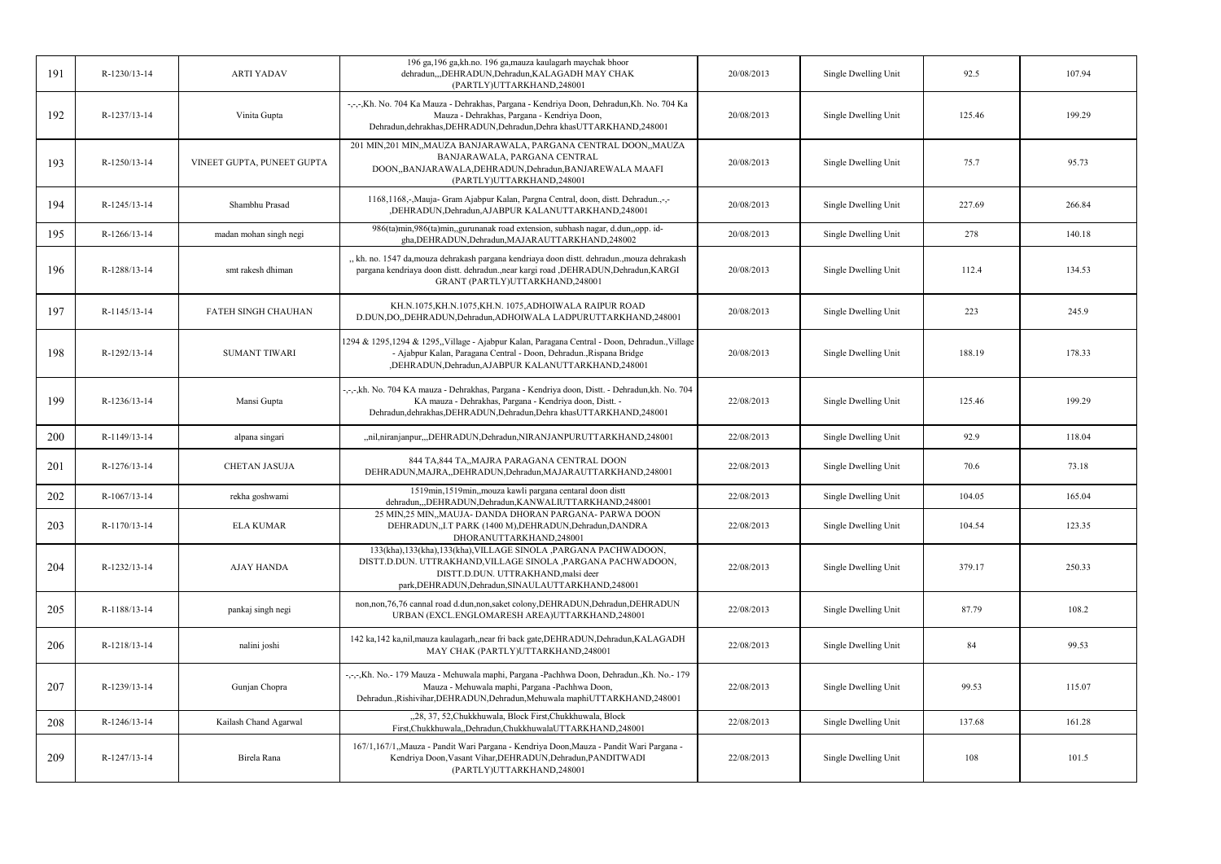| 191 | R-1230/13-14 | ARTI YADAV | 196 ga,196 ga,kh.no. 196 ga,mauza kaulagarh maychak bhoor dehradun,,,DEHRADUN,Dehradun,KALAGADH MAY CHAK (PARTLY)UTTARKHAND,248001 | 20/08/2013 | Single Dwelling Unit | 92.5 | 107.94 |
|---|---|---|---|---|---|---|---|
| 192 | R-1237/13-14 | Vinita Gupta | -,-,-,Kh. No. 704 Ka Mauza - Dehrakhas, Pargana - Kendriya Doon, Dehradun,Kh. No. 704 Ka Mauza - Dehrakhas, Pargana - Kendriya Doon, Dehradun,dehrakhas,DEHRADUN,Dehradun,Dehra khasUTTARKHAND,248001 | 20/08/2013 | Single Dwelling Unit | 125.46 | 199.29 |
| 193 | R-1250/13-14 | VINEET GUPTA, PUNEET GUPTA | 201 MIN,201 MIN,,MAUZA BANJARAWALA, PARGANA CENTRAL DOON,,MAUZA BANJARAWALA, PARGANA CENTRAL DOON,,BANJARAWALA,DEHRADUN,Dehradun,BANJAREWALA MAAFI (PARTLY)UTTARKHAND,248001 | 20/08/2013 | Single Dwelling Unit | 75.7 | 95.73 |
| 194 | R-1245/13-14 | Shambhu Prasad | 1168,1168,-,Mauja- Gram Ajabpur Kalan, Pargna Central, doon, distt. Dehradun.,-,- ,DEHRADUN,Dehradun,AJABPUR KALANUTTARKHAND,248001 | 20/08/2013 | Single Dwelling Unit | 227.69 | 266.84 |
| 195 | R-1266/13-14 | madan mohan singh negi | 986(ta)min,986(ta)min,,gurunanak road extension, subhash nagar, d.dun,,opp. id-gha,DEHRADUN,Dehradun,MAJARAUTTARKHAND,248002 | 20/08/2013 | Single Dwelling Unit | 278 | 140.18 |
| 196 | R-1288/13-14 | smt rakesh dhiman | ,, kh. no. 1547 da,mouza dehrakash pargana kendriaya doon distt. dehradun.,mouza dehrakash pargana kendriaya doon distt. dehradun.,near kargi road ,DEHRADUN,Dehradun,KARGI GRANT (PARTLY)UTTARKHAND,248001 | 20/08/2013 | Single Dwelling Unit | 112.4 | 134.53 |
| 197 | R-1145/13-14 | FATEH SINGH CHAUHAN | KH.N.1075,KH.N.1075,KH.N. 1075,ADHOIWALA RAIPUR ROAD D.DUN,DO,,DEHRADUN,Dehradun,ADHOIWALA LADPURUTTARKHAND,248001 | 20/08/2013 | Single Dwelling Unit | 223 | 245.9 |
| 198 | R-1292/13-14 | SUMANT TIWARI | 1294 & 1295,1294 & 1295,,Village - Ajabpur Kalan, Paragana Central - Doon, Dehradun.,Village - Ajabpur Kalan, Paragana Central - Doon, Dehradun.,Rispana Bridge ,DEHRADUN,Dehradun,AJABPUR KALANUTTARKHAND,248001 | 20/08/2013 | Single Dwelling Unit | 188.19 | 178.33 |
| 199 | R-1236/13-14 | Mansi Gupta | -,-,-,kh. No. 704 KA mauza - Dehrakhas, Pargana - Kendriya doon, Distt. - Dehradun,kh. No. 704 KA mauza - Dehrakhas, Pargana - Kendriya doon, Distt. - Dehradun,dehrakhas,DEHRADUN,Dehradun,Dehra khasUTTARKHAND,248001 | 22/08/2013 | Single Dwelling Unit | 125.46 | 199.29 |
| 200 | R-1149/13-14 | alpana singari | ,,nil,niranjanpur,,,DEHRADUN,Dehradun,NIRANJANPURUTTARKHAND,248001 | 22/08/2013 | Single Dwelling Unit | 92.9 | 118.04 |
| 201 | R-1276/13-14 | CHETAN JASUJA | 844 TA,844 TA,,MAJRA PARAGANA CENTRAL DOON DEHRADUN,MAJRA,,DEHRADUN,Dehradun,MAJARAUTTARKHAND,248001 | 22/08/2013 | Single Dwelling Unit | 70.6 | 73.18 |
| 202 | R-1067/13-14 | rekha goshwami | 1519min,1519min,,mouza kawli pargana centaral doon distt dehradun,,,DEHRADUN,Dehradun,KANWALIUTTARKHAND,248001 | 22/08/2013 | Single Dwelling Unit | 104.05 | 165.04 |
| 203 | R-1170/13-14 | ELA KUMAR | 25 MIN,25 MIN,,MAUJA- DANDA DHORAN PARGANA- PARWA DOON DEHRADUN,,I.T PARK (1400 M),DEHRADUN,Dehradun,DANDRA DHORANUTTARKHAND,248001 | 22/08/2013 | Single Dwelling Unit | 104.54 | 123.35 |
| 204 | R-1232/13-14 | AJAY HANDA | 133(kha),133(kha),133(kha),VILLAGE SINOLA ,PARGANA PACHWADOON, DISTT.D.DUN. UTTRAKHAND,VILLAGE SINOLA ,PARGANA PACHWADOON, DISTT.D.DUN. UTTRAKHAND,malsi deer park,DEHRADUN,Dehradun,SINAULAUTTARKHAND,248001 | 22/08/2013 | Single Dwelling Unit | 379.17 | 250.33 |
| 205 | R-1188/13-14 | pankaj singh negi | non,non,76,76 cannal road d.dun,non,saket colony,DEHRADUN,Dehradun,DEHRADUN URBAN (EXCL.ENGLOMARESH AREA)UTTARKHAND,248001 | 22/08/2013 | Single Dwelling Unit | 87.79 | 108.2 |
| 206 | R-1218/13-14 | nalini joshi | 142 ka,142 ka,nil,mauza kaulagarh,,near fri back gate,DEHRADUN,Dehradun,KALAGADH MAY CHAK (PARTLY)UTTARKHAND,248001 | 22/08/2013 | Single Dwelling Unit | 84 | 99.53 |
| 207 | R-1239/13-14 | Gunjan Chopra | -,-,-,Kh. No.- 179 Mauza - Mehuwala maphi, Pargana -Pachhwa Doon, Dehradun.,Kh. No.- 179 Mauza - Mehuwala maphi, Pargana -Pachhwa Doon, Dehradun.,Rishivihar,DEHRADUN,Dehradun,Mehuwala maphiUTTARKHAND,248001 | 22/08/2013 | Single Dwelling Unit | 99.53 | 115.07 |
| 208 | R-1246/13-14 | Kailash Chand Agarwal | ,,28, 37, 52,Chukkhuwala, Block First,Chukkhuwala, Block First,Chukkhuwala,,Dehradun,ChukkhuwalaUTTARKHAND,248001 | 22/08/2013 | Single Dwelling Unit | 137.68 | 161.28 |
| 209 | R-1247/13-14 | Birela Rana | 167/1,167/1,,Mauza - Pandit Wari Pargana - Kendriya Doon,Mauza - Pandit Wari Pargana - Kendriya Doon,Vasant Vihar,DEHRADUN,Dehradun,PANDITWADI (PARTLY)UTTARKHAND,248001 | 22/08/2013 | Single Dwelling Unit | 108 | 101.5 |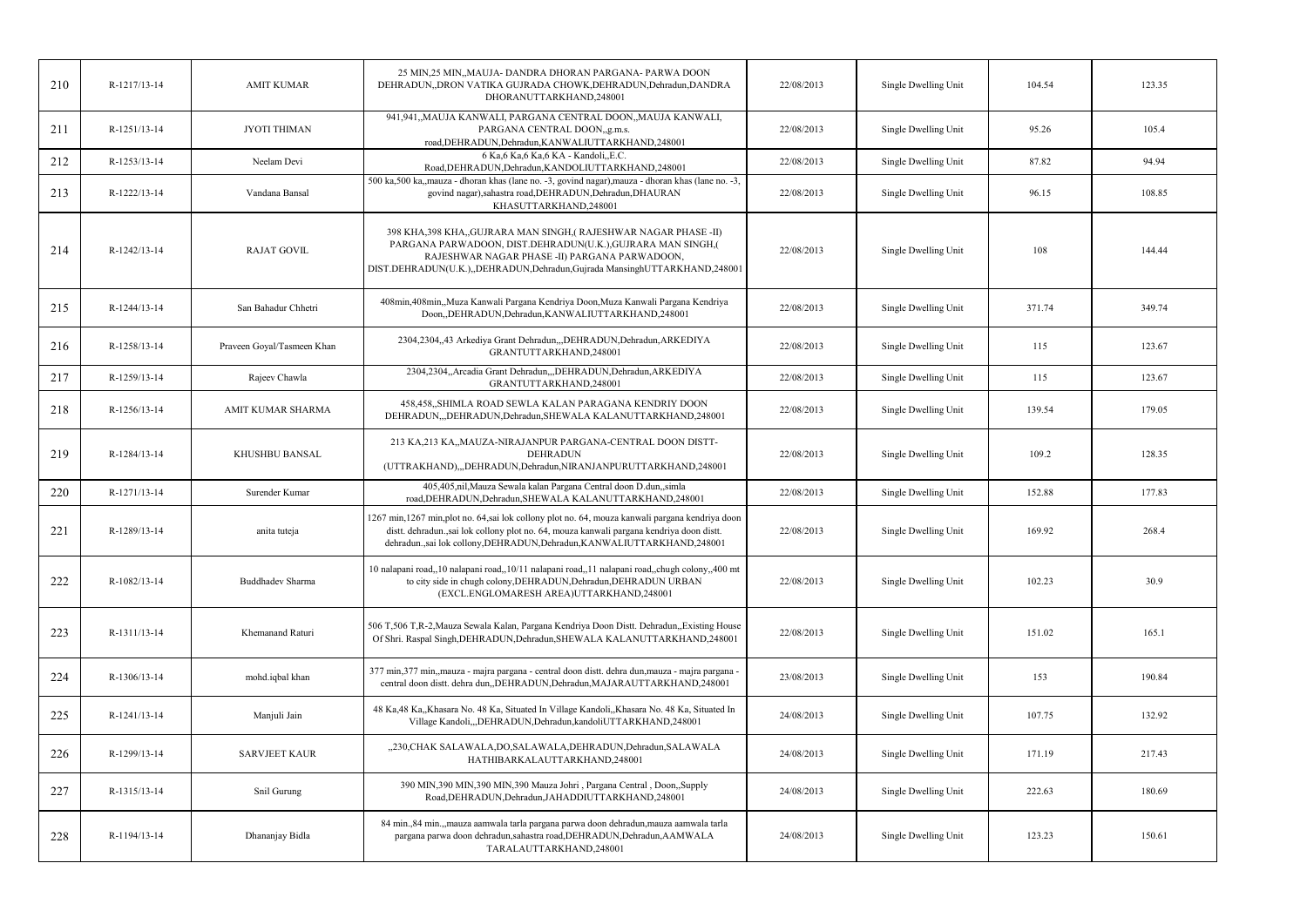| 210 | R-1217/13-14 | AMIT KUMAR | 25 MIN,25 MIN,,MAUJA- DANDRA DHORAN PARGANA- PARWA DOON DEHRADUN,,DRON VATIKA GUJRADA CHOWK,DEHRADUN,Dehradun,DANDRA DHORANUTTARKHAND,248001 | 22/08/2013 | Single Dwelling Unit | 104.54 | 123.35 |
|---|---|---|---|---|---|---|---|
| 211 | R-1251/13-14 | JYOTI THIMAN | 941,941,,MAUJA KANWALI, PARGANA CENTRAL DOON,,MAUJA KANWALI, PARGANA CENTRAL DOON,,g.m.s. road,DEHRADUN,Dehradun,KANWALIUTTARKHAND,248001 | 22/08/2013 | Single Dwelling Unit | 95.26 | 105.4 |
| 212 | R-1253/13-14 | Neelam Devi | 6 Ka,6 Ka,6 Ka,6 KA - Kandoli,,E.C. Road,DEHRADUN,Dehradun,KANDOLIUTTARKHAND,248001 | 22/08/2013 | Single Dwelling Unit | 87.82 | 94.94 |
| 213 | R-1222/13-14 | Vandana Bansal | 500 ka,500 ka,,mauza - dhoran khas (lane no. -3, govind nagar),mauza - dhoran khas (lane no. -3, govind nagar),sahastra road,DEHRADUN,Dehradun,DHAURAN KHASUTTARKHAND,248001 | 22/08/2013 | Single Dwelling Unit | 96.15 | 108.85 |
| 214 | R-1242/13-14 | RAJAT GOVIL | 398 KHA,398 KHA,,GUJRARA MAN SINGH,( RAJESHWAR NAGAR PHASE -II) PARGANA PARWADOON, DIST.DEHRADUN(U.K.),GUJRARA MAN SINGH,( RAJESHWAR NAGAR PHASE -II) PARGANA PARWADOON, DIST.DEHRADUN(U.K.),,DEHRADUN,Dehradun,Gujrada MansinghUTTARKHAND,248001 | 22/08/2013 | Single Dwelling Unit | 108 | 144.44 |
| 215 | R-1244/13-14 | San Bahadur Chhetri | 408min,408min,,Muza Kanwali Pargana Kendriya Doon,Muza Kanwali Pargana Kendriya Doon,,DEHRADUN,Dehradun,KANWALIUTTARKHAND,248001 | 22/08/2013 | Single Dwelling Unit | 371.74 | 349.74 |
| 216 | R-1258/13-14 | Praveen Goyal/Tasmeen Khan | 2304,2304,,43 Arkediya Grant Dehradun,,,DEHRADUN,Dehradun,ARKEDIYA GRANTUTTARKHAND,248001 | 22/08/2013 | Single Dwelling Unit | 115 | 123.67 |
| 217 | R-1259/13-14 | Rajeev Chawla | 2304,2304,,Arcadia Grant Dehradun,,,DEHRADUN,Dehradun,ARKEDIYA GRANTUTTARKHAND,248001 | 22/08/2013 | Single Dwelling Unit | 115 | 123.67 |
| 218 | R-1256/13-14 | AMIT KUMAR SHARMA | 458,458,,SHIMLA ROAD SEWLA KALAN PARAGANA KENDRIY DOON DEHRADUN,,,DEHRADUN,Dehradun,SHEWALA KALANUTTARKHAND,248001 | 22/08/2013 | Single Dwelling Unit | 139.54 | 179.05 |
| 219 | R-1284/13-14 | KHUSHBU BANSAL | 213 KA,213 KA,,MAUZA-NIRAJANPUR PARGANA-CENTRAL DOON DISTT-DEHRADUN (UTTRAKHAND),,,DEHRADUN,Dehradun,NIRANJANPURUTTARKHAND,248001 | 22/08/2013 | Single Dwelling Unit | 109.2 | 128.35 |
| 220 | R-1271/13-14 | Surender Kumar | 405,405,nil,Mauza Sewala kalan Pargana Central doon D.dun,,simla road,DEHRADUN,Dehradun,SHEWALA KALANUTTARKHAND,248001 | 22/08/2013 | Single Dwelling Unit | 152.88 | 177.83 |
| 221 | R-1289/13-14 | anita tuteja | 1267 min,1267 min,plot no. 64,sai lok collony plot no. 64, mouza kanwali pargana kendriya doon distt. dehradun.,sai lok collony plot no. 64, mouza kanwali pargana kendriya doon distt. dehradun.,sai lok collony,DEHRADUN,Dehradun,KANWALIUTTARKHAND,248001 | 22/08/2013 | Single Dwelling Unit | 169.92 | 268.4 |
| 222 | R-1082/13-14 | Buddhadev Sharma | 10 nalapani road,,10 nalapani road,,10/11 nalapani road,,11 nalapani road,,chugh colony,,400 mt to city side in chugh colony,DEHRADUN,Dehradun,DEHRADUN URBAN (EXCL.ENGLOMARESH AREA)UTTARKHAND,248001 | 22/08/2013 | Single Dwelling Unit | 102.23 | 30.9 |
| 223 | R-1311/13-14 | Khemanand Raturi | 506 T,506 T,R-2,Mauza Sewala Kalan, Pargana Kendriya Doon Distt. Dehradun,,Existing House Of Shri. Raspal Singh,DEHRADUN,Dehradun,SHEWALA KALANUTTARKHAND,248001 | 22/08/2013 | Single Dwelling Unit | 151.02 | 165.1 |
| 224 | R-1306/13-14 | mohd.iqbal khan | 377 min,377 min,,mauza - majra pargana - central doon distt. dehra dun,mauza - majra pargana - central doon distt. dehra dun,,DEHRADUN,Dehradun,MAJARAUTTARKHAND,248001 | 23/08/2013 | Single Dwelling Unit | 153 | 190.84 |
| 225 | R-1241/13-14 | Manjuli Jain | 48 Ka,48 Ka,,Khasara No. 48 Ka, Situated In Village Kandoli,,Khasara No. 48 Ka, Situated In Village Kandoli,,,DEHRADUN,Dehradun,kandoliUTTARKHAND,248001 | 24/08/2013 | Single Dwelling Unit | 107.75 | 132.92 |
| 226 | R-1299/13-14 | SARVJEET KAUR | ,,230,CHAK SALAWALA,DO,SALAWALA,DEHRADUN,Dehradun,SALAWALA HATHIBARKALAUTTARKHAND,248001 | 24/08/2013 | Single Dwelling Unit | 171.19 | 217.43 |
| 227 | R-1315/13-14 | Snil Gurung | 390 MIN,390 MIN,390 MIN,390 Mauza Johri , Pargana Central , Doon,,Supply Road,DEHRADUN,Dehradun,JAHADDIUTTARKHAND,248001 | 24/08/2013 | Single Dwelling Unit | 222.63 | 180.69 |
| 228 | R-1194/13-14 | Dhananjay Bidla | 84 min.,84 min.,,mauza aamwala tarla pargana parwa doon dehradun,mauza aamwala tarla pargana parwa doon dehradun,sahastra road,DEHRADUN,Dehradun,AAMWALA TARALAUTTARKHAND,248001 | 24/08/2013 | Single Dwelling Unit | 123.23 | 150.61 |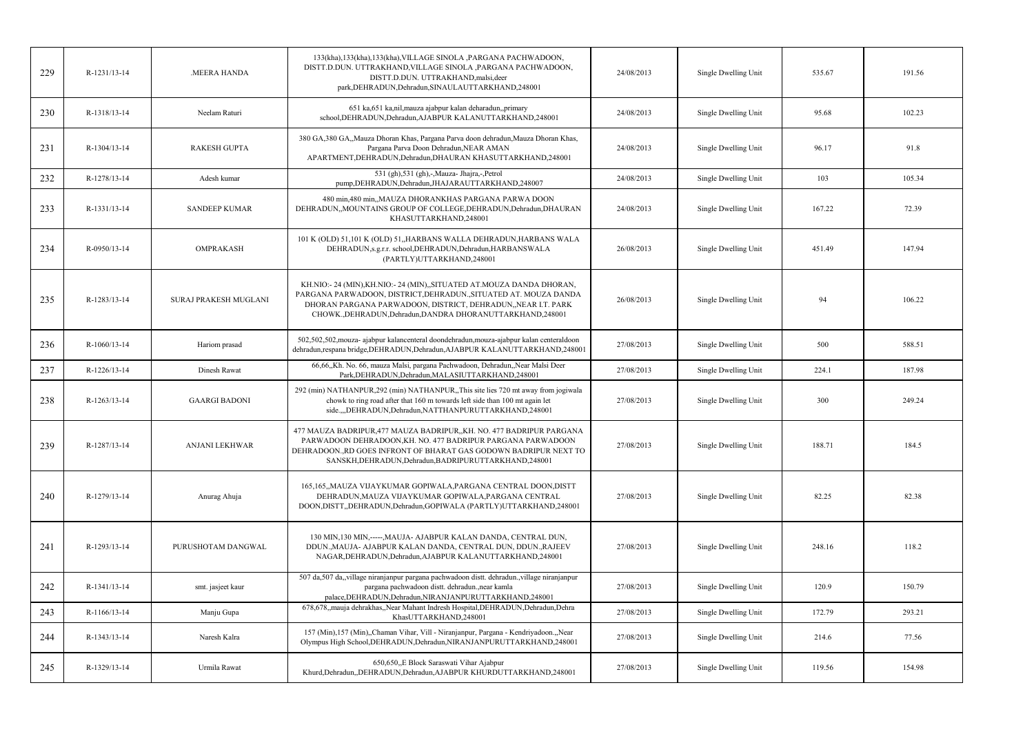| 229 | R-1231/13-14 | .MEERA HANDA | 133(kha),133(kha),133(kha),VILLAGE SINOLA ,PARGANA PACHWADOON, DISTT.D.DUN. UTTRAKHAND,VILLAGE SINOLA ,PARGANA PACHWADOON, DISTT.D.DUN. UTTRAKHAND,malsi,deer park,DEHRADUN,Dehradun,SINAULAUTTARKHAND,248001 | 24/08/2013 | Single Dwelling Unit | 535.67 | 191.56 |
|---|---|---|---|---|---|---|---|
| 230 | R-1318/13-14 | Neelam Raturi | 651 ka,651 ka,nil,mauza ajabpur kalan deharadun,,primary school,DEHRADUN,Dehradun,AJABPUR KALANUTTARKHAND,248001 | 24/08/2013 | Single Dwelling Unit | 95.68 | 102.23 |
| 231 | R-1304/13-14 | RAKESH GUPTA | 380 GA,380 GA,,Mauza Dhoran Khas, Pargana Parva doon dehradun,Mauza Dhoran Khas, Pargana Parva Doon Dehradun,NEAR AMAN APARTMENT,DEHRADUN,Dehradun,DHAURAN KHASUTTARKHAND,248001 | 24/08/2013 | Single Dwelling Unit | 96.17 | 91.8 |
| 232 | R-1278/13-14 | Adesh kumar | 531 (gh),531 (gh),-,Mauza- Jhajra,-,Petrol pump,DEHRADUN,Dehradun,JHAJARAUTTARKHAND,248007 | 24/08/2013 | Single Dwelling Unit | 103 | 105.34 |
| 233 | R-1331/13-14 | SANDEEP KUMAR | 480 min,480 min,,MAUZA DHORANKHAS PARGANA PARWA DOON DEHRADUN,,MOUNTAINS GROUP OF COLLEGE,DEHRADUN,Dehradun,DHAURAN KHASUTTARKHAND,248001 | 24/08/2013 | Single Dwelling Unit | 167.22 | 72.39 |
| 234 | R-0950/13-14 | OMPRAKASH | 101 K (OLD) 51,101 K (OLD) 51,,HARBANS WALLA DEHRADUN,HARBANS WALA DEHRADUN,s.g.r.r. school,DEHRADUN,Dehradun,HARBANSWALA (PARTLY)UTTARKHAND,248001 | 26/08/2013 | Single Dwelling Unit | 451.49 | 147.94 |
| 235 | R-1283/13-14 | SURAJ PRAKESH MUGLANI | KH.NIO:- 24 (MIN),KH.NIO:- 24 (MIN),,SITUATED AT.MOUZA DANDA DHORAN, PARGANA PARWADOON, DISTRICT,DEHRADUN.,SITUATED AT. MOUZA DANDA DHORAN PARGANA PARWADOON, DISTRICT, DEHRADUN,,NEAR I.T. PARK CHOWK.,DEHRADUN,Dehradun,DANDRA DHORANUTTARKHAND,248001 | 26/08/2013 | Single Dwelling Unit | 94 | 106.22 |
| 236 | R-1060/13-14 | Hariom prasad | 502,502,502,mouza- ajabpur kalancenteral doondehradun,mouza-ajabpur kalan centeraldoon dehradun,respana bridge,DEHRADUN,Dehradun,AJABPUR KALANUTTARKHAND,248001 | 27/08/2013 | Single Dwelling Unit | 500 | 588.51 |
| 237 | R-1226/13-14 | Dinesh Rawat | 66,66,,Kh. No. 66, mauza Malsi, pargana Pachwadoon, Dehradun,,Near Malsi Deer Park,DEHRADUN,Dehradun,MALASIUTTARKHAND,248001 | 27/08/2013 | Single Dwelling Unit | 224.1 | 187.98 |
| 238 | R-1263/13-14 | GAARGI BADONI | 292 (min) NATHANPUR,292 (min) NATHANPUR,,This site lies 720 mt away from jogiwala chowk to ring road after that 160 m towards left side than 100 mt again let side.,,,DEHRADUN,Dehradun,NATTHANPURUTTARKHAND,248001 | 27/08/2013 | Single Dwelling Unit | 300 | 249.24 |
| 239 | R-1287/13-14 | ANJANI LEKHWAR | 477 MAUZA BADRIPUR,477 MAUZA BADRIPUR,,KH. NO. 477 BADRIPUR PARGANA PARWADOON DEHRADOON,KH. NO. 477 BADRIPUR PARGANA PARWADOON DEHRADOON.,RD GOES INFRONT OF BHARAT GAS GODOWN BADRIPUR NEXT TO SANSKH,DEHRADUN,Dehradun,BADRIPURUTTARKHAND,248001 | 27/08/2013 | Single Dwelling Unit | 188.71 | 184.5 |
| 240 | R-1279/13-14 | Anurag Ahuja | 165,165,,MAUZA VIJAYKUMAR GOPIWALA,PARGANA CENTRAL DOON,DISTT DEHRADUN,MAUZA VIJAYKUMAR GOPIWALA,PARGANA CENTRAL DOON,DISTT,,DEHRADUN,Dehradun,GOPIWALA (PARTLY)UTTARKHAND,248001 | 27/08/2013 | Single Dwelling Unit | 82.25 | 82.38 |
| 241 | R-1293/13-14 | PURUSHOTAM DANGWAL | 130 MIN,130 MIN,-----,MAUJA- AJABPUR KALAN DANDA, CENTRAL DUN, DDUN.,MAUJA- AJABPUR KALAN DANDA, CENTRAL DUN, DDUN.,RAJEEV NAGAR,DEHRADUN,Dehradun,AJABPUR KALANUTTARKHAND,248001 | 27/08/2013 | Single Dwelling Unit | 248.16 | 118.2 |
| 242 | R-1341/13-14 | smt. jasjeet kaur | 507 da,507 da,,village niranjanpur pargana pachwadoon distt. dehradun.,village niranjanpur pargana pachwadoon distt. dehradun.,near kamla palace,DEHRADUN,Dehradun,NIRANJANPURUTTARKHAND,248001 | 27/08/2013 | Single Dwelling Unit | 120.9 | 150.79 |
| 243 | R-1166/13-14 | Manju Gupa | 678,678,,mauja dehrakhas,,Near Mahant Indresh Hospital,DEHRADUN,Dehradun,Dehra KhasUTTARKHAND,248001 | 27/08/2013 | Single Dwelling Unit | 172.79 | 293.21 |
| 244 | R-1343/13-14 | Naresh Kalra | 157 (Min),157 (Min),,Chaman Vihar, Vill - Niranjanpur, Pargana - Kendriyadoon.,,Near Olympus High School,DEHRADUN,Dehradun,NIRANJANPURUTTARKHAND,248001 | 27/08/2013 | Single Dwelling Unit | 214.6 | 77.56 |
| 245 | R-1329/13-14 | Urmila Rawat | 650,650,,E Block Saraswati Vihar Ajabpur Khurd,Dehradun,,DEHRADUN,Dehradun,AJABPUR KHURDUTTARKHAND,248001 | 27/08/2013 | Single Dwelling Unit | 119.56 | 154.98 |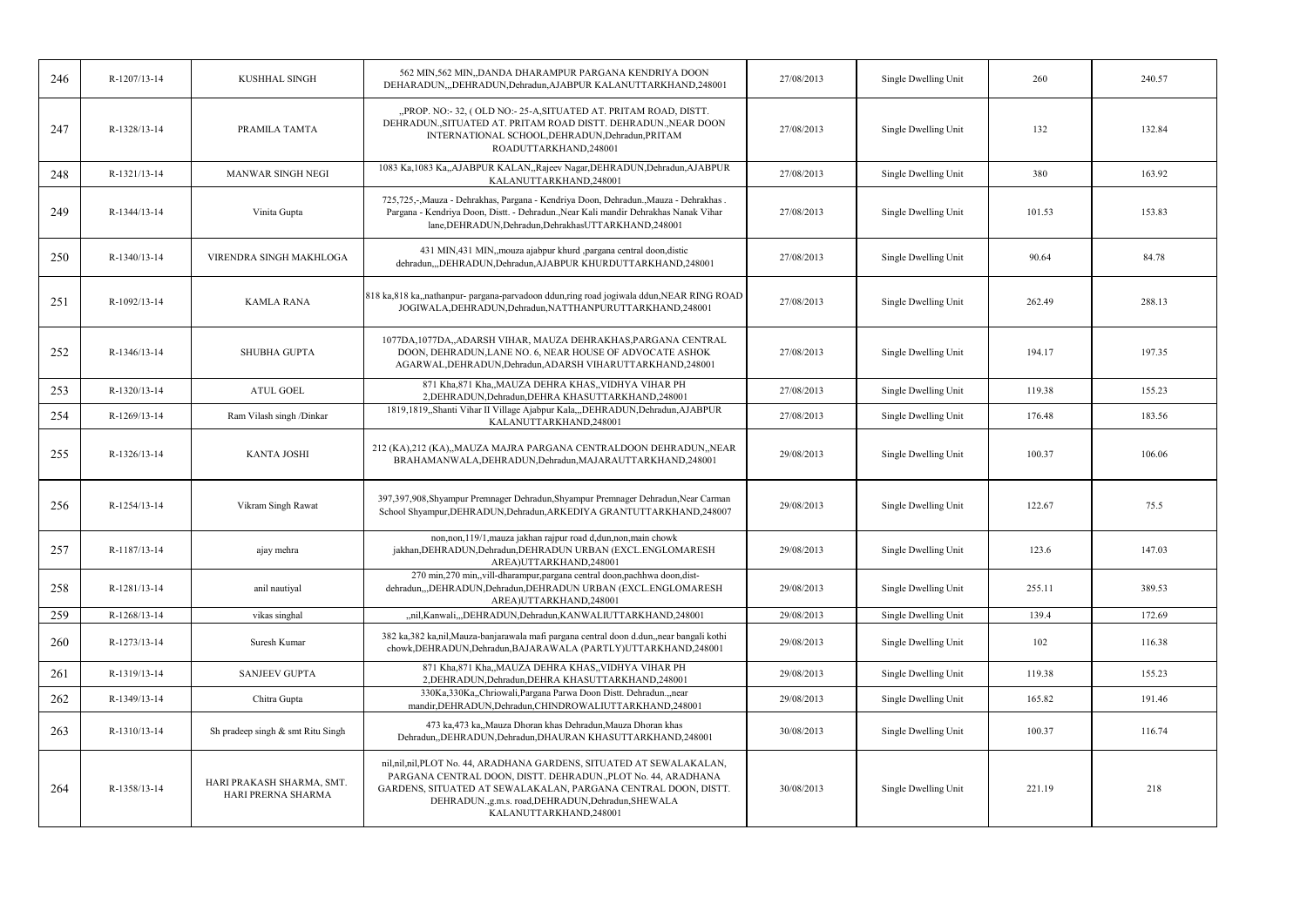| 246 | R-1207/13-14 | KUSHHAL SINGH | 562 MIN,562 MIN,,DANDA DHARAMPUR PARGANA KENDRIYA DOON DEHARADUN,,,DEHRADUN,Dehradun,AJABPUR KALANUTTARKHAND,248001 | 27/08/2013 | Single Dwelling Unit | 260 | 240.57 |
|---|---|---|---|---|---|---|---|
| 247 | R-1328/13-14 | PRAMILA TAMTA | ,,PROP. NO:- 32, ( OLD NO:- 25-A,SITUATED AT. PRITAM ROAD, DISTT. DEHRADUN.,SITUATED AT. PRITAM ROAD DISTT. DEHRADUN.,NEAR DOON INTERNATIONAL SCHOOL,DEHRADUN,Dehradun,PRITAM ROADUTTARKHAND,248001 | 27/08/2013 | Single Dwelling Unit | 132 | 132.84 |
| 248 | R-1321/13-14 | MANWAR SINGH NEGI | 1083 Ka,1083 Ka,,AJABPUR KALAN,,Rajeev Nagar,DEHRADUN,Dehradun,AJABPUR KALANUTTARKHAND,248001 | 27/08/2013 | Single Dwelling Unit | 380 | 163.92 |
| 249 | R-1344/13-14 | Vinita Gupta | 725,725,-,Mauza - Dehrakhas, Pargana - Kendriya Doon, Dehradun.,Mauza - Dehrakhas . Pargana - Kendriya Doon, Distt. - Dehradun.,Near Kali mandir Dehrakhas Nanak Vihar lane,DEHRADUN,Dehradun,DehrakhasUTTARKHAND,248001 | 27/08/2013 | Single Dwelling Unit | 101.53 | 153.83 |
| 250 | R-1340/13-14 | VIRENDRA SINGH MAKHLOGA | 431 MIN,431 MIN,,mouza ajabpur khurd ,pargana central doon,distic dehradun,,,DEHRADUN,Dehradun,AJABPUR KHURDUTTARKHAND,248001 | 27/08/2013 | Single Dwelling Unit | 90.64 | 84.78 |
| 251 | R-1092/13-14 | KAMLA RANA | 818 ka,818 ka,,nathanpur- pargana-parvadoon ddun,ring road jogiwala ddun,NEAR RING ROAD JOGIWALA,DEHRADUN,Dehradun,NATTHANPURUTTARKHAND,248001 | 27/08/2013 | Single Dwelling Unit | 262.49 | 288.13 |
| 252 | R-1346/13-14 | SHUBHA GUPTA | 1077DA,1077DA,,ADARSH VIHAR, MAUZA DEHRAKHAS,PARGANA CENTRAL DOON, DEHRADUN,LANE NO. 6, NEAR HOUSE OF ADVOCATE ASHOK AGARWAL,DEHRADUN,Dehradun,ADARSH VIHARUTTARKHAND,248001 | 27/08/2013 | Single Dwelling Unit | 194.17 | 197.35 |
| 253 | R-1320/13-14 | ATUL GOEL | 871 Kha,871 Kha,,MAUZA DEHRA KHAS,,VIDHYA VIHAR PH 2,DEHRADUN,Dehradun,DEHRA KHASUTTARKHAND,248001 | 27/08/2013 | Single Dwelling Unit | 119.38 | 155.23 |
| 254 | R-1269/13-14 | Ram Vilash singh /Dinkar | 1819,1819,,Shanti Vihar II Village Ajabpur Kala,,,DEHRADUN,Dehradun,AJABPUR KALANUTTARKHAND,248001 | 27/08/2013 | Single Dwelling Unit | 176.48 | 183.56 |
| 255 | R-1326/13-14 | KANTA JOSHI | 212 (KA),212 (KA),,MAUZA MAJRA PARGANA CENTRALDOON DEHRADUN,,NEAR BRAHAMANWALA,DEHRADUN,Dehradun,MAJARAUTTARKHAND,248001 | 29/08/2013 | Single Dwelling Unit | 100.37 | 106.06 |
| 256 | R-1254/13-14 | Vikram Singh Rawat | 397,397,908,Shyampur Premnager Dehradun,Shyampur Premnager Dehradun,Near Carman School Shyampur,DEHRADUN,Dehradun,ARKEDIYA GRANTUTTARKHAND,248007 | 29/08/2013 | Single Dwelling Unit | 122.67 | 75.5 |
| 257 | R-1187/13-14 | ajay mehra | non,non,119/1,mauza jakhan rajpur road d,dun,non,main chowk jakhan,DEHRADUN,Dehradun,DEHRADUN URBAN (EXCL.ENGLOMARESH AREA)UTTARKHAND,248001 | 29/08/2013 | Single Dwelling Unit | 123.6 | 147.03 |
| 258 | R-1281/13-14 | anil nautiyal | 270 min,270 min,,vill-dharampur,pargana central doon,pachhwa doon,dist-dehradun,,,DEHRADUN,Dehradun,DEHRADUN URBAN (EXCL.ENGLOMARESH AREA)UTTARKHAND,248001 | 29/08/2013 | Single Dwelling Unit | 255.11 | 389.53 |
| 259 | R-1268/13-14 | vikas singhal | ,,nil,Kanwali,,,DEHRADUN,Dehradun,KANWALIUTTARKHAND,248001 | 29/08/2013 | Single Dwelling Unit | 139.4 | 172.69 |
| 260 | R-1273/13-14 | Suresh Kumar | 382 ka,382 ka,nil,Mauza-banjarawala mafi pargana central doon d.dun,,near bangali kothi chowk,DEHRADUN,Dehradun,BAJARAWALA (PARTLY)UTTARKHAND,248001 | 29/08/2013 | Single Dwelling Unit | 102 | 116.38 |
| 261 | R-1319/13-14 | SANJEEV GUPTA | 871 Kha,871 Kha,,MAUZA DEHRA KHAS,,VIDHYA VIHAR PH 2,DEHRADUN,Dehradun,DEHRA KHASUTTARKHAND,248001 | 29/08/2013 | Single Dwelling Unit | 119.38 | 155.23 |
| 262 | R-1349/13-14 | Chitra Gupta | 330Ka,330Ka,,Chriowali,Pargana Parwa Doon Distt. Dehradun.,,near mandir,DEHRADUN,Dehradun,CHINDROWALIUTTARKHAND,248001 | 29/08/2013 | Single Dwelling Unit | 165.82 | 191.46 |
| 263 | R-1310/13-14 | Sh pradeep singh & smt Ritu Singh | 473 ka,473 ka,,Mauza Dhoran khas Dehradun,Mauza Dhoran khas Dehradun,,DEHRADUN,Dehradun,DHAURAN KHASUTTARKHAND,248001 | 30/08/2013 | Single Dwelling Unit | 100.37 | 116.74 |
| 264 | R-1358/13-14 | HARI PRAKASH SHARMA, SMT. HARI PRERNA SHARMA | nil,nil,nil,PLOT No. 44, ARADHANA GARDENS, SITUATED AT SEWALAKALAN, PARGANA CENTRAL DOON, DISTT. DEHRADUN.,PLOT No. 44, ARADHANA GARDENS, SITUATED AT SEWALAKALAN, PARGANA CENTRAL DOON, DISTT. DEHRADUN.,g.m.s. road,DEHRADUN,Dehradun,SHEWALA KALANUTTARKHAND,248001 | 30/08/2013 | Single Dwelling Unit | 221.19 | 218 |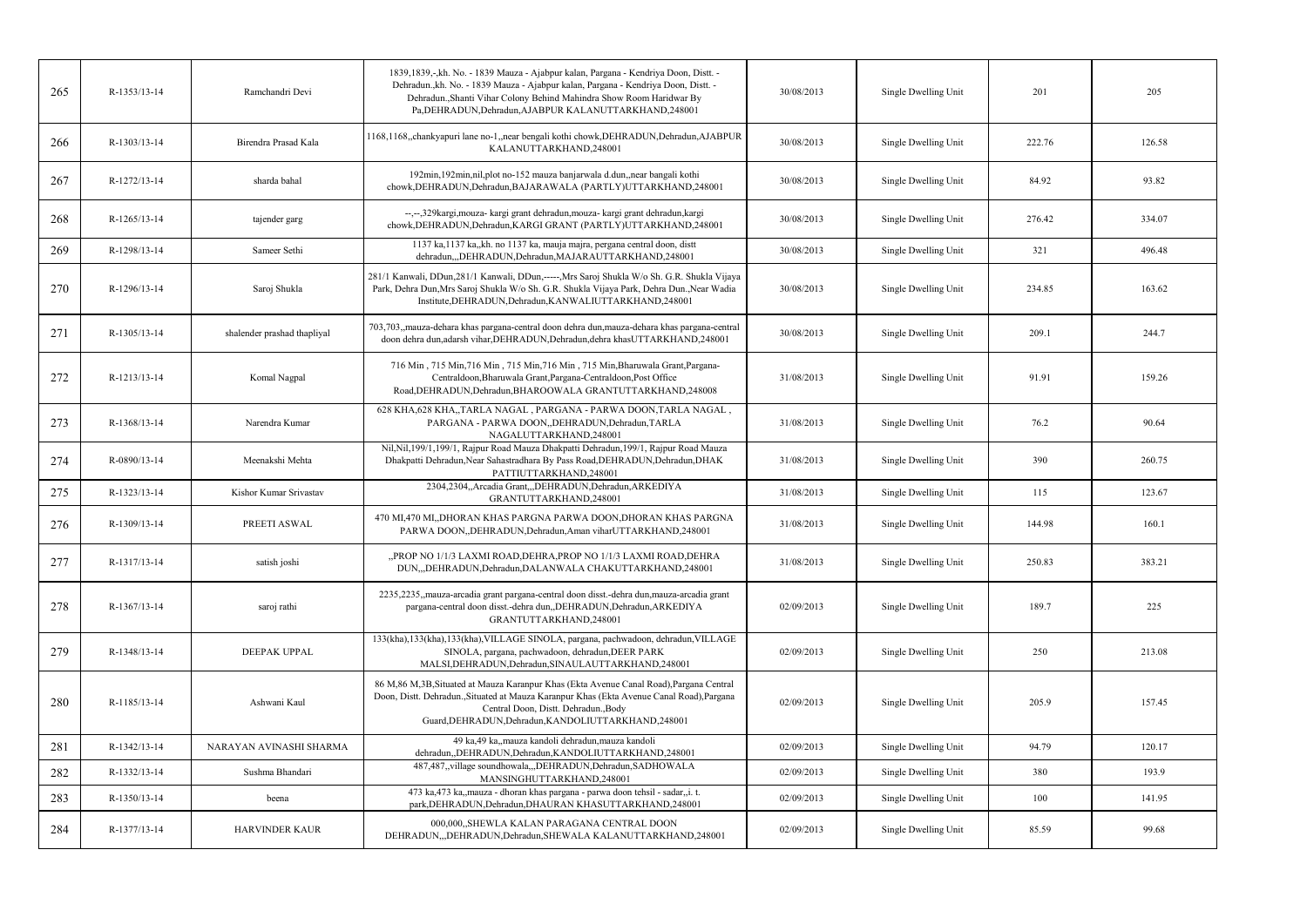| 265 | R-1353/13-14 | Ramchandri Devi | 1839,1839,-,kh. No. - 1839 Mauza - Ajabpur kalan, Pargana - Kendriya Doon, Distt. - Dehradun.,kh. No. - 1839 Mauza - Ajabpur kalan, Pargana - Kendriya Doon, Distt. - Dehradun.,Shanti Vihar Colony Behind Mahindra Show Room Haridwar By Pa,DEHRADUN,Dehradun,AJABPUR KALANUTTARKHAND,248001 | 30/08/2013 | Single Dwelling Unit | 201 | 205 |
|---|---|---|---|---|---|---|---|
| 266 | R-1303/13-14 | Birendra Prasad Kala | 1168,1168,,chankyapuri lane no-1,,near bengali kothi chowk,DEHRADUN,Dehradun,AJABPUR KALANUTTARKHAND,248001 | 30/08/2013 | Single Dwelling Unit | 222.76 | 126.58 |
| 267 | R-1272/13-14 | sharda bahal | 192min,192min,nil,plot no-152 mauza banjarwala d.dun,,near bangali kothi chowk,DEHRADUN,Dehradun,BAJARAWALA (PARTLY)UTTARKHAND,248001 | 30/08/2013 | Single Dwelling Unit | 84.92 | 93.82 |
| 268 | R-1265/13-14 | tajender garg | --,--,329kargi,mouza- kargi grant dehradun,mouza- kargi grant dehradun,kargi chowk,DEHRADUN,Dehradun,KARGI GRANT (PARTLY)UTTARKHAND,248001 | 30/08/2013 | Single Dwelling Unit | 276.42 | 334.07 |
| 269 | R-1298/13-14 | Sameer Sethi | 1137 ka,1137 ka,,kh. no 1137 ka, mauja majra, pergana central doon, distt dehradun,,,DEHRADUN,Dehradun,MAJARAUTTARKHAND,248001 | 30/08/2013 | Single Dwelling Unit | 321 | 496.48 |
| 270 | R-1296/13-14 | Saroj Shukla | 281/1 Kanwali, DDun,281/1 Kanwali, DDun,-----,Mrs Saroj Shukla W/o Sh. G.R. Shukla Vijaya Park, Dehra Dun,Mrs Saroj Shukla W/o Sh. G.R. Shukla Vijaya Park, Dehra Dun.,Near Wadia Institute,DEHRADUN,Dehradun,KANWALIUTTARKHAND,248001 | 30/08/2013 | Single Dwelling Unit | 234.85 | 163.62 |
| 271 | R-1305/13-14 | shalender prashad thapliyal | 703,703,,mauza-dehara khas pargana-central doon dehra dun,mauza-dehara khas pargana-central doon dehra dun,adarsh vihar,DEHRADUN,Dehradun,dehra khasUTTARKHAND,248001 | 30/08/2013 | Single Dwelling Unit | 209.1 | 244.7 |
| 272 | R-1213/13-14 | Komal Nagpal | 716 Min , 715 Min,716 Min , 715 Min,716 Min , 715 Min,Bharuwala Grant,Pargana-Centraldoon,Bharuwala Grant,Pargana-Centraldoon,Post Office Road,DEHRADUN,Dehradun,BHAROOWALA GRANTUTTARKHAND,248008 | 31/08/2013 | Single Dwelling Unit | 91.91 | 159.26 |
| 273 | R-1368/13-14 | Narendra Kumar | 628 KHA,628 KHA,,TARLA NAGAL , PARGANA - PARWA DOON,TARLA NAGAL , PARGANA - PARWA DOON,,DEHRADUN,Dehradun,TARLA NAGALUTTARKHAND,248001 | 31/08/2013 | Single Dwelling Unit | 76.2 | 90.64 |
| 274 | R-0890/13-14 | Meenakshi Mehta | Nil,Nil,199/1,199/1, Rajpur Road Mauza Dhakpatti Dehradun,199/1, Rajpur Road Mauza Dhakpatti Dehradun,Near Sahastradhara By Pass Road,DEHRADUN,Dehradun,DHAK PATTIUTTARKHAND,248001 | 31/08/2013 | Single Dwelling Unit | 390 | 260.75 |
| 275 | R-1323/13-14 | Kishor Kumar Srivastav | 2304,2304,,Arcadia Grant,,,DEHRADUN,Dehradun,ARKEDIYA GRANTUTTARKHAND,248001 | 31/08/2013 | Single Dwelling Unit | 115 | 123.67 |
| 276 | R-1309/13-14 | PREETI ASWAL | 470 MI,470 MI,,DHORAN KHAS PARGNA PARWA DOON,DHORAN KHAS PARGNA PARWA DOON,,DEHRADUN,Dehradun,Aman viharUTTARKHAND,248001 | 31/08/2013 | Single Dwelling Unit | 144.98 | 160.1 |
| 277 | R-1317/13-14 | satish joshi | ,,PROP NO 1/1/3 LAXMI ROAD,DEHRA,PROP NO 1/1/3 LAXMI ROAD,DEHRA DUN,,,DEHRADUN,Dehradun,DALANWALA CHAKUTTARKHAND,248001 | 31/08/2013 | Single Dwelling Unit | 250.83 | 383.21 |
| 278 | R-1367/13-14 | saroj rathi | 2235,2235,,mauza-arcadia grant pargana-central doon disst.-dehra dun,mauza-arcadia grant pargana-central doon disst.-dehra dun,,DEHRADUN,Dehradun,ARKEDIYA GRANTUTTARKHAND,248001 | 02/09/2013 | Single Dwelling Unit | 189.7 | 225 |
| 279 | R-1348/13-14 | DEEPAK UPPAL | 133(kha),133(kha),133(kha),VILLAGE SINOLA, pargana, pachwadoon, dehradun,VILLAGE SINOLA, pargana, pachwadoon, dehradun,DEER PARK MALSI,DEHRADUN,Dehradun,SINAULAUTTARKHAND,248001 | 02/09/2013 | Single Dwelling Unit | 250 | 213.08 |
| 280 | R-1185/13-14 | Ashwani Kaul | 86 M,86 M,3B,Situated at Mauza Karanpur Khas (Ekta Avenue Canal Road),Pargana Central Doon, Distt. Dehradun.,Situated at Mauza Karanpur Khas (Ekta Avenue Canal Road),Pargana Central Doon, Distt. Dehradun.,Body Guard,DEHRADUN,Dehradun,KANDOLIUTTARKHAND,248001 | 02/09/2013 | Single Dwelling Unit | 205.9 | 157.45 |
| 281 | R-1342/13-14 | NARAYAN AVINASHI SHARMA | 49 ka,49 ka,,mauza kandoli dehradun,mauza kandoli dehradun,,DEHRADUN,Dehradun,KANDOLIUTTARKHAND,248001 | 02/09/2013 | Single Dwelling Unit | 94.79 | 120.17 |
| 282 | R-1332/13-14 | Sushma Bhandari | 487,487,,village soundhowala,,,DEHRADUN,Dehradun,SADHOWALA MANSINGHUTTARKHAND,248001 | 02/09/2013 | Single Dwelling Unit | 380 | 193.9 |
| 283 | R-1350/13-14 | beena | 473 ka,473 ka,,mauza - dhoran khas pargana - parwa doon tehsil - sadar,,i. t. park,DEHRADUN,Dehradun,DHAURAN KHASUTTARKHAND,248001 | 02/09/2013 | Single Dwelling Unit | 100 | 141.95 |
| 284 | R-1377/13-14 | HARVINDER KAUR | 000,000,,SHEWLA KALAN PARAGANA CENTRAL DOON DEHRADUN,,,DEHRADUN,Dehradun,SHEWALA KALANUTTARKHAND,248001 | 02/09/2013 | Single Dwelling Unit | 85.59 | 99.68 |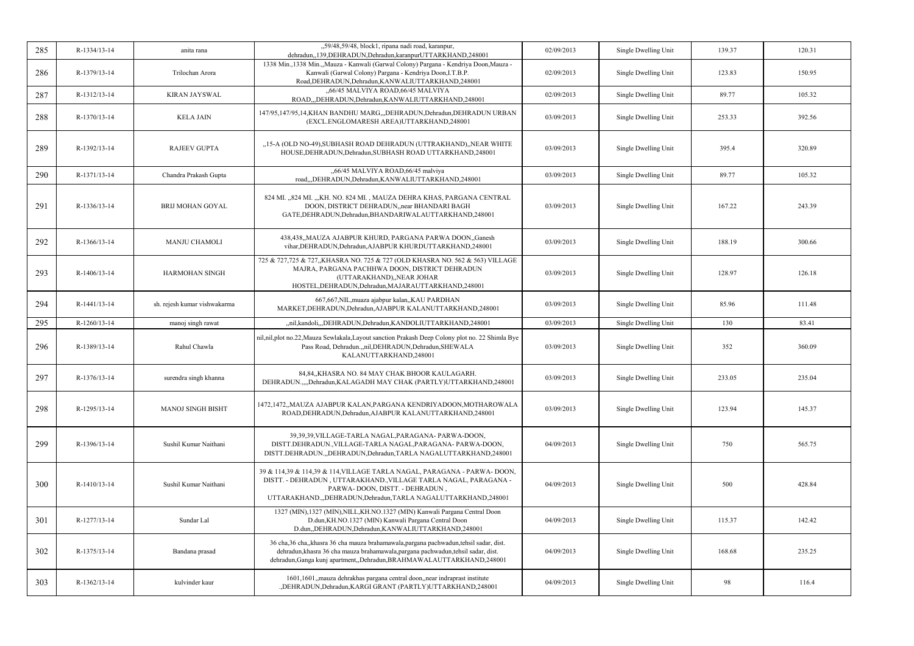| 285 | R-1334/13-14 | anita rana | ,,59/48,59/48, block1, ripana nadi road, karanpur, dehradun,,139,DEHRADUN,Dehradun,karanpurUTTARKHAND,248001 | 02/09/2013 | Single Dwelling Unit | 139.37 | 120.31 |
|---|---|---|---|---|---|---|---|
| 286 | R-1379/13-14 | Trilochan Arora | 1338 Min.,1338 Min.,,Mauza - Kanwali (Garwal Colony) Pargana - Kendriya Doon,Mauza - Kanwali (Garwal Colony) Pargana - Kendriya Doon,I.T.B.P. Road,DEHRADUN,Dehradun,KANWALIUTTARKHAND,248001 | 02/09/2013 | Single Dwelling Unit | 123.83 | 150.95 |
| 287 | R-1312/13-14 | KIRAN JAYSWAL | ,,66/45 MALVIYA ROAD,66/45 MALVIYA ROAD,,,DEHRADUN,Dehradun,KANWALIUTTARKHAND,248001 | 02/09/2013 | Single Dwelling Unit | 89.77 | 105.32 |
| 288 | R-1370/13-14 | KELA JAIN | 147/95,147/95,14,KHAN BANDHU MARG,,,DEHRADUN,Dehradun,DEHRADUN URBAN (EXCL.ENGLOMARESH AREA)UTTARKHAND,248001 | 03/09/2013 | Single Dwelling Unit | 253.33 | 392.56 |
| 289 | R-1392/13-14 | RAJEEV GUPTA | ,,15-A (OLD NO-49),SUBHASH ROAD DEHRADUN (UTTRAKHAND),,NEAR WHITE HOUSE,DEHRADUN,Dehradun,SUBHASH ROAD UTTARKHAND,248001 | 03/09/2013 | Single Dwelling Unit | 395.4 | 320.89 |
| 290 | R-1371/13-14 | Chandra Prakash Gupta | ,,66/45 MALVIYA ROAD,66/45 malviya road,,,DEHRADUN,Dehradun,KANWALIUTTARKHAND,248001 | 03/09/2013 | Single Dwelling Unit | 89.77 | 105.32 |
| 291 | R-1336/13-14 | BRIJ MOHAN GOYAL | 824 MI. ,,824 MI. ,,,KH. NO. 824 MI. , MAUZA DEHRA KHAS, PARGANA CENTRAL DOON, DISTRICT DEHRADUN,,near BHANDARI BAGH GATE,DEHRADUN,Dehradun,BHANDARIWALAUTTARKHAND,248001 | 03/09/2013 | Single Dwelling Unit | 167.22 | 243.39 |
| 292 | R-1366/13-14 | MANJU CHAMOLI | 438,438,,MAUZA AJABPUR KHURD, PARGANA PARWA DOON,,Ganesh vihar,DEHRADUN,Dehradun,AJABPUR KHURDUTTARKHAND,248001 | 03/09/2013 | Single Dwelling Unit | 188.19 | 300.66 |
| 293 | R-1406/13-14 | HARMOHAN SINGH | 725 & 727,725 & 727,,KHASRA NO. 725 & 727 (OLD KHASRA NO. 562 & 563) VILLAGE MAJRA, PARGANA PACHHWA DOON, DISTRICT DEHRADUN (UTTARAKHAND),,NEAR JOHAR HOSTEL,DEHRADUN,Dehradun,MAJARAUTTARKHAND,248001 | 03/09/2013 | Single Dwelling Unit | 128.97 | 126.18 |
| 294 | R-1441/13-14 | sh. rejesh kumar vishwakarma | 667,667,NIL,muaza ajabpur kalan,,KAU PARDHAN MARKET,DEHRADUN,Dehradun,AJABPUR KALANUTTARKHAND,248001 | 03/09/2013 | Single Dwelling Unit | 85.96 | 111.48 |
| 295 | R-1260/13-14 | manoj singh rawat | ,,nil,kandoli,,,DEHRADUN,Dehradun,KANDOLIUTTARKHAND,248001 | 03/09/2013 | Single Dwelling Unit | 130 | 83.41 |
| 296 | R-1389/13-14 | Rahul Chawla | nil,nil,plot no.22,Mauza Sewlakala,Layout sanction Prakash Deep Colony plot no. 22 Shimla Bye Pass Road, Dehradun..,nil,DEHRADUN,Dehradun,SHEWALA KALANUTTARKHAND,248001 | 03/09/2013 | Single Dwelling Unit | 352 | 360.09 |
| 297 | R-1376/13-14 | surendra singh khanna | 84,84,,KHASRA NO. 84 MAY CHAK BHOOR KAULAGARH. DEHRADUN.,,,,Dehradun,KALAGADH MAY CHAK (PARTLY)UTTARKHAND,248001 | 03/09/2013 | Single Dwelling Unit | 233.05 | 235.04 |
| 298 | R-1295/13-14 | MANOJ SINGH BISHT | 1472,1472,,MAUZA AJABPUR KALAN,PARGANA KENDRIYADOON,MOTHAROWALA ROAD,DEHRADUN,Dehradun,AJABPUR KALANUTTARKHAND,248001 | 03/09/2013 | Single Dwelling Unit | 123.94 | 145.37 |
| 299 | R-1396/13-14 | Sushil Kumar Naithani | 39,39,39,VILLAGE-TARLA NAGAL,PARAGANA- PARWA-DOON, DISTT.DEHRADUN.,VILLAGE-TARLA NAGAL,PARAGANA- PARWA-DOON, DISTT.DEHRADUN.,,DEHRADUN,Dehradun,TARLA NAGALUTTARKHAND,248001 | 04/09/2013 | Single Dwelling Unit | 750 | 565.75 |
| 300 | R-1410/13-14 | Sushil Kumar Naithani | 39 & 114,39 & 114,39 & 114,VILLAGE TARLA NAGAL, PARAGANA - PARWA- DOON, DISTT. - DEHRADUN , UTTARAKHAND.,VILLAGE TARLA NAGAL, PARAGANA - PARWA- DOON, DISTT. - DEHRADUN , UTTARAKHAND.,,DEHRADUN,Dehradun,TARLA NAGALUTTARKHAND,248001 | 04/09/2013 | Single Dwelling Unit | 500 | 428.84 |
| 301 | R-1277/13-14 | Sundar Lal | 1327 (MIN),1327 (MIN),NILL,KH.NO.1327 (MIN) Kanwali Pargana Central Doon D.dun,KH.NO.1327 (MIN) Kanwali Pargana Central Doon D.dun,,DEHRADUN,Dehradun,KANWALIUTTARKHAND,248001 | 04/09/2013 | Single Dwelling Unit | 115.37 | 142.42 |
| 302 | R-1375/13-14 | Bandana prasad | 36 cha,36 cha,,khasra 36 cha mauza brahamawala,pargana pachwadun,tehsil sadar, dist. dehradun,khasra 36 cha mauza brahamawala,pargana pachwadun,tehsil sadar, dist. dehradun,Ganga kunj apartment,,Dehradun,BRAHMAWALAUTTARKHAND,248001 | 04/09/2013 | Single Dwelling Unit | 168.68 | 235.25 |
| 303 | R-1362/13-14 | kulvinder kaur | 1601,1601,,mauza dehrakhas pargana central doon,,near indraprast institute .,DEHRADUN,Dehradun,KARGI GRANT (PARTLY)UTTARKHAND,248001 | 04/09/2013 | Single Dwelling Unit | 98 | 116.4 |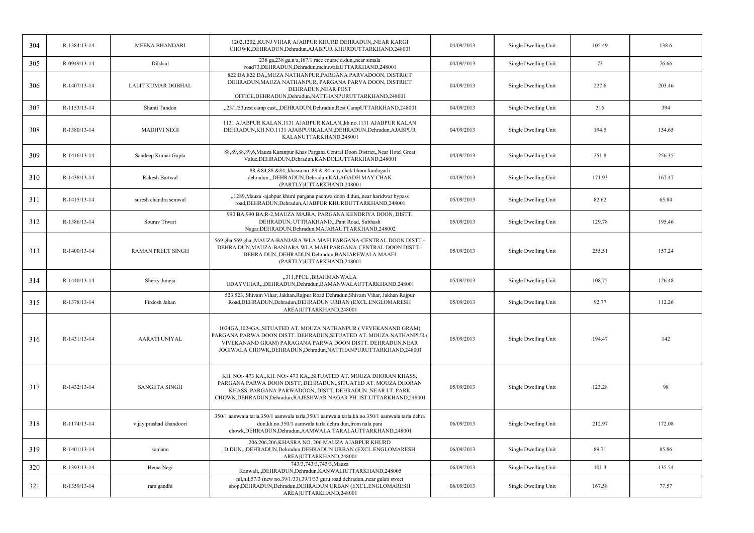| 304 | R-1384/13-14 | MEENA BHANDARI | 1202,1202,,KUNJ VIHAR AJABPUR KHURD DEHRADUN,,NEAR KARGI CHOWK,DEHRADUN,Dehradun,AJABPUR KHURDUTTARKHAND,248001 | 04/09/2013 | Single Dwelling Unit | 105.49 | 138.6 |
|---|---|---|---|---|---|---|---|
| 305 | R-0949/13-14 | Dilshad | 238 ga,238 ga,n/a,167/1 race course d.dun,,near simala road73,DEHRADUN,Dehradun,mehuwalaUTTARKHAND,248001 | 04/09/2013 | Single Dwelling Unit | 73 | 76.66 |
| 306 | R-1407/13-14 | LALIT KUMAR DOBHAL | 822 DA,822 DA,,MUZA NATHANPUR,PARGANA PARVADOON, DISTRICT DEHRADUN,MAUZA NATHANPUR, PARGANA PARVA DOON, DISTRICT DEHRADUN,NEAR POST OFFICE,DEHRADUN,Dehradun,NATTHANPURUTTARKHAND,248001 | 04/09/2013 | Single Dwelling Unit | 227.6 | 203.46 |
| 307 | R-1153/13-14 | Shanti Tandon | ,,23/1/53,rest camp east,,,DEHRADUN,Dehradun,Rest CampUTTARKHAND,248001 | 04/09/2013 | Single Dwelling Unit | 316 | 394 |
| 308 | R-1380/13-14 | MADHVI NEGI | 1131 AJABPUR KALAN,1131 AJABPUR KALAN,,kh.no.1131 AJABPUR KALAN DEHRADUN,KH.NO.1131 AJABPURKALAN,,DEHRADUN,Dehradun,AJABPUR KALANUTTARKHAND,248001 | 04/09/2013 | Single Dwelling Unit | 194.5 | 154.65 |
| 309 | R-1416/13-14 | Sandeep Kumar Gupta | 88,89,88,89,6,Mauza Karanpur Khas Pargana Central Doon District,,Near Hotel Great Value,DEHRADUN,Dehradun,KANDOLIUTTARKHAND,248001 | 04/09/2013 | Single Dwelling Unit | 251.8 | 256.35 |
| 310 | R-1438/13-14 | Rakesh Bartwal | 88 &84,88 &84,,khasra no. 88 & 84 may chak bhoor kaulagarh dehradun,,,DEHRADUN,Dehradun,KALAGADH MAY CHAK (PARTLY)UTTARKHAND,248001 | 04/09/2013 | Single Dwelling Unit | 171.93 | 167.47 |
| 311 | R-1415/13-14 | suresh chandra semwal | ,,1289,Mauza -ajabpur khurd pargana pachwa doon d.dun,,near haridwar bypass road,DEHRADUN,Dehradun,AJABPUR KHURDUTTARKHAND,248001 | 05/09/2013 | Single Dwelling Unit | 82.62 | 65.84 |
| 312 | R-1386/13-14 | Sourav Tiwari | 990 BA,990 BA,R-2,MAUZA MAJRA, PARGANA KENDRIYA DOON, DISTT. DEHRADUN, UTTRAKHAND.,,Pant Road, Subhash Nagar,DEHRADUN,Dehradun,MAJARAUTTARKHAND,248002 | 05/09/2013 | Single Dwelling Unit | 129.78 | 195.46 |
| 313 | R-1400/13-14 | RAMAN PREET SINGH | 569 gha,569 gha,,MAUZA-BANJARA WLA MAFI PARGANA-CENTRAL DOON DISTT.-DEHRA DUN,MAUZA-BANJARA WLA MAFI PARGANA-CENTRAL DOON DISTT.-DEHRA DUN,,DEHRADUN,Dehradun,BANJAREWALA MAAFI (PARTLY)UTTARKHAND,248001 | 05/09/2013 | Single Dwelling Unit | 255.51 | 157.24 |
| 314 | R-1440/13-14 | Sherry Juneja | ,,311,PPCL ,BRAHMANWALA UDAYVIHAR,,,DEHRADUN,Dehradun,BAMANWALAUTTARKHAND,248001 | 05/09/2013 | Single Dwelling Unit | 108.75 | 126.48 |
| 315 | R-1378/13-14 | Firdosh Jahan | 523,523,,Shivam Vihar, Jakhan,Rajpur Road Dehradun,Shivam Vihar, Jakhan Rajpur Road,DEHRADUN,Dehradun,DEHRADUN URBAN (EXCL.ENGLOMARESH AREA)UTTARKHAND,248001 | 05/09/2013 | Single Dwelling Unit | 92.77 | 112.26 |
| 316 | R-1431/13-14 | AARATI UNIYAL | 1024GA,1024GA,,SITUATED AT. MOUZA NATHANPUR ( VEVEKANAND GRAM) PARGANA PARWA DOON DISTT. DEHRADUN,SITUATED AT. MOUZA NATHANPUR ( VIVEKANAND GRAM) PARAGANA PARWA DOON DISTT. DEHRADUN,NEAR JOGIWALA CHOWK,DEHRADUN,Dehradun,NATTHANPURUTTARKHAND,248001 | 05/09/2013 | Single Dwelling Unit | 194.47 | 142 |
| 317 | R-1432/13-14 | SANGETA SINGH | KH. NO:- 473 KA,,KH. NO:- 473 KA,,,SITUATED AT. MOUZA DHORAN KHASS, PARGANA PARWA DOON DISTT, DEHRADUN.,SITUATED AT. MOUZA DHORAN KHASS, PARGANA PARWADOON, DISTT. DEHRADUN.,NEAR I.T. PARK CHOWK,DEHRADUN,Dehradun,RAJESHWAR NAGAR PH. IST.UTTARKHAND,248001 | 05/09/2013 | Single Dwelling Unit | 123.28 | 98 |
| 318 | R-1174/13-14 | vijay prashad khandoori | 350/1 aamwala tarla,350/1 aamwala tarla,350/1 aamwala tarla,kh.no.350/1 aamwala tarla dehra dun,kh.no.350/1 aamwala tarla dehra dun,from nala pani chowk,DEHRADUN,Dehradun,AAMWALA TARALAUTTARKHAND,248001 | 06/09/2013 | Single Dwelling Unit | 212.97 | 172.08 |
| 319 | R-1401/13-14 | sumann | 206,206,206,KHASRA NO. 206 MAUZA AJABPUR KHURD D.DUN,,,DEHRADUN,Dehradun,DEHRADUN URBAN (EXCL.ENGLOMARESH AREA)UTTARKHAND,248001 | 06/09/2013 | Single Dwelling Unit | 89.71 | 85.86 |
| 320 | R-1393/13-14 | Hema Negi | 743/3,743/3,743/3,Mauza Kanwali,,,DEHRADUN,Dehradun,KANWALIUTTARKHAND,248005 | 06/09/2013 | Single Dwelling Unit | 101.3 | 135.54 |
| 321 | R-1359/13-14 | ram gandhi | nil,nil,57/3 (new no.39/1/33),39/1/33 guru road dehradun,,near gulati sweet shop,DEHRADUN,Dehradun,DEHRADUN URBAN (EXCL.ENGLOMARESH AREA)UTTARKHAND,248001 | 06/09/2013 | Single Dwelling Unit | 167.58 | 77.57 |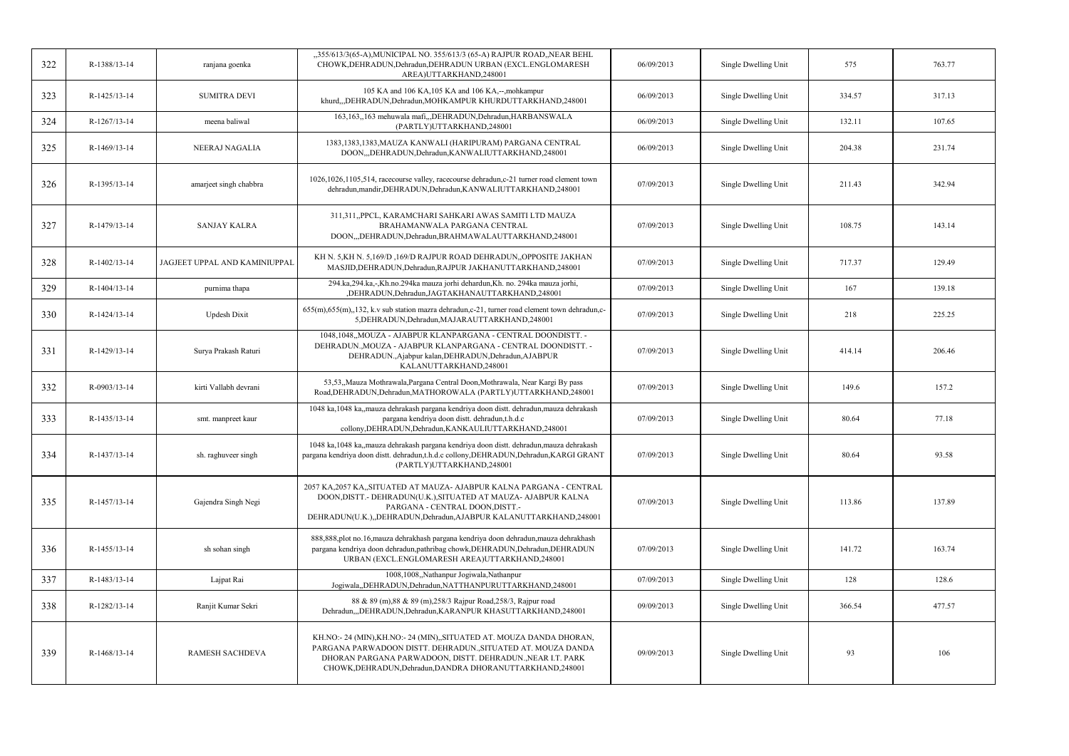| 322 | R-1388/13-14 | ranjana goenka | ,,355/613/3(65-A),MUNICIPAL NO. 355/613/3 (65-A) RAJPUR ROAD,,NEAR BEHL CHOWK,DEHRADUN,Dehradun,DEHRADUN URBAN (EXCL.ENGLOMARESH AREA)UTTARKHAND,248001 | 06/09/2013 | Single Dwelling Unit | 575 | 763.77 |
|---|---|---|---|---|---|---|---|
| 323 | R-1425/13-14 | SUMITRA DEVI | 105 KA and 106 KA,105 KA and 106 KA,--,mohkampur khurd,,,DEHRADUN,Dehradun,MOHKAMPUR KHURDUTTARKHAND,248001 | 06/09/2013 | Single Dwelling Unit | 334.57 | 317.13 |
| 324 | R-1267/13-14 | meena baliwal | 163,163,,163 mehuwala mafi,,,DEHRADUN,Dehradun,HARBANSWALA (PARTLY)UTTARKHAND,248001 | 06/09/2013 | Single Dwelling Unit | 132.11 | 107.65 |
| 325 | R-1469/13-14 | NEERAJ NAGALIA | 1383,1383,1383,MAUZA KANWALI (HARIPURAM) PARGANA CENTRAL DOON,,,DEHRADUN,Dehradun,KANWALIUTTARKHAND,248001 | 06/09/2013 | Single Dwelling Unit | 204.38 | 231.74 |
| 326 | R-1395/13-14 | amarjeet singh chabbra | 1026,1026,1105,514, racecourse valley, racecourse dehradun,c-21 turner road clement town dehradun,mandir,DEHRADUN,Dehradun,KANWALIUTTARKHAND,248001 | 07/09/2013 | Single Dwelling Unit | 211.43 | 342.94 |
| 327 | R-1479/13-14 | SANJAY KALRA | 311,311,,PPCL, KARAMCHARI SAHKARI AWAS SAMITI LTD MAUZA BRAHAMANWALA PARGANA CENTRAL DOON,,,DEHRADUN,Dehradun,BRAHMAWALAUTTARKHAND,248001 | 07/09/2013 | Single Dwelling Unit | 108.75 | 143.14 |
| 328 | R-1402/13-14 | JAGJEET UPPAL AND KAMINIUPPAL | KH N. 5,KH N. 5,169/D ,169/D RAJPUR ROAD DEHRADUN,,OPPOSITE JAKHAN MASJID,DEHRADUN,Dehradun,RAJPUR JAKHANUTTARKHAND,248001 | 07/09/2013 | Single Dwelling Unit | 717.37 | 129.49 |
| 329 | R-1404/13-14 | purnima thapa | 294.ka,294.ka,-,Kh.no.294ka mauza jorhi dehardun,Kh. no. 294ka mauza jorhi, ,DEHRADUN,Dehradun,JAGTAKHANAUTTARKHAND,248001 | 07/09/2013 | Single Dwelling Unit | 167 | 139.18 |
| 330 | R-1424/13-14 | Updesh Dixit | 655(m),655(m),,132, k.v sub station mazra dehradun,c-21, turner road clement town dehradun,c-5,DEHRADUN,Dehradun,MAJARAUTTARKHAND,248001 | 07/09/2013 | Single Dwelling Unit | 218 | 225.25 |
| 331 | R-1429/13-14 | Surya Prakash Raturi | 1048,1048,,MOUZA - AJABPUR KLANPARGANA - CENTRAL DOONDISTT. - DEHRADUN.,MOUZA - AJABPUR KLANPARGANA - CENTRAL DOONDISTT. - DEHRADUN.,Ajabpur kalan,DEHRADUN,Dehradun,AJABPUR KALANUTTARKHAND,248001 | 07/09/2013 | Single Dwelling Unit | 414.14 | 206.46 |
| 332 | R-0903/13-14 | kirti Vallabh devrani | 53,53,,Mauza Mothrawala,Pargana Central Doon,Mothrawala, Near Kargi By pass Road,DEHRADUN,Dehradun,MATHOROWALA (PARTLY)UTTARKHAND,248001 | 07/09/2013 | Single Dwelling Unit | 149.6 | 157.2 |
| 333 | R-1435/13-14 | smt. manpreet kaur | 1048 ka,1048 ka,,mauza dehrakash pargana kendriya doon distt. dehradun,mauza dehrakash pargana kendriya doon distt. dehradun,t.h.d.c collony,DEHRADUN,Dehradun,KANKAULIUTTARKHAND,248001 | 07/09/2013 | Single Dwelling Unit | 80.64 | 77.18 |
| 334 | R-1437/13-14 | sh. raghuveer singh | 1048 ka,1048 ka,,mauza dehrakash pargana kendriya doon distt. dehradun,mauza dehrakash pargana kendriya doon distt. dehradun,t.h.d.c collony,DEHRADUN,Dehradun,KARGI GRANT (PARTLY)UTTARKHAND,248001 | 07/09/2013 | Single Dwelling Unit | 80.64 | 93.58 |
| 335 | R-1457/13-14 | Gajendra Singh Negi | 2057 KA,2057 KA,,SITUATED AT MAUZA- AJABPUR KALNA PARGANA - CENTRAL DOON,DISTT.- DEHRADUN(U.K.),SITUATED AT MAUZA- AJABPUR KALNA PARGANA - CENTRAL DOON,DISTT.- DEHRADUN(U.K.),,DEHRADUN,Dehradun,AJABPUR KALANUTTARKHAND,248001 | 07/09/2013 | Single Dwelling Unit | 113.86 | 137.89 |
| 336 | R-1455/13-14 | sh sohan singh | 888,888,plot no.16,mauza dehrakhash pargana kendriya doon dehradun,mauza dehrakhash pargana kendriya doon dehradun,pathribag chowk,DEHRADUN,Dehradun,DEHRADUN URBAN (EXCL.ENGLOMARESH AREA)UTTARKHAND,248001 | 07/09/2013 | Single Dwelling Unit | 141.72 | 163.74 |
| 337 | R-1483/13-14 | Lajpat Rai | 1008,1008,,Nathanpur Jogiwala,Nathanpur Jogiwala,,DEHRADUN,Dehradun,NATTHANPURUTTARKHAND,248001 | 07/09/2013 | Single Dwelling Unit | 128 | 128.6 |
| 338 | R-1282/13-14 | Ranjit Kumar Sekri | 88 & 89 (m),88 & 89 (m),258/3 Rajpur Road,258/3, Rajpur road Dehradun,,,DEHRADUN,Dehradun,KARANPUR KHASUTTARKHAND,248001 | 09/09/2013 | Single Dwelling Unit | 366.54 | 477.57 |
| 339 | R-1468/13-14 | RAMESH SACHDEVA | KH.NO:- 24 (MIN),KH.NO:- 24 (MIN),,SITUATED AT. MOUZA DANDA DHORAN, PARGANA PARWADOON DISTT. DEHRADUN.,SITUATED AT. MOUZA DANDA DHORAN PARGANA PARWADOON, DISTT. DEHRADUN.,NEAR I.T. PARK CHOWK,DEHRADUN,Dehradun,DANDRA DHORANUTTARKHAND,248001 | 09/09/2013 | Single Dwelling Unit | 93 | 106 |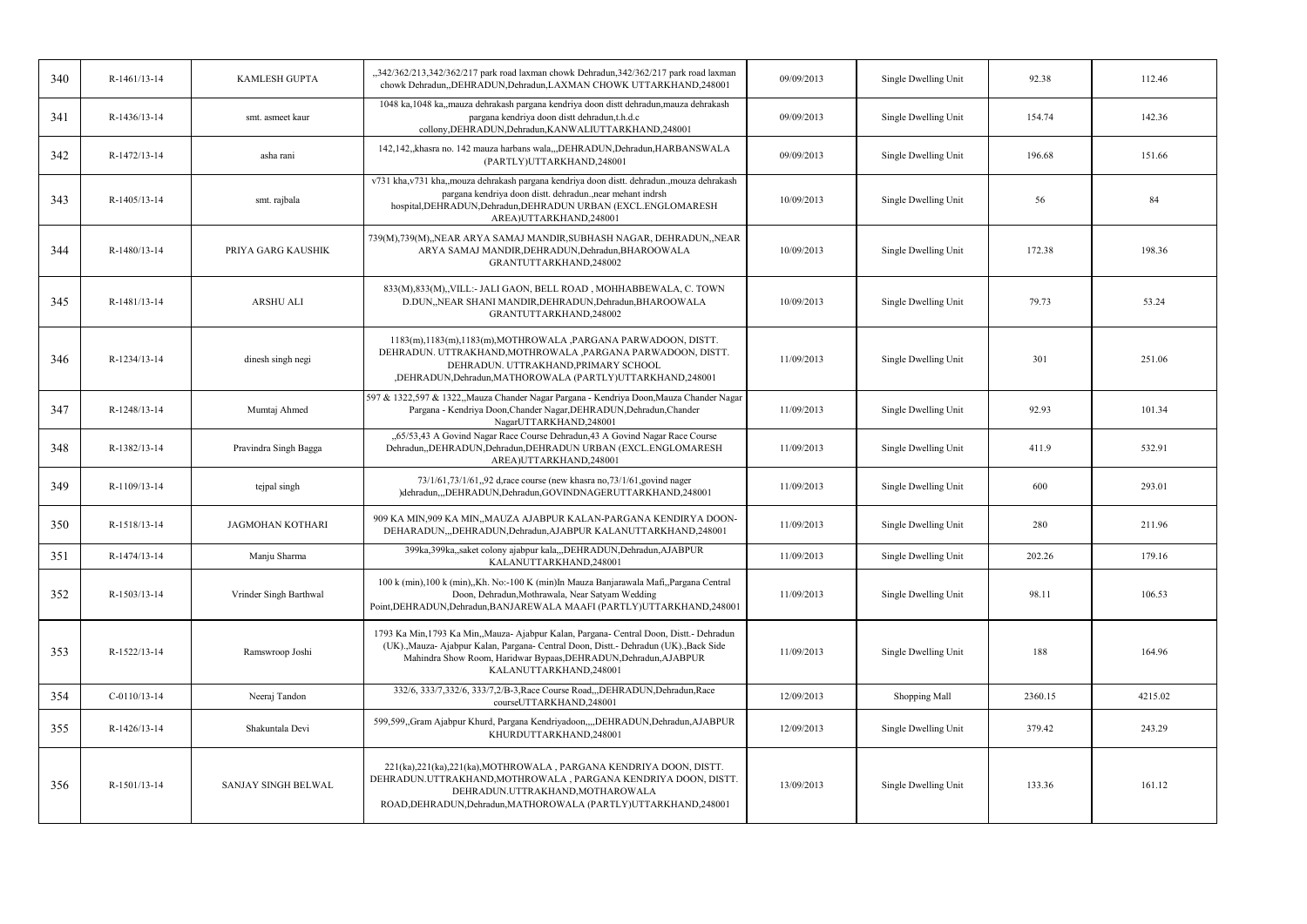| 340 | R-1461/13-14 | KAMLESH GUPTA | ,,342/362/213,342/362/217 park road laxman chowk Dehradun,342/362/217 park road laxman chowk Dehradun,,DEHRADUN,Dehradun,LAXMAN CHOWK UTTARKHAND,248001 | 09/09/2013 | Single Dwelling Unit | 92.38 | 112.46 |
|---|---|---|---|---|---|---|---|
| 341 | R-1436/13-14 | smt. asmeet kaur | 1048 ka,1048 ka,,mauza dehrakash pargana kendriya doon distt dehradun,mauza dehrakash pargana kendriya doon distt dehradun,t.h.d.c collony,DEHRADUN,Dehradun,KANWALIUTTARKHAND,248001 | 09/09/2013 | Single Dwelling Unit | 154.74 | 142.36 |
| 342 | R-1472/13-14 | asha rani | 142,142,,khasra no. 142 mauza harbans wala,,,DEHRADUN,Dehradun,HARBANSWALA (PARTLY)UTTARKHAND,248001 | 09/09/2013 | Single Dwelling Unit | 196.68 | 151.66 |
| 343 | R-1405/13-14 | smt. rajbala | v731 kha,v731 kha,,mouza dehrakash pargana kendriya doon distt. dehradun.,mouza dehrakash pargana kendriya doon distt. dehradun.,near mehant indrsh hospital,DEHRADUN,Dehradun,DEHRADUN URBAN (EXCL.ENGLOMARESH AREA)UTTARKHAND,248001 | 10/09/2013 | Single Dwelling Unit | 56 | 84 |
| 344 | R-1480/13-14 | PRIYA GARG KAUSHIK | 739(M),739(M),,NEAR ARYA SAMAJ MANDIR,SUBHASH NAGAR, DEHRADUN,,NEAR ARYA SAMAJ MANDIR,DEHRADUN,Dehradun,BHAROOWALA GRANTUTTARKHAND,248002 | 10/09/2013 | Single Dwelling Unit | 172.38 | 198.36 |
| 345 | R-1481/13-14 | ARSHU ALI | 833(M),833(M),,VILL:- JALI GAON, BELL ROAD , MOHHABBEWALA, C. TOWN D.DUN,,NEAR SHANI MANDIR,DEHRADUN,Dehradun,BHAROOWALA GRANTUTTARKHAND,248002 | 10/09/2013 | Single Dwelling Unit | 79.73 | 53.24 |
| 346 | R-1234/13-14 | dinesh singh negi | 1183(m),1183(m),1183(m),MOTHROWALA ,PARGANA PARWADOON, DISTT. DEHRADUN. UTTRAKHAND,MOTHROWALA ,PARGANA PARWADOON, DISTT. DEHRADUN. UTTRAKHAND,PRIMARY SCHOOL ,DEHRADUN,Dehradun,MATHOROWALA (PARTLY)UTTARKHAND,248001 | 11/09/2013 | Single Dwelling Unit | 301 | 251.06 |
| 347 | R-1248/13-14 | Mumtaj Ahmed | 597 & 1322,597 & 1322,,Mauza Chander Nagar Pargana - Kendriya Doon,Mauza Chander Nagar Pargana - Kendriya Doon,Chander Nagar,DEHRADUN,Dehradun,Chander NagarUTTARKHAND,248001 | 11/09/2013 | Single Dwelling Unit | 92.93 | 101.34 |
| 348 | R-1382/13-14 | Pravindra Singh Bagga | ,,65/53,43 A Govind Nagar Race Course Dehradun,43 A Govind Nagar Race Course Dehradun,,DEHRADUN,Dehradun,DEHRADUN URBAN (EXCL.ENGLOMARESH AREA)UTTARKHAND,248001 | 11/09/2013 | Single Dwelling Unit | 411.9 | 532.91 |
| 349 | R-1109/13-14 | tejpal singh | 73/1/61,73/1/61,,92 d,race course (new khasra no,73/1/61,govind nager )dehradun,,,DEHRADUN,Dehradun,GOVINDNAGERUTTARKHAND,248001 | 11/09/2013 | Single Dwelling Unit | 600 | 293.01 |
| 350 | R-1518/13-14 | JAGMOHAN KOTHARI | 909 KA MIN,909 KA MIN,,MAUZA AJABPUR KALAN-PARGANA KENDIRYA DOON-DEHARADUN,,,DEHRADUN,Dehradun,AJABPUR KALANUTTARKHAND,248001 | 11/09/2013 | Single Dwelling Unit | 280 | 211.96 |
| 351 | R-1474/13-14 | Manju Sharma | 399ka,399ka,,saket colony ajabpur kala,,,DEHRADUN,Dehradun,AJABPUR KALANUTTARKHAND,248001 | 11/09/2013 | Single Dwelling Unit | 202.26 | 179.16 |
| 352 | R-1503/13-14 | Vrinder Singh Barthwal | 100 k (min),100 k (min),,Kh. No:-100 K (min)In Mauza Banjarawala Mafi,,Pargana Central Doon, Dehradun,Mothrawala, Near Satyam Wedding Point,DEHRADUN,Dehradun,BANJAREWALA MAAFI (PARTLY)UTTARKHAND,248001 | 11/09/2013 | Single Dwelling Unit | 98.11 | 106.53 |
| 353 | R-1522/13-14 | Ramswroop Joshi | 1793 Ka Min,1793 Ka Min,,Mauza- Ajabpur Kalan, Pargana- Central Doon, Distt.- Dehradun (UK).,Mauza- Ajabpur Kalan, Pargana- Central Doon, Distt.- Dehradun (UK).,Back Side Mahindra Show Room, Haridwar Bypaas,DEHRADUN,Dehradun,AJABPUR KALANUTTARKHAND,248001 | 11/09/2013 | Single Dwelling Unit | 188 | 164.96 |
| 354 | C-0110/13-14 | Neeraj Tandon | 332/6, 333/7,332/6, 333/7,2/B-3,Race Course Road,,,DEHRADUN,Dehradun,Race courseUTTARKHAND,248001 | 12/09/2013 | Shopping Mall | 2360.15 | 4215.02 |
| 355 | R-1426/13-14 | Shakuntala Devi | 599,599,,Gram Ajabpur Khurd, Pargana Kendriyadoon,,,,DEHRADUN,Dehradun,AJABPUR KHURDUTTARKHAND,248001 | 12/09/2013 | Single Dwelling Unit | 379.42 | 243.29 |
| 356 | R-1501/13-14 | SANJAY SINGH BELWAL | 221(ka),221(ka),221(ka),MOTHROWALA , PARGANA KENDRIYA DOON, DISTT. DEHRADUN.UTTRAKHAND,MOTHROWALA , PARGANA KENDRIYA DOON, DISTT. DEHRADUN.UTTRAKHAND,MOTHAROWALA ROAD,DEHRADUN,Dehradun,MATHOROWALA (PARTLY)UTTARKHAND,248001 | 13/09/2013 | Single Dwelling Unit | 133.36 | 161.12 |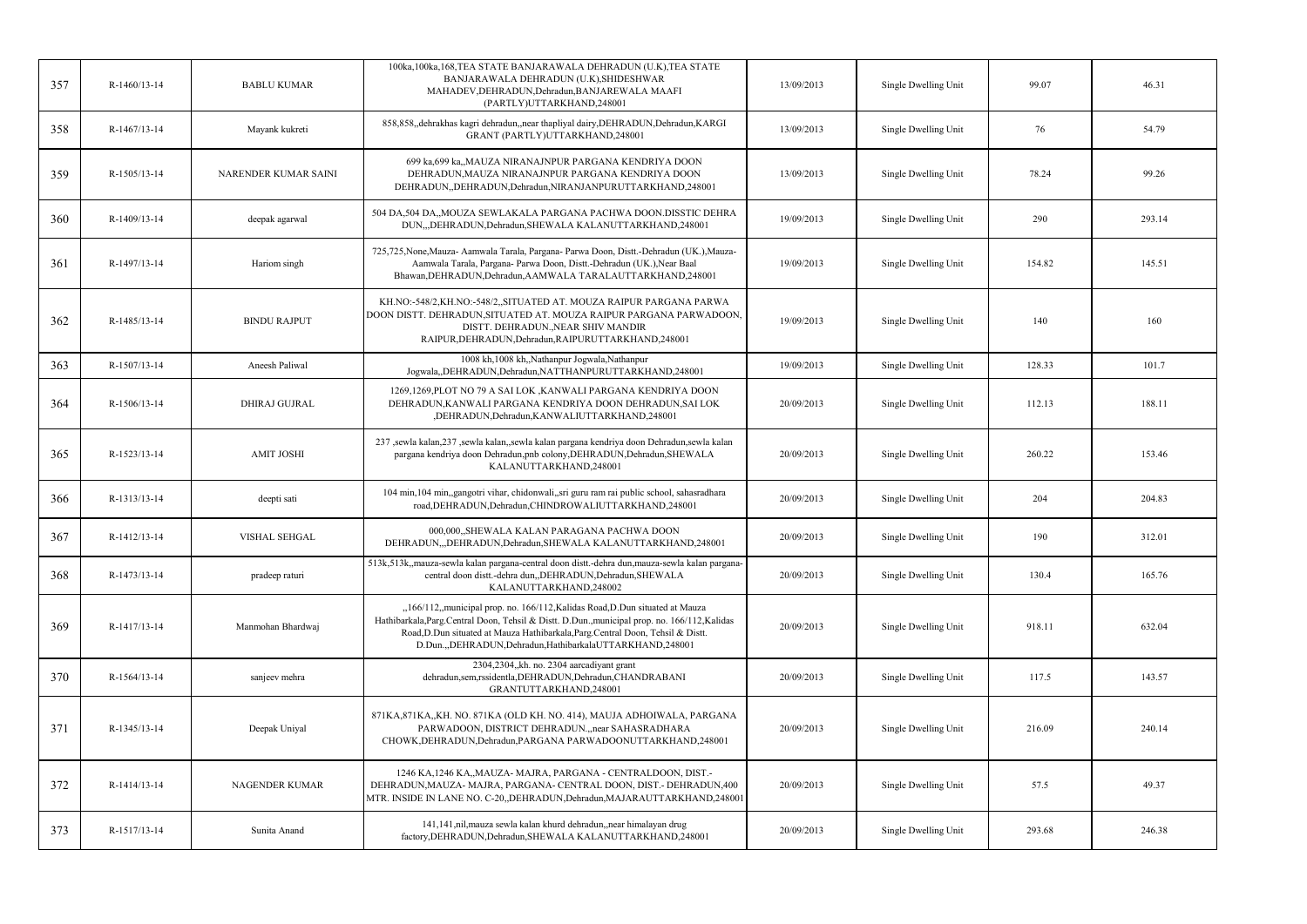| | | | | | | | |
|---|---|---|---|---|---|---|---|
| 357 | R-1460/13-14 | BABLU KUMAR | 100ka,100ka,168,TEA STATE BANJARAWALA DEHRADUN (U.K),TEA STATE BANJARAWALA DEHRADUN (U.K),SHIDESHWAR MAHADEV,DEHRADUN,Dehradun,BANJAREWALA MAAFI (PARTLY)UTTARKHAND,248001 | 13/09/2013 | Single Dwelling Unit | 99.07 | 46.31 |
| 358 | R-1467/13-14 | Mayank kukreti | 858,858,,dehrakhas kagri dehradun,,near thapliyal dairy,DEHRADUN,Dehradun,KARGI GRANT (PARTLY)UTTARKHAND,248001 | 13/09/2013 | Single Dwelling Unit | 76 | 54.79 |
| 359 | R-1505/13-14 | NARENDER KUMAR SAINI | 699 ka,699 ka,,MAUZA NIRANAJNPUR PARGANA KENDRIYA DOON DEHRADUN,MAUZA NIRANAJNPUR PARGANA KENDRIYA DOON DEHRADUN,,DEHRADUN,Dehradun,NIRANJANPURUTTARKHAND,248001 | 13/09/2013 | Single Dwelling Unit | 78.24 | 99.26 |
| 360 | R-1409/13-14 | deepak agarwal | 504 DA,504 DA,,MOUZA SEWLAKALA PARGANA PACHWA DOON.DISSTIC DEHRA DUN,,,DEHRADUN,Dehradun,SHEWALA KALANUTTARKHAND,248001 | 19/09/2013 | Single Dwelling Unit | 290 | 293.14 |
| 361 | R-1497/13-14 | Hariom singh | 725,725,None,Mauza- Aamwala Tarala, Pargana- Parwa Doon, Distt.-Dehradun (UK.),Mauza- Aamwala Tarala, Pargana- Parwa Doon, Distt.-Dehradun (UK.),Near Baal Bhawan,DEHRADUN,Dehradun,AAMWALA TARALAUTTARKHAND,248001 | 19/09/2013 | Single Dwelling Unit | 154.82 | 145.51 |
| 362 | R-1485/13-14 | BINDU RAJPUT | KH.NO:-548/2,KH.NO:-548/2,,SITUATED AT. MOUZA RAIPUR PARGANA PARWA DOON DISTT. DEHRADUN,SITUATED AT. MOUZA RAIPUR PARGANA PARWADOON, DISTT. DEHRADUN.,NEAR SHIV MANDIR RAIPUR,DEHRADUN,Dehradun,RAIPURUTTARKHAND,248001 | 19/09/2013 | Single Dwelling Unit | 140 | 160 |
| 363 | R-1507/13-14 | Aneesh Paliwal | 1008 kh,1008 kh,,Nathanpur Jogwala,Nathanpur Jogwala,,DEHRADUN,Dehradun,NATTHANPURUTTARKHAND,248001 | 19/09/2013 | Single Dwelling Unit | 128.33 | 101.7 |
| 364 | R-1506/13-14 | DHIRAJ GUJRAL | 1269,1269,PLOT NO 79 A SAI LOK ,KANWALI PARGANA KENDRIYA DOON DEHRADUN,KANWALI PARGANA KENDRIYA DOON DEHRADUN,SAI LOK ,DEHRADUN,Dehradun,KANWALIUTTARKHAND,248001 | 20/09/2013 | Single Dwelling Unit | 112.13 | 188.11 |
| 365 | R-1523/13-14 | AMIT JOSHI | 237 ,sewla kalan,237 ,sewla kalan,,sewla kalan pargana kendriya doon Dehradun,sewla kalan pargana kendriya doon Dehradun,pnb colony,DEHRADUN,Dehradun,SHEWALA KALANUTTARKHAND,248001 | 20/09/2013 | Single Dwelling Unit | 260.22 | 153.46 |
| 366 | R-1313/13-14 | deepti sati | 104 min,104 min,,gangotri vihar, chidonwali,,sri guru ram rai public school, sahasradhara road,DEHRADUN,Dehradun,CHINDROWALIUTTARKHAND,248001 | 20/09/2013 | Single Dwelling Unit | 204 | 204.83 |
| 367 | R-1412/13-14 | VISHAL SEHGAL | 000,000,,SHEWALA KALAN PARAGANA PACHWA DOON DEHRADUN,,,DEHRADUN,Dehradun,SHEWALA KALANUTTARKHAND,248001 | 20/09/2013 | Single Dwelling Unit | 190 | 312.01 |
| 368 | R-1473/13-14 | pradeep raturi | 513k,513k,,mauza-sewla kalan pargana-central doon distt.-dehra dun,mauza-sewla kalan pargana-central doon distt.-dehra dun,,DEHRADUN,Dehradun,SHEWALA KALANUTTARKHAND,248002 | 20/09/2013 | Single Dwelling Unit | 130.4 | 165.76 |
| 369 | R-1417/13-14 | Manmohan Bhardwaj | ,,166/112,,municipal prop. no. 166/112,Kalidas Road,D.Dun situated at Mauza Hathibarkala,Parg.Central Doon, Tehsil & Distt. D.Dun.,municipal prop. no. 166/112,Kalidas Road,D.Dun situated at Mauza Hathibarkala,Parg.Central Doon, Tehsil & Distt. D.Dun.,,DEHRADUN,Dehradun,HathibarkalaUTTARKHAND,248001 | 20/09/2013 | Single Dwelling Unit | 918.11 | 632.04 |
| 370 | R-1564/13-14 | sanjeev mehra | 2304,2304,,kh. no. 2304 aarcadiyant grant dehradun,sem,rssidentla,DEHRADUN,Dehradun,CHANDRABANI GRANTUTTARKHAND,248001 | 20/09/2013 | Single Dwelling Unit | 117.5 | 143.57 |
| 371 | R-1345/13-14 | Deepak Uniyal | 871KA,871KA,,KH. NO. 871KA (OLD KH. NO. 414), MAUJA ADHOIWALA, PARGANA PARWADOON, DISTRICT DEHRADUN..,,near SAHASRADHARA CHOWK,DEHRADUN,Dehradun,PARGANA PARWADOONUTTARKHAND,248001 | 20/09/2013 | Single Dwelling Unit | 216.09 | 240.14 |
| 372 | R-1414/13-14 | NAGENDER KUMAR | 1246 KA,1246 KA,,MAUZA- MAJRA, PARGANA - CENTRALDOON, DIST.- DEHRADUN,MAUZA- MAJRA, PARGANA- CENTRAL DOON, DIST.- DEHRADUN,400 MTR. INSIDE IN LANE NO. C-20,,DEHRADUN,Dehradun,MAJARAUTTARKHAND,248001 | 20/09/2013 | Single Dwelling Unit | 57.5 | 49.37 |
| 373 | R-1517/13-14 | Sunita Anand | 141,141,nil,mauza sewla kalan khurd dehradun,,near himalayan drug factory,DEHRADUN,Dehradun,SHEWALA KALANUTTARKHAND,248001 | 20/09/2013 | Single Dwelling Unit | 293.68 | 246.38 |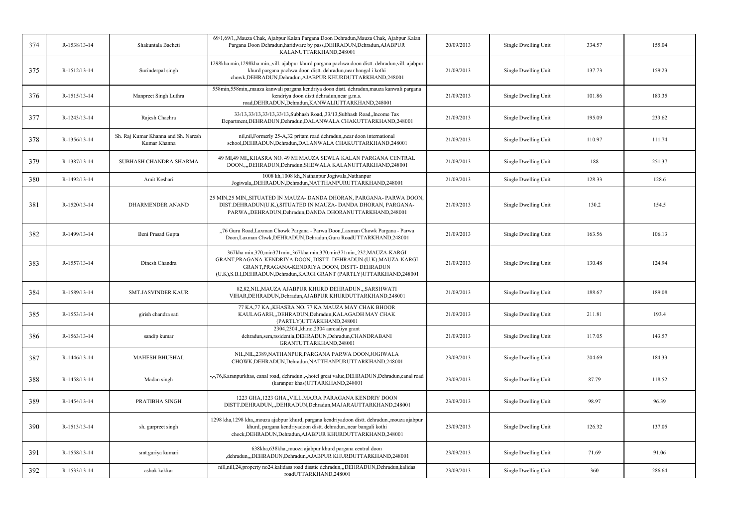| | | | | | | | |
|---|---|---|---|---|---|---|---|
| 374 | R-1538/13-14 | Shakuntala Bacheti | 69/1,69/1,,Mauza Chak, Ajabpur Kalan Pargana Doon Dehradun,Mauza Chak, Ajabpur Kalan Pargana Doon Dehradun,haridware by pass,DEHRADUN,Dehradun,AJABPUR KALANUTTARKHAND,248001 | 20/09/2013 | Single Dwelling Unit | 334.57 | 155.04 |
| 375 | R-1512/13-14 | Surinderpal singh | 1298kha min,1298kha min,,vill. ajabpur khurd pargana pachwa doon distt. dehradun,vill. ajabpur khurd pargana pachwa doon distt. dehradun,near bangal i kothi chowk,DEHRADUN,Dehradun,AJABPUR KHURDUTTARKHAND,248001 | 21/09/2013 | Single Dwelling Unit | 137.73 | 159.23 |
| 376 | R-1515/13-14 | Manpreet Singh Luthra | 558min,558min,,mauza kanwali pargana kendriya doon distt. dehradun,mauza kanwali pargana kendriya doon distt dehradun,near g.m.s. road,DEHRADUN,Dehradun,KANWALIUTTARKHAND,248001 | 21/09/2013 | Single Dwelling Unit | 101.86 | 183.35 |
| 377 | R-1243/13-14 | Rajesh Chachra | 33/13,33/13,33/13,33/13,Subhash Road,,33/13,Subhash Road,,Income Tax Department,DEHRADUN,Dehradun,DALANWALA CHAKUTTARKHAND,248001 | 21/09/2013 | Single Dwelling Unit | 195.09 | 233.62 |
| 378 | R-1356/13-14 | Sh. Raj Kumar Khanna and Sh. Naresh Kumar Khanna | nil,nil,Formerly 25-A,32 pritam road dehradun,,near doon international school,DEHRADUN,Dehradun,DALANWALA CHAKUTTARKHAND,248001 | 21/09/2013 | Single Dwelling Unit | 110.97 | 111.74 |
| 379 | R-1387/13-14 | SUBHASH CHANDRA SHARMA | 49 MI,49 MI,,KHASRA NO. 49 MI MAUZA SEWLA KALAN PARGANA CENTRAL DOON.,,,DEHRADUN,Dehradun,SHEWALA KALANUTTARKHAND,248001 | 21/09/2013 | Single Dwelling Unit | 188 | 251.37 |
| 380 | R-1492/13-14 | Amit Keshari | 1008 kh,1008 kh,,Nathanpur Jogiwala,Nathanpur Jogiwala,,DEHRADUN,Dehradun,NATTHANPURUTTARKHAND,248001 | 21/09/2013 | Single Dwelling Unit | 128.33 | 128.6 |
| 381 | R-1520/13-14 | DHARMENDER ANAND | 25 MIN,25 MIN,,SITUATED IN MAUZA- DANDA DHORAN, PARGANA- PARWA DOON, DIST.DEHRADUN(U.K.),SITUATED IN MAUZA- DANDA DHORAN, PARGANA-PARWA,,DEHRADUN,Dehradun,DANDA DHORANUTTARKHAND,248001 | 21/09/2013 | Single Dwelling Unit | 130.2 | 154.5 |
| 382 | R-1499/13-14 | Beni Prasad Gupta | ,,76 Guru Road,Laxman Chowk Pargana - Parwa Doon,Laxman Chowk Pargana - Parwa Doon,Laxman Chwk,DEHRADUN,Dehradun,Guru RoadUTTARKHAND,248001 | 21/09/2013 | Single Dwelling Unit | 163.56 | 106.13 |
| 383 | R-1557/13-14 | Dinesh Chandra | 367kha min,370,min371min,,367kha min,370,min371min,,232,MAUZA-KARGI GRANT,PRAGANA-KENDRIYA DOON, DISTT- DEHRADUN (U.K),MAUZA-KARGI GRANT,PRAGANA-KENDRIYA DOON, DISTT- DEHRADUN (U.K),S.B.I,DEHRADUN,Dehradun,KARGI GRANT (PARTLY)UTTARKHAND,248001 | 21/09/2013 | Single Dwelling Unit | 130.48 | 124.94 |
| 384 | R-1589/13-14 | SMT.JASVINDER KAUR | 82,82,NIL,MAUZA AJABPUR KHURD DEHRADUN.,,SARSHWATI VIHAR,DEHRADUN,Dehradun,AJABPUR KHURDUTTARKHAND,248001 | 21/09/2013 | Single Dwelling Unit | 188.67 | 189.08 |
| 385 | R-1553/13-14 | girish chandra sati | 77 KA,77 KA,,KHASRA NO. 77 KA MAUZA MAY CHAK BHOOR KAULAGARH,,,DEHRADUN,Dehradun,KALAGADH MAY CHAK (PARTLY)UTTARKHAND,248001 | 21/09/2013 | Single Dwelling Unit | 211.81 | 193.4 |
| 386 | R-1563/13-14 | sandip kumar | 2304,2304,,kh.no.2304 aarcadiya grant dehradun,sem,rssidentla,DEHRADUN,Dehradun,CHANDRABANI GRANTUTTARKHAND,248001 | 21/09/2013 | Single Dwelling Unit | 117.05 | 143.57 |
| 387 | R-1446/13-14 | MAHESH BHUSHAL | NIL,NIL,2389,NATHANPUR,PARGANA PARWA DOON,JOGIWALA CHOWK,DEHRADUN,Dehradun,NATTHANPURUTTARKHAND,248001 | 23/09/2013 | Single Dwelling Unit | 204.69 | 184.33 |
| 388 | R-1458/13-14 | Madan singh | -,-,76,Karanpurkhas, canal road, dehradun.,-,hotel great value,DEHRADUN,Dehradun,canal road (karanpur khas)UTTARKHAND,248001 | 23/09/2013 | Single Dwelling Unit | 87.79 | 118.52 |
| 389 | R-1454/13-14 | PRATIBHA SINGH | 1223 GHA,1223 GHA,,VILL.MAJRA PARAGANA KENDRIY DOON DISTT.DEHRADUN,,,DEHRADUN,Dehradun,MAJARAUTTARKHAND,248001 | 23/09/2013 | Single Dwelling Unit | 98.97 | 96.39 |
| 390 | R-1513/13-14 | sh. gurpreet singh | 1298 kha,1298 kha,,mouza ajabpur khurd, pargana kendriyadoon distt. dehradun.,mouza ajabpur khurd, pargana kendriyadoon distt. dehradun.,near bangali kothi chock,DEHRADUN,Dehradun,AJABPUR KHURDUTTARKHAND,248001 | 23/09/2013 | Single Dwelling Unit | 126.32 | 137.05 |
| 391 | R-1558/13-14 | smt.guriya kumari | 638kha,638kha,,muoza ajabpur khurd pargana central doon ,dehradun,,,DEHRADUN,Dehradun,AJABPUR KHURDUTTARKHAND,248001 | 23/09/2013 | Single Dwelling Unit | 71.69 | 91.06 |
| 392 | R-1533/13-14 | ashok kakkar | nill,nill,24,property no24.kalidass road disstic dehradun,,,DEHRADUN,Dehradun,kalidas roadUTTARKHAND,248001 | 23/09/2013 | Single Dwelling Unit | 360 | 286.64 |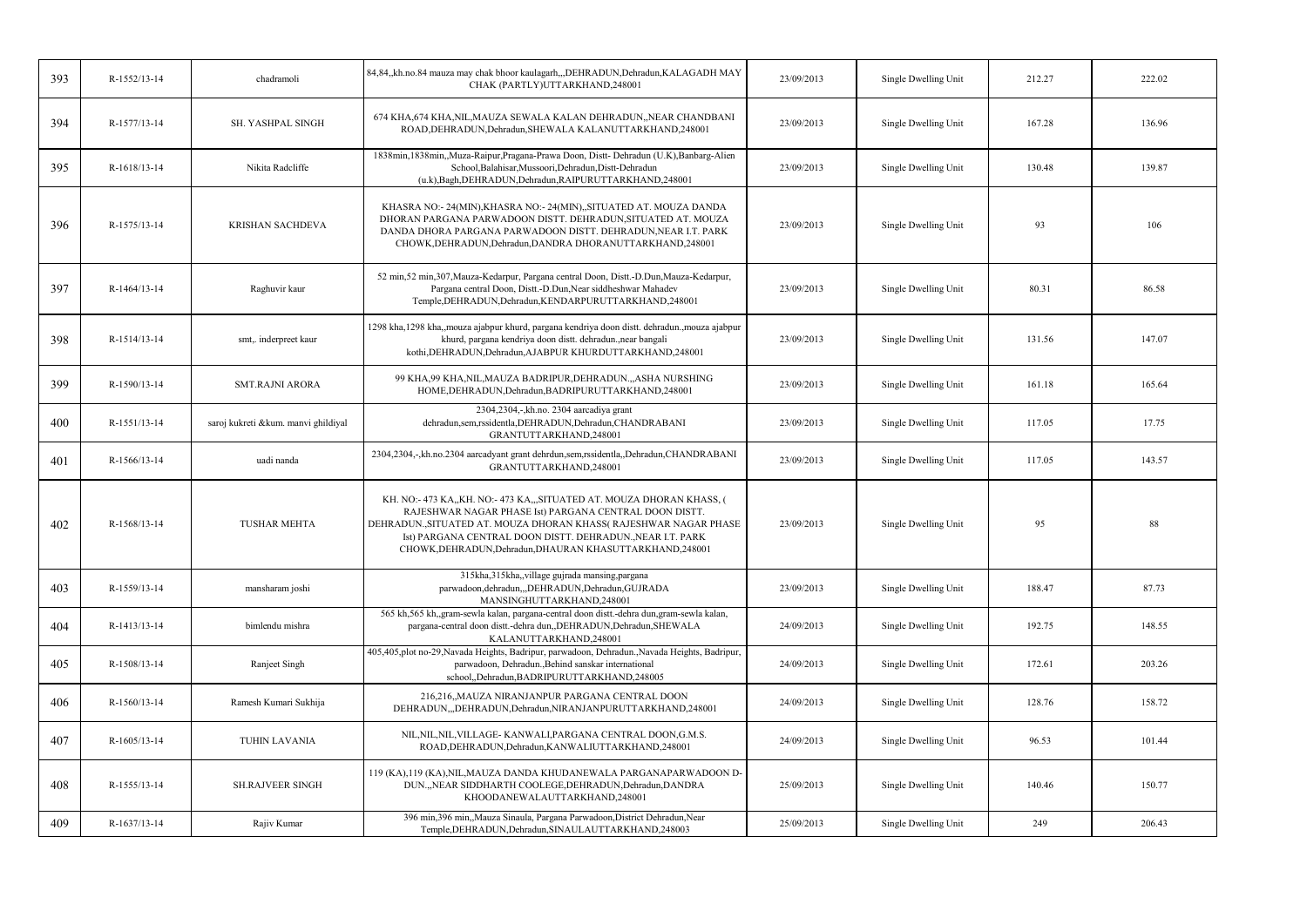| 393 | R-1552/13-14 | chadramoli | 84,84,,kh.no.84 mauza may chak bhoor kaulagarh,,,DEHRADUN,Dehradun,KALAGADH MAY CHAK (PARTLY)UTTARKHAND,248001 | 23/09/2013 | Single Dwelling Unit | 212.27 | 222.02 |
|---|---|---|---|---|---|---|---|
| 394 | R-1577/13-14 | SH. YASHPAL SINGH | 674 KHA,674 KHA,NIL,MAUZA SEWALA KALAN DEHRADUN,,NEAR CHANDBANI ROAD,DEHRADUN,Dehradun,SHEWALA KALANUTTARKHAND,248001 | 23/09/2013 | Single Dwelling Unit | 167.28 | 136.96 |
| 395 | R-1618/13-14 | Nikita Radcliffe | 1838min,1838min,,Muza-Raipur,Pragana-Prawa Doon, Distt- Dehradun (U.K),Banbarg-Alien School,Balahisar,Mussoori,Dehradun,Distt-Dehradun (u.k),Bagh,DEHRADUN,Dehradun,RAIPURUTTARKHAND,248001 | 23/09/2013 | Single Dwelling Unit | 130.48 | 139.87 |
| 396 | R-1575/13-14 | KRISHAN SACHDEVA | KHASRA NO:- 24(MIN),KHASRA NO:- 24(MIN),,SITUATED AT. MOUZA DANDA DHORAN PARGANA PARWADOON DISTT. DEHRADUN,SITUATED AT. MOUZA DANDA DHORA PARGANA PARWADOON DISTT. DEHRADUN,NEAR I.T. PARK CHOWK,DEHRADUN,Dehradun,DANDRA DHORANUTTARKHAND,248001 | 23/09/2013 | Single Dwelling Unit | 93 | 106 |
| 397 | R-1464/13-14 | Raghuvir kaur | 52 min,52 min,307,Mauza-Kedarpur, Pargana central Doon, Distt.-D.Dun,Mauza-Kedarpur, Pargana central Doon, Distt.-D.Dun,Near siddheshwar Mahadev Temple,DEHRADUN,Dehradun,KENDARPURUTTARKHAND,248001 | 23/09/2013 | Single Dwelling Unit | 80.31 | 86.58 |
| 398 | R-1514/13-14 | smt,. inderpreet kaur | 1298 kha,1298 kha,,mouza ajabpur khurd, pargana kendriya doon distt. dehradun.,mouza ajabpur khurd, pargana kendriya doon distt. dehradun.,near bangali kothi,DEHRADUN,Dehradun,AJABPUR KHURDUTTARKHAND,248001 | 23/09/2013 | Single Dwelling Unit | 131.56 | 147.07 |
| 399 | R-1590/13-14 | SMT.RAJNI ARORA | 99 KHA,99 KHA,NIL,MAUZA BADRIPUR,DEHRADUN.,,ASHA NURSHING HOME,DEHRADUN,Dehradun,BADRIPURUTTARKHAND,248001 | 23/09/2013 | Single Dwelling Unit | 161.18 | 165.64 |
| 400 | R-1551/13-14 | saroj kukreti &kum. manvi ghildiyal | 2304,2304,-,kh.no. 2304 aarcadiya grant dehradun,sem,rssidentla,DEHRADUN,Dehradun,CHANDRABANI GRANTUTTARKHAND,248001 | 23/09/2013 | Single Dwelling Unit | 117.05 | 17.75 |
| 401 | R-1566/13-14 | uadi nanda | 2304,2304,-,kh.no.2304 aarcadyant grant dehrdun,sem,rssidentla,,Dehradun,CHANDRABANI GRANTUTTARKHAND,248001 | 23/09/2013 | Single Dwelling Unit | 117.05 | 143.57 |
| 402 | R-1568/13-14 | TUSHAR MEHTA | KH. NO:- 473 KA,,KH. NO:- 473 KA,,,SITUATED AT. MOUZA DHORAN KHASS, ( RAJESHWAR NAGAR PHASE Ist) PARGANA CENTRAL DOON DISTT. DEHRADUN.,SITUATED AT. MOUZA DHORAN KHASS( RAJESHWAR NAGAR PHASE Ist) PARGANA CENTRAL DOON DISTT. DEHRADUN.,NEAR I.T. PARK CHOWK,DEHRADUN,Dehradun,DHAURAN KHASUTTARKHAND,248001 | 23/09/2013 | Single Dwelling Unit | 95 | 88 |
| 403 | R-1559/13-14 | mansharam joshi | 315kha,315kha,,village gujrada mansing,pargana parwadoon,dehradun,,,DEHRADUN,Dehradun,GUJRADA MANSINGHUTTARKHAND,248001 | 23/09/2013 | Single Dwelling Unit | 188.47 | 87.73 |
| 404 | R-1413/13-14 | bimlendu mishra | 565 kh,565 kh,,gram-sewla kalan, pargana-central doon distt.-dehra dun,gram-sewla kalan, pargana-central doon distt.-dehra dun,,DEHRADUN,Dehradun,SHEWALA KALANUTTARKHAND,248001 | 24/09/2013 | Single Dwelling Unit | 192.75 | 148.55 |
| 405 | R-1508/13-14 | Ranjeet Singh | 405,405,plot no-29,Navada Heights, Badripur, parwadoon, Dehradun.,Navada Heights, Badripur, parwadoon, Dehradun.,Behind sanskar international school,,Dehradun,BADRIPURUTTARKHAND,248005 | 24/09/2013 | Single Dwelling Unit | 172.61 | 203.26 |
| 406 | R-1560/13-14 | Ramesh Kumari Sukhija | 216,216,,MAUZA NIRANJANPUR PARGANA CENTRAL DOON DEHRADUN,,,DEHRADUN,Dehradun,NIRANJANPURUTTARKHAND,248001 | 24/09/2013 | Single Dwelling Unit | 128.76 | 158.72 |
| 407 | R-1605/13-14 | TUHIN LAVANIA | NIL,NIL,NIL,VILLAGE- KANWALI,PARGANA CENTRAL DOON,G.M.S. ROAD,DEHRADUN,Dehradun,KANWALIUTTARKHAND,248001 | 24/09/2013 | Single Dwelling Unit | 96.53 | 101.44 |
| 408 | R-1555/13-14 | SH.RAJVEER SINGH | 119 (KA),119 (KA),NIL,MAUZA DANDA KHUDANEWALA PARGANAPARWADOON D-DUN.,,NEAR SIDDHARTH COOLEGE,DEHRADUN,Dehradun,DANDRA KHOODANEWALAUTTARKHAND,248001 | 25/09/2013 | Single Dwelling Unit | 140.46 | 150.77 |
| 409 | R-1637/13-14 | Rajiv Kumar | 396 min,396 min,,Mauza Sinaula, Pargana Parwadoon,District Dehradun,Near Temple,DEHRADUN,Dehradun,SINAULAUTTARKHAND,248003 | 25/09/2013 | Single Dwelling Unit | 249 | 206.43 |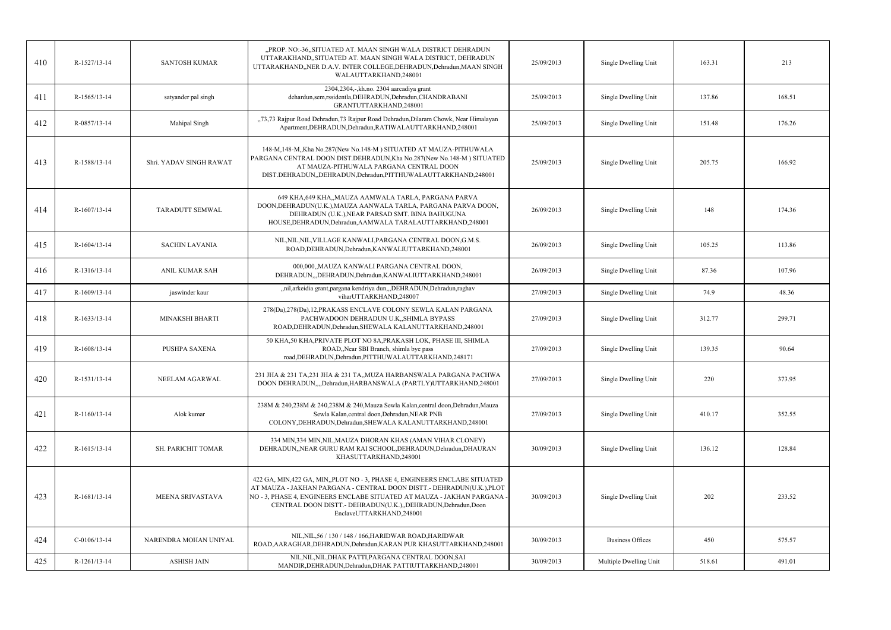| 410 | R-1527/13-14 | SANTOSH KUMAR | ,,PROP. NO:-36,,SITUATED AT. MAAN SINGH WALA DISTRICT DEHRADUN UTTARAKHAND,,SITUATED AT. MAAN SINGH WALA DISTRICT, DEHRADUN UTTARAKHAND,,NER D.A.V. INTER COLLEGE,DEHRADUN,Dehradun,MAAN SINGH WALAUTTARKHAND,248001 | 25/09/2013 | Single Dwelling Unit | 163.31 | 213 |
|---|---|---|---|---|---|---|---|
| 411 | R-1565/13-14 | satyander pal singh | 2304,2304,-,kh.no. 2304 aarcadiya grant dehardun,sem,rssidentla,DEHRADUN,Dehradun,CHANDRABANI GRANTUTTARKHAND,248001 | 25/09/2013 | Single Dwelling Unit | 137.86 | 168.51 |
| 412 | R-0857/13-14 | Mahipal Singh | ,,73,73 Rajpur Road Dehradun,73 Rajpur Road Dehradun,Dilaram Chowk, Near Himalayan Apartment,DEHRADUN,Dehradun,RATIWALAUTTARKHAND,248001 | 25/09/2013 | Single Dwelling Unit | 151.48 | 176.26 |
| 413 | R-1588/13-14 | Shri. YADAV SINGH RAWAT | 148-M,148-M,,Kha No.287(New No.148-M ) SITUATED AT MAUZA-PITHUWALA PARGANA CENTRAL DOON DIST.DEHRADUN,Kha No.287(New No.148-M ) SITUATED AT MAUZA-PITHUWALA PARGANA CENTRAL DOON DIST.DEHRADUN,,DEHRADUN,Dehradun,PITTHUWALAUTTARKHAND,248001 | 25/09/2013 | Single Dwelling Unit | 205.75 | 166.92 |
| 414 | R-1607/13-14 | TARADUTT SEMWAL | 649 KHA,649 KHA,,MAUZA AAMWALA TARLA, PARGANA PARVA DOON,DEHRADUN(U.K.),MAUZA AANWALA TARLA, PARGANA PARVA DOON, DEHRADUN (U.K.),NEAR PARSAD SMT. BINA BAHUGUNA HOUSE,DEHRADUN,Dehradun,AAMWALA TARALAUTTARKHAND,248001 | 26/09/2013 | Single Dwelling Unit | 148 | 174.36 |
| 415 | R-1604/13-14 | SACHIN LAVANIA | NIL,NIL,NIL,VILLAGE KANWALI,PARGANA CENTRAL DOON,G.M.S. ROAD,DEHRADUN,Dehradun,KANWALIUTTARKHAND,248001 | 26/09/2013 | Single Dwelling Unit | 105.25 | 113.86 |
| 416 | R-1316/13-14 | ANIL KUMAR SAH | 000,000,,MAUZA KANWALI PARGANA CENTRAL DOON, DEHRADUN,,,DEHRADUN,Dehradun,KANWALIUTTARKHAND,248001 | 26/09/2013 | Single Dwelling Unit | 87.36 | 107.96 |
| 417 | R-1609/13-14 | jaswinder kaur | ,,nil,arkeidia grant,pargana kendriya dun,,,DEHRADUN,Dehradun,raghav viharUTTARKHAND,248007 | 27/09/2013 | Single Dwelling Unit | 74.9 | 48.36 |
| 418 | R-1633/13-14 | MINAKSHI BHARTI | 278(Da),278(Da),12,PRAKASS ENCLAVE COLONY SEWLA KALAN PARGANA PACHWADOON DEHRADUN U.K,,SHIMLA BYPASS ROAD,DEHRADUN,Dehradun,SHEWALA KALANUTTARKHAND,248001 | 27/09/2013 | Single Dwelling Unit | 312.77 | 299.71 |
| 419 | R-1608/13-14 | PUSHPA SAXENA | 50 KHA,50 KHA,PRIVATE PLOT NO 8A,PRAKASH LOK, PHASE III, SHIMLA ROAD,,Near SBI Branch, shimla bye pass road,DEHRADUN,Dehradun,PITTHUWALAUTTARKHAND,248171 | 27/09/2013 | Single Dwelling Unit | 139.35 | 90.64 |
| 420 | R-1531/13-14 | NEELAM AGARWAL | 231 JHA & 231 TA,231 JHA & 231 TA,,MUZA HARBANSWALA PARGANA PACHWA DOON DEHRADUN,,,,Dehradun,HARBANSWALA (PARTLY)UTTARKHAND,248001 | 27/09/2013 | Single Dwelling Unit | 220 | 373.95 |
| 421 | R-1160/13-14 | Alok kumar | 238M & 240,238M & 240,Mauza Sewla Kalan,central doon,Dehradun,Mauza Sewla Kalan,central doon,Dehradun,NEAR PNB COLONY,DEHRADUN,Dehradun,SHEWALA KALANUTTARKHAND,248001 | 27/09/2013 | Single Dwelling Unit | 410.17 | 352.55 |
| 422 | R-1615/13-14 | SH. PARICHIT TOMAR | 334 MIN,334 MIN,NIL,MAUZA DHORAN KHAS (AMAN VIHAR CLONEY) DEHRADUN,,NEAR GURU RAM RAI SCHOOL,DEHRADUN,Dehradun,DHAURAN KHASUTTARKHAND,248001 | 30/09/2013 | Single Dwelling Unit | 136.12 | 128.84 |
| 423 | R-1681/13-14 | MEENA SRIVASTAVA | 422 GA, MIN,422 GA, MIN,,PLOT NO - 3, PHASE 4, ENGINEERS ENCLABE SITUATED AT MAUZA - JAKHAN PARGANA - CENTRAL DOON DISTT.- DEHRADUN(U.K.),PLOT NO - 3, PHASE 4, ENGINEERS ENCLABE SITUATED AT MAUZA - JAKHAN PARGANA - CENTRAL DOON DISTT.- DEHRADUN(U.K.),,DEHRADUN,Dehradun,Doon EnclaveUTTARKHAND,248001 | 30/09/2013 | Single Dwelling Unit | 202 | 233.52 |
| 424 | C-0106/13-14 | NARENDRA MOHAN UNIYAL | NIL,NIL,56 / 130 / 148 / 166,HARIDWAR ROAD,HARIDWAR ROAD,AARAGHAR,DEHRADUN,Dehradun,KARAN PUR KHASUTTARKHAND,248001 | 30/09/2013 | Business Offices | 450 | 575.57 |
| 425 | R-1261/13-14 | ASHISH JAIN | NIL,NIL,NIL,DHAK PATTI,PARGANA CENTRAL DOON,SAI MANDIR,DEHRADUN,Dehradun,DHAK PATTIUTTARKHAND,248001 | 30/09/2013 | Multiple Dwelling Unit | 518.61 | 491.01 |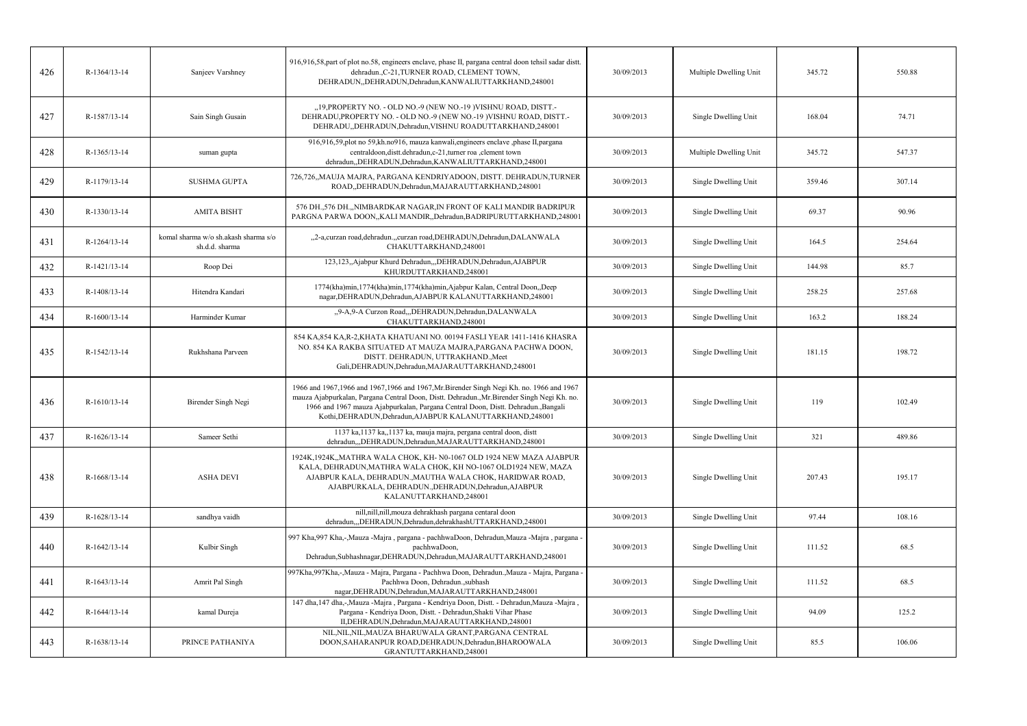| 426 | R-1364/13-14 | Sanjeev Varshney | 916,916,58,part of plot no.58, engineers enclave, phase II, pargana central doon tehsil sadar distt. dehradun.,C-21,TURNER ROAD, CLEMENT TOWN, DEHRADUN,,DEHRADUN,Dehradun,KANWALIUTTARKHAND,248001 | 30/09/2013 | Multiple Dwelling Unit | 345.72 | 550.88 |
|---|---|---|---|---|---|---|---|
| 427 | R-1587/13-14 | Sain Singh Gusain | ,,19,PROPERTY NO. - OLD NO.-9 (NEW NO.-19 )VISHNU ROAD, DISTT.- DEHRADU,PROPERTY NO. - OLD NO.-9 (NEW NO.-19 )VISHNU ROAD, DISTT.- DEHRADU,,DEHRADUN,Dehradun,VISHNU ROADUTTARKHAND,248001 | 30/09/2013 | Single Dwelling Unit | 168.04 | 74.71 |
| 428 | R-1365/13-14 | suman gupta | 916,916,59,plot no 59,kh.no916, mauza kanwali,engineers enclave ,phase II,pargana centraldoon,distt.dehradun,c-21,turner roa ,clement town dehradun,,DEHRADUN,Dehradun,KANWALIUTTARKHAND,248001 | 30/09/2013 | Multiple Dwelling Unit | 345.72 | 547.37 |
| 429 | R-1179/13-14 | SUSHMA GUPTA | 726,726,,MAUJA MAJRA, PARGANA KENDRIYADOON, DISTT. DEHRADUN,TURNER ROAD,,DEHRADUN,Dehradun,MAJARAUTTARKHAND,248001 | 30/09/2013 | Single Dwelling Unit | 359.46 | 307.14 |
| 430 | R-1330/13-14 | AMITA BISHT | 576 DH.,576 DH.,,NIMBARDKAR NAGAR,IN FRONT OF KALI MANDIR BADRIPUR PARGNA PARWA DOON,,KALI MANDIR,,Dehradun,BADRIPURUTTARKHAND,248001 | 30/09/2013 | Single Dwelling Unit | 69.37 | 90.96 |
| 431 | R-1264/13-14 | komal sharma w/o sh.akash sharma s/o sh.d.d. sharma | ,,2-a,curzan road,dehradun.,,curzan road,DEHRADUN,Dehradun,DALANWALA CHAKUTTARKHAND,248001 | 30/09/2013 | Single Dwelling Unit | 164.5 | 254.64 |
| 432 | R-1421/13-14 | Roop Dei | 123,123,,Ajabpur Khurd Dehradun,,,DEHRADUN,Dehradun,AJABPUR KHURDUTTARKHAND,248001 | 30/09/2013 | Single Dwelling Unit | 144.98 | 85.7 |
| 433 | R-1408/13-14 | Hitendra Kandari | 1774(kha)min,1774(kha)min,1774(kha)min,Ajabpur Kalan, Central Doon,,Deep nagar,DEHRADUN,Dehradun,AJABPUR KALANUTTARKHAND,248001 | 30/09/2013 | Single Dwelling Unit | 258.25 | 257.68 |
| 434 | R-1600/13-14 | Harminder Kumar | ,,9-A,9-A Curzon Road,,,DEHRADUN,Dehradun,DALANWALA CHAKUTTARKHAND,248001 | 30/09/2013 | Single Dwelling Unit | 163.2 | 188.24 |
| 435 | R-1542/13-14 | Rukhshana Parveen | 854 KA,854 KA,R-2,KHATA KHATUANI NO. 00194 FASLI YEAR 1411-1416 KHASRA NO. 854 KA RAKBA SITUATED AT MAUZA MAJRA,PARGANA PACHWA DOON, DISTT. DEHRADUN, UTTRAKHAND.,Meet Gali,DEHRADUN,Dehradun,MAJARAUTTARKHAND,248001 | 30/09/2013 | Single Dwelling Unit | 181.15 | 198.72 |
| 436 | R-1610/13-14 | Birender Singh Negi | 1966 and 1967,1966 and 1967,1966 and 1967,Mr.Birender Singh Negi Kh. no. 1966 and 1967 mauza Ajabpurkalan, Pargana Central Doon, Distt. Dehradun.,Mr.Birender Singh Negi Kh. no. 1966 and 1967 mauza Ajabpurkalan, Pargana Central Doon, Distt. Dehradun.,Bangali Kothi,DEHRADUN,Dehradun,AJABPUR KALANUTTARKHAND,248001 | 30/09/2013 | Single Dwelling Unit | 119 | 102.49 |
| 437 | R-1626/13-14 | Sameer Sethi | 1137 ka,1137 ka,,1137 ka, mauja majra, pergana central doon, distt dehradun,,,DEHRADUN,Dehradun,MAJARAUTTARKHAND,248001 | 30/09/2013 | Single Dwelling Unit | 321 | 489.86 |
| 438 | R-1668/13-14 | ASHA DEVI | 1924K,1924K,,MATHRA WALA CHOK, KH- N0-1067 OLD 1924 NEW MAZA AJABPUR KALA, DEHRADUN,MATHRA WALA CHOK, KH NO-1067 OLD1924 NEW, MAZA AJABPUR KALA, DEHRADUN.,MAUTHA WALA CHOK, HARIDWAR ROAD, AJABPURKALA, DEHRADUN.,DEHRADUN,Dehradun,AJABPUR KALANUTTARKHAND,248001 | 30/09/2013 | Single Dwelling Unit | 207.43 | 195.17 |
| 439 | R-1628/13-14 | sandhya vaidh | nill,nill,nill,mouza dehrakhash pargana centaral doon dehradun,,,DEHRADUN,Dehradun,dehrakhashUTTARKHAND,248001 | 30/09/2013 | Single Dwelling Unit | 97.44 | 108.16 |
| 440 | R-1642/13-14 | Kulbir Singh | 997 Kha,997 Kha,-,Mauza -Majra , pargana - pachhwaDoon, Dehradun,Mauza -Majra , pargana - pachhwaDoon, Dehradun,Subhashnagar,DEHRADUN,Dehradun,MAJARAUTTARKHAND,248001 | 30/09/2013 | Single Dwelling Unit | 111.52 | 68.5 |
| 441 | R-1643/13-14 | Amrit Pal Singh | 997Kha,997Kha,-,Mauza - Majra, Pargana - Pachhwa Doon, Dehradun.,Mauza - Majra, Pargana - Pachhwa Doon, Dehradun.,subhash nagar,DEHRADUN,Dehradun,MAJARAUTTARKHAND,248001 | 30/09/2013 | Single Dwelling Unit | 111.52 | 68.5 |
| 442 | R-1644/13-14 | kamal Dureja | 147 dha,147 dha,-,Mauza -Majra , Pargana - Kendriya Doon, Distt. - Dehradun,Mauza -Majra , Pargana - Kendriya Doon, Distt. - Dehradun,Shakti Vihar Phase II,DEHRADUN,Dehradun,MAJARAUTTARKHAND,248001 | 30/09/2013 | Single Dwelling Unit | 94.09 | 125.2 |
| 443 | R-1638/13-14 | PRINCE PATHANIYA | NIL,NIL,NIL,MAUZA BHARUWALA GRANT,PARGANA CENTRAL DOON,SAHARANPUR ROAD,DEHRADUN,Dehradun,BHAROOWALA GRANTUTTARKHAND,248001 | 30/09/2013 | Single Dwelling Unit | 85.5 | 106.06 |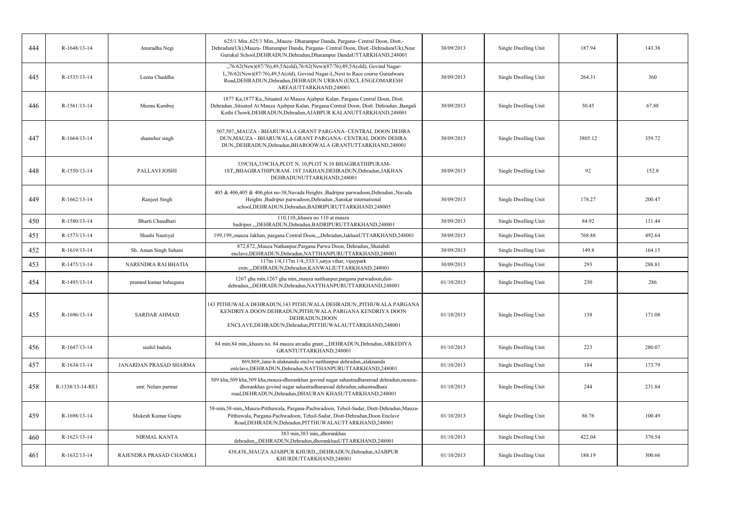| 444 | R-1648/13-14 | Anuradha Negi | 625/1 Min.,625/1 Min.,,Mauza- Dharampur Danda, Pargana- Central Doon, Distt.-Dehradun(Uk),Mauza- Dharampur Danda, Pargana- Central Doon, Distt.-Dehradun(Uk),Near Gurukul School,DEHRADUN,Dehradun,Dharampur DandaUTTARKHAND,248001 | 30/09/2013 | Single Dwelling Unit | 187.94 | 143.38 |
|---|---|---|---|---|---|---|---|
| 445 | R-1535/13-14 | Leena Chaddha | ,,76/62(New)(87/76),49,5A(old),76/62(New)(87/76),49,5A(old), Govind Nagar-I,,76/62(New)(87/76),49,5A(old), Govind Nagar-I,,Next to Race course Gurudwara Road,DEHRADUN,Dehradun,DEHRADUN URBAN (EXCL.ENGLOMARESH AREA)UTTARKHAND,248001 | 30/09/2013 | Single Dwelling Unit | 264.31 | 360 |
| 446 | R-1561/13-14 | Meenu Kamboj | 1877 Ka,1877 Ka,,Situated At Mauza Ajabpur Kalan, Pargana Central Doon, Distt. Dehradun.,Situated At Mauza Ajabpur Kalan, Pargana Central Doon, Distt. Dehradun.,Bangali Kothi Chowk,DEHRADUN,Dehradun,AJABPUR KALANUTTARKHAND,248001 | 30/09/2013 | Single Dwelling Unit | 50.45 | 67.88 |
| 447 | R-1664/13-14 | shamsher singh | 507,507,,MAUZA - BHARUWALA GRANT PARGANA- CENTRAL DOON DEHRA DUN,MAUZA - BHARUWALA GRANT PARGANA- CENTRAL DOON DEHRA DUN,,DEHRADUN,Dehradun,BHAROOWALA GRANTUTTARKHAND,248001 | 30/09/2013 | Single Dwelling Unit | 3805.12 | 359.72 |
| 448 | R-1550/13-14 | PALLAVI JOSHI | 339CHA,339CHA,PLOT N. 10,PLOT N.10 BHAGIRATHIPURAM-1ST,,BHAGIRATHIPURAM- 1ST JAKHAN,DEHRADUN,Dehradun,JAKHAN DEHRADUNUTTARKHAND,248001 | 30/09/2013 | Single Dwelling Unit | 92 | 152.8 |
| 449 | R-1662/13-14 | Ranjeet Singh | 405 & 406,405 & 406,plot no-38,Navada Heights ,Badripur parwadoon,Dehradun.,Navada Heights ,Badripur parwadoon,Dehradun.,Sanskar international school,DEHRADUN,Dehradun,BADRIPURUTTARKHAND,248005 | 30/09/2013 | Single Dwelling Unit | 178.27 | 200.47 |
| 450 | R-1580/13-14 | Bharti Chaudhari | 110,110,,khasra no 110 at mauza badripur.,,,DEHRADUN,Dehradun,BADRIPURUTTARKHAND,248001 | 30/09/2013 | Single Dwelling Unit | 84.92 | 111.44 |
| 451 | R-1573/13-14 | Shashi Nautiyal | 199,199,,mauza Jakhan, pargana Central Doon,,,,Dehradun,JakhanUTTARKHAND,248001 | 30/09/2013 | Single Dwelling Unit | 768.88 | 492.64 |
| 452 | R-1619/13-14 | Sh. Aman Singh Sahani | 872,872,,Mauza Nathanpur,Pargana Parwa Doon, Dehradun,,Shatabdi enclave,DEHRADUN,Dehradun,NATTHANPURUTTARKHAND,248001 | 30/09/2013 | Single Dwelling Unit | 149.8 | 164.15 |
| 453 | R-1475/13-14 | NARENDRA RAI BHATIA | 117m 1/4,117m 1/4,,533/1,satya vihar, vijaypark extn.,,,DEHRADUN,Dehradun,KANWALIUTTARKHAND,248001 | 30/09/2013 | Single Dwelling Unit | 293 | 288.81 |
| 454 | R-1493/13-14 | pramod kumar bahuguna | 1267 gha min,1267 gha min,,mauza natthanpur,pargana parwadoon,dist-dehradun,,,DEHRADUN,Dehradun,NATTHANPURUTTARKHAND,248001 | 01/10/2013 | Single Dwelling Unit | 230 | 286 |
| 455 | R-1696/13-14 | SARDAR AHMAD | 143 PITHUWALA DEHRADUN,143 PITHUWALA DEHRADUN,,PITHUWALA PARGANA KENDRIYA DOON DEHRADUN,PITHUWALA PARGANA KENDRIYA DOON DEHRADUN,DOON ENCLAVE,DEHRADUN,Dehradun,PITTHUWALAUTTARKHAND,248001 | 01/10/2013 | Single Dwelling Unit | 138 | 171.08 |
| 456 | R-1647/13-14 | sushil badola | 84 min,84 min,,khasra no. 84 mauza arcadia grant.,,,DEHRADUN,Dehradun,ARKEDIYA GRANTUTTARKHAND,248001 | 01/10/2013 | Single Dwelling Unit | 223 | 280.07 |
| 457 | R-1634/13-14 | JANARDAN PRASAD SHARMA | 869,869,,lane-h alaknanda enclve natthanpur dehradun,,alaknanda enlclave,DEHRADUN,Dehradun,NATTHANPURUTTARKHAND,248001 | 01/10/2013 | Single Dwelling Unit | 184 | 173.79 |
| 458 | R-1338/13-14-RE1 | smt: Nelam parmar | 509 kha,509 kha,509 kha,mouza-dhorankhas govind nagar sahastradhararoad dehradun,mouza-dhorankhas govind nagar sahastradhararoad dehradun,sahastradhara road,DEHRADUN,Dehradun,DHAURAN KHASUTTARKHAND,248001 | 01/10/2013 | Single Dwelling Unit | 244 | 231.84 |
| 459 | R-1698/13-14 | Mukesh Kumar Gupta | 58-min,58-min,,Mauza-Pitthuwala, Pargana-Pachwadoon, Tehsil-Sadar, Distt-Dehradun,Mauza-Pitthuwala, Pargana-Pachwadoon, Tehsil-Sadar, Distt-Dehradun,Doon Enclave Road,DEHRADUN,Dehradun,PITTHUWALAUTTARKHAND,248001 | 01/10/2013 | Single Dwelling Unit | 86.76 | 100.49 |
| 460 | R-1623/13-14 | NIRMAL KANTA | 383 min,383 min,,dhorankhas dehradun,,,DEHRADUN,Dehradun,dhorankhasUTTARKHAND,248001 | 01/10/2013 | Single Dwelling Unit | 422.04 | 370.54 |
| 461 | R-1632/13-14 | RAJENDRA PRASAD CHAMOLI | 438,438,,MAUZA AJABPUR KHURD,,,DEHRADUN,Dehradun,AJABPUR KHURDUTTARKHAND,248001 | 01/10/2013 | Single Dwelling Unit | 188.19 | 300.66 |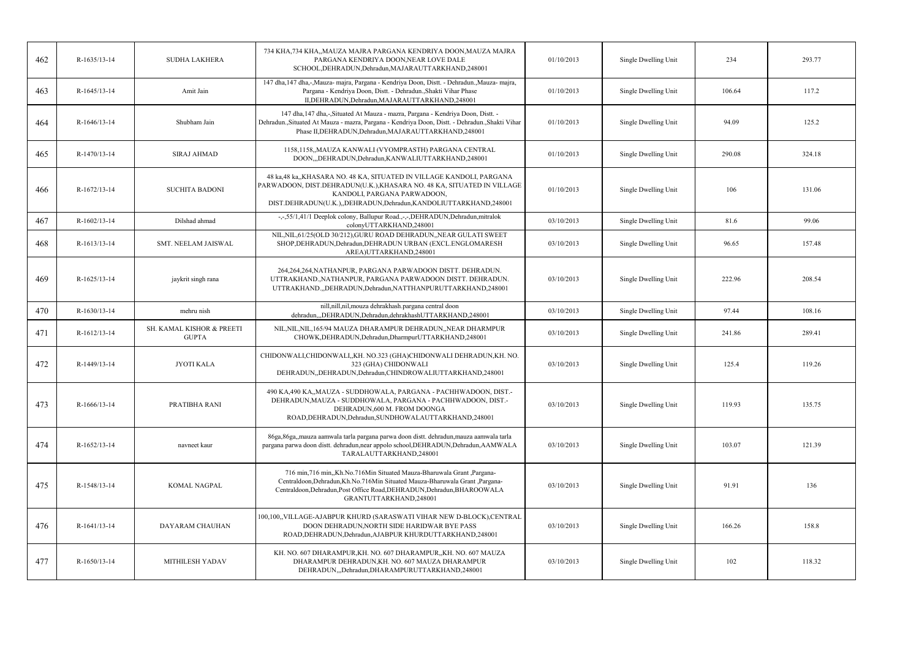| 462 | R-1635/13-14 | SUDHA LAKHERA | 734 KHA,734 KHA,,MAUZA MAJRA PARGANA KENDRIYA DOON,MAUZA MAJRA PARGANA KENDRIYA DOON,NEAR LOVE DALE SCHOOL,DEHRADUN,Dehradun,MAJARAUTTARKHAND,248001 | 01/10/2013 | Single Dwelling Unit | 234 | 293.77 |
|---|---|---|---|---|---|---|---|
| 463 | R-1645/13-14 | Amit Jain | 147 dha,147 dha,-,Mauza- majra, Pargana - Kendriya Doon, Distt. - Dehradun.,Mauza- majra, Pargana - Kendriya Doon, Distt. - Dehradun.,Shakti Vihar Phase II,DEHRADUN,Dehradun,MAJARAUTTARKHAND,248001 | 01/10/2013 | Single Dwelling Unit | 106.64 | 117.2 |
| 464 | R-1646/13-14 | Shubham Jain | 147 dha,147 dha,-,Situated At Mauza - mazra, Pargana - Kendriya Doon, Distt. - Dehradun.,Situated At Mauza - mazra, Pargana - Kendriya Doon, Distt. - Dehradun.,Shakti Vihar Phase II,DEHRADUN,Dehradun,MAJARAUTTARKHAND,248001 | 01/10/2013 | Single Dwelling Unit | 94.09 | 125.2 |
| 465 | R-1470/13-14 | SIRAJ AHMAD | 1158,1158,,MAUZA KANWALI (VYOMPRASTH) PARGANA CENTRAL DOON,,,DEHRADUN,Dehradun,KANWALIUTTARKHAND,248001 | 01/10/2013 | Single Dwelling Unit | 290.08 | 324.18 |
| 466 | R-1672/13-14 | SUCHITA BADONI | 48 ka,48 ka,,KHASARA NO. 48 KA, SITUATED IN VILLAGE KANDOLI, PARGANA PARWADOON, DIST.DEHRADUN(U.K.),KHASARA NO. 48 KA, SITUATED IN VILLAGE KANDOLI, PARGANA PARWADOON, DIST.DEHRADUN(U.K.),,DEHRADUN,Dehradun,KANDOLIUTTARKHAND,248001 | 01/10/2013 | Single Dwelling Unit | 106 | 131.06 |
| 467 | R-1602/13-14 | Dilshad ahmad | -,-,55/1,41/1 Deeplok colony, Ballupur Road.,-,-,DEHRADUN,Dehradun,mitralok colonyUTTARKHAND,248001 | 03/10/2013 | Single Dwelling Unit | 81.6 | 99.06 |
| 468 | R-1613/13-14 | SMT. NEELAM JAISWAL | NIL,NIL,61/25(OLD 30/212),GURU ROAD DEHRADUN,,NEAR GULATI SWEET SHOP,DEHRADUN,Dehradun,DEHRADUN URBAN (EXCL.ENGLOMARESH AREA)UTTARKHAND,248001 | 03/10/2013 | Single Dwelling Unit | 96.65 | 157.48 |
| 469 | R-1625/13-14 | jaykrit singh rana | 264,264,264,NATHANPUR, PARGANA PARWADOON DISTT. DEHRADUN. UTTRAKHAND.,NATHANPUR, PARGANA PARWADOON DISTT. DEHRADUN. UTTRAKHAND.,,DEHRADUN,Dehradun,NATTHANPURUTTARKHAND,248001 | 03/10/2013 | Single Dwelling Unit | 222.96 | 208.54 |
| 470 | R-1630/13-14 | mehru nish | nill,nill,nil,mouza dehrakhash.pargana central doon dehradun,,,DEHRADUN,Dehradun,dehrakhashUTTARKHAND,248001 | 03/10/2013 | Single Dwelling Unit | 97.44 | 108.16 |
| 471 | R-1612/13-14 | SH. KAMAL KISHOR & PREETI GUPTA | NIL,NIL,NIL,165/94 MAUZA DHARAMPUR DEHRADUN,,NEAR DHARMPUR CHOWK,DEHRADUN,Dehradun,DharmpurUTTARKHAND,248001 | 03/10/2013 | Single Dwelling Unit | 241.86 | 289.41 |
| 472 | R-1449/13-14 | JYOTI KALA | CHIDONWALI,CHIDONWALI,,KH. NO.323 (GHA)CHIDONWALI DEHRADUN,KH. NO. 323 (GHA) CHIDONWALI DEHRADUN,,DEHRADUN,Dehradun,CHINDROWALIUTTARKHAND,248001 | 03/10/2013 | Single Dwelling Unit | 125.4 | 119.26 |
| 473 | R-1666/13-14 | PRATIBHA RANI | 490 KA,490 KA,,MAUZA - SUDDHOWALA, PARGANA - PACHHWADOON, DIST.- DEHRADUN,MAUZA - SUDDHOWALA, PARGANA - PACHHWADOON, DIST.- DEHRADUN,600 M. FROM DOONGA ROAD,DEHRADUN,Dehradun,SUNDHOWALAUTTARKHAND,248001 | 03/10/2013 | Single Dwelling Unit | 119.93 | 135.75 |
| 474 | R-1652/13-14 | navneet kaur | 86ga,86ga,,mauza aamwala tarla pargana parwa doon distt. dehradun,mauza aamwala tarla pargana parwa doon distt. dehradun,near appolo school,DEHRADUN,Dehradun,AAMWALA TARALAUTTARKHAND,248001 | 03/10/2013 | Single Dwelling Unit | 103.07 | 121.39 |
| 475 | R-1548/13-14 | KOMAL NAGPAL | 716 min,716 min,,Kh.No.716Min Situated Mauza-Bharuwala Grant ,Pargana-Centraldoon,Dehradun,Kh.No.716Min Situated Mauza-Bharuwala Grant ,Pargana-Centraldoon,Dehradun,Post Office Road,DEHRADUN,Dehradun,BHAROOWALA GRANTUTTARKHAND,248001 | 03/10/2013 | Single Dwelling Unit | 91.91 | 136 |
| 476 | R-1641/13-14 | DAYARAM CHAUHAN | 100,100,,VILLAGE-AJABPUR KHURD (SARASWATI VIHAR NEW D-BLOCK),CENTRAL DOON DEHRADUN,NORTH SIDE HARIDWAR BYE PASS ROAD,DEHRADUN,Dehradun,AJABPUR KHURDUTTARKHAND,248001 | 03/10/2013 | Single Dwelling Unit | 166.26 | 158.8 |
| 477 | R-1650/13-14 | MITHILESH YADAV | KH. NO. 607 DHARAMPUR,KH. NO. 607 DHARAMPUR,,KH. NO. 607 MAUZA DHARAMPUR DEHRADUN,KH. NO. 607 MAUZA DHARAMPUR DEHRADUN,,,Dehradun,DHARAMPURUTTARKHAND,248001 | 03/10/2013 | Single Dwelling Unit | 102 | 118.32 |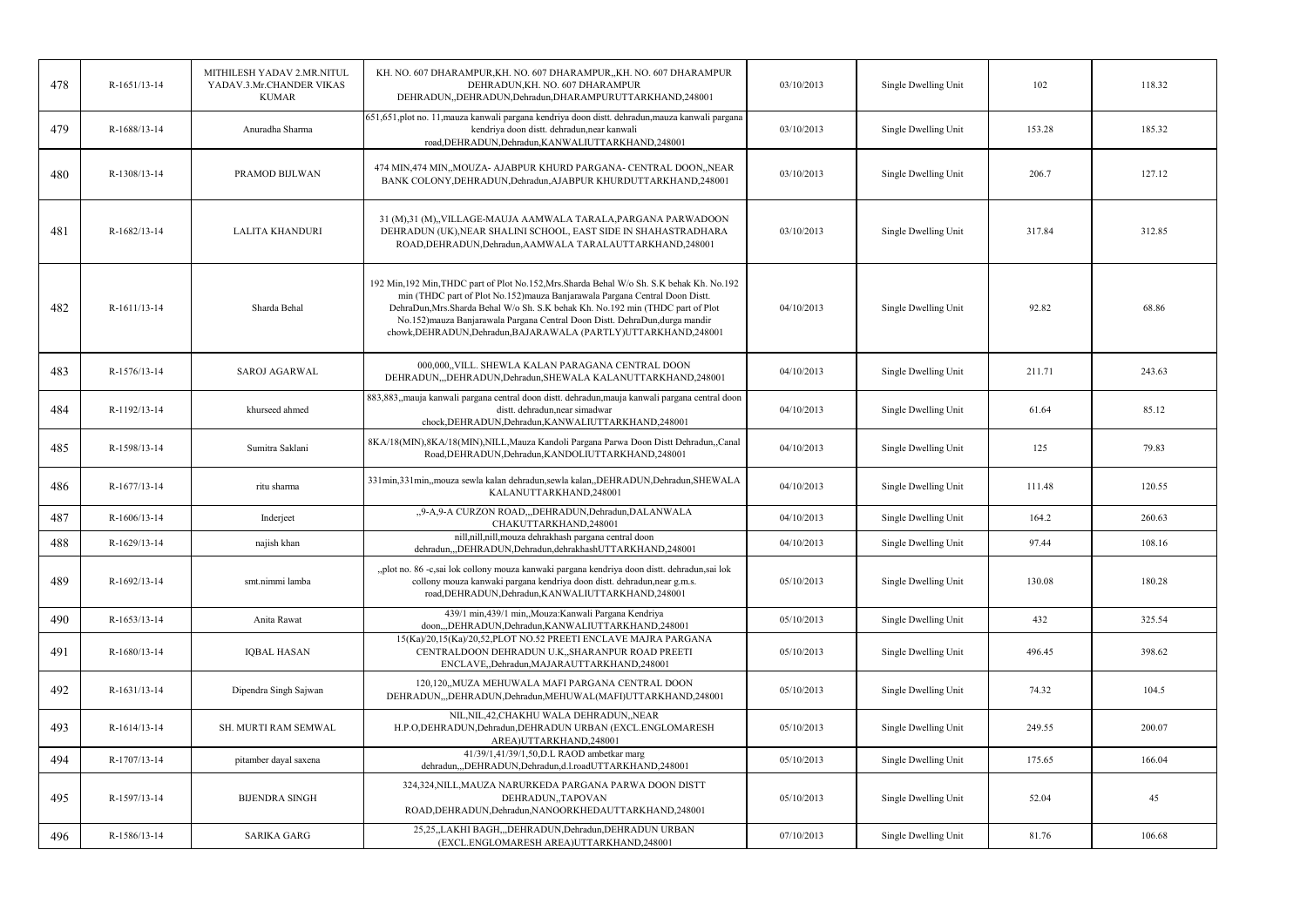| 478 | R-1651/13-14 | MITHILESH YADAV 2.MR.NITUL YADAV.3.Mr.CHANDER VIKAS KUMAR | KH. NO. 607 DHARAMPUR,KH. NO. 607 DHARAMPUR,,KH. NO. 607 DHARAMPUR DEHRADUN,KH. NO. 607 DHARAMPUR DEHRADUN,,DEHRADUN,Dehradun,DHARAMPURUTTARKHAND,248001 | 03/10/2013 | Single Dwelling Unit | 102 | 118.32 |
|---|---|---|---|---|---|---|---|
| 479 | R-1688/13-14 | Anuradha Sharma | 651,651,plot no. 11,mauza kanwali pargana kendriya doon distt. dehradun,mauza kanwali pargana kendriya doon distt. dehradun,near kanwali road,DEHRADUN,Dehradun,KANWALIUTTARKHAND,248001 | 03/10/2013 | Single Dwelling Unit | 153.28 | 185.32 |
| 480 | R-1308/13-14 | PRAMOD BIJLWAN | 474 MIN,474 MIN,,MOUZA- AJABPUR KHURD PARGANA- CENTRAL DOON,,NEAR BANK COLONY,DEHRADUN,Dehradun,AJABPUR KHURDUTTARKHAND,248001 | 03/10/2013 | Single Dwelling Unit | 206.7 | 127.12 |
| 481 | R-1682/13-14 | LALITA KHANDURI | 31 (M),31 (M),,VILLAGE-MAUJA AAMWALA TARALA,PARGANA PARWADOON DEHRADUN (UK),NEAR SHALINI SCHOOL, EAST SIDE IN SHAHASTRADHARA ROAD,DEHRADUN,Dehradun,AAMWALA TARALAUTTARKHAND,248001 | 03/10/2013 | Single Dwelling Unit | 317.84 | 312.85 |
| 482 | R-1611/13-14 | Sharda Behal | 192 Min,192 Min,THDC part of Plot No.152,Mrs.Sharda Behal W/o Sh. S.K behak Kh. No.192 min (THDC part of Plot No.152)mauza Banjarawala Pargana Central Doon Distt. DehraDun,Mrs.Sharda Behal W/o Sh. S.K behak Kh. No.192 min (THDC part of Plot No.152)mauza Banjarawala Pargana Central Doon Distt. DehraDun,durga mandir chowk,DEHRADUN,Dehradun,BAJARAWALA (PARTLY)UTTARKHAND,248001 | 04/10/2013 | Single Dwelling Unit | 92.82 | 68.86 |
| 483 | R-1576/13-14 | SAROJ AGARWAL | 000,000,,VILL. SHEWLA KALAN PARAGANA CENTRAL DOON DEHRADUN,,,DEHRADUN,Dehradun,SHEWALA KALANUTTARKHAND,248001 | 04/10/2013 | Single Dwelling Unit | 211.71 | 243.63 |
| 484 | R-1192/13-14 | khurseed ahmed | 883,883,,mauja kanwali pargana central doon distt. dehradun,mauja kanwali pargana central doon distt. dehradun,near simadwar chock,DEHRADUN,Dehradun,KANWALIUTTARKHAND,248001 | 04/10/2013 | Single Dwelling Unit | 61.64 | 85.12 |
| 485 | R-1598/13-14 | Sumitra Saklani | 8KA/18(MIN),8KA/18(MIN),NILL,Mauza Kandoli Pargana Parwa Doon Distt Dehradun,,Canal Road,DEHRADUN,Dehradun,KANDOLIUTTARKHAND,248001 | 04/10/2013 | Single Dwelling Unit | 125 | 79.83 |
| 486 | R-1677/13-14 | ritu sharma | 331min,331min,,mouza sewla kalan dehradun,sewla kalan,,DEHRADUN,Dehradun,SHEWALA KALANUTTARKHAND,248001 | 04/10/2013 | Single Dwelling Unit | 111.48 | 120.55 |
| 487 | R-1606/13-14 | Inderjeet | ,,9-A,9-A CURZON ROAD,,,DEHRADUN,Dehradun,DALANWALA CHAKUTTARKHAND,248001 | 04/10/2013 | Single Dwelling Unit | 164.2 | 260.63 |
| 488 | R-1629/13-14 | najish khan | nill,nill,nill,mouza dehrakhash pargana central doon dehradun,,,DEHRADUN,Dehradun,dehrakhashUTTARKHAND,248001 | 04/10/2013 | Single Dwelling Unit | 97.44 | 108.16 |
| 489 | R-1692/13-14 | smt.nimmi lamba | ,,plot no. 86 -c,sai lok collony mouza kanwaki pargana kendriya doon distt. dehradun,sai lok collony mouza kanwaki pargana kendriya doon distt. dehradun,near g.m.s. road,DEHRADUN,Dehradun,KANWALIUTTARKHAND,248001 | 05/10/2013 | Single Dwelling Unit | 130.08 | 180.28 |
| 490 | R-1653/13-14 | Anita Rawat | 439/1 min,439/1 min,,Mouza:Kanwali Pargana Kendriya doon,,,DEHRADUN,Dehradun,KANWALIUTTARKHAND,248001 | 05/10/2013 | Single Dwelling Unit | 432 | 325.54 |
| 491 | R-1680/13-14 | IQBAL HASAN | 15(Ka)/20,15(Ka)/20,52,PLOT NO.52 PREETI ENCLAVE MAJRA PARGANA CENTRALDOON DEHRADUN U.K,,SHARANPUR ROAD PREETI ENCLAVE,,Dehradun,MAJARAUTTARKHAND,248001 | 05/10/2013 | Single Dwelling Unit | 496.45 | 398.62 |
| 492 | R-1631/13-14 | Dipendra Singh Sajwan | 120,120,,MUZA MEHUWALA MAFI PARGANA CENTRAL DOON DEHRADUN,,,DEHRADUN,Dehradun,MEHUWAL(MAFI)UTTARKHAND,248001 | 05/10/2013 | Single Dwelling Unit | 74.32 | 104.5 |
| 493 | R-1614/13-14 | SH. MURTI RAM SEMWAL | NIL,NIL,42,CHAKHU WALA DEHRADUN,,NEAR H.P.O,DEHRADUN,Dehradun,DEHRADUN URBAN (EXCL.ENGLOMARESH AREA)UTTARKHAND,248001 | 05/10/2013 | Single Dwelling Unit | 249.55 | 200.07 |
| 494 | R-1707/13-14 | pitamber dayal saxena | 41/39/1,41/39/1,50,D.L RAOD ambetkar marg dehradun,,,DEHRADUN,Dehradun,d.l.roadUTTARKHAND,248001 | 05/10/2013 | Single Dwelling Unit | 175.65 | 166.04 |
| 495 | R-1597/13-14 | BIJENDRA SINGH | 324,324,NILL,MAUZA NARURKEDA PARGANA PARWA DOON DISTT DEHRADUN,,TAPOVAN ROAD,DEHRADUN,Dehradun,NANOORKHEDAUTTARKHAND,248001 | 05/10/2013 | Single Dwelling Unit | 52.04 | 45 |
| 496 | R-1586/13-14 | SARIKA GARG | 25,25,,LAKHI BAGH,,,DEHRADUN,Dehradun,DEHRADUN URBAN (EXCL.ENGLOMARESH AREA)UTTARKHAND,248001 | 07/10/2013 | Single Dwelling Unit | 81.76 | 106.68 |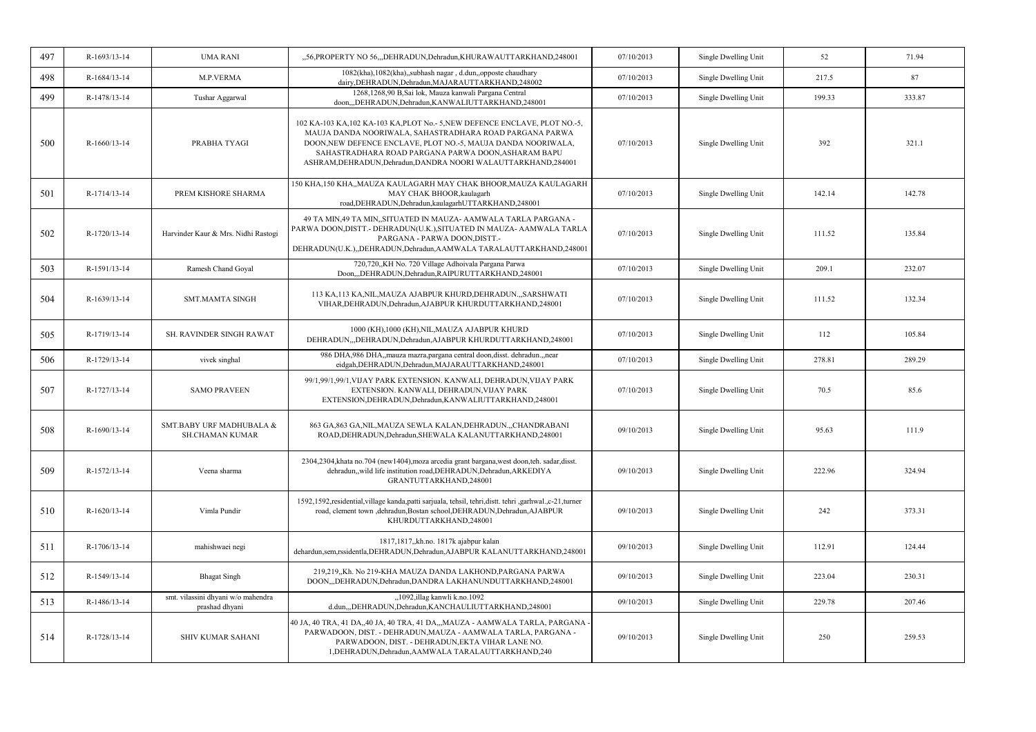| 497 | R-1693/13-14 | UMA RANI | ,,56,PROPERTY NO 56,,,DEHRADUN,Dehradun,KHURAWAUTTARKHAND,248001 | 07/10/2013 | Single Dwelling Unit | 52 | 71.94 |
|---|---|---|---|---|---|---|---|
| 498 | R-1684/13-14 | M.P.VERMA | 1082(kha),1082(kha),,subhash nagar , d.dun,,opposte chaudhary dairy,DEHRADUN,Dehradun,MAJARAUTTARKHAND,248002 | 07/10/2013 | Single Dwelling Unit | 217.5 | 87 |
| 499 | R-1478/13-14 | Tushar Aggarwal | 1268,1268,90 B,Sai lok, Mauza kanwali Pargana Central doon,,,DEHRADUN,Dehradun,KANWALIUTTARKHAND,248001 | 07/10/2013 | Single Dwelling Unit | 199.33 | 333.87 |
| 500 | R-1660/13-14 | PRABHA TYAGI | 102 KA-103 KA,102 KA-103 KA,PLOT No.- 5,NEW DEFENCE ENCLAVE, PLOT NO.-5, MAUJA DANDA NOORIWALA, SAHASTRADHARA ROAD PARGANA PARWA DOON,NEW DEFENCE ENCLAVE, PLOT NO.-5, MAUJA DANDA NOORIWALA, SAHASTRADHARA ROAD PARGANA PARWA DOON,ASHARAM BAPU ASHRAM,DEHRADUN,Dehradun,DANDRA NOORI WALAUTTARKHAND,284001 | 07/10/2013 | Single Dwelling Unit | 392 | 321.1 |
| 501 | R-1714/13-14 | PREM KISHORE SHARMA | 150 KHA,150 KHA,,MAUZA KAULAGARH MAY CHAK BHOOR,MAUZA KAULAGARH MAY CHAK BHOOR,kaulagarh road,DEHRADUN,Dehradun,kaulagarhUTTARKHAND,248001 | 07/10/2013 | Single Dwelling Unit | 142.14 | 142.78 |
| 502 | R-1720/13-14 | Harvinder Kaur & Mrs. Nidhi Rastogi | 49 TA MIN,49 TA MIN,,SITUATED IN MAUZA- AAMWALA TARLA PARGANA - PARWA DOON,DISTT.- DEHRADUN(U.K.),SITUATED IN MAUZA- AAMWALA TARLA PARGANA - PARWA DOON,DISTT.- DEHRADUN(U.K.),,DEHRADUN,Dehradun,AAMWALA TARALAUTTARKHAND,248001 | 07/10/2013 | Single Dwelling Unit | 111.52 | 135.84 |
| 503 | R-1591/13-14 | Ramesh Chand Goyal | 720,720,,KH No. 720 Village Adhoivala Pargana Parwa Doon,,,DEHRADUN,Dehradun,RAIPURUTTARKHAND,248001 | 07/10/2013 | Single Dwelling Unit | 209.1 | 232.07 |
| 504 | R-1639/13-14 | SMT.MAMTA SINGH | 113 KA,113 KA,NIL,MAUZA AJABPUR KHURD,DEHRADUN.,,SARSHWATI VIHAR,DEHRADUN,Dehradun,AJABPUR KHURDUTTARKHAND,248001 | 07/10/2013 | Single Dwelling Unit | 111.52 | 132.34 |
| 505 | R-1719/13-14 | SH. RAVINDER SINGH RAWAT | 1000 (KH),1000 (KH),NIL,MAUZA AJABPUR KHURD DEHRADUN,,,DEHRADUN,Dehradun,AJABPUR KHURDUTTARKHAND,248001 | 07/10/2013 | Single Dwelling Unit | 112 | 105.84 |
| 506 | R-1729/13-14 | vivek singhal | 986 DHA,986 DHA,,mauza mazra,pargana central doon,disst. dehradun.,,near eidgah,DEHRADUN,Dehradun,MAJARAUTTARKHAND,248001 | 07/10/2013 | Single Dwelling Unit | 278.81 | 289.29 |
| 507 | R-1727/13-14 | SAMO PRAVEEN | 99/1,99/1,99/1,VIJAY PARK EXTENSION. KANWALI, DEHRADUN,VIJAY PARK EXTENSION. KANWALI, DEHRADUN,VIJAY PARK EXTENSION,DEHRADUN,Dehradun,KANWALIUTTARKHAND,248001 | 07/10/2013 | Single Dwelling Unit | 70.5 | 85.6 |
| 508 | R-1690/13-14 | SMT.BABY URF MADHUBALA & SH.CHAMAN KUMAR | 863 GA,863 GA,NIL,MAUZA SEWLA KALAN,DEHRADUN.,,CHANDRABANI ROAD,DEHRADUN,Dehradun,SHEWALA KALANUTTARKHAND,248001 | 09/10/2013 | Single Dwelling Unit | 95.63 | 111.9 |
| 509 | R-1572/13-14 | Veena sharma | 2304,2304,khata no.704 (new1404),moza arcedia grant bargana,west doon,teh. sadar,disst. dehradun,,wild life institution road,DEHRADUN,Dehradun,ARKEDIYA GRANTUTTARKHAND,248001 | 09/10/2013 | Single Dwelling Unit | 222.96 | 324.94 |
| 510 | R-1620/13-14 | Vimla Pundir | 1592,1592,residential,village kanda,patti sarjuala, tehsil, tehri,distt. tehri ,garhwal.,c-21,turner road, clement town ,dehradun,Bostan school,DEHRADUN,Dehradun,AJABPUR KHURDUTTARKHAND,248001 | 09/10/2013 | Single Dwelling Unit | 242 | 373.31 |
| 511 | R-1706/13-14 | mahishwaei negi | 1817,1817,,kh.no. 1817k ajabpur kalan dehardun,sem,rssidentla,DEHRADUN,Dehradun,AJABPUR KALANUTTARKHAND,248001 | 09/10/2013 | Single Dwelling Unit | 112.91 | 124.44 |
| 512 | R-1549/13-14 | Bhagat Singh | 219,219,,Kh. No 219-KHA MAUZA DANDA LAKHOND,PARGANA PARWA DOON,,,DEHRADUN,Dehradun,DANDRA LAKHANUNDUTTARKHAND,248001 | 09/10/2013 | Single Dwelling Unit | 223.04 | 230.31 |
| 513 | R-1486/13-14 | smt. vilassini dhyani w/o mahendra prashad dhyani | ,,1092,illag kanwli k.no.1092 d.dun,,,DEHRADUN,Dehradun,KANCHAULIUTTARKHAND,248001 | 09/10/2013 | Single Dwelling Unit | 229.78 | 207.46 |
| 514 | R-1728/13-14 | SHIV KUMAR SAHANI | 40 JA, 40 TRA, 41 DA,,40 JA, 40 TRA, 41 DA,,,MAUZA - AAMWALA TARLA, PARGANA - PARWADOON, DIST. - DEHRADUN,MAUZA - AAMWALA TARLA, PARGANA - PARWADOON, DIST. - DEHRADUN,EKTA VIHAR LANE NO. 1,DEHRADUN,Dehradun,AAMWALA TARALAUTTARKHAND,240 | 09/10/2013 | Single Dwelling Unit | 250 | 259.53 |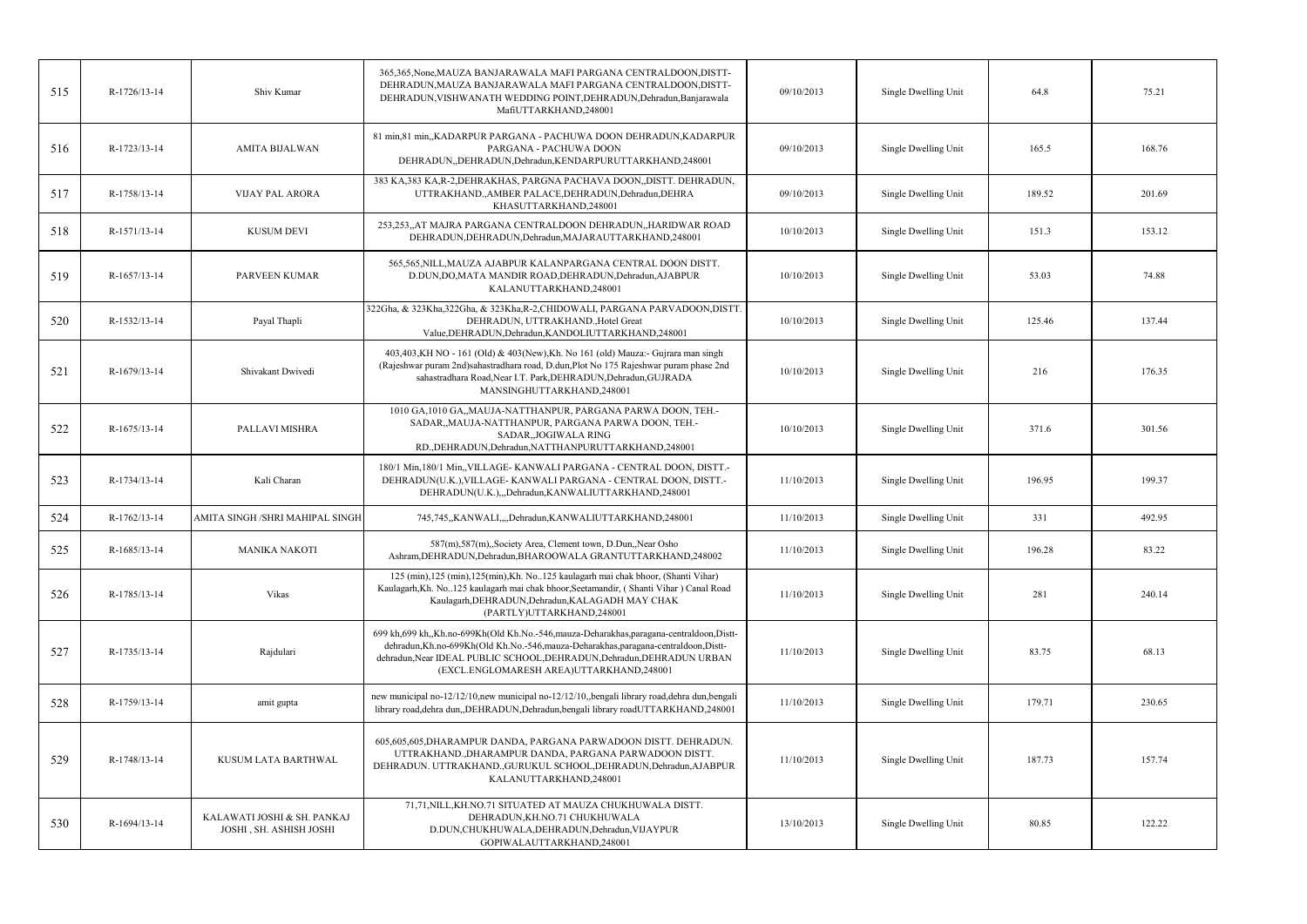| 515 | R-1726/13-14 | Shiv Kumar | 365,365,None,MAUZA BANJARAWALA MAFI PARGANA CENTRALDOON,DISTT-DEHRADUN,MAUZA BANJARAWALA MAFI PARGANA CENTRALDOON,DISTT-DEHRADUN,VISHWANATH WEDDING POINT,DEHRADUN,Dehradun,Banjarawala MafiUTTARKHAND,248001 | 09/10/2013 | Single Dwelling Unit | 64.8 | 75.21 |
|---|---|---|---|---|---|---|---|
| 516 | R-1723/13-14 | AMITA BIJALWAN | 81 min,81 min,,KADARPUR PARGANA - PACHUWA DOON DEHRADUN,KADARPUR PARGANA - PACHUWA DOON DEHRADUN,,DEHRADUN,Dehradun,KENDARPURUTTARKHAND,248001 | 09/10/2013 | Single Dwelling Unit | 165.5 | 168.76 |
| 517 | R-1758/13-14 | VIJAY PAL ARORA | 383 KA,383 KA,R-2,DEHRAKHAS, PARGNA PACHAVA DOON,,DISTT. DEHRADUN, UTTRAKHAND.,AMBER PALACE,DEHRADUN,Dehradun,DEHRA KHASUTTARKHAND,248001 | 09/10/2013 | Single Dwelling Unit | 189.52 | 201.69 |
| 518 | R-1571/13-14 | KUSUM DEVI | 253,253,,AT MAJRA PARGANA CENTRALDOON DEHRADUN,,HARIDWAR ROAD DEHRADUN,DEHRADUN,Dehradun,MAJARAUTTARKHAND,248001 | 10/10/2013 | Single Dwelling Unit | 151.3 | 153.12 |
| 519 | R-1657/13-14 | PARVEEN KUMAR | 565,565,NILL,MAUZA AJABPUR KALANPARGANA CENTRAL DOON DISTT. D.DUN,DO,MATA MANDIR ROAD,DEHRADUN,Dehradun,AJABPUR KALANUTTARKHAND,248001 | 10/10/2013 | Single Dwelling Unit | 53.03 | 74.88 |
| 520 | R-1532/13-14 | Payal Thapli | 322Gha, & 323Kha,322Gha, & 323Kha,R-2,CHIDOWALI, PARGANA PARVADOON,DISTT. DEHRADUN, UTTRAKHAND.,Hotel Great Value,DEHRADUN,Dehradun,KANDOLIUTTARKHAND,248001 | 10/10/2013 | Single Dwelling Unit | 125.46 | 137.44 |
| 521 | R-1679/13-14 | Shivakant Dwivedi | 403,403,KH NO - 161 (Old) & 403(New),Kh. No 161 (old) Mauza:- Gujrara man singh (Rajeshwar puram 2nd)sahastradhara road, D.dun,Plot No 175 Rajeshwar puram phase 2nd sahastradhara Road,Near I.T. Park,DEHRADUN,Dehradun,GUJRADA MANSINGHUTTARKHAND,248001 | 10/10/2013 | Single Dwelling Unit | 216 | 176.35 |
| 522 | R-1675/13-14 | PALLAVI MISHRA | 1010 GA,1010 GA,,MAUJA-NATTHANPUR, PARGANA PARWA DOON, TEH.-SADAR,,MAUJA-NATTHANPUR, PARGANA PARWA DOON, TEH.-SADAR,,JOGIWALA RING RD.,DEHRADUN,Dehradun,NATTHANPURUTTARKHAND,248001 | 10/10/2013 | Single Dwelling Unit | 371.6 | 301.56 |
| 523 | R-1734/13-14 | Kali Charan | 180/1 Min,180/1 Min,,VILLAGE- KANWALI PARGANA - CENTRAL DOON, DISTT.-DEHRADUN(U.K.),VILLAGE- KANWALI PARGANA - CENTRAL DOON, DISTT.-DEHRADUN(U.K.),,,Dehradun,KANWALIUTTARKHAND,248001 | 11/10/2013 | Single Dwelling Unit | 196.95 | 199.37 |
| 524 | R-1762/13-14 | AMITA SINGH /SHRI MAHIPAL SINGH | 745,745,,KANWALI,,,,Dehradun,KANWALIUTTARKHAND,248001 | 11/10/2013 | Single Dwelling Unit | 331 | 492.95 |
| 525 | R-1685/13-14 | MANIKA NAKOTI | 587(m),587(m),,Society Area, Clement town, D.Dun,,Near Osho Ashram,DEHRADUN,Dehradun,BHAROOWALA GRANTUTTARKHAND,248002 | 11/10/2013 | Single Dwelling Unit | 196.28 | 83.22 |
| 526 | R-1785/13-14 | Vikas | 125 (min),125 (min),125(min),Kh. No..125 kaulagarh mai chak bhoor, (Shanti Vihar) Kaulagarh,Kh. No..125 kaulagarh mai chak bhoor,Seetamandir, ( Shanti Vihar ) Canal Road Kaulagarh,DEHRADUN,Dehradun,KALAGADH MAY CHAK (PARTLY)UTTARKHAND,248001 | 11/10/2013 | Single Dwelling Unit | 281 | 240.14 |
| 527 | R-1735/13-14 | Rajdulari | 699 kh,699 kh,,Kh.no-699Kh(Old Kh.No.-546,mauza-Deharakhas,paragana-centraldoon,Distt-dehradun,Kh.no-699Kh(Old Kh.No.-546,mauza-Deharakhas,paragana-centraldoon,Distt-dehradun,Near IDEAL PUBLIC SCHOOL,DEHRADUN,Dehradun,DEHRADUN URBAN (EXCL.ENGLOMARESH AREA)UTTARKHAND,248001 | 11/10/2013 | Single Dwelling Unit | 83.75 | 68.13 |
| 528 | R-1759/13-14 | amit gupta | new municipal no-12/12/10,new municipal no-12/12/10,,bengali library road,dehra dun,bengali library road,dehra dun,,DEHRADUN,Dehradun,bengali library roadUTTARKHAND,248001 | 11/10/2013 | Single Dwelling Unit | 179.71 | 230.65 |
| 529 | R-1748/13-14 | KUSUM LATA BARTHWAL | 605,605,605,DHARAMPUR DANDA, PARGANA PARWADOON DISTT. DEHRADUN. UTTRAKHAND.,DHARAMPUR DANDA, PARGANA PARWADOON DISTT. DEHRADUN. UTTRAKHAND.,GURUKUL SCHOOL,DEHRADUN,Dehradun,AJABPUR KALANUTTARKHAND,248001 | 11/10/2013 | Single Dwelling Unit | 187.73 | 157.74 |
| 530 | R-1694/13-14 | KALAWATI JOSHI & SH. PANKAJ JOSHI , SH. ASHISH JOSHI | 71,71,NILL,KH.NO.71 SITUATED AT MAUZA CHUKHUWALA DISTT. DEHRADUN,KH.NO.71 CHUKHUWALA D.DUN,CHUKHUWALA,DEHRADUN,Dehradun,VIJAYPUR GOPIWALAUTTARKHAND,248001 | 13/10/2013 | Single Dwelling Unit | 80.85 | 122.22 |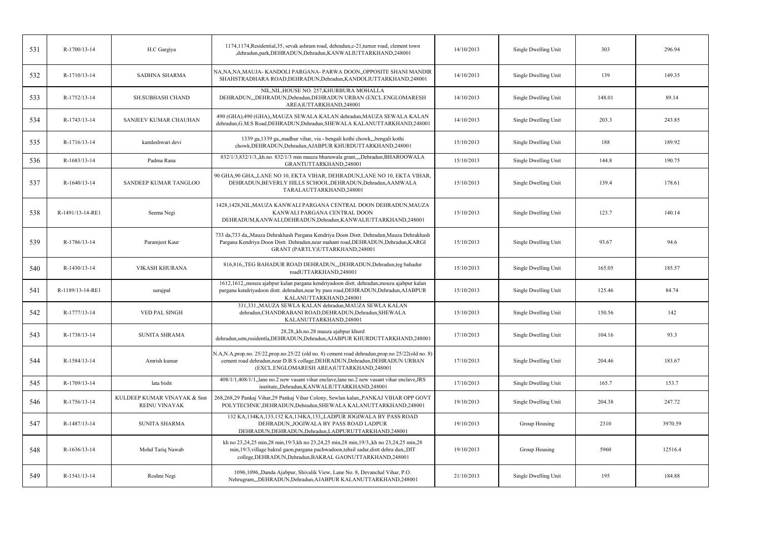| 531 | R-1700/13-14 | H.C Gargiya | 1174,1174,Residential,35, sevak ashram road, dehradun,c-21,turner road, clement town ,dehradun,park,DEHRADUN,Dehradun,KANWALIUTTARKHAND,248001 | 14/10/2013 | Single Dwelling Unit | 303 | 296.94 |
|---|---|---|---|---|---|---|---|
| 532 | R-1710/13-14 | SADHNA SHARMA | NA,NA,NA,MAUJA- KANDOLI PARGANA- PARWA DOON,,OPPOSITE SHANI MANDIR SHAHSTRADHARA ROAD,DEHRADUN,Dehradun,KANDOLIUTTARKHAND,248001 | 14/10/2013 | Single Dwelling Unit | 139 | 149.35 |
| 533 | R-1752/13-14 | SH.SUBHASH CHAND | NIL,NIL,HOUSE NO. 257,KHURBURA MOHALLA DEHRADUN,,,DEHRADUN,Dehradun,DEHRADUN URBAN (EXCL.ENGLOMARESH AREA)UTTARKHAND,248001 | 14/10/2013 | Single Dwelling Unit | 148.01 | 89.14 |
| 534 | R-1743/13-14 | SANJEEV KUMAR CHAUHAN | 490 (GHA),490 (GHA),,MAUZA SEWALA KALAN dehradun,MAUZA SEWALA KALAN dehradun,G.M.S Road,DEHRADUN,Dehradun,SHEWALA KALANUTTARKHAND,248001 | 14/10/2013 | Single Dwelling Unit | 203.3 | 243.85 |
| 535 | R-1716/13-14 | kamleshwari devi | 1339 ga,1339 ga,,madhur vihar, via - bengali kothi chowk,,,bengali kothi chowk,DEHRADUN,Dehradun,AJABPUR KHURDUTTARKHAND,248001 | 15/10/2013 | Single Dwelling Unit | 188 | 189.92 |
| 536 | R-1683/13-14 | Padma Rana | 832/1/3,832/1/3,,kh.no. 832/1/3 min mauza bharuwala grant,,,,Dehradun,BHAROOWALA GRANTUTTARKHAND,248001 | 15/10/2013 | Single Dwelling Unit | 144.8 | 190.75 |
| 537 | R-1640/13-14 | SANDEEP KUMAR TANGLOO | 90 GHA,90 GHA,,LANE NO 10, EKTA VIHAR, DEHRADUN,LANE NO 10, EKTA VIHAR, DEHRADUN,BEVERLY HILLS SCHOOL,DEHRADUN,Dehradun,AAMWALA TARALAUTTARKHAND,248001 | 15/10/2013 | Single Dwelling Unit | 139.4 | 178.61 |
| 538 | R-1491/13-14-RE1 | Seema Negi | 1428,1428,NIL,MAUZA KANWALI PARGANA CENTRAL DOON DEHRADUN,MAUZA KANWALI PARGANA CENTRAL DOON DEHRADUM,KANWALI,DEHRADUN,Dehradun,KANWALIUTTARKHAND,248001 | 15/10/2013 | Single Dwelling Unit | 123.7 | 140.14 |
| 539 | R-1786/13-14 | Paramjeet Kaur | 733 da,733 da,,Mauza Dehrakhash Pargana Kendriya Doon Distt. Dehradun,Mauza Dehrakhash Pargana Kendriya Doon Distt. Dehradun,near mahant road,DEHRADUN,Dehradun,KARGI GRANT (PARTLY)UTTARKHAND,248001 | 15/10/2013 | Single Dwelling Unit | 93.67 | 94.6 |
| 540 | R-1430/13-14 | VIKASH KHURANA | 816,816,,TEG BAHADUR ROAD DEHRADUN,,,DEHRADUN,Dehradun,teg bahadur roadUTTARKHAND,248001 | 15/10/2013 | Single Dwelling Unit | 165.05 | 185.57 |
| 541 | R-1189/13-14-RE1 | surajpal | 1612,1612,,mouza ajabpur kalan pargana kendriyadoon distt. dehradun,mouza ajabpur kalan pargana kendriyadoon distt. dehradun,near by pass road,DEHRADUN,Dehradun,AJABPUR KALANUTTARKHAND,248001 | 15/10/2013 | Single Dwelling Unit | 125.46 | 84.74 |
| 542 | R-1777/13-14 | VED PAL SINGH | 331,331,,MAUZA SEWLA KALAN dehradun,MAUZA SEWLA KALAN dehradun,CHANDRABANI ROAD,DEHRADUN,Dehradun,SHEWALA KALANUTTARKHAND,248001 | 15/10/2013 | Single Dwelling Unit | 150.56 | 142 |
| 543 | R-1738/13-14 | SUNITA SHRAMA | 28,28,,kh.no.28 mauza ajabpur khurd dehradun,sem,rssidentla,DEHRADUN,Dehradun,AJABPUR KHURDUTTARKHAND,248001 | 17/10/2013 | Single Dwelling Unit | 104.16 | 93.3 |
| 544 | R-1584/13-14 | Amrish kumar | N.A,N.A,prop.no. 25/22,prop.no.25/22 (old no. 8) cement road dehradun,prop.no 25/22(old no. 8) cement road dehradun,near D.B.S collage,DEHRADUN,Dehradun,DEHRADUN URBAN (EXCL.ENGLOMARESH AREA)UTTARKHAND,248001 | 17/10/2013 | Single Dwelling Unit | 204.46 | 183.67 |
| 545 | R-1709/13-14 | lata bisht | 408/1/1,408/1/1,,lane no.2 new vasant vihar enclave,lane no.2 new vasant vihar enclave,JRS institute,,Dehradun,KANWALIUTTARKHAND,248001 | 17/10/2013 | Single Dwelling Unit | 165.7 | 153.7 |
| 546 | R-1756/13-14 | KULDEEP KUMAR VINAYAK & Smt REINU VINAYAK | 268,268,29 Pankaj Vihar,29 Pankaj Vihar Colony, Sewlan kalan,,PANKAJ VIHAR OPP GOVT POLYTECHNIC,DEHRADUN,Dehradun,SHEWALA KALANUTTARKHAND,248001 | 19/10/2013 | Single Dwelling Unit | 204.38 | 247.72 |
| 547 | R-1487/13-14 | SUNITA SHARMA | 132 KA,134KA,133,132 KA,134KA,133,,LADPUR JOGIWALA BY PASS ROAD DEHRADUN,,JOGIWALA BY PASS ROAD LADPUR DEHRADUN,DEHRADUN,Dehradun,LADPURUTTARKHAND,248001 | 19/10/2013 | Group Housing | 2310 | 3970.59 |
| 548 | R-1636/13-14 | Mohd Tariq Nawab | kh no 23,24,25 min,28 min,19/3,kh no 23,24,25 min,28 min,19/3,,kh no 23,24,25 min,28 min,19/3,village bakral gaon,pargana pachwadoon,tehsil sadar,distt dehra dun,,DIT college,DEHRADUN,Dehradun,BAKRAL GAONUTTARKHAND,248001 | 19/10/2013 | Group Housing | 5960 | 12516.4 |
| 549 | R-1541/13-14 | Roshni Negi | 1096,1096,,Danda Ajabpur, Shivalik View, Lane No. 8, Devanchal Vihar, P.O. Nehrugram,,,DEHRADUN,Dehradun,AJABPUR KALANUTTARKHAND,248001 | 21/10/2013 | Single Dwelling Unit | 195 | 184.88 |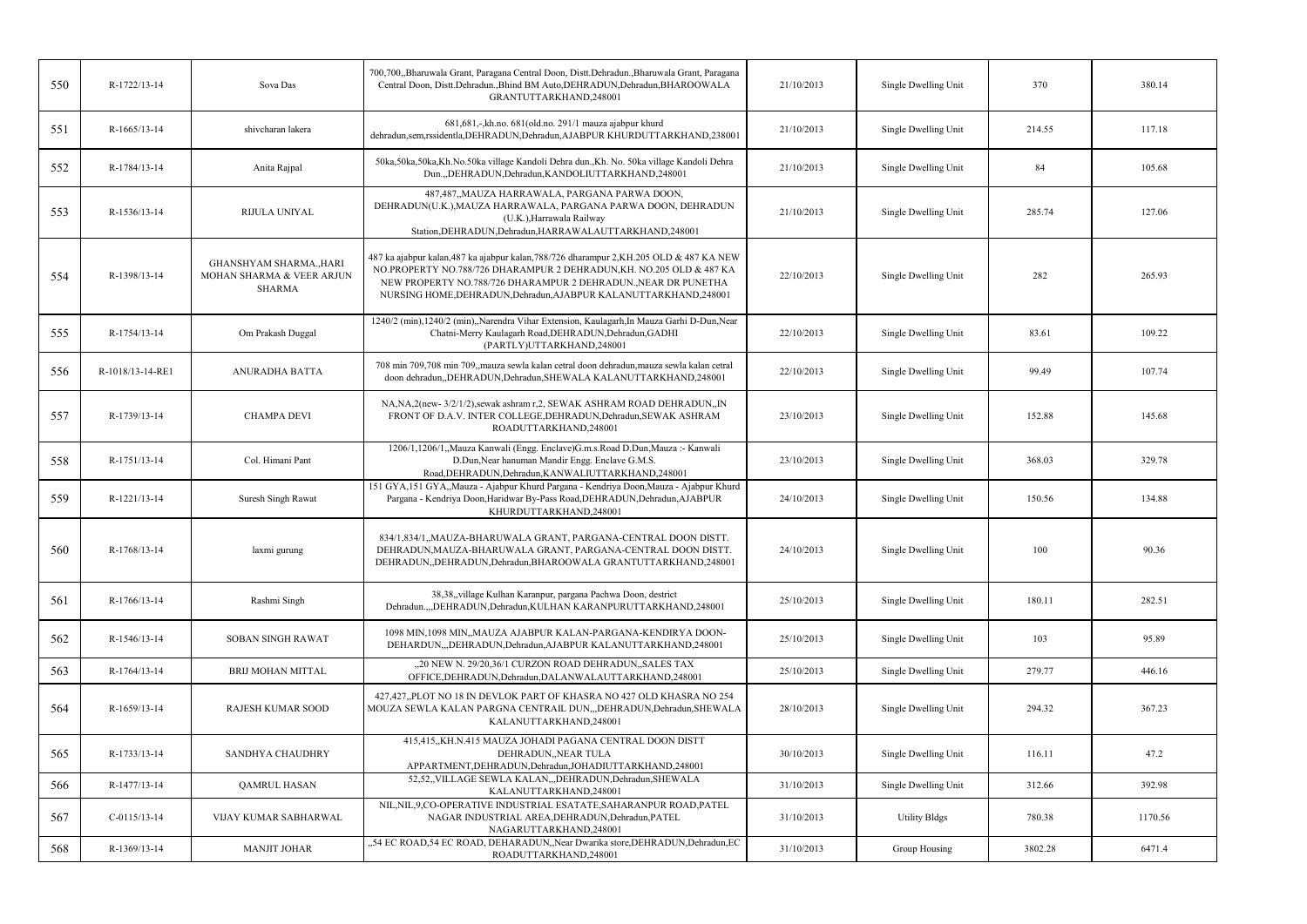| 550 | R-1722/13-14 | Sova Das | 700,700,,Bharuwala Grant, Paragana Central Doon, Distt.Dehradun.,Bharuwala Grant, Paragana Central Doon, Distt.Dehradun.,Bhind BM Auto,DEHRADUN,Dehradun,BHAROOWALA GRANTUTTARKHAND,248001 | 21/10/2013 | Single Dwelling Unit | 370 | 380.14 |
|---|---|---|---|---|---|---|---|
| 551 | R-1665/13-14 | shivcharan lakera | 681,681,-,kh.no. 681(old.no. 291/1 mauza ajabpur khurd dehradun,sem,rssidentla,DEHRADUN,Dehradun,AJABPUR KHURDUTTARKHAND,238001 | 21/10/2013 | Single Dwelling Unit | 214.55 | 117.18 |
| 552 | R-1784/13-14 | Anita Rajpal | 50ka,50ka,50ka,Kh.No.50ka village Kandoli Dehra dun.,Kh. No. 50ka village Kandoli Dehra Dun.,,DEHRADUN,Dehradun,KANDOLIUTTARKHAND,248001 | 21/10/2013 | Single Dwelling Unit | 84 | 105.68 |
| 553 | R-1536/13-14 | RIJULA UNIYAL | 487,487,,MAUZA HARRAWALA, PARGANA PARWA DOON, DEHRADUN(U.K.),MAUZA HARRAWALA, PARGANA PARWA DOON, DEHRADUN (U.K.),Harrawala Railway Station,DEHRADUN,Dehradun,HARRAWALAUTTARKHAND,248001 | 21/10/2013 | Single Dwelling Unit | 285.74 | 127.06 |
| 554 | R-1398/13-14 | GHANSHYAM SHARMA.,HARI MOHAN SHARMA & VEER ARJUN SHARMA | 487 ka ajabpur kalan,487 ka ajabpur kalan,788/726 dharampur 2,KH.205 OLD & 487 KA NEW NO.PROPERTY NO.788/726 DHARAMPUR 2 DEHRADUN,KH. NO.205 OLD & 487 KA NEW PROPERTY NO.788/726 DHARAMPUR 2 DEHRADUN.,NEAR DR PUNETHA NURSING HOME,DEHRADUN,Dehradun,AJABPUR KALANUTTARKHAND,248001 | 22/10/2013 | Single Dwelling Unit | 282 | 265.93 |
| 555 | R-1754/13-14 | Om Prakash Duggal | 1240/2 (min),1240/2 (min),,Narendra Vihar Extension, Kaulagarh,In Mauza Garhi D-Dun,Near Chatni-Merry Kaulagarh Road,DEHRADUN,Dehradun,GADHI (PARTLY)UTTARKHAND,248001 | 22/10/2013 | Single Dwelling Unit | 83.61 | 109.22 |
| 556 | R-1018/13-14-RE1 | ANURADHA BATTA | 708 min 709,708 min 709,,mauza sewla kalan cetral doon dehradun,mauza sewla kalan cetral doon dehradun,,DEHRADUN,Dehradun,SHEWALA KALANUTTARKHAND,248001 | 22/10/2013 | Single Dwelling Unit | 99.49 | 107.74 |
| 557 | R-1739/13-14 | CHAMPA DEVI | NA,NA,2(new- 3/2/1/2),sewak ashram r,2, SEWAK ASHRAM ROAD DEHRADUN,,IN FRONT OF D.A.V. INTER COLLEGE,DEHRADUN,Dehradun,SEWAK ASHRAM ROADUTTARKHAND,248001 | 23/10/2013 | Single Dwelling Unit | 152.88 | 145.68 |
| 558 | R-1751/13-14 | Col. Himani Pant | 1206/1,1206/1,,Mauza Kanwali (Engg. Enclave)G.m.s.Road D.Dun,Mauza :- Kanwali D.Dun,Near hanuman Mandir Engg. Enclave G.M.S. Road,DEHRADUN,Dehradun,KANWALIUTTARKHAND,248001 | 23/10/2013 | Single Dwelling Unit | 368.03 | 329.78 |
| 559 | R-1221/13-14 | Suresh Singh Rawat | 151 GYA,151 GYA,,Mauza - Ajabpur Khurd Pargana - Kendriya Doon,Mauza - Ajabpur Khurd Pargana - Kendriya Doon,Haridwar By-Pass Road,DEHRADUN,Dehradun,AJABPUR KHURDUTTARKHAND,248001 | 24/10/2013 | Single Dwelling Unit | 150.56 | 134.88 |
| 560 | R-1768/13-14 | laxmi gurung | 834/1,834/1,,MAUZA-BHARUWALA GRANT, PARGANA-CENTRAL DOON DISTT. DEHRADUN,MAUZA-BHARUWALA GRANT, PARGANA-CENTRAL DOON DISTT. DEHRADUN,,DEHRADUN,Dehradun,BHAROOWALA GRANTUTTARKHAND,248001 | 24/10/2013 | Single Dwelling Unit | 100 | 90.36 |
| 561 | R-1766/13-14 | Rashmi Singh | 38,38,,village Kulhan Karanpur, pargana Pachwa Doon, destrict Dehradun.,,,DEHRADUN,Dehradun,KULHAN KARANPURUTTARKHAND,248001 | 25/10/2013 | Single Dwelling Unit | 180.11 | 282.51 |
| 562 | R-1546/13-14 | SOBAN SINGH RAWAT | 1098 MIN,1098 MIN,,MAUZA AJABPUR KALAN-PARGANA-KENDIRYA DOON-DEHARDUN,,,DEHRADUN,Dehradun,AJABPUR KALANUTTARKHAND,248001 | 25/10/2013 | Single Dwelling Unit | 103 | 95.89 |
| 563 | R-1764/13-14 | BRIJ MOHAN MITTAL | ,,20 NEW N. 29/20,36/1 CURZON ROAD DEHRADUN,,SALES TAX OFFICE,DEHRADUN,Dehradun,DALANWALAUTTARKHAND,248001 | 25/10/2013 | Single Dwelling Unit | 279.77 | 446.16 |
| 564 | R-1659/13-14 | RAJESH KUMAR SOOD | 427,427,,PLOT NO 18 IN DEVLOK PART OF KHASRA NO 427 OLD KHASRA NO 254 MOUZA SEWLA KALAN PARGNA CENTRAIL DUN,,,DEHRADUN,Dehradun,SHEWALA KALANUTTARKHAND,248001 | 28/10/2013 | Single Dwelling Unit | 294.32 | 367.23 |
| 565 | R-1733/13-14 | SANDHYA CHAUDHRY | 415,415,,KH.N.415 MAUZA JOHADI PAGANA CENTRAL DOON DISTT DEHRADUN,,NEAR TULA APPARTMENT,DEHRADUN,Dehradun,JOHADIUTTARKHAND,248001 | 30/10/2013 | Single Dwelling Unit | 116.11 | 47.2 |
| 566 | R-1477/13-14 | QAMRUL HASAN | 52,52,,VILLAGE SEWLA KALAN,,,DEHRADUN,Dehradun,SHEWALA KALANUTTARKHAND,248001 | 31/10/2013 | Single Dwelling Unit | 312.66 | 392.98 |
| 567 | C-0115/13-14 | VIJAY KUMAR SABHARWAL | NIL,NIL,9,CO-OPERATIVE INDUSTRIAL ESATATE,SAHARANPUR ROAD,PATEL NAGAR INDUSTRIAL AREA,DEHRADUN,Dehradun,PATEL NAGARUTTARKHAND,248001 | 31/10/2013 | Utility Bldgs | 780.38 | 1170.56 |
| 568 | R-1369/13-14 | MANJIT JOHAR | ,,54 EC ROAD,54 EC ROAD, DEHARADUN,,Near Dwarika store,DEHRADUN,Dehradun,EC ROADUTTARKHAND,248001 | 31/10/2013 | Group Housing | 3802.28 | 6471.4 |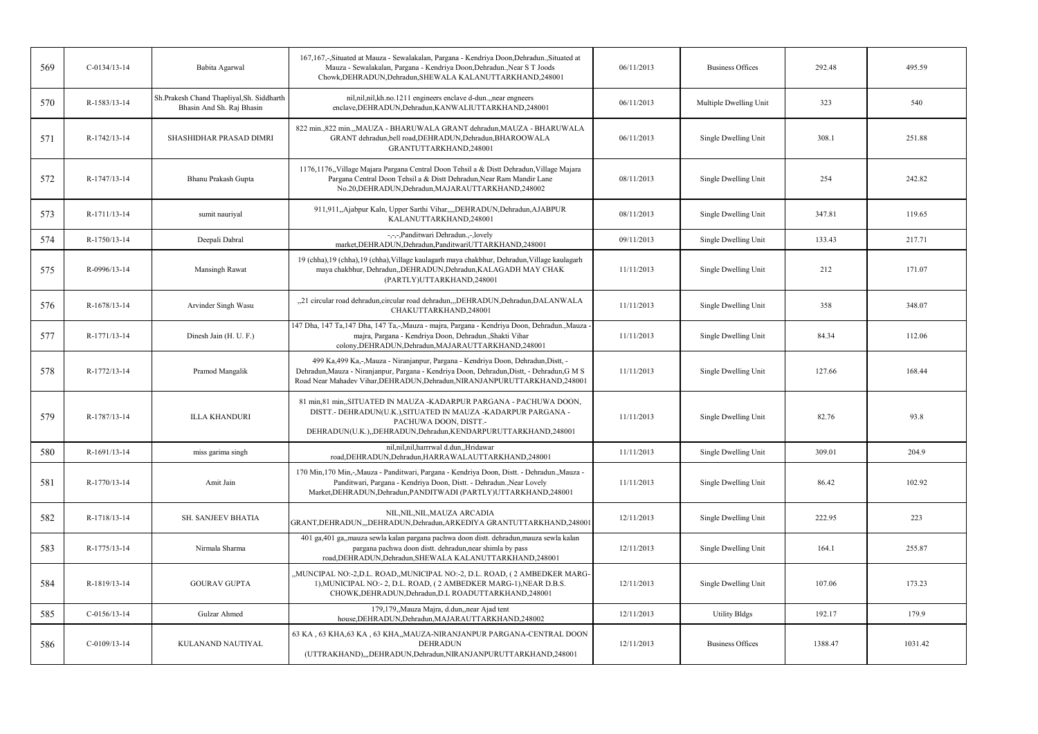| 569 | C-0134/13-14 | Babita Agarwal | 167,167,-,Situated at Mauza - Sewalakalan, Pargana - Kendriya Doon,Dehradun.,Situated at Mauza - Sewalakalan, Pargana - Kendriya Doon,Dehradun.,Near S T Joods Chowk,DEHRADUN,Dehradun,SHEWALA KALANUTTARKHAND,248001 | 06/11/2013 | Business Offices | 292.48 | 495.59 |
|---|---|---|---|---|---|---|---|
| 570 | R-1583/13-14 | Sh.Prakesh Chand Thapliyal,Sh. Siddharth Bhasin And Sh. Raj Bhasin | nil,nil,nil,kh.no.1211 engineers enclave d-dun.,,near engneers enclave,DEHRADUN,Dehradun,KANWALIUTTARKHAND,248001 | 06/11/2013 | Multiple Dwelling Unit | 323 | 540 |
| 571 | R-1742/13-14 | SHASHIDHAR PRASAD DIMRI | 822 min.,822 min.,,MAUZA - BHARUWALA GRANT dehradun,MAUZA - BHARUWALA GRANT dehradun,bell road,DEHRADUN,Dehradun,BHAROOWALA GRANTUTTARKHAND,248001 | 06/11/2013 | Single Dwelling Unit | 308.1 | 251.88 |
| 572 | R-1747/13-14 | Bhanu Prakash Gupta | 1176,1176,,Village Majara Pargana Central Doon Tehsil a & Distt Dehradun,Village Majara Pargana Central Doon Tehsil a & Distt Dehradun,Near Ram Mandir Lane No.20,DEHRADUN,Dehradun,MAJARAUTTARKHAND,248002 | 08/11/2013 | Single Dwelling Unit | 254 | 242.82 |
| 573 | R-1711/13-14 | sumit nauriyal | 911,911,,Ajabpur Kaln, Upper Sarthi Vihar,,,,DEHRADUN,Dehradun,AJABPUR KALANUTTARKHAND,248001 | 08/11/2013 | Single Dwelling Unit | 347.81 | 119.65 |
| 574 | R-1750/13-14 | Deepali Dabral | -,-,-,Panditwari Dehradun.,-,lovely market,DEHRADUN,Dehradun,PanditwariUTTARKHAND,248001 | 09/11/2013 | Single Dwelling Unit | 133.43 | 217.71 |
| 575 | R-0996/13-14 | Mansingh Rawat | 19 (chha),19 (chha),19 (chha),Village kaulagarh maya chakbhur, Dehradun,Village kaulagarh maya chakbhur, Dehradun,,DEHRADUN,Dehradun,KALAGADH MAY CHAK (PARTLY)UTTARKHAND,248001 | 11/11/2013 | Single Dwelling Unit | 212 | 171.07 |
| 576 | R-1678/13-14 | Arvinder Singh Wasu | ,,21 circular road dehradun,circular road dehradun,,,DEHRADUN,Dehradun,DALANWALA CHAKUTTARKHAND,248001 | 11/11/2013 | Single Dwelling Unit | 358 | 348.07 |
| 577 | R-1771/13-14 | Dinesh Jain (H. U. F.) | 147 Dha, 147 Ta,147 Dha, 147 Ta,-,Mauza - majra, Pargana - Kendriya Doon, Dehradun.,Mauza - majra, Pargana - Kendriya Doon, Dehradun.,Shakti Vihar colony,DEHRADUN,Dehradun,MAJARAUTTARKHAND,248001 | 11/11/2013 | Single Dwelling Unit | 84.34 | 112.06 |
| 578 | R-1772/13-14 | Pramod Mangalik | 499 Ka,499 Ka,-,Mauza - Niranjanpur, Pargana - Kendriya Doon, Dehradun,Distt, - Dehradun,Mauza - Niranjanpur, Pargana - Kendriya Doon, Dehradun,Distt, - Dehradun,G M S Road Near Mahadev Vihar,DEHRADUN,Dehradun,NIRANJANPURUTTARKHAND,248001 | 11/11/2013 | Single Dwelling Unit | 127.66 | 168.44 |
| 579 | R-1787/13-14 | ILLA KHANDURI | 81 min,81 min,,SITUATED IN MAUZA -KADARPUR PARGANA - PACHUWA DOON, DISTT.- DEHRADUN(U.K.),SITUATED IN MAUZA -KADARPUR PARGANA - PACHUWA DOON, DISTT.- DEHRADUN(U.K.),,DEHRADUN,Dehradun,KENDARPURUTTARKHAND,248001 | 11/11/2013 | Single Dwelling Unit | 82.76 | 93.8 |
| 580 | R-1691/13-14 | miss garima singh | nil,nil,nil,harrrwal d.dun,,Hridawar road,DEHRADUN,Dehradun,HARRAWALAUTTARKHAND,248001 | 11/11/2013 | Single Dwelling Unit | 309.01 | 204.9 |
| 581 | R-1770/13-14 | Amit Jain | 170 Min,170 Min,-,Mauza - Panditwari, Pargana - Kendriya Doon, Distt. - Dehradun.,Mauza - Panditwari, Pargana - Kendriya Doon, Distt. - Dehradun.,Near Lovely Market,DEHRADUN,Dehradun,PANDITWADI (PARTLY)UTTARKHAND,248001 | 11/11/2013 | Single Dwelling Unit | 86.42 | 102.92 |
| 582 | R-1718/13-14 | SH. SANJEEV BHATIA | NIL,NIL,NIL,MAUZA ARCADIA GRANT,DEHRADUN,,,DEHRADUN,Dehradun,ARKEDIYA GRANTUTTARKHAND,248001 | 12/11/2013 | Single Dwelling Unit | 222.95 | 223 |
| 583 | R-1775/13-14 | Nirmala Sharma | 401 ga,401 ga,,mauza sewla kalan pargana pachwa doon distt. dehradun,mauza sewla kalan pargana pachwa doon distt. dehradun,near shimla by pass road,DEHRADUN,Dehradun,SHEWALA KALANUTTARKHAND,248001 | 12/11/2013 | Single Dwelling Unit | 164.1 | 255.87 |
| 584 | R-1819/13-14 | GOURAV GUPTA | ,,MUNCIPAL NO:-2,D.L. ROAD,,MUNICIPAL NO:-2, D.L. ROAD, ( 2 AMBEDKER MARG-1),MUNICIPAL NO:- 2, D.L. ROAD, ( 2 AMBEDKER MARG-1),NEAR D.B.S. CHOWK,DEHRADUN,Dehradun,D.L ROADUTTARKHAND,248001 | 12/11/2013 | Single Dwelling Unit | 107.06 | 173.23 |
| 585 | C-0156/13-14 | Gulzar Ahmed | 179,179,,Mauza Majra, d.dun,,near Ajad tent house,DEHRADUN,Dehradun,MAJARAUTTARKHAND,248002 | 12/11/2013 | Utility Bldgs | 192.17 | 179.9 |
| 586 | C-0109/13-14 | KULANAND NAUTIYAL | 63 KA , 63 KHA,63 KA , 63 KHA,,MAUZA-NIRANJANPUR PARGANA-CENTRAL DOON DEHRADUN (UTTRAKHAND),,,DEHRADUN,Dehradun,NIRANJANPURUTTARKHAND,248001 | 12/11/2013 | Business Offices | 1388.47 | 1031.42 |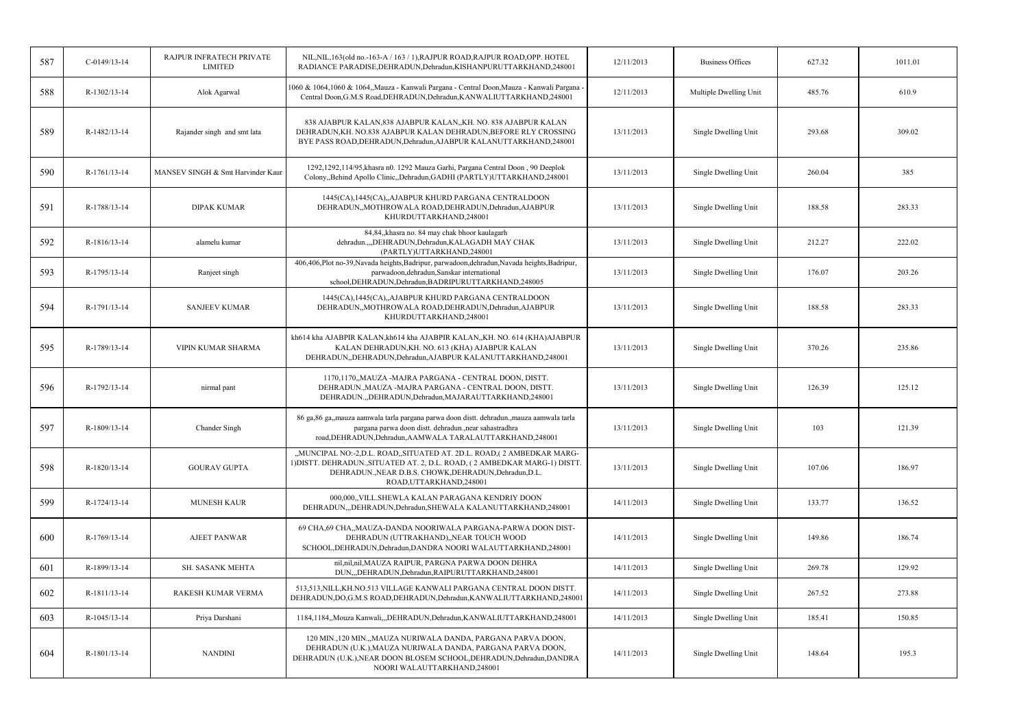| 587 | C-0149/13-14 | RAJPUR INFRATECH PRIVATE LIMITED | NIL,NIL,163(old no.-163-A / 163 / 1),RAJPUR ROAD,RAJPUR ROAD,OPP. HOTEL RADIANCE PARADISE,DEHRADUN,Dehradun,KISHANPURUTTARKHAND,248001 | 12/11/2013 | Business Offices | 627.32 | 1011.01 |
|---|---|---|---|---|---|---|---|
| 588 | R-1302/13-14 | Alok Agarwal | 1060 & 1064,1060 & 1064,,Mauza - Kanwali Pargana - Central Doon,Mauza - Kanwali Pargana - Central Doon,G.M.S Road,DEHRADUN,Dehradun,KANWALIUTTARKHAND,248001 | 12/11/2013 | Multiple Dwelling Unit | 485.76 | 610.9 |
| 589 | R-1482/13-14 | Rajander singh and smt lata | 838 AJABPUR KALAN,838 AJABPUR KALAN,,KH. NO. 838 AJABPUR KALAN DEHRADUN,KH. NO.838 AJABPUR KALAN DEHRADUN,BEFORE RLY CROSSING BYE PASS ROAD,DEHRADUN,Dehradun,AJABPUR KALANUTTARKHAND,248001 | 13/11/2013 | Single Dwelling Unit | 293.68 | 309.02 |
| 590 | R-1761/13-14 | MANSEV SINGH & Smt Harvinder Kaur | 1292,1292,114/95,khasra n0. 1292 Mauza Garhi, Pargana Central Doon , 90 Deeplok Colony,,Behind Apollo Clinic,,Dehradun,GADHI (PARTLY)UTTARKHAND,248001 | 13/11/2013 | Single Dwelling Unit | 260.04 | 385 |
| 591 | R-1788/13-14 | DIPAK KUMAR | 1445(CA),1445(CA),,AJABPUR KHURD PARGANA CENTRALDOON DEHRADUN,,MOTHROWALA ROAD,DEHRADUN,Dehradun,AJABPUR KHURDUTTARKHAND,248001 | 13/11/2013 | Single Dwelling Unit | 188.58 | 283.33 |
| 592 | R-1816/13-14 | alamelu kumar | 84,84,,khasra no. 84 may chak bhoor kaulagarh dehradun.,,,DEHRADUN,Dehradun,KALAGADH MAY CHAK (PARTLY)UTTARKHAND,248001 | 13/11/2013 | Single Dwelling Unit | 212.27 | 222.02 |
| 593 | R-1795/13-14 | Ranjeet singh | 406,406,Plot no-39,Navada heights,Badripur, parwadoon,dehradun,Navada heights,Badripur, parwadoon,dehradun,Sanskar international school,DEHRADUN,Dehradun,BADRIPURUTTARKHAND,248005 | 13/11/2013 | Single Dwelling Unit | 176.07 | 203.26 |
| 594 | R-1791/13-14 | SANJEEV KUMAR | 1445(CA),1445(CA),,AJABPUR KHURD PARGANA CENTRALDOON DEHRADUN,,MOTHROWALA ROAD,DEHRADUN,Dehradun,AJABPUR KHURDUTTARKHAND,248001 | 13/11/2013 | Single Dwelling Unit | 188.58 | 283.33 |
| 595 | R-1789/13-14 | VIPIN KUMAR SHARMA | kh614 kha AJABPIR KALAN,kh614 kha AJABPIR KALAN,,KH. NO. 614 (KHA)AJABPUR KALAN DEHRADUN,KH. NO. 613 (KHA) AJABPUR KALAN DEHRADUN,,DEHRADUN,Dehradun,AJABPUR KALANUTTARKHAND,248001 | 13/11/2013 | Single Dwelling Unit | 370.26 | 235.86 |
| 596 | R-1792/13-14 | nirmal pant | 1170,1170,,MAUZA -MAJRA PARGANA - CENTRAL DOON, DISTT. DEHRADUN.,MAUZA -MAJRA PARGANA - CENTRAL DOON, DISTT. DEHRADUN.,,DEHRADUN,Dehradun,MAJARAUTTARKHAND,248001 | 13/11/2013 | Single Dwelling Unit | 126.39 | 125.12 |
| 597 | R-1809/13-14 | Chander Singh | 86 ga,86 ga,,mauza aamwala tarla pargana parwa doon distt. dehradun.,mauza aamwala tarla pargana parwa doon distt. dehradun.,near sahastradhra road,DEHRADUN,Dehradun,AAMWALA TARALAUTTARKHAND,248001 | 13/11/2013 | Single Dwelling Unit | 103 | 121.39 |
| 598 | R-1820/13-14 | GOURAV GUPTA | ,,MUNCIPAL NO:-2,D.L. ROAD,,SITUATED AT. 2D.L. ROAD,( 2 AMBEDKAR MARG-1)DISTT. DEHRADUN.,SITUATED AT. 2, D.L. ROAD, ( 2 AMBEDKAR MARG-1) DISTT. DEHRADUN.,NEAR D.B.S. CHOWK,DEHRADUN,Dehradun,D.L. ROAD,UTTARKHAND,248001 | 13/11/2013 | Single Dwelling Unit | 107.06 | 186.97 |
| 599 | R-1724/13-14 | MUNESH KAUR | 000,000,,VILL.SHEWLA KALAN PARAGANA KENDRIY DOON DEHRADUN,,,DEHRADUN,Dehradun,SHEWALA KALANUTTARKHAND,248001 | 14/11/2013 | Single Dwelling Unit | 133.77 | 136.52 |
| 600 | R-1769/13-14 | AJEET PANWAR | 69 CHA,69 CHA,,MAUZA-DANDA NOORIWALA PARGANA-PARWA DOON DIST-DEHRADUN (UTTRAKHAND),,NEAR TOUCH WOOD SCHOOL,DEHRADUN,Dehradun,DANDRA NOORI WALAUTTARKHAND,248001 | 14/11/2013 | Single Dwelling Unit | 149.86 | 186.74 |
| 601 | R-1899/13-14 | SH. SASANK MEHTA | nil,nil,nil,MAUZA RAIPUR, PARGNA PARWA DOON DEHRA DUN,,,DEHRADUN,Dehradun,RAIPURUTTARKHAND,248001 | 14/11/2013 | Single Dwelling Unit | 269.78 | 129.92 |
| 602 | R-1811/13-14 | RAKESH KUMAR VERMA | 513,513,NILL,KH.NO.513 VILLAGE KANWALI PARGANA CENTRAL DOON DISTT. DEHRADUN,DO,G.M.S ROAD,DEHRADUN,Dehradun,KANWALIUTTARKHAND,248001 | 14/11/2013 | Single Dwelling Unit | 267.52 | 273.88 |
| 603 | R-1045/13-14 | Priya Darshani | 1184,1184,,Mouza Kanwali,,,DEHRADUN,Dehradun,KANWALIUTTARKHAND,248001 | 14/11/2013 | Single Dwelling Unit | 185.41 | 150.85 |
| 604 | R-1801/13-14 | NANDINI | 120 MIN.,120 MIN.,,MAUZA NURIWALA DANDA, PARGANA PARVA DOON, DEHRADUN (U.K.),MAUZA NURIWALA DANDA, PARGANA PARVA DOON, DEHRADUN (U.K.),NEAR DOON BLOSEM SCHOOL,DEHRADUN,Dehradun,DANDRA NOORI WALAUTTARKHAND,248001 | 14/11/2013 | Single Dwelling Unit | 148.64 | 195.3 |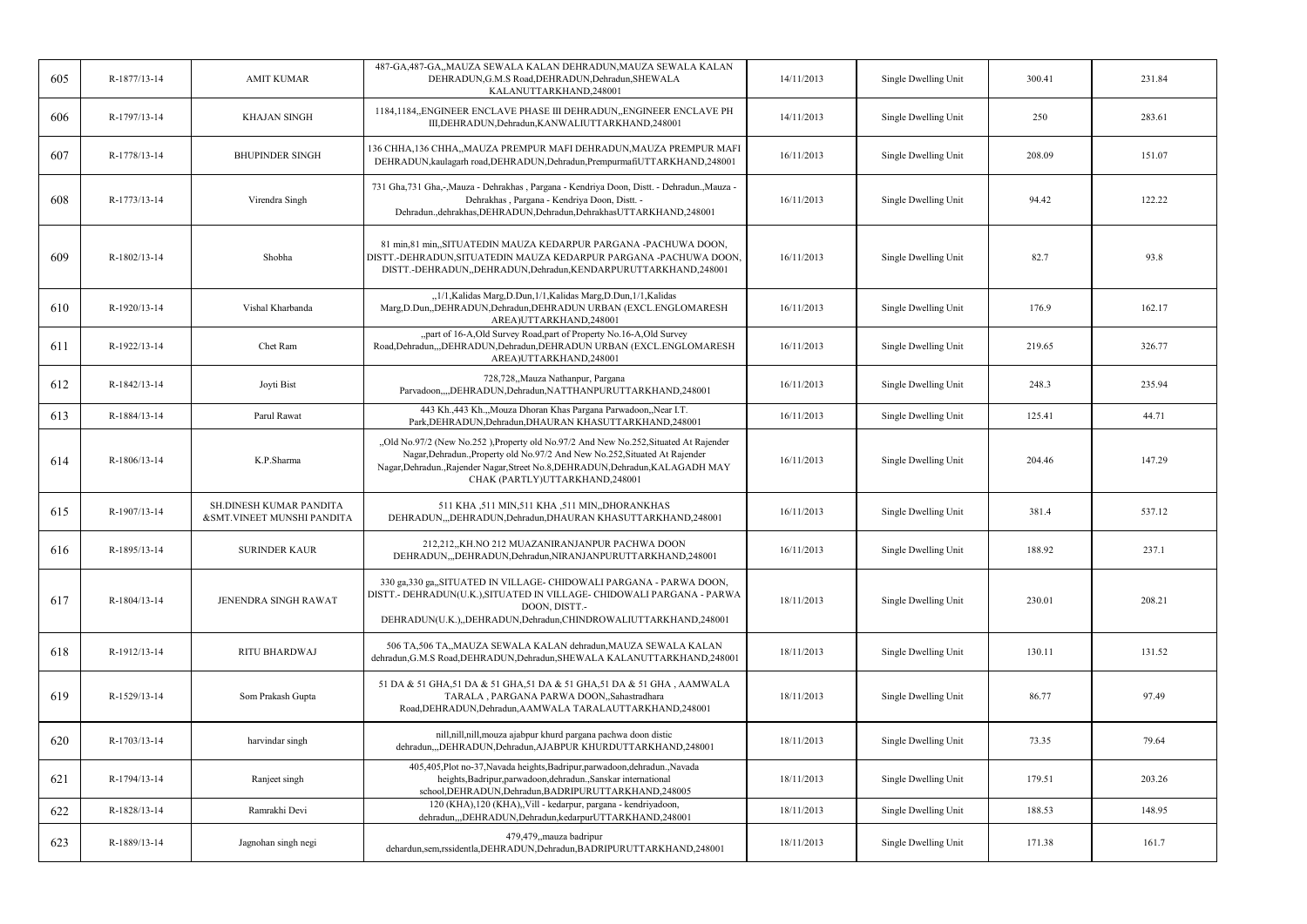| 605 | R-1877/13-14 | AMIT KUMAR | 487-GA,487-GA,,MAUZA SEWALA KALAN DEHRADUN,MAUZA SEWALA KALAN DEHRADUN,G.M.S Road,DEHRADUN,Dehradun,SHEWALA KALANUTTARKHAND,248001 | 14/11/2013 | Single Dwelling Unit | 300.41 | 231.84 |
|---|---|---|---|---|---|---|---|
| 606 | R-1797/13-14 | KHAJAN SINGH | 1184,1184,,ENGINEER ENCLAVE PHASE III DEHRADUN,,ENGINEER ENCLAVE PH III,DEHRADUN,Dehradun,KANWALIUTTARKHAND,248001 | 14/11/2013 | Single Dwelling Unit | 250 | 283.61 |
| 607 | R-1778/13-14 | BHUPINDER SINGH | 136 CHHA,136 CHHA,,MAUZA PREMPUR MAFI DEHRADUN,MAUZA PREMPUR MAFI DEHRADUN,kaulagarh road,DEHRADUN,Dehradun,PrempurmafiUTTARKHAND,248001 | 16/11/2013 | Single Dwelling Unit | 208.09 | 151.07 |
| 608 | R-1773/13-14 | Virendra Singh | 731 Gha,731 Gha,-,Mauza - Dehrakhas , Pargana - Kendriya Doon, Distt. - Dehradun.,Mauza - Dehrakhas , Pargana - Kendriya Doon, Distt. - Dehradun.,dehrakhas,DEHRADUN,Dehradun,DehrakhasUTTARKHAND,248001 | 16/11/2013 | Single Dwelling Unit | 94.42 | 122.22 |
| 609 | R-1802/13-14 | Shobha | 81 min,81 min,,SITUATEDIN MAUZA KEDARPUR PARGANA -PACHUWA DOON, DISTT.-DEHRADUN,SITUATEDIN MAUZA KEDARPUR PARGANA -PACHUWA DOON, DISTT.-DEHRADUN,,DEHRADUN,Dehradun,KENDARPURUTTARKHAND,248001 | 16/11/2013 | Single Dwelling Unit | 82.7 | 93.8 |
| 610 | R-1920/13-14 | Vishal Kharbanda | ,,1/1,Kalidas Marg,D.Dun,1/1,Kalidas Marg,D.Dun,1/1,Kalidas Marg,D.Dun,,DEHRADUN,Dehradun,DEHRADUN URBAN (EXCL.ENGLOMARESH AREA)UTTARKHAND,248001 | 16/11/2013 | Single Dwelling Unit | 176.9 | 162.17 |
| 611 | R-1922/13-14 | Chet Ram | ,,part of 16-A,Old Survey Road,part of Property No.16-A,Old Survey Road,Dehradun,,,DEHRADUN,Dehradun,DEHRADUN URBAN (EXCL.ENGLOMARESH AREA)UTTARKHAND,248001 | 16/11/2013 | Single Dwelling Unit | 219.65 | 326.77 |
| 612 | R-1842/13-14 | Joyti Bist | 728,728,,Mauza Nathanpur, Pargana Parvadoon,,,,DEHRADUN,Dehradun,NATTHANPURUTTARKHAND,248001 | 16/11/2013 | Single Dwelling Unit | 248.3 | 235.94 |
| 613 | R-1884/13-14 | Parul Rawat | 443 Kh.,443 Kh.,,Mouza Dhoran Khas Pargana Parwadoon,,Near I.T. Park,DEHRADUN,Dehradun,DHAURAN KHASUTTARKHAND,248001 | 16/11/2013 | Single Dwelling Unit | 125.41 | 44.71 |
| 614 | R-1806/13-14 | K.P.Sharma | ,,Old No.97/2 (New No.252 ),Property old No.97/2 And New No.252,Situated At Rajender Nagar,Dehradun.,Property old No.97/2 And New No.252,Situated At Rajender Nagar,Dehradun.,Rajender Nagar,Street No.8,DEHRADUN,Dehradun,KALAGADH MAY CHAK (PARTLY)UTTARKHAND,248001 | 16/11/2013 | Single Dwelling Unit | 204.46 | 147.29 |
| 615 | R-1907/13-14 | SH.DINESH KUMAR PANDITA &SMT.VINEET MUNSHI PANDITA | 511 KHA ,511 MIN,511 KHA ,511 MIN,,DHORANKHAS DEHRADUN,,,DEHRADUN,Dehradun,DHAURAN KHASUTTARKHAND,248001 | 16/11/2013 | Single Dwelling Unit | 381.4 | 537.12 |
| 616 | R-1895/13-14 | SURINDER KAUR | 212,212,,KH.NO 212 MUAZANIRANJANPUR PACHWA DOON DEHRADUN,,,DEHRADUN,Dehradun,NIRANJANPURUTTARKHAND,248001 | 16/11/2013 | Single Dwelling Unit | 188.92 | 237.1 |
| 617 | R-1804/13-14 | JENENDRA SINGH RAWAT | 330 ga,330 ga,,SITUATED IN VILLAGE- CHIDOWALI PARGANA - PARWA DOON, DISTT.- DEHRADUN(U.K.),SITUATED IN VILLAGE- CHIDOWALI PARGANA - PARWA DOON, DISTT.- DEHRADUN(U.K.),,DEHRADUN,Dehradun,CHINDROWALIUTTARKHAND,248001 | 18/11/2013 | Single Dwelling Unit | 230.01 | 208.21 |
| 618 | R-1912/13-14 | RITU BHARDWAJ | 506 TA,506 TA,,MAUZA SEWALA KALAN dehradun,MAUZA SEWALA KALAN dehradun,G.M.S Road,DEHRADUN,Dehradun,SHEWALA KALANUTTARKHAND,248001 | 18/11/2013 | Single Dwelling Unit | 130.11 | 131.52 |
| 619 | R-1529/13-14 | Som Prakash Gupta | 51 DA & 51 GHA,51 DA & 51 GHA,51 DA & 51 GHA,51 DA & 51 GHA , AAMWALA TARALA , PARGANA PARWA DOON,,Sahastradhara Road,DEHRADUN,Dehradun,AAMWALA TARALAUTTARKHAND,248001 | 18/11/2013 | Single Dwelling Unit | 86.77 | 97.49 |
| 620 | R-1703/13-14 | harvindar singh | nill,nill,nill,mouza ajabpur khurd pargana pachwa doon distic dehradun,,,DEHRADUN,Dehradun,AJABPUR KHURDUTTARKHAND,248001 | 18/11/2013 | Single Dwelling Unit | 73.35 | 79.64 |
| 621 | R-1794/13-14 | Ranjeet singh | 405,405,Plot no-37,Navada heights,Badripur,parwadoon,dehradun.,Navada heights,Badripur,parwadoon,dehradun.,Sanskar international school,DEHRADUN,Dehradun,BADRIPURUTTARKHAND,248005 | 18/11/2013 | Single Dwelling Unit | 179.51 | 203.26 |
| 622 | R-1828/13-14 | Ramrakhi Devi | 120 (KHA),120 (KHA),,Vill - kedarpur, pargana - kendriyadoon, dehradun,,,DEHRADUN,Dehradun,kedarpurUTTARKHAND,248001 | 18/11/2013 | Single Dwelling Unit | 188.53 | 148.95 |
| 623 | R-1889/13-14 | Jagnohan singh negi | 479,479,,mauza badripur dehardun,sem,rssidentla,DEHRADUN,Dehradun,BADRIPURUTTARKHAND,248001 | 18/11/2013 | Single Dwelling Unit | 171.38 | 161.7 |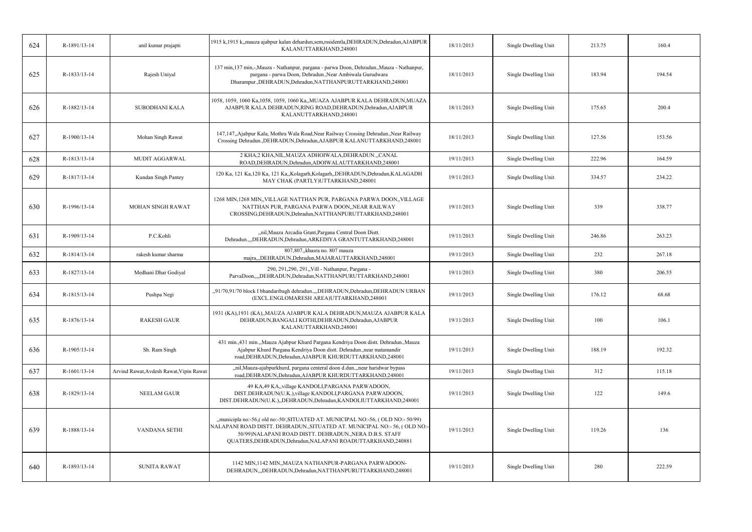| | | | | | | | |
|---|---|---|---|---|---|---|---|
| 624 | R-1891/13-14 | anil kumar prajapti | 1915 k,1915 k,,mauza ajabpur kalan dehardun,sem,rssidentla,DEHRADUN,Dehradun,AJABPUR KALANUTTARKHAND,248001 | 18/11/2013 | Single Dwelling Unit | 213.75 | 160.4 |
| 625 | R-1833/13-14 | Rajesh Uniyal | 137 min,137 min,-,Mauza - Nathanpur, pargana - parwa Doon, Dehradun.,Mauza - Nathanpur, pargana - parwa Doon, Dehradun.,Near Ambiwala Gurudwara Dharampur.,DEHRADUN,Dehradun,NATTHANPURUTTARKHAND,248001 | 18/11/2013 | Single Dwelling Unit | 183.94 | 194.54 |
| 626 | R-1882/13-14 | SUBODHANI KALA | 1058, 1059, 1060 Ka,1058, 1059, 1060 Ka,,MUAZA AJABPUR KALA DEHRADUN,MUAZA AJABPUR KALA DEHRADUN,RING ROAD,DEHRADUN,Dehradun,AJABPUR KALANUTTARKHAND,248001 | 18/11/2013 | Single Dwelling Unit | 175.65 | 200.4 |
| 627 | R-1900/13-14 | Mohan Singh Rawat | 147,147,,Ajabpur Kala, Mothra Wala Road,Near Railway Crossing Dehradun.,Near Railway Crossing Dehradun.,DEHRADUN,Dehradun,AJABPUR KALANUTTARKHAND,248001 | 18/11/2013 | Single Dwelling Unit | 127.56 | 153.56 |
| 628 | R-1813/13-14 | MUDIT AGGARWAL | 2 KHA,2 KHA,NIL,MAUZA ADHOIWALA,DEHRADUN.,,CANAL ROAD,DEHRADUN,Dehradun,ADOIWALAUTTARKHAND,248001 | 19/11/2013 | Single Dwelling Unit | 222.96 | 164.59 |
| 629 | R-1817/13-14 | Kundan Singh Pantey | 120 Ka, 121 Ka,120 Ka, 121 Ka,,Kolagarh,Kolagarh,,DEHRADUN,Dehradun,KALAGADH MAY CHAK (PARTLY)UTTARKHAND,248001 | 19/11/2013 | Single Dwelling Unit | 334.57 | 234.22 |
| 630 | R-1996/13-14 | MOHAN SINGH RAWAT | 1268 MIN,1268 MIN,,VILLAGE NATTHAN PUR, PARGANA PARWA DOON,,VILLAGE NATTHAN PUR, PARGANA PARWA DOON,,NEAR RAILWAY CROSSING,DEHRADUN,Dehradun,NATTHANPURUTTARKHAND,248001 | 19/11/2013 | Single Dwelling Unit | 339 | 338.77 |
| 631 | R-1909/13-14 | P.C.Kohli | ,,nil,Mauza Arcadia Grant,Pargana Central Doon Distt. Dehradun.,,,DEHRADUN,Dehradun,ARKEDIYA GRANTUTTARKHAND,248001 | 19/11/2013 | Single Dwelling Unit | 246.86 | 263.23 |
| 632 | R-1814/13-14 | rakesh kumar sharma | 807,807,,khasra no. 807 mauza majra,,,DEHRADUN,Dehradun,MAJARAUTTARKHAND,248001 | 19/11/2013 | Single Dwelling Unit | 232 | 267.18 |
| 633 | R-1827/13-14 | Medhani Dhar Godiyal | 290, 291,290, 291,,Vill - Nathanpur, Pargana - ParvaDoon,,,,DEHRADUN,Dehradun,NATTHANPURUTTARKHAND,248001 | 19/11/2013 | Single Dwelling Unit | 380 | 206.55 |
| 634 | R-1815/13-14 | Pushpa Negi | ,,91/70,91/70 block I bhandaribagh dehradun.,,,DEHRADUN,Dehradun,DEHRADUN URBAN (EXCL.ENGLOMARESH AREA)UTTARKHAND,248001 | 19/11/2013 | Single Dwelling Unit | 176.12 | 68.68 |
| 635 | R-1876/13-14 | RAKESH GAUR | 1931 (KA),1931 (KA),,MAUZA AJABPUR KALA DEHRADUN,MAUZA AJABPUR KALA DEHRADUN,BANGALI KOTHI,DEHRADUN,Dehradun,AJABPUR KALANUTTARKHAND,248001 | 19/11/2013 | Single Dwelling Unit | 100 | 106.1 |
| 636 | R-1905/13-14 | Sh. Ram Singh | 431 min.,431 min.,,Mauza Ajabpur Khurd Pargana Kendriya Doon distt. Dehradun.,Mauza Ajabpur Khurd Pargana Kendriya Doon distt. Dehradun.,near matamandir road,DEHRADUN,Dehradun,AJABPUR KHURDUTTARKHAND,248001 | 19/11/2013 | Single Dwelling Unit | 188.19 | 192.32 |
| 637 | R-1601/13-14 | Arvind Rawat,Avdesh Rawat,Vipin Rawat | ,,nil,Mauza-ajabpurkhurd, pargana centeral doon d.dun.,,near haridwar bypass road,DEHRADUN,Dehradun,AJABPUR KHURDUTTARKHAND,248001 | 19/11/2013 | Single Dwelling Unit | 312 | 115.18 |
| 638 | R-1829/13-14 | NEELAM GAUR | 49 KA,49 KA,,village KANDOLI,PARGANA PARWADOON, DIST.DEHRADUN(U.K.),village KANDOLI,PARGANA PARWADOON, DIST.DEHRADUN(U.K.),,DEHRADUN,Dehradun,KANDOLIUTTARKHAND,248001 | 19/11/2013 | Single Dwelling Unit | 122 | 149.6 |
| 639 | R-1888/13-14 | VANDANA SETHI | ,,municipla no:-56,( old no:-50/,SITUATED AT. MUNICIPAL NO:-56, ( OLD NO:- 50/99) NALAPANI ROAD DISTT. DEHRADUN.,SITUATED AT. MUNICIPAL NO:- 56, ( OLD NO:- 50/99)NALAPANI ROAD DISTT. DEHRADUN.,NERA D.B.S. STAFF QUATERS,DEHRADUN,Dehradun,NALAPANI ROADUTTARKHAND,240881 | 19/11/2013 | Single Dwelling Unit | 119.26 | 136 |
| 640 | R-1893/13-14 | SUNITA RAWAT | 1142 MIN,1142 MIN,,MAUZA NATHANPUR-PARGANA PARWADOON-DEHRADUN,,,DEHRADUN,Dehradun,NATTHANPURUTTARKHAND,248001 | 19/11/2013 | Single Dwelling Unit | 280 | 222.59 |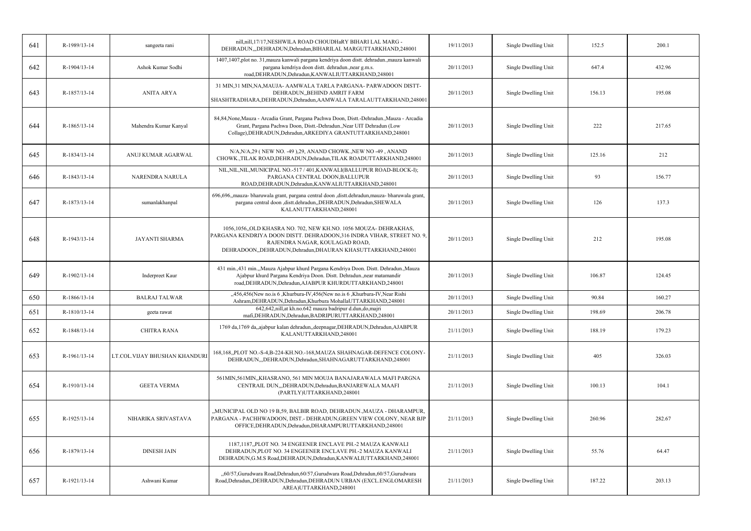| 641 | R-1989/13-14 | sangeeta rani | nill,nill,17/17,NESHWILA ROAD CHOUDHaRY BIHARI LAL MARG - DEHRADUN,,,DEHRADUN,Dehradun,BIHARILAL MARGUTTARKHAND,248001 | 19/11/2013 | Single Dwelling Unit | 152.5 | 200.1 |
|---|---|---|---|---|---|---|---|
| 642 | R-1904/13-14 | Ashok Kumar Sodhi | 1407,1407,plot no. 31,mauza kanwali pargana kendriya doon distt. dehradun.,mauza kanwali pargana kendriya doon distt. dehradun.,near g.m.s. road,DEHRADUN,Dehradun,KANWALIUTTARKHAND,248001 | 20/11/2013 | Single Dwelling Unit | 647.4 | 432.96 |
| 643 | R-1857/13-14 | ANITA ARYA | 31 MIN,31 MIN,NA,MAUJA- AAMWALA TARLA PARGANA- PARWADOON DISTT-DEHRADUN,,BEHIND AMRIT FARM SHASHTRADHARA,DEHRADUN,Dehradun,AAMWALA TARALAUTTARKHAND,248001 | 20/11/2013 | Single Dwelling Unit | 156.13 | 195.08 |
| 644 | R-1865/13-14 | Mahendra Kumar Kanyal | 84,84,None,Mauza - Arcadia Grant, Pargana Pachwa Doon, Distt.-Dehradun.,Mauza - Arcadia Grant, Pargana Pachwa Doon, Distt.-Dehradun.,Near UIT Dehradun (Low Collage),DEHRADUN,Dehradun,ARKEDIYA GRANTUTTARKHAND,248001 | 20/11/2013 | Single Dwelling Unit | 222 | 217.65 |
| 645 | R-1834/13-14 | ANUJ KUMAR AGARWAL | N/A,N/A,29 ( NEW NO. -49 ),29, ANAND CHOWK.,NEW NO -49 , ANAND CHOWK.,TILAK ROAD,DEHRADUN,Dehradun,TILAK ROADUTTARKHAND,248001 | 20/11/2013 | Single Dwelling Unit | 125.16 | 212 |
| 646 | R-1843/13-14 | NARENDRA NARULA | NIL,NIL,NIL,MUNICIPAL NO.-517 / 401,KANWALI(BALLUPUR ROAD-BLOCK-I); PARGANA CENTRAL DOON,BALLUPUR ROAD,DEHRADUN,Dehradun,KANWALIUTTARKHAND,248001 | 20/11/2013 | Single Dwelling Unit | 93 | 156.77 |
| 647 | R-1873/13-14 | sumanlakhanpal | 696,696,,mauza- bharuwala grant, pargana central doon ,distt.dehradun,mauza- bharuwala grant, pargana central doon ,distt.dehradun,,DEHRADUN,Dehradun,SHEWALA KALANUTTARKHAND,248001 | 20/11/2013 | Single Dwelling Unit | 126 | 137.3 |
| 648 | R-1943/13-14 | JAYANTI SHARMA | 1056,1056,,OLD KHASRA NO. 702, NEW KH.NO. 1056 MOUZA- DEHRAKHAS, PARGANA KENDRIYA DOON DISTT. DEHRADOON,316 INDRA VIHAR, STREET NO. 9, RAJENDRA NAGAR, KOULAGAD ROAD, DEHRADOON,,DEHRADUN,Dehradun,DHAURAN KHASUTTARKHAND,248001 | 20/11/2013 | Single Dwelling Unit | 212 | 195.08 |
| 649 | R-1902/13-14 | Inderpreet Kaur | 431 min.,431 min.,,Mauza Ajabpur khurd Pargana Kendriya Doon. Distt. Dehradun.,Mauza Ajabpur khurd Pargana Kendriya Doon. Distt. Dehradun.,near matamandir road,DEHRADUN,Dehradun,AJABPUR KHURDUTTARKHAND,248001 | 20/11/2013 | Single Dwelling Unit | 106.87 | 124.45 |
| 650 | R-1866/13-14 | BALRAJ TALWAR | ,,456,456(New no.is 6 ,Khurbura-IV,456(New no.is 6 ,Khurbura-IV,Near Rishi Ashram,DEHRADUN,Dehradun,Khurbura MohallaUTTARKHAND,248001 | 20/11/2013 | Single Dwelling Unit | 90.84 | 160.27 |
| 651 | R-1810/13-14 | geeta rawat | 642,642,nill,at kh.no.642 mauza badripur d.dun,do,majri mafi,DEHRADUN,Dehradun,BADRIPURUTTARKHAND,248001 | 20/11/2013 | Single Dwelling Unit | 198.69 | 206.78 |
| 652 | R-1848/13-14 | CHITRA RANA | 1769 da,1769 da,,ajabpur kalan dehradun,,deepnagar,DEHRADUN,Dehradun,AJABPUR KALANUTTARKHAND,248001 | 21/11/2013 | Single Dwelling Unit | 188.19 | 179.23 |
| 653 | R-1961/13-14 | LT.COL.VIJAY BHUSHAN KHANDURI | 168,168,,PLOT NO.-S-4,B-224-KH.NO.-168,MAUZA SHAHNAGAR-DEFENCE COLONY-DEHRADUN,,,DEHRADUN,Dehradun,SHAHNAGARUTTARKHAND,248001 | 21/11/2013 | Single Dwelling Unit | 405 | 326.03 |
| 654 | R-1910/13-14 | GEETA VERMA | 561MIN,561MIN,,KHASRANO, 561 MIN MOUJA BANAJARAWALA MAFI PARGNA CENTRAIL DUN,,,DEHRADUN,Dehradun,BANJAREWALA MAAFI (PARTLY)UTTARKHAND,248001 | 21/11/2013 | Single Dwelling Unit | 100.13 | 104.1 |
| 655 | R-1925/13-14 | NIHARIKA SRIVASTAVA | ,,MUNICIPAL OLD NO 19 B,59, BALBIR ROAD, DEHRADUN.,MAUZA - DHARAMPUR, PARGANA - PACHHWADOON, DIST.- DEHRADUN,GREEN VIEW COLONY, NEAR BJP OFFICE,DEHRADUN,Dehradun,DHARAMPURUTTARKHAND,248001 | 21/11/2013 | Single Dwelling Unit | 260.96 | 282.67 |
| 656 | R-1879/13-14 | DINESH JAIN | 1187,1187,,PLOT NO. 34 ENGEENER ENCLAVE PH.-2 MAUZA KANWALI DEHRADUN,PLOT NO. 34 ENGEENER ENCLAVE PH.-2 MAUZA KANWALI DEHRADUN,G.M.S Road,DEHRADUN,Dehradun,KANWALIUTTARKHAND,248001 | 21/11/2013 | Single Dwelling Unit | 55.76 | 64.47 |
| 657 | R-1921/13-14 | Ashwani Kumar | ,,60/57,Gurudwara Road,Dehradun,60/57,Gurudwara Road,Dehradun,60/57,Gurudwara Road,Dehradun,,DEHRADUN,Dehradun,DEHRADUN URBAN (EXCL.ENGLOMARESH AREA)UTTARKHAND,248001 | 21/11/2013 | Single Dwelling Unit | 187.22 | 203.13 |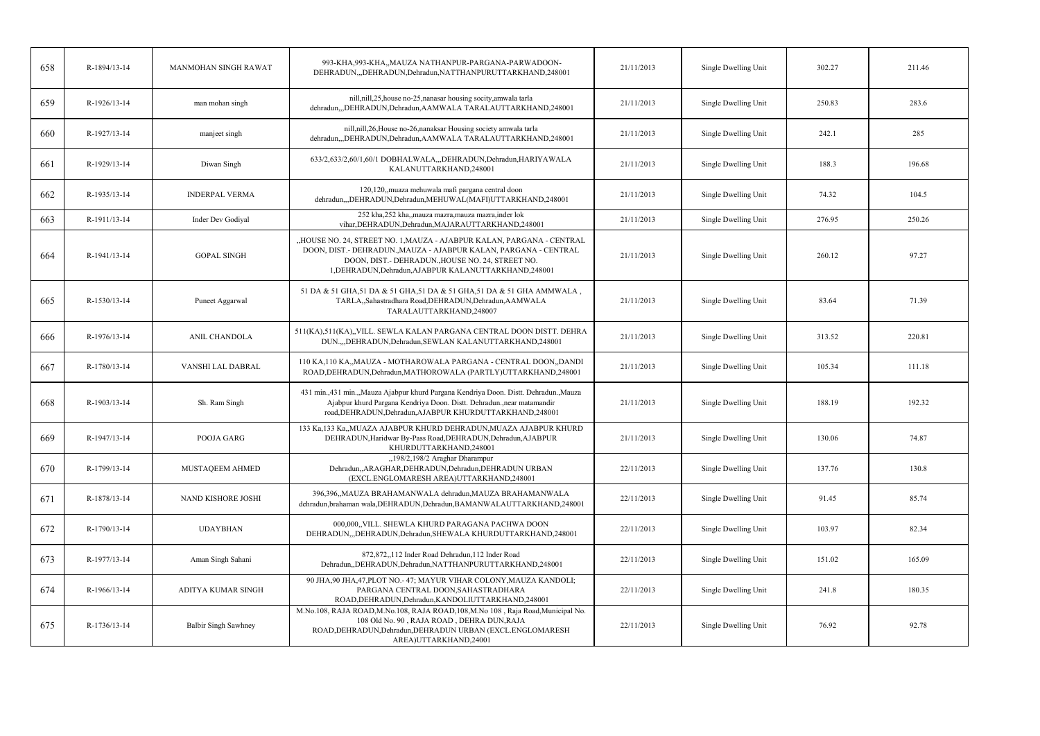| 658 | R-1894/13-14 | MANMOHAN SINGH RAWAT | 993-KHA,993-KHA,,MAUZA NATHANPUR-PARGANA-PARWADOON-DEHRADUN,,,DEHRADUN,Dehradun,NATTHANPURUTTARKHAND,248001 | 21/11/2013 | Single Dwelling Unit | 302.27 | 211.46 |
|---|---|---|---|---|---|---|---|
| 659 | R-1926/13-14 | man mohan singh | nill,nill,25,house no-25,nanasar housing socity,amwala tarla dehradun,,,DEHRADUN,Dehradun,AAMWALA TARALAUTTARKHAND,248001 | 21/11/2013 | Single Dwelling Unit | 250.83 | 283.6 |
| 660 | R-1927/13-14 | manjeet singh | nill,nill,26,House no-26,nanaksar Housing society amwala tarla dehradun,,,DEHRADUN,Dehradun,AAMWALA TARALAUTTARKHAND,248001 | 21/11/2013 | Single Dwelling Unit | 242.1 | 285 |
| 661 | R-1929/13-14 | Diwan Singh | 633/2,633/2,60/1,60/1 DOBHALWALA,,,DEHRADUN,Dehradun,HARIYAWALA KALANUTTARKHAND,248001 | 21/11/2013 | Single Dwelling Unit | 188.3 | 196.68 |
| 662 | R-1935/13-14 | INDERPAL VERMA | 120,120,,muaza mehuwala mafi pargana central doon dehradun,,,DEHRADUN,Dehradun,MEHUWAL(MAFI)UTTARKHAND,248001 | 21/11/2013 | Single Dwelling Unit | 74.32 | 104.5 |
| 663 | R-1911/13-14 | Inder Dev Godiyal | 252 kha,252 kha,,mauza mazra,mauza mazra,inder lok vihar,DEHRADUN,Dehradun,MAJARAUTTARKHAND,248001 | 21/11/2013 | Single Dwelling Unit | 276.95 | 250.26 |
| 664 | R-1941/13-14 | GOPAL SINGH | ,,HOUSE NO. 24, STREET NO. 1,MAUZA - AJABPUR KALAN, PARGANA - CENTRAL DOON, DIST.- DEHRADUN.,MAUZA - AJABPUR KALAN, PARGANA - CENTRAL DOON, DIST.- DEHRADUN.,HOUSE NO. 24, STREET NO. 1,DEHRADUN,Dehradun,AJABPUR KALANUTTARKHAND,248001 | 21/11/2013 | Single Dwelling Unit | 260.12 | 97.27 |
| 665 | R-1530/13-14 | Puneet Aggarwal | 51 DA & 51 GHA,51 DA & 51 GHA,51 DA & 51 GHA,51 DA & 51 GHA AMMWALA , TARLA,,Sahastradhara Road,DEHRADUN,Dehradun,AAMWALA TARALAUTTARKHAND,248007 | 21/11/2013 | Single Dwelling Unit | 83.64 | 71.39 |
| 666 | R-1976/13-14 | ANIL CHANDOLA | 511(KA),511(KA),,VILL. SEWLA KALAN PARGANA CENTRAL DOON DISTT. DEHRA DUN.,,,DEHRADUN,Dehradun,SEWLAN KALANUTTARKHAND,248001 | 21/11/2013 | Single Dwelling Unit | 313.52 | 220.81 |
| 667 | R-1780/13-14 | VANSHI LAL DABRAL | 110 KA,110 KA,,MAUZA - MOTHAROWALA PARGANA - CENTRAL DOON,,DANDI ROAD,DEHRADUN,Dehradun,MATHOROWALA (PARTLY)UTTARKHAND,248001 | 21/11/2013 | Single Dwelling Unit | 105.34 | 111.18 |
| 668 | R-1903/13-14 | Sh. Ram Singh | 431 min.,431 min.,,Mauza Ajabpur khurd Pargana Kendriya Doon. Distt. Dehradun.,Mauza Ajabpur khurd Pargana Kendriya Doon. Distt. Dehradun.,near matamandir road,DEHRADUN,Dehradun,AJABPUR KHURDUTTARKHAND,248001 | 21/11/2013 | Single Dwelling Unit | 188.19 | 192.32 |
| 669 | R-1947/13-14 | POOJA GARG | 133 Ka,133 Ka,,MUAZA AJABPUR KHURD DEHRADUN,MUAZA AJABPUR KHURD DEHRADUN,Haridwar By-Pass Road,DEHRADUN,Dehradun,AJABPUR KHURDUTTARKHAND,248001 | 21/11/2013 | Single Dwelling Unit | 130.06 | 74.87 |
| 670 | R-1799/13-14 | MUSTAQEEM AHMED | ,,198/2,198/2 Araghar Dharampur Dehradun,,ARAGHAR,DEHRADUN,Dehradun,DEHRADUN URBAN (EXCL.ENGLOMARESH AREA)UTTARKHAND,248001 | 22/11/2013 | Single Dwelling Unit | 137.76 | 130.8 |
| 671 | R-1878/13-14 | NAND KISHORE JOSHI | 396,396,,MAUZA BRAHAMANWALA dehradun,MAUZA BRAHAMANWALA dehradun,brahaman wala,DEHRADUN,Dehradun,BAMANWALAUTTARKHAND,248001 | 22/11/2013 | Single Dwelling Unit | 91.45 | 85.74 |
| 672 | R-1790/13-14 | UDAYBHAN | 000,000,,VILL. SHEWLA KHURD PARAGANA PACHWA DOON DEHRADUN,,,DEHRADUN,Dehradun,SHEWALA KHURDUTTARKHAND,248001 | 22/11/2013 | Single Dwelling Unit | 103.97 | 82.34 |
| 673 | R-1977/13-14 | Aman Singh Sahani | 872,872,,112 Inder Road Dehradun,112 Inder Road Dehradun,,DEHRADUN,Dehradun,NATTHANPURUTTARKHAND,248001 | 22/11/2013 | Single Dwelling Unit | 151.02 | 165.09 |
| 674 | R-1966/13-14 | ADITYA KUMAR SINGH | 90 JHA,90 JHA,47,PLOT NO.- 47; MAYUR VIHAR COLONY,MAUZA KANDOLI; PARGANA CENTRAL DOON,SAHASTRADHARA ROAD,DEHRADUN,Dehradun,KANDOLIUTTARKHAND,248001 | 22/11/2013 | Single Dwelling Unit | 241.8 | 180.35 |
| 675 | R-1736/13-14 | Balbir Singh Sawhney | M.No.108, RAJA ROAD,M.No.108, RAJA ROAD,108,M.No 108 , Raja Road,Municipal No. 108 Old No. 90 , RAJA ROAD , DEHRA DUN,RAJA ROAD,DEHRADUN,Dehradun,DEHRADUN URBAN (EXCL.ENGLOMARESH AREA)UTTARKHAND,24001 | 22/11/2013 | Single Dwelling Unit | 76.92 | 92.78 |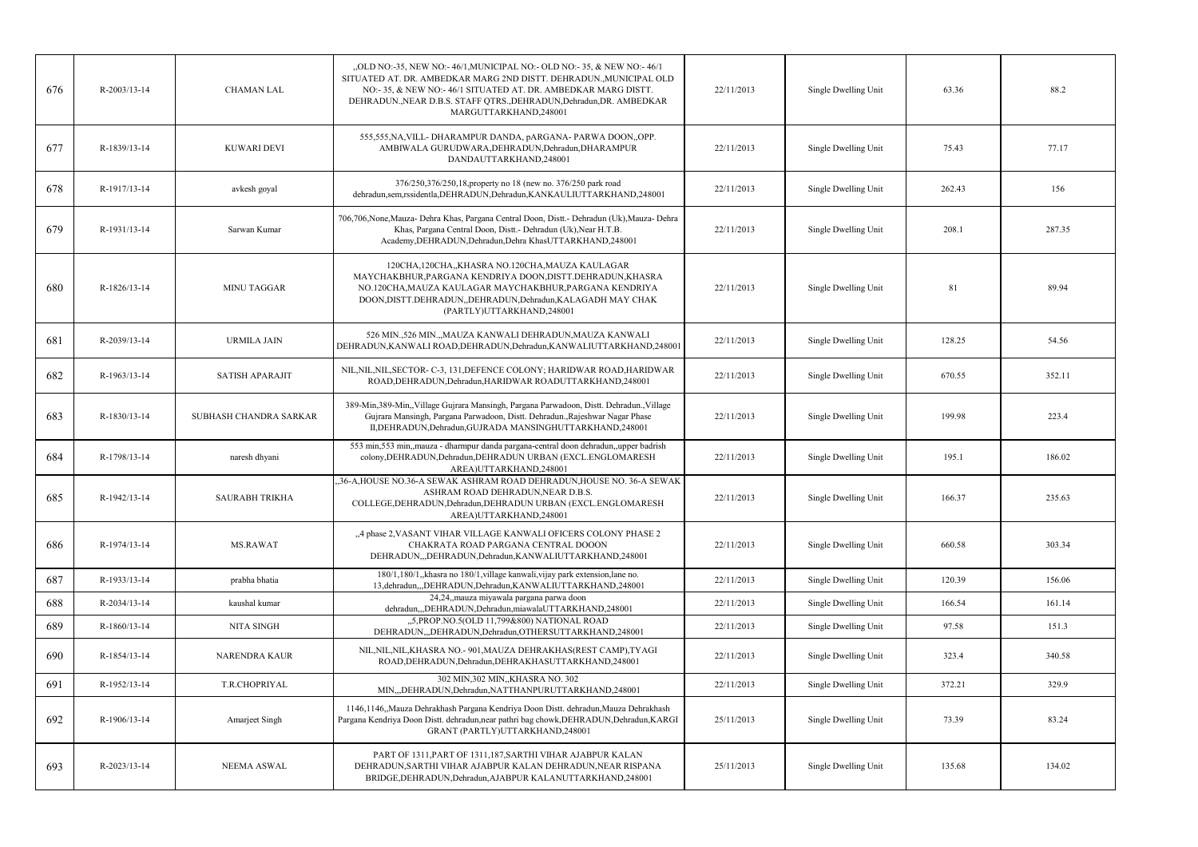| 676 | R-2003/13-14 | CHAMAN LAL | ,,OLD NO:-35, NEW NO:- 46/1,MUNICIPAL NO:- OLD NO:- 35, & NEW NO:- 46/1 SITUATED AT. DR. AMBEDKAR MARG 2ND DISTT. DEHRADUN.,MUNICIPAL OLD NO:- 35, & NEW NO:- 46/1 SITUATED AT. DR. AMBEDKAR MARG DISTT. DEHRADUN.,NEAR D.B.S. STAFF QTRS.,DEHRADUN,Dehradun,DR. AMBEDKAR MARGUTTARKHAND,248001 | 22/11/2013 | Single Dwelling Unit | 63.36 | 88.2 |
|---|---|---|---|---|---|---|---|
| 677 | R-1839/13-14 | KUWARI DEVI | 555,555,NA,VILL- DHARAMPUR DANDA, pARGANA- PARWA DOON,,OPP. AMBIWALA GURUDWARA,DEHRADUN,Dehradun,DHARAMPUR DANDAUTTARKHAND,248001 | 22/11/2013 | Single Dwelling Unit | 75.43 | 77.17 |
| 678 | R-1917/13-14 | avkesh goyal | 376/250,376/250,18,property no 18 (new no. 376/250 park road dehradun,sem,rssidentla,DEHRADUN,Dehradun,KANKAULIUTTARKHAND,248001 | 22/11/2013 | Single Dwelling Unit | 262.43 | 156 |
| 679 | R-1931/13-14 | Sarwan Kumar | 706,706,None,Mauza- Dehra Khas, Pargana Central Doon, Distt.- Dehradun (Uk),Mauza- Dehra Khas, Pargana Central Doon, Distt.- Dehradun (Uk),Near H.T.B. Academy,DEHRADUN,Dehradun,Dehra KhasUTTARKHAND,248001 | 22/11/2013 | Single Dwelling Unit | 208.1 | 287.35 |
| 680 | R-1826/13-14 | MINU TAGGAR | 120CHA,120CHA,,KHASRA NO.120CHA,MAUZA KAULAGAR MAYCHAKBHUR,PARGANA KENDRIYA DOON,DISTT.DEHRADUN,KHASRA NO.120CHA,MAUZA KAULAGAR MAYCHAKBHUR,PARGANA KENDRIYA DOON,DISTT.DEHRADUN,,DEHRADUN,Dehradun,KALAGADH MAY CHAK (PARTLY)UTTARKHAND,248001 | 22/11/2013 | Single Dwelling Unit | 81 | 89.94 |
| 681 | R-2039/13-14 | URMILA JAIN | 526 MIN.,526 MIN.,,MAUZA KANWALI DEHRADUN,MAUZA KANWALI DEHRADUN,KANWALI ROAD,DEHRADUN,Dehradun,KANWALIUTTARKHAND,248001 | 22/11/2013 | Single Dwelling Unit | 128.25 | 54.56 |
| 682 | R-1963/13-14 | SATISH APARAJIT | NIL,NIL,NIL,SECTOR- C-3, 131,DEFENCE COLONY; HARIDWAR ROAD,HARIDWAR ROAD,DEHRADUN,Dehradun,HARIDWAR ROADUTTARKHAND,248001 | 22/11/2013 | Single Dwelling Unit | 670.55 | 352.11 |
| 683 | R-1830/13-14 | SUBHASH CHANDRA SARKAR | 389-Min,389-Min,,Village Gujrara Mansingh, Pargana Parwadoon, Distt. Dehradun.,Village Gujrara Mansingh, Pargana Parwadoon, Distt. Dehradun.,Rajeshwar Nagar Phase II,DEHRADUN,Dehradun,GUJRADA MANSINGHUTTARKHAND,248001 | 22/11/2013 | Single Dwelling Unit | 199.98 | 223.4 |
| 684 | R-1798/13-14 | naresh dhyani | 553 min,553 min,,mauza - dharmpur danda pargana-central doon dehradun,,upper badrish colony,DEHRADUN,Dehradun,DEHRADUN URBAN (EXCL.ENGLOMARESH AREA)UTTARKHAND,248001 | 22/11/2013 | Single Dwelling Unit | 195.1 | 186.02 |
| 685 | R-1942/13-14 | SAURABH TRIKHA | ,,36-A,HOUSE NO.36-A SEWAK ASHRAM ROAD DEHRADUN,HOUSE NO. 36-A SEWAK ASHRAM ROAD DEHRADUN,NEAR D.B.S. COLLEGE,DEHRADUN,Dehradun,DEHRADUN URBAN (EXCL.ENGLOMARESH AREA)UTTARKHAND,248001 | 22/11/2013 | Single Dwelling Unit | 166.37 | 235.63 |
| 686 | R-1974/13-14 | MS.RAWAT | ,,4 phase 2,VASANT VIHAR VILLAGE KANWALI OFICERS COLONY PHASE 2 CHAKRATA ROAD PARGANA CENTRAL DOOON DEHRADUN,,,DEHRADUN,Dehradun,KANWALIUTTARKHAND,248001 | 22/11/2013 | Single Dwelling Unit | 660.58 | 303.34 |
| 687 | R-1933/13-14 | prabha bhatia | 180/1,180/1,,khasra no 180/1,village kanwali,vijay park extension,lane no. 13,dehradun,,,DEHRADUN,Dehradun,KANWALIUTTARKHAND,248001 | 22/11/2013 | Single Dwelling Unit | 120.39 | 156.06 |
| 688 | R-2034/13-14 | kaushal kumar | 24,24,,mauza miyawala pargana parwa doon dehradun,,,DEHRADUN,Dehradun,miawalaUTTARKHAND,248001 | 22/11/2013 | Single Dwelling Unit | 166.54 | 161.14 |
| 689 | R-1860/13-14 | NITA SINGH | ,,5,PROP.NO.5(OLD 11,799&800) NATIONAL ROAD DEHRADUN,,,DEHRADUN,Dehradun,OTHERSUTTARKHAND,248001 | 22/11/2013 | Single Dwelling Unit | 97.58 | 151.3 |
| 690 | R-1854/13-14 | NARENDRA KAUR | NIL,NIL,NIL,KHASRA NO.- 901,MAUZA DEHRAKHAS(REST CAMP),TYAGI ROAD,DEHRADUN,Dehradun,DEHRAKHASUTTARKHAND,248001 | 22/11/2013 | Single Dwelling Unit | 323.4 | 340.58 |
| 691 | R-1952/13-14 | T.R.CHOPRIYAL | 302 MIN,302 MIN,,KHASRA NO. 302 MIN,,,DEHRADUN,Dehradun,NATTHANPURUTTARKHAND,248001 | 22/11/2013 | Single Dwelling Unit | 372.21 | 329.9 |
| 692 | R-1906/13-14 | Amarjeet Singh | 1146,1146,,Mauza Dehrakhash Pargana Kendriya Doon Distt. dehradun,Mauza Dehrakhash Pargana Kendriya Doon Distt. dehradun,near pathri bag chowk,DEHRADUN,Dehradun,KARGI GRANT (PARTLY)UTTARKHAND,248001 | 25/11/2013 | Single Dwelling Unit | 73.39 | 83.24 |
| 693 | R-2023/13-14 | NEEMA ASWAL | PART OF 1311,PART OF 1311,187,SARTHI VIHAR AJABPUR KALAN DEHRADUN,SARTHI VIHAR AJABPUR KALAN DEHRADUN,NEAR RISPANA BRIDGE,DEHRADUN,Dehradun,AJABPUR KALANUTTARKHAND,248001 | 25/11/2013 | Single Dwelling Unit | 135.68 | 134.02 |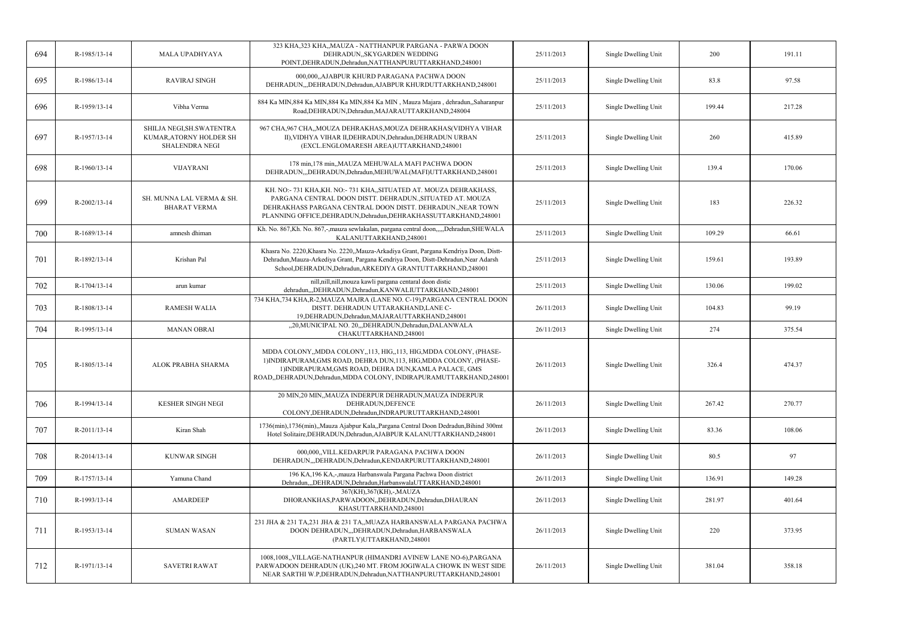| 694 | R-1985/13-14 | MALA UPADHYAYA | 323 KHA,323 KHA,,MAUZA - NATTHANPUR PARGANA - PARWA DOON DEHRADUN,,SKYGARDEN WEDDING POINT,DEHRADUN,Dehradun,NATTHANPURUTTARKHAND,248001 | 25/11/2013 | Single Dwelling Unit | 200 | 191.11 |
|---|---|---|---|---|---|---|---|
| 695 | R-1986/13-14 | RAVIRAJ SINGH | 000,000,,AJABPUR KHURD PARAGANA PACHWA DOON DEHRADUN,,,DEHRADUN,Dehradun,AJABPUR KHURDUTTARKHAND,248001 | 25/11/2013 | Single Dwelling Unit | 83.8 | 97.58 |
| 696 | R-1959/13-14 | Vibha Verma | 884 Ka MIN,884 Ka MIN,884 Ka MIN,884 Ka MIN , Mauza Majara , dehradun,,Saharanpur Road,DEHRADUN,Dehradun,MAJARAUTTARKHAND,248004 | 25/11/2013 | Single Dwelling Unit | 199.44 | 217.28 |
| 697 | R-1957/13-14 | SHILJA NEGI,SH.SWATENTRA KUMAR,ATORNY HOLDER SH SHALENDRA NEGI | 967 CHA,967 CHA,,MOUZA DEHRAKHAS,MOUZA DEHRAKHAS(VIDHYA VIHAR II),VIDHYA VIHAR II,DEHRADUN,Dehradun,DEHRADUN URBAN (EXCL.ENGLOMARESH AREA)UTTARKHAND,248001 | 25/11/2013 | Single Dwelling Unit | 260 | 415.89 |
| 698 | R-1960/13-14 | VIJAYRANI | 178 min,178 min,,MAUZA MEHUWALA MAFI PACHWA DOON DEHRADUN,,,DEHRADUN,Dehradun,MEHUWAL(MAFI)UTTARKHAND,248001 | 25/11/2013 | Single Dwelling Unit | 139.4 | 170.06 |
| 699 | R-2002/13-14 | SH. MUNNA LAL VERMA & SH. BHARAT VERMA | KH. NO:- 731 KHA,KH. NO:- 731 KHA,,SITUATED AT. MOUZA DEHRAKHASS, PARGANA CENTRAL DOON DISTT. DEHRADUN.,SITUATED AT. MOUZA DEHRAKHASS PARGANA CENTRAL DOON DISTT. DEHRADUN.,NEAR TOWN PLANNING OFFICE,DEHRADUN,Dehradun,DEHRAKHASSUTTARKHAND,248001 | 25/11/2013 | Single Dwelling Unit | 183 | 226.32 |
| 700 | R-1689/13-14 | amnesh dhiman | Kh. No. 867,Kh. No. 867,-,mauza sewlakalan, pargana central doon,,,,,Dehradun,SHEWALA KALANUTTARKHAND,248001 | 25/11/2013 | Single Dwelling Unit | 109.29 | 66.61 |
| 701 | R-1892/13-14 | Krishan Pal | Khasra No. 2220,Khasra No. 2220,,Mauza-Arkadiya Grant, Pargana Kendriya Doon, Distt-Dehradun,Mauza-Arkediya Grant, Pargana Kendriya Doon, Distt-Dehradun,Near Adarsh School,DEHRADUN,Dehradun,ARKEDIYA GRANTUTTARKHAND,248001 | 25/11/2013 | Single Dwelling Unit | 159.61 | 193.89 |
| 702 | R-1704/13-14 | arun kumar | nill,nill,nill,mouza kawli pargana centaral doon distic dehradun,,,DEHRADUN,Dehradun,KANWALIUTTARKHAND,248001 | 25/11/2013 | Single Dwelling Unit | 130.06 | 199.02 |
| 703 | R-1808/13-14 | RAMESH WALIA | 734 KHA,734 KHA,R-2,MAUZA MAJRA (LANE NO. C-19),PARGANA CENTRAL DOON DISTT. DEHRADUN UTTARAKHAND,LANE C-19,DEHRADUN,Dehradun,MAJARAUTTARKHAND,248001 | 26/11/2013 | Single Dwelling Unit | 104.83 | 99.19 |
| 704 | R-1995/13-14 | MANAN OBRAI | ,,20,MUNICIPAL NO. 20,,,DEHRADUN,Dehradun,DALANWALA CHAKUTTARKHAND,248001 | 26/11/2013 | Single Dwelling Unit | 274 | 375.54 |
| 705 | R-1805/13-14 | ALOK PRABHA SHARMA | MDDA COLONY,,MDDA COLONY,,113, HIG,,113, HIG,MDDA COLONY, (PHASE-1)INDIRAPURAM,GMS ROAD, DEHRA DUN,113, HIG,MDDA COLONY, (PHASE-1)INDIRAPURAM,GMS ROAD, DEHRA DUN,KAMLA PALACE, GMS ROAD,,DEHRADUN,Dehradun,MDDA COLONY, INDIRAPURAMUTTARKHAND,248001 | 26/11/2013 | Single Dwelling Unit | 326.4 | 474.37 |
| 706 | R-1994/13-14 | KESHER SINGH NEGI | 20 MIN,20 MIN,,MAUZA INDERPUR DEHRADUN,MAUZA INDERPUR DEHRADUN,DEFENCE COLONY,DEHRADUN,Dehradun,INDRAPURUTTARKHAND,248001 | 26/11/2013 | Single Dwelling Unit | 267.42 | 270.77 |
| 707 | R-2011/13-14 | Kiran Shah | 1736(min),1736(min),,Mauza Ajabpur Kala,,Pargana Central Doon Dedradun,Bihind 300mt Hotel Solitaire,DEHRADUN,Dehradun,AJABPUR KALANUTTARKHAND,248001 | 26/11/2013 | Single Dwelling Unit | 83.36 | 108.06 |
| 708 | R-2014/13-14 | KUNWAR SINGH | 000,000,,VILL.KEDARPUR PARAGANA PACHWA DOON DEHRADUN,,,DEHRADUN,Dehradun,KENDARPURUTTARKHAND,248001 | 26/11/2013 | Single Dwelling Unit | 80.5 | 97 |
| 709 | R-1757/13-14 | Yamuna Chand | 196 KA,196 KA,-,mauza Harbanswala Pargana Pachwa Doon district Dehradun,,,DEHRADUN,Dehradun,HarbanswalaUTTARKHAND,248001 | 26/11/2013 | Single Dwelling Unit | 136.91 | 149.28 |
| 710 | R-1993/13-14 | AMARDEEP | 367(KH),367(KH),-,MAUZA DHORANKHAS,PARWADOON,,DEHRADUN,Dehradun,DHAURAN KHASUTTARKHAND,248001 | 26/11/2013 | Single Dwelling Unit | 281.97 | 401.64 |
| 711 | R-1953/13-14 | SUMAN WASAN | 231 JHA & 231 TA,231 JHA & 231 TA,,MUAZA HARBANSWALA PARGANA PACHWA DOON DEHRADUN,,,DEHRADUN,Dehradun,HARBANSWALA (PARTLY)UTTARKHAND,248001 | 26/11/2013 | Single Dwelling Unit | 220 | 373.95 |
| 712 | R-1971/13-14 | SAVETRI RAWAT | 1008,1008,,VILLAGE-NATHANPUR (HIMANDRI AVINEW LANE NO-6),PARGANA PARWADOON DEHRADUN (UK),240 MT. FROM JOGIWALA CHOWK IN WEST SIDE NEAR SARTHI W.P,DEHRADUN,Dehradun,NATTHANPURUTTARKHAND,248001 | 26/11/2013 | Single Dwelling Unit | 381.04 | 358.18 |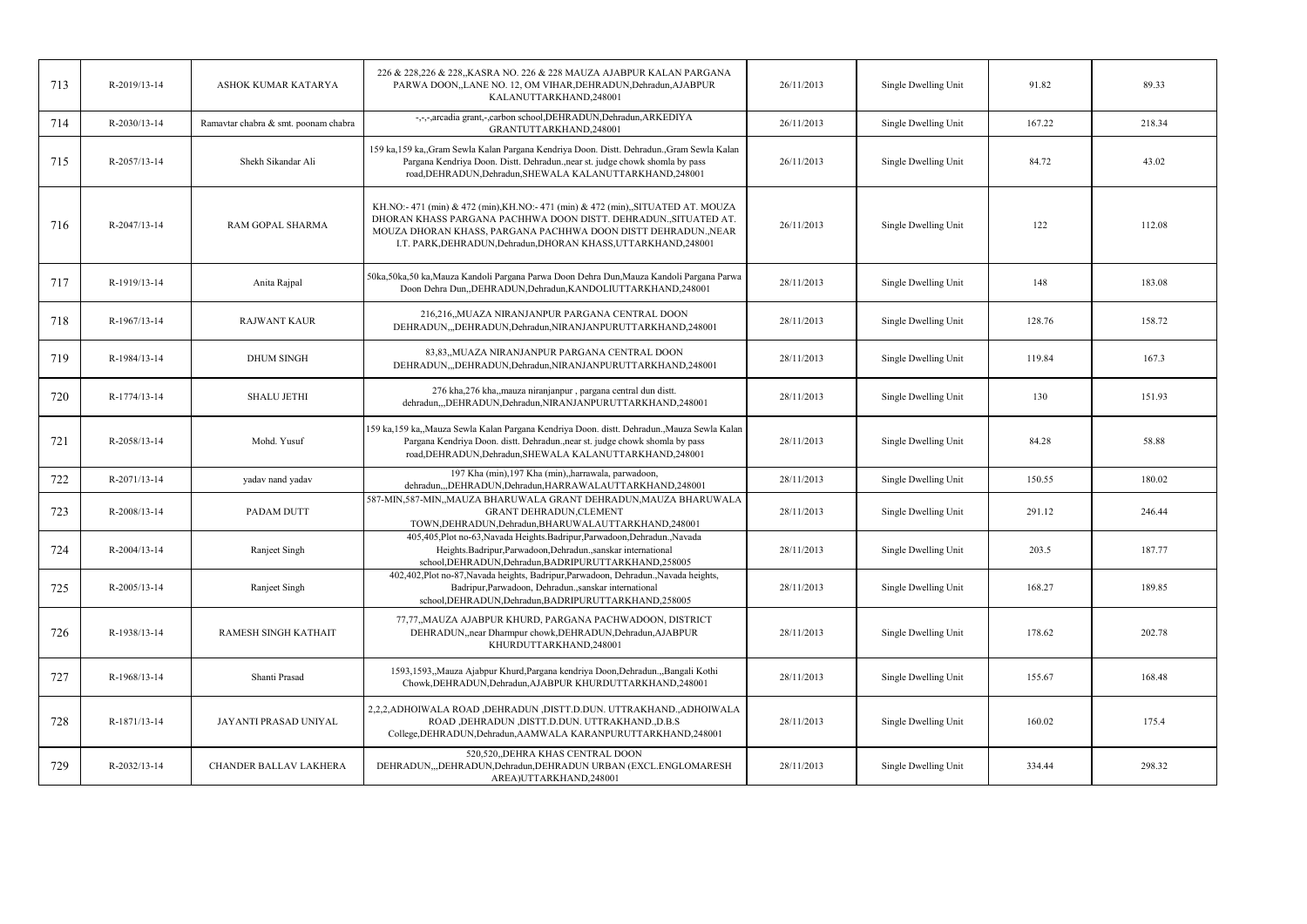| 713 | R-2019/13-14 | ASHOK KUMAR KATARYA | 226 & 228,226 & 228,,KASRA NO. 226 & 228 MAUZA AJABPUR KALAN PARGANA PARWA DOON,,LANE NO. 12, OM VIHAR,DEHRADUN,Dehradun,AJABPUR KALANUTTARKHAND,248001 | 26/11/2013 | Single Dwelling Unit | 91.82 | 89.33 |
|---|---|---|---|---|---|---|---|
| 714 | R-2030/13-14 | Ramavtar chabra & smt. poonam chabra | -,-,-,arcadia grant,-,carbon school,DEHRADUN,Dehradun,ARKEDIYA GRANTUTTARKHAND,248001 | 26/11/2013 | Single Dwelling Unit | 167.22 | 218.34 |
| 715 | R-2057/13-14 | Shekh Sikandar Ali | 159 ka,159 ka,,Gram Sewla Kalan Pargana Kendriya Doon. Distt. Dehradun.,Gram Sewla Kalan Pargana Kendriya Doon. Distt. Dehradun.,near st. judge chowk shomla by pass road,DEHRADUN,Dehradun,SHEWALA KALANUTTARKHAND,248001 | 26/11/2013 | Single Dwelling Unit | 84.72 | 43.02 |
| 716 | R-2047/13-14 | RAM GOPAL SHARMA | KH.NO:- 471 (min) & 472 (min),KH.NO:- 471 (min) & 472 (min),,SITUATED AT. MOUZA DHORAN KHASS PARGANA PACHHWA DOON DISTT. DEHRADUN.,SITUATED AT. MOUZA DHORAN KHASS, PARGANA PACHHWA DOON DISTT DEHRADUN.,NEAR I.T. PARK,DEHRADUN,Dehradun,DHORAN KHASS,UTTARKHAND,248001 | 26/11/2013 | Single Dwelling Unit | 122 | 112.08 |
| 717 | R-1919/13-14 | Anita Rajpal | 50ka,50ka,50 ka,Mauza Kandoli Pargana Parwa Doon Dehra Dun,Mauza Kandoli Pargana Parwa Doon Dehra Dun,,DEHRADUN,Dehradun,KANDOLIUTTARKHAND,248001 | 28/11/2013 | Single Dwelling Unit | 148 | 183.08 |
| 718 | R-1967/13-14 | RAJWANT KAUR | 216,216,,MUAZA NIRANJANPUR PARGANA CENTRAL DOON DEHRADUN,,,DEHRADUN,Dehradun,NIRANJANPURUTTARKHAND,248001 | 28/11/2013 | Single Dwelling Unit | 128.76 | 158.72 |
| 719 | R-1984/13-14 | DHUM SINGH | 83,83,,MUAZA NIRANJANPUR PARGANA CENTRAL DOON DEHRADUN,,,DEHRADUN,Dehradun,NIRANJANPURUTTARKHAND,248001 | 28/11/2013 | Single Dwelling Unit | 119.84 | 167.3 |
| 720 | R-1774/13-14 | SHALU JETHI | 276 kha,276 kha,,mauza niranjanpur , pargana central dun distt. dehradun,,,DEHRADUN,Dehradun,NIRANJANPURUTTARKHAND,248001 | 28/11/2013 | Single Dwelling Unit | 130 | 151.93 |
| 721 | R-2058/13-14 | Mohd. Yusuf | 159 ka,159 ka,,Mauza Sewla Kalan Pargana Kendriya Doon. distt. Dehradun.,Mauza Sewla Kalan Pargana Kendriya Doon. distt. Dehradun.,near st. judge chowk shomla by pass road,DEHRADUN,Dehradun,SHEWALA KALANUTTARKHAND,248001 | 28/11/2013 | Single Dwelling Unit | 84.28 | 58.88 |
| 722 | R-2071/13-14 | yadav nand yadav | 197 Kha (min),197 Kha (min),,harrawala, parwadoon, dehradun,,,DEHRADUN,Dehradun,HARRAWALAUTTARKHAND,248001 | 28/11/2013 | Single Dwelling Unit | 150.55 | 180.02 |
| 723 | R-2008/13-14 | PADAM DUTT | 587-MIN,587-MIN,,MAUZA BHARUWALA GRANT DEHRADUN,MAUZA BHARUWALA GRANT DEHRADUN,CLEMENT TOWN,DEHRADUN,Dehradun,BHARUWALAUTTARKHAND,248001 | 28/11/2013 | Single Dwelling Unit | 291.12 | 246.44 |
| 724 | R-2004/13-14 | Ranjeet Singh | 405,405,Plot no-63,Navada Heights.Badripur,Parwadoon,Dehradun.,Navada Heights.Badripur,Parwadoon,Dehradun.,sanskar international school,DEHRADUN,Dehradun,BADRIPURUTTARKHAND,258005 | 28/11/2013 | Single Dwelling Unit | 203.5 | 187.77 |
| 725 | R-2005/13-14 | Ranjeet Singh | 402,402,Plot no-87,Navada heights, Badripur,Parwadoon, Dehradun.,Navada heights, Badripur,Parwadoon, Dehradun.,sanskar international school,DEHRADUN,Dehradun,BADRIPURUTTARKHAND,258005 | 28/11/2013 | Single Dwelling Unit | 168.27 | 189.85 |
| 726 | R-1938/13-14 | RAMESH SINGH KATHAIT | 77,77,,MAUZA AJABPUR KHURD, PARGANA PACHWADOON, DISTRICT DEHRADUN,,near Dharmpur chowk,DEHRADUN,Dehradun,AJABPUR KHURDUTTARKHAND,248001 | 28/11/2013 | Single Dwelling Unit | 178.62 | 202.78 |
| 727 | R-1968/13-14 | Shanti Prasad | 1593,1593,,Mauza Ajabpur Khurd,Pargana kendriya Doon,Dehradun.,,Bangali Kothi Chowk,DEHRADUN,Dehradun,AJABPUR KHURDUTTARKHAND,248001 | 28/11/2013 | Single Dwelling Unit | 155.67 | 168.48 |
| 728 | R-1871/13-14 | JAYANTI PRASAD UNIYAL | 2,2,2,ADHOIWALA ROAD ,DEHRADUN ,DISTT.D.DUN. UTTRAKHAND.,ADHOIWALA ROAD ,DEHRADUN ,DISTT.D.DUN. UTTRAKHAND.,D.B.S College,DEHRADUN,Dehradun,AAMWALA KARANPURUTTARKHAND,248001 | 28/11/2013 | Single Dwelling Unit | 160.02 | 175.4 |
| 729 | R-2032/13-14 | CHANDER BALLAV LAKHERA | 520,520,,DEHRA KHAS CENTRAL DOON DEHRADUN,,,DEHRADUN,Dehradun,DEHRADUN URBAN (EXCL.ENGLOMARESH AREA)UTTARKHAND,248001 | 28/11/2013 | Single Dwelling Unit | 334.44 | 298.32 |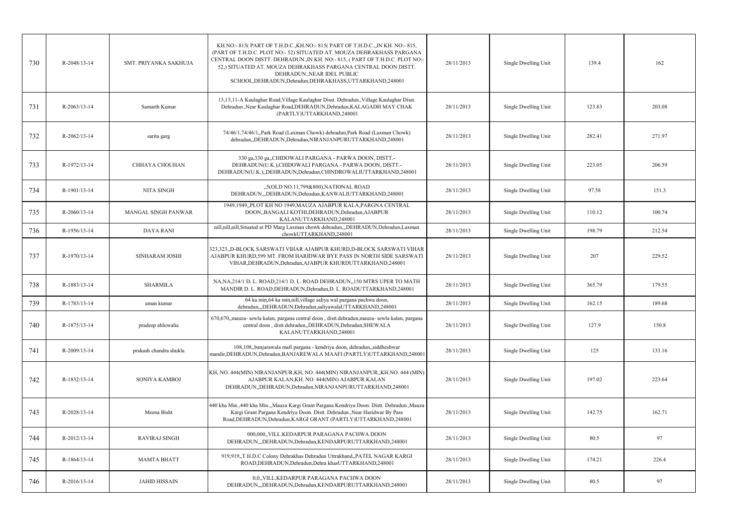| 730 | R-2048/13-14 | SMT. PRIYANKA SAKHUJA | KH.NO:- 815( PART OF T.H.D.C.,KH.NO:- 815( PART OF T.H.D.C.,,IN KH. NO:- 815, (PART OF T.H.D.C. PLOT NO:- 52) SITUATED AT. MOUZA DEHRAKHASS PARGANA CENTRAL DOON DISTT. DEHRADUN.,IN KH. NO:- 815, ( PART OF T.H.D.C. PLOT NO:- 52,) SITUATED AT. MOUZA DEHRAKHASS PARGANA CENTRAL DOON DISTT. DEHRADUN.,NEAR IDEL PUBLIC SCHOOL,DEHRADUN,Dehradun,DEHRAKHASS,UTTARKHAND,248001 | 28/11/2013 | Single Dwelling Unit | 139.4 | 162 |
|---|---|---|---|---|---|---|---|
| 731 | R-2063/13-14 | Samarth Kumar | 13,13,11-A Kaulaghar Road,Village Kaulaghar Disst. Dehradun.,Village Kaulaghar Disst. Dehradun.,Near Kaulaghar Road,DEHRADUN,Dehradun,KALAGADH MAY CHAK (PARTLY)UTTARKHAND,248001 | 28/11/2013 | Single Dwelling Unit | 123.83 | 203.08 |
| 732 | R-2062/13-14 | sarita garg | 74/46/1,74/46/1,,Park Road (Laxman Chowk) dehradun,Park Road (Laxman Chowk) dehradun,,DEHRADUN,Dehradun,NIRANJANPURUTTARKHAND,248001 | 28/11/2013 | Single Dwelling Unit | 282.41 | 271.97 |
| 733 | R-1972/13-14 | CHHAYA CHOUHAN | 330 ga,330 ga,,CHIDOWALI PARGANA - PARWA DOON, DISTT.- DEHRADUN(U.K.),CHIDOWALI PARGANA - PARWA DOON, DISTT.- DEHRADUN(U.K.),,DEHRADUN,Dehradun,CHINDROWALIUTTARKHAND,248001 | 28/11/2013 | Single Dwelling Unit | 223.05 | 206.59 |
| 734 | R-1901/13-14 | NITA SINGH | ,,5(OLD NO.11,799&800),NATIONAL ROAD DEHRADUN,,,DEHRADUN,Dehradun,KANWALIUTTARKHAND,248001 | 28/11/2013 | Single Dwelling Unit | 97.58 | 151.3 |
| 735 | R-2060/13-14 | MANGAL SINGH PANWAR | 1949,1949,,PLOT KH NO 1949,MAUZA AJABPUR KALA,PARGNA CENTRAL DOON,,BANGALI KOTHI,DEHRADUN,Dehradun,AJABPUR KALANUTTARKHAND,248001 | 28/11/2013 | Single Dwelling Unit | 110.12 | 100.74 |
| 736 | R-1956/13-14 | DAYA RANI | nill,nill,nill,Situated at PD Marg Laxman chowk dehradun,,,DEHRADUN,Dehradun,Laxman chowkUTTARKHAND,248001 | 28/11/2013 | Single Dwelling Unit | 198.79 | 212.54 |
| 737 | R-1970/13-14 | SINHARAM JOSHI | 323,323,,D-BLOCK SARSWATI VIHAR AJABPUR KHURD,D-BLOCK SARSWATI VIHAR AJABPUR KHURD,599 MT. FROM HARIDWAR BYE PASS IN NORTH SIDE SARSWATI VIHAR,DEHRADUN,Dehradun,AJABPUR KHURDUTTARKHAND,248001 | 28/11/2013 | Single Dwelling Unit | 207 | 229.52 |
| 738 | R-1883/13-14 | SHARMILA | NA,NA,214/1 D. L. ROAD,214/1 D. L. ROAD DEHRADUN,,150 MTRS UPER TO MATH MANDIR D. L. ROAD,DEHRADUN,Dehradun,D. L. ROADUTTARKHAND,248001 | 28/11/2013 | Single Dwelling Unit | 365.79 | 179.55 |
| 739 | R-1783/13-14 | aman kumar | 64 ka min,64 ka min,nill,village saliya wal pargana pachwa doon, dehradun,,,DEHRADUN,Dehradun,saliyawalaUTTARKHAND,248001 | 28/11/2013 | Single Dwelling Unit | 162.15 | 189.68 |
| 740 | R-1875/13-14 | pradeep ahluwalia | 670,670,,mauza- sewla kalan, pargana central doon , distt.dehradun,mauza- sewla kalan, pargana central doon , distt.dehradun,,DEHRADUN,Dehradun,SHEWALA KALANUTTARKHAND,248001 | 28/11/2013 | Single Dwelling Unit | 127.9 | 150.8 |
| 741 | R-2009/13-14 | prakash chandra shukla | 108,108,,banjarawala mafi pargana - kendriya doon, dehradun,,siddheshwar mandir,DEHRADUN,Dehradun,BANJAREWALA MAAFI (PARTLY)UTTARKHAND,248001 | 28/11/2013 | Single Dwelling Unit | 125 | 133.16 |
| 742 | R-1832/13-14 | SONIYA KAMBOJ | KH, NO. 444(MIN) NIRANJANPUR,KH, NO. 444(MIN) NIRANJANPUR,,KH.NO. 444 (MIN) AJABPUR KALAN,KH. NO. 444(MIN) AJABPUR KALAN DEHRADUN,,DEHRADUN,Dehradun,NIRANJANPURUTTARKHAND,248001 | 28/11/2013 | Single Dwelling Unit | 197.02 | 223.64 |
| 743 | R-2028/13-14 | Meena Bisht | 440 kha Min.,440 kha Min.,,Mauza Kargi Grant Pargana Kendriya Doon. Distt. Dehradun.,Mauza Kargi Grant Pargana Kendriya Doon. Distt. Dehradun.,Near Haridwar By Pass Road,DEHRADUN,Dehradun,KARGI GRANT (PARTLY)UTTARKHAND,248001 | 28/11/2013 | Single Dwelling Unit | 142.75 | 162.71 |
| 744 | R-2012/13-14 | RAVIRAJ SINGH | 000,000,,VILL.KEDARPUR PARAGANA PACHWA DOON DEHRADUN,,,DEHRADUN,Dehradun,KENDARPURUTTARKHAND,248001 | 28/11/2013 | Single Dwelling Unit | 80.5 | 97 |
| 745 | R-1864/13-14 | MAMTA BHATT | 919,919,,T.H.D.C Colony Dehrakhas Dehradun Uttrakhand,,PATEL NAGAR KARGI ROAD,DEHRADUN,Dehradun,Dehra khasUTTARKHAND,248001 | 28/11/2013 | Single Dwelling Unit | 174.21 | 226.4 |
| 746 | R-2016/13-14 | JAHID HISSAIN | 0,0,,VILL.KEDARPUR PARAGANA PACHWA DOON DEHRADUN,,,DEHRADUN,Dehradun,KENDARPURUTTARKHAND,248001 | 28/11/2013 | Single Dwelling Unit | 80.5 | 97 |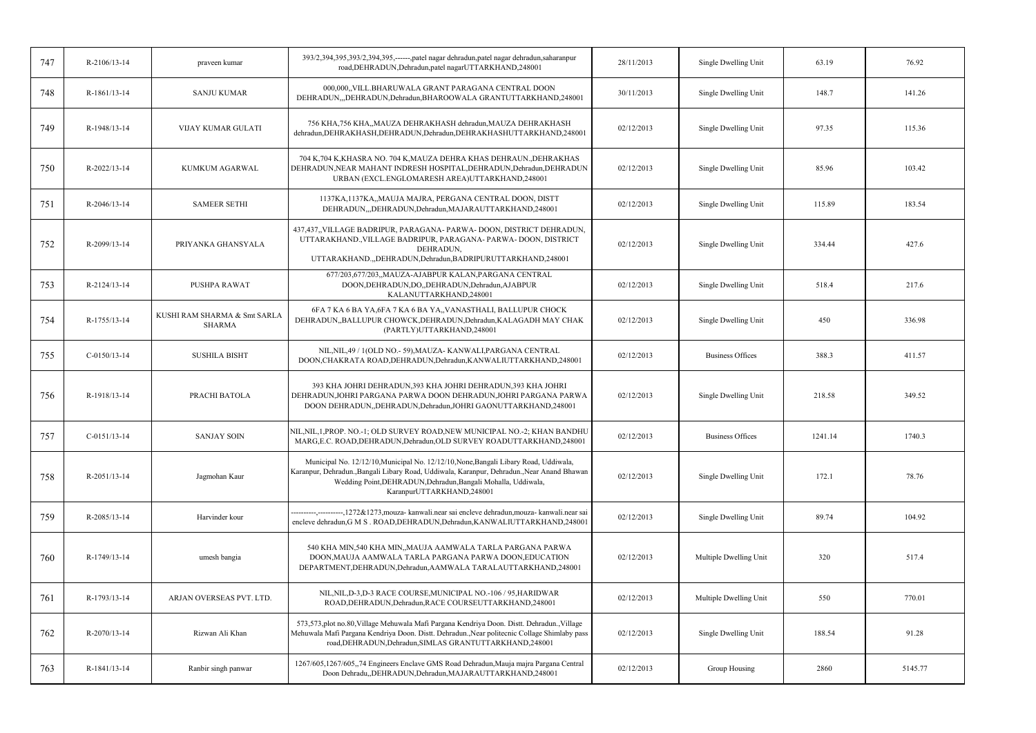| 747 | R-2106/13-14 | praveen kumar | 393/2,394,395,393/2,394,395,------,patel nagar dehradun,patel nagar dehradun,saharanpur road,DEHRADUN,Dehradun,patel nagarUTTARKHAND,248001 | 28/11/2013 | Single Dwelling Unit | 63.19 | 76.92 |
|---|---|---|---|---|---|---|---|
| 748 | R-1861/13-14 | SANJU KUMAR | 000,000,,VILL.BHARUWALA GRANT PARAGANA CENTRAL DOON DEHRADUN,,,DEHRADUN,Dehradun,BHAROOWALA GRANTUTTARKHAND,248001 | 30/11/2013 | Single Dwelling Unit | 148.7 | 141.26 |
| 749 | R-1948/13-14 | VIJAY KUMAR GULATI | 756 KHA,756 KHA,,MAUZA DEHRAKHASH dehradun,MAUZA DEHRAKHASH dehradun,DEHRAKHASH,DEHRADUN,Dehradun,DEHRAKHASHUTTARKHAND,248001 | 02/12/2013 | Single Dwelling Unit | 97.35 | 115.36 |
| 750 | R-2022/13-14 | KUMKUM AGARWAL | 704 K,704 K,KHASRA NO. 704 K,MAUZA DEHRA KHAS DEHRAUN.,DEHRAKHAS DEHRADUN,NEAR MAHANT INDRESH HOSPITAL,DEHRADUN,Dehradun,DEHRADUN URBAN (EXCL.ENGLOMARESH AREA)UTTARKHAND,248001 | 02/12/2013 | Single Dwelling Unit | 85.96 | 103.42 |
| 751 | R-2046/13-14 | SAMEER SETHI | 1137KA,1137KA,,MAUJA MAJRA, PERGANA CENTRAL DOON, DISTT DEHRADUN,,,DEHRADUN,Dehradun,MAJARAUTTARKHAND,248001 | 02/12/2013 | Single Dwelling Unit | 115.89 | 183.54 |
| 752 | R-2099/13-14 | PRIYANKA GHANSYALA | 437,437,,VILLAGE BADRIPUR, PARAGANA- PARWA- DOON, DISTRICT DEHRADUN, UTTARAKHAND.,VILLAGE BADRIPUR, PARAGANA- PARWA- DOON, DISTRICT DEHRADUN, UTTARAKHAND.,,DEHRADUN,Dehradun,BADRIPURUTTARKHAND,248001 | 02/12/2013 | Single Dwelling Unit | 334.44 | 427.6 |
| 753 | R-2124/13-14 | PUSHPA RAWAT | 677/203,677/203,,MAUZA-AJABPUR KALAN,PARGANA CENTRAL DOON,DEHRADUN,DO,,DEHRADUN,Dehradun,AJABPUR KALANUTTARKHAND,248001 | 02/12/2013 | Single Dwelling Unit | 518.4 | 217.6 |
| 754 | R-1755/13-14 | KUSHI RAM SHARMA & Smt SARLA SHARMA | 6FA 7 KA 6 BA YA,6FA 7 KA 6 BA YA,,VANASTHALI, BALLUPUR CHOCK DEHRADUN,,BALLUPUR CHOWCK,DEHRADUN,Dehradun,KALAGADH MAY CHAK (PARTLY)UTTARKHAND,248001 | 02/12/2013 | Single Dwelling Unit | 450 | 336.98 |
| 755 | C-0150/13-14 | SUSHILA BISHT | NIL,NIL,49 / 1(OLD NO.- 59),MAUZA- KANWALI,PARGANA CENTRAL DOON,CHAKRATA ROAD,DEHRADUN,Dehradun,KANWALIUTTARKHAND,248001 | 02/12/2013 | Business Offices | 388.3 | 411.57 |
| 756 | R-1918/13-14 | PRACHI BATOLA | 393 KHA JOHRI DEHRADUN,393 KHA JOHRI DEHRADUN,393 KHA JOHRI DEHRADUN,JOHRI PARGANA PARWA DOON DEHRADUN,JOHRI PARGANA PARWA DOON DEHRADUN,,DEHRADUN,Dehradun,JOHRI GAONUTTARKHAND,248001 | 02/12/2013 | Single Dwelling Unit | 218.58 | 349.52 |
| 757 | C-0151/13-14 | SANJAY SOIN | NIL,NIL,1,PROP. NO.-1; OLD SURVEY ROAD,NEW MUNICIPAL NO.-2; KHAN BANDHU MARG,E.C. ROAD,DEHRADUN,Dehradun,OLD SURVEY ROADUTTARKHAND,248001 | 02/12/2013 | Business Offices | 1241.14 | 1740.3 |
| 758 | R-2051/13-14 | Jagmohan Kaur | Municipal No. 12/12/10,Municipal No. 12/12/10,None,Bangali Libary Road, Uddiwala, Karanpur, Dehradun.,Bangali Libary Road, Uddiwala, Karanpur, Dehradun.,Near Anand Bhawan Wedding Point,DEHRADUN,Dehradun,Bangali Mohalla, Uddiwala, KaranpurUTTARKHAND,248001 | 02/12/2013 | Single Dwelling Unit | 172.1 | 78.76 |
| 759 | R-2085/13-14 | Harvinder kour | ----------,----------,1272&1273,mouza- kanwali.near sai encleve dehradun,mouza- kanwali.near sai encleve dehradun,G M S . ROAD,DEHRADUN,Dehradun,KANWALIUTTARKHAND,248001 | 02/12/2013 | Single Dwelling Unit | 89.74 | 104.92 |
| 760 | R-1749/13-14 | umesh bangia | 540 KHA MIN,540 KHA MIN,,MAUJA AAMWALA TARLA PARGANA PARWA DOON,MAUJA AAMWALA TARLA PARGANA PARWA DOON,EDUCATION DEPARTMENT,DEHRADUN,Dehradun,AAMWALA TARALAUTTARKHAND,248001 | 02/12/2013 | Multiple Dwelling Unit | 320 | 517.4 |
| 761 | R-1793/13-14 | ARJAN OVERSEAS PVT. LTD. | NIL,NIL,D-3,D-3 RACE COURSE,MUNICIPAL NO.-106 / 95,HARIDWAR ROAD,DEHRADUN,Dehradun,RACE COURSEUTTARKHAND,248001 | 02/12/2013 | Multiple Dwelling Unit | 550 | 770.01 |
| 762 | R-2070/13-14 | Rizwan Ali Khan | 573,573,plot no.80,Village Mehuwala Mafi Pargana Kendriya Doon. Distt. Dehradun.,Village Mehuwala Mafi Pargana Kendriya Doon. Distt. Dehradun.,Near politecnic Collage Shimlaby pass road,DEHRADUN,Dehradun,SIMLAS GRANTUTTARKHAND,248001 | 02/12/2013 | Single Dwelling Unit | 188.54 | 91.28 |
| 763 | R-1841/13-14 | Ranbir singh panwar | 1267/605,1267/605,,74 Engineers Enclave GMS Road Dehradun,Mauja majra Pargana Central Doon Dehradu,,DEHRADUN,Dehradun,MAJARAUTTARKHAND,248001 | 02/12/2013 | Group Housing | 2860 | 5145.77 |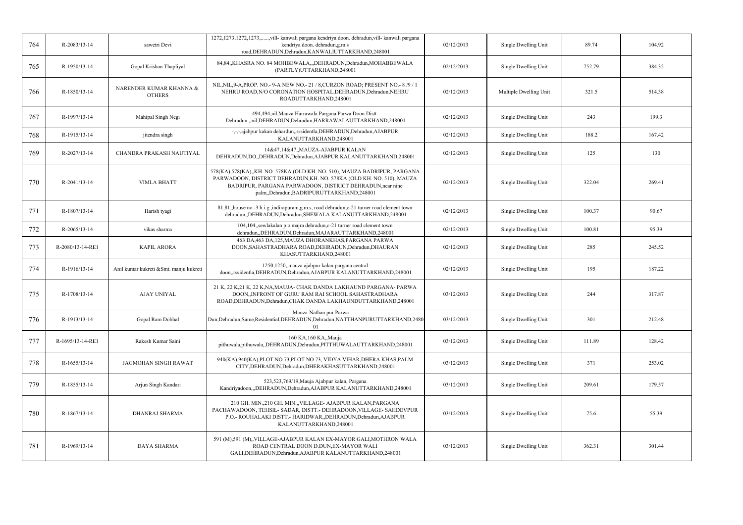| 764 | R-2083/13-14 | sawetri Devi | 1272,1273,1272,1273,......,vill- kanwali pargana kendriya doon. dehradun,vill- kanwali pargana kendriya doon. dehradun,g.m.s road,DEHRADUN,Dehradun,KANWALIUTTARKHAND,248001 | 02/12/2013 | Single Dwelling Unit | 89.74 | 104.92 |
|---|---|---|---|---|---|---|---|
| 765 | R-1950/13-14 | Gopal Krishan Thapliyal | 84,84,,KHASRA NO. 84 MOHBEWALA,,,DEHRADUN,Dehradun,MOHABBEWALA (PARTLY)UTTARKHAND,248001 | 02/12/2013 | Single Dwelling Unit | 752.79 | 384.32 |
| 766 | R-1850/13-14 | NARENDER KUMAR KHANNA & OTHERS | NIL,NIL,9-A,PROP. NO.- 9-A NEW NO.- 21 / 8,CURZON ROAD; PRESENT NO.- 8 /9 / 1 NEHRU ROAD,N/O CORONATION HOSPITAL,DEHRADUN,Dehradun,NEHRU ROADUTTARKHAND,248001 | 02/12/2013 | Multiple Dwelling Unit | 321.5 | 514.38 |
| 767 | R-1997/13-14 | Mahipal Singh Negi | 494,494,nil,Mauza Harrawala Pargana Parwa Doon Distt. Dehradun.,,nil,DEHRADUN,Dehradun,HARRAWALAUTTARKHAND,248001 | 02/12/2013 | Single Dwelling Unit | 243 | 199.3 |
| 768 | R-1915/13-14 | jitendra singh | -,-,-,ajabpur kakan dehardun,,rssidentla,DEHRADUN,Dehradun,AJABPUR KALANUTTARKHAND,248001 | 02/12/2013 | Single Dwelling Unit | 188.2 | 167.42 |
| 769 | R-2027/13-14 | CHANDRA PRAKASH NAUTIYAL | 14&47,14&47,,MAUZA-AJABPUR KALAN DEHRADUN,DO,,DEHRADUN,Dehradun,AJABPUR KALANUTTARKHAND,248001 | 02/12/2013 | Single Dwelling Unit | 125 | 130 |
| 770 | R-2041/13-14 | VIMLA BHATT | 578(KA),578(KA),,KH. NO. 578KA (OLD KH. NO. 510), MAUZA BADRIPUR, PARGANA PARWADOON, DISTRICT DEHRADUN,KH. NO. 578KA (OLD KH. NO. 510), MAUZA BADRIPUR, PARGANA PARWADOON, DISTRICT DEHRADUN,near nine palm,,Dehradun,BADRIPURUTTARKHAND,248001 | 02/12/2013 | Single Dwelling Unit | 322.04 | 269.41 |
| 771 | R-1807/13-14 | Harish tyagi | 81,81,,house no.-3 h.i.g ,indirapuram,g.m.s, road dehradun,c-21 turner road clement town dehradun,,DEHRADUN,Dehradun,SHEWALA KALANUTTARKHAND,248001 | 02/12/2013 | Single Dwelling Unit | 100.37 | 90.67 |
| 772 | R-2065/13-14 | vikas sharma | 104,104,,sewlakalan p.o majra dehradun,c-21 turner road clement town dehradun,,DEHRADUN,Dehradun,MAJARAUTTARKHAND,248001 | 02/12/2013 | Single Dwelling Unit | 100.81 | 95.39 |
| 773 | R-2080/13-14-RE1 | KAPIL ARORA | 463 DA,463 DA,125,MAUZA DHORANKHAS,PARGANA PARWA DOON,SAHASTRADHARA ROAD,DEHRADUN,Dehradun,DHAURAN KHASUTTARKHAND,248001 | 02/12/2013 | Single Dwelling Unit | 285 | 245.52 |
| 774 | R-1916/13-14 | Anil kumar kukreti &Smt. manju kukreti | 1250,1250,,mauza ajabpur kalan pargana central doon,,rssidentla,DEHRADUN,Dehradun,AJABPUR KALANUTTARKHAND,248001 | 02/12/2013 | Single Dwelling Unit | 195 | 187.22 |
| 775 | R-1708/13-14 | AJAY UNIYAL | 21 K, 22 K,21 K, 22 K,NA,MAUJA- CHAK DANDA LAKHAUND PARGANA- PARWA DOON,,INFRONT OF GURU RAM RAI SCHOOL SAHASTRADHARA ROAD,DEHRADUN,Dehradun,CHAK DANDA LAKHAUNDUTTARKHAND,248001 | 03/12/2013 | Single Dwelling Unit | 244 | 317.87 |
| 776 | R-1913/13-14 | Gopal Ram Dobhal | -,-,--,Mauza-Nathan pur Parwa Dun,Dehradun,Same,Residential,DEHRADUN,Dehradun,NATTHANPURUTTARKHAND,248001 | 03/12/2013 | Single Dwelling Unit | 301 | 212.48 |
| 777 | R-1695/13-14-RE1 | Rakesh Kumar Saini | 160 KA,160 KA,,Mauja pithuwala,pithuwala,,DEHRADUN,Dehradun,PITTHUWALAUTTARKHAND,248001 | 03/12/2013 | Single Dwelling Unit | 111.89 | 128.42 |
| 778 | R-1655/13-14 | JAGMOHAN SINGH RAWAT | 940(KA),940(KA),PLOT NO 73,PLOT NO 73, VIDYA VIHAR,DHERA KHAS,PALM CITY,DEHRADUN,Dehradun,DHERAKHASUTTARKHAND,248001 | 03/12/2013 | Single Dwelling Unit | 371 | 253.02 |
| 779 | R-1855/13-14 | Arjun Singh Kandari | 523,523,769/19,Mauja Ajabpur kalan, Pargana Kandriyadoon,,,DEHRADUN,Dehradun,AJABPUR KALANUTTARKHAND,248001 | 03/12/2013 | Single Dwelling Unit | 209.61 | 179.57 |
| 780 | R-1867/13-14 | DHANRAJ SHARMA | 210 GH. MIN.,210 GH. MIN.,,VILLAGE- AJABPUR KALAN,PARGANA PACHAWADOON, TEHSIL- SADAR, DISTT.- DEHRADOON,VILLAGE- SAHDEVPUR P.O.- ROUHALAKI DISTT.- HARIDWAR,,DEHRADUN,Dehradun,AJABPUR KALANUTTARKHAND,248001 | 03/12/2013 | Single Dwelling Unit | 75.6 | 55.39 |
| 781 | R-1969/13-14 | DAYA SHARMA | 591 (M),591 (M),,VILLAGE-AJABPUR KALAN EX-MAYOR GALI,MOTHRON WALA ROAD CENTRAL DOON D.DUN,EX-MAYOR WALI GALI,DEHRADUN,Dehradun,AJABPUR KALANUTTARKHAND,248001 | 03/12/2013 | Single Dwelling Unit | 362.31 | 301.44 |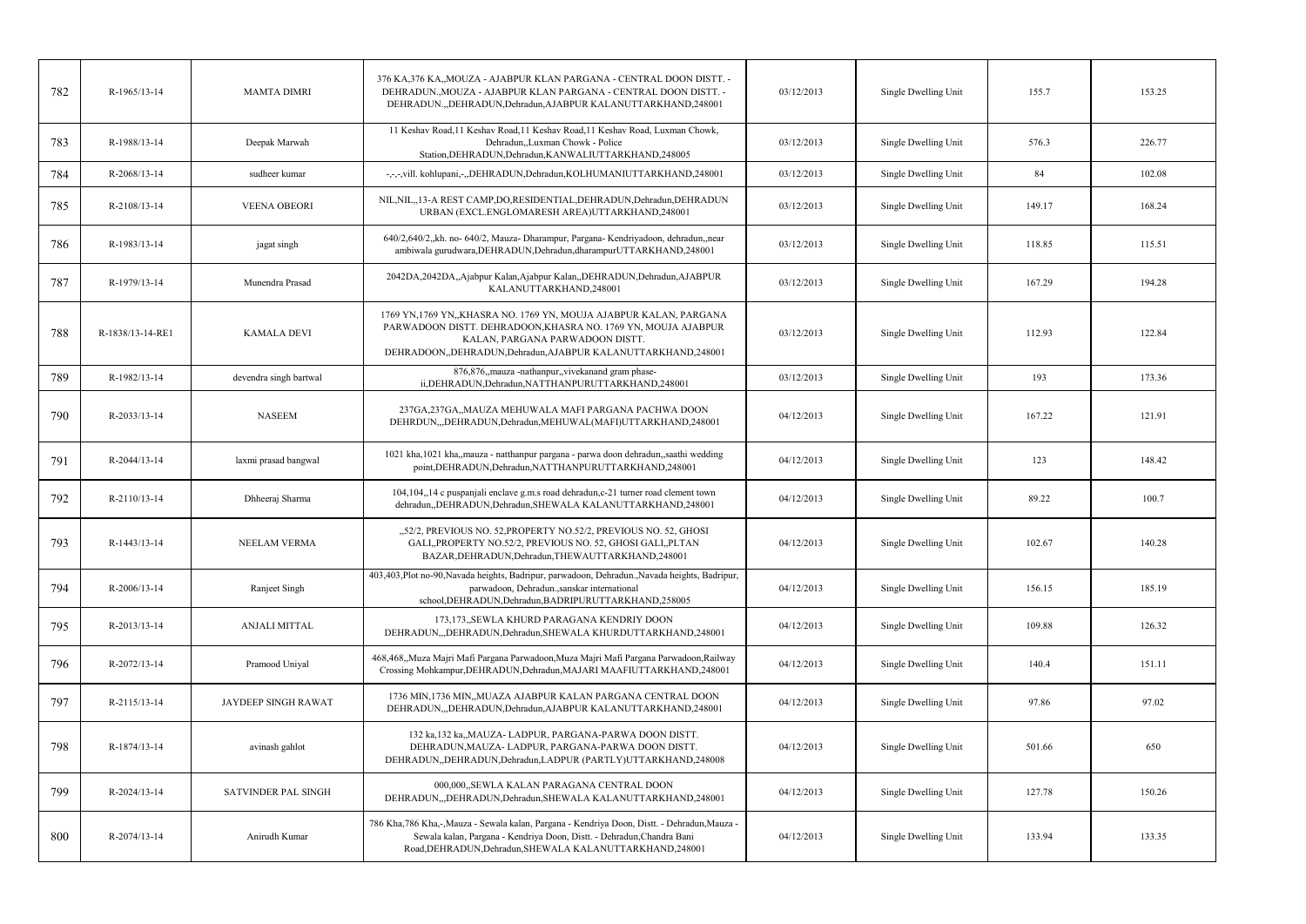| 782 | R-1965/13-14 | MAMTA DIMRI | 376 KA,376 KA,,MOUZA - AJABPUR KLAN PARGANA - CENTRAL DOON DISTT. - DEHRADUN.,MOUZA - AJABPUR KLAN PARGANA - CENTRAL DOON DISTT. - DEHRADUN.,,DEHRADUN,Dehradun,AJABPUR KALANUTTARKHAND,248001 | 03/12/2013 | Single Dwelling Unit | 155.7 | 153.25 |
|---|---|---|---|---|---|---|---|
| 783 | R-1988/13-14 | Deepak Marwah | 11 Keshav Road,11 Keshav Road,11 Keshav Road,11 Keshav Road, Luxman Chowk, Dehradun,,Luxman Chowk - Police Station,DEHRADUN,Dehradun,KANWALIUTTARKHAND,248005 | 03/12/2013 | Single Dwelling Unit | 576.3 | 226.77 |
| 784 | R-2068/13-14 | sudheer kumar | -,-,-,vill. kohlupani,-,,DEHRADUN,Dehradun,KOLHUMANIUTTARKHAND,248001 | 03/12/2013 | Single Dwelling Unit | 84 | 102.08 |
| 785 | R-2108/13-14 | VEENA OBEORI | NIL,NIL,,13-A REST CAMP,DO,RESIDENTIAL,DEHRADUN,Dehradun,DEHRADUN URBAN (EXCL.ENGLOMARESH AREA)UTTARKHAND,248001 | 03/12/2013 | Single Dwelling Unit | 149.17 | 168.24 |
| 786 | R-1983/13-14 | jagat singh | 640/2,640/2,,kh. no- 640/2, Mauza- Dharampur, Pargana- Kendriyadoon, dehradun,,near ambiwala gurudwara,DEHRADUN,Dehradun,dharampurUTTARKHAND,248001 | 03/12/2013 | Single Dwelling Unit | 118.85 | 115.51 |
| 787 | R-1979/13-14 | Munendra Prasad | 2042DA,2042DA,,Ajabpur Kalan,Ajabpur Kalan,,DEHRADUN,Dehradun,AJABPUR KALANUTTARKHAND,248001 | 03/12/2013 | Single Dwelling Unit | 167.29 | 194.28 |
| 788 | R-1838/13-14-RE1 | KAMALA DEVI | 1769 YN,1769 YN,,KHASRA NO. 1769 YN, MOUJA AJABPUR KALAN, PARGANA PARWADOON DISTT. DEHRADOON,KHASRA NO. 1769 YN, MOUJA AJABPUR KALAN, PARGANA PARWADOON DISTT. DEHRADOON,,DEHRADUN,Dehradun,AJABPUR KALANUTTARKHAND,248001 | 03/12/2013 | Single Dwelling Unit | 112.93 | 122.84 |
| 789 | R-1982/13-14 | devendra singh bartwal | 876,876,,mauza -nathanpur,,vivekanand gram phase-ii,DEHRADUN,Dehradun,NATTHANPURUTTARKHAND,248001 | 03/12/2013 | Single Dwelling Unit | 193 | 173.36 |
| 790 | R-2033/13-14 | NASEEM | 237GA,237GA,,MAUZA MEHUWALA MAFI PARGANA PACHWA DOON DEHRDUN,,,DEHRADUN,Dehradun,MEHUWAL(MAFI)UTTARKHAND,248001 | 04/12/2013 | Single Dwelling Unit | 167.22 | 121.91 |
| 791 | R-2044/13-14 | laxmi prasad bangwal | 1021 kha,1021 kha,,mauza - natthanpur pargana - parwa doon dehradun,,saathi wedding point,DEHRADUN,Dehradun,NATTHANPURUTTARKHAND,248001 | 04/12/2013 | Single Dwelling Unit | 123 | 148.42 |
| 792 | R-2110/13-14 | Dhheeraj Sharma | 104,104,,14 c puspanjali enclave g.m.s road dehradun,c-21 turner road clement town dehradun,,DEHRADUN,Dehradun,SHEWALA KALANUTTARKHAND,248001 | 04/12/2013 | Single Dwelling Unit | 89.22 | 100.7 |
| 793 | R-1443/13-14 | NEELAM VERMA | ,,52/2, PREVIOUS NO. 52,PROPERTY NO.52/2, PREVIOUS NO. 52, GHOSI GALI,,PROPERTY NO.52/2, PREVIOUS NO. 52, GHOSI GALI,,PLTAN BAZAR,DEHRADUN,Dehradun,THEWAUTTARKHAND,248001 | 04/12/2013 | Single Dwelling Unit | 102.67 | 140.28 |
| 794 | R-2006/13-14 | Ranjeet Singh | 403,403,Plot no-90,Navada heights, Badripur, parwadoon, Dehradun.,Navada heights, Badripur, parwadoon, Dehradun.,sanskar international school,DEHRADUN,Dehradun,BADRIPURUTTARKHAND,258005 | 04/12/2013 | Single Dwelling Unit | 156.15 | 185.19 |
| 795 | R-2013/13-14 | ANJALI MITTAL | 173,173,,SEWLA KHURD PARAGANA KENDRIY DOON DEHRADUN,,,DEHRADUN,Dehradun,SHEWALA KHURDUTTARKHAND,248001 | 04/12/2013 | Single Dwelling Unit | 109.88 | 126.32 |
| 796 | R-2072/13-14 | Pramood Uniyal | 468,468,,Muza Majri Mafi Pargana Parwadoon,Muza Majri Mafi Pargana Parwadoon,Railway Crossing Mohkampur,DEHRADUN,Dehradun,MAJARI MAAFIUTTARKHAND,248001 | 04/12/2013 | Single Dwelling Unit | 140.4 | 151.11 |
| 797 | R-2115/13-14 | JAYDEEP SINGH RAWAT | 1736 MIN,1736 MIN,,MUAZA AJABPUR KALAN PARGANA CENTRAL DOON DEHRADUN,,,DEHRADUN,Dehradun,AJABPUR KALANUTTARKHAND,248001 | 04/12/2013 | Single Dwelling Unit | 97.86 | 97.02 |
| 798 | R-1874/13-14 | avinash gahlot | 132 ka,132 ka,,MAUZA- LADPUR, PARGANA-PARWA DOON DISTT. DEHRADUN,MAUZA- LADPUR, PARGANA-PARWA DOON DISTT. DEHRADUN,,DEHRADUN,Dehradun,LADPUR (PARTLY)UTTARKHAND,248008 | 04/12/2013 | Single Dwelling Unit | 501.66 | 650 |
| 799 | R-2024/13-14 | SATVINDER PAL SINGH | 000,000,,SEWLA KALAN PARAGANA CENTRAL DOON DEHRADUN,,,DEHRADUN,Dehradun,SHEWALA KALANUTTARKHAND,248001 | 04/12/2013 | Single Dwelling Unit | 127.78 | 150.26 |
| 800 | R-2074/13-14 | Anirudh Kumar | 786 Kha,786 Kha,-,Mauza - Sewala kalan, Pargana - Kendriya Doon, Distt. - Dehradun,Mauza - Sewala kalan, Pargana - Kendriya Doon, Distt. - Dehradun,Chandra Bani Road,DEHRADUN,Dehradun,SHEWALA KALANUTTARKHAND,248001 | 04/12/2013 | Single Dwelling Unit | 133.94 | 133.35 |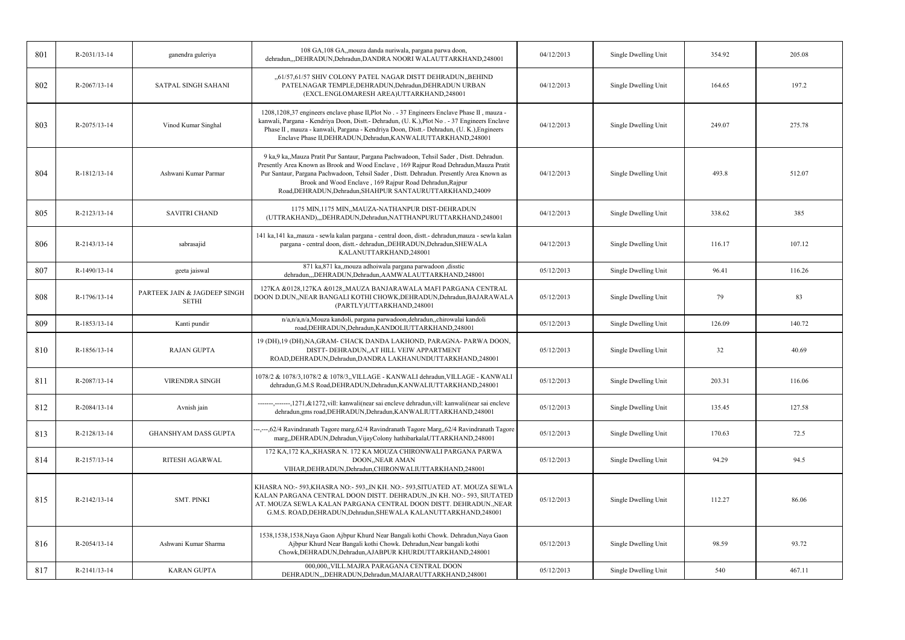| 801 | R-2031/13-14 | ganendra guleriya | 108 GA,108 GA,,mouza danda nuriwala, pargana parwa doon, dehradun,,,DEHRADUN,Dehradun,DANDRA NOORI WALAUTTARKHAND,248001 | 04/12/2013 | Single Dwelling Unit | 354.92 | 205.08 |
|---|---|---|---|---|---|---|---|
| 802 | R-2067/13-14 | SATPAL SINGH SAHANI | ,,61/57,61/57 SHIV COLONY PATEL NAGAR DISTT DEHRADUN,,BEHIND PATELNAGAR TEMPLE,DEHRADUN,Dehradun,DEHRADUN URBAN (EXCL.ENGLOMARESH AREA)UTTARKHAND,248001 | 04/12/2013 | Single Dwelling Unit | 164.65 | 197.2 |
| 803 | R-2075/13-14 | Vinod Kumar Singhal | 1208,1208,37 engineers enclave phase II,Plot No . - 37 Engineers Enclave Phase II , mauza - kanwali, Pargana - Kendriya Doon, Distt.- Dehradun, (U. K.),Plot No . - 37 Engineers Enclave Phase II , mauza - kanwali, Pargana - Kendriya Doon, Distt.- Dehradun, (U. K.),Engineers Enclave Phase II,DEHRADUN,Dehradun,KANWALIUTTARKHAND,248001 | 04/12/2013 | Single Dwelling Unit | 249.07 | 275.78 |
| 804 | R-1812/13-14 | Ashwani Kumar Parmar | 9 ka,9 ka,,Mauza Pratit Pur Santaur, Pargana Pachwadoon, Tehsil Sader , Distt. Dehradun. Presently Area Known as Brook and Wood Enclave , 169 Rajpur Road Dehradun,Mauza Pratit Pur Santaur, Pargana Pachwadoon, Tehsil Sader , Distt. Dehradun. Presently Area Known as Brook and Wood Enclave , 169 Rajpur Road Dehradun,Rajpur Road,DEHRADUN,Dehradun,SHAHPUR SANTAURUTTARKHAND,24009 | 04/12/2013 | Single Dwelling Unit | 493.8 | 512.07 |
| 805 | R-2123/13-14 | SAVITRI CHAND | 1175 MIN,1175 MIN,,MAUZA-NATHANPUR DIST-DEHRADUN (UTTRAKHAND),,,DEHRADUN,Dehradun,NATTHANPURUTTARKHAND,248001 | 04/12/2013 | Single Dwelling Unit | 338.62 | 385 |
| 806 | R-2143/13-14 | sabrasajid | 141 ka,141 ka,,mauza - sewla kalan pargana - central doon, distt.- dehradun,mauza - sewla kalan pargana - central doon, distt.- dehradun,,DEHRADUN,Dehradun,SHEWALA KALANUTTARKHAND,248001 | 04/12/2013 | Single Dwelling Unit | 116.17 | 107.12 |
| 807 | R-1490/13-14 | geeta jaiswal | 871 ka,871 ka,,mouza adhoiwala pargana parwadoon ,disstic dehradun,,,DEHRADUN,Dehradun,AAMWALAUTTARKHAND,248001 | 05/12/2013 | Single Dwelling Unit | 96.41 | 116.26 |
| 808 | R-1796/13-14 | PARTEEK JAIN & JAGDEEP SINGH SETHI | 127KA &0128,127KA &0128,,MAUZA BANJARAWALA MAFI PARGANA CENTRAL DOON D.DUN,,NEAR BANGALI KOTHI CHOWK,DEHRADUN,Dehradun,BAJARAWALA (PARTLY)UTTARKHAND,248001 | 05/12/2013 | Single Dwelling Unit | 79 | 83 |
| 809 | R-1853/13-14 | Kanti pundir | n/a,n/a,n/a,Mouza kandoli, pargana parwadoon,dehradun,,chirowalai kandoli road,DEHRADUN,Dehradun,KANDOLIUTTARKHAND,248001 | 05/12/2013 | Single Dwelling Unit | 126.09 | 140.72 |
| 810 | R-1856/13-14 | RAJAN GUPTA | 19 (DH),19 (DH),NA,GRAM- CHACK DANDA LAKHOND, PARAGNA- PARWA DOON, DISTT- DEHRADUN,,AT HILL VEIW APPARTMENT ROAD,DEHRADUN,Dehradun,DANDRA LAKHANUNDUTTARKHAND,248001 | 05/12/2013 | Single Dwelling Unit | 32 | 40.69 |
| 811 | R-2087/13-14 | VIRENDRA SINGH | 1078/2 & 1078/3,1078/2 & 1078/3,,VILLAGE - KANWALI dehradun,VILLAGE - KANWALI dehradun,G.M.S Road,DEHRADUN,Dehradun,KANWALIUTTARKHAND,248001 | 05/12/2013 | Single Dwelling Unit | 203.31 | 116.06 |
| 812 | R-2084/13-14 | Avnish jain | -------,-------,1271,&1272,vill: kanwali(near sai encleve dehradun,vill: kanwali(near sai encleve dehradun,gms road,DEHRADUN,Dehradun,KANWALIUTTARKHAND,248001 | 05/12/2013 | Single Dwelling Unit | 135.45 | 127.58 |
| 813 | R-2128/13-14 | GHANSHYAM DASS GUPTA | ---,---,62/4 Ravindranath Tagore marg,62/4 Ravindranath Tagore Marg,,62/4 Ravindranath Tagore marg,,DEHRADUN,Dehradun,VijayColony hathibarkalaUTTARKHAND,248001 | 05/12/2013 | Single Dwelling Unit | 170.63 | 72.5 |
| 814 | R-2157/13-14 | RITESH AGARWAL | 172 KA,172 KA,,KHASRA N. 172 KA MOUZA CHIRONWALI PARGANA PARWA DOON,,NEAR AMAN VIHAR,DEHRADUN,Dehradun,CHIRONWALIUTTARKHAND,248001 | 05/12/2013 | Single Dwelling Unit | 94.29 | 94.5 |
| 815 | R-2142/13-14 | SMT. PINKI | KHASRA NO:- 593,KHASRA NO:- 593,,IN KH. NO:- 593,SITUATED AT. MOUZA SEWLA KALAN PARGANA CENTRAL DOON DISTT. DEHRADUN.,IN KH. NO:- 593, SIUTATED AT. MOUZA SEWLA KALAN PARGANA CENTRAL DOON DISTT. DEHRADUN.,NEAR G.M.S. ROAD,DEHRADUN,Dehradun,SHEWALA KALANUTTARKHAND,248001 | 05/12/2013 | Single Dwelling Unit | 112.27 | 86.06 |
| 816 | R-2054/13-14 | Ashwani Kumar Sharma | 1538,1538,1538,Naya Gaon Ajbpur Khurd Near Bangali kothi Chowk. Dehradun,Naya Gaon Ajbpur Khurd Near Bangali kothi Chowk. Dehradun,Near bangali kothi Chowk,DEHRADUN,Dehradun,AJABPUR KHURDUTTARKHAND,248001 | 05/12/2013 | Single Dwelling Unit | 98.59 | 93.72 |
| 817 | R-2141/13-14 | KARAN GUPTA | 000,000,,VILL.MAJRA PARAGANA CENTRAL DOON DEHRADUN,,,DEHRADUN,Dehradun,MAJARAUTTARKHAND,248001 | 05/12/2013 | Single Dwelling Unit | 540 | 467.11 |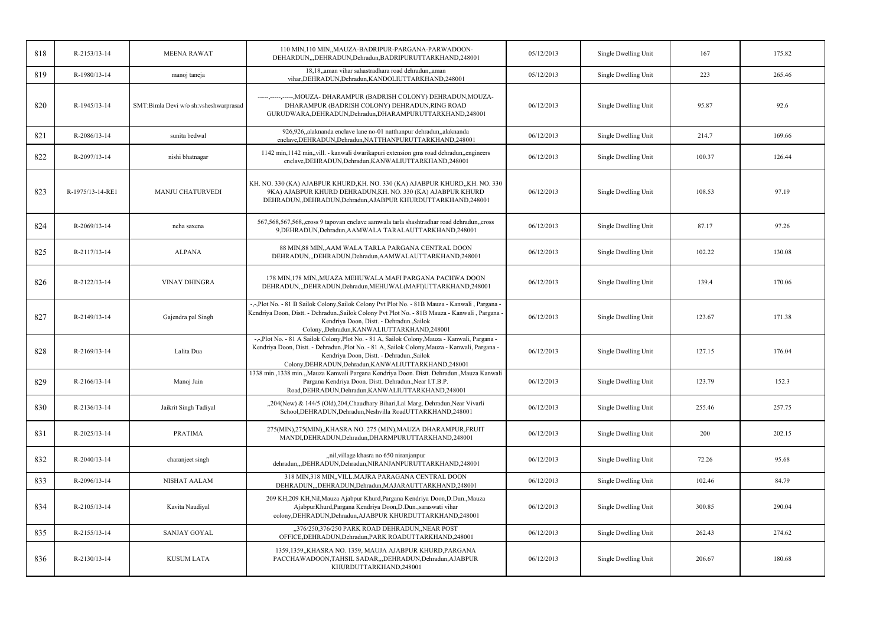| 818 | R-2153/13-14 | MEENA RAWAT | 110 MIN,110 MIN,,MAUZA-BADRIPUR-PARGANA-PARWADOON-DEHARDUN,,,DEHRADUN,Dehradun,BADRIPURUTTARKHAND,248001 | 05/12/2013 | Single Dwelling Unit | 167 | 175.82 |
|---|---|---|---|---|---|---|---|
| 819 | R-1980/13-14 | manoj taneja | 18,18,,aman vihar sahastradhara road dehradun,,aman vihar,DEHRADUN,Dehradun,KANDOLIUTTARKHAND,248001 | 05/12/2013 | Single Dwelling Unit | 223 | 265.46 |
| 820 | R-1945/13-14 | SMT:Bimla Devi w/o sh:vsheshwarprasad | -----,-----,-----,MOUZA- DHARAMPUR (BADRISH COLONY) DEHRADUN,MOUZA-DHARAMPUR (BADRISH COLONY) DEHRADUN,RING ROAD GURUDWARA,DEHRADUN,Dehradun,DHARAMPURUTTARKHAND,248001 | 06/12/2013 | Single Dwelling Unit | 95.87 | 92.6 |
| 821 | R-2086/13-14 | sunita bedwal | 926,926,,alaknanda enclave lane no-01 natthanpur dehradun,,alaknanda enclave,DEHRADUN,Dehradun,NATTHANPURUTTARKHAND,248001 | 06/12/2013 | Single Dwelling Unit | 214.7 | 169.66 |
| 822 | R-2097/13-14 | nishi bhatnagar | 1142 min,1142 min,,vill. - kanwali dwarikapuri extension gms road dehradun,,engineers enclave,DEHRADUN,Dehradun,KANWALIUTTARKHAND,248001 | 06/12/2013 | Single Dwelling Unit | 100.37 | 126.44 |
| 823 | R-1975/13-14-RE1 | MANJU CHATURVEDI | KH. NO. 330 (KA) AJABPUR KHURD,KH. NO. 330 (KA) AJABPUR KHURD,,KH. NO. 330 9KA) AJABPUR KHURD DEHRADUN,KH. NO. 330 (KA) AJABPUR KHURD DEHRADUN,,DEHRADUN,Dehradun,AJABPUR KHURDUTTARKHAND,248001 | 06/12/2013 | Single Dwelling Unit | 108.53 | 97.19 |
| 824 | R-2069/13-14 | neha saxena | 567,568,567,568,,cross 9 tapovan enclave aamwala tarla shashtradhar road dehradun,,cross 9,DEHRADUN,Dehradun,AAMWALA TARALAUTTARKHAND,248001 | 06/12/2013 | Single Dwelling Unit | 87.17 | 97.26 |
| 825 | R-2117/13-14 | ALPANA | 88 MIN,88 MIN,,AAM WALA TARLA PARGANA CENTRAL DOON DEHRADUN,,,DEHRADUN,Dehradun,AAMWALAUTTARKHAND,248001 | 06/12/2013 | Single Dwelling Unit | 102.22 | 130.08 |
| 826 | R-2122/13-14 | VINAY DHINGRA | 178 MIN,178 MIN,,MUAZA MEHUWALA MAFI PARGANA PACHWA DOON DEHRADUN,,,DEHRADUN,Dehradun,MEHUWAL(MAFI)UTTARKHAND,248001 | 06/12/2013 | Single Dwelling Unit | 139.4 | 170.06 |
| 827 | R-2149/13-14 | Gajendra pal Singh | -,-,Plot No. - 81 B Sailok Colony,Sailok Colony Pvt Plot No. - 81B Mauza - Kanwali , Pargana - Kendriya Doon, Distt. - Dehradun.,Sailok Colony Pvt Plot No. - 81B Mauza - Kanwali , Pargana - Kendriya Doon, Distt. - Dehradun.,Sailok Colony,,Dehradun,KANWALIUTTARKHAND,248001 | 06/12/2013 | Single Dwelling Unit | 123.67 | 171.38 |
| 828 | R-2169/13-14 | Lalita Dua | -,-,Plot No. - 81 A Sailok Colony,Plot No. - 81 A, Sailok Colony,Mauza - Kanwali, Pargana - Kendriya Doon, Distt. - Dehradun.,Plot No. - 81 A, Sailok Colony,Mauza - Kanwali, Pargana - Kendriya Doon, Distt. - Dehradun.,Sailok Colony,DEHRADUN,Dehradun,KANWALIUTTARKHAND,248001 | 06/12/2013 | Single Dwelling Unit | 127.15 | 176.04 |
| 829 | R-2166/13-14 | Manoj Jain | 1338 min.,1338 min.,,Mauza Kanwali Pargana Kendriya Doon. Distt. Dehradun.,Mauza Kanwali Pargana Kendriya Doon. Distt. Dehradun.,Near I.T.B.P. Road,DEHRADUN,Dehradun,KANWALIUTTARKHAND,248001 | 06/12/2013 | Single Dwelling Unit | 123.79 | 152.3 |
| 830 | R-2136/13-14 | Jaikrit Singh Tadiyal | ,,204(New) & 144/5 (Old),204,Chaudhary Bihari,Lal Marg, Dehradun,Near Vivarli School,DEHRADUN,Dehradun,Neshvilla RoadUTTARKHAND,248001 | 06/12/2013 | Single Dwelling Unit | 255.46 | 257.75 |
| 831 | R-2025/13-14 | PRATIMA | 275(MIN),275(MIN),,KHASRA NO. 275 (MIN),MAUZA DHARAMPUR,FRUIT MANDI,DEHRADUN,Dehradun,DHARMPURUTTARKHAND,248001 | 06/12/2013 | Single Dwelling Unit | 200 | 202.15 |
| 832 | R-2040/13-14 | charanjeet singh | ,,nil,village khasra no 650 niranjanpur dehradun,,,DEHRADUN,Dehradun,NIRANJANPURUTTARKHAND,248001 | 06/12/2013 | Single Dwelling Unit | 72.26 | 95.68 |
| 833 | R-2096/13-14 | NISHAT AALAM | 318 MIN,318 MIN,,VILL.MAJRA PARAGANA CENTRAL DOON DEHRADUN,,,DEHRADUN,Dehradun,MAJARAUTTARKHAND,248001 | 06/12/2013 | Single Dwelling Unit | 102.46 | 84.79 |
| 834 | R-2105/13-14 | Kavita Naudiyal | 209 KH,209 KH,Nil,Mauza Ajabpur Khurd,Pargana Kendriya Doon,D.Dun.,Mauza AjabpurKhurd,Pargana Kendriya Doon,D.Dun.,saraswati vihar colony,DEHRADUN,Dehradun,AJABPUR KHURDUTTARKHAND,248001 | 06/12/2013 | Single Dwelling Unit | 300.85 | 290.04 |
| 835 | R-2155/13-14 | SANJAY GOYAL | ,,376/250,376/250 PARK ROAD DEHRADUN,,NEAR POST OFFICE,DEHRADUN,Dehradun,PARK ROADUTTARKHAND,248001 | 06/12/2013 | Single Dwelling Unit | 262.43 | 274.62 |
| 836 | R-2130/13-14 | KUSUM LATA | 1359,1359,,KHASRA NO. 1359, MAUJA AJABPUR KHURD,PARGANA PACCHAWADOON,TAHSIL SADAR,,,DEHRADUN,Dehradun,AJABPUR KHURDUTTARKHAND,248001 | 06/12/2013 | Single Dwelling Unit | 206.67 | 180.68 |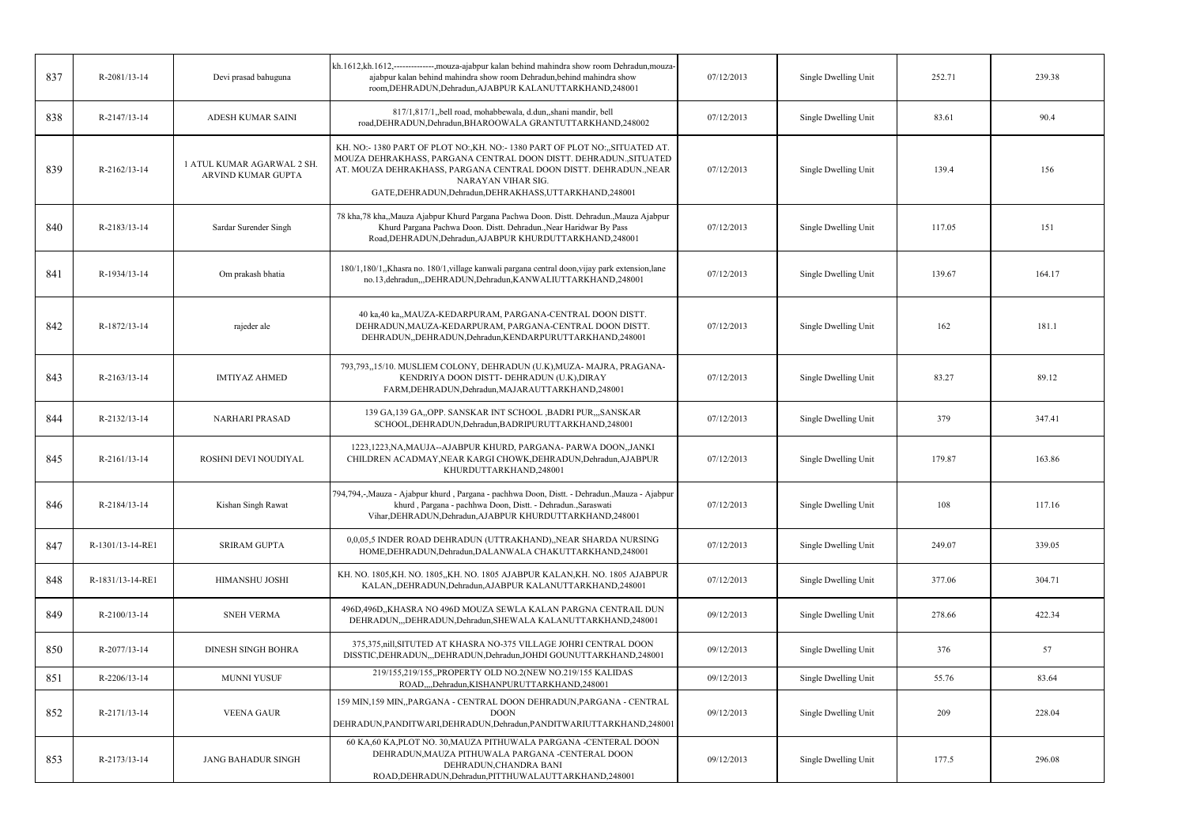| 837 | R-2081/13-14 | Devi prasad bahuguna | kh.1612,kh.1612,--------------,mouza-ajabpur kalan behind mahindra show room Dehradun,mouza-ajabpur kalan behind mahindra show room Dehradun,behind mahindra show room,DEHRADUN,Dehradun,AJABPUR KALANUTTARKHAND,248001 | 07/12/2013 | Single Dwelling Unit | 252.71 | 239.38 |
|---|---|---|---|---|---|---|---|
| 838 | R-2147/13-14 | ADESH KUMAR SAINI | 817/1,817/1,,bell road, mohabbewala, d.dun,,shani mandir, bell road,DEHRADUN,Dehradun,BHAROOWALA GRANTUTTARKHAND,248002 | 07/12/2013 | Single Dwelling Unit | 83.61 | 90.4 |
| 839 | R-2162/13-14 | 1 ATUL KUMAR AGARWAL 2 SH. ARVIND KUMAR GUPTA | KH. NO:- 1380 PART OF PLOT NO:,KH. NO:- 1380 PART OF PLOT NO:,,SITUATED AT. MOUZA DEHRAKHASS, PARGANA CENTRAL DOON DISTT. DEHRADUN.,SITUATED AT. MOUZA DEHRAKHASS, PARGANA CENTRAL DOON DISTT. DEHRADUN.,NEAR NARAYAN VIHAR SIG. GATE,DEHRADUN,Dehradun,DEHRAKHASS,UTTARKHAND,248001 | 07/12/2013 | Single Dwelling Unit | 139.4 | 156 |
| 840 | R-2183/13-14 | Sardar Surender Singh | 78 kha,78 kha,,Mauza Ajabpur Khurd Pargana Pachwa Doon. Distt. Dehradun.,Mauza Ajabpur Khurd Pargana Pachwa Doon. Distt. Dehradun.,Near Haridwar By Pass Road,DEHRADUN,Dehradun,AJABPUR KHURDUTTARKHAND,248001 | 07/12/2013 | Single Dwelling Unit | 117.05 | 151 |
| 841 | R-1934/13-14 | Om prakash bhatia | 180/1,180/1,,Khasra no. 180/1,village kanwali pargana central doon,vijay park extension,lane no.13,dehradun,,,DEHRADUN,Dehradun,KANWALIUTTARKHAND,248001 | 07/12/2013 | Single Dwelling Unit | 139.67 | 164.17 |
| 842 | R-1872/13-14 | rajeder ale | 40 ka,40 ka,,MAUZA-KEDARPURAM, PARGANA-CENTRAL DOON DISTT. DEHRADUN,MAUZA-KEDARPURAM, PARGANA-CENTRAL DOON DISTT. DEHRADUN,,DEHRADUN,Dehradun,KENDARPURUTTARKHAND,248001 | 07/12/2013 | Single Dwelling Unit | 162 | 181.1 |
| 843 | R-2163/13-14 | IMTIYAZ AHMED | 793,793,,15/10. MUSLIEM COLONY, DEHRADUN (U.K),MUZA- MAJRA, PRAGANA-KENDRIYA DOON DISTT- DEHRADUN (U.K),DIRAY FARM,DEHRADUN,Dehradun,MAJARAUTTARKHAND,248001 | 07/12/2013 | Single Dwelling Unit | 83.27 | 89.12 |
| 844 | R-2132/13-14 | NARHARI PRASAD | 139 GA,139 GA,,OPP. SANSKAR INT SCHOOL ,BADRI PUR,,,SANSKAR SCHOOL,DEHRADUN,Dehradun,BADRIPURUTTARKHAND,248001 | 07/12/2013 | Single Dwelling Unit | 379 | 347.41 |
| 845 | R-2161/13-14 | ROSHNI DEVI NOUDIYAL | 1223,1223,NA,MAUJA--AJABPUR KHURD, PARGANA- PARWA DOON,,JANKI CHILDREN ACADMAY,NEAR KARGI CHOWK,DEHRADUN,Dehradun,AJABPUR KHURDUTTARKHAND,248001 | 07/12/2013 | Single Dwelling Unit | 179.87 | 163.86 |
| 846 | R-2184/13-14 | Kishan Singh Rawat | 794,794,-,Mauza - Ajabpur khurd , Pargana - pachhwa Doon, Distt. - Dehradun.,Mauza - Ajabpur khurd , Pargana - pachhwa Doon, Distt. - Dehradun.,Saraswati Vihar,DEHRADUN,Dehradun,AJABPUR KHURDUTTARKHAND,248001 | 07/12/2013 | Single Dwelling Unit | 108 | 117.16 |
| 847 | R-1301/13-14-RE1 | SRIRAM GUPTA | 0,0,05,5 INDER ROAD DEHRADUN (UTTRAKHAND),,NEAR SHARDA NURSING HOME,DEHRADUN,Dehradun,DALANWALA CHAKUTTARKHAND,248001 | 07/12/2013 | Single Dwelling Unit | 249.07 | 339.05 |
| 848 | R-1831/13-14-RE1 | HIMANSHU JOSHI | KH. NO. 1805,KH. NO. 1805,,KH. NO. 1805 AJABPUR KALAN,KH. NO. 1805 AJABPUR KALAN,,DEHRADUN,Dehradun,AJABPUR KALANUTTARKHAND,248001 | 07/12/2013 | Single Dwelling Unit | 377.06 | 304.71 |
| 849 | R-2100/13-14 | SNEH VERMA | 496D,496D,,KHASRA NO 496D MOUZA SEWLA KALAN PARGNA CENTRAIL DUN DEHRADUN,,,DEHRADUN,Dehradun,SHEWALA KALANUTTARKHAND,248001 | 09/12/2013 | Single Dwelling Unit | 278.66 | 422.34 |
| 850 | R-2077/13-14 | DINESH SINGH BOHRA | 375,375,nill,SITUTED AT KHASRA NO-375 VILLAGE JOHRI CENTRAL DOON DISSTIC,DEHRADUN,,,DEHRADUN,Dehradun,JOHDI GOUNUTTARKHAND,248001 | 09/12/2013 | Single Dwelling Unit | 376 | 57 |
| 851 | R-2206/13-14 | MUNNI YUSUF | 219/155,219/155,,PROPERTY OLD NO.2(NEW NO.219/155 KALIDAS ROAD,,,,Dehradun,KISHANPURUTTARKHAND,248001 | 09/12/2013 | Single Dwelling Unit | 55.76 | 83.64 |
| 852 | R-2171/13-14 | VEENA GAUR | 159 MIN,159 MIN,,PARGANA - CENTRAL DOON DEHRADUN,PARGANA - CENTRAL DOON DEHRADUN,PANDITWARI,DEHRADUN,Dehradun,PANDITWARIUTTARKHAND,248001 | 09/12/2013 | Single Dwelling Unit | 209 | 228.04 |
| 853 | R-2173/13-14 | JANG BAHADUR SINGH | 60 KA,60 KA,PLOT NO. 30,MAUZA PITHUWALA PARGANA -CENTERAL DOON DEHRADUN,MAUZA PITHUWALA PARGANA -CENTERAL DOON DEHRADUN,CHANDRA BANI ROAD,DEHRADUN,Dehradun,PITTHUWALAUTTARKHAND,248001 | 09/12/2013 | Single Dwelling Unit | 177.5 | 296.08 |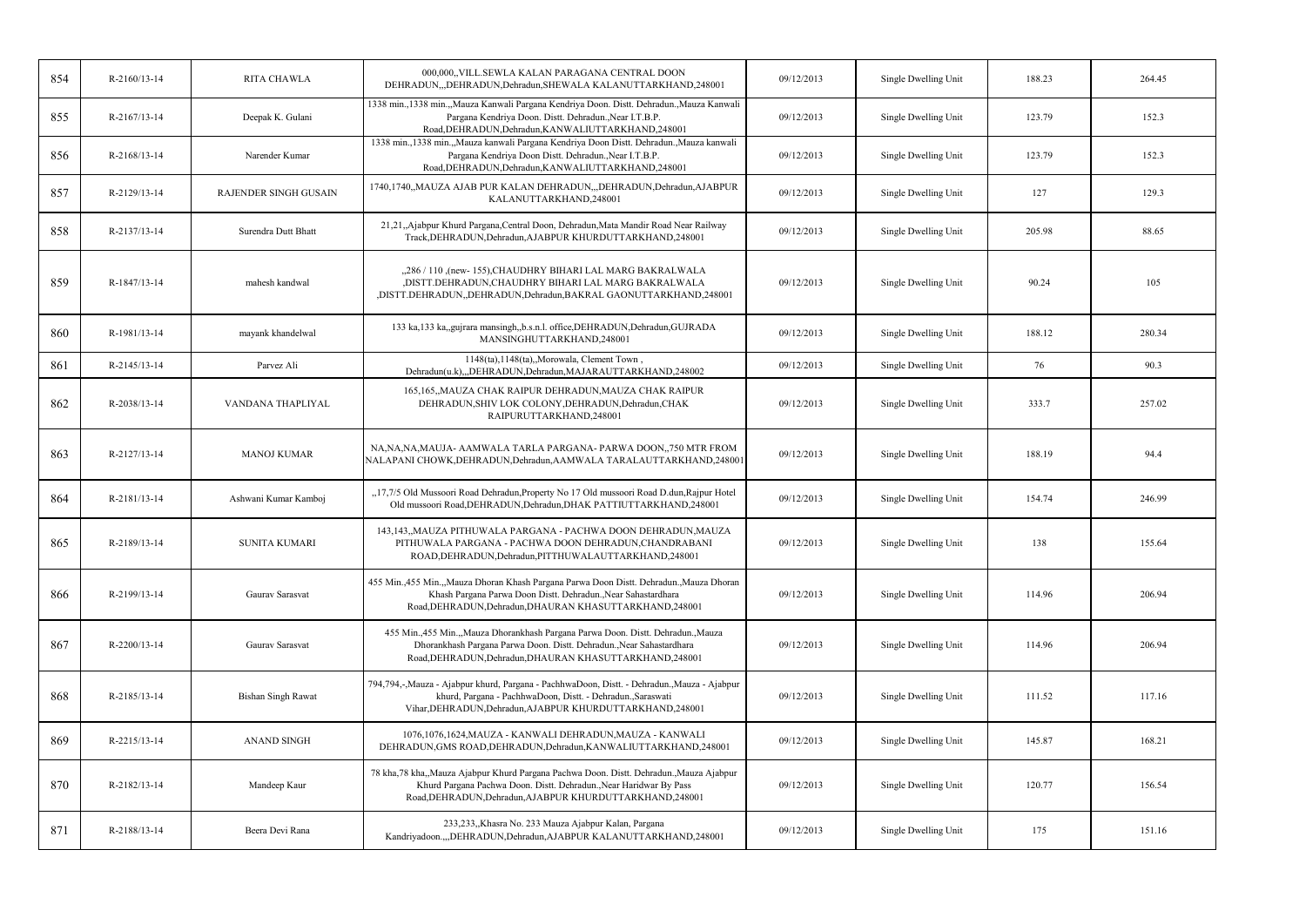| 854 | R-2160/13-14 | RITA CHAWLA | 000,000,,VILL.SEWLA KALAN PARAGANA CENTRAL DOON DEHRADUN,,,DEHRADUN,Dehradun,SHEWALA KALANUTTARKHAND,248001 | 09/12/2013 | Single Dwelling Unit | 188.23 | 264.45 |
|---|---|---|---|---|---|---|---|
| 855 | R-2167/13-14 | Deepak K. Gulani | 1338 min.,1338 min.,,Mauza Kanwali Pargana Kendriya Doon. Distt. Dehradun.,Mauza Kanwali Pargana Kendriya Doon. Distt. Dehradun.,Near I.T.B.P. Road,DEHRADUN,Dehradun,KANWALIUTTARKHAND,248001 | 09/12/2013 | Single Dwelling Unit | 123.79 | 152.3 |
| 856 | R-2168/13-14 | Narender Kumar | 1338 min.,1338 min.,,Mauza kanwali Pargana Kendriya Doon Distt. Dehradun.,Mauza kanwali Pargana Kendriya Doon Distt. Dehradun.,Near I.T.B.P. Road,DEHRADUN,Dehradun,KANWALIUTTARKHAND,248001 | 09/12/2013 | Single Dwelling Unit | 123.79 | 152.3 |
| 857 | R-2129/13-14 | RAJENDER SINGH GUSAIN | 1740,1740,,MAUZA AJAB PUR KALAN DEHRADUN,,,DEHRADUN,Dehradun,AJABPUR KALANUTTARKHAND,248001 | 09/12/2013 | Single Dwelling Unit | 127 | 129.3 |
| 858 | R-2137/13-14 | Surendra Dutt Bhatt | 21,21,,Ajabpur Khurd Pargana,Central Doon, Dehradun,Mata Mandir Road Near Railway Track,DEHRADUN,Dehradun,AJABPUR KHURDUTTARKHAND,248001 | 09/12/2013 | Single Dwelling Unit | 205.98 | 88.65 |
| 859 | R-1847/13-14 | mahesh kandwal | ,,286 / 110 ,(new- 155),CHAUDHRY BIHARI LAL MARG BAKRALWALA ,DISTT.DEHRADUN,CHAUDHRY BIHARI LAL MARG BAKRALWALA ,DISTT.DEHRADUN,,DEHRADUN,Dehradun,BAKRAL GAONUTTARKHAND,248001 | 09/12/2013 | Single Dwelling Unit | 90.24 | 105 |
| 860 | R-1981/13-14 | mayank khandelwal | 133 ka,133 ka,,gujrara mansingh,,b.s.n.l. office,DEHRADUN,Dehradun,GUJRADA MANSINGHUTTARKHAND,248001 | 09/12/2013 | Single Dwelling Unit | 188.12 | 280.34 |
| 861 | R-2145/13-14 | Parvez Ali | 1148(ta),1148(ta),,Morowala, Clement Town , Dehradun(u.k),,,DEHRADUN,Dehradun,MAJARAUTTARKHAND,248002 | 09/12/2013 | Single Dwelling Unit | 76 | 90.3 |
| 862 | R-2038/13-14 | VANDANA THAPLIYAL | 165,165,,MAUZA CHAK RAIPUR DEHRADUN,MAUZA CHAK RAIPUR DEHRADUN,SHIV LOK COLONY,DEHRADUN,Dehradun,CHAK RAIPURUTTARKHAND,248001 | 09/12/2013 | Single Dwelling Unit | 333.7 | 257.02 |
| 863 | R-2127/13-14 | MANOJ KUMAR | NA,NA,NA,MAUJA- AAMWALA TARLA PARGANA- PARWA DOON,,750 MTR FROM NALAPANI CHOWK,DEHRADUN,Dehradun,AAMWALA TARALAUTTARKHAND,248001 | 09/12/2013 | Single Dwelling Unit | 188.19 | 94.4 |
| 864 | R-2181/13-14 | Ashwani Kumar Kamboj | ,,17,7/5 Old Mussoori Road Dehradun,Property No 17 Old mussoori Road D.dun,Rajpur Hotel Old mussoori Road,DEHRADUN,Dehradun,DHAK PATTIUTTARKHAND,248001 | 09/12/2013 | Single Dwelling Unit | 154.74 | 246.99 |
| 865 | R-2189/13-14 | SUNITA KUMARI | 143,143,,MAUZA PITHUWALA PARGANA - PACHWA DOON DEHRADUN,MAUZA PITHUWALA PARGANA - PACHWA DOON DEHRADUN,CHANDRABANI ROAD,DEHRADUN,Dehradun,PITTHUWALAUTTARKHAND,248001 | 09/12/2013 | Single Dwelling Unit | 138 | 155.64 |
| 866 | R-2199/13-14 | Gaurav Sarasvat | 455 Min.,455 Min.,,Mauza Dhoran Khash Pargana Parwa Doon Distt. Dehradun.,Mauza Dhoran Khash Pargana Parwa Doon Distt. Dehradun.,Near Sahastardhara Road,DEHRADUN,Dehradun,DHAURAN KHASUTTARKHAND,248001 | 09/12/2013 | Single Dwelling Unit | 114.96 | 206.94 |
| 867 | R-2200/13-14 | Gaurav Sarasvat | 455 Min.,455 Min.,,Mauza Dhorankhash Pargana Parwa Doon. Distt. Dehradun.,Mauza Dhorankhash Pargana Parwa Doon. Distt. Dehradun.,Near Sahastardhara Road,DEHRADUN,Dehradun,DHAURAN KHASUTTARKHAND,248001 | 09/12/2013 | Single Dwelling Unit | 114.96 | 206.94 |
| 868 | R-2185/13-14 | Bishan Singh Rawat | 794,794,-,Mauza - Ajabpur khurd, Pargana - PachhwaDoon, Distt. - Dehradun.,Mauza - Ajabpur khurd, Pargana - PachhwaDoon, Distt. - Dehradun.,Saraswati Vihar,DEHRADUN,Dehradun,AJABPUR KHURDUTTARKHAND,248001 | 09/12/2013 | Single Dwelling Unit | 111.52 | 117.16 |
| 869 | R-2215/13-14 | ANAND SINGH | 1076,1076,1624,MAUZA - KANWALI DEHRADUN,MAUZA - KANWALI DEHRADUN,GMS ROAD,DEHRADUN,Dehradun,KANWALIUTTARKHAND,248001 | 09/12/2013 | Single Dwelling Unit | 145.87 | 168.21 |
| 870 | R-2182/13-14 | Mandeep Kaur | 78 kha,78 kha,,Mauza Ajabpur Khurd Pargana Pachwa Doon. Distt. Dehradun.,Mauza Ajabpur Khurd Pargana Pachwa Doon. Distt. Dehradun.,Near Haridwar By Pass Road,DEHRADUN,Dehradun,AJABPUR KHURDUTTARKHAND,248001 | 09/12/2013 | Single Dwelling Unit | 120.77 | 156.54 |
| 871 | R-2188/13-14 | Beera Devi Rana | 233,233,,Khasra No. 233 Mauza Ajabpur Kalan, Pargana Kandriyadoon.,,,DEHRADUN,Dehradun,AJABPUR KALANUTTARKHAND,248001 | 09/12/2013 | Single Dwelling Unit | 175 | 151.16 |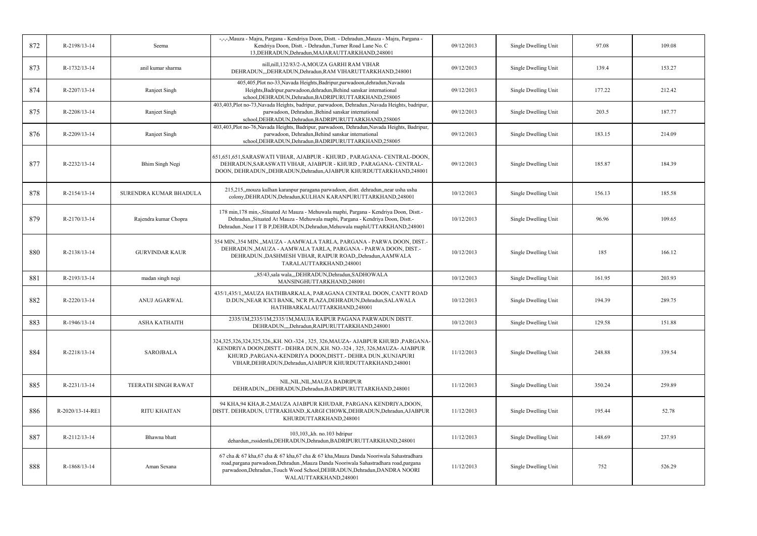| 872 | R-2198/13-14 | Seema | -,-,-,Mauza - Majra, Pargana - Kendriya Doon, Distt. - Dehradun.,Mauza - Majra, Pargana - Kendriya Doon, Distt. - Dehradun.,Turner Road Lane No. C 13,DEHRADUN,Dehradun,MAJARAUTTARKHAND,248001 | 09/12/2013 | Single Dwelling Unit | 97.08 | 109.08 |
|---|---|---|---|---|---|---|---|
| 873 | R-1732/13-14 | anil kumar sharma | nill,nill,132/83/2-A,MOUZA GARHI RAM VIHAR DEHRADUN,,,DEHRADUN,Dehradun,RAM VIHARUTTARKHAND,248001 | 09/12/2013 | Single Dwelling Unit | 139.4 | 153.27 |
| 874 | R-2207/13-14 | Ranjeet Singh | 405,405,Plot no-33,Navada Heights,Badripur,parwadoon,dehradun,Navada Heights,Badripur,parwadoon,dehradun,Behind sanskar international school,DEHRADUN,Dehradun,BADRIPURUTTARKHAND,258005 | 09/12/2013 | Single Dwelling Unit | 177.22 | 212.42 |
| 875 | R-2208/13-14 | Ranjeet Singh | 403,403,Plot no-73,Navada Heights, badripur, parwadoon, Dehradun.,Navada Heights, badripur, parwadoon, Dehradun.,Behind sanskar international school,DEHRADUN,Dehradun,BADRIPURUTTARKHAND,258005 | 09/12/2013 | Single Dwelling Unit | 203.5 | 187.77 |
| 876 | R-2209/13-14 | Ranjeet Singh | 403,403,Plot no-76,Navada Heights, Badripur, parwadoon, Dehradun,Navada Heights, Badripur, parwadoon, Dehradun,Behind sanskar international school,DEHRADUN,Dehradun,BADRIPURUTTARKHAND,258005 | 09/12/2013 | Single Dwelling Unit | 183.15 | 214.09 |
| 877 | R-2232/13-14 | Bhim Singh Negi | 651,651,651,SARASWATI VIHAR, AJABPUR - KHURD , PARAGANA- CENTRAL-DOON, DEHRADUN,SARASWATI VIHAR, AJABPUR - KHURD , PARAGANA- CENTRAL-DOON, DEHRADUN,,DEHRADUN,Dehradun,AJABPUR KHURDUTTARKHAND,248001 | 09/12/2013 | Single Dwelling Unit | 185.87 | 184.39 |
| 878 | R-2154/13-14 | SURENDRA KUMAR BHADULA | 215,215,,mouza kulhan karanpur paragana parwadoon, distt. dehradun,,near usha usha colony,DEHRADUN,Dehradun,KULHAN KARANPURUTTARKHAND,248001 | 10/12/2013 | Single Dwelling Unit | 156.13 | 185.58 |
| 879 | R-2170/13-14 | Rajendra kumar Chopra | 178 min,178 min,-,Situated At Mauza - Mehuwala maphi, Pargana - Kendriya Doon, Distt.- Dehradun.,Situated At Mauza - Mehuwala maphi, Pargana - Kendriya Doon, Distt.- Dehradun.,Near I T B P,DEHRADUN,Dehradun,Mehuwala maphiUTTARKHAND,248001 | 10/12/2013 | Single Dwelling Unit | 96.96 | 109.65 |
| 880 | R-2138/13-14 | GURVINDAR KAUR | 354 MIN.,354 MIN.,,MAUZA - AAMWALA TARLA, PARGANA - PARWA DOON, DIST.- DEHRADUN.,MAUZA - AAMWALA TARLA, PARGANA - PARWA DOON, DIST.- DEHRADUN.,DASHMESH VIHAR, RAIPUR ROAD,,Dehradun,AAMWALA TARALAUTTARKHAND,248001 | 10/12/2013 | Single Dwelling Unit | 185 | 166.12 |
| 881 | R-2193/13-14 | madan singh negi | ,,85/43,sala wala,,,DEHRADUN,Dehradun,SADHOWALA MANSINGHUTTARKHAND,248001 | 10/12/2013 | Single Dwelling Unit | 161.95 | 203.93 |
| 882 | R-2220/13-14 | ANUJ AGARWAL | 435/1,435/1,,MAUZA HATHIBARKALA, PARAGANA CENTRAL DOON, CANTT ROAD D.DUN,,NEAR ICICI BANK, NCR PLAZA,DEHRADUN,Dehradun,SALAWALA HATHIBARKALAUTTARKHAND,248001 | 10/12/2013 | Single Dwelling Unit | 194.39 | 289.75 |
| 883 | R-1946/13-14 | ASHA KATHAITH | 2335/1M,2335/1M,2335/1M,MAUJA RAIPUR PAGANA PARWADUN DISTT. DEHRADUN,,,,Dehradun,RAIPURUTTARKHAND,248001 | 10/12/2013 | Single Dwelling Unit | 129.58 | 151.88 |
| 884 | R-2218/13-14 | SAROJBALA | 324,325,326,324,325,326,,KH. NO.-324 , 325, 326,MAUZA- AJABPUR KHURD ,PARGANA-KENDRIYA DOON,DISTT.- DEHRA DUN.,KH. NO.-324 , 325, 326,MAUZA- AJABPUR KHURD ,PARGANA-KENDRIYA DOON,DISTT.- DEHRA DUN.,KUNJAPURI VIHAR,DEHRADUN,Dehradun,AJABPUR KHURDUTTARKHAND,248001 | 11/12/2013 | Single Dwelling Unit | 248.88 | 339.54 |
| 885 | R-2231/13-14 | TEERATH SINGH RAWAT | NIL,NIL,NIL,MAUZA BADRIPUR DEHRADUN,,,DEHRADUN,Dehradun,BADRIPURUTTARKHAND,248001 | 11/12/2013 | Single Dwelling Unit | 350.24 | 259.89 |
| 886 | R-2020/13-14-RE1 | RITU KHAITAN | 94 KHA,94 KHA,R-2,MAUZA AJABPUR KHUDAR, PARGANA KENDRIYA,DOON, DISTT. DEHRADUN, UTTRAKHAND.,KARGI CHOWK,DEHRADUN,Dehradun,AJABPUR KHURDUTTARKHAND,248001 | 11/12/2013 | Single Dwelling Unit | 195.44 | 52.78 |
| 887 | R-2112/13-14 | Bhawna bhatt | 103,103,,kh. no.103 bdripur dehardun,,rssidentla,DEHRADUN,Dehradun,BADRIPURUTTARKHAND,248001 | 11/12/2013 | Single Dwelling Unit | 148.69 | 237.93 |
| 888 | R-1868/13-14 | Aman Sexana | 67 cha & 67 kha,67 cha & 67 kha,67 cha & 67 kha,Mauza Danda Nooriwala Sahastradhara road,pargana parwadoon,Dehradun.,Mauza Danda Nooriwala Sahastradhara road,pargana parwadoon,Dehradun.,Touch Wood School,DEHRADUN,Dehradun,DANDRA NOORI WALAUTTARKHAND,248001 | 11/12/2013 | Single Dwelling Unit | 752 | 526.29 |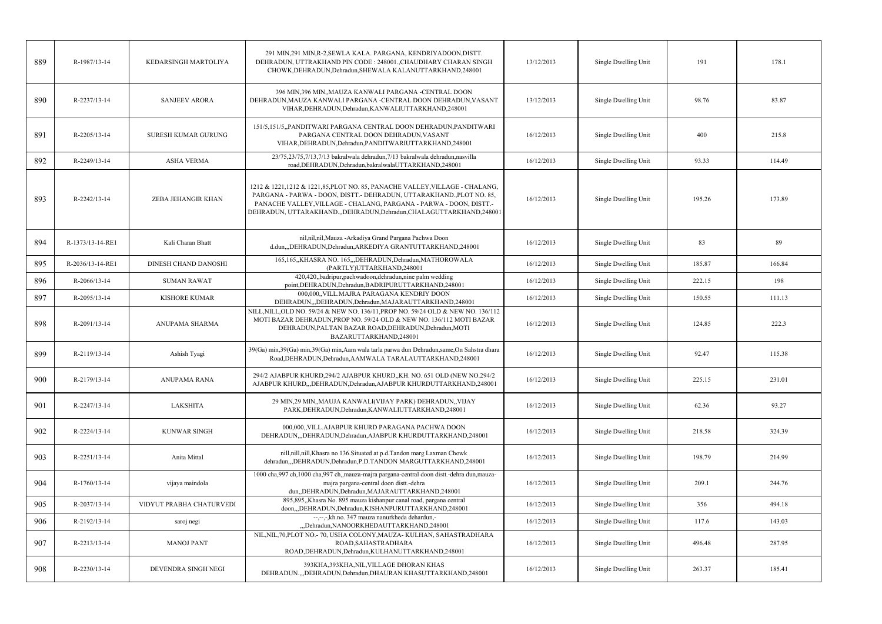| 889 | R-1987/13-14 | KEDARSINGH MARTOLIYA | 291 MIN,291 MIN,R-2,SEWLA KALA. PARGANA, KENDRIYADOON,DISTT. DEHRADUN, UTTRAKHAND PIN CODE : 248001.,CHAUDHARY CHARAN SINGH CHOWK,DEHRADUN,Dehradun,SHEWALA KALANUTTARKHAND,248001 | 13/12/2013 | Single Dwelling Unit | 191 | 178.1 |
|---|---|---|---|---|---|---|---|
| 890 | R-2237/13-14 | SANJEEV ARORA | 396 MIN,396 MIN,,MAUZA KANWALI PARGANA -CENTRAL DOON DEHRADUN,MAUZA KANWALI PARGANA -CENTRAL DOON DEHRADUN,VASANT VIHAR,DEHRADUN,Dehradun,KANWALIUTTARKHAND,248001 | 13/12/2013 | Single Dwelling Unit | 98.76 | 83.87 |
| 891 | R-2205/13-14 | SURESH KUMAR GURUNG | 151/5,151/5,,PANDITWARI PARGANA CENTRAL DOON DEHRADUN,PANDITWARI PARGANA CENTRAL DOON DEHRADUN,VASANT VIHAR,DEHRADUN,Dehradun,PANDITWARIUTTARKHAND,248001 | 16/12/2013 | Single Dwelling Unit | 400 | 215.8 |
| 892 | R-2249/13-14 | ASHA VERMA | 23/75,23/75,7/13,7/13 bakralwala dehradun,7/13 bakralwala dehradun,nasvilla road,DEHRADUN,Dehradun,bakralwalaUTTARKHAND,248001 | 16/12/2013 | Single Dwelling Unit | 93.33 | 114.49 |
| 893 | R-2242/13-14 | ZEBA JEHANGIR KHAN | 1212 & 1221,1212 & 1221,85,PLOT NO. 85, PANACHE VALLEY,VILLAGE - CHALANG, PARGANA - PARWA - DOON, DISTT.- DEHRADUN, UTTARAKHAND.,PLOT NO. 85, PANACHE VALLEY,VILLAGE - CHALANG, PARGANA - PARWA - DOON, DISTT.- DEHRADUN, UTTARAKHAND.,,DEHRADUN,Dehradun,CHALAGUTTARKHAND,248001 | 16/12/2013 | Single Dwelling Unit | 195.26 | 173.89 |
| 894 | R-1373/13-14-RE1 | Kali Charan Bhatt | nil,nil,nil,Mauza -Arkadiya Grand Pargana Pachwa Doon d.dun,,,DEHRADUN,Dehradun,ARKEDIYA GRANTUTTARKHAND,248001 | 16/12/2013 | Single Dwelling Unit | 83 | 89 |
| 895 | R-2036/13-14-RE1 | DINESH CHAND DANOSHI | 165,165,,KHASRA NO. 165,,,DEHRADUN,Dehradun,MATHOROWALA (PARTLY)UTTARKHAND,248001 | 16/12/2013 | Single Dwelling Unit | 185.87 | 166.84 |
| 896 | R-2066/13-14 | SUMAN RAWAT | 420,420,,badripur,pachwadoon,dehradun,nine palm wedding point,DEHRADUN,Dehradun,BADRIPURUTTARKHAND,248001 | 16/12/2013 | Single Dwelling Unit | 222.15 | 198 |
| 897 | R-2095/13-14 | KISHORE KUMAR | 000,000,,VILL.MAJRA PARAGANA KENDRIY DOON DEHRADUN,,,DEHRADUN,Dehradun,MAJARAUTTARKHAND,248001 | 16/12/2013 | Single Dwelling Unit | 150.55 | 111.13 |
| 898 | R-2091/13-14 | ANUPAMA SHARMA | NILL,NILL,OLD NO. 59/24 & NEW NO. 136/11,PROP NO. 59/24 OLD & NEW NO. 136/112 MOTI BAZAR DEHRADUN,PROP NO. 59/24 OLD & NEW NO. 136/112 MOTI BAZAR DEHRADUN,PALTAN BAZAR ROAD,DEHRADUN,Dehradun,MOTI BAZARUTTARKHAND,248001 | 16/12/2013 | Single Dwelling Unit | 124.85 | 222.3 |
| 899 | R-2119/13-14 | Ashish Tyagi | 39(Ga) min,39(Ga) min,39(Ga) min,Aam wala tarla parwa dun Dehradun,same,On Sahstra dhara Road,DEHRADUN,Dehradun,AAMWALA TARALAUTTARKHAND,248001 | 16/12/2013 | Single Dwelling Unit | 92.47 | 115.38 |
| 900 | R-2179/13-14 | ANUPAMA RANA | 294/2 AJABPUR KHURD,294/2 AJABPUR KHURD,,KH. NO. 651 OLD (NEW NO.294/2 AJABPUR KHURD,,,DEHRADUN,Dehradun,AJABPUR KHURDUTTARKHAND,248001 | 16/12/2013 | Single Dwelling Unit | 225.15 | 231.01 |
| 901 | R-2247/13-14 | LAKSHITA | 29 MIN,29 MIN,,MAUJA KANWALI(VIJAY PARK) DEHRADUN,,VIJAY PARK,DEHRADUN,Dehradun,KANWALIUTTARKHAND,248001 | 16/12/2013 | Single Dwelling Unit | 62.36 | 93.27 |
| 902 | R-2224/13-14 | KUNWAR SINGH | 000,000,,VILL.AJABPUR KHURD PARAGANA PACHWA DOON DEHRADUN,,,DEHRADUN,Dehradun,AJABPUR KHURDUTTARKHAND,248001 | 16/12/2013 | Single Dwelling Unit | 218.58 | 324.39 |
| 903 | R-2251/13-14 | Anita Mittal | nill,nill,nill,Khasra no 136.Situated at p.d.Tandon marg Laxman Chowk dehradun,,,DEHRADUN,Dehradun,P.D.TANDON MARGUTTARKHAND,248001 | 16/12/2013 | Single Dwelling Unit | 198.79 | 214.99 |
| 904 | R-1760/13-14 | vijaya maindola | 1000 cha,997 ch,1000 cha,997 ch,,mauza-majra pargana-central doon distt.-dehra dun,mauza-majra pargana-central doon distt.-dehra dun,,DEHRADUN,Dehradun,MAJARAUTTARKHAND,248001 | 16/12/2013 | Single Dwelling Unit | 209.1 | 244.76 |
| 905 | R-2037/13-14 | VIDYUT PRABHA CHATURVEDI | 895,895,,Khasra No. 895 mauza kishanpur canal road, pargana central doon,,,DEHRADUN,Dehradun,KISHANPURUTTARKHAND,248001 | 16/12/2013 | Single Dwelling Unit | 356 | 494.18 |
| 906 | R-2192/13-14 | saroj negi | --,--,-,kh.no. 347 mauza nanurkheda dehardun,-,,,Dehradun,NANOORKHEDAUTTARKHAND,248001 | 16/12/2013 | Single Dwelling Unit | 117.6 | 143.03 |
| 907 | R-2213/13-14 | MANOJ PANT | NIL,NIL,70,PLOT NO.- 70, USHA COLONY,MAUZA- KULHAN, SAHASTRADHARA ROAD,SAHASTRADHARA ROAD,DEHRADUN,Dehradun,KULHANUTTARKHAND,248001 | 16/12/2013 | Single Dwelling Unit | 496.48 | 287.95 |
| 908 | R-2230/13-14 | DEVENDRA SINGH NEGI | 393KHA,393KHA,NIL,VILLAGE DHORAN KHAS DEHRADUN.,,,DEHRADUN,Dehradun,DHAURAN KHASUTTARKHAND,248001 | 16/12/2013 | Single Dwelling Unit | 263.37 | 185.41 |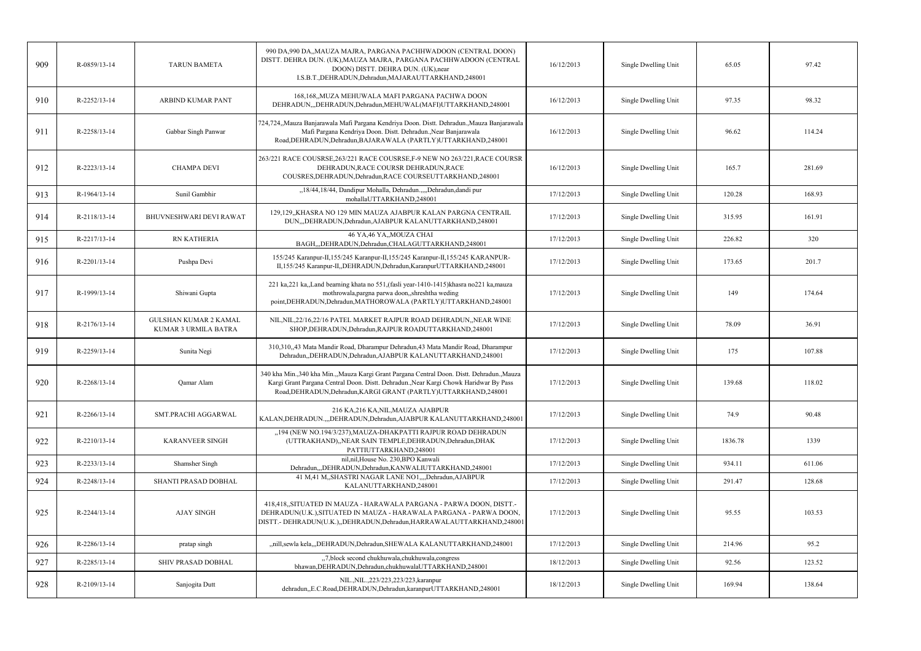| 909 | R-0859/13-14 | TARUN BAMETA | 990 DA,990 DA,,MAUZA MAJRA, PARGANA PACHHWADOON (CENTRAL DOON) DISTT. DEHRA DUN. (UK),MAUZA MAJRA, PARGANA PACHHWADOON (CENTRAL DOON) DISTT. DEHRA DUN. (UK),near I.S.B.T.,DEHRADUN,Dehradun,MAJARAUTTARKHAND,248001 | 16/12/2013 | Single Dwelling Unit | 65.05 | 97.42 |
|---|---|---|---|---|---|---|---|
| 910 | R-2252/13-14 | ARBIND KUMAR PANT | 168,168,,MUZA MEHUWALA MAFI PARGANA PACHWA DOON DEHRADUN,,,DEHRADUN,Dehradun,MEHUWAL(MAFI)UTTARKHAND,248001 | 16/12/2013 | Single Dwelling Unit | 97.35 | 98.32 |
| 911 | R-2258/13-14 | Gabbar Singh Panwar | 724,724,,Mauza Banjarawala Mafi Pargana Kendriya Doon. Distt. Dehradun.,Mauza Banjarawala Mafi Pargana Kendriya Doon. Distt. Dehradun.,Near Banjarawala Road,DEHRADUN,Dehradun,BAJARAWALA (PARTLY)UTTARKHAND,248001 | 16/12/2013 | Single Dwelling Unit | 96.62 | 114.24 |
| 912 | R-2223/13-14 | CHAMPA DEVI | 263/221 RACE COUSRSE,263/221 RACE COUSRSE,F-9 NEW NO 263/221,RACE COURSR DEHRADUN,RACE COURSR DEHRADUN,RACE COUSRES,DEHRADUN,Dehradun,RACE COURSEUTTARKHAND,248001 | 16/12/2013 | Single Dwelling Unit | 165.7 | 281.69 |
| 913 | R-1964/13-14 | Sunil Gambhir | ,,18/44,18/44, Dandipur Mohalla, Dehradun.,,,,Dehradun,dandi pur mohallaUTTARKHAND,248001 | 17/12/2013 | Single Dwelling Unit | 120.28 | 168.93 |
| 914 | R-2118/13-14 | BHUVNESHWARI DEVI RAWAT | 129,129,,KHASRA NO 129 MIN MAUZA AJABPUR KALAN PARGNA CENTRAIL DUN,,,DEHRADUN,Dehradun,AJABPUR KALANUTTARKHAND,248001 | 17/12/2013 | Single Dwelling Unit | 315.95 | 161.91 |
| 915 | R-2217/13-14 | RN KATHERIA | 46 YA,46 YA,,MOUZA CHAI BAGH,,,DEHRADUN,Dehradun,CHALAGUTTARKHAND,248001 | 17/12/2013 | Single Dwelling Unit | 226.82 | 320 |
| 916 | R-2201/13-14 | Pushpa Devi | 155/245 Karanpur-II,155/245 Karanpur-II,155/245 Karanpur-II,155/245 KARANPUR-II,155/245 Karanpur-II,,DEHRADUN,Dehradun,KaranpurUTTARKHAND,248001 | 17/12/2013 | Single Dwelling Unit | 173.65 | 201.7 |
| 917 | R-1999/13-14 | Shiwani Gupta | 221 ka,221 ka,,Land bearning khata no 551,(fasli year-1410-1415)khasra no221 ka,mauza mothrowala,pargna parwa doon,,shreshtha weding point,DEHRADUN,Dehradun,MATHOROWALA (PARTLY)UTTARKHAND,248001 | 17/12/2013 | Single Dwelling Unit | 149 | 174.64 |
| 918 | R-2176/13-14 | GULSHAN KUMAR 2 KAMAL KUMAR 3 URMILA BATRA | NIL,NIL,22/16,22/16 PATEL MARKET RAJPUR ROAD DEHRADUN,,NEAR WINE SHOP,DEHRADUN,Dehradun,RAJPUR ROADUTTARKHAND,248001 | 17/12/2013 | Single Dwelling Unit | 78.09 | 36.91 |
| 919 | R-2259/13-14 | Sunita Negi | 310,310,,43 Mata Mandir Road, Dharampur Dehradun,43 Mata Mandir Road, Dharampur Dehradun,,DEHRADUN,Dehradun,AJABPUR KALANUTTARKHAND,248001 | 17/12/2013 | Single Dwelling Unit | 175 | 107.88 |
| 920 | R-2268/13-14 | Qamar Alam | 340 kha Min.,340 kha Min.,,Mauza Kargi Grant Pargana Central Doon. Distt. Dehradun.,Mauza Kargi Grant Pargana Central Doon. Distt. Dehradun.,Near Kargi Chowk Haridwar By Pass Road,DEHRADUN,Dehradun,KARGI GRANT (PARTLY)UTTARKHAND,248001 | 17/12/2013 | Single Dwelling Unit | 139.68 | 118.02 |
| 921 | R-2266/13-14 | SMT.PRACHI AGGARWAL | 216 KA,216 KA,NIL,MAUZA AJABPUR KALAN,DEHRADUN.,,,DEHRADUN,Dehradun,AJABPUR KALANUTTARKHAND,248001 | 17/12/2013 | Single Dwelling Unit | 74.9 | 90.48 |
| 922 | R-2210/13-14 | KARANVEER SINGH | ,,194 (NEW NO.194/3/237),MAUZA-DHAKPATTI RAJPUR ROAD DEHRADUN (UTTRAKHAND),,NEAR SAIN TEMPLE,DEHRADUN,Dehradun,DHAK PATTIUTTARKHAND,248001 | 17/12/2013 | Single Dwelling Unit | 1836.78 | 1339 |
| 923 | R-2233/13-14 | Shamsher Singh | nil,nil,House No. 230,BPO Kanwali Dehradun,,,DEHRADUN,Dehradun,KANWALIUTTARKHAND,248001 | 17/12/2013 | Single Dwelling Unit | 934.11 | 611.06 |
| 924 | R-2248/13-14 | SHANTI PRASAD DOBHAL | 41 M,41 M,,SHASTRI NAGAR LANE NO1,,,,Dehradun,AJABPUR KALANUTTARKHAND,248001 | 17/12/2013 | Single Dwelling Unit | 291.47 | 128.68 |
| 925 | R-2244/13-14 | AJAY SINGH | 418,418,,SITUATED IN MAUZA - HARAWALA PARGANA - PARWA DOON, DISTT.- DEHRADUN(U.K.),SITUATED IN MAUZA - HARAWALA PARGANA - PARWA DOON, DISTT.- DEHRADUN(U.K.),,DEHRADUN,Dehradun,HARRAWALAUTTARKHAND,248001 | 17/12/2013 | Single Dwelling Unit | 95.55 | 103.53 |
| 926 | R-2286/13-14 | pratap singh | ,,nill,sewla kela,,,DEHRADUN,Dehradun,SHEWALA KALANUTTARKHAND,248001 | 17/12/2013 | Single Dwelling Unit | 214.96 | 95.2 |
| 927 | R-2285/13-14 | SHIV PRASAD DOBHAL | ,,7,block second chukhuwala,chukhuwala,congress bhawan,DEHRADUN,Dehradun,chukhuwalaUTTARKHAND,248001 | 18/12/2013 | Single Dwelling Unit | 92.56 | 123.52 |
| 928 | R-2109/13-14 | Sanjogita Dutt | NIL.,NIL.,223/223,223/223,karanpur dehradun,,E.C.Road,DEHRADUN,Dehradun,karanpurUTTARKHAND,248001 | 18/12/2013 | Single Dwelling Unit | 169.94 | 138.64 |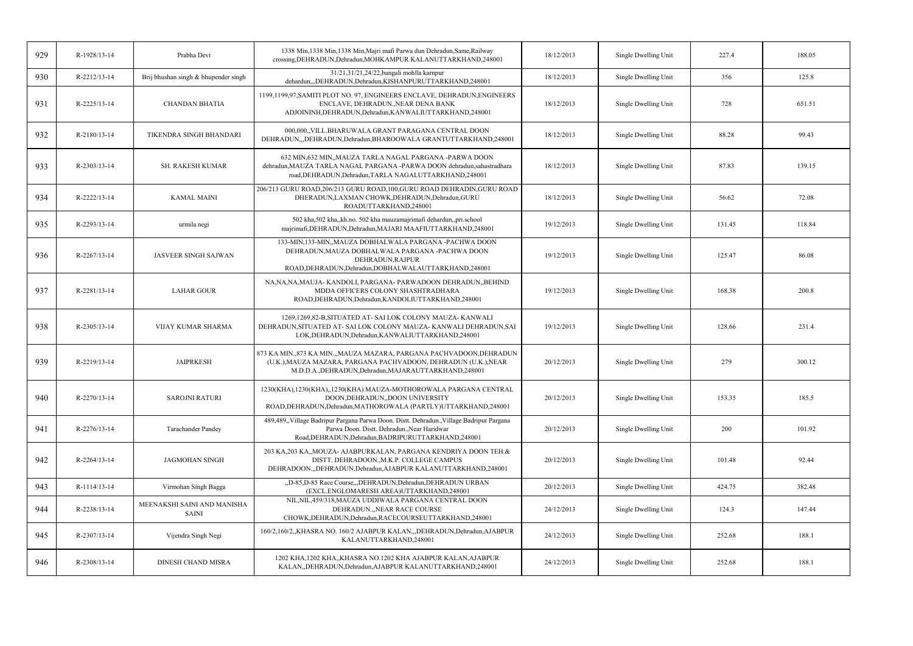| 929 | R-1928/13-14 | Prabha Devi | 1338 Min,1338 Min,1338 Min,Majri mafi Parwa dun Dehradun,Same,Railway crossing,DEHRADUN,Dehradun,MOHKAMPUR KALANUTTARKHAND,248001 | 18/12/2013 | Single Dwelling Unit | 227.4 | 188.05 |
|---|---|---|---|---|---|---|---|
| 930 | R-2212/13-14 | Brij bhushan singh & bhupender singh | 31/21,31/21,24/22,bangali mohlla karnpur dehardun,,,DEHRADUN,Dehradun,KISHANPURUTTARKHAND,248001 | 18/12/2013 | Single Dwelling Unit | 356 | 125.8 |
| 931 | R-2225/13-14 | CHANDAN BHATIA | 1199,1199,97,SAMITI PLOT NO. 97, ENGINEERS ENCLAVE, DEHRADUN,ENGINEERS ENCLAVE, DEHRADUN.,NEAR DENA BANK ADJOININH,DEHRADUN,Dehradun,KANWALIUTTARKHAND,248001 | 18/12/2013 | Single Dwelling Unit | 728 | 651.51 |
| 932 | R-2180/13-14 | TIKENDRA SINGH BHANDARI | 000,000,,VILL.BHARUWALA GRANT PARAGANA CENTRAL DOON DEHRADUN,,,DEHRADUN,Dehradun,BHAROOWALA GRANTUTTARKHAND,248001 | 18/12/2013 | Single Dwelling Unit | 88.28 | 99.43 |
| 933 | R-2303/13-14 | SH. RAKESH KUMAR | 632 MIN,632 MIN,,MAUZA TARLA NAGAL PARGANA -PARWA DOON dehradun,MAUZA TARLA NAGAL PARGANA -PARWA DOON dehradun,sahastradhara road,DEHRADUN,Dehradun,TARLA NAGALUTTARKHAND,248001 | 18/12/2013 | Single Dwelling Unit | 87.83 | 139.15 |
| 934 | R-2222/13-14 | KAMAL MAINI | 206/213 GURU ROAD,206/213 GURU ROAD,100,GURU ROAD DEHRADIN,GURU ROAD DHERADUN,LAXMAN CHOWK,DEHRADUN,Dehradun,GURU ROADUTTARKHAND,248001 | 18/12/2013 | Single Dwelling Unit | 56.62 | 72.08 |
| 935 | R-2293/13-14 | urmila negi | 502 kha,502 kha,,kh.no. 502 kha mauzamajrimafi dehardun,,pri.school majrimafi,DEHRADUN,Dehradun,MAJARI MAAFIUTTARKHAND,248001 | 19/12/2013 | Single Dwelling Unit | 131.45 | 118.84 |
| 936 | R-2267/13-14 | JASVEER SINGH SAJWAN | 133-MIN,133-MIN,,MAUZA DOBHALWALA PARGANA -PACHWA DOON DEHRADUN,MAUZA DOBHALWALA PARGANA -PACHWA DOON DEHRADUN,RAJPUR ROAD,DEHRADUN,Dehradun,DOBHALWALAUTTARKHAND,248001 | 19/12/2013 | Single Dwelling Unit | 125.47 | 86.08 |
| 937 | R-2281/13-14 | LAHAR GOUR | NA,NA,NA,MAUJA- KANDOLI, PARGANA- PARWADOON DEHRADUN,,BEHIND MDDA OFFICERS COLONY SHASHTRADHARA ROAD,DEHRADUN,Dehradun,KANDOLIUTTARKHAND,248001 | 19/12/2013 | Single Dwelling Unit | 168.38 | 200.8 |
| 938 | R-2305/13-14 | VIJAY KUMAR SHARMA | 1269,1269,82-B,SITUATED AT- SAI LOK COLONY MAUZA- KANWALI DEHRADUN,SITUATED AT- SAI LOK COLONY MAUZA- KANWALI DEHRADUN,SAI LOK,DEHRADUN,Dehradun,KANWALIUTTARKHAND,248001 | 19/12/2013 | Single Dwelling Unit | 128.66 | 231.4 |
| 939 | R-2219/13-14 | JAIPRKESH | 873 KA MIN.,873 KA MIN.,,MAUZA MAZARA, PARGANA PACHVADOON,DEHRADUN (U.K.),MAUZA MAZARA, PARGANA PACHVADOON, DEHRADUN (U.K.),NEAR M.D.D.A.,DEHRADUN,Dehradun,MAJARAUTTARKHAND,248001 | 20/12/2013 | Single Dwelling Unit | 279 | 300.12 |
| 940 | R-2270/13-14 | SAROJNI RATURI | 1230(KHA),1230(KHA),,1230(KHA) MAUZA-MOTHOROWALA PARGANA CENTRAL DOON,DEHRADUN,,DOON UNIVERSITY ROAD,DEHRADUN,Dehradun,MATHOROWALA (PARTLY)UTTARKHAND,248001 | 20/12/2013 | Single Dwelling Unit | 153.35 | 185.5 |
| 941 | R-2276/13-14 | Tarachander Pandey | 489,489,,Village Badripur Pargana Parwa Doon. Distt. Dehradun.,Village Badripur Pargana Parwa Doon. Distt. Dehradun.,Near Haridwar Road,DEHRADUN,Dehradun,BADRIPURUTTARKHAND,248001 | 20/12/2013 | Single Dwelling Unit | 200 | 101.92 |
| 942 | R-2264/13-14 | JAGMOHAN SINGH | 203 KA,203 KA,,MOUZA- AJABPURKALAN, PARGANA KENDRIYA DOON TEH.& DISTT. DEHRADOON.,M.K.P. COLLEGE CAMPUS DEHRADOON.,,DEHRADUN,Dehradun,AJABPUR KALANUTTARKHAND,248001 | 20/12/2013 | Single Dwelling Unit | 101.48 | 92.44 |
| 943 | R-1114/13-14 | Virmohan Singh Bagga | ,,D-85,D-85 Race Course,,,DEHRADUN,Dehradun,DEHRADUN URBAN (EXCL.ENGLOMARESH AREA)UTTARKHAND,248001 | 20/12/2013 | Single Dwelling Unit | 424.75 | 382.48 |
| 944 | R-2238/13-14 | MEENAKSHI SAINI AND MANISHA SAINI | NIL,NIL,459/318,MAUZA UDDIWALA PARGANA CENTRAL DOON DEHRADUN.,,NEAR RACE COURSE CHOWK,DEHRADUN,Dehradun,RACECOURSEUTTARKHAND,248001 | 24/12/2013 | Single Dwelling Unit | 124.3 | 147.44 |
| 945 | R-2307/13-14 | Vijendra Singh Negi | 160/2,160/2,,KHASRA NO. 160/2 AJABPUR KALAN,,,DEHRADUN,Dehradun,AJABPUR KALANUTTARKHAND,248001 | 24/12/2013 | Single Dwelling Unit | 252.68 | 188.1 |
| 946 | R-2308/13-14 | DINESH CHAND MISRA | 1202 KHA,1202 KHA,,KHASRA NO.1202 KHA AJABPUR KALAN,AJABPUR KALAN,,DEHRADUN,Dehradun,AJABPUR KALANUTTARKHAND,248001 | 24/12/2013 | Single Dwelling Unit | 252.68 | 188.1 |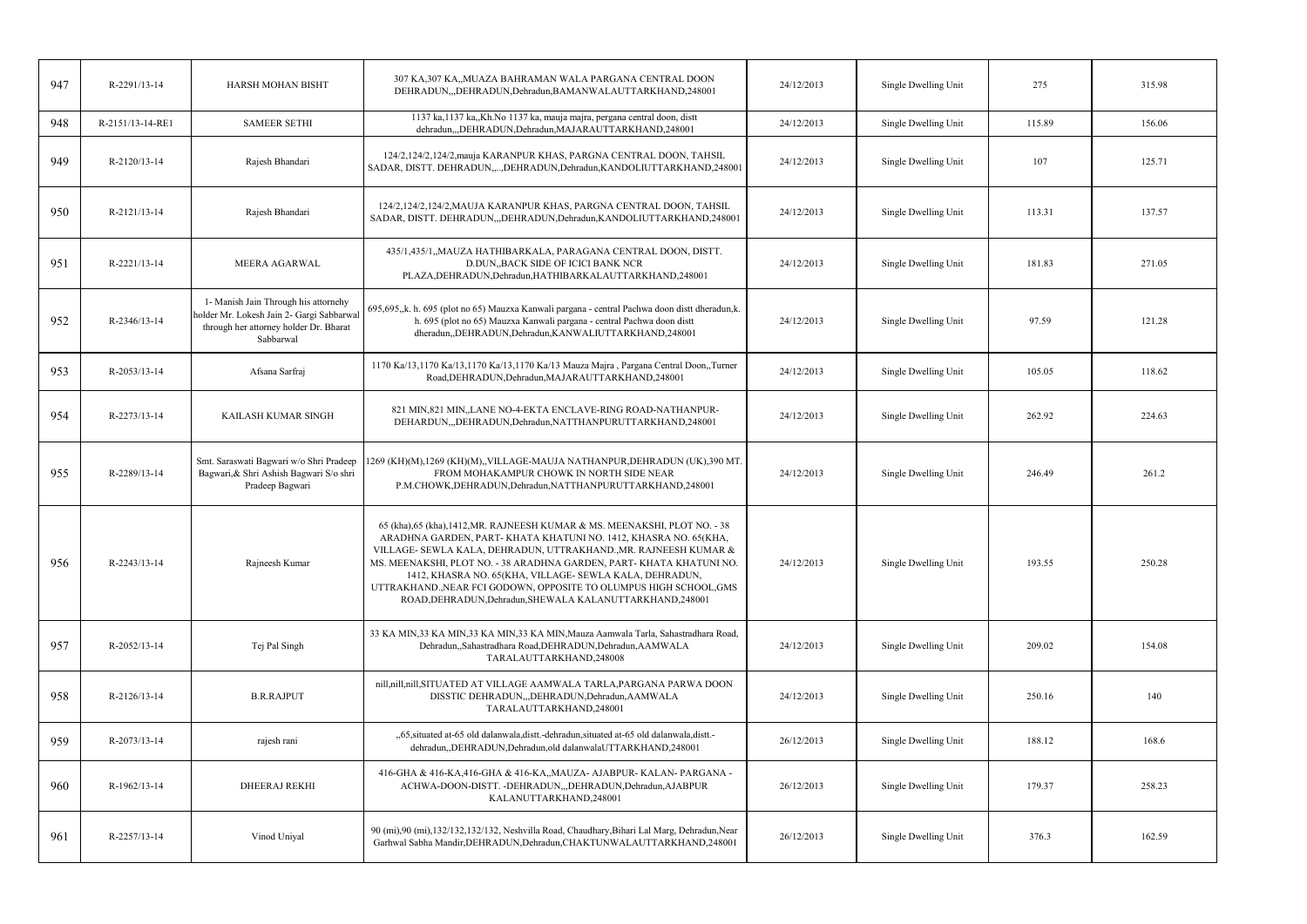| 947 | R-2291/13-14 | HARSH MOHAN BISHT | 307 KA,307 KA,,MUAZA BAHRAMAN WALA PARGANA CENTRAL DOON DEHRADUN,,,DEHRADUN,Dehradun,BAMANWALAUTTARKHAND,248001 | 24/12/2013 | Single Dwelling Unit | 275 | 315.98 |
|---|---|---|---|---|---|---|---|
| 948 | R-2151/13-14-RE1 | SAMEER SETHI | 1137 ka,1137 ka,,Kh.No 1137 ka, mauja majra, pergana central doon, distt dehradun,,,DEHRADUN,Dehradun,MAJARAUTTARKHAND,248001 | 24/12/2013 | Single Dwelling Unit | 115.89 | 156.06 |
| 949 | R-2120/13-14 | Rajesh Bhandari | 124/2,124/2,124/2,mauja KARANPUR KHAS, PARGNA CENTRAL DOON, TAHSIL SADAR, DISTT. DEHRADUN,,,,DEHRADUN,Dehradun,KANDOLIUTTARKHAND,248001 | 24/12/2013 | Single Dwelling Unit | 107 | 125.71 |
| 950 | R-2121/13-14 | Rajesh Bhandari | 124/2,124/2,124/2,MAUJA KARANPUR KHAS, PARGNA CENTRAL DOON, TAHSIL SADAR, DISTT. DEHRADUN,,,DEHRADUN,Dehradun,KANDOLIUTTARKHAND,248001 | 24/12/2013 | Single Dwelling Unit | 113.31 | 137.57 |
| 951 | R-2221/13-14 | MEERA AGARWAL | 435/1,435/1,,MAUZA HATHIBARKALA, PARAGANA CENTRAL DOON, DISTT. D.DUN,,BACK SIDE OF ICICI BANK NCR PLAZA,DEHRADUN,Dehradun,HATHIBARKALAUTTARKHAND,248001 | 24/12/2013 | Single Dwelling Unit | 181.83 | 271.05 |
| 952 | R-2346/13-14 | 1- Manish Jain Through his attornehy holder Mr. Lokesh Jain 2- Gargi Sabbarwal through her attorney holder Dr. Bharat Sabbarwal | 695,695,,k. h. 695 (plot no 65) Mauzxa Kanwali pargana - central Pachwa doon distt dheradun,k. h. 695 (plot no 65) Mauzxa Kanwali pargana - central Pachwa doon distt dheradun,,DEHRADUN,Dehradun,KANWALIUTTARKHAND,248001 | 24/12/2013 | Single Dwelling Unit | 97.59 | 121.28 |
| 953 | R-2053/13-14 | Afsana Sarfraj | 1170 Ka/13,1170 Ka/13,1170 Ka/13,1170 Ka/13 Mauza Majra , Pargana Central Doon,,Turner Road,DEHRADUN,Dehradun,MAJARAUTTARKHAND,248001 | 24/12/2013 | Single Dwelling Unit | 105.05 | 118.62 |
| 954 | R-2273/13-14 | KAILASH KUMAR SINGH | 821 MIN,821 MIN,,LANE NO-4-EKTA ENCLAVE-RING ROAD-NATHANPUR-DEHARDUN,,,DEHRADUN,Dehradun,NATTHANPURUTTARKHAND,248001 | 24/12/2013 | Single Dwelling Unit | 262.92 | 224.63 |
| 955 | R-2289/13-14 | Smt. Saraswati Bagwari w/o Shri Pradeep Bagwari,& Shri Ashish Bagwari S/o shri Pradeep Bagwari | 1269 (KH)(M),1269 (KH)(M),,VILLAGE-MAUJA NATHANPUR,DEHRADUN (UK),390 MT. FROM MOHAKAMPUR CHOWK IN NORTH SIDE NEAR P.M.CHOWK,DEHRADUN,Dehradun,NATTHANPURUTTARKHAND,248001 | 24/12/2013 | Single Dwelling Unit | 246.49 | 261.2 |
| 956 | R-2243/13-14 | Rajneesh Kumar | 65 (kha),65 (kha),1412,MR. RAJNEESH KUMAR & MS. MEENAKSHI, PLOT NO. - 38 ARADHNA GARDEN, PART- KHATA KHATUNI NO. 1412, KHASRA NO. 65(KHA, VILLAGE- SEWLA KALA, DEHRADUN, UTTRAKHAND.,MR. RAJNEESH KUMAR & MS. MEENAKSHI, PLOT NO. - 38 ARADHNA GARDEN, PART- KHATA KHATUNI NO. 1412, KHASRA NO. 65(KHA, VILLAGE- SEWLA KALA, DEHRADUN, UTTRAKHAND.,NEAR FCI GODOWN, OPPOSITE TO OLUMPUS HIGH SCHOOL,GMS ROAD,DEHRADUN,Dehradun,SHEWALA KALANUTTARKHAND,248001 | 24/12/2013 | Single Dwelling Unit | 193.55 | 250.28 |
| 957 | R-2052/13-14 | Tej Pal Singh | 33 KA MIN,33 KA MIN,33 KA MIN,33 KA MIN,Mauza Aamwala Tarla, Sahastradhara Road, Dehradun,,Sahastradhara Road,DEHRADUN,Dehradun,AAMWALA TARALAUTTARKHAND,248008 | 24/12/2013 | Single Dwelling Unit | 209.02 | 154.08 |
| 958 | R-2126/13-14 | B.R.RAJPUT | nill,nill,nill,SITUATED AT VILLAGE AAMWALA TARLA,PARGANA PARWA DOON DISSTIC DEHRADUN,,,DEHRADUN,Dehradun,AAMWALA TARALAUTTARKHAND,248001 | 24/12/2013 | Single Dwelling Unit | 250.16 | 140 |
| 959 | R-2073/13-14 | rajesh rani | ,,65,situated at-65 old dalanwala,distt.-dehradun,situated at-65 old dalanwala,distt.-dehradun,,DEHRADUN,Dehradun,old dalanwalaUTTARKHAND,248001 | 26/12/2013 | Single Dwelling Unit | 188.12 | 168.6 |
| 960 | R-1962/13-14 | DHEERAJ REKHI | 416-GHA & 416-KA,416-GHA & 416-KA,,MAUZA- AJABPUR- KALAN- PARGANA - ACHWA-DOON-DISTT. -DEHRADUN,,,DEHRADUN,Dehradun,AJABPUR KALANUTTARKHAND,248001 | 26/12/2013 | Single Dwelling Unit | 179.37 | 258.23 |
| 961 | R-2257/13-14 | Vinod Uniyal | 90 (mi),90 (mi),132/132,132/132, Neshvilla Road, Chaudhary,Bihari Lal Marg, Dehradun,Near Garhwal Sabha Mandir,DEHRADUN,Dehradun,CHAKTUNWALAUTTARKHAND,248001 | 26/12/2013 | Single Dwelling Unit | 376.3 | 162.59 |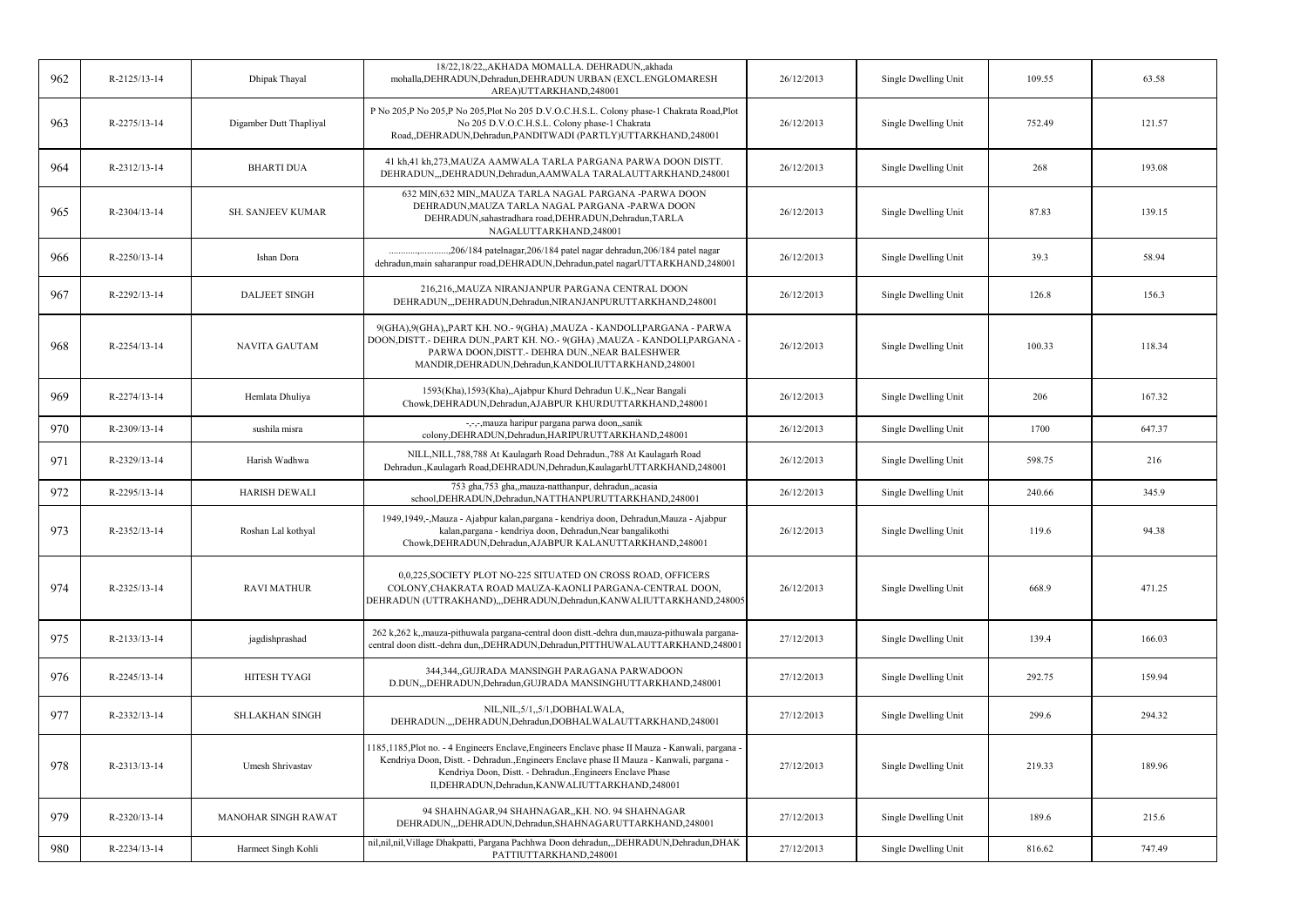| 962 | R-2125/13-14 | Dhipak Thayal | 18/22,18/22,,AKHADA MOMALLA. DEHRADUN,,akhada mohalla,DEHRADUN,Dehradun,DEHRADUN URBAN (EXCL.ENGLOMARESH AREA)UTTARKHAND,248001 | 26/12/2013 | Single Dwelling Unit | 109.55 | 63.58 |
|---|---|---|---|---|---|---|---|
| 963 | R-2275/13-14 | Digamber Dutt Thapliyal | P No 205,P No 205,P No 205,Plot No 205 D.V.O.C.H.S.L. Colony phase-1 Chakrata Road,Plot No 205 D.V.O.C.H.S.L. Colony phase-1 Chakrata Road,,DEHRADUN,Dehradun,PANDITWADI (PARTLY)UTTARKHAND,248001 | 26/12/2013 | Single Dwelling Unit | 752.49 | 121.57 |
| 964 | R-2312/13-14 | BHARTI DUA | 41 kh,41 kh,273,MAUZA AAMWALA TARLA PARGANA PARWA DOON DISTT. DEHRADUN,,,DEHRADUN,Dehradun,AAMWALA TARALAUTTARKHAND,248001 | 26/12/2013 | Single Dwelling Unit | 268 | 193.08 |
| 965 | R-2304/13-14 | SH. SANJEEV KUMAR | 632 MIN,632 MIN,,MAUZA TARLA NAGAL PARGANA -PARWA DOON DEHRADUN,MAUZA TARLA NAGAL PARGANA -PARWA DOON DEHRADUN,sahastradhara road,DEHRADUN,Dehradun,TARLA NAGALUTTARKHAND,248001 | 26/12/2013 | Single Dwelling Unit | 87.83 | 139.15 |
| 966 | R-2250/13-14 | Ishan Dora | ..........,..........,206/184 patelnagar,206/184 patel nagar dehradun,206/184 patel nagar dehradun,main saharanpur road,DEHRADUN,Dehradun,patel nagarUTTARKHAND,248001 | 26/12/2013 | Single Dwelling Unit | 39.3 | 58.94 |
| 967 | R-2292/13-14 | DALJEET SINGH | 216,216,,MAUZA NIRANJANPUR PARGANA CENTRAL DOON DEHRADUN,,,DEHRADUN,Dehradun,NIRANJANPURUTTARKHAND,248001 | 26/12/2013 | Single Dwelling Unit | 126.8 | 156.3 |
| 968 | R-2254/13-14 | NAVITA GAUTAM | 9(GHA),9(GHA),,PART KH. NO.- 9(GHA) ,MAUZA - KANDOLI,PARGANA - PARWA DOON,DISTT.- DEHRA DUN.,PART KH. NO.- 9(GHA) ,MAUZA - KANDOLI,PARGANA - PARWA DOON,DISTT.- DEHRA DUN.,NEAR BALESHWER MANDIR,DEHRADUN,Dehradun,KANDOLIUTTARKHAND,248001 | 26/12/2013 | Single Dwelling Unit | 100.33 | 118.34 |
| 969 | R-2274/13-14 | Hemlata Dhuliya | 1593(Kha),1593(Kha),,Ajabpur Khurd Dehradun U.K.,,Near Bangali Chowk,DEHRADUN,Dehradun,AJABPUR KHURDUTTARKHAND,248001 | 26/12/2013 | Single Dwelling Unit | 206 | 167.32 |
| 970 | R-2309/13-14 | sushila misra | -,-,-,mauza haripur pargana parwa doon,,sanik colony,DEHRADUN,Dehradun,HARIPURUTTARKHAND,248001 | 26/12/2013 | Single Dwelling Unit | 1700 | 647.37 |
| 971 | R-2329/13-14 | Harish Wadhwa | NILL,NILL,788,788 At Kaulagarh Road Dehradun.,788 At Kaulagarh Road Dehradun.,Kaulagarh Road,DEHRADUN,Dehradun,KaulagarhUTTARKHAND,248001 | 26/12/2013 | Single Dwelling Unit | 598.75 | 216 |
| 972 | R-2295/13-14 | HARISH DEWALI | 753 gha,753 gha,,mauza-natthanpur, dehradun,,acasia school,DEHRADUN,Dehradun,NATTHANPURUTTARKHAND,248001 | 26/12/2013 | Single Dwelling Unit | 240.66 | 345.9 |
| 973 | R-2352/13-14 | Roshan Lal kothyal | 1949,1949,-,Mauza - Ajabpur kalan,pargana - kendriya doon, Dehradun,Mauza - Ajabpur kalan,pargana - kendriya doon, Dehradun,Near bangalikothi Chowk,DEHRADUN,Dehradun,AJABPUR KALANUTTARKHAND,248001 | 26/12/2013 | Single Dwelling Unit | 119.6 | 94.38 |
| 974 | R-2325/13-14 | RAVI MATHUR | 0,0,225,SOCIETY PLOT NO-225 SITUATED ON CROSS ROAD, OFFICERS COLONY,CHAKRATA ROAD MAUZA-KAONLI PARGANA-CENTRAL DOON, DEHRADUN (UTTRAKHAND),,,DEHRADUN,Dehradun,KANWALIUTTARKHAND,248005 | 26/12/2013 | Single Dwelling Unit | 668.9 | 471.25 |
| 975 | R-2133/13-14 | jagdishprashad | 262 k,262 k,,mauza-pithuwala pargana-central doon distt.-dehra dun,mauza-pithuwala pargana-central doon distt.-dehra dun,,DEHRADUN,Dehradun,PITTHUWALAUTTARKHAND,248001 | 27/12/2013 | Single Dwelling Unit | 139.4 | 166.03 |
| 976 | R-2245/13-14 | HITESH TYAGI | 344,344,,GUJRADA MANSINGH PARAGANA PARWADOON D.DUN,,,DEHRADUN,Dehradun,GUJRADA MANSINGHUTTARKHAND,248001 | 27/12/2013 | Single Dwelling Unit | 292.75 | 159.94 |
| 977 | R-2332/13-14 | SH.LAKHAN SINGH | NIL,NIL,5/1,,5/1,DOBHALWALA, DEHRADUN.,,,DEHRADUN,Dehradun,DOBHALWALAUTTARKHAND,248001 | 27/12/2013 | Single Dwelling Unit | 299.6 | 294.32 |
| 978 | R-2313/13-14 | Umesh Shrivastav | 1185,1185,Plot no. - 4 Engineers Enclave,Engineers Enclave phase II Mauza - Kanwali, pargana - Kendriya Doon, Distt. - Dehradun.,Engineers Enclave phase II Mauza - Kanwali, pargana - Kendriya Doon, Distt. - Dehradun.,Engineers Enclave Phase II,DEHRADUN,Dehradun,KANWALIUTTARKHAND,248001 | 27/12/2013 | Single Dwelling Unit | 219.33 | 189.96 |
| 979 | R-2320/13-14 | MANOHAR SINGH RAWAT | 94 SHAHNAGAR,94 SHAHNAGAR,,KH. NO. 94 SHAHNAGAR DEHRADUN,,,DEHRADUN,Dehradun,SHAHNAGARUTTARKHAND,248001 | 27/12/2013 | Single Dwelling Unit | 189.6 | 215.6 |
| 980 | R-2234/13-14 | Harmeet Singh Kohli | nil,nil,nil,Village Dhakpatti, Pargana Pachhwa Doon dehradun,,,DEHRADUN,Dehradun,DHAK PATTIUTTARKHAND,248001 | 27/12/2013 | Single Dwelling Unit | 816.62 | 747.49 |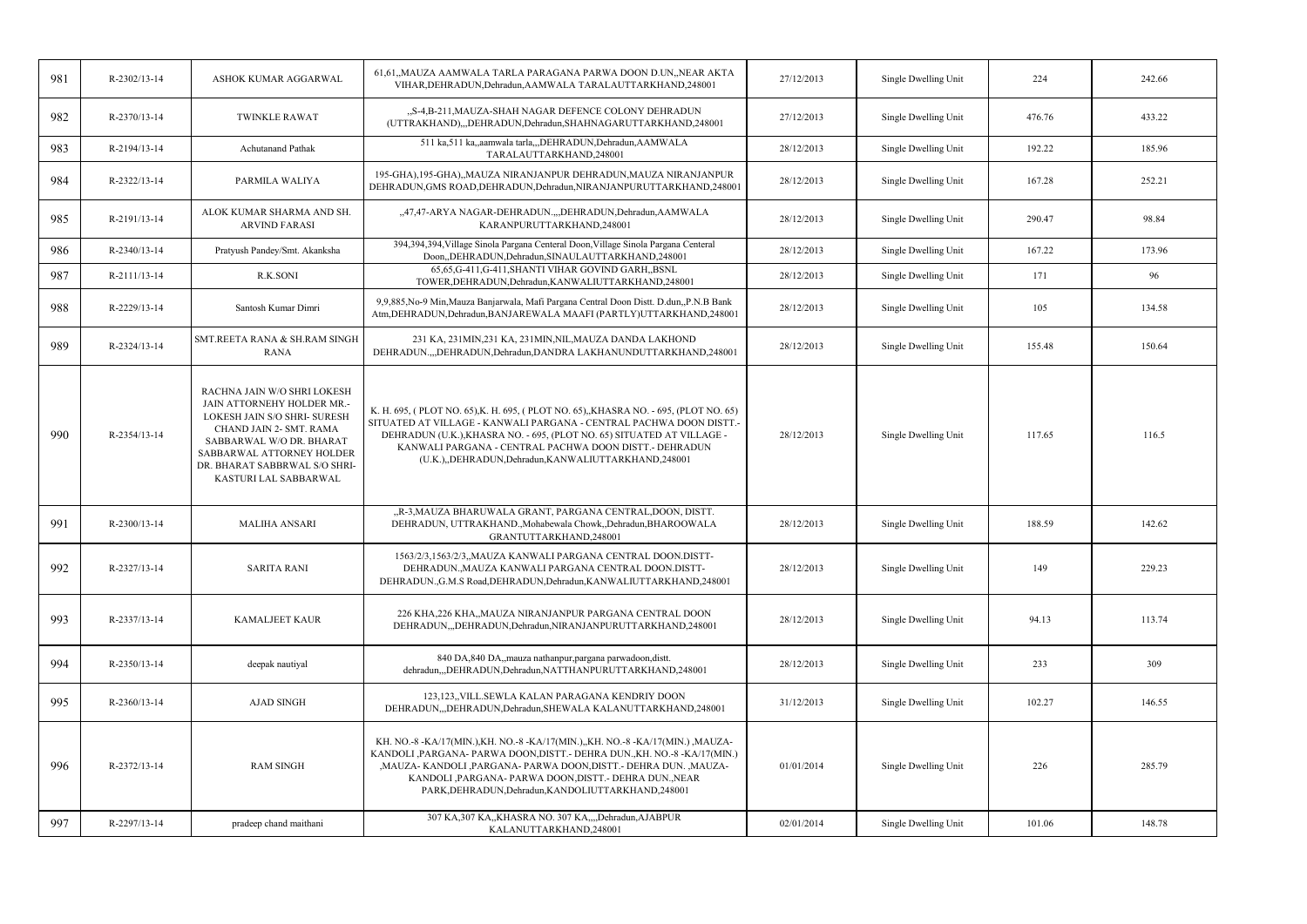| 981 | R-2302/13-14 | ASHOK KUMAR AGGARWAL | 61,61,,MAUZA AAMWALA TARLA PARAGANA PARWA DOON D.UN,,NEAR AKTA VIHAR,DEHRADUN,Dehradun,AAMWALA TARALAUTTARKHAND,248001 | 27/12/2013 | Single Dwelling Unit | 224 | 242.66 |
|---|---|---|---|---|---|---|---|
| 982 | R-2370/13-14 | TWINKLE RAWAT | ,,S-4,B-211,MAUZA-SHAH NAGAR DEFENCE COLONY DEHRADUN (UTTRAKHAND),,,DEHRADUN,Dehradun,SHAHNAGARUTTARKHAND,248001 | 27/12/2013 | Single Dwelling Unit | 476.76 | 433.22 |
| 983 | R-2194/13-14 | Achutanand Pathak | 511 ka,511 ka,,aamwala tarla,,,DEHRADUN,Dehradun,AAMWALA TARALAUTTARKHAND,248001 | 28/12/2013 | Single Dwelling Unit | 192.22 | 185.96 |
| 984 | R-2322/13-14 | PARMILA WALIYA | 195-GHA),195-GHA),,MAUZA NIRANJANPUR DEHRADUN,MAUZA NIRANJANPUR DEHRADUN,GMS ROAD,DEHRADUN,Dehradun,NIRANJANPURUTTARKHAND,248001 | 28/12/2013 | Single Dwelling Unit | 167.28 | 252.21 |
| 985 | R-2191/13-14 | ALOK KUMAR SHARMA AND SH. ARVIND FARASI | ,,47,47-ARYA NAGAR-DEHRADUN.,,,DEHRADUN,Dehradun,AAMWALA KARANPURUTTARKHAND,248001 | 28/12/2013 | Single Dwelling Unit | 290.47 | 98.84 |
| 986 | R-2340/13-14 | Pratyush Pandey/Smt. Akanksha | 394,394,394,Village Sinola Pargana Centeral Doon,Village Sinola Pargana Centeral Doon,,DEHRADUN,Dehradun,SINAULAUTTARKHAND,248001 | 28/12/2013 | Single Dwelling Unit | 167.22 | 173.96 |
| 987 | R-2111/13-14 | R.K.SONI | 65,65,G-411,G-411,SHANTI VIHAR GOVIND GARH,,BSNL TOWER,DEHRADUN,Dehradun,KANWALIUTTARKHAND,248001 | 28/12/2013 | Single Dwelling Unit | 171 | 96 |
| 988 | R-2229/13-14 | Santosh Kumar Dimri | 9,9,885,No-9 Min,Mauza Banjarwala, Mafi Pargana Central Doon Distt. D.dun,,P.N.B Bank Atm,DEHRADUN,Dehradun,BANJAREWALA MAAFI (PARTLY)UTTARKHAND,248001 | 28/12/2013 | Single Dwelling Unit | 105 | 134.58 |
| 989 | R-2324/13-14 | SMT.REETA RANA & SH.RAM SINGH RANA | 231 KA, 231MIN,231 KA, 231MIN,NIL,MAUZA DANDA LAKHOND DEHRADUN.,,,DEHRADUN,Dehradun,DANDRA LAKHANUNDUTTARKHAND,248001 | 28/12/2013 | Single Dwelling Unit | 155.48 | 150.64 |
| 990 | R-2354/13-14 | RACHNA JAIN W/O SHRI LOKESH JAIN ATTORNEHY HOLDER MR.- LOKESH JAIN S/O SHRI- SURESH CHAND JAIN 2- SMT. RAMA SABBARWAL W/O DR. BHARAT SABBARWAL ATTORNEY HOLDER DR. BHARAT SABBRWAL S/O SHRI- KASTURI LAL SABBARWAL | K. H. 695, ( PLOT NO. 65),K. H. 695, ( PLOT NO. 65),,KHASRA NO. - 695, (PLOT NO. 65) SITUATED AT VILLAGE - KANWALI PARGANA - CENTRAL PACHWA DOON DISTT.- DEHRADUN (U.K.),KHASRA NO. - 695, (PLOT NO. 65) SITUATED AT VILLAGE - KANWALI PARGANA - CENTRAL PACHWA DOON DISTT.- DEHRADUN (U.K.),,DEHRADUN,Dehradun,KANWALIUTTARKHAND,248001 | 28/12/2013 | Single Dwelling Unit | 117.65 | 116.5 |
| 991 | R-2300/13-14 | MALIHA ANSARI | ,,R-3,MAUZA BHARUWALA GRANT, PARGANA CENTRAL,DOON, DISTT. DEHRADUN, UTTRAKHAND.,Mohabewala Chowk,,Dehradun,BHAROOWALA GRANTUTTARKHAND,248001 | 28/12/2013 | Single Dwelling Unit | 188.59 | 142.62 |
| 992 | R-2327/13-14 | SARITA RANI | 1563/2/3,1563/2/3,,MAUZA KANWALI PARGANA CENTRAL DOON.DISTT-DEHRADUN.,MAUZA KANWALI PARGANA CENTRAL DOON.DISTT-DEHRADUN.,G.M.S Road,DEHRADUN,Dehradun,KANWALIUTTARKHAND,248001 | 28/12/2013 | Single Dwelling Unit | 149 | 229.23 |
| 993 | R-2337/13-14 | KAMALJEET KAUR | 226 KHA,226 KHA,,MAUZA NIRANJANPUR PARGANA CENTRAL DOON DEHRADUN,,,DEHRADUN,Dehradun,NIRANJANPURUTTARKHAND,248001 | 28/12/2013 | Single Dwelling Unit | 94.13 | 113.74 |
| 994 | R-2350/13-14 | deepak nautiyal | 840 DA,840 DA,,mauza nathanpur,pargana parwadoon,distt. dehradun,,,DEHRADUN,Dehradun,NATTHANPURUTTARKHAND,248001 | 28/12/2013 | Single Dwelling Unit | 233 | 309 |
| 995 | R-2360/13-14 | AJAD SINGH | 123,123,,VILL.SEWLA KALAN PARAGANA KENDRIY DOON DEHRADUN,,,DEHRADUN,Dehradun,SHEWALA KALANUTTARKHAND,248001 | 31/12/2013 | Single Dwelling Unit | 102.27 | 146.55 |
| 996 | R-2372/13-14 | RAM SINGH | KH. NO.-8 -KA/17(MIN.),KH. NO.-8 -KA/17(MIN.),,KH. NO.-8 -KA/17(MIN.) ,MAUZA-KANDOLI ,PARGANA- PARWA DOON,DISTT.- DEHRA DUN.,KH. NO.-8 -KA/17(MIN.) ,MAUZA- KANDOLI ,PARGANA- PARWA DOON,DISTT.- DEHRA DUN. ,MAUZA-KANDOLI ,PARGANA- PARWA DOON,DISTT.- DEHRA DUN.,NEAR PARK,DEHRADUN,Dehradun,KANDOLIUTTARKHAND,248001 | 01/01/2014 | Single Dwelling Unit | 226 | 285.79 |
| 997 | R-2297/13-14 | pradeep chand maithani | 307 KA,307 KA,,KHASRA NO. 307 KA,,,,Dehradun,AJABPUR KALANUTTARKHAND,248001 | 02/01/2014 | Single Dwelling Unit | 101.06 | 148.78 |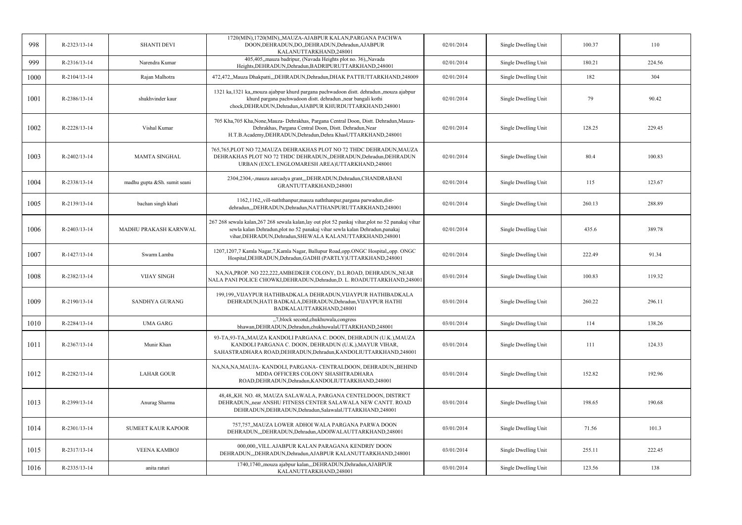| 998 | R-2323/13-14 | SHANTI DEVI | 1720(MIN),1720(MIN),,MAUZA-AJABPUR KALAN,PARGANA PACHWA DOON,DEHRADUN,DO,,DEHRADUN,Dehradun,AJABPUR KALANUTTARKHAND,248001 | 02/01/2014 | Single Dwelling Unit | 100.37 | 110 |
|---|---|---|---|---|---|---|---|
| 999 | R-2316/13-14 | Narendra Kumar | 405,405,,mauza badripur, (Navada Heights plot no. 36),,Navada Heights,DEHRADUN,Dehradun,BADRIPURUTTARKHAND,248001 | 02/01/2014 | Single Dwelling Unit | 180.21 | 224.56 |
| 1000 | R-2104/13-14 | Rajan Malhotra | 472,472,,Mauza Dhakpatti,,,DEHRADUN,Dehradun,DHAK PATTIUTTARKHAND,248009 | 02/01/2014 | Single Dwelling Unit | 182 | 304 |
| 1001 | R-2386/13-14 | shukhvinder kaur | 1321 ka,1321 ka,,mouza ajabpur khurd pargana pachwadoon distt. dehradun.,mouza ajabpur khurd pargana pachwadoon distt. dehradun.,near bangali kothi chock,DEHRADUN,Dehradun,AJABPUR KHURDUTTARKHAND,248001 | 02/01/2014 | Single Dwelling Unit | 79 | 90.42 |
| 1002 | R-2228/13-14 | Vishal Kumar | 705 Kha,705 Kha,None,Mauza- Dehrakhas, Pargana Central Doon, Distt. Dehradun,Mauza-Dehrakhas, Pargana Central Doon, Distt. Dehradun,Near H.T.B.Academy,DEHRADUN,Dehradun,Dehra KhasUTTARKHAND,248001 | 02/01/2014 | Single Dwelling Unit | 128.25 | 229.45 |
| 1003 | R-2402/13-14 | MAMTA SINGHAL | 765,765,PLOT NO 72,MAUZA DEHRAKHAS PLOT NO 72 THDC DEHRADUN,MAUZA DEHRAKHAS PLOT NO 72 THDC DEHRADUN,,DEHRADUN,Dehradun,DEHRADUN URBAN (EXCL.ENGLOMARESH AREA)UTTARKHAND,248001 | 02/01/2014 | Single Dwelling Unit | 80.4 | 100.83 |
| 1004 | R-2338/13-14 | madhu gupta &Sh. sumit seani | 2304,2304,-,mauza aarcadya grant,,,DEHRADUN,Dehradun,CHANDRABANI GRANTUTTARKHAND,248001 | 02/01/2014 | Single Dwelling Unit | 115 | 123.67 |
| 1005 | R-2139/13-14 | bachan singh khati | 1162,1162,,vill-naththanpur,mauza naththanpur,pargana parwadun,dist-dehradun,,,DEHRADUN,Dehradun,NATTHANPURUTTARKHAND,248001 | 02/01/2014 | Single Dwelling Unit | 260.13 | 288.89 |
| 1006 | R-2403/13-14 | MADHU PRAKASH KARNWAL | 267 268 sewala kalan,267 268 sewala kalan,lay out plot 52 pankaj vihar,plot no 52 panakaj vihar sewla kalan Dehradun,plot no 52 panakaj vihar sewla kalan Dehradun,panakaj vihar,DEHRADUN,Dehradun,SHEWALA KALANUTTARKHAND,248001 | 02/01/2014 | Single Dwelling Unit | 435.6 | 389.78 |
| 1007 | R-1427/13-14 | Swarm Lamba | 1207,1207,7 Kamla Nagar,7,Kamla Nagar, Ballupur Road,opp.ONGC Hospital,,opp. ONGC Hospital,DEHRADUN,Dehradun,GADHI (PARTLY)UTTARKHAND,248001 | 02/01/2014 | Single Dwelling Unit | 222.49 | 91.34 |
| 1008 | R-2382/13-14 | VIJAY SINGH | NA,NA,PROP. NO 222,222,AMBEDKER COLONY, D.L.ROAD, DEHRADUN,,NEAR NALA PANI POLICE CHOWKI,DEHRADUN,Dehradun,D. L. ROADUTTARKHAND,248001 | 03/01/2014 | Single Dwelling Unit | 100.83 | 119.32 |
| 1009 | R-2190/13-14 | SANDHYA GURANG | 199,199,,VIJAYPUR HATHIBADKALA DEHRADUN,VIJAYPUR HATHIBADKALA DEHRADUN,HATI BADKALA,DEHRADUN,Dehradun,VIJAYPUR HATHI BADKALAUTTARKHAND,248001 | 03/01/2014 | Single Dwelling Unit | 260.22 | 296.11 |
| 1010 | R-2284/13-14 | UMA GARG | ,,7,block second,chukhuwala,congress bhawan,DEHRADUN,Dehradun,chukhuwalaUTTARKHAND,248001 | 03/01/2014 | Single Dwelling Unit | 114 | 138.26 |
| 1011 | R-2367/13-14 | Munir Khan | 93-TA,93-TA,,MAUZA KANDOLI PARGANA C. DOON, DEHRADUN (U.K.),MAUZA KANDOLI PARGANA C. DOON, DEHRADUN (U.K.),MAYUR VIHAR, SAHASTRADHARA ROAD,DEHRADUN,Dehradun,KANDOLIUTTARKHAND,248001 | 03/01/2014 | Single Dwelling Unit | 111 | 124.33 |
| 1012 | R-2282/13-14 | LAHAR GOUR | NA,NA,NA,MAUJA- KANDOLI, PARGANA- CENTRALDOON, DEHRADUN,,BEHIND MDDA OFFICERS COLONY SHASHTRADHARA ROAD,DEHRADUN,Dehradun,KANDOLIUTTARKHAND,248001 | 03/01/2014 | Single Dwelling Unit | 152.82 | 192.96 |
| 1013 | R-2399/13-14 | Anurag Sharma | 48,48,,KH. NO. 48, MAUZA SALAWALA, PARGANA CENTELDOON, DISTRICT DEHRADUN,,near ANSHU FITNESS CENTER SALAWALA NEW CANTT. ROAD DEHRADUN,DEHRADUN,Dehradun,SalawalaUTTARKHAND,248001 | 03/01/2014 | Single Dwelling Unit | 198.65 | 190.68 |
| 1014 | R-2301/13-14 | SUMEET KAUR KAPOOR | 757,757,,MAUZA LOWER ADHOI WALA PARGANA PARWA DOON DEHRADUN,,,DEHRADUN,Dehradun,ADOIWALAUTTARKHAND,248001 | 03/01/2014 | Single Dwelling Unit | 71.56 | 101.3 |
| 1015 | R-2317/13-14 | VEENA KAMBOJ | 000,000,,VILL.AJABPUR KALAN PARAGANA KENDRIY DOON DEHRADUN,,,DEHRADUN,Dehradun,AJABPUR KALANUTTARKHAND,248001 | 03/01/2014 | Single Dwelling Unit | 255.11 | 222.45 |
| 1016 | R-2335/13-14 | anita raturi | 1740,1740,,mouza ajabpur kalan,,,DEHRADUN,Dehradun,AJABPUR KALANUTTARKHAND,248001 | 03/01/2014 | Single Dwelling Unit | 123.56 | 138 |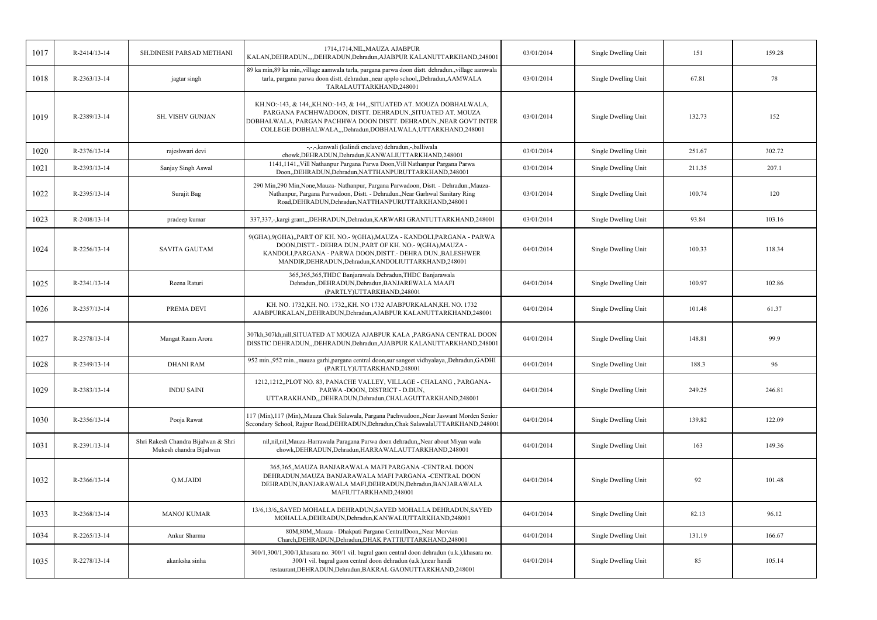| 1017 | R-2414/13-14 | SH.DINESH PARSAD METHANI | 1714,1714,NIL,MAUZA AJABPUR KALAN,DEHRADUN.,,,DEHRADUN,Dehradun,AJABPUR KALANUTTARKHAND,248001 | 03/01/2014 | Single Dwelling Unit | 151 | 159.28 |
|---|---|---|---|---|---|---|---|
| 1018 | R-2363/13-14 | jagtar singh | 89 ka min,89 ka min,,village aamwala tarla, pargana parwa doon distt. dehradun.,village aamwala tarla, pargana parwa doon distt. dehradun.,near applo school,,Dehradun,AAMWALA TARALAUTTARKHAND,248001 | 03/01/2014 | Single Dwelling Unit | 67.81 | 78 |
| 1019 | R-2389/13-14 | SH. VISHV GUNJAN | KH.NO:-143, & 144,,KH.NO:-143, & 144,,,SITUATED AT. MOUZA DOBHALWALA, PARGANA PACHHWADOON, DISTT. DEHRADUN.,SITUATED AT. MOUZA DOBHALWALA, PARGAN PACHHWA DOON DISTT. DEHRADUN.,NEAR GOVT.INTER COLLEGE DOBHALWALA,,,Dehradun,DOBHALWALA,UTTARKHAND,248001 | 03/01/2014 | Single Dwelling Unit | 132.73 | 152 |
| 1020 | R-2376/13-14 | rajeshwari devi | -,-,-,kanwali (kalindi enclave) dehradun,-,balliwala chowk,DEHRADUN,Dehradun,KANWALIUTTARKHAND,248001 | 03/01/2014 | Single Dwelling Unit | 251.67 | 302.72 |
| 1021 | R-2393/13-14 | Sanjay Singh Aswal | 1141,1141,,Vill Nathanpur Pargana Parwa Doon,Vill Nathanpur Pargana Parwa Doon,,DEHRADUN,Dehradun,NATTHANPURUTTARKHAND,248001 | 03/01/2014 | Single Dwelling Unit | 211.35 | 207.1 |
| 1022 | R-2395/13-14 | Surajit Bag | 290 Min,290 Min,None,Mauza- Nathanpur, Pargana Parwadoon, Distt. - Dehradun.,Mauza- Nathanpur, Pargana Parwadoon, Distt. - Dehradun.,Near Garhwal Sanitary Ring Road,DEHRADUN,Dehradun,NATTHANPURUTTARKHAND,248001 | 03/01/2014 | Single Dwelling Unit | 100.74 | 120 |
| 1023 | R-2408/13-14 | pradeep kumar | 337,337,-,kargi grant,,,DEHRADUN,Dehradun,KARWARI GRANTUTTARKHAND,248001 | 03/01/2014 | Single Dwelling Unit | 93.84 | 103.16 |
| 1024 | R-2256/13-14 | SAVITA GAUTAM | 9(GHA),9(GHA),,PART OF KH. NO.- 9(GHA),MAUZA - KANDOLI,PARGANA - PARWA DOON,DISTT.- DEHRA DUN.,PART OF KH. NO.- 9(GHA),MAUZA - KANDOLI,PARGANA - PARWA DOON,DISTT.- DEHRA DUN.,BALESHWER MANDIR,DEHRADUN,Dehradun,KANDOLIUTTARKHAND,248001 | 04/01/2014 | Single Dwelling Unit | 100.33 | 118.34 |
| 1025 | R-2341/13-14 | Reena Raturi | 365,365,365,THDC Banjarawala Dehradun,THDC Banjarawala Dehradun,,DEHRADUN,Dehradun,BANJAREWALA MAAFI (PARTLY)UTTARKHAND,248001 | 04/01/2014 | Single Dwelling Unit | 100.97 | 102.86 |
| 1026 | R-2357/13-14 | PREMA DEVI | KH. NO. 1732,KH. NO. 1732,,KH. NO 1732 AJABPURKALAN,KH. NO. 1732 AJABPURKALAN,,DEHRADUN,Dehradun,AJABPUR KALANUTTARKHAND,248001 | 04/01/2014 | Single Dwelling Unit | 101.48 | 61.37 |
| 1027 | R-2378/13-14 | Mangat Raam Arora | 307kh,307kh,nill,SITUATED AT MOUZA AJABPUR KALA ,PARGANA CENTRAL DOON DISSTIC DEHRADUN,,,DEHRADUN,Dehradun,AJABPUR KALANUTTARKHAND,248001 | 04/01/2014 | Single Dwelling Unit | 148.81 | 99.9 |
| 1028 | R-2349/13-14 | DHANI RAM | 952 min.,952 min.,,mauza garhi,pargana central doon,sur sangeet vidhyalaya,,Dehradun,GADHI (PARTLY)UTTARKHAND,248001 | 04/01/2014 | Single Dwelling Unit | 188.3 | 96 |
| 1029 | R-2383/13-14 | INDU SAINI | 1212,1212,,PLOT NO. 83, PANACHE VALLEY, VILLAGE - CHALANG , PARGANA-PARWA -DOON, DISTRICT - D.DUN, UTTARAKHAND,,,DEHRADUN,Dehradun,CHALAGUTTARKHAND,248001 | 04/01/2014 | Single Dwelling Unit | 249.25 | 246.81 |
| 1030 | R-2356/13-14 | Pooja Rawat | 117 (Min),117 (Min),,Mauza Chak Salawala, Pargana Pachwadoon,,Near Jaswant Morden Senior Secondary School, Rajpur Road,DEHRADUN,Dehradun,Chak SalawalaUTTARKHAND,248001 | 04/01/2014 | Single Dwelling Unit | 139.82 | 122.09 |
| 1031 | R-2391/13-14 | Shri Rakesh Chandra Bijalwan & Shri Mukesh chandra Bijalwan | nil,nil,nil,Mauza-Harrawala Paragana Parwa doon dehradun,,Near about Miyan wala chowk,DEHRADUN,Dehradun,HARRAWALAUTTARKHAND,248001 | 04/01/2014 | Single Dwelling Unit | 163 | 149.36 |
| 1032 | R-2366/13-14 | Q.M.JAIDI | 365,365,,MAUZA BANJARAWALA MAFI PARGANA -CENTRAL DOON DEHRADUN,MAUZA BANJARAWALA MAFI PARGANA -CENTRAL DOON DEHRADUN,BANJARAWALA MAFI,DEHRADUN,Dehradun,BANJARAWALA MAFIUTTARKHAND,248001 | 04/01/2014 | Single Dwelling Unit | 92 | 101.48 |
| 1033 | R-2368/13-14 | MANOJ KUMAR | 13/6,13/6,,SAYED MOHALLA DEHRADUN,SAYED MOHALLA DEHRADUN,SAYED MOHALLA,DEHRADUN,Dehradun,KANWALIUTTARKHAND,248001 | 04/01/2014 | Single Dwelling Unit | 82.13 | 96.12 |
| 1034 | R-2265/13-14 | Ankur Sharma | 80M,80M,,Mauza - Dhakpati Pargana CentralDoon,,Near Morvian Charch,DEHRADUN,Dehradun,DHAK PATTIUTTARKHAND,248001 | 04/01/2014 | Single Dwelling Unit | 131.19 | 166.67 |
| 1035 | R-2278/13-14 | akanksha sinha | 300/1,300/1,300/1,khasara no. 300/1 vil. bagral gaon central doon dehradun (u.k.),khasara no. 300/1 vil. bagral gaon central doon dehradun (u.k.),near handi restaurant,DEHRADUN,Dehradun,BAKRAL GAONUTTARKHAND,248001 | 04/01/2014 | Single Dwelling Unit | 85 | 105.14 |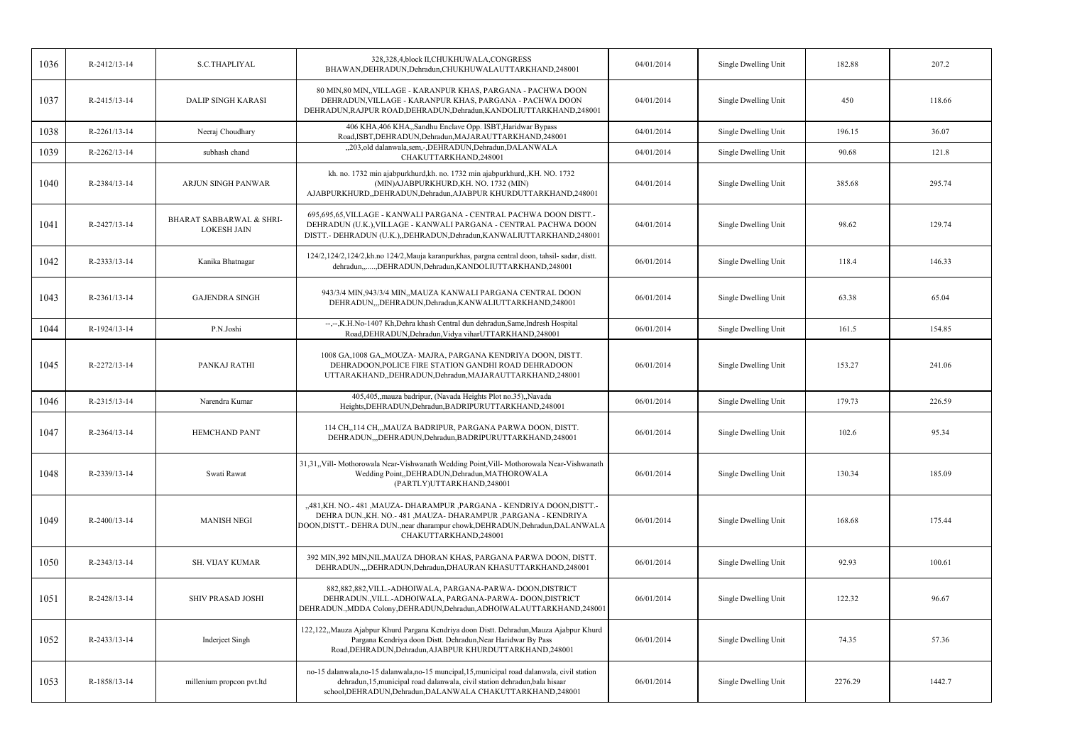| 1036 | R-2412/13-14 | S.C.THAPLIYAL | 328,328,4,block II,CHUKHUWALA,CONGRESS BHAWAN,DEHRADUN,Dehradun,CHUKHUWALAUTTARKHAND,248001 | 04/01/2014 | Single Dwelling Unit | 182.88 | 207.2 |
|---|---|---|---|---|---|---|---|
| 1037 | R-2415/13-14 | DALIP SINGH KARASI | 80 MIN,80 MIN,,VILLAGE - KARANPUR KHAS, PARGANA - PACHWA DOON DEHRADUN,VILLAGE - KARANPUR KHAS, PARGANA - PACHWA DOON DEHRADUN,RAJPUR ROAD,DEHRADUN,Dehradun,KANDOLIUTTARKHAND,248001 | 04/01/2014 | Single Dwelling Unit | 450 | 118.66 |
| 1038 | R-2261/13-14 | Neeraj Choudhary | 406 KHA,406 KHA,,Sandhu Enclave Opp. ISBT,Haridwar Bypass Road,ISBT,DEHRADUN,Dehradun,MAJARAUTTARKHAND,248001 | 04/01/2014 | Single Dwelling Unit | 196.15 | 36.07 |
| 1039 | R-2262/13-14 | subhash chand | ,,203,old dalanwala,sem,-,DEHRADUN,Dehradun,DALANWALA CHAKUTTARKHAND,248001 | 04/01/2014 | Single Dwelling Unit | 90.68 | 121.8 |
| 1040 | R-2384/13-14 | ARJUN SINGH PANWAR | kh. no. 1732 min ajabpurkhurd,kh. no. 1732 min ajabpurkhurd,,KH. NO. 1732 (MIN)AJABPURKHURD,KH. NO. 1732 (MIN) AJABPURKHURD,,DEHRADUN,Dehradun,AJABPUR KHURDUTTARKHAND,248001 | 04/01/2014 | Single Dwelling Unit | 385.68 | 295.74 |
| 1041 | R-2427/13-14 | BHARAT SABBARWAL & SHRI-LOKESH JAIN | 695,695,65,VILLAGE - KANWALI PARGANA - CENTRAL PACHWA DOON DISTT.- DEHRADUN (U.K.),VILLAGE - KANWALI PARGANA - CENTRAL PACHWA DOON DISTT.- DEHRADUN (U.K.),,DEHRADUN,Dehradun,KANWALIUTTARKHAND,248001 | 04/01/2014 | Single Dwelling Unit | 98.62 | 129.74 |
| 1042 | R-2333/13-14 | Kanika Bhatnagar | 124/2,124/2,124/2,kh.no 124/2,Mauja karanpurkhas, pargna central doon, tahsil- sadar, distt. dehradun,,......,DEHRADUN,Dehradun,KANDOLIUTTARKHAND,248001 | 06/01/2014 | Single Dwelling Unit | 118.4 | 146.33 |
| 1043 | R-2361/13-14 | GAJENDRA SINGH | 943/3/4 MIN,943/3/4 MIN,,MAUZA KANWALI PARGANA CENTRAL DOON DEHRADUN,,,DEHRADUN,Dehradun,KANWALIUTTARKHAND,248001 | 06/01/2014 | Single Dwelling Unit | 63.38 | 65.04 |
| 1044 | R-1924/13-14 | P.N.Joshi | --,---,K.H.No-1407 Kh,Dehra khash Central dun dehradun,Same,Indresh Hospital Road,DEHRADUN,Dehradun,Vidya viharUTTARKHAND,248001 | 06/01/2014 | Single Dwelling Unit | 161.5 | 154.85 |
| 1045 | R-2272/13-14 | PANKAJ RATHI | 1008 GA,1008 GA,,MOUZA- MAJRA, PARGANA KENDRIYA DOON, DISTT. DEHRADOON,POLICE FIRE STATION GANDHI ROAD DEHRADOON UTTARAKHAND,,DEHRADUN,Dehradun,MAJARAUTTARKHAND,248001 | 06/01/2014 | Single Dwelling Unit | 153.27 | 241.06 |
| 1046 | R-2315/13-14 | Narendra Kumar | 405,405,,mauza badripur, (Navada Heights Plot no.35),,Navada Heights,DEHRADUN,Dehradun,BADRIPURUTTARKHAND,248001 | 06/01/2014 | Single Dwelling Unit | 179.73 | 226.59 |
| 1047 | R-2364/13-14 | HEMCHAND PANT | 114 CH,,114 CH,,,MAUZA BADRIPUR, PARGANA PARWA DOON, DISTT. DEHRADUN,,,DEHRADUN,Dehradun,BADRIPURUTTARKHAND,248001 | 06/01/2014 | Single Dwelling Unit | 102.6 | 95.34 |
| 1048 | R-2339/13-14 | Swati Rawat | 31,31,,Vill- Mothorowala Near-Vishwanath Wedding Point,Vill- Mothorowala Near-Vishwanath Wedding Point,,DEHRADUN,Dehradun,MATHOROWALA (PARTLY)UTTARKHAND,248001 | 06/01/2014 | Single Dwelling Unit | 130.34 | 185.09 |
| 1049 | R-2400/13-14 | MANISH NEGI | ,,481,KH. NO.- 481 ,MAUZA- DHARAMPUR ,PARGANA - KENDRIYA DOON,DISTT.- DEHRA DUN.,KH. NO.- 481 ,MAUZA- DHARAMPUR ,PARGANA - KENDRIYA DOON,DISTT.- DEHRA DUN.,near dharampur chowk,DEHRADUN,Dehradun,DALANWALA CHAKUTTARKHAND,248001 | 06/01/2014 | Single Dwelling Unit | 168.68 | 175.44 |
| 1050 | R-2343/13-14 | SH. VIJAY KUMAR | 392 MIN,392 MIN,NIL,MAUZA DHORAN KHAS, PARGANA PARWA DOON, DISTT. DEHRADUN.,,,DEHRADUN,Dehradun,DHAURAN KHASUTTARKHAND,248001 | 06/01/2014 | Single Dwelling Unit | 92.93 | 100.61 |
| 1051 | R-2428/13-14 | SHIV PRASAD JOSHI | 882,882,882,VILL.-ADHOIWALA, PARGANA-PARWA- DOON,DISTRICT DEHRADUN.,VILL.-ADHOIWALA, PARGANA-PARWA- DOON,DISTRICT DEHRADUN.,MDDA Colony,DEHRADUN,Dehradun,ADHOIWALAUTTARKHAND,248001 | 06/01/2014 | Single Dwelling Unit | 122.32 | 96.67 |
| 1052 | R-2433/13-14 | Inderjeet Singh | 122,122,,Mauza Ajabpur Khurd Pargana Kendriya doon Distt. Dehradun,Mauza Ajabpur Khurd Pargana Kendriya doon Distt. Dehradun,Near Haridwar By Pass Road,DEHRADUN,Dehradun,AJABPUR KHURDUTTARKHAND,248001 | 06/01/2014 | Single Dwelling Unit | 74.35 | 57.36 |
| 1053 | R-1858/13-14 | millenium propcon pvt.ltd | no-15 dalanwala,no-15 dalanwala,no-15 muncipal,15,municipal road dalanwala, civil station dehradun,15,municipal road dalanwala, civil station dehradun,bala hisaar school,DEHRADUN,Dehradun,DALANWALA CHAKUTTARKHAND,248001 | 06/01/2014 | Single Dwelling Unit | 2276.29 | 1442.7 |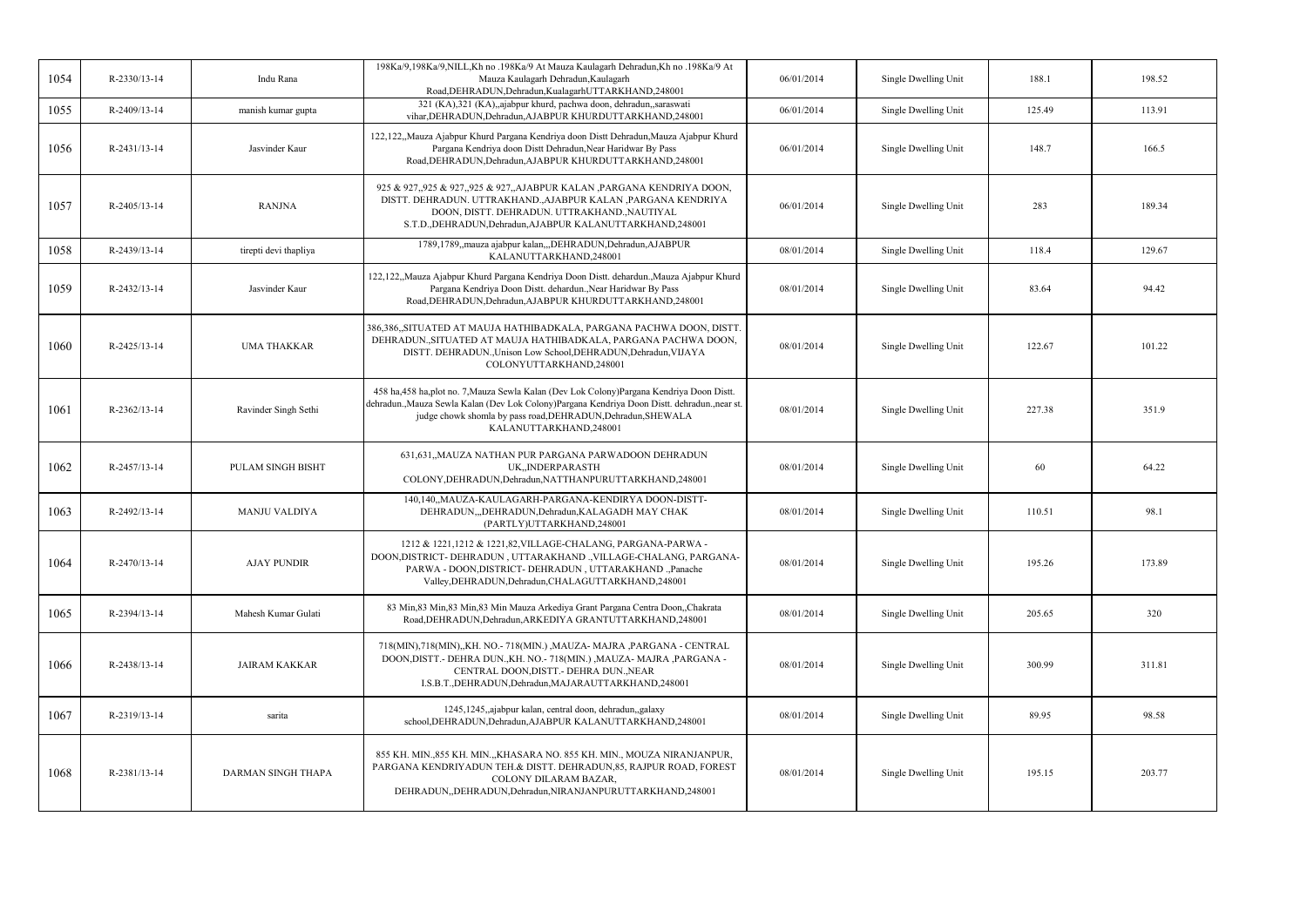| 1054 | R-2330/13-14 | Indu Rana | 198Ka/9,198Ka/9,NILL,Kh no .198Ka/9 At Mauza Kaulagarh Dehradun,Kh no .198Ka/9 At Mauza Kaulagarh Dehradun,Kaulagarh Road,DEHRADUN,Dehradun,KualagarhUTTARKHAND,248001 | 06/01/2014 | Single Dwelling Unit | 188.1 | 198.52 |
|---|---|---|---|---|---|---|---|
| 1055 | R-2409/13-14 | manish kumar gupta | 321 (KA),321 (KA),,ajabpur khurd, pachwa doon, dehradun,,saraswati vihar,DEHRADUN,Dehradun,AJABPUR KHURDUTTARKHAND,248001 | 06/01/2014 | Single Dwelling Unit | 125.49 | 113.91 |
| 1056 | R-2431/13-14 | Jasvinder Kaur | 122,122,,Mauza Ajabpur Khurd Pargana Kendriya doon Distt Dehradun,Mauza Ajabpur Khurd Pargana Kendriya doon Distt Dehradun,Near Haridwar By Pass Road,DEHRADUN,Dehradun,AJABPUR KHURDUTTARKHAND,248001 | 06/01/2014 | Single Dwelling Unit | 148.7 | 166.5 |
| 1057 | R-2405/13-14 | RANJNA | 925 & 927,,925 & 927,,925 & 927,,AJABPUR KALAN ,PARGANA KENDRIYA DOON, DISTT. DEHRADUN. UTTRAKHAND.,AJABPUR KALAN ,PARGANA KENDRIYA DOON, DISTT. DEHRADUN. UTTRAKHAND.,NAUTIYAL S.T.D.,DEHRADUN,Dehradun,AJABPUR KALANUTTARKHAND,248001 | 06/01/2014 | Single Dwelling Unit | 283 | 189.34 |
| 1058 | R-2439/13-14 | tirepti devi thapliya | 1789,1789,,mauza ajabpur kalan,,,DEHRADUN,Dehradun,AJABPUR KALANUTTARKHAND,248001 | 08/01/2014 | Single Dwelling Unit | 118.4 | 129.67 |
| 1059 | R-2432/13-14 | Jasvinder Kaur | 122,122,,Mauza Ajabpur Khurd Pargana Kendriya Doon Distt. dehardun.,Mauza Ajabpur Khurd Pargana Kendriya Doon Distt. dehardun.,Near Haridwar By Pass Road,DEHRADUN,Dehradun,AJABPUR KHURDUTTARKHAND,248001 | 08/01/2014 | Single Dwelling Unit | 83.64 | 94.42 |
| 1060 | R-2425/13-14 | UMA THAKKAR | 386,386,,SITUATED AT MAUJA HATHIBADKALA, PARGANA PACHWA DOON, DISTT. DEHRADUN.,SITUATED AT MAUJA HATHIBADKALA, PARGANA PACHWA DOON, DISTT. DEHRADUN.,Unison Low School,DEHRADUN,Dehradun,VIJAYA COLONYUTTARKHAND,248001 | 08/01/2014 | Single Dwelling Unit | 122.67 | 101.22 |
| 1061 | R-2362/13-14 | Ravinder Singh Sethi | 458 ha,458 ha,plot no. 7,Mauza Sewla Kalan (Dev Lok Colony)Pargana Kendriya Doon Distt. dehradun.,Mauza Sewla Kalan (Dev Lok Colony)Pargana Kendriya Doon Distt. dehradun.,near st. judge chowk shomla by pass road,DEHRADUN,Dehradun,SHEWALA KALANUTTARKHAND,248001 | 08/01/2014 | Single Dwelling Unit | 227.38 | 351.9 |
| 1062 | R-2457/13-14 | PULAM SINGH BISHT | 631,631,,MAUZA NATHAN PUR PARGANA PARWADOON DEHRADUN UK,,INDERPARASTH COLONY,DEHRADUN,Dehradun,NATTHANPURUTTARKHAND,248001 | 08/01/2014 | Single Dwelling Unit | 60 | 64.22 |
| 1063 | R-2492/13-14 | MANJU VALDIYA | 140,140,,MAUZA-KAULAGARH-PARGANA-KENDIRYA DOON-DISTT-DEHRADUN,,,DEHRADUN,Dehradun,KALAGADH MAY CHAK (PARTLY)UTTARKHAND,248001 | 08/01/2014 | Single Dwelling Unit | 110.51 | 98.1 |
| 1064 | R-2470/13-14 | AJAY PUNDIR | 1212 & 1221,1212 & 1221,82,VILLAGE-CHALANG, PARGANA-PARWA - DOON,DISTRICT- DEHRADUN , UTTARAKHAND .,VILLAGE-CHALANG, PARGANA-PARWA - DOON,DISTRICT- DEHRADUN , UTTARAKHAND .,Panache Valley,DEHRADUN,Dehradun,CHALAGUTTARKHAND,248001 | 08/01/2014 | Single Dwelling Unit | 195.26 | 173.89 |
| 1065 | R-2394/13-14 | Mahesh Kumar Gulati | 83 Min,83 Min,83 Min,83 Min Mauza Arkediya Grant Pargana Centra Doon,,Chakrata Road,DEHRADUN,Dehradun,ARKEDIYA GRANTUTTARKHAND,248001 | 08/01/2014 | Single Dwelling Unit | 205.65 | 320 |
| 1066 | R-2438/13-14 | JAIRAM KAKKAR | 718(MIN),718(MIN),,KH. NO.- 718(MIN.) ,MAUZA- MAJRA ,PARGANA - CENTRAL DOON,DISTT.- DEHRA DUN.,KH. NO.- 718(MIN.) ,MAUZA- MAJRA ,PARGANA - CENTRAL DOON,DISTT.- DEHRA DUN.,NEAR I.S.B.T.,DEHRADUN,Dehradun,MAJARAUTTARKHAND,248001 | 08/01/2014 | Single Dwelling Unit | 300.99 | 311.81 |
| 1067 | R-2319/13-14 | sarita | 1245,1245,,ajabpur kalan, central doon, dehradun,,galaxy school,DEHRADUN,Dehradun,AJABPUR KALANUTTARKHAND,248001 | 08/01/2014 | Single Dwelling Unit | 89.95 | 98.58 |
| 1068 | R-2381/13-14 | DARMAN SINGH THAPA | 855 KH. MIN.,855 KH. MIN.,,KHASARA NO. 855 KH. MIN., MOUZA NIRANJANPUR, PARGANA KENDRIYADUN TEH.& DISTT. DEHRADUN,85, RAJPUR ROAD, FOREST COLONY DILARAM BAZAR, DEHRADUN,,DEHRADUN,Dehradun,NIRANJANPURUTTARKHAND,248001 | 08/01/2014 | Single Dwelling Unit | 195.15 | 203.77 |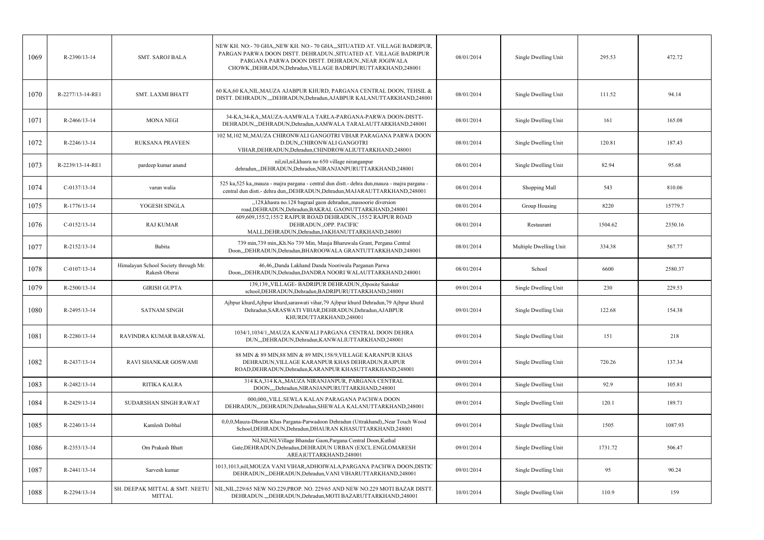| 1069 | R-2390/13-14 | SMT. SAROJ BALA | NEW KH. NO:- 70 GHA,,NEW KH. NO:- 70 GHA,,,SITUATED AT. VILLAGE BADRIPUR, PARGAN PARWA DOON DISTT. DEHRADUN.,SITUATED AT. VILLAGE BADRIPUR PARGANA PARWA DOON DISTT. DEHRADUN.,NEAR JOGIWALA CHOWK.,DEHRADUN,Dehradun,VILLAGE BADRIPURUTTARKHAND,248001 | 08/01/2014 | Single Dwelling Unit | 295.53 | 472.72 |
|---|---|---|---|---|---|---|---|
| 1070 | R-2277/13-14-RE1 | SMT. LAXMI BHATT | 60 KA,60 KA,NIL,MAUZA AJABPUR KHURD, PARGANA CENTRAL DOON, TEHSIL & DISTT. DEHRADUN.,,,DEHRADUN,Dehradun,AJABPUR KALANUTTARKHAND,248001 | 08/01/2014 | Single Dwelling Unit | 111.52 | 94.14 |
| 1071 | R-2466/13-14 | MONA NEGI | 34-KA,34-KA,,MAUZA-AAMWALA TARLA-PARGANA-PARWA DOON-DISTT-DEHRADUN,,,DEHRADUN,Dehradun,AAMWALA TARALAUTTARKHAND,248001 | 08/01/2014 | Single Dwelling Unit | 161 | 165.08 |
| 1072 | R-2246/13-14 | RUKSANA PRAVEEN | 102 M,102 M,,MAUZA CHIRONWALI GANGOTRI VIHAR PARAGANA PARWA DOON D.DUN,,CHIRONWALI GANGOTRI VIHAR,DEHRADUN,Dehradun,CHINDROWALIUTTARKHAND,248001 | 08/01/2014 | Single Dwelling Unit | 120.81 | 187.43 |
| 1073 | R-2239/13-14-RE1 | pardeep kumar anand | nil,nil,nil,khasra no 650 village niranganpur dehradun,,,DEHRADUN,Dehradun,NIRANJANPURUTTARKHAND,248001 | 08/01/2014 | Single Dwelling Unit | 82.94 | 95.68 |
| 1074 | C-0137/13-14 | varun walia | 525 ka,525 ka,,mauza - majra pargana - central dun distt.- dehra dun,mauza - majra pargana - central dun distt.- dehra dun,,DEHRADUN,Dehradun,MAJARAUTTARKHAND,248001 | 08/01/2014 | Shopping Mall | 543 | 810.06 |
| 1075 | R-1776/13-14 | YOGESH SINGLA | ,,128,khasra no.128 bagraal gaon dehradun,,massoorie diversion road,DEHRADUN,Dehradun,BAKRAL GAONUTTARKHAND,248001 | 08/01/2014 | Group Housing | 8220 | 15779.7 |
| 1076 | C-0152/13-14 | RAJ KUMAR | 609,609,155/2,155/2 RAJPUR ROAD DEHRADUN.,155/2 RAJPUR ROAD DEHRADUN.,OPP. PACIFIC MALL,DEHRADUN,Dehradun,JAKHANUTTARKHAND,248001 | 08/01/2014 | Restaurant | 1504.62 | 2350.16 |
| 1077 | R-2152/13-14 | Babita | 739 min,739 min,,Kh.No 739 Min, Mauja Bharuwala Grant, Pergana Central Doon,,,DEHRADUN,Dehradun,BHAROOWALA GRANTUTTARKHAND,248001 | 08/01/2014 | Multiple Dwelling Unit | 334.38 | 567.77 |
| 1078 | C-0107/13-14 | Himalayan School Society through Mr. Rakesh Oberai | 46,46,,Danda Lakhand Danda Nooriwala Parganan Parwa Doon,,,DEHRADUN,Dehradun,DANDRA NOORI WALAUTTARKHAND,248001 | 08/01/2014 | School | 6600 | 2580.37 |
| 1079 | R-2500/13-14 | GIRISH GUPTA | 139,139,,VILLAGE- BADRIPUR DEHRADUN,,Oposite Sanskar school,DEHRADUN,Dehradun,BADRIPURUTTARKHAND,248001 | 09/01/2014 | Single Dwelling Unit | 230 | 229.53 |
| 1080 | R-2495/13-14 | SATNAM SINGH | Ajbpur khurd,Ajbpur khurd,saraswati vihar,79 Ajbpur khurd Dehradun,79 Ajbpur khurd Dehradun,SARASWATI VIHAR,DEHRADUN,Dehradun,AJABPUR KHURDUTTARKHAND,248001 | 09/01/2014 | Single Dwelling Unit | 122.68 | 154.38 |
| 1081 | R-2280/13-14 | RAVINDRA KUMAR BARASWAL | 1034/1,1034/1,,MAUZA KANWALI PARGANA CENTRAL DOON DEHRA DUN,,,DEHRADUN,Dehradun,KANWALIUTTARKHAND,248001 | 09/01/2014 | Single Dwelling Unit | 151 | 218 |
| 1082 | R-2437/13-14 | RAVI SHANKAR GOSWAMI | 88 MIN & 89 MIN,88 MIN & 89 MIN,158/9,VILLAGE KARANPUR KHAS DEHRADUN,VILLAGE KARANPUR KHAS DEHRADUN,RAJPUR ROAD,DEHRADUN,Dehradun,KARANPUR KHASUTTARKHAND,248001 | 09/01/2014 | Single Dwelling Unit | 720.26 | 137.34 |
| 1083 | R-2482/13-14 | RITIKA KALRA | 314 KA,314 KA,,MAUZA NIRANJANPUR, PARGANA CENTRAL DOON,,,,Dehradun,NIRANJANPURUTTARKHAND,248001 | 09/01/2014 | Single Dwelling Unit | 92.9 | 105.81 |
| 1084 | R-2429/13-14 | SUDARSHAN SINGH RAWAT | 000,000,,VILL.SEWLA KALAN PARAGANA PACHWA DOON DEHRADUN,,,DEHRADUN,Dehradun,SHEWALA KALANUTTARKHAND,248001 | 09/01/2014 | Single Dwelling Unit | 120.1 | 189.71 |
| 1085 | R-2240/13-14 | Kamlesh Dobhal | 0,0,0,Mauza-Dhoran Khas Pargana-Parwadoon Dehradun (Uttrakhand),,Near Touch Wood School,DEHRADUN,Dehradun,DHAURAN KHASUTTARKHAND,248001 | 09/01/2014 | Single Dwelling Unit | 1505 | 1087.93 |
| 1086 | R-2353/13-14 | Om Prakash Bhatt | Nil,Nil,Nil,Village Bhandar Gaon,Pargana Central Doon,Kuthal Gate,DEHRADUN,Dehradun,DEHRADUN URBAN (EXCL.ENGLOMARESH AREA)UTTARKHAND,248001 | 09/01/2014 | Single Dwelling Unit | 1731.72 | 506.47 |
| 1087 | R-2441/13-14 | Sarvesh kumar | 1013,1013,nill,MOUZA VANI VIHAR,ADHOIWALA,PARGANA PACHWA DOON,DISTIC DEHRADUN,,,DEHRADUN,Dehradun,VANI VIHARUTTARKHAND,248001 | 09/01/2014 | Single Dwelling Unit | 95 | 90.24 |
| 1088 | R-2294/13-14 | SH. DEEPAK MITTAL & SMT. NEETU MITTAL | NIL,NIL,229/65 NEW NO.229,PROP. NO. 229/65 AND NEW NO.229 MOTI BAZAR DISTT. DEHRADUN.,,,DEHRADUN,Dehradun,MOTI BAZARUTTARKHAND,248001 | 10/01/2014 | Single Dwelling Unit | 110.9 | 159 |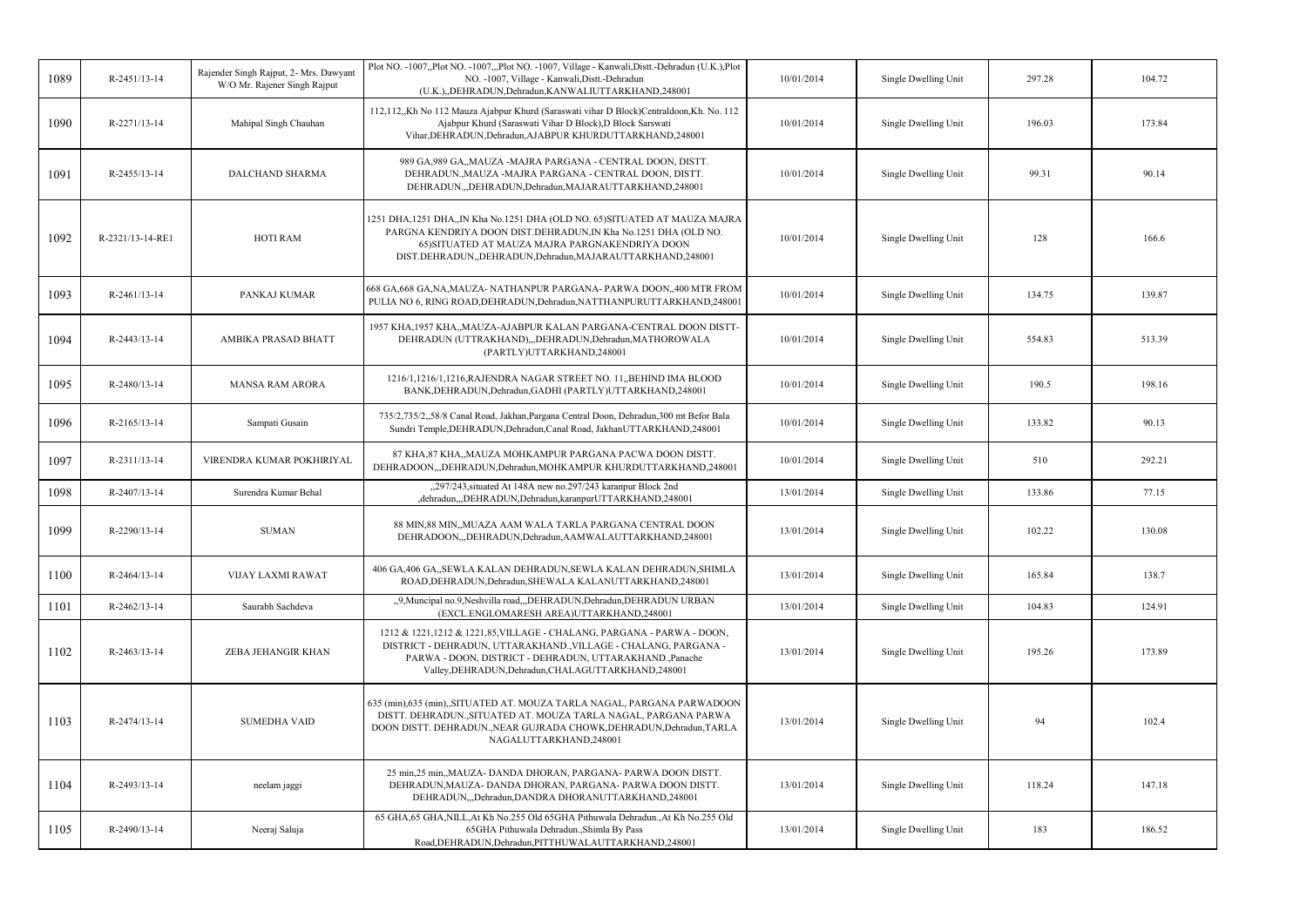| 1089 | R-2451/13-14 | Rajender Singh Rajput, 2- Mrs. Dawyant W/O Mr. Rajener Singh Rajput | Plot NO. -1007,,Plot NO. -1007,,,Plot NO. -1007, Village - Kanwali,Distt.-Dehradun (U.K.),Plot NO. -1007, Village - Kanwali,Distt.-Dehradun (U.K.),,DEHRADUN,Dehradun,KANWALIUTTARKHAND,248001 | 10/01/2014 | Single Dwelling Unit | 297.28 | 104.72 |
|---|---|---|---|---|---|---|---|
| 1090 | R-2271/13-14 | Mahipal Singh Chauhan | 112,112,,Kh No 112 Mauza Ajabpur Khurd (Saraswati vihar D Block)Centraldoon,Kh. No. 112 Ajabpur Khurd (Saraswati Vihar D Block),D Block Sarswati Vihar,DEHRADUN,Dehradun,AJABPUR KHURDUTTARKHAND,248001 | 10/01/2014 | Single Dwelling Unit | 196.03 | 173.84 |
| 1091 | R-2455/13-14 | DALCHAND SHARMA | 989 GA,989 GA,,MAUZA -MAJRA PARGANA - CENTRAL DOON, DISTT. DEHRADUN.,MAUZA -MAJRA PARGANA - CENTRAL DOON, DISTT. DEHRADUN.,,DEHRADUN,Dehradun,MAJARAUTTARKHAND,248001 | 10/01/2014 | Single Dwelling Unit | 99.31 | 90.14 |
| 1092 | R-2321/13-14-RE1 | HOTI RAM | 1251 DHA,1251 DHA,,IN Kha No.1251 DHA (OLD NO. 65)SITUATED AT MAUZA MAJRA PARGNA KENDRIYA DOON DIST.DEHRADUN,IN Kha No.1251 DHA (OLD NO. 65)SITUATED AT MAUZA MAJRA PARGNAKENDRIYA DOON DIST.DEHRADUN,,DEHRADUN,Dehradun,MAJARAUTTARKHAND,248001 | 10/01/2014 | Single Dwelling Unit | 128 | 166.6 |
| 1093 | R-2461/13-14 | PANKAJ KUMAR | 668 GA,668 GA,NA,MAUZA- NATHANPUR PARGANA- PARWA DOON,,400 MTR FROM PULIA NO 6, RING ROAD,DEHRADUN,Dehradun,NATTHANPURUTTARKHAND,248001 | 10/01/2014 | Single Dwelling Unit | 134.75 | 139.87 |
| 1094 | R-2443/13-14 | AMBIKA PRASAD BHATT | 1957 KHA,1957 KHA,,MAUZA-AJABPUR KALAN PARGANA-CENTRAL DOON DISTT-DEHRADUN (UTTRAKHAND),,,DEHRADUN,Dehradun,MATHOROWALA (PARTLY)UTTARKHAND,248001 | 10/01/2014 | Single Dwelling Unit | 554.83 | 513.39 |
| 1095 | R-2480/13-14 | MANSA RAM ARORA | 1216/1,1216/1,1216,RAJENDRA NAGAR STREET NO. 11,,BEHIND IMA BLOOD BANK,DEHRADUN,Dehradun,GADHI (PARTLY)UTTARKHAND,248001 | 10/01/2014 | Single Dwelling Unit | 190.5 | 198.16 |
| 1096 | R-2165/13-14 | Sampati Gusain | 735/2,735/2,,58/8 Canal Road, Jakhan,Pargana Central Doon, Dehradun,300 mt Befor Bala Sundri Temple,DEHRADUN,Dehradun,Canal Road, JakhanUTTARKHAND,248001 | 10/01/2014 | Single Dwelling Unit | 133.82 | 90.13 |
| 1097 | R-2311/13-14 | VIRENDRA KUMAR POKHIRIYAL | 87 KHA,87 KHA,,MAUZA MOHKAMPUR PARGANA PACWA DOON DISTT. DEHRADOON,,,DEHRADUN,Dehradun,MOHKAMPUR KHURDUTTARKHAND,248001 | 10/01/2014 | Single Dwelling Unit | 510 | 292.21 |
| 1098 | R-2407/13-14 | Surendra Kumar Behal | ,,297/243,situated At 148A new no.297/243 karanpur Block 2nd ,dehradun,,,DEHRADUN,Dehradun,karanpurUTTARKHAND,248001 | 13/01/2014 | Single Dwelling Unit | 133.86 | 77.15 |
| 1099 | R-2290/13-14 | SUMAN | 88 MIN,88 MIN,,MUAZA AAM WALA TARLA PARGANA CENTRAL DOON DEHRADOON,,,DEHRADUN,Dehradun,AAMWALAUTTARKHAND,248001 | 13/01/2014 | Single Dwelling Unit | 102.22 | 130.08 |
| 1100 | R-2464/13-14 | VIJAY LAXMI RAWAT | 406 GA,406 GA,,SEWLA KALAN DEHRADUN,SEWLA KALAN DEHRADUN,SHIMLA ROAD,DEHRADUN,Dehradun,SHEWALA KALANUTTARKHAND,248001 | 13/01/2014 | Single Dwelling Unit | 165.84 | 138.7 |
| 1101 | R-2462/13-14 | Saurabh Sachdeva | ,,9,Muncipal no.9,Neshvilla road,,,DEHRADUN,Dehradun,DEHRADUN URBAN (EXCL.ENGLOMARESH AREA)UTTARKHAND,248001 | 13/01/2014 | Single Dwelling Unit | 104.83 | 124.91 |
| 1102 | R-2463/13-14 | ZEBA JEHANGIR KHAN | 1212 & 1221,1212 & 1221,85,VILLAGE - CHALANG, PARGANA - PARWA - DOON, DISTRICT - DEHRADUN, UTTARAKHAND.,VILLAGE - CHALANG, PARGANA - PARWA - DOON, DISTRICT - DEHRADUN, UTTARAKHAND.,Panache Valley,DEHRADUN,Dehradun,CHALAGUTTARKHAND,248001 | 13/01/2014 | Single Dwelling Unit | 195.26 | 173.89 |
| 1103 | R-2474/13-14 | SUMEDHA VAID | 635 (min),635 (min),,SITUATED AT. MOUZA TARLA NAGAL, PARGANA PARWADOON DISTT. DEHRADUN.,SITUATED AT. MOUZA TARLA NAGAL, PARGANA PARWA DOON DISTT. DEHRADUN.,NEAR GUJRADA CHOWK,DEHRADUN,Dehradun,TARLA NAGALUTTARKHAND,248001 | 13/01/2014 | Single Dwelling Unit | 94 | 102.4 |
| 1104 | R-2493/13-14 | neelam jaggi | 25 min,25 min,,MAUZA- DANDA DHORAN, PARGANA- PARWA DOON DISTT. DEHRADUN,MAUZA- DANDA DHORAN, PARGANA- PARWA DOON DISTT. DEHRADUN,,,Dehradun,DANDRA DHORANUTTARKHAND,248001 | 13/01/2014 | Single Dwelling Unit | 118.24 | 147.18 |
| 1105 | R-2490/13-14 | Neeraj Saluja | 65 GHA,65 GHA,NILL,At Kh No.255 Old 65GHA Pithuwala Dehradun.,At Kh No.255 Old 65GHA Pithuwala Dehradun.,Shimla By Pass Road,DEHRADUN,Dehradun,PITTHUWALAUTTARKHAND,248001 | 13/01/2014 | Single Dwelling Unit | 183 | 186.52 |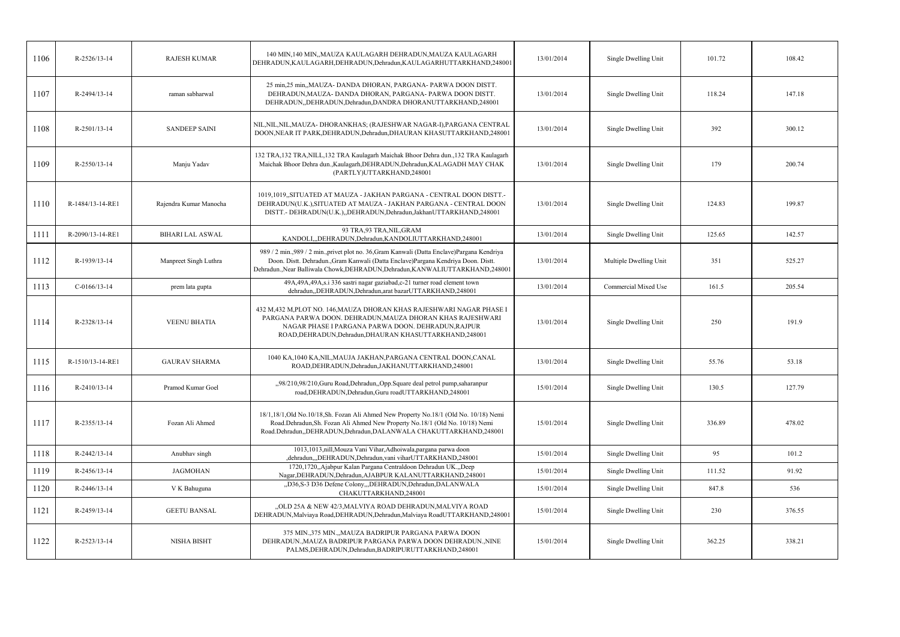| 1106 | R-2526/13-14 | RAJESH KUMAR | 140 MIN,140 MIN,,MAUZA KAULAGARH DEHRADUN,MAUZA KAULAGARH DEHRADUN,KAULAGARH,DEHRADUN,Dehradun,KAULAGARHUTTARKHAND,248001 | 13/01/2014 | Single Dwelling Unit | 101.72 | 108.42 |
|---|---|---|---|---|---|---|---|
| 1107 | R-2494/13-14 | raman sabharwal | 25 min,25 min,,MAUZA- DANDA DHORAN, PARGANA- PARWA DOON DISTT. DEHRADUN,MAUZA- DANDA DHORAN, PARGANA- PARWA DOON DISTT. DEHRADUN,,DEHRADUN,Dehradun,DANDRA DHORANUTTARKHAND,248001 | 13/01/2014 | Single Dwelling Unit | 118.24 | 147.18 |
| 1108 | R-2501/13-14 | SANDEEP SAINI | NIL,NIL,NIL,MAUZA- DHORANKHAS; (RAJESHWAR NAGAR-I),PARGANA CENTRAL DOON,NEAR IT PARK,DEHRADUN,Dehradun,DHAURAN KHASUTTARKHAND,248001 | 13/01/2014 | Single Dwelling Unit | 392 | 300.12 |
| 1109 | R-2550/13-14 | Manju Yadav | 132 TRA,132 TRA,NILL,132 TRA Kaulagarh Maichak Bhoor Dehra dun.,132 TRA Kaulagarh Maichak Bhoor Dehra dun.,Kaulagarh,DEHRADUN,Dehradun,KALAGADH MAY CHAK (PARTLY)UTTARKHAND,248001 | 13/01/2014 | Single Dwelling Unit | 179 | 200.74 |
| 1110 | R-1484/13-14-RE1 | Rajendra Kumar Manocha | 1019,1019,,SITUATED AT MAUZA - JAKHAN PARGANA - CENTRAL DOON DISTT.- DEHRADUN(U.K.),SITUATED AT MAUZA - JAKHAN PARGANA - CENTRAL DOON DISTT.- DEHRADUN(U.K.),,DEHRADUN,Dehradun,JakhanUTTARKHAND,248001 | 13/01/2014 | Single Dwelling Unit | 124.83 | 199.87 |
| 1111 | R-2090/13-14-RE1 | BIHARI LAL ASWAL | 93 TRA,93 TRA,NIL,GRAM KANDOLI,,DEHRADUN,Dehradun,KANDOLIUTTARKHAND,248001 | 13/01/2014 | Single Dwelling Unit | 125.65 | 142.57 |
| 1112 | R-1939/13-14 | Manpreet Singh Luthra | 989 / 2 min.,989 / 2 min.,privet plot no. 36,Gram Kanwali (Datta Enclave)Pargana Kendriya Doon. Distt. Dehradun.,Gram Kanwali (Datta Enclave)Pargana Kendriya Doon. Distt. Dehradun.,Near Balliwala Chowk,DEHRADUN,Dehradun,KANWALIUTTARKHAND,248001 | 13/01/2014 | Multiple Dwelling Unit | 351 | 525.27 |
| 1113 | C-0166/13-14 | prem lata gupta | 49A,49A,49A,s.i 336 sastri nagar gaziabad,c-21 turner road clement town dehradun,,DEHRADUN,Dehradun,arat bazarUTTARKHAND,248001 | 13/01/2014 | Commercial Mixed Use | 161.5 | 205.54 |
| 1114 | R-2328/13-14 | VEENU BHATIA | 432 M,432 M,PLOT NO. 146,MAUZA DHORAN KHAS RAJESHWARI NAGAR PHASE I PARGANA PARWA DOON. DEHRADUN,MAUZA DHORAN KHAS RAJESHWARI NAGAR PHASE I PARGANA PARWA DOON. DEHRADUN,RAJPUR ROAD,DEHRADUN,Dehradun,DHAURAN KHASUTTARKHAND,248001 | 13/01/2014 | Single Dwelling Unit | 250 | 191.9 |
| 1115 | R-1510/13-14-RE1 | GAURAV SHARMA | 1040 KA,1040 KA,NIL,MAUJA JAKHAN,PARGANA CENTRAL DOON,CANAL ROAD,DEHRADUN,Dehradun,JAKHANUTTARKHAND,248001 | 13/01/2014 | Single Dwelling Unit | 55.76 | 53.18 |
| 1116 | R-2410/13-14 | Pramod Kumar Goel | ,,98/210,98/210,Guru Road,Dehradun,,Opp.Square deal petrol pump,saharanpur road,DEHRADUN,Dehradun,Guru roadUTTARKHAND,248001 | 15/01/2014 | Single Dwelling Unit | 130.5 | 127.79 |
| 1117 | R-2355/13-14 | Fozan Ali Ahmed | 18/1,18/1,Old No.10/18,Sh. Fozan Ali Ahmed New Property No.18/1 (Old No. 10/18) Nemi Road.Dehradun,Sh. Fozan Ali Ahmed New Property No.18/1 (Old No. 10/18) Nemi Road.Dehradun,,DEHRADUN,Dehradun,DALANWALA CHAKUTTARKHAND,248001 | 15/01/2014 | Single Dwelling Unit | 336.89 | 478.02 |
| 1118 | R-2442/13-14 | Anubhav singh | 1013,1013,nill,Mouza Vani Vihar,Adhoiwala,pargana parwa doon ,dehradun,,,DEHRADUN,Dehradun,vani viharUTTARKHAND,248001 | 15/01/2014 | Single Dwelling Unit | 95 | 101.2 |
| 1119 | R-2456/13-14 | JAGMOHAN | 1720,1720,,Ajabpur Kalan Pargana Centraldoon Dehradun UK.,,Deep Nagar,DEHRADUN,Dehradun,AJABPUR KALANUTTARKHAND,248001 | 15/01/2014 | Single Dwelling Unit | 111.52 | 91.92 |
| 1120 | R-2446/13-14 | V K Bahuguna | ,,D36,S-3 D36 Defene Colony,,,DEHRADUN,Dehradun,DALANWALA CHAKUTTARKHAND,248001 | 15/01/2014 | Single Dwelling Unit | 847.8 | 536 |
| 1121 | R-2459/13-14 | GEETU BANSAL | ,,OLD 25A & NEW 42/3,MALVIYA ROAD DEHRADUN,MALVIYA ROAD DEHRADUN,Malviaya Road,DEHRADUN,Dehradun,Malviaya RoadUTTARKHAND,248001 | 15/01/2014 | Single Dwelling Unit | 230 | 376.55 |
| 1122 | R-2523/13-14 | NISHA BISHT | 375 MIN.,375 MIN.,,MAUZA BADRIPUR PARGANA PARWA DOON DEHRADUN.,MAUZA BADRIPUR PARGANA PARWA DOON DEHRADUN.,NINE PALMS,DEHRADUN,Dehradun,BADRIPURUTTARKHAND,248001 | 15/01/2014 | Single Dwelling Unit | 362.25 | 338.21 |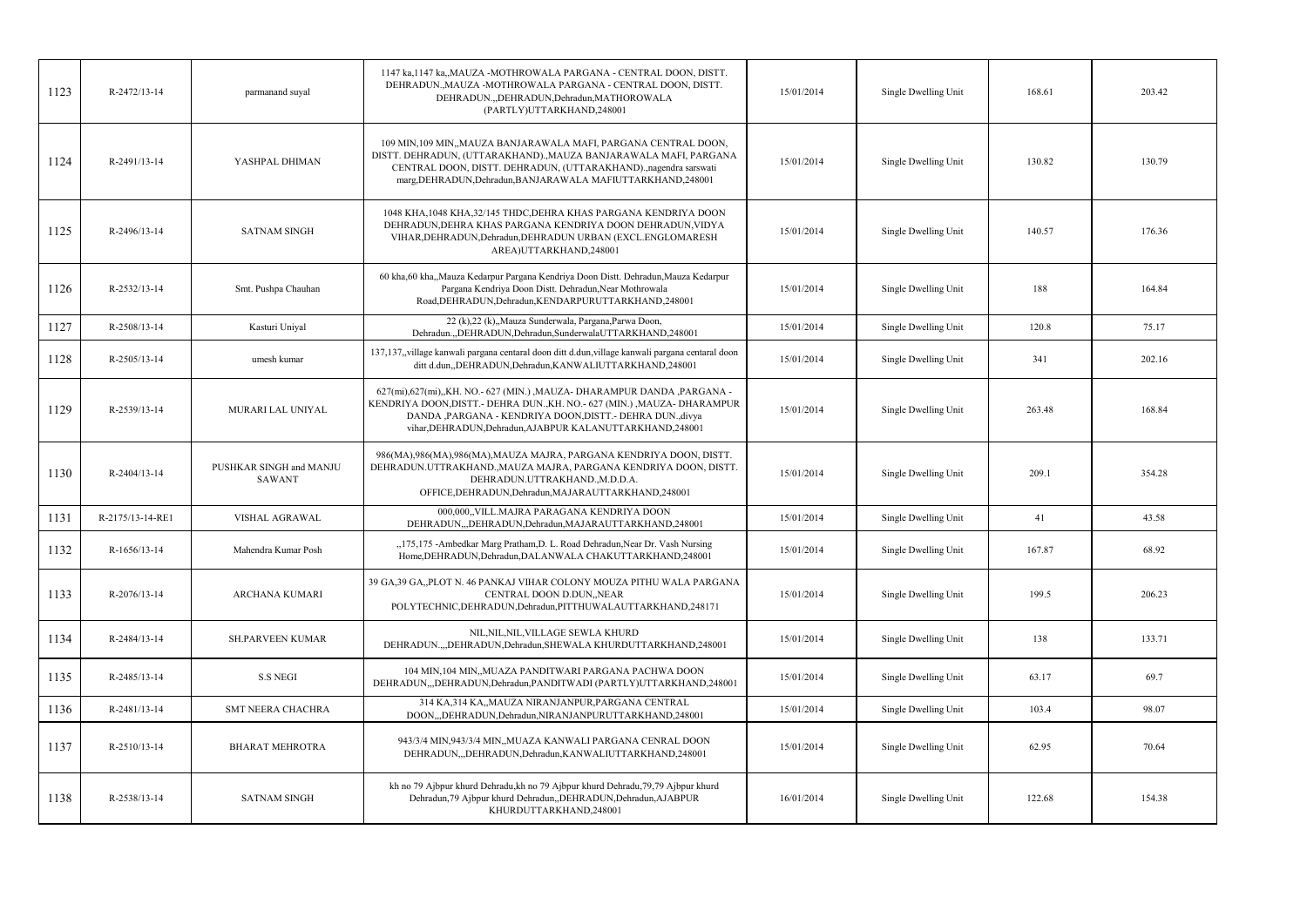| 1123 | R-2472/13-14 | parmanand suyal | 1147 ka,1147 ka,,MAUZA -MOTHROWALA PARGANA - CENTRAL DOON, DISTT. DEHRADUN.,MAUZA -MOTHROWALA PARGANA - CENTRAL DOON, DISTT. DEHRADUN.,,DEHRADUN,Dehradun,MATHOROWALA (PARTLY)UTTARKHAND,248001 | 15/01/2014 | Single Dwelling Unit | 168.61 | 203.42 |
|---|---|---|---|---|---|---|---|
| 1124 | R-2491/13-14 | YASHPAL DHIMAN | 109 MIN,109 MIN,,MAUZA BANJARAWALA MAFI, PARGANA CENTRAL DOON, DISTT. DEHRADUN, (UTTARAKHAND).,MAUZA BANJARAWALA MAFI, PARGANA CENTRAL DOON, DISTT. DEHRADUN, (UTTARAKHAND).,nagendra sarswati marg,DEHRADUN,Dehradun,BANJARAWALA MAFIUTTARKHAND,248001 | 15/01/2014 | Single Dwelling Unit | 130.82 | 130.79 |
| 1125 | R-2496/13-14 | SATNAM SINGH | 1048 KHA,1048 KHA,32/145 THDC,DEHRA KHAS PARGANA KENDRIYA DOON DEHRADUN,DEHRA KHAS PARGANA KENDRIYA DOON DEHRADUN,VIDYA VIHAR,DEHRADUN,Dehradun,DEHRADUN URBAN (EXCL.ENGLOMARESH AREA)UTTARKHAND,248001 | 15/01/2014 | Single Dwelling Unit | 140.57 | 176.36 |
| 1126 | R-2532/13-14 | Smt. Pushpa Chauhan | 60 kha,60 kha,,Mauza Kedarpur Pargana Kendriya Doon Distt. Dehradun,Mauza Kedarpur Pargana Kendriya Doon Distt. Dehradun,Near Mothrowala Road,DEHRADUN,Dehradun,KENDARPURUTTARKHAND,248001 | 15/01/2014 | Single Dwelling Unit | 188 | 164.84 |
| 1127 | R-2508/13-14 | Kasturi Uniyal | 22 (k),22 (k),,Mauza Sunderwala, Pargana,Parwa Doon, Dehradun.,,DEHRADUN,Dehradun,SunderwalaUTTARKHAND,248001 | 15/01/2014 | Single Dwelling Unit | 120.8 | 75.17 |
| 1128 | R-2505/13-14 | umesh kumar | 137,137,,village kanwali pargana centaral doon ditt d.dun,village kanwali pargana centaral doon ditt d.dun,,DEHRADUN,Dehradun,KANWALIUTTARKHAND,248001 | 15/01/2014 | Single Dwelling Unit | 341 | 202.16 |
| 1129 | R-2539/13-14 | MURARI LAL UNIYAL | 627(mi),627(mi),,KH. NO.- 627 (MIN.) ,MAUZA- DHARAMPUR DANDA ,PARGANA - KENDRIYA DOON,DISTT.- DEHRA DUN.,KH. NO.- 627 (MIN.) ,MAUZA- DHARAMPUR DANDA ,PARGANA - KENDRIYA DOON,DISTT.- DEHRA DUN.,divya vihar,DEHRADUN,Dehradun,AJABPUR KALANUTTARKHAND,248001 | 15/01/2014 | Single Dwelling Unit | 263.48 | 168.84 |
| 1130 | R-2404/13-14 | PUSHKAR SINGH and MANJU SAWANT | 986(MA),986(MA),986(MA),MAUZA MAJRA, PARGANA KENDRIYA DOON, DISTT. DEHRADUN.UTTRAKHAND.,MAUZA MAJRA, PARGANA KENDRIYA DOON, DISTT. DEHRADUN.UTTRAKHAND.,M.D.D.A. OFFICE,DEHRADUN,Dehradun,MAJRAUTTARKHAND,248001 | 15/01/2014 | Single Dwelling Unit | 209.1 | 354.28 |
| 1131 | R-2175/13-14-RE1 | VISHAL AGRAWAL | 000,000,,VILL.MAJRA PARAGANA KENDRIYA DOON DEHRADUN,,,DEHRADUN,Dehradun,MAJRAUTTARKHAND,248001 | 15/01/2014 | Single Dwelling Unit | 41 | 43.58 |
| 1132 | R-1656/13-14 | Mahendra Kumar Posh | ,,175,175 -Ambedkar Marg Pratham,D. L. Road Dehradun,Near Dr. Vash Nursing Home,DEHRADUN,Dehradun,DALANWALA CHAKUTTARKHAND,248001 | 15/01/2014 | Single Dwelling Unit | 167.87 | 68.92 |
| 1133 | R-2076/13-14 | ARCHANA KUMARI | 39 GA,39 GA,,PLOT N. 46 PANKAJ VIHAR COLONY MOUZA PITHU WALA PARGANA CENTRAL DOON D.DUN,,NEAR POLYTECHNIC,DEHRADUN,Dehradun,PITTHUWALAUTTARKHAND,248171 | 15/01/2014 | Single Dwelling Unit | 199.5 | 206.23 |
| 1134 | R-2484/13-14 | SH.PARVEEN KUMAR | NIL,NIL,NIL,VILLAGE SEWLA KHURD DEHRADUN.,,,DEHRADUN,Dehradun,SHEWALA KHURDUTTARKHAND,248001 | 15/01/2014 | Single Dwelling Unit | 138 | 133.71 |
| 1135 | R-2485/13-14 | S.S NEGI | 104 MIN,104 MIN,,MUAZA PANDITWARI PARGANA PACHWA DOON DEHRADUN,,,DEHRADUN,Dehradun,PANDITWADI (PARTLY)UTTARKHAND,248001 | 15/01/2014 | Single Dwelling Unit | 63.17 | 69.7 |
| 1136 | R-2481/13-14 | SMT NEERA CHACHRA | 314 KA,314 KA,,MAUZA NIRANJANPUR,PARGANA CENTRAL DOON,,,DEHRADUN,Dehradun,NIRANJANPURUTTARKHAND,248001 | 15/01/2014 | Single Dwelling Unit | 103.4 | 98.07 |
| 1137 | R-2510/13-14 | BHARAT MEHROTRA | 943/3/4 MIN,943/3/4 MIN,,MUAZA KANWALI PARGANA CENRAL DOON DEHRADUN,,,DEHRADUN,Dehradun,KANWALIUTTARKHAND,248001 | 15/01/2014 | Single Dwelling Unit | 62.95 | 70.64 |
| 1138 | R-2538/13-14 | SATNAM SINGH | kh no 79 Ajbpur khurd Dehradu,kh no 79 Ajbpur khurd Dehradu,79,79 Ajbpur khurd Dehradun,79 Ajbpur khurd Dehradun,,DEHRADUN,Dehradun,AJABPUR KHURDUTTARKHAND,248001 | 16/01/2014 | Single Dwelling Unit | 122.68 | 154.38 |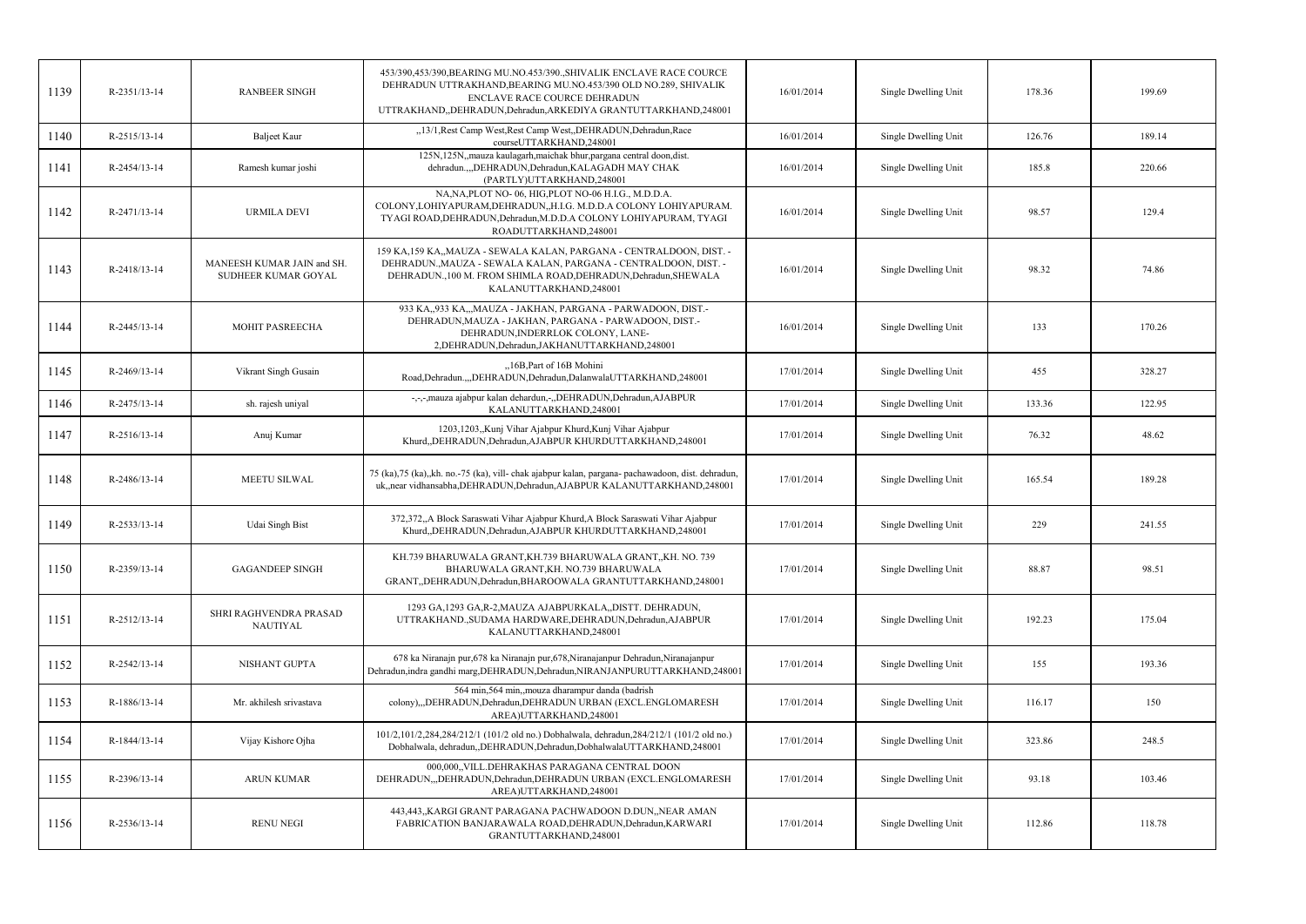| 1139 | R-2351/13-14 | RANBEER SINGH | 453/390,453/390,BEARING MU.NO.453/390.,SHIVALIK ENCLAVE RACE COURCE DEHRADUN UTTRAKHAND,BEARING MU.NO.453/390 OLD NO.289, SHIVALIK ENCLAVE RACE COURCE DEHRADUN UTTRAKHAND,,DEHRADUN,Dehradun,ARKEDIYA GRANTUTTARKHAND,248001 | 16/01/2014 | Single Dwelling Unit | 178.36 | 199.69 |
|---|---|---|---|---|---|---|---|
| 1140 | R-2515/13-14 | Baljeet Kaur | ,,13/1,Rest Camp West,Rest Camp West,,DEHRADUN,Dehradun,Race courseUTTARKHAND,248001 | 16/01/2014 | Single Dwelling Unit | 126.76 | 189.14 |
| 1141 | R-2454/13-14 | Ramesh kumar joshi | 125N,125N,,mauza kaulagarh,maichak bhur,pargana central doon,dist. dehradun.,,,DEHRADUN,Dehradun,KALAGADH MAY CHAK (PARTLY)UTTARKHAND,248001 | 16/01/2014 | Single Dwelling Unit | 185.8 | 220.66 |
| 1142 | R-2471/13-14 | URMILA DEVI | NA,NA,PLOT NO- 06, HIG,PLOT NO-06 H.I.G., M.D.D.A. COLONY,LOHIYAPURAM,DEHRADUN,,H.I.G. M.D.D.A COLONY LOHIYAPURAM. TYAGI ROAD,DEHRADUN,Dehradun,M.D.D.A COLONY LOHIYAPURAM, TYAGI ROADUTTARKHAND,248001 | 16/01/2014 | Single Dwelling Unit | 98.57 | 129.4 |
| 1143 | R-2418/13-14 | MANEESH KUMAR JAIN and SH. SUDHEER KUMAR GOYAL | 159 KA,159 KA,,MAUZA - SEWALA KALAN, PARGANA - CENTRALDOON, DIST. - DEHRADUN.,MAUZA - SEWALA KALAN, PARGANA - CENTRALDOON, DIST. - DEHRADUN.,100 M. FROM SHIMLA ROAD,DEHRADUN,Dehradun,SHEWALA KALANUTTARKHAND,248001 | 16/01/2014 | Single Dwelling Unit | 98.32 | 74.86 |
| 1144 | R-2445/13-14 | MOHIT PASREECHA | 933 KA,,933 KA,,,MAUZA - JAKHAN, PARGANA - PARWADOON, DIST.- DEHRADUN,MAUZA - JAKHAN, PARGANA - PARWADOON, DIST.- DEHRADUN,INDERRLOK COLONY, LANE-2,DEHRADUN,Dehradun,JAKHANUTTARKHAND,248001 | 16/01/2014 | Single Dwelling Unit | 133 | 170.26 |
| 1145 | R-2469/13-14 | Vikrant Singh Gusain | ,,16B,Part of 16B Mohini Road,Dehradun.,,,DEHRADUN,Dehradun,DalanwalaUTTARKHAND,248001 | 17/01/2014 | Single Dwelling Unit | 455 | 328.27 |
| 1146 | R-2475/13-14 | sh. rajesh uniyal | -,-,-,mauza ajabpur kalan dehardun,-,,DEHRADUN,Dehradun,AJABPUR KALANUTTARKHAND,248001 | 17/01/2014 | Single Dwelling Unit | 133.36 | 122.95 |
| 1147 | R-2516/13-14 | Anuj Kumar | 1203,1203,,Kunj Vihar Ajabpur Khurd,Kunj Vihar Ajabpur Khurd,,DEHRADUN,Dehradun,AJABPUR KHURDUTTARKHAND,248001 | 17/01/2014 | Single Dwelling Unit | 76.32 | 48.62 |
| 1148 | R-2486/13-14 | MEETU SILWAL | 75 (ka),75 (ka),,kh. no.-75 (ka), vill- chak ajabpur kalan, pargana- pachawadoon, dist. dehradun, uk,,near vidhansabha,DEHRADUN,Dehradun,AJABPUR KALANUTTARKHAND,248001 | 17/01/2014 | Single Dwelling Unit | 165.54 | 189.28 |
| 1149 | R-2533/13-14 | Udai Singh Bist | 372,372,,A Block Saraswati Vihar Ajabpur Khurd,A Block Saraswati Vihar Ajabpur Khurd,,DEHRADUN,Dehradun,AJABPUR KHURDUTTARKHAND,248001 | 17/01/2014 | Single Dwelling Unit | 229 | 241.55 |
| 1150 | R-2359/13-14 | GAGANDEEP SINGH | KH.739 BHARUWALA GRANT,KH.739 BHARUWALA GRANT,,KH. NO. 739 BHARUWALA GRANT,KH. NO.739 BHARUWALA GRANT,,DEHRADUN,Dehradun,BHAROOWALA GRANTUTTARKHAND,248001 | 17/01/2014 | Single Dwelling Unit | 88.87 | 98.51 |
| 1151 | R-2512/13-14 | SHRI RAGHVENDRA PRASAD NAUTIYAL | 1293 GA,1293 GA,R-2,MAUZA AJABPURKALA,,DISTT. DEHRADUN, UTTRAKHAND.,SUDAMA HARDWARE,DEHRADUN,Dehradun,AJABPUR KALANUTTARKHAND,248001 | 17/01/2014 | Single Dwelling Unit | 192.23 | 175.04 |
| 1152 | R-2542/13-14 | NISHANT GUPTA | 678 ka Niranajn pur,678 ka Niranajn pur,678,Niranajanpur Dehradun,Niranajanpur Dehradun,indra gandhi marg,DEHRADUN,Dehradun,NIRANJANPURUTTARKHAND,248001 | 17/01/2014 | Single Dwelling Unit | 155 | 193.36 |
| 1153 | R-1886/13-14 | Mr. akhilesh srivastava | 564 min,564 min,,mouza dharampur danda (badrish colony),,,DEHRADUN,Dehradun,DEHRADUN URBAN (EXCL.ENGLOMARESH AREA)UTTARKHAND,248001 | 17/01/2014 | Single Dwelling Unit | 116.17 | 150 |
| 1154 | R-1844/13-14 | Vijay Kishore Ojha | 101/2,101/2,284,284/212/1 (101/2 old no.) Dobhalwala, dehradun,284/212/1 (101/2 old no.) Dobhalwala, dehradun,,DEHRADUN,Dehradun,DobhalwalaUTTARKHAND,248001 | 17/01/2014 | Single Dwelling Unit | 323.86 | 248.5 |
| 1155 | R-2396/13-14 | ARUN KUMAR | 000,000,,VILL.DEHRAKHAS PARAGANA CENTRAL DOON DEHRADUN,,,DEHRADUN,Dehradun,DEHRADUN URBAN (EXCL.ENGLOMARESH AREA)UTTARKHAND,248001 | 17/01/2014 | Single Dwelling Unit | 93.18 | 103.46 |
| 1156 | R-2536/13-14 | RENU NEGI | 443,443,,KARGI GRANT PARAGANA PACHWADOON D.DUN,,NEAR AMAN FABRICATION BANJARAWALA ROAD,DEHRADUN,Dehradun,KARWARI GRANTUTTARKHAND,248001 | 17/01/2014 | Single Dwelling Unit | 112.86 | 118.78 |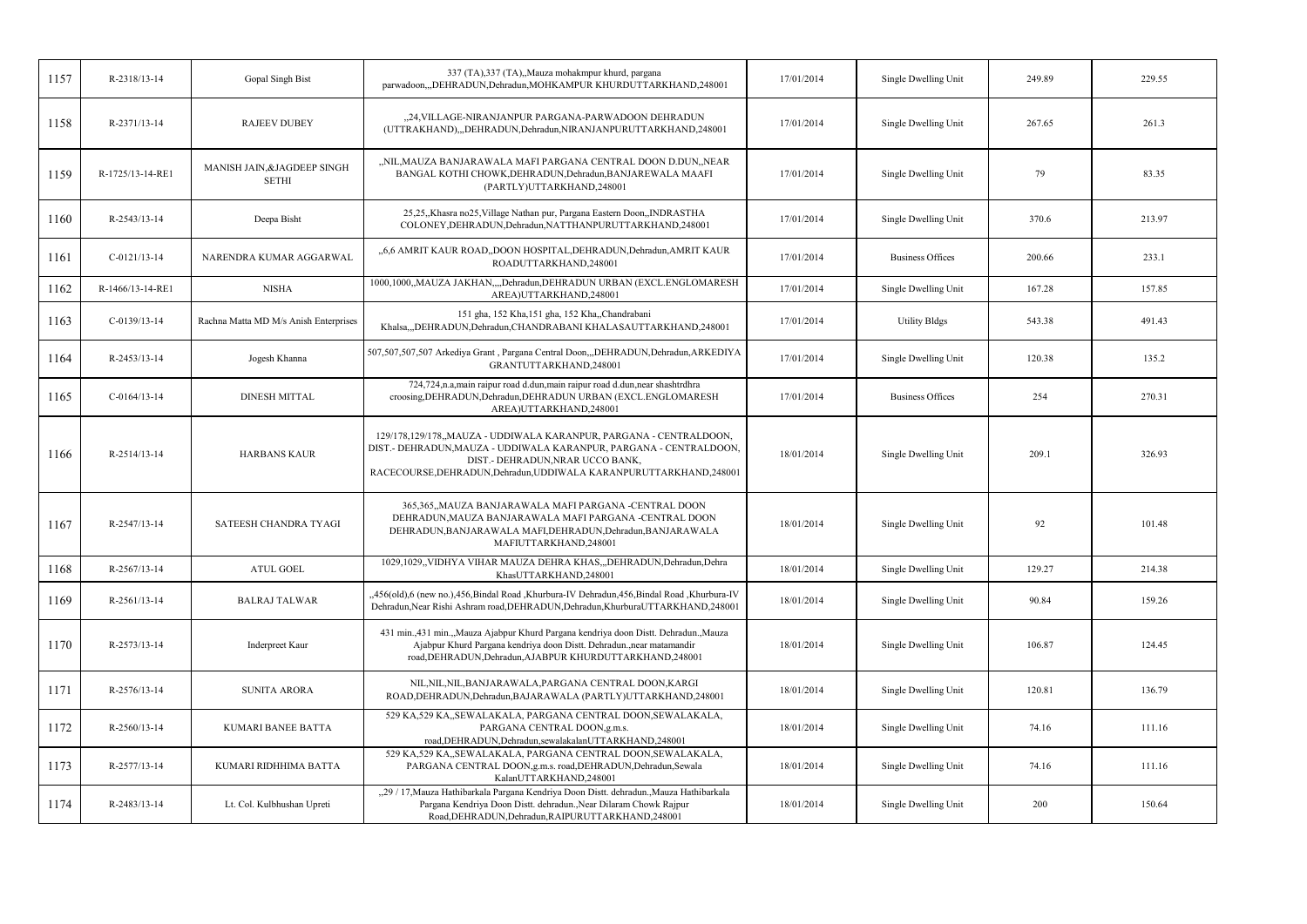| 1157 | R-2318/13-14 | Gopal Singh Bist | 337 (TA),337 (TA),,Mauza mohakmpur khurd, pargana parwadoon,,,DEHRADUN,Dehradun,MOHKAMPUR KHURDUTTARKHAND,248001 | 17/01/2014 | Single Dwelling Unit | 249.89 | 229.55 |
|---|---|---|---|---|---|---|---|
| 1158 | R-2371/13-14 | RAJEEV DUBEY | ,,24,VILLAGE-NIRANJANPUR PARGANA-PARWADOON DEHRADUN (UTTRAKHAND),,,DEHRADUN,Dehradun,NIRANJANPURUTTARKHAND,248001 | 17/01/2014 | Single Dwelling Unit | 267.65 | 261.3 |
| 1159 | R-1725/13-14-RE1 | MANISH JAIN,&JAGDEEP SINGH SETHI | ,,NIL,MAUZA BANJARAWALA MAFI PARGANA CENTRAL DOON D.DUN,,NEAR BANGAL KOTHI CHOWK,DEHRADUN,Dehradun,BANJAREWALA MAAFI (PARTLY)UTTARKHAND,248001 | 17/01/2014 | Single Dwelling Unit | 79 | 83.35 |
| 1160 | R-2543/13-14 | Deepa Bisht | 25,25,,Khasra no25,Village Nathan pur, Pargana Eastern Doon,,INDRASTHA COLONEY,DEHRADUN,Dehradun,NATTHANPURUTTARKHAND,248001 | 17/01/2014 | Single Dwelling Unit | 370.6 | 213.97 |
| 1161 | C-0121/13-14 | NARENDRA KUMAR AGGARWAL | ,,6,6 AMRIT KAUR ROAD,,DOON HOSPITAL,DEHRADUN,Dehradun,AMRIT KAUR ROADUTTARKHAND,248001 | 17/01/2014 | Business Offices | 200.66 | 233.1 |
| 1162 | R-1466/13-14-RE1 | NISHA | 1000,1000,,MAUZA JAKHAN,,,,Dehradun,DEHRADUN URBAN (EXCL.ENGLOMARESH AREA)UTTARKHAND,248001 | 17/01/2014 | Single Dwelling Unit | 167.28 | 157.85 |
| 1163 | C-0139/13-14 | Rachna Matta MD M/s Anish Enterprises | 151 gha, 152 Kha,151 gha, 152 Kha,,Chandrabani Khalsa,,,DEHRADUN,Dehradun,CHANDRABANI KHALASAUTTARKHAND,248001 | 17/01/2014 | Utility Bldgs | 543.38 | 491.43 |
| 1164 | R-2453/13-14 | Jogesh Khanna | 507,507,507,507 Arkediya Grant , Pargana Central Doon,,,DEHRADUN,Dehradun,ARKEDIYA GRANTUTTARKHAND,248001 | 17/01/2014 | Single Dwelling Unit | 120.38 | 135.2 |
| 1165 | C-0164/13-14 | DINESH MITTAL | 724,724,n.a,main raipur road d.dun,main raipur road d.dun,near shashtrdhra croosing,DEHRADUN,Dehradun,DEHRADUN URBAN (EXCL.ENGLOMARESH AREA)UTTARKHAND,248001 | 17/01/2014 | Business Offices | 254 | 270.31 |
| 1166 | R-2514/13-14 | HARBANS KAUR | 129/178,129/178,,MAUZA - UDDIWALA KARANPUR, PARGANA - CENTRALDOON, DIST.- DEHRADUN,MAUZA - UDDIWALA KARANPUR, PARGANA - CENTRALDOON, DIST.- DEHRADUN,NRAR UCCO BANK, RACECOURSE,DEHRADUN,Dehradun,UDDIWALA KARANPURUTTARKHAND,248001 | 18/01/2014 | Single Dwelling Unit | 209.1 | 326.93 |
| 1167 | R-2547/13-14 | SATEESH CHANDRA TYAGI | 365,365,,MAUZA BANJARAWALA MAFI PARGANA -CENTRAL DOON DEHRADUN,MAUZA BANJARAWALA MAFI PARGANA -CENTRAL DOON DEHRADUN,BANJARAWALA MAFI,DEHRADUN,Dehradun,BANJARAWALA MAFIUTTARKHAND,248001 | 18/01/2014 | Single Dwelling Unit | 92 | 101.48 |
| 1168 | R-2567/13-14 | ATUL GOEL | 1029,1029,,VIDHYA VIHAR MAUZA DEHRA KHAS,,,DEHRADUN,Dehradun,Dehra KhasUTTARKHAND,248001 | 18/01/2014 | Single Dwelling Unit | 129.27 | 214.38 |
| 1169 | R-2561/13-14 | BALRAJ TALWAR | ,,456(old),6 (new no.),456,Bindal Road ,Khurbura-IV Dehradun,456,Bindal Road ,Khurbura-IV Dehradun,Near Rishi Ashram road,DEHRADUN,Dehradun,KhurburaUTTARKHAND,248001 | 18/01/2014 | Single Dwelling Unit | 90.84 | 159.26 |
| 1170 | R-2573/13-14 | Inderpreet Kaur | 431 min.,431 min.,,Mauza Ajabpur Khurd Pargana kendriya doon Distt. Dehradun.,Mauza Ajabpur Khurd Pargana kendriya doon Distt. Dehradun.,near matamandir road,DEHRADUN,Dehradun,AJABPUR KHURDUTTARKHAND,248001 | 18/01/2014 | Single Dwelling Unit | 106.87 | 124.45 |
| 1171 | R-2576/13-14 | SUNITA ARORA | NIL,NIL,NIL,BANJARAWALA,PARGANA CENTRAL DOON,KARGI ROAD,DEHRADUN,Dehradun,BAJARAWALA (PARTLY)UTTARKHAND,248001 | 18/01/2014 | Single Dwelling Unit | 120.81 | 136.79 |
| 1172 | R-2560/13-14 | KUMARI BANEE BATTA | 529 KA,529 KA,,SEWALAKALA, PARGANA CENTRAL DOON,SEWALAKALA, PARGANA CENTRAL DOON,g.m.s. road,DEHRADUN,Dehradun,sewalakalanUTTARKHAND,248001 | 18/01/2014 | Single Dwelling Unit | 74.16 | 111.16 |
| 1173 | R-2577/13-14 | KUMARI RIDHHIMA BATTA | 529 KA,529 KA,,SEWALAKALA, PARGANA CENTRAL DOON,SEWALAKALA, PARGANA CENTRAL DOON,g.m.s. road,DEHRADUN,Dehradun,Sewala KalanUTTARKHAND,248001 | 18/01/2014 | Single Dwelling Unit | 74.16 | 111.16 |
| 1174 | R-2483/13-14 | Lt. Col. Kulbhushan Upreti | ,,29 / 17,Mauza Hathibarkala Pargana Kendriya Doon Distt. dehradun.,Mauza Hathibarkala Pargana Kendriya Doon Distt. dehradun.,Near Dilaram Chowk Rajpur Road,DEHRADUN,Dehradun,RAIPURUTTARKHAND,248001 | 18/01/2014 | Single Dwelling Unit | 200 | 150.64 |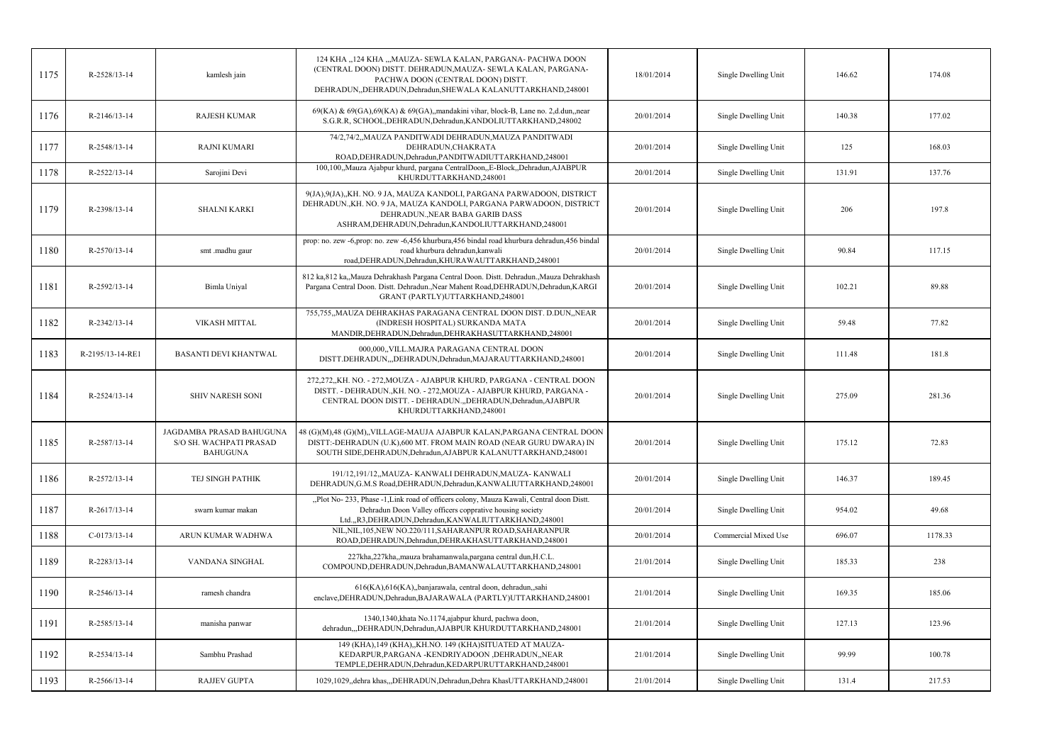| 1175 | R-2528/13-14 | kamlesh jain | 124 KHA ,,124 KHA ,,,MAUZA- SEWLA KALAN, PARGANA- PACHWA DOON (CENTRAL DOON) DISTT. DEHRADUN,MAUZA- SEWLA KALAN, PARGANA- PACHWA DOON (CENTRAL DOON) DISTT. DEHRADUN,,DEHRADUN,Dehradun,SHEWALA KALANUTTARKHAND,248001 | 18/01/2014 | Single Dwelling Unit | 146.62 | 174.08 |
|---|---|---|---|---|---|---|---|
| 1176 | R-2146/13-14 | RAJESH KUMAR | 69(KA) & 69(GA),69(KA) & 69(GA),,mandakini vihar, block-B, Lane no. 2,d.dun,,near S.G.R.R, SCHOOL,DEHRADUN,Dehradun,KANDOLIUTTARKHAND,248002 | 20/01/2014 | Single Dwelling Unit | 140.38 | 177.02 |
| 1177 | R-2548/13-14 | RAJNI KUMARI | 74/2,74/2,,MAUZA PANDITWADI DEHRADUN,MAUZA PANDITWADI DEHRADUN,CHAKRATA ROAD,DEHRADUN,Dehradun,PANDITWADIUTTARKHAND,248001 | 20/01/2014 | Single Dwelling Unit | 125 | 168.03 |
| 1178 | R-2522/13-14 | Sarojini Devi | 100,100,,Mauza Ajabpur khurd, pargana CentralDoon,,E-Block,,Dehradun,AJABPUR KHURDUTTARKHAND,248001 | 20/01/2014 | Single Dwelling Unit | 131.91 | 137.76 |
| 1179 | R-2398/13-14 | SHALNI KARKI | 9(JA),9(JA),,KH. NO. 9 JA, MAUZA KANDOLI, PARGANA PARWADOON, DISTRICT DEHRADUN.,KH. NO. 9 JA, MAUZA KANDOLI, PARGANA PARWADOON, DISTRICT DEHRADUN.,NEAR BABA GARIB DASS ASHRAM,DEHRADUN,Dehradun,KANDOLIUTTARKHAND,248001 | 20/01/2014 | Single Dwelling Unit | 206 | 197.8 |
| 1180 | R-2570/13-14 | smt .madhu gaur | prop: no. zew -6,prop: no. zew -6,456 khurbura,456 bindal road khurbura dehradun,456 bindal road khurbura dehradun,kanwali road,DEHRADUN,Dehradun,KHURAWAUTTARKHAND,248001 | 20/01/2014 | Single Dwelling Unit | 90.84 | 117.15 |
| 1181 | R-2592/13-14 | Bimla Uniyal | 812 ka,812 ka,,Mauza Dehrakhash Pargana Central Doon. Distt. Dehradun.,Mauza Dehrakhash Pargana Central Doon. Distt. Dehradun.,Near Mahent Road,DEHRADUN,Dehradun,KARGI GRANT (PARTLY)UTTARKHAND,248001 | 20/01/2014 | Single Dwelling Unit | 102.21 | 89.88 |
| 1182 | R-2342/13-14 | VIKASH MITTAL | 755,755,,MAUZA DEHRAKHAS PARAGANA CENTRAL DOON DIST. D.DUN,,NEAR (INDRESH HOSPITAL) SURKANDA MATA MANDIR,DEHRADUN,Dehradun,DEHRAKHASUTTARKHAND,248001 | 20/01/2014 | Single Dwelling Unit | 59.48 | 77.82 |
| 1183 | R-2195/13-14-RE1 | BASANTI DEVI KHANTWAL | 000,000,,VILL.MAJRA PARAGANA CENTRAL DOON DISTT.DEHRADUN,,,DEHRADUN,Dehradun,MAJARAUTTARKHAND,248001 | 20/01/2014 | Single Dwelling Unit | 111.48 | 181.8 |
| 1184 | R-2524/13-14 | SHIV NARESH SONI | 272,272,,KH. NO. - 272,MOUZA - AJABPUR KHURD, PARGANA - CENTRAL DOON DISTT. - DEHRADUN.,KH. NO. - 272,MOUZA - AJABPUR KHURD, PARGANA - CENTRAL DOON DISTT. - DEHRADUN.,,DEHRADUN,Dehradun,AJABPUR KHURDUTTARKHAND,248001 | 20/01/2014 | Single Dwelling Unit | 275.09 | 281.36 |
| 1185 | R-2587/13-14 | JAGDAMBA PRASAD BAHUGUNA S/O SH. WACHPATI PRASAD BAHUGUNA | 48 (G)(M),48 (G)(M),,VILLAGE-MAUJA AJABPUR KALAN,PARGANA CENTRAL DOON DISTT:-DEHRADUN (U.K),600 MT. FROM MAIN ROAD (NEAR GURU DWARA) IN SOUTH SIDE,DEHRADUN,Dehradun,AJABPUR KALANUTTARKHAND,248001 | 20/01/2014 | Single Dwelling Unit | 175.12 | 72.83 |
| 1186 | R-2572/13-14 | TEJ SINGH PATHIK | 191/12,191/12,,MAUZA- KANWALI DEHRADUN,MAUZA- KANWALI DEHRADUN,G.M.S Road,DEHRADUN,Dehradun,KANWALIUTTARKHAND,248001 | 20/01/2014 | Single Dwelling Unit | 146.37 | 189.45 |
| 1187 | R-2617/13-14 | swarn kumar makan | ,,Plot No- 233, Phase -1,Link road of officers colony, Mauza Kawali, Central doon Distt. Dehradun Doon Valley officers copprative housing society Ltd.,,R3,DEHRADUN,Dehradun,KANWALIUTTARKHAND,248001 | 20/01/2014 | Single Dwelling Unit | 954.02 | 49.68 |
| 1188 | C-0173/13-14 | ARUN KUMAR WADHWA | NIL,NIL,105,NEW NO.220/111,SAHARANPUR ROAD,SAHARANPUR ROAD,DEHRADUN,Dehradun,DEHRAKHASUTTARKHAND,248001 | 20/01/2014 | Commercial Mixed Use | 696.07 | 1178.33 |
| 1189 | R-2283/13-14 | VANDANA SINGHAL | 227kha,227kha,,mauza brahamanwala,pargana central dun,H.C.L. COMPOUND,DEHRADUN,Dehradun,BAMANWALAUTTARKHAND,248001 | 21/01/2014 | Single Dwelling Unit | 185.33 | 238 |
| 1190 | R-2546/13-14 | ramesh chandra | 616(KA),616(KA),,banjarawala, central doon, dehradun,,sahi enclave,DEHRADUN,Dehradun,BAJARAWALA (PARTLY)UTTARKHAND,248001 | 21/01/2014 | Single Dwelling Unit | 169.35 | 185.06 |
| 1191 | R-2585/13-14 | manisha panwar | 1340,1340,khata No.1174,ajabpur khurd, pachwa doon, dehradun,,,DEHRADUN,Dehradun,AJABPUR KHURDUTTARKHAND,248001 | 21/01/2014 | Single Dwelling Unit | 127.13 | 123.96 |
| 1192 | R-2534/13-14 | Sambhu Prashad | 149 (KHA),149 (KHA),,KH.NO. 149 (KHA)SITUATED AT MAUZA-KEDARPUR,PARGANA -KENDRIYADOON ,DEHRADUN,,NEAR TEMPLE,DEHRADUN,Dehradun,KEDARPURUTTARKHAND,248001 | 21/01/2014 | Single Dwelling Unit | 99.99 | 100.78 |
| 1193 | R-2566/13-14 | RAJJEV GUPTA | 1029,1029,,dehra khas,,,DEHRADUN,Dehradun,Dehra KhasUTTARKHAND,248001 | 21/01/2014 | Single Dwelling Unit | 131.4 | 217.53 |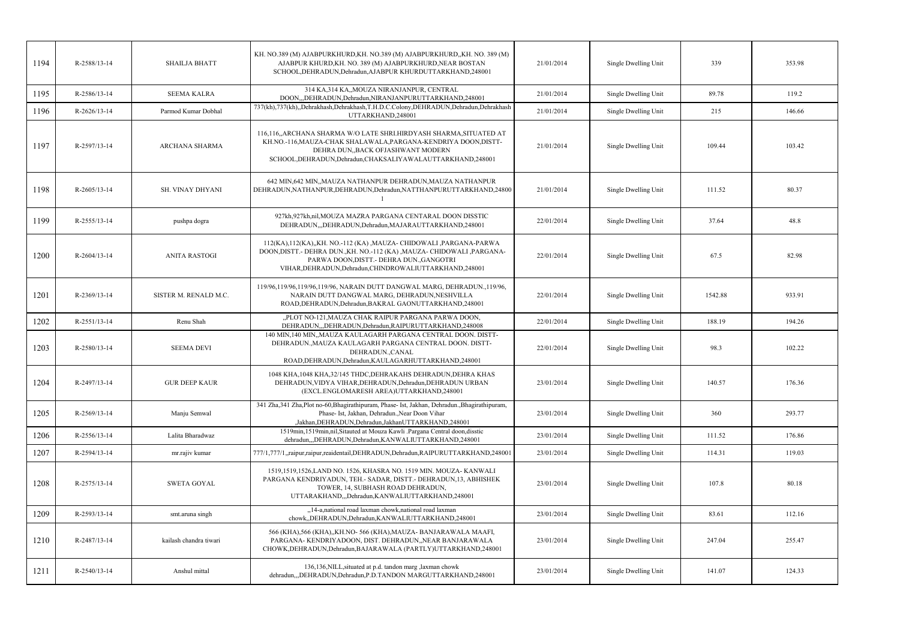| 1194 | R-2588/13-14 | SHAILJA BHATT | KH. NO.389 (M) AJABPURKHURD,KH. NO.389 (M) AJABPURKHURD,,KH. NO. 389 (M) AJABPUR KHURD,KH. NO. 389 (M) AJABPURKHURD,NEAR BOSTAN SCHOOL,DEHRADUN,Dehradun,AJABPUR KHURDUTTARKHAND,248001 | 21/01/2014 | Single Dwelling Unit | 339 | 353.98 |
|---|---|---|---|---|---|---|---|
| 1195 | R-2586/13-14 | SEEMA KALRA | 314 KA,314 KA,,MOUZA NIRANJANPUR, CENTRAL DOON,,,DEHRADUN,Dehradun,NIRANJANPURUTTARKHAND,248001 | 21/01/2014 | Single Dwelling Unit | 89.78 | 119.2 |
| 1196 | R-2626/13-14 | Parmod Kumar Dobhal | 737(kh),737(kh),,Dehrakhash,Dehrakhash,T.H.D.C.Colony,DEHRADUN,Dehradun,Dehrakhash UTTARKHAND,248001 | 21/01/2014 | Single Dwelling Unit | 215 | 146.66 |
| 1197 | R-2597/13-14 | ARCHANA SHARMA | 116,116,,ARCHANA SHARMA W/O LATE SHRI.HIRDYASH SHARMA,SITUATED AT KH.NO.-116,MAUZA-CHAK SHALAWALA,PARGANA-KENDRIYA DOON,DISTT- DEHRA DUN,,BACK OFJASHWANT MODERN SCHOOL,DEHRADUN,Dehradun,CHAKSALIYAWALAUTTARKHAND,248001 | 21/01/2014 | Single Dwelling Unit | 109.44 | 103.42 |
| 1198 | R-2605/13-14 | SH. VINAY DHYANI | 642 MIN,642 MIN,,MAUZA NATHANPUR DEHRADUN,MAUZA NATHANPUR DEHRADUN,NATHANPUR,DEHRADUN,Dehradun,NATTHANPURUTTARKHAND,248001 | 21/01/2014 | Single Dwelling Unit | 111.52 | 80.37 |
| 1199 | R-2555/13-14 | pushpa dogra | 927kh,927kh,nil,MOUZA MAZRA PARGANA CENTARAL DOON DISSTIC DEHRADUN,,,DEHRADUN,Dehradun,MAJARAUTTARKHAND,248001 | 22/01/2014 | Single Dwelling Unit | 37.64 | 48.8 |
| 1200 | R-2604/13-14 | ANITA RASTOGI | 112(KA),112(KA),,KH. NO.-112 (KA) ,MAUZA- CHIDOWALI ,PARGANA-PARWA DOON,DISTT.- DEHRA DUN.,KH. NO.-112 (KA) ,MAUZA- CHIDOWALI ,PARGANA-PARWA DOON,DISTT.- DEHRA DUN.,GANGOTRI VIHAR,DEHRADUN,Dehradun,CHINDROWALIUTTARKHAND,248001 | 22/01/2014 | Single Dwelling Unit | 67.5 | 82.98 |
| 1201 | R-2369/13-14 | SISTER M. RENALD M.C. | 119/96,119/96,119/96,119/96, NARAIN DUTT DANGWAL MARG, DEHRADUN.,119/96, NARAIN DUTT DANGWAL MARG, DEHRADUN,NESHVILLA ROAD,DEHRADUN,Dehradun,BAKRAL GAONUTTARKHAND,248001 | 22/01/2014 | Single Dwelling Unit | 1542.88 | 933.91 |
| 1202 | R-2551/13-14 | Renu Shah | ,,PLOT NO-121,MAUZA CHAK RAIPUR PARGANA PARWA DOON, DEHRADUN,,,DEHRADUN,Dehradun,RAIPURUTTARKHAND,248008 | 22/01/2014 | Single Dwelling Unit | 188.19 | 194.26 |
| 1203 | R-2580/13-14 | SEEMA DEVI | 140 MIN,140 MIN,,MAUZA KAULAGARH PARGANA CENTRAL DOON. DISTT- DEHRADUN.,MAUZA KAULAGARH PARGANA CENTRAL DOON. DISTT- DEHRADUN.,CANAL ROAD,DEHRADUN,Dehradun,KAULAGARHUTTARKHAND,248001 | 22/01/2014 | Single Dwelling Unit | 98.3 | 102.22 |
| 1204 | R-2497/13-14 | GUR DEEP KAUR | 1048 KHA,1048 KHA,32/145 THDC,DEHRAKAHS DEHRADUN,DEHRA KHAS DEHRADUN,VIDYA VIHAR,DEHRADUN,Dehradun,DEHRADUN URBAN (EXCL.ENGLOMARESH AREA)UTTARKHAND,248001 | 23/01/2014 | Single Dwelling Unit | 140.57 | 176.36 |
| 1205 | R-2569/13-14 | Manju Semwal | 341 Zha,341 Zha,Plot no-60,Bhagirathipuram, Phase- Ist, Jakhan, Dehradun.,Bhagirathipuram, Phase- Ist, Jakhan, Dehradun.,Near Doon Vihar ,Jakhan,DEHRADUN,Dehradun,JakhanUTTARKHAND,248001 | 23/01/2014 | Single Dwelling Unit | 360 | 293.77 |
| 1206 | R-2556/13-14 | Lalita Bharadwaz | 1519min,1519min,nil,Sitauted at Mouza Kawli .Pargana Central doon,disstic dehradun,,,DEHRADUN,Dehradun,KANWALIUTTARKHAND,248001 | 23/01/2014 | Single Dwelling Unit | 111.52 | 176.86 |
| 1207 | R-2594/13-14 | mr.rajiv kumar | 777/1,777/1,,raipur,raipur,reaidentail,DEHRADUN,Dehradun,RAIPURUTTARKHAND,248001 | 23/01/2014 | Single Dwelling Unit | 114.31 | 119.03 |
| 1208 | R-2575/13-14 | SWETA GOYAL | 1519,1519,1526,LAND NO. 1526, KHASRA NO. 1519 MIN. MOUZA- KANWALI PARGANA KENDRIYADUN, TEH.- SADAR, DISTT.- DEHRADUN,13, ABHISHEK TOWER, 14, SUBHASH ROAD DEHRADUN, UTTARAKHAND,,,Dehradun,KANWALIUTTARKHAND,248001 | 23/01/2014 | Single Dwelling Unit | 107.8 | 80.18 |
| 1209 | R-2593/13-14 | smt.aruna singh | ,,14-a,national road laxman chowk,national road laxman chowk,,DEHRADUN,Dehradun,KANWALIUTTARKHAND,248001 | 23/01/2014 | Single Dwelling Unit | 83.61 | 112.16 |
| 1210 | R-2487/13-14 | kailash chandra tiwari | 566 (KHA),566 (KHA),,KH.NO- 566 (KHA),MAUZA- BANJARAWALA MAAFI, PARGANA- KENDRIYADOON, DIST. DEHRADUN,,NEAR BANJARAWALA CHOWK,DEHRADUN,Dehradun,BAJARAWALA (PARTLY)UTTARKHAND,248001 | 23/01/2014 | Single Dwelling Unit | 247.04 | 255.47 |
| 1211 | R-2540/13-14 | Anshul mittal | 136,136,NILL,situated at p.d. tandon marg ,laxman chowk dehradun,,,DEHRADUN,Dehradun,P.D.TANDON MARGUTTARKHAND,248001 | 23/01/2014 | Single Dwelling Unit | 141.07 | 124.33 |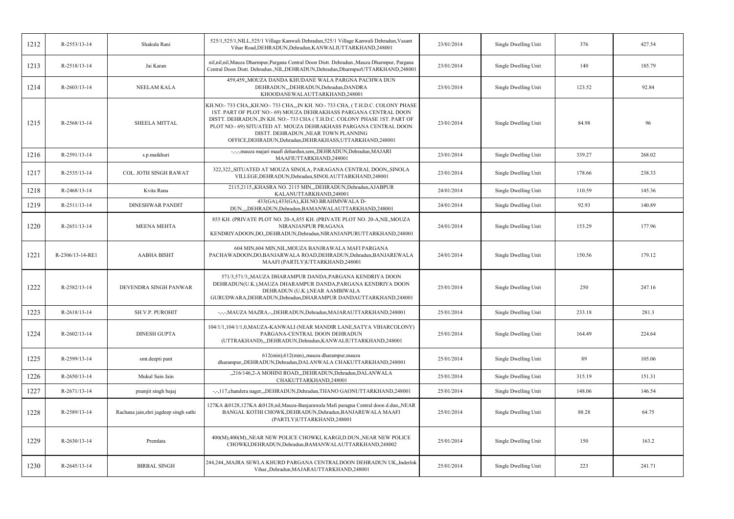| 1212 | R-2553/13-14 | Shakula Rani | 525/1,525/1,NILL,525/1 Village Kanwali Dehradun,525/1 Village Kanwali Dehradun,Vasant Vihar Road,DEHRADUN,Dehradun,KANWALIUTTARKHAND,248001 | 23/01/2014 | Single Dwelling Unit | 376 | 427.54 |
|---|---|---|---|---|---|---|---|
| 1213 | R-2518/13-14 | Jai Karan | nil,nil,nil,Mauza Dharmpur,Pargana Central Doon Distt. Dehradun.,Mauza Dharmpur, Pargana Central Doon Distt. Dehradun.,NIL,DEHRADUN,Dehradun,DharmpurUTTARKHAND,248001 | 23/01/2014 | Single Dwelling Unit | 140 | 185.79 |
| 1214 | R-2603/13-14 | NEELAM KALA | 459,459,,MOUZA DANDA KHUDANE WALA PARGNA PACHWA DUN DEHRADUN,,,DEHRADUN,Dehradun,DANDRA KHOODANEWALAUTTARKHAND,248001 | 23/01/2014 | Single Dwelling Unit | 123.52 | 92.84 |
| 1215 | R-2568/13-14 | SHEELA MITTAL | KH.NO:- 733 CHA,,KH.NO:- 733 CHA,,,IN KH. NO:- 733 CHA, ( T.H.D.C. COLONY PHASE 1ST. PART OF PLOT NO:- 69) MOUZA DEHRAKHASS PARGANA CENTRAL DOON DISTT. DEHRADUN.,IN KH. NO:- 733 CHA ( T.H.D.C. COLONY PHASE 1ST. PART OF PLOT NO:- 69) SITUATED AT. MOUZA DEHRAKHASS PARGANA CENTRAL DOON DISTT. DEHRADUN.,NEAR TOWN PLANNING OFFICE,DEHRADUN,Dehradun,DEHRAKHASS,UTTARKHAND,248001 | 23/01/2014 | Single Dwelling Unit | 84.98 | 96 |
| 1216 | R-2591/13-14 | s.p.maikhuri | -,-,-,mauza majari maafi dehardun,sem,,DEHRADUN,Dehradun,MAJARI MAAFIUTTARKHAND,248001 | 23/01/2014 | Single Dwelling Unit | 339.27 | 268.02 |
| 1217 | R-2535/13-14 | COL. JOTH SINGH RAWAT | 322,322,,SITUATED AT MOUZA SINOLA, PARAGANA CENTRAL DOON,,SINOLA VILLEGE,DEHRADUN,Dehradun,SINOLAUTTARKHAND,248001 | 23/01/2014 | Single Dwelling Unit | 178.66 | 238.33 |
| 1218 | R-2468/13-14 | Kvita Rana | 2115,2115,,KHASRA NO. 2115 MIN,,,DEHRADUN,Dehradun,AJABPUR KALANUTTARKHAND,248001 | 24/01/2014 | Single Dwelling Unit | 110.59 | 145.36 |
| 1219 | R-2511/13-14 | DINESHWAR PANDIT | 433(GA),433(GA),,KH.NO.BRAHMNWALA D-DUN.,,,DEHRADUN,Dehradun,BAMANWALAUTTARKHAND,248001 | 24/01/2014 | Single Dwelling Unit | 92.93 | 140.89 |
| 1220 | R-2651/13-14 | MEENA MEHTA | 855 KH. (PRIVATE PLOT NO. 20-A,855 KH. (PRIVATE PLOT NO. 20-A,NIL,MOUZA NIRANJANPUR PRAGANA KENDRIYADOON,DO,,DEHRADUN,Dehradun,NIRANJANPURUTTARKHAND,248001 | 24/01/2014 | Single Dwelling Unit | 153.29 | 177.96 |
| 1221 | R-2306/13-14-RE1 | AABHA BISHT | 604 MIN,604 MIN,NIL,MOUZA BANJRAWALA MAFI PARGANA PACHAWADOON,DO,BANJARWALA ROAD,DEHRADUN,Dehradun,BANJAREWALA MAAFI (PARTLY)UTTARKHAND,248001 | 24/01/2014 | Single Dwelling Unit | 150.56 | 179.12 |
| 1222 | R-2582/13-14 | DEVENDRA SINGH PANWAR | 571/3,571/3,,MAUZA DHARAMPUR DANDA,PARGANA KENDRIYA DOON DEHRADUN(U.K.),MAUZA DHARAMPUR DANDA,PARGANA KENDRIYA DOON DEHRADUN (U.K.),NEAR AAMBIWALA GURUDWARA,DEHRADUN,Dehradun,DHARAMPUR DANDAUTTARKHAND,248001 | 25/01/2014 | Single Dwelling Unit | 250 | 247.16 |
| 1223 | R-2618/13-14 | SH.V.P. PUROHIT | -,-,-,MAUZA MAZRA,-,,DEHRADUN,Dehradun,MAJARAUTTARKHAND,248001 | 25/01/2014 | Single Dwelling Unit | 233.18 | 281.3 |
| 1224 | R-2602/13-14 | DINESH GUPTA | 104/1/1,104/1/1,0,MAUZA-KANWALI (NEAR MANDIR LANE,SATYA VIHARCOLONY) PARGANA-CENTRAL DOON DEHRADUN (UTTRAKHAND),,,DEHRADUN,Dehradun,KANWALIUTTARKHAND,248001 | 25/01/2014 | Single Dwelling Unit | 164.49 | 224.64 |
| 1225 | R-2599/13-14 | smt.deepti pant | 612(min),612(min),,mauza dharampur,mauza dharampur,,DEHRADUN,Dehradun,DALANWALA CHAKUTTARKHAND,248001 | 25/01/2014 | Single Dwelling Unit | 89 | 105.06 |
| 1226 | R-2650/13-14 | Mukul Sain Jain | ,,216/146,2-A MOHINI ROAD,,,DEHRADUN,Dehradun,DALANWALA CHAKUTTARKHAND,248001 | 25/01/2014 | Single Dwelling Unit | 315.19 | 151.31 |
| 1227 | R-2671/13-14 | pramjit singh bajaj | -,-,117,chandera nager,,,DEHRADUN,Dehradun,THANO GAONUTTARKHAND,248001 | 25/01/2014 | Single Dwelling Unit | 148.06 | 146.54 |
| 1228 | R-2589/13-14 | Rachana jain,shri jagdeep singh sathi | 127KA &0128,127KA &0128,nil,Mauza-Banjarawala Mafi paragna Central doon d.dun,,NEAR BANGAL KOTHI CHOWK,DEHRADUN,Dehradun,BANJAREWALA MAAFI (PARTLY)UTTARKHAND,248001 | 25/01/2014 | Single Dwelling Unit | 88.28 | 64.75 |
| 1229 | R-2630/13-14 | Premlata | 400(M),400(M),,NEAR NEW POLICE CHOWKI, KARGI,D.DUN,,NEAR NEW POLICE CHOWKI,DEHRADUN,Dehradun,BAMANWALAUTTARKHAND,248002 | 25/01/2014 | Single Dwelling Unit | 150 | 163.2 |
| 1230 | R-2645/13-14 | BIRBAL SINGH | 244,244,,MAJRA SEWLA KHURD PARGANA CENTRALDOON DEHRADUN UK,,Inderlok Vihar,,Dehradun,MAJARAUTTARKHAND,248001 | 25/01/2014 | Single Dwelling Unit | 223 | 241.71 |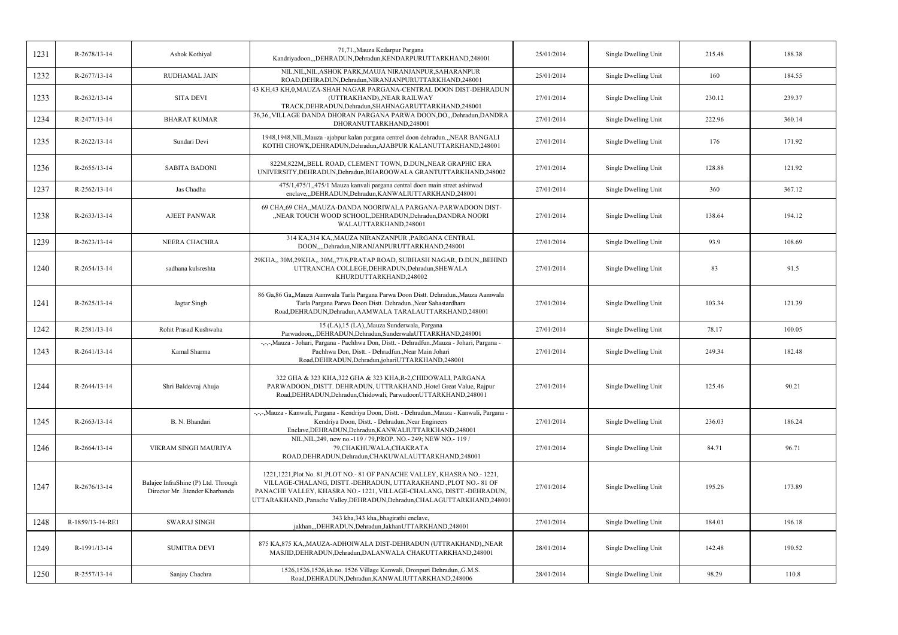| 1231 | R-2678/13-14 | Ashok Kothiyal | 71,71,,Mauza Kedarpur Pargana Kandriyadoon,,,DEHRADUN,Dehradun,KENDARPURUTTARKHAND,248001 | 25/01/2014 | Single Dwelling Unit | 215.48 | 188.38 |
|---|---|---|---|---|---|---|---|
| 1232 | R-2677/13-14 | RUDHAMAL JAIN | NIL,NIL,NIL,ASHOK PARK,MAUJA NIRANJANPUR,SAHARANPUR ROAD,DEHRADUN,Dehradun,NIRANJANPURUTTARKHAND,248001 | 25/01/2014 | Single Dwelling Unit | 160 | 184.55 |
| 1233 | R-2632/13-14 | SITA DEVI | 43 KH,43 KH,0,MAUZA-SHAH NAGAR PARGANA-CENTRAL DOON DIST-DEHRADUN (UTTRAKHAND),,NEAR RAILWAY TRACK,DEHRADUN,Dehradun,SHAHNAGARUTTARKHAND,248001 | 27/01/2014 | Single Dwelling Unit | 230.12 | 239.37 |
| 1234 | R-2477/13-14 | BHARAT KUMAR | 36,36,,VILLAGE DANDA DHORAN PARGANA PARWA DOON,DO,,,Dehradun,DANDRA DHORANUTTARKHAND,248001 | 27/01/2014 | Single Dwelling Unit | 222.96 | 360.14 |
| 1235 | R-2622/13-14 | Sundari Devi | 1948,1948,NIL,Mauza -ajabpur kalan pargana centrel doon dehradun.,,NEAR BANGALI KOTHI CHOWK,DEHRADUN,Dehradun,AJABPUR KALANUTTARKHAND,248001 | 27/01/2014 | Single Dwelling Unit | 176 | 171.92 |
| 1236 | R-2655/13-14 | SABITA BADONI | 822M,822M,,BELL ROAD, CLEMENT TOWN, D.DUN,,NEAR GRAPHIC ERA UNIVERSITY,DEHRADUN,Dehradun,BHAROOWALA GRANTUTTARKHAND,248002 | 27/01/2014 | Single Dwelling Unit | 128.88 | 121.92 |
| 1237 | R-2562/13-14 | Jas Chadha | 475/1,475/1,,475/1 Mauza kanvali pargana central doon main street ashirwad enclave,,,DEHRADUN,Dehradun,KANWALIUTTARKHAND,248001 | 27/01/2014 | Single Dwelling Unit | 360 | 367.12 |
| 1238 | R-2633/13-14 | AJEET PANWAR | 69 CHA,69 CHA,,MAUZA-DANDA NOORIWALA PARGANA-PARWADOON DIST- ,,NEAR TOUCH WOOD SCHOOL,DEHRADUN,Dehradun,DANDRA NOORI WALAUTTARKHAND,248001 | 27/01/2014 | Single Dwelling Unit | 138.64 | 194.12 |
| 1239 | R-2623/13-14 | NEERA CHACHRA | 314 KA,314 KA,,MAUZA NIRANZANPUR ,PARGANA CENTRAL DOON,,,,Dehradun,NIRANJANPURUTTARKHAND,248001 | 27/01/2014 | Single Dwelling Unit | 93.9 | 108.69 |
| 1240 | R-2654/13-14 | sadhana kulsreshta | 29KHA,, 30M,29KHA,, 30M,,77/6,PRATAP ROAD, SUBHASH NAGAR, D.DUN,,BEHIND UTTRANCHA COLLEGE,DEHRADUN,Dehradun,SHEWALA KHURDUTTARKHAND,248002 | 27/01/2014 | Single Dwelling Unit | 83 | 91.5 |
| 1241 | R-2625/13-14 | Jagtar Singh | 86 Ga,86 Ga,,Mauza Aamwala Tarla Pargana Parwa Doon Distt. Dehradun.,Mauza Aamwala Tarla Pargana Parwa Doon Distt. Dehradun.,Near Sahastardhara Road,DEHRADUN,Dehradun,AAMWALA TARALAUTTARKHAND,248001 | 27/01/2014 | Single Dwelling Unit | 103.34 | 121.39 |
| 1242 | R-2581/13-14 | Rohit Prasad Kushwaha | 15 (LA),15 (LA),,Mauza Sunderwala, Pargana Parwadoon,,,DEHRADUN,Dehradun,SunderwalaUTTARKHAND,248001 | 27/01/2014 | Single Dwelling Unit | 78.17 | 100.05 |
| 1243 | R-2641/13-14 | Kamal Sharma | -,-,-,Mauza - Johari, Pargana - Pachhwa Don, Distt. - Dehradfun.,Mauza - Johari, Pargana - Pachhwa Don, Distt. - Dehradfun.,Near Main Johari Road,DEHRADUN,Dehradun,johariUTTARKHAND,248001 | 27/01/2014 | Single Dwelling Unit | 249.34 | 182.48 |
| 1244 | R-2644/13-14 | Shri Baldevraj Ahuja | 322 GHA & 323 KHA,322 GHA & 323 KHA,R-2,CHIDOWALI, PARGANA PARWADOON,,DISTT. DEHRADUN, UTTRAKHAND.,Hotel Great Value, Rajpur Road,DEHRADUN,Dehradun,Chidowali, ParwadoonUTTARKHAND,248001 | 27/01/2014 | Single Dwelling Unit | 125.46 | 90.21 |
| 1245 | R-2663/13-14 | B. N. Bhandari | -,-,-,Mauza - Kanwali, Pargana - Kendriya Doon, Distt. - Dehradun.,Mauza - Kanwali, Pargana - Kendriya Doon, Distt. - Dehradun.,Near Engineers Enclave,DEHRADUN,Dehradun,KANWALIUTTARKHAND,248001 | 27/01/2014 | Single Dwelling Unit | 236.03 | 186.24 |
| 1246 | R-2664/13-14 | VIKRAM SINGH MAURIYA | NIL,NIL,249, new no.-119 / 79,PROP. NO.- 249; NEW NO.- 119 / 79,CHAKHUWALA,CHAKRATA ROAD,DEHRADUN,Dehradun,CHAKUWALAUTTARKHAND,248001 | 27/01/2014 | Single Dwelling Unit | 84.71 | 96.71 |
| 1247 | R-2676/13-14 | Balajee InfraShine (P) Ltd. Through Director Mr. Jitender Kharbanda | 1221,1221,Plot No. 81,PLOT NO.- 81 OF PANACHE VALLEY, KHASRA NO.- 1221, VILLAGE-CHALANG, DISTT.-DEHRADUN, UTTARAKHAND.,PLOT NO.- 81 OF PANACHE VALLEY, KHASRA NO.- 1221, VILLAGE-CHALANG, DISTT.-DEHRADUN, UTTARAKHAND.,Panache Valley,DEHRADUN,Dehradun,CHALAGUTTARKHAND,248001 | 27/01/2014 | Single Dwelling Unit | 195.26 | 173.89 |
| 1248 | R-1859/13-14-RE1 | SWARAJ SINGH | 343 kha,343 kha,,bhagirathi enclave, jakhan,,,DEHRADUN,Dehradun,JakhanUTTARKHAND,248001 | 27/01/2014 | Single Dwelling Unit | 184.01 | 196.18 |
| 1249 | R-1991/13-14 | SUMITRA DEVI | 875 KA,875 KA,,MAUZA-ADHOIWALA DIST-DEHRADUN (UTTRAKHAND),,NEAR MASJID,DEHRADUN,Dehradun,DALANWALA CHAKUTTARKHAND,248001 | 28/01/2014 | Single Dwelling Unit | 142.48 | 190.52 |
| 1250 | R-2557/13-14 | Sanjay Chachra | 1526,1526,1526,kh.no. 1526 Village Kanwali, Dronpuri Dehradun,,G.M.S. Road,DEHRADUN,Dehradun,KANWALIUTTARKHAND,248006 | 28/01/2014 | Single Dwelling Unit | 98.29 | 110.8 |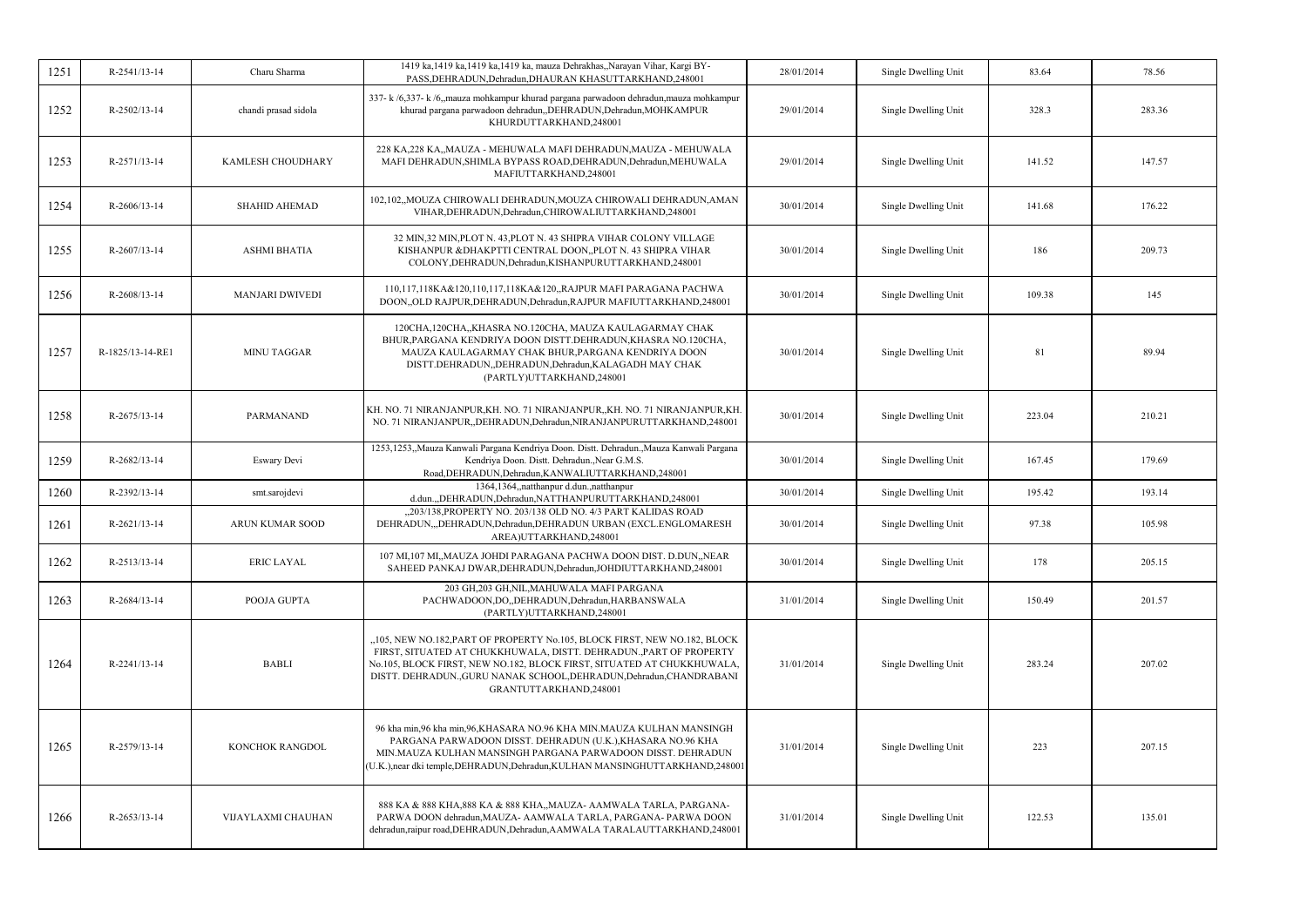| 1251 | R-2541/13-14 | Charu Sharma | 1419 ka,1419 ka,1419 ka,1419 ka, mauza Dehrakhas,,Narayan Vihar, Kargi BY-PASS,DEHRADUN,Dehradun,DHAURAN KHASUTTARKHAND,248001 | 28/01/2014 | Single Dwelling Unit | 83.64 | 78.56 |
|---|---|---|---|---|---|---|---|
| 1252 | R-2502/13-14 | chandi prasad sidola | 337- k /6,337- k /6,,mauza mohkampur khurad pargana parwadoon dehradun,mauza mohkampur khurad pargana parwadoon dehradun,,DEHRADUN,Dehradun,MOHKAMPUR KHURDUTTARKHAND,248001 | 29/01/2014 | Single Dwelling Unit | 328.3 | 283.36 |
| 1253 | R-2571/13-14 | KAMLESH CHOUDHARY | 228 KA,228 KA,,MAUZA - MEHUWALA MAFI DEHRADUN,MAUZA - MEHUWALA MAFI DEHRADUN,SHIMLA BYPASS ROAD,DEHRADUN,Dehradun,MEHUWALA MAFIUTTARKHAND,248001 | 29/01/2014 | Single Dwelling Unit | 141.52 | 147.57 |
| 1254 | R-2606/13-14 | SHAHID AHEMAD | 102,102,,MOUZA CHIROWALI DEHRADUN,MOUZA CHIROWALI DEHRADUN,AMAN VIHAR,DEHRADUN,Dehradun,CHIROWALIUTTARKHAND,248001 | 30/01/2014 | Single Dwelling Unit | 141.68 | 176.22 |
| 1255 | R-2607/13-14 | ASHMI BHATIA | 32 MIN,32 MIN,PLOT N. 43,PLOT N. 43 SHIPRA VIHAR COLONY VILLAGE KISHANPUR &DHAKPTTI CENTRAL DOON,,PLOT N. 43 SHIPRA VIHAR COLONY,DEHRADUN,Dehradun,KISHANPURUTTARKHAND,248001 | 30/01/2014 | Single Dwelling Unit | 186 | 209.73 |
| 1256 | R-2608/13-14 | MANJARI DWIVEDI | 110,117,118KA&120,110,117,118KA&120,,RAJPUR MAFI PARAGANA PACHWA DOON,,OLD RAJPUR,DEHRADUN,Dehradun,RAJPUR MAFIUTTARKHAND,248001 | 30/01/2014 | Single Dwelling Unit | 109.38 | 145 |
| 1257 | R-1825/13-14-RE1 | MINU TAGGAR | 120CHA,120CHA,,KHASRA NO.120CHA, MAUZA KAULAGARMAY CHAK BHUR,PARGANA KENDRIYA DOON DISTT.DEHRADUN,KHASRA NO.120CHA, MAUZA KAULAGARMAY CHAK BHUR,PARGANA KENDRIYA DOON DISTT.DEHRADUN,,DEHRADUN,Dehradun,KALAGADH MAY CHAK (PARTLY)UTTARKHAND,248001 | 30/01/2014 | Single Dwelling Unit | 81 | 89.94 |
| 1258 | R-2675/13-14 | PARMANAND | KH. NO. 71 NIRANJANPUR,KH. NO. 71 NIRANJANPUR,,KH. NO. 71 NIRANJANPUR,KH. NO. 71 NIRANJANPUR,,DEHRADUN,Dehradun,NIRANJANPURUTTARKHAND,248001 | 30/01/2014 | Single Dwelling Unit | 223.04 | 210.21 |
| 1259 | R-2682/13-14 | Eswary Devi | 1253,1253,,Mauza Kanwali Pargana Kendriya Doon. Distt. Dehradun.,Mauza Kanwali Pargana Kendriya Doon. Distt. Dehradun.,Near G.M.S. Road,DEHRADUN,Dehradun,KANWALIUTTARKHAND,248001 | 30/01/2014 | Single Dwelling Unit | 167.45 | 179.69 |
| 1260 | R-2392/13-14 | smt.sarojdevi | 1364,1364,,natthanpur d.dun.,natthanpur d.dun.,,DEHRADUN,Dehradun,NATTHANPURUTTARKHAND,248001 | 30/01/2014 | Single Dwelling Unit | 195.42 | 193.14 |
| 1261 | R-2621/13-14 | ARUN KUMAR SOOD | ,,203/138,PROPERTY NO. 203/138 OLD NO. 4/3 PART KALIDAS ROAD DEHRADUN,,,DEHRADUN,Dehradun,DEHRADUN URBAN (EXCL.ENGLOMARESH AREA)UTTARKHAND,248001 | 30/01/2014 | Single Dwelling Unit | 97.38 | 105.98 |
| 1262 | R-2513/13-14 | ERIC LAYAL | 107 MI,107 MI,,MAUZA JOHDI PARAGANA PACHWA DOON DIST. D.DUN,,NEAR SAHEED PANKAJ DWAR,DEHRADUN,Dehradun,JOHDIUTTARKHAND,248001 | 30/01/2014 | Single Dwelling Unit | 178 | 205.15 |
| 1263 | R-2684/13-14 | POOJA GUPTA | 203 GH,203 GH,NIL,MAHUWALA MAFI PARGANA PACHWADOON,DO,,DEHRADUN,Dehradun,HARBANSWALA (PARTLY)UTTARKHAND,248001 | 31/01/2014 | Single Dwelling Unit | 150.49 | 201.57 |
| 1264 | R-2241/13-14 | BABLI | ,,105, NEW NO.182,PART OF PROPERTY No.105, BLOCK FIRST, NEW NO.182, BLOCK FIRST, SITUATED AT CHUKKHUWALA, DISTT. DEHRADUN.,PART OF PROPERTY No.105, BLOCK FIRST, NEW NO.182, BLOCK FIRST, SITUATED AT CHUKKHUWALA, DISTT. DEHRADUN.,GURU NANAK SCHOOL,DEHRADUN,Dehradun,CHANDRABANI GRANTUTTARKHAND,248001 | 31/01/2014 | Single Dwelling Unit | 283.24 | 207.02 |
| 1265 | R-2579/13-14 | KONCHOK RANGDOL | 96 kha min,96 kha min,96,KHASARA NO.96 KHA MIN.MAUZA KULHAN MANSINGH PARGANA PARWADOON DISST. DEHRADUN (U.K.),KHASARA NO.96 KHA MIN.MAUZA KULHAN MANSINGH PARGANA PARWADOON DISST. DEHRADUN (U.K.),near dki temple,DEHRADUN,Dehradun,KULHAN MANSINGHUTTARKHAND,248001 | 31/01/2014 | Single Dwelling Unit | 223 | 207.15 |
| 1266 | R-2653/13-14 | VIJAYLAXMI CHAUHAN | 888 KA & 888 KHA,888 KA & 888 KHA,,MAUZA- AAMWALA TARLA, PARGANA- PARWA DOON dehradun,MAUZA- AAMWALA TARLA, PARGANA- PARWA DOON dehradun,raipur road,DEHRADUN,Dehradun,AAMWALA TARALAUTTARKHAND,248001 | 31/01/2014 | Single Dwelling Unit | 122.53 | 135.01 |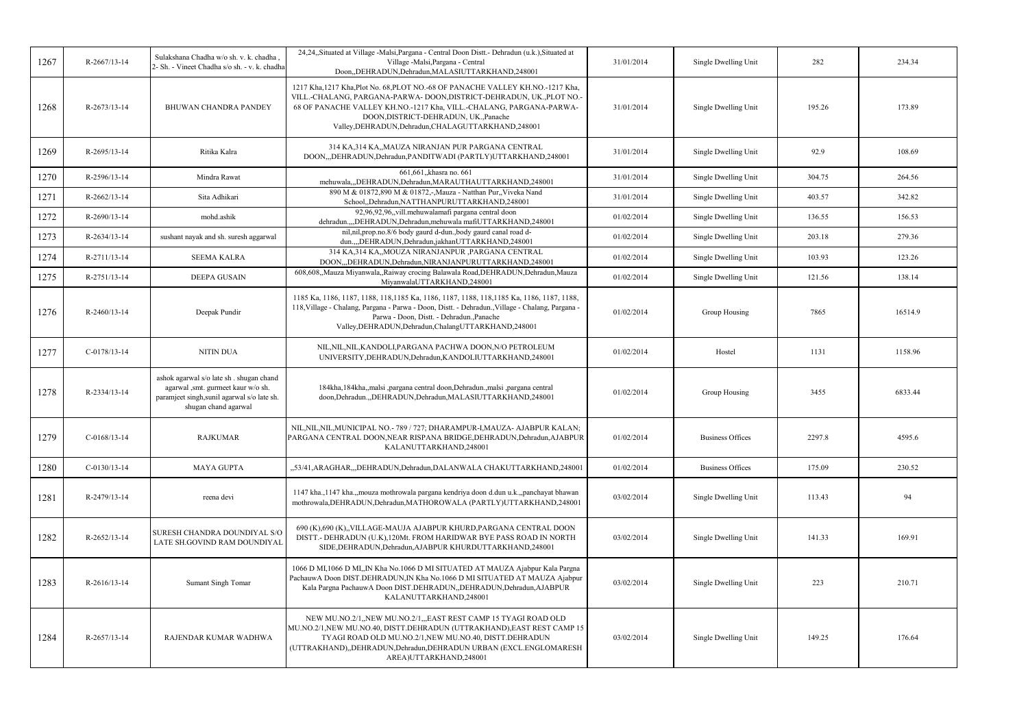| | | | | | | | |
|---|---|---|---|---|---|---|---|
| 1267 | R-2667/13-14 | Sulakshana Chadha w/o sh. v. k. chadha , 2- Sh. - Vineet Chadha s/o sh. - v. k. chadha | 24,24,,Situated at Village -Malsi,Pargana - Central Doon Distt.- Dehradun (u.k.),Situated at Village -Malsi,Pargana - Central Doon,,DEHRADUN,Dehradun,MALASIUTTARKHAND,248001 | 31/01/2014 | Single Dwelling Unit | 282 | 234.34 |
| 1268 | R-2673/13-14 | BHUWAN CHANDRA PANDEY | 1217 Kha,1217 Kha,Plot No. 68,PLOT NO.-68 OF PANACHE VALLEY KH.NO.-1217 Kha, VILL.-CHALANG, PARGANA-PARWA- DOON,DISTRICT-DEHRADUN, UK.,PLOT NO.-68 OF PANACHE VALLEY KH.NO.-1217 Kha, VILL.-CHALANG, PARGANA-PARWA-DOON,DISTRICT-DEHRADUN, UK.,Panache Valley,DEHRADUN,Dehradun,CHALAGUTTARKHAND,248001 | 31/01/2014 | Single Dwelling Unit | 195.26 | 173.89 |
| 1269 | R-2695/13-14 | Ritika Kalra | 314 KA,314 KA,,MAUZA NIRANJAN PUR PARGANA CENTRAL DOON,,,DEHRADUN,Dehradun,PANDITWADI (PARTLY)UTTARKHAND,248001 | 31/01/2014 | Single Dwelling Unit | 92.9 | 108.69 |
| 1270 | R-2596/13-14 | Mindra Rawat | 661,661,,khasra no. 661 mehuwala,,,DEHRADUN,Dehradun,MARAUTHAUTTARKHAND,248001 | 31/01/2014 | Single Dwelling Unit | 304.75 | 264.56 |
| 1271 | R-2662/13-14 | Sita Adhikari | 890 M & 01872,890 M & 01872,-,Mauza - Natthan Pur,,Viveka Nand School,,Dehradun,NATTHANPURUTTARKHAND,248001 | 31/01/2014 | Single Dwelling Unit | 403.57 | 342.82 |
| 1272 | R-2690/13-14 | mohd.ashik | 92,96,92,96,,vill.mehuwalamafi pargana central doon dehradun.,,,DEHRADUN,Dehradun,mehuwala mafiUTTARKHAND,248001 | 01/02/2014 | Single Dwelling Unit | 136.55 | 156.53 |
| 1273 | R-2634/13-14 | sushant nayak and sh. suresh aggarwal | nil,nil,prop.no.8/6 body gaurd d-dun.,body gaurd canal road d-dun.,,,DEHRADUN,Dehradun,jakhanUTTARKHAND,248001 | 01/02/2014 | Single Dwelling Unit | 203.18 | 279.36 |
| 1274 | R-2711/13-14 | SEEMA KALRA | 314 KA,314 KA,,MOUZA NIRANJANPUR ,PARGANA CENTRAL DOON,,,DEHRADUN,Dehradun,NIRANJANPURUTTARKHAND,248001 | 01/02/2014 | Single Dwelling Unit | 103.93 | 123.26 |
| 1275 | R-2751/13-14 | DEEPA GUSAIN | 608,608,,Mauza Miyanwala,,Raiway crocing Balawala Road,DEHRADUN,Dehradun,Mauza MiyanwalaUTTARKHAND,248001 | 01/02/2014 | Single Dwelling Unit | 121.56 | 138.14 |
| 1276 | R-2460/13-14 | Deepak Pundir | 1185 Ka, 1186, 1187, 1188, 118,1185 Ka, 1186, 1187, 1188, 118,1185 Ka, 1186, 1187, 1188, 118,Village - Chalang, Pargana - Parwa - Doon, Distt. - Dehradun.,Village - Chalang, Pargana - Parwa - Doon, Distt. - Dehradun.,Panache Valley,DEHRADUN,Dehradun,ChalangUTTARKHAND,248001 | 01/02/2014 | Group Housing | 7865 | 16514.9 |
| 1277 | C-0178/13-14 | NITIN DUA | NIL,NIL,NIL,KANDOLI,PARGANA PACHWA DOON,N/O PETROLEUM UNIVERSITY,DEHRADUN,Dehradun,KANDOLIUTTARKHAND,248001 | 01/02/2014 | Hostel | 1131 | 1158.96 |
| 1278 | R-2334/13-14 | ashok agarwal s/o late sh . shugan chand agarwal ,smt. gurmeet kaur w/o sh. paramjeet singh,sunil agarwal s/o late sh. shugan chand agarwal | 184kha,184kha,,malsi ,pargana central doon,Dehradun.,malsi ,pargana central doon,Dehradun.,,DEHRADUN,Dehradun,MALASIUTTARKHAND,248001 | 01/02/2014 | Group Housing | 3455 | 6833.44 |
| 1279 | C-0168/13-14 | RAJKUMAR | NIL,NIL,NIL,MUNICIPAL NO.- 789 / 727; DHARAMPUR-I,MAUZA- AJABPUR KALAN; PARGANA CENTRAL DOON,NEAR RISPANA BRIDGE,DEHRADUN,Dehradun,AJABPUR KALANUTTARKHAND,248001 | 01/02/2014 | Business Offices | 2297.8 | 4595.6 |
| 1280 | C-0130/13-14 | MAYA GUPTA | ,,53/41,ARAGHAR,,,DEHRADUN,Dehradun,DALANWALA CHAKUTTARKHAND,248001 | 01/02/2014 | Business Offices | 175.09 | 230.52 |
| 1281 | R-2479/13-14 | reena devi | 1147 kha.,1147 kha.,,mouza mothrowala pargana kendriya doon d.dun u.k.,,panchayat bhawan mothrowala,DEHRADUN,Dehradun,MATHOROWALA (PARTLY)UTTARKHAND,248001 | 03/02/2014 | Single Dwelling Unit | 113.43 | 94 |
| 1282 | R-2652/13-14 | SURESH CHANDRA DOUNDIYAL S/O LATE SH.GOVIND RAM DOUNDIYAL | 690 (K),690 (K),,VILLAGE-MAUJA AJABPUR KHURD,PARGANA CENTRAL DOON DISTT.- DEHRADUN (U.K),120Mt. FROM HARIDWAR BYE PASS ROAD IN NORTH SIDE,DEHRADUN,Dehradun,AJABPUR KHURDUTTARKHAND,248001 | 03/02/2014 | Single Dwelling Unit | 141.33 | 169.91 |
| 1283 | R-2616/13-14 | Sumant Singh Tomar | 1066 D MI,1066 D MI,,IN Kha No.1066 D MI SITUATED AT MAUZA Ajabpur Kala Pargna PachauwA Doon DIST.DEHRADUN,IN Kha No.1066 D MI SITUATED AT MAUZA Ajabpur Kala Pargna PachauwA Doon DIST.DEHRADUN,,DEHRADUN,Dehradun,AJABPUR KALANUTTARKHAND,248001 | 03/02/2014 | Single Dwelling Unit | 223 | 210.71 |
| 1284 | R-2657/13-14 | RAJENDAR KUMAR WADHWA | NEW MU.NO.2/1,,NEW MU.NO.2/1,,,EAST REST CAMP 15 TYAGI ROAD OLD MU.NO.2/1,NEW MU.NO.40, DISTT.DEHRADUN (UTTRAKHAND),EAST REST CAMP 15 TYAGI ROAD OLD MU.NO.2/1,NEW MU.NO.40, DISTT.DEHRADUN (UTTRAKHAND),,DEHRADUN,Dehradun,DEHRADUN URBAN (EXCL.ENGLOMARESH AREA)UTTARKHAND,248001 | 03/02/2014 | Single Dwelling Unit | 149.25 | 176.64 |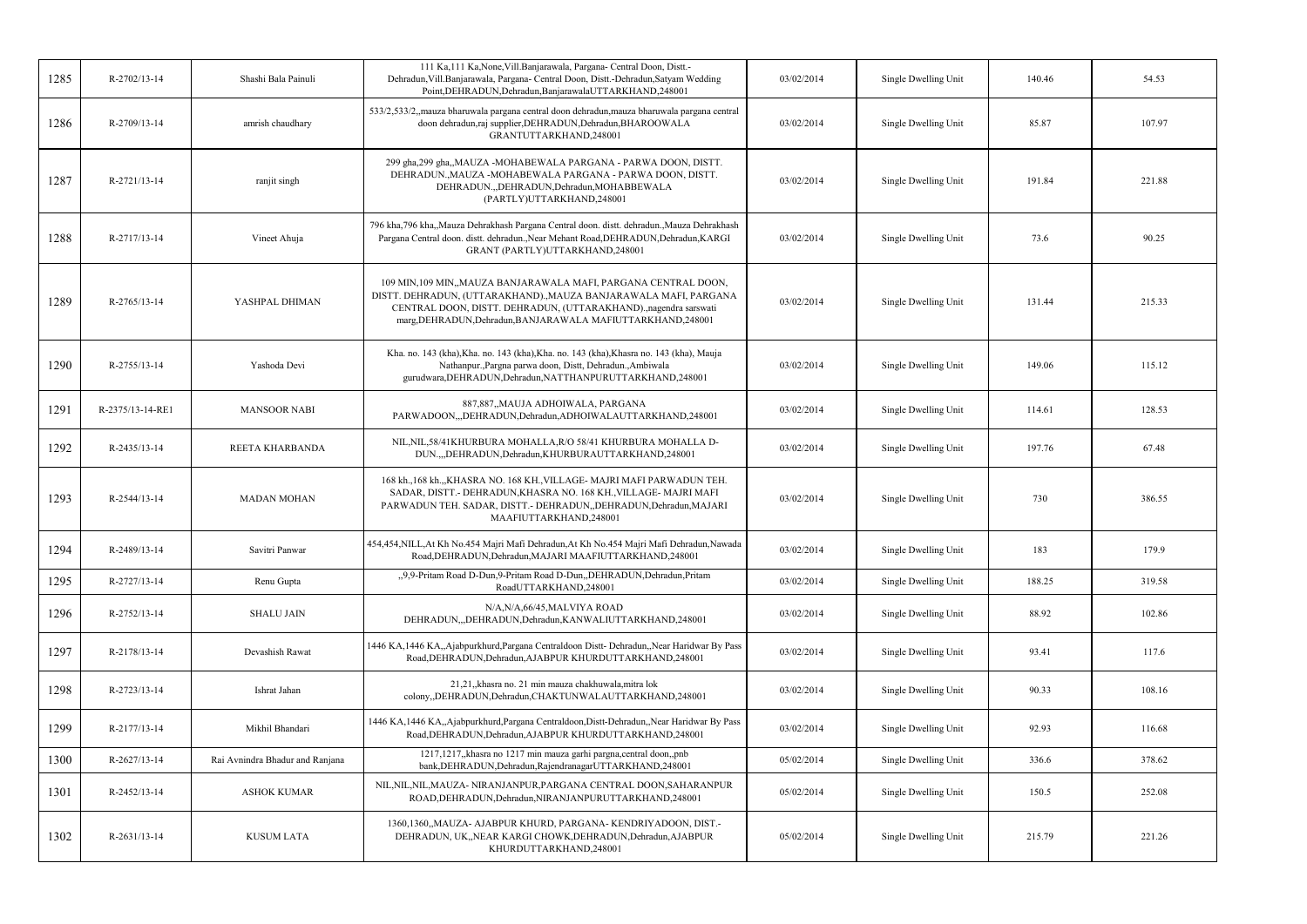| 1285 | R-2702/13-14 | Shashi Bala Painuli | 111 Ka,111 Ka,None,Vill.Banjarawala, Pargana- Central Doon, Distt.-Dehradun,Vill.Banjarawala, Pargana- Central Doon, Distt.-Dehradun,Satyam Wedding Point,DEHRADUN,Dehradun,BanjarawalaUTTARKHAND,248001 | 03/02/2014 | Single Dwelling Unit | 140.46 | 54.53 |
|---|---|---|---|---|---|---|---|
| 1286 | R-2709/13-14 | amrish chaudhary | 533/2,533/2,,mauza bharuwala pargana central doon dehradun,mauza bharuwala pargana central doon dehradun,raj supplier,DEHRADUN,Dehradun,BHAROOWALA GRANTUTTARKHAND,248001 | 03/02/2014 | Single Dwelling Unit | 85.87 | 107.97 |
| 1287 | R-2721/13-14 | ranjit singh | 299 gha,299 gha,,MAUZA -MOHABEWALA PARGANA - PARWA DOON, DISTT. DEHRADUN.,MAUZA -MOHABEWALA PARGANA - PARWA DOON, DISTT. DEHRADUN.,,DEHRADUN,Dehradun,MOHABBEWALA (PARTLY)UTTARKHAND,248001 | 03/02/2014 | Single Dwelling Unit | 191.84 | 221.88 |
| 1288 | R-2717/13-14 | Vineet Ahuja | 796 kha,796 kha,,Mauza Dehrakhash Pargana Central doon. distt. dehradun.,Mauza Dehrakhash Pargana Central doon. distt. dehradun.,Near Mehant Road,DEHRADUN,Dehradun,KARGI GRANT (PARTLY)UTTARKHAND,248001 | 03/02/2014 | Single Dwelling Unit | 73.6 | 90.25 |
| 1289 | R-2765/13-14 | YASHPAL DHIMAN | 109 MIN,109 MIN,,MAUZA BANJARAWALA MAFI, PARGANA CENTRAL DOON, DISTT. DEHRADUN, (UTTARAKHAND).,MAUZA BANJARAWALA MAFI, PARGANA CENTRAL DOON, DISTT. DEHRADUN, (UTTARAKHAND).,nagendra sarswati marg,DEHRADUN,Dehradun,BANJARAWALA MAFIUTTARKHAND,248001 | 03/02/2014 | Single Dwelling Unit | 131.44 | 215.33 |
| 1290 | R-2755/13-14 | Yashoda Devi | Kha. no. 143 (kha),Kha. no. 143 (kha),Kha. no. 143 (kha),Khasra no. 143 (kha), Mauja Nathanpur.,Pargna parwa doon, Distt, Dehradun.,Ambiwala gurudwara,DEHRADUN,Dehradun,NATTHANPURUTTARKHAND,248001 | 03/02/2014 | Single Dwelling Unit | 149.06 | 115.12 |
| 1291 | R-2375/13-14-RE1 | MANSOOR NABI | 887,887,,MAUJA ADHOIWALA, PARGANA PARWADOON,,,DEHRADUN,Dehradun,ADHOIWALAUTTARKHAND,248001 | 03/02/2014 | Single Dwelling Unit | 114.61 | 128.53 |
| 1292 | R-2435/13-14 | REETA KHARBANDA | NIL,NIL,58/41KHURBURA MOHALLA,R/O 58/41 KHURBURA MOHALLA D-DUN.,,,DEHRADUN,Dehradun,KHURBURAUTTARKHAND,248001 | 03/02/2014 | Single Dwelling Unit | 197.76 | 67.48 |
| 1293 | R-2544/13-14 | MADAN MOHAN | 168 kh.,168 kh.,,KHASRA NO. 168 KH.,VILLAGE- MAJRI MAFI PARWADUN TEH. SADAR, DISTT.- DEHRADUN,KHASRA NO. 168 KH.,VILLAGE- MAJRI MAFI PARWADUN TEH. SADAR, DISTT.- DEHRADUN,,DEHRADUN,Dehradun,MAJARI MAAFIUTTARKHAND,248001 | 03/02/2014 | Single Dwelling Unit | 730 | 386.55 |
| 1294 | R-2489/13-14 | Savitri Panwar | 454,454,NILL,At Kh No.454 Majri Mafi Dehradun,At Kh No.454 Majri Mafi Dehradun,Nawada Road,DEHRADUN,Dehradun,MAJARI MAAFIUTTARKHAND,248001 | 03/02/2014 | Single Dwelling Unit | 183 | 179.9 |
| 1295 | R-2727/13-14 | Renu Gupta | ,,9,9-Pritam Road D-Dun,9-Pritam Road D-Dun,,DEHRADUN,Dehradun,Pritam RoadUTTARKHAND,248001 | 03/02/2014 | Single Dwelling Unit | 188.25 | 319.58 |
| 1296 | R-2752/13-14 | SHALU JAIN | N/A,N/A,66/45,MALVIYA ROAD DEHRADUN,,,DEHRADUN,Dehradun,KANWALIUTTARKHAND,248001 | 03/02/2014 | Single Dwelling Unit | 88.92 | 102.86 |
| 1297 | R-2178/13-14 | Devashish Rawat | 1446 KA,1446 KA,,Ajabpurkhurd,Pargana Centraldoon Distt- Dehradun,,Near Haridwar By Pass Road,DEHRADUN,Dehradun,AJABPUR KHURDUTTARKHAND,248001 | 03/02/2014 | Single Dwelling Unit | 93.41 | 117.6 |
| 1298 | R-2723/13-14 | Ishrat Jahan | 21,21,,khasra no. 21 min mauza chakhuwala,mitra lok colony,,DEHRADUN,Dehradun,CHAKTUNWALAUTTARKHAND,248001 | 03/02/2014 | Single Dwelling Unit | 90.33 | 108.16 |
| 1299 | R-2177/13-14 | Mikhil Bhandari | 1446 KA,1446 KA,,Ajabpurkhurd,Pargana Centraldoon,Distt-Dehradun,,Near Haridwar By Pass Road,DEHRADUN,Dehradun,AJABPUR KHURDUTTARKHAND,248001 | 03/02/2014 | Single Dwelling Unit | 92.93 | 116.68 |
| 1300 | R-2627/13-14 | Rai Avnindra Bhadur and Ranjana | 1217,1217,,khasra no 1217 min mauza garhi pargna,central doon,,pnb bank,DEHRADUN,Dehradun,RajendranagarUTTARKHAND,248001 | 05/02/2014 | Single Dwelling Unit | 336.6 | 378.62 |
| 1301 | R-2452/13-14 | ASHOK KUMAR | NIL,NIL,NIL,MAUZA- NIRANJANPUR,PARGANA CENTRAL DOON,SAHARANPUR ROAD,DEHRADUN,Dehradun,NIRANJANPURUTTARKHAND,248001 | 05/02/2014 | Single Dwelling Unit | 150.5 | 252.08 |
| 1302 | R-2631/13-14 | KUSUM LATA | 1360,1360,,MAUZA- AJABPUR KHURD, PARGANA- KENDRIYADOON, DIST.-DEHRADUN, UK,,NEAR KARGI CHOWK,DEHRADUN,Dehradun,AJABPUR KHURDUTTARKHAND,248001 | 05/02/2014 | Single Dwelling Unit | 215.79 | 221.26 |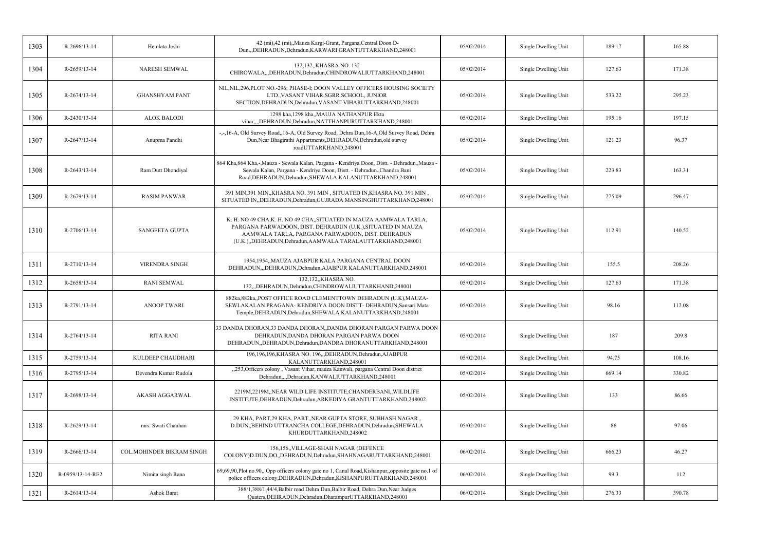| 1303 | R-2696/13-14 | Hemlata Joshi | 42 (mi),42 (mi),,Mauza Kargi-Grant, Pargana,Central Doon D-Dun..,DEHRADUN,Dehradun,KARWARI GRANTUTTARKHAND,248001 | 05/02/2014 | Single Dwelling Unit | 189.17 | 165.88 |
|---|---|---|---|---|---|---|---|
| 1304 | R-2659/13-14 | NARESH SEMWAL | 132,132,,KHASRA NO. 132 CHIROWALA,,,DEHRADUN,Dehradun,CHINDROWALIUTTARKHAND,248001 | 05/02/2014 | Single Dwelling Unit | 127.63 | 171.38 |
| 1305 | R-2674/13-14 | GHANSHYAM PANT | NIL,NIL,296,PLOT NO.-296; PHASE-I; DOON VALLEY OFFICERS HOUSING SOCIETY LTD.,VASANT VIHAR,SGRR SCHOOL, JUNIOR SECTION,DEHRADUN,Dehradun,VASANT VIHARUTTARKHAND,248001 | 05/02/2014 | Single Dwelling Unit | 533.22 | 295.23 |
| 1306 | R-2430/13-14 | ALOK BALODI | 1298 kha,1298 kha,,MAUJA NATHANPUR Ekta vihar,,,,DEHRADUN,Dehradun,NATTHANPURUTTARKHAND,248001 | 05/02/2014 | Single Dwelling Unit | 195.16 | 197.15 |
| 1307 | R-2647/13-14 | Anupma Pandhi | -,-,16-A, Old Survey Road,,16-A, Old Survey Road, Dehra Dun,16-A,Old Survey Road, Dehra Dun,Near Bhagirathi Appartments,DEHRADUN,Dehradun,old survey roadUTTARKHAND,248001 | 05/02/2014 | Single Dwelling Unit | 121.23 | 96.37 |
| 1308 | R-2643/13-14 | Ram Dutt Dhondiyal | 864 Kha,864 Kha,-,Mauza - Sewala Kalan, Pargana - Kendriya Doon, Distt. - Dehradun.,Mauza - Sewala Kalan, Pargana - Kendriya Doon, Distt. - Dehradun.,Chandra Bani Road,DEHRADUN,Dehradun,SHEWALA KALANUTTARKHAND,248001 | 05/02/2014 | Single Dwelling Unit | 223.83 | 163.31 |
| 1309 | R-2679/13-14 | RASIM PANWAR | 391 MIN,391 MIN,,KHASRA NO. 391 MIN , SITUATED IN,KHASRA NO. 391 MIN , SITUATED IN,,DEHRADUN,Dehradun,GUJRADA MANSINGHUTTARKHAND,248001 | 05/02/2014 | Single Dwelling Unit | 275.09 | 296.47 |
| 1310 | R-2706/13-14 | SANGEETA GUPTA | K. H. NO 49 CHA,K. H. NO 49 CHA,,SITUATED IN MAUZA AAMWALA TARLA, PARGANA PARWADOON, DIST. DEHRADUN (U.K.),SITUATED IN MAUZA AAMWALA TARLA, PARGANA PARWADOON, DIST. DEHRADUN (U.K.),,DEHRADUN,Dehradun,AAMWALA TARALAUTTARKHAND,248001 | 05/02/2014 | Single Dwelling Unit | 112.91 | 140.52 |
| 1311 | R-2710/13-14 | VIRENDRA SINGH | 1954,1954,,MAUZA AJABPUR KALA PARGANA CENTRAL DOON DEHRADUN,,,DEHRADUN,Dehradun,AJABPUR KALANUTTARKHAND,248001 | 05/02/2014 | Single Dwelling Unit | 155.5 | 208.26 |
| 1312 | R-2658/13-14 | RANI SEMWAL | 132,132,,KHASRA NO. 132,,,DEHRADUN,Dehradun,CHINDROWALIUTTARKHAND,248001 | 05/02/2014 | Single Dwelling Unit | 127.63 | 171.38 |
| 1313 | R-2791/13-14 | ANOOP TWARI | 882ka,882ka,,POST OFFICE ROAD CLEMENTTOWN DEHRADUN (U.K),MAUZA-SEWLAKALAN PRAGANA- KENDRIYA DOON DISTT- DEHRADUN,Sansari Mata Temple,DEHRADUN,Dehradun,SHEWALA KALANUTTARKHAND,248001 | 05/02/2014 | Single Dwelling Unit | 98.16 | 112.08 |
| 1314 | R-2764/13-14 | RITA RANI | 33 DANDA DHORAN,33 DANDA DHORAN,,DANDA DHORAN PARGAN PARWA DOON DEHRADUN,DANDA DHORAN PARGAN PARWA DOON DEHRADUN,,DEHRADUN,Dehradun,DANDRA DHORANUTTARKHAND,248001 | 05/02/2014 | Single Dwelling Unit | 187 | 209.8 |
| 1315 | R-2759/13-14 | KULDEEP CHAUDHARI | 196,196,196,KHASRA NO. 196,,,DEHRADUN,Dehradun,AJABPUR KALANUTTARKHAND,248001 | 05/02/2014 | Single Dwelling Unit | 94.75 | 108.16 |
| 1316 | R-2795/13-14 | Devendra Kumar Rudola | ,,253,Officers colony , Vasant Vihar, mauza Kanwali, pargana Central Doon district Dehradun,,,,Dehradun,KANWALIUTTARKHAND,248001 | 05/02/2014 | Single Dwelling Unit | 669.14 | 330.82 |
| 1317 | R-2698/13-14 | AKASH AGGARWAL | 2219M,2219M,,NEAR WILD LIFE INSTITUTE,CHANDERBANI,,WILDLIFE INSTITUTE,DEHRADUN,Dehradun,ARKEDIYA GRANTUTTARKHAND,248002 | 05/02/2014 | Single Dwelling Unit | 133 | 86.66 |
| 1318 | R-2629/13-14 | mrs. Swati Chauhan | 29 KHA, PART,29 KHA, PART,,NEAR GUPTA STORE, SUBHASH NAGAR , D.DUN,,BEHIND UTTRANCHA COLLEGE,DEHRADUN,Dehradun,SHEWALA KHURDUTTARKHAND,248002 | 05/02/2014 | Single Dwelling Unit | 86 | 97.06 |
| 1319 | R-2666/13-14 | COL.MOHINDER BIKRAM SINGH | 156,156,,VILLAGE-SHAH NAGAR (DEFENCE COLONY)D.DUN,DO,,DEHRADUN,Dehradun,SHAHNAGARUTTARKHAND,248001 | 06/02/2014 | Single Dwelling Unit | 666.23 | 46.27 |
| 1320 | R-0959/13-14-RE2 | Nimita singh Rana | 69,69,90,Plot no.90,, Opp officers colony gate no 1, Canal Road,Kishanpur,,opposite gate no.1 of police officers colony,DEHRADUN,Dehradun,KISHANPURUTTARKHAND,248001 | 06/02/2014 | Single Dwelling Unit | 99.3 | 112 |
| 1321 | R-2614/13-14 | Ashok Barat | 388/1,388/1,44/4,Balbir road Dehra Dun,Balbir Road, Dehra Dun,Near Judges Quaters,DEHRADUN,Dehradun,DharampurUTTARKHAND,248001 | 06/02/2014 | Single Dwelling Unit | 276.33 | 390.78 |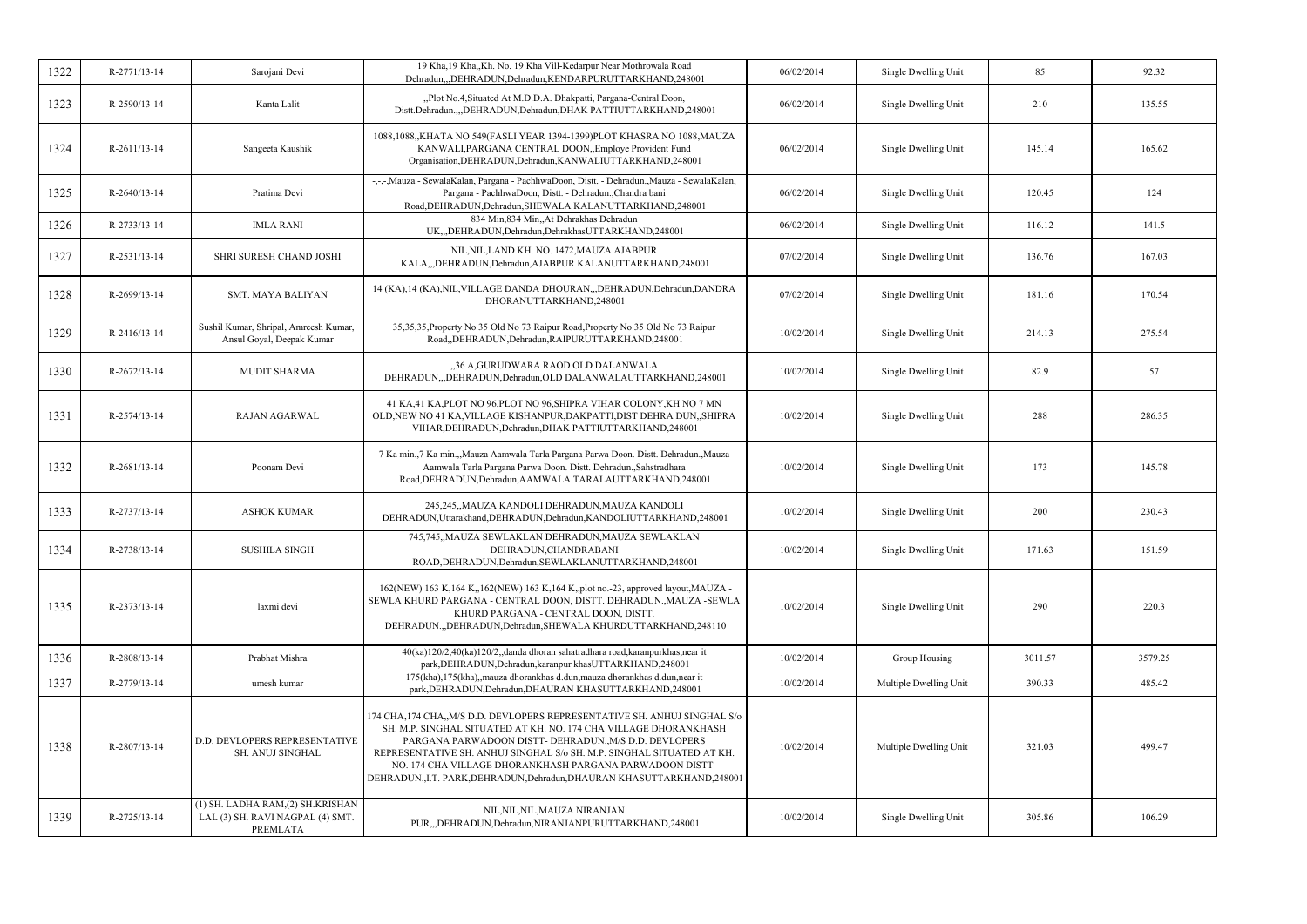| 1322 | R-2771/13-14 | Sarojani Devi | 19 Kha,19 Kha,,Kh. No. 19 Kha Vill-Kedarpur Near Mothrowala Road Dehradun,,,DEHRADUN,Dehradun,KENDARPURUTTARKHAND,248001 | 06/02/2014 | Single Dwelling Unit | 85 | 92.32 |
|---|---|---|---|---|---|---|---|
| 1323 | R-2590/13-14 | Kanta Lalit | ,,Plot No.4,Situated At M.D.D.A. Dhakpatti, Pargana-Central Doon, Distt.Dehradun.,,,DEHRADUN,Dehradun,DHAK PATTIUTTARKHAND,248001 | 06/02/2014 | Single Dwelling Unit | 210 | 135.55 |
| 1324 | R-2611/13-14 | Sangeeta Kaushik | 1088,1088,,KHATA NO 549(FASLI YEAR 1394-1399)PLOT KHASRA NO 1088,MAUZA KANWALI,PARGANA CENTRAL DOON,,Employe Provident Fund Organisation,DEHRADUN,Dehradun,KANWALIUTTARKHAND,248001 | 06/02/2014 | Single Dwelling Unit | 145.14 | 165.62 |
| 1325 | R-2640/13-14 | Pratima Devi | -,-,-,Mauza - SewalaKalan, Pargana - PachhwaDoon, Distt. - Dehradun.,Mauza - SewalaKalan, Pargana - PachhwaDoon, Distt. - Dehradun.,Chandra bani Road,DEHRADUN,Dehradun,SHEWALA KALANUTTARKHAND,248001 | 06/02/2014 | Single Dwelling Unit | 120.45 | 124 |
| 1326 | R-2733/13-14 | IMLA RANI | 834 Min,834 Min,,At Dehrakhas Dehradun UK,,,DEHRADUN,Dehradun,DehrakhasUTTARKHAND,248001 | 06/02/2014 | Single Dwelling Unit | 116.12 | 141.5 |
| 1327 | R-2531/13-14 | SHRI SURESH CHAND JOSHI | NIL,NIL,LAND KH. NO. 1472,MAUZA AJABPUR KALA,,,DEHRADUN,Dehradun,AJABPUR KALANUTTARKHAND,248001 | 07/02/2014 | Single Dwelling Unit | 136.76 | 167.03 |
| 1328 | R-2699/13-14 | SMT. MAYA BALIYAN | 14 (KA),14 (KA),NIL,VILLAGE DANDA DHOURAN,,,DEHRADUN,Dehradun,DANDRA DHORANUTTARKHAND,248001 | 07/02/2014 | Single Dwelling Unit | 181.16 | 170.54 |
| 1329 | R-2416/13-14 | Sushil Kumar, Shripal, Amreesh Kumar, Ansul Goyal, Deepak Kumar | 35,35,35,Property No 35 Old No 73 Raipur Road,Property No 35 Old No 73 Raipur Road,,DEHRADUN,Dehradun,RAIPURUTTARKHAND,248001 | 10/02/2014 | Single Dwelling Unit | 214.13 | 275.54 |
| 1330 | R-2672/13-14 | MUDIT SHARMA | ,,36 A,GURUDWARA RAOD OLD DALANWALA DEHRADUN,,,DEHRADUN,Dehradun,OLD DALANWALAUTTARKHAND,248001 | 10/02/2014 | Single Dwelling Unit | 82.9 | 57 |
| 1331 | R-2574/13-14 | RAJAN AGARWAL | 41 KA,41 KA,PLOT NO 96,PLOT NO 96,SHIPRA VIHAR COLONY,KH NO 7 MN OLD,NEW NO 41 KA,VILLAGE KISHANPUR,DAKPATTI,DIST DEHRA DUN,,SHIPRA VIHAR,DEHRADUN,Dehradun,DHAK PATTIUTTARKHAND,248001 | 10/02/2014 | Single Dwelling Unit | 288 | 286.35 |
| 1332 | R-2681/13-14 | Poonam Devi | 7 Ka min.,7 Ka min.,,Mauza Aamwala Tarla Pargana Parwa Doon. Distt. Dehradun.,Mauza Aamwala Tarla Pargana Parwa Doon. Distt. Dehradun.,Sahstradhara Road,DEHRADUN,Dehradun,AAMWALA TARALAUTTARKHAND,248001 | 10/02/2014 | Single Dwelling Unit | 173 | 145.78 |
| 1333 | R-2737/13-14 | ASHOK KUMAR | 245,245,,MAUZA KANDOLI DEHRADUN,MAUZA KANDOLI DEHRADUN,Uttarakhand,DEHRADUN,Dehradun,KANDOLIUTTARKHAND,248001 | 10/02/2014 | Single Dwelling Unit | 200 | 230.43 |
| 1334 | R-2738/13-14 | SUSHILA SINGH | 745,745,,MAUZA SEWLAKLAN DEHRADUN,MAUZA SEWLAKLAN DEHRADUN,CHANDRABANI ROAD,DEHRADUN,Dehradun,SEWLAKLANUTTARKHAND,248001 | 10/02/2014 | Single Dwelling Unit | 171.63 | 151.59 |
| 1335 | R-2373/13-14 | laxmi devi | 162(NEW) 163 K,164 K,,162(NEW) 163 K,164 K,,plot no.-23, approved layout,MAUZA - SEWLA KHURD PARGANA - CENTRAL DOON, DISTT. DEHRADUN.,MAUZA -SEWLA KHURD PARGANA - CENTRAL DOON, DISTT. DEHRADUN.,,DEHRADUN,Dehradun,SHEWALA KHURDUTTARKHAND,248110 | 10/02/2014 | Single Dwelling Unit | 290 | 220.3 |
| 1336 | R-2808/13-14 | Prabhat Mishra | 40(ka)120/2,40(ka)120/2,,danda dhoran sahatradhara road,karanpurkhas,near it park,DEHRADUN,Dehradun,karanpur khasUTTARKHAND,248001 | 10/02/2014 | Group Housing | 3011.57 | 3579.25 |
| 1337 | R-2779/13-14 | umesh kumar | 175(kha),175(kha),,mauza dhorankhas d.dun,mauza dhorankhas d.dun,near it park,DEHRADUN,Dehradun,DHAURAN KHASUTTARKHAND,248001 | 10/02/2014 | Multiple Dwelling Unit | 390.33 | 485.42 |
| 1338 | R-2807/13-14 | D.D. DEVLOPERS REPRESENTATIVE SH. ANUJ SINGHAL | 174 CHA,174 CHA,,M/S D.D. DEVLOPERS REPRESENTATIVE SH. ANHUJ SINGHAL S/o SH. M.P. SINGHAL SITUATED AT KH. NO. 174 CHA VILLAGE DHORANKHASH PARGANA PARWADOON DISTT- DEHRADUN.,M/S D.D. DEVLOPERS REPRESENTATIVE SH. ANHUJ SINGHAL S/o SH. M.P. SINGHAL SITUATED AT KH. NO. 174 CHA VILLAGE DHORANKHASH PARGANA PARWADOON DISTT- DEHRADUN.,I.T. PARK,DEHRADUN,Dehradun,DHAURAN KHASUTTARKHAND,248001 | 10/02/2014 | Multiple Dwelling Unit | 321.03 | 499.47 |
| 1339 | R-2725/13-14 | (1) SH. LADHA RAM,(2) SH.KRISHAN LAL (3) SH. RAVI NAGPAL (4) SMT. PREMLATA | NIL,NIL,NIL,MAUZA NIRANJAN PUR,,,DEHRADUN,Dehradun,NIRANJANPURUTTARKHAND,248001 | 10/02/2014 | Single Dwelling Unit | 305.86 | 106.29 |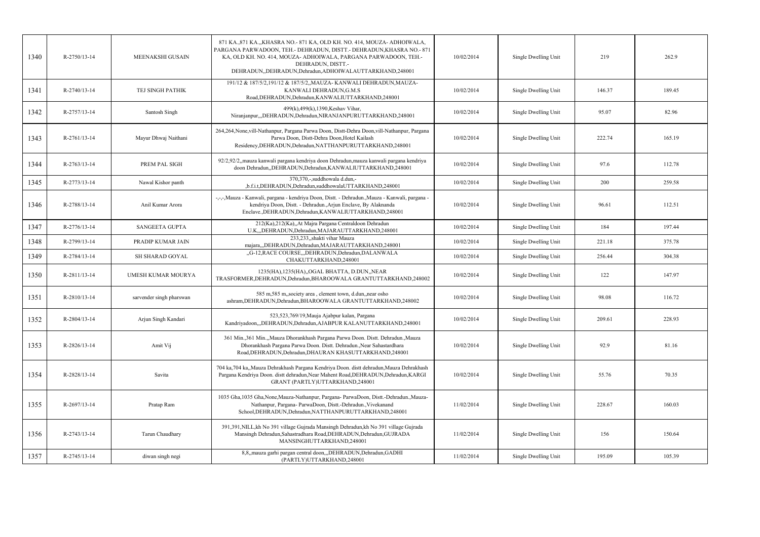| 1340 | R-2750/13-14 | MEENAKSHI GUSAIN | 871 KA.,871 KA.,,KHASRA NO.- 871 KA, OLD KH. NO. 414, MOUZA- ADHOIWALA, PARGANA PARWADOON, TEH.- DEHRADUN, DISTT.- DEHRADUN,KHASRA NO.- 871 KA, OLD KH. NO. 414, MOUZA- ADHOIWALA, PARGANA PARWADOON, TEH.- DEHRADUN, DISTT.- DEHRADUN,,DEHRADUN,Dehradun,ADHOIWALAUTTARKHAND,248001 | 10/02/2014 | Single Dwelling Unit | 219 | 262.9 |
|---|---|---|---|---|---|---|---|
| 1341 | R-2740/13-14 | TEJ SINGH PATHIK | 191/12 & 187/5/2,191/12 & 187/5/2,,MAUZA- KANWALI DEHRADUN,MAUZA- KANWALI DEHRADUN,G.M.S Road,DEHRADUN,Dehradun,KANWALIUTTARKHAND,248001 | 10/02/2014 | Single Dwelling Unit | 146.37 | 189.45 |
| 1342 | R-2757/13-14 | Santosh Singh | 499(k),499(k),1390,Keshav Vihar, Niranjanpur,,,DEHRADUN,Dehradun,NIRANJANPURUTTARKHAND,248001 | 10/02/2014 | Single Dwelling Unit | 95.07 | 82.96 |
| 1343 | R-2761/13-14 | Mayur Dhwaj Naithani | 264,264,None,vill-Nathanpur, Pargana Parwa Doon, Distt-Dehra Doon,vill-Nathanpur, Pargana Parwa Doon, Distt-Dehra Doon,Hotel Kailash Residency,DEHRADUN,Dehradun,NATTHANPURUTTARKHAND,248001 | 10/02/2014 | Single Dwelling Unit | 222.74 | 165.19 |
| 1344 | R-2763/13-14 | PREM PAL SIGH | 92/2,92/2,,mauza kanwali pargana kendriya doon Dehradun,mauza kanwali pargana kendriya doon Dehradun,,DEHRADUN,Dehradun,KANWALIUTTARKHAND,248001 | 10/02/2014 | Single Dwelling Unit | 97.6 | 112.78 |
| 1345 | R-2773/13-14 | Nawal Kishor panth | 370,370,-,suddhowala d.dun,- ,b.f.i.t,DEHRADUN,Dehradun,suddhowalaUTTARKHAND,248001 | 10/02/2014 | Single Dwelling Unit | 200 | 259.58 |
| 1346 | R-2788/13-14 | Anil Kumar Arora | -,-,-,Mauza - Kanwali, pargana - kendriya Doon, Distt. - Dehradun.,Mauza - Kanwali, pargana - kendriya Doon, Distt. - Dehradun.,Arjun Enclave, By Alaknanda Enclave.,DEHRADUN,Dehradun,KANWALIUTTARKHAND,248001 | 10/02/2014 | Single Dwelling Unit | 96.61 | 112.51 |
| 1347 | R-2776/13-14 | SANGEETA GUPTA | 212(Ka),212(Ka),,At Majra Pargana Centraldoon Dehradun U.K,,,DEHRADUN,Dehradun,MAJARAUTTARKHAND,248001 | 10/02/2014 | Single Dwelling Unit | 184 | 197.44 |
| 1348 | R-2799/13-14 | PRADIP KUMAR JAIN | 233,233,,shakti vihar Mauza majara,,,DEHRADUN,Dehradun,MAJARAUTTARKHAND,248001 | 10/02/2014 | Single Dwelling Unit | 221.18 | 375.78 |
| 1349 | R-2784/13-14 | SH SHARAD GOYAL | ,,G-12,RACE COURSE,,,DEHRADUN,Dehradun,DALANWALA CHAKUTTARKHAND,248001 | 10/02/2014 | Single Dwelling Unit | 256.44 | 304.38 |
| 1350 | R-2811/13-14 | UMESH KUMAR MOURYA | 1235(HA),1235(HA),,OGAL BHATTA, D.DUN,,NEAR TRASFORMER,DEHRADUN,Dehradun,BHAROOWALA GRANTUTTARKHAND,248002 | 10/02/2014 | Single Dwelling Unit | 122 | 147.97 |
| 1351 | R-2810/13-14 | sarvender singh pharswan | 585 m,585 m,,society area , clement town, d.dun,,near osho ashram,DEHRADUN,Dehradun,BHAROOWALA GRANTUTTARKHAND,248002 | 10/02/2014 | Single Dwelling Unit | 98.08 | 116.72 |
| 1352 | R-2804/13-14 | Arjun Singh Kandari | 523,523,769/19,Mauja Ajabpur kalan, Pargana Kandriyadoon,,,DEHRADUN,Dehradun,AJABPUR KALANUTTARKHAND,248001 | 10/02/2014 | Single Dwelling Unit | 209.61 | 228.93 |
| 1353 | R-2826/13-14 | Amit Vij | 361 Min.,361 Min.,,Mauza Dhorankhash Pargana Parwa Doon. Distt. Dehradun.,Mauza Dhorankhash Pargana Parwa Doon. Distt. Dehradun.,Near Sahastardhara Road,DEHRADUN,Dehradun,DHAURAN KHASUTTARKHAND,248001 | 10/02/2014 | Single Dwelling Unit | 92.9 | 81.16 |
| 1354 | R-2828/13-14 | Savita | 704 ka,704 ka,,Mauza Dehrakhash Pargana Kendriya Doon. distt dehradun,Mauza Dehrakhash Pargana Kendriya Doon. distt dehradun,Near Mahent Road,DEHRADUN,Dehradun,KARGI GRANT (PARTLY)UTTARKHAND,248001 | 10/02/2014 | Single Dwelling Unit | 55.76 | 70.35 |
| 1355 | R-2697/13-14 | Pratap Ram | 1035 Gha,1035 Gha,None,Mauza-Nathanpur, Pargana- ParwaDoon, Distt.-Dehradun.,Mauza- Nathanpur, Pargana- ParwaDoon, Distt.-Dehradun.,Vivekanand School,DEHRADUN,Dehradun,NATTHANPURUTTARKHAND,248001 | 11/02/2014 | Single Dwelling Unit | 228.67 | 160.03 |
| 1356 | R-2743/13-14 | Tarun Chaudhary | 391,391,NILL,kh No 391 village Gujrada Mansingh Dehradun,kh No 391 village Gujrada Mansingh Dehradun,Sahastradhara Road,DEHRADUN,Dehradun,GUJRADA MANSINGHUTTARKHAND,248001 | 11/02/2014 | Single Dwelling Unit | 156 | 150.64 |
| 1357 | R-2745/13-14 | diwan singh negi | 8,8,,mauza garhi pargan central doon,,,DEHRADUN,Dehradun,GADHI (PARTLY)UTTARKHAND,248001 | 11/02/2014 | Single Dwelling Unit | 195.09 | 105.39 |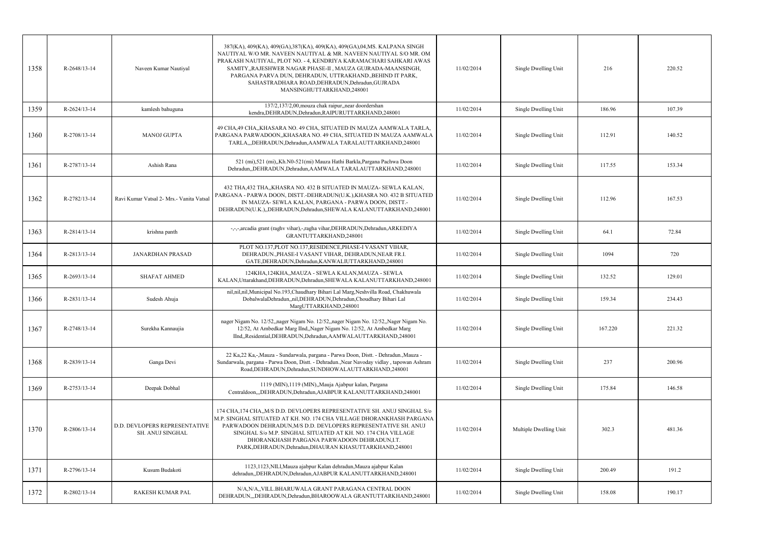| 1358 | R-2648/13-14 | Naveen Kumar Nautiyal | 387(KA), 409(KA), 409(GA),387(KA), 409(KA), 409(GA),04,MS. KALPANA SINGH NAUTIYAL W/O MR. NAVEEN NAUTIYAL & MR. NAVEEN NAUTIYAL S/O MR. OM PRAKASH NAUTIYAL, PLOT NO. - 4, KENDRIYA KARAMACHARI SAHKARI AWAS SAMITY,,RAJESHWER NAGAR PHASE-II , MAUZA GUJRADA-MAANSINGH, PARGANA PARVA DUN, DEHRADUN, UTTRAKHAND.,BEHIND IT PARK, SAHASTRADHARA ROAD,DEHRADUN,Dehradun,GUJRADA MANSINGHUTTARKHAND,248001 | 11/02/2014 | Single Dwelling Unit | 216 | 220.52 |
|---|---|---|---|---|---|---|---|
| 1359 | R-2624/13-14 | kamlesh bahuguna | 137/2,137/2,00,mouza chak raipur,,near doordershan kendra,DEHRADUN,Dehradun,RAIPURUTTARKHAND,248001 | 11/02/2014 | Single Dwelling Unit | 186.96 | 107.39 |
| 1360 | R-2708/13-14 | MANOJ GUPTA | 49 CHA,49 CHA,,KHASARA NO. 49 CHA, SITUATED IN MAUZA AAMWALA TARLA, PARGANA PARWADOON,,KHASARA NO. 49 CHA, SITUATED IN MAUZA AAMWALA TARLA,,,DEHRADUN,Dehradun,AAMWALA TARALAUTTARKHAND,248001 | 11/02/2014 | Single Dwelling Unit | 112.91 | 140.52 |
| 1361 | R-2787/13-14 | Ashish Rana | 521 (mi),521 (mi),,Kh.N0-521(mi) Mauza Hathi Barkla,Pargana Pachwa Doon Dehradun,,DEHRADUN,Dehradun,AAMWALA TARALAUTTARKHAND,248001 | 11/02/2014 | Single Dwelling Unit | 117.55 | 153.34 |
| 1362 | R-2782/13-14 | Ravi Kumar Vatsal 2- Mrs.- Vanita Vatsal | 432 THA,432 THA,,KHASRA NO. 432 B SITUATED IN MAUZA- SEWLA KALAN, PARGANA - PARWA DOON, DISTT.-DEHRADUN(U.K.),KHASRA NO. 432 B SITUATED IN MAUZA- SEWLA KALAN, PARGANA - PARWA DOON, DISTT.-DEHRADUN(U.K.),,DEHRADUN,Dehradun,SHEWALA KALANUTTARKHAND,248001 | 11/02/2014 | Single Dwelling Unit | 112.96 | 167.53 |
| 1363 | R-2814/13-14 | krishna panth | -,-,-,arcadia grant (raghv vihar),-,ragha vihar,DEHRADUN,Dehradun,ARKEDIYA GRANTUTTARKHAND,248001 | 11/02/2014 | Single Dwelling Unit | 64.1 | 72.84 |
| 1364 | R-2813/13-14 | JANARDHAN PRASAD | PLOT NO.137,PLOT NO.137,RESIDENCE,PHASE-I VASANT VIHAR, DEHRADUN.,PHASE-I VASANT VIHAR, DEHRADUN,NEAR FR.I. GATE,DEHRADUN,Dehradun,KANWALIUTTARKHAND,248001 | 11/02/2014 | Single Dwelling Unit | 1094 | 720 |
| 1365 | R-2693/13-14 | SHAFAT AHMED | 124KHA,124KHA,,MAUZA - SEWLA KALAN,MAUZA - SEWLA KALAN,Uttarakhand,DEHRADUN,Dehradun,SHEWALA KALANUTTARKHAND,248001 | 11/02/2014 | Single Dwelling Unit | 132.52 | 129.01 |
| 1366 | R-2831/13-14 | Sudesh Ahuja | nil,nil,nil,Municipal No.193,Chaudhary Bihari Lal Marg,Neshvilla Road, Chakhuwala DobalwalaDehradun,,nil,DEHRADUN,Dehradun,Choudhary Bihari Lal MargUTTARKHAND,248001 | 11/02/2014 | Single Dwelling Unit | 159.34 | 234.43 |
| 1367 | R-2748/13-14 | Surekha Kannaujia | nager Nigam No. 12/52,,nager Nigam No. 12/52,,nager Nigam No. 12/52,,Nager Nigam No. 12/52, At Ambedkar Marg IInd,,Nager Nigam No. 12/52, At Ambedkar Marg IInd,,Residential,DEHRADUN,Dehradun,AAMWALAUTTARKHAND,248001 | 11/02/2014 | Single Dwelling Unit | 167.220 | 221.32 |
| 1368 | R-2839/13-14 | Ganga Devi | 22 Ka,22 Ka,-,Mauza - Sundarwala, pargana - Parwa Doon, Distt. - Dehradun.,Mauza - Sundarwala, pargana - Parwa Doon, Distt. - Dehradun.,Near Navoday vidlay , tapowan Ashram Road,DEHRADUN,Dehradun,SUNDHOWALAUTTARKHAND,248001 | 11/02/2014 | Single Dwelling Unit | 237 | 200.96 |
| 1369 | R-2753/13-14 | Deepak Dobhal | 1119 (MIN),1119 (MIN),,Mauja Ajabpur kalan, Pargana Centraldoon,,,DEHRADUN,Dehradun,AJABPUR KALANUTTARKHAND,248001 | 11/02/2014 | Single Dwelling Unit | 175.84 | 146.58 |
| 1370 | R-2806/13-14 | D.D. DEVLOPERS REPRESENTATIVE SH. ANUJ SINGHAL | 174 CHA,174 CHA,,M/S D.D. DEVLOPERS REPRESENTATIVE SH. ANUJ SINGHAL S/o M.P. SINGHAL SITUATED AT KH. NO. 174 CHA VILLAGE DHORANKHASH PARGANA PARWADOON DEHRADUN,M/S D.D. DEVLOPERS REPRESENTATIVE SH. ANUJ SINGHAL S/o M.P. SINGHAL SITUATED AT KH. NO. 174 CHA VILLAGE DHORANKHASH PARGANA PARWADOON DEHRADUN,I.T. PARK,DEHRADUN,Dehradun,DHAURAN KHASUTTARKHAND,248001 | 11/02/2014 | Multiple Dwelling Unit | 302.3 | 481.36 |
| 1371 | R-2796/13-14 | Kusum Budakoti | 1123,1123,NILl,Mauza ajabpur Kalan dehradun,Mauza ajabpur Kalan dehradun,,DEHRADUN,Dehradun,AJABPUR KALANUTTARKHAND,248001 | 11/02/2014 | Single Dwelling Unit | 200.49 | 191.2 |
| 1372 | R-2802/13-14 | RAKESH KUMAR PAL | N/A,N/A,,VILL.BHARUWALA GRANT PARAGANA CENTRAL DOON DEHRADUN,,,DEHRADUN,Dehradun,BHAROOWALA GRANTUTTARKHAND,248001 | 11/02/2014 | Single Dwelling Unit | 158.08 | 190.17 |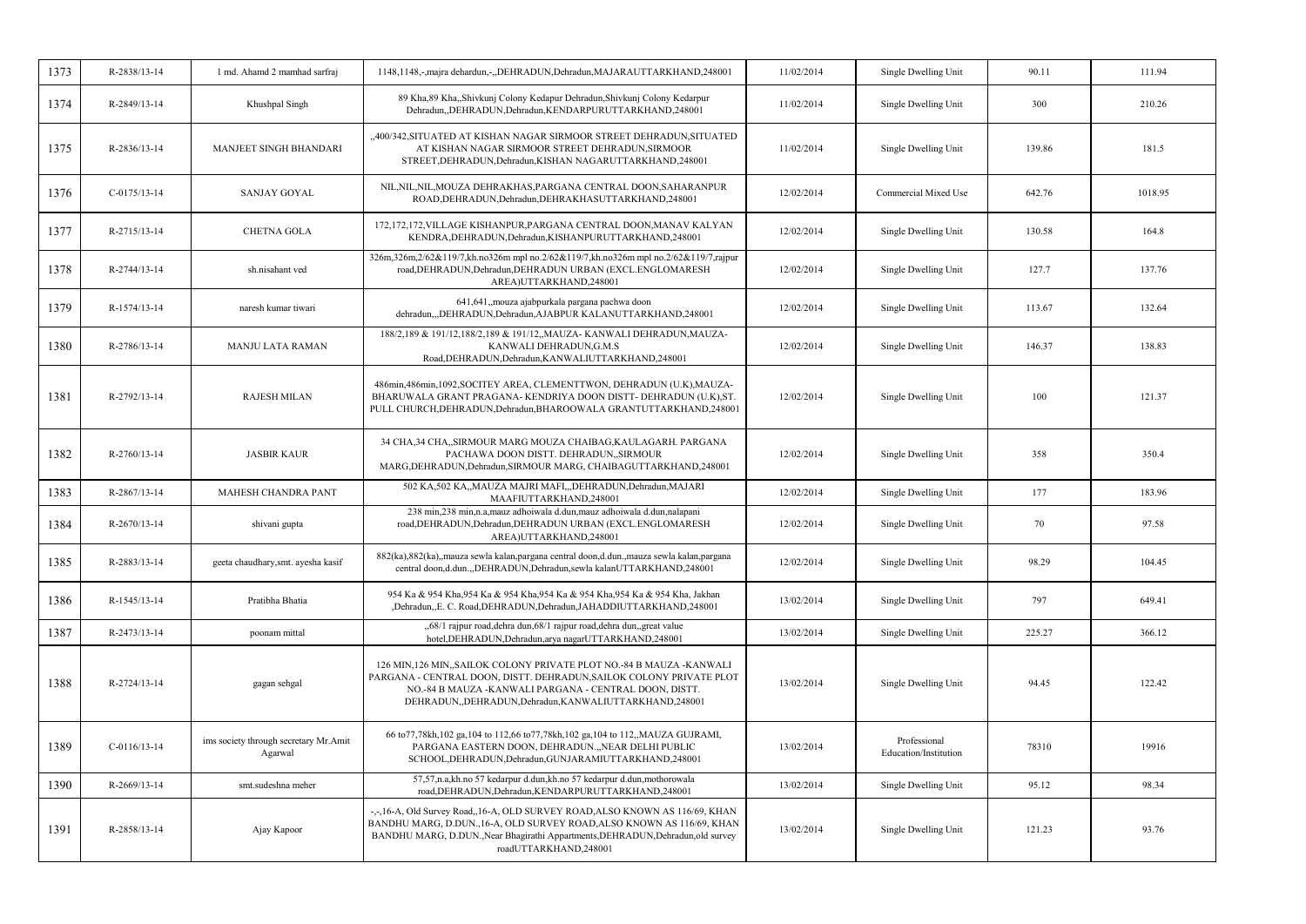| 1373 | R-2838/13-14 | 1 md. Ahamd 2 mamhad sarfraj | 1148,1148,-,majra dehardun,-,,DEHRADUN,Dehradun,MAJARAUTTARKHAND,248001 | 11/02/2014 | Single Dwelling Unit | 90.11 | 111.94 |
|---|---|---|---|---|---|---|---|
| 1374 | R-2849/13-14 | Khushpal Singh | 89 Kha,89 Kha,,Shivkunj Colony Kedapur Dehradun,Shivkunj Colony Kedarpur Dehradun,,DEHRADUN,Dehradun,KENDARPURUTTARKHAND,248001 | 11/02/2014 | Single Dwelling Unit | 300 | 210.26 |
| 1375 | R-2836/13-14 | MANJEET SINGH BHANDARI | ,,400/342,SITUATED AT KISHAN NAGAR SIRMOOR STREET DEHRADUN,SITUATED AT KISHAN NAGAR SIRMOOR STREET DEHRADUN,SIRMOOR STREET,DEHRADUN,Dehradun,KISHAN NAGARUTTARKHAND,248001 | 11/02/2014 | Single Dwelling Unit | 139.86 | 181.5 |
| 1376 | C-0175/13-14 | SANJAY GOYAL | NIL,NIL,NIL,MOUZA DEHRAKHAS,PARGANA CENTRAL DOON,SAHARANPUR ROAD,DEHRADUN,Dehradun,DEHRAKHASUTTARKHAND,248001 | 12/02/2014 | Commercial Mixed Use | 642.76 | 1018.95 |
| 1377 | R-2715/13-14 | CHETNA GOLA | 172,172,172,VILLAGE KISHANPUR,PARGANA CENTRAL DOON,MANAV KALYAN KENDRA,DEHRADUN,Dehradun,KISHANPURUTTARKHAND,248001 | 12/02/2014 | Single Dwelling Unit | 130.58 | 164.8 |
| 1378 | R-2744/13-14 | sh.nisahant ved | 326m,326m,2/62&119/7,kh.no326m mpl no.2/62&119/7,kh.no326m mpl no.2/62&119/7,rajpur road,DEHRADUN,Dehradun,DEHRADUN URBAN (EXCL.ENGLOMARESH AREA)UTTARKHAND,248001 | 12/02/2014 | Single Dwelling Unit | 127.7 | 137.76 |
| 1379 | R-1574/13-14 | naresh kumar tiwari | 641,641,,mouza ajabpurkala pargana pachwa doon dehradun,,,DEHRADUN,Dehradun,AJABPUR KALANUTTARKHAND,248001 | 12/02/2014 | Single Dwelling Unit | 113.67 | 132.64 |
| 1380 | R-2786/13-14 | MANJU LATA RAMAN | 188/2,189 & 191/12,188/2,189 & 191/12,,MAUZA- KANWALI DEHRADUN,MAUZA-KANWALI DEHRADUN,G.M.S Road,DEHRADUN,Dehradun,KANWALIUTTARKHAND,248001 | 12/02/2014 | Single Dwelling Unit | 146.37 | 138.83 |
| 1381 | R-2792/13-14 | RAJESH MILAN | 486min,486min,1092,SOCITEY AREA, CLEMENTTWON, DEHRADUN (U.K),MAUZA-BHARUWALA GRANT PRAGANA- KENDRIYA DOON DISTT- DEHRADUN (U.K),ST. PULL CHURCH,DEHRADUN,Dehradun,BHAROOWALA GRANTUTTARKHAND,248001 | 12/02/2014 | Single Dwelling Unit | 100 | 121.37 |
| 1382 | R-2760/13-14 | JASBIR KAUR | 34 CHA,34 CHA,,SIRMOUR MARG MOUZA CHAIBAG,KAULAGARH. PARGANA PACHAWA DOON DISTT. DEHRADUN,,SIRMOUR MARG,DEHRADUN,Dehradun,SIRMOUR MARG, CHAIBAGUTTARKHAND,248001 | 12/02/2014 | Single Dwelling Unit | 358 | 350.4 |
| 1383 | R-2867/13-14 | MAHESH CHANDRA PANT | 502 KA,502 KA,,MAUZA MAJRI MAFI,,,DEHRADUN,Dehradun,MAJARI MAAFIUTTARKHAND,248001 | 12/02/2014 | Single Dwelling Unit | 177 | 183.96 |
| 1384 | R-2670/13-14 | shivani gupta | 238 min,238 min,n.a,mauz adhoiwala d.dun,mauz adhoiwala d.dun,nalapani road,DEHRADUN,Dehradun,DEHRADUN URBAN (EXCL.ENGLOMARESH AREA)UTTARKHAND,248001 | 12/02/2014 | Single Dwelling Unit | 70 | 97.58 |
| 1385 | R-2883/13-14 | geeta chaudhary,smt. ayesha kasif | 882(ka),882(ka),,mauza sewla kalan,pargana central doon,d.dun.,mauza sewla kalan,pargana central doon,d.dun.,,DEHRADUN,Dehradun,sewla kalanUTTARKHAND,248001 | 12/02/2014 | Single Dwelling Unit | 98.29 | 104.45 |
| 1386 | R-1545/13-14 | Pratibha Bhatia | 954 Ka & 954 Kha,954 Ka & 954 Kha,954 Ka & 954 Kha,954 Ka & 954 Kha, Jakhan ,Dehradun,,E. C. Road,DEHRADUN,Dehradun,JAHADDIUTTARKHAND,248001 | 13/02/2014 | Single Dwelling Unit | 797 | 649.41 |
| 1387 | R-2473/13-14 | poonam mittal | ,,68/1 rajpur road,dehra dun,68/1 rajpur road,dehra dun,,great value hotel,DEHRADUN,Dehradun,arya nagarUTTARKHAND,248001 | 13/02/2014 | Single Dwelling Unit | 225.27 | 366.12 |
| 1388 | R-2724/13-14 | gagan sehgal | 126 MIN,126 MIN,,SAILOK COLONY PRIVATE PLOT NO.-84 B MAUZA -KANWALI PARGANA - CENTRAL DOON, DISTT. DEHRADUN,SAILOK COLONY PRIVATE PLOT NO.-84 B MAUZA -KANWALI PARGANA - CENTRAL DOON, DISTT. DEHRADUN,,DEHRADUN,Dehradun,KANWALIUTTARKHAND,248001 | 13/02/2014 | Single Dwelling Unit | 94.45 | 122.42 |
| 1389 | C-0116/13-14 | ims society through secretary Mr.Amit Agarwal | 66 to77,78kh,102 ga,104 to 112,66 to77,78kh,102 ga,104 to 112,,MAUZA GUJRAMI, PARGANA EASTERN DOON, DEHRADUN.,,NEAR DELHI PUBLIC SCHOOL,DEHRADUN,Dehradun,GUNJARAMIUTTARKHAND,248001 | 13/02/2014 | Professional Education/Institution | 78310 | 19916 |
| 1390 | R-2669/13-14 | smt.sudeshna meher | 57,57,n.a,kh.no 57 kedarpur d.dun,kh.no 57 kedarpur d.dun,mothorowala road,DEHRADUN,Dehradun,KENDARPURUTTARKHAND,248001 | 13/02/2014 | Single Dwelling Unit | 95.12 | 98.34 |
| 1391 | R-2858/13-14 | Ajay Kapoor | -,-,16-A, Old Survey Road,,16-A, OLD SURVEY ROAD,ALSO KNOWN AS 116/69, KHAN BANDHU MARG, D.DUN.,16-A, OLD SURVEY ROAD,ALSO KNOWN AS 116/69, KHAN BANDHU MARG, D.DUN.,Near Bhagirathi Appartments,DEHRADUN,Dehradun,old survey roadUTTARKHAND,248001 | 13/02/2014 | Single Dwelling Unit | 121.23 | 93.76 |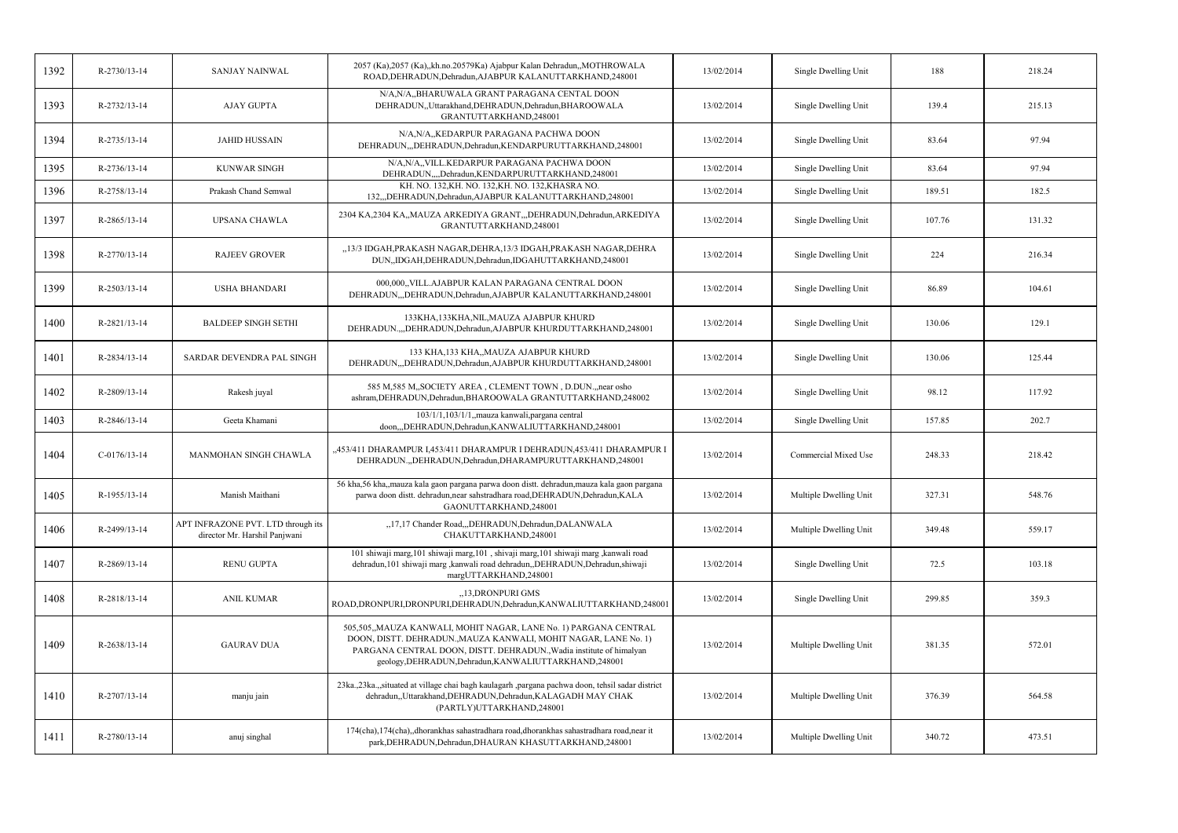| 1392 | R-2730/13-14 | SANJAY NAINWAL | 2057 (Ka),2057 (Ka),,kh.no.20579Ka) Ajabpur Kalan Dehradun,,MOTHROWALA ROAD,DEHRADUN,Dehradun,AJABPUR KALANUTTARKHAND,248001 | 13/02/2014 | Single Dwelling Unit | 188 | 218.24 |
|---|---|---|---|---|---|---|---|
| 1393 | R-2732/13-14 | AJAY GUPTA | N/A,N/A,,BHARUWALA GRANT PARAGANA CENTAL DOON DEHRADUN,,Uttarakhand,DEHRADUN,Dehradun,BHAROOWALA GRANTUTTARKHAND,248001 | 13/02/2014 | Single Dwelling Unit | 139.4 | 215.13 |
| 1394 | R-2735/13-14 | JAHID HUSSAIN | N/A,N/A,,KEDARPUR PARAGANA PACHWA DOON DEHRADUN,,,DEHRADUN,Dehradun,KENDARPURUTTARKHAND,248001 | 13/02/2014 | Single Dwelling Unit | 83.64 | 97.94 |
| 1395 | R-2736/13-14 | KUNWAR SINGH | N/A,N/A,,VILL.KEDARPUR PARAGANA PACHWA DOON DEHRADUN,,,,Dehradun,KENDARPURUTTARKHAND,248001 | 13/02/2014 | Single Dwelling Unit | 83.64 | 97.94 |
| 1396 | R-2758/13-14 | Prakash Chand Semwal | KH. NO. 132,KH. NO. 132,KH. NO. 132,KHASRA NO. 132,,,DEHRADUN,Dehradun,AJABPUR KALANUTTARKHAND,248001 | 13/02/2014 | Single Dwelling Unit | 189.51 | 182.5 |
| 1397 | R-2865/13-14 | UPSANA CHAWLA | 2304 KA,2304 KA,,MAUZA ARKEDIYA GRANT,,,DEHRADUN,Dehradun,ARKEDIYA GRANTUTTARKHAND,248001 | 13/02/2014 | Single Dwelling Unit | 107.76 | 131.32 |
| 1398 | R-2770/13-14 | RAJEEV GROVER | ,,13/3 IDGAH,PRAKASH NAGAR,DEHRA,13/3 IDGAH,PRAKASH NAGAR,DEHRA DUN,,IDGAH,DEHRADUN,Dehradun,IDGAHUTTARKHAND,248001 | 13/02/2014 | Single Dwelling Unit | 224 | 216.34 |
| 1399 | R-2503/13-14 | USHA BHANDARI | 000,000,,VILL.AJABPUR KALAN PARAGANA CENTRAL DOON DEHRADUN,,,DEHRADUN,Dehradun,AJABPUR KALANUTTARKHAND,248001 | 13/02/2014 | Single Dwelling Unit | 86.89 | 104.61 |
| 1400 | R-2821/13-14 | BALDEEP SINGH SETHI | 133KHA,133KHA,NIL,MAUZA AJABPUR KHURD DEHRADUN.,,,DEHRADUN,Dehradun,AJABPUR KHURDUTTARKHAND,248001 | 13/02/2014 | Single Dwelling Unit | 130.06 | 129.1 |
| 1401 | R-2834/13-14 | SARDAR DEVENDRA PAL SINGH | 133 KHA,133 KHA,,MAUZA AJABPUR KHURD DEHRADUN,,,DEHRADUN,Dehradun,AJABPUR KHURDUTTARKHAND,248001 | 13/02/2014 | Single Dwelling Unit | 130.06 | 125.44 |
| 1402 | R-2809/13-14 | Rakesh juyal | 585 M,585 M,,SOCIETY AREA , CLEMENT TOWN , D.DUN.,,near osho ashram,DEHRADUN,Dehradun,BHAROOWALA GRANTUTTARKHAND,248002 | 13/02/2014 | Single Dwelling Unit | 98.12 | 117.92 |
| 1403 | R-2846/13-14 | Geeta Khamani | 103/1/1,103/1/1,,mauza kanwali,pargana central doon,,,DEHRADUN,Dehradun,KANWALIUTTARKHAND,248001 | 13/02/2014 | Single Dwelling Unit | 157.85 | 202.7 |
| 1404 | C-0176/13-14 | MANMOHAN SINGH CHAWLA | ,,453/411 DHARAMPUR I,453/411 DHARAMPUR I DEHRADUN,453/411 DHARAMPUR I DEHRADUN.,,DEHRADUN,Dehradun,DHARAMPURUTTARKHAND,248001 | 13/02/2014 | Commercial Mixed Use | 248.33 | 218.42 |
| 1405 | R-1955/13-14 | Manish Maithani | 56 kha,56 kha,,mauza kala gaon pargana parwa doon distt. dehradun,mauza kala gaon pargana parwa doon distt. dehradun,near sahstradhara road,DEHRADUN,Dehradun,KALA GAONUTTARKHAND,248001 | 13/02/2014 | Multiple Dwelling Unit | 327.31 | 548.76 |
| 1406 | R-2499/13-14 | APT INFRAZONE PVT. LTD through its director Mr. Harshil Panjwani | ,,17,17 Chander Road,,,DEHRADUN,Dehradun,DALANWALA CHAKUTTARKHAND,248001 | 13/02/2014 | Multiple Dwelling Unit | 349.48 | 559.17 |
| 1407 | R-2869/13-14 | RENU GUPTA | 101 shiwaji marg,101 shiwaji marg,101 , shivaji marg,101 shiwaji marg ,kanwali road dehradun,101 shiwaji marg ,kanwali road dehradun,,DEHRADUN,Dehradun,shiwaji margUTTARKHAND,248001 | 13/02/2014 | Single Dwelling Unit | 72.5 | 103.18 |
| 1408 | R-2818/13-14 | ANIL KUMAR | ,,13,DRONPURI GMS ROAD,DRONPURI,DRONPURI,DEHRADUN,Dehradun,KANWALIUTTARKHAND,248001 | 13/02/2014 | Single Dwelling Unit | 299.85 | 359.3 |
| 1409 | R-2638/13-14 | GAURAV DUA | 505,505,,MAUZA KANWALI, MOHIT NAGAR, LANE No. 1) PARGANA CENTRAL DOON, DISTT. DEHRADUN.,MAUZA KANWALI, MOHIT NAGAR, LANE No. 1) PARGANA CENTRAL DOON, DISTT. DEHRADUN.,Wadia institute of himalyan geology,DEHRADUN,Dehradun,KANWALIUTTARKHAND,248001 | 13/02/2014 | Multiple Dwelling Unit | 381.35 | 572.01 |
| 1410 | R-2707/13-14 | manju jain | 23ka.,23ka.,,situated at village chai bagh kaulagarh ,pargana pachwa doon, tehsil sadar district dehradun,,Uttarakhand,DEHRADUN,Dehradun,KALAGADH MAY CHAK (PARTLY)UTTARKHAND,248001 | 13/02/2014 | Multiple Dwelling Unit | 376.39 | 564.58 |
| 1411 | R-2780/13-14 | anuj singhal | 174(cha),174(cha),,dhorankhas sahastradhara road,dhorankhas sahastradhara road,near it park,DEHRADUN,Dehradun,DHAURAN KHASUTTARKHAND,248001 | 13/02/2014 | Multiple Dwelling Unit | 340.72 | 473.51 |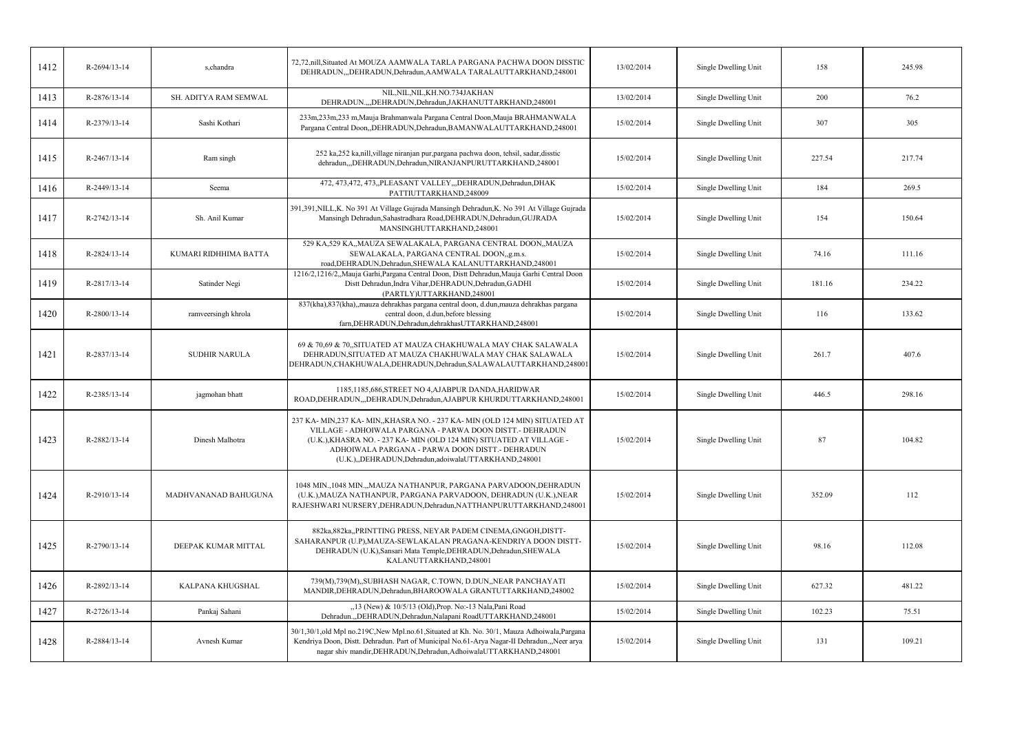| 1412 | R-2694/13-14 | s,chandra | 72,72,nill,Situated At MOUZA AAMWALA TARLA PARGANA PACHWA DOON DISSTIC DEHRADUN,,,DEHRADUN,Dehradun,AAMWALA TARALAUTTARKHAND,248001 | 13/02/2014 | Single Dwelling Unit | 158 | 245.98 |
|---|---|---|---|---|---|---|---|
| 1413 | R-2876/13-14 | SH. ADITYA RAM SEMWAL | NIL,NIL,NIL,KH.NO.734JAKHAN DEHRADUN.,,,DEHRADUN,Dehradun,JAKHANUTTARKHAND,248001 | 13/02/2014 | Single Dwelling Unit | 200 | 76.2 |
| 1414 | R-2379/13-14 | Sashi Kothari | 233m,233m,233 m,Mauja Brahmanwala Pargana Central Doon,Mauja BRAHMANWALA Pargana Central Doon,,DEHRADUN,Dehradun,BAMANWALAUTTARKHAND,248001 | 15/02/2014 | Single Dwelling Unit | 307 | 305 |
| 1415 | R-2467/13-14 | Ram singh | 252 ka,252 ka,nill,village niranjan pur,pargana pachwa doon, tehsil, sadar,disstic dehradun,,,DEHRADUN,Dehradun,NIRANJANPURUTTARKHAND,248001 | 15/02/2014 | Single Dwelling Unit | 227.54 | 217.74 |
| 1416 | R-2449/13-14 | Seema | 472, 473,472, 473,,PLEASANT VALLEY,,,DEHRADUN,Dehradun,DHAK PATTIUTTARKHAND,248009 | 15/02/2014 | Single Dwelling Unit | 184 | 269.5 |
| 1417 | R-2742/13-14 | Sh. Anil Kumar | 391,391,NILL,K. No 391 At Village Gujrada Mansingh Dehradun,K. No 391 At Village Gujrada Mansingh Dehradun,Sahastradhara Road,DEHRADUN,Dehradun,GUJRADA MANSINGHUTTARKHAND,248001 | 15/02/2014 | Single Dwelling Unit | 154 | 150.64 |
| 1418 | R-2824/13-14 | KUMARI RIDHHIMA BATTA | 529 KA,529 KA,,MAUZA SEWALAKALA, PARGANA CENTRAL DOON,,MAUZA SEWALAKALA, PARGANA CENTRAL DOON,,g.m.s. road,DEHRADUN,Dehradun,SHEWALA KALANUTTARKHAND,248001 | 15/02/2014 | Single Dwelling Unit | 74.16 | 111.16 |
| 1419 | R-2817/13-14 | Satinder Negi | 1216/2,1216/2,,Mauja Garhi,Pargana Central Doon, Distt Dehradun,Mauja Garhi Central Doon Distt Dehradun,Indra Vihar,DEHRADUN,Dehradun,GADHI (PARTLY)UTTARKHAND,248001 | 15/02/2014 | Single Dwelling Unit | 181.16 | 234.22 |
| 1420 | R-2800/13-14 | ramveersingh khrola | 837(kha),837(kha),,mauza dehrakhas pargana central doon, d.dun,mauza dehrakhas pargana central doon, d.dun,before blessing farn,DEHRADUN,Dehradun,dehrakhasUTTARKHAND,248001 | 15/02/2014 | Single Dwelling Unit | 116 | 133.62 |
| 1421 | R-2837/13-14 | SUDHIR NARULA | 69 & 70,69 & 70,,SITUATED AT MAUZA CHAKHUWALA MAY CHAK SALAWALA DEHRADUN,SITUATED AT MAUZA CHAKHUWALA MAY CHAK SALAWALA DEHRADUN,CHAKHUWALA,DEHRADUN,Dehradun,SALAWALAUTTARKHAND,248001 | 15/02/2014 | Single Dwelling Unit | 261.7 | 407.6 |
| 1422 | R-2385/13-14 | jagmohan bhatt | 1185,1185,686,STREET NO 4,AJABPUR DANDA,HARIDWAR ROAD,DEHRADUN,,,DEHRADUN,Dehradun,AJABPUR KHURDUTTARKHAND,248001 | 15/02/2014 | Single Dwelling Unit | 446.5 | 298.16 |
| 1423 | R-2882/13-14 | Dinesh Malhotra | 237 KA- MIN,237 KA- MIN,,KHASRA NO. - 237 KA- MIN (OLD 124 MIN) SITUATED AT VILLAGE - ADHOIWALA PARGANA - PARWA DOON DISTT.- DEHRADUN (U.K.),KHASRA NO. - 237 KA- MIN (OLD 124 MIN) SITUATED AT VILLAGE - ADHOIWALA PARGANA - PARWA DOON DISTT.- DEHRADUN (U.K.),,DEHRADUN,Dehradun,adoiwalaUTTARKHAND,248001 | 15/02/2014 | Single Dwelling Unit | 87 | 104.82 |
| 1424 | R-2910/13-14 | MADHVANANAD BAHUGUNA | 1048 MIN.,1048 MIN.,,MAUZA NATHANPUR, PARGANA PARVADOON,DEHRADUN (U.K.),MAUZA NATHANPUR, PARGANA PARVADOON, DEHRADUN (U.K.),NEAR RAJESHWARI NURSERY,DEHRADUN,Dehradun,NATTHANPURUTTARKHAND,248001 | 15/02/2014 | Single Dwelling Unit | 352.09 | 112 |
| 1425 | R-2790/13-14 | DEEPAK KUMAR MITTAL | 882ka,882ka,,PRINTTING PRESS, NEYAR PADEM CINEMA,GNGOH,DISTT-SAHARANPUR (U.P),MAUZA-SEWLAKALAN PRAGANA-KENDRIYA DOON DISTT-DEHRADUN (U.K),Sansari Mata Temple,DEHRADUN,Dehradun,SHEWALA KALANUTTARKHAND,248001 | 15/02/2014 | Single Dwelling Unit | 98.16 | 112.08 |
| 1426 | R-2892/13-14 | KALPANA KHUGSHAL | 739(M),739(M),,SUBHASH NAGAR, C.TOWN, D.DUN,,NEAR PANCHAYATI MANDIR,DEHRADUN,Dehradun,BHAROOWALA GRANTUTTARKHAND,248002 | 15/02/2014 | Single Dwelling Unit | 627.32 | 481.22 |
| 1427 | R-2726/13-14 | Pankaj Sahani | ,,13 (New) & 10/5/13 (Old),Prop. No:-13 Nala,Pani Road Dehradun.,,DEHRADUN,Dehradun,Nalapani RoadUTTARKHAND,248001 | 15/02/2014 | Single Dwelling Unit | 102.23 | 75.51 |
| 1428 | R-2884/13-14 | Avnesh Kumar | 30/1,30/1,old Mpl no.219C,New Mpl.no.61,Situated at Kh. No. 30/1, Mauza Adhoiwala,Pargana Kendriya Doon, Distt. Dehradun. Part of Municipal No.61-Arya Nagar-II Dehradun.,,Neer arya nagar shiv mandir,DEHRADUN,Dehradun,AdhoiwalaUTTARKHAND,248001 | 15/02/2014 | Single Dwelling Unit | 131 | 109.21 |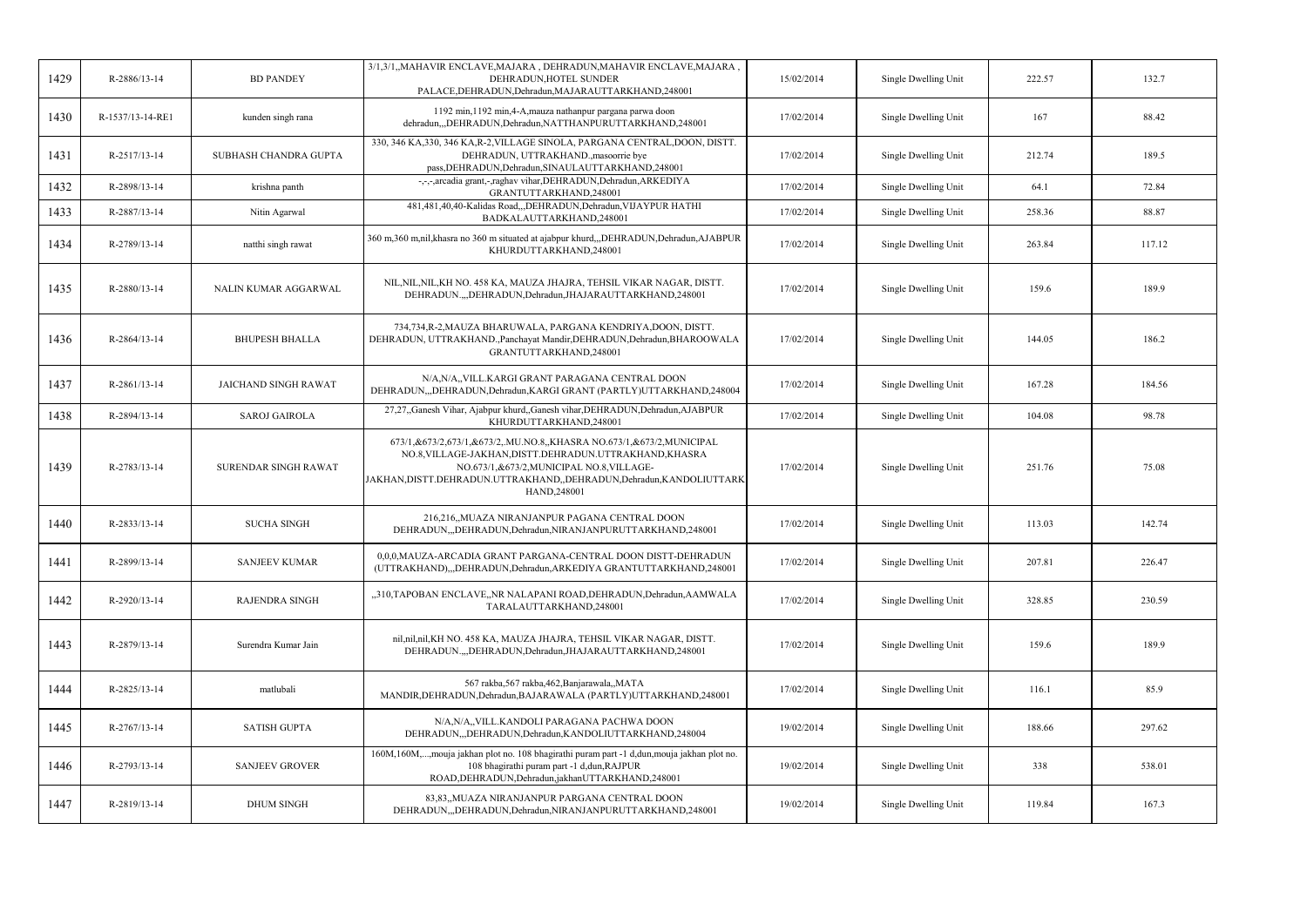| 1429 | R-2886/13-14 | BD PANDEY | 3/1,3/1,,MAHAVIR ENCLAVE,MAJARA , DEHRADUN,MAHAVIR ENCLAVE,MAJARA , DEHRADUN,HOTEL SUNDER PALACE,DEHRADUN,Dehradun,MAJARAUTTARKHAND,248001 | 15/02/2014 | Single Dwelling Unit | 222.57 | 132.7 |
|---|---|---|---|---|---|---|---|
| 1430 | R-1537/13-14-RE1 | kunden singh rana | 1192 min,1192 min,4-A,mauza nathanpur pargana parwa doon dehradun,,,DEHRADUN,Dehradun,NATTHANPURUTTARKHAND,248001 | 17/02/2014 | Single Dwelling Unit | 167 | 88.42 |
| 1431 | R-2517/13-14 | SUBHASH CHANDRA GUPTA | 330, 346 KA,330, 346 KA,R-2,VILLAGE SINOLA, PARGANA CENTRAL,DOON, DISTT. DEHRADUN, UTTRAKHAND.,masoorrie bye pass,DEHRADUN,Dehradun,SINAULAUTTARKHAND,248001 | 17/02/2014 | Single Dwelling Unit | 212.74 | 189.5 |
| 1432 | R-2898/13-14 | krishna panth | -,-,-,arcadia grant,-,raghav vihar,DEHRADUN,Dehradun,ARKEDIYA GRANTUTTARKHAND,248001 | 17/02/2014 | Single Dwelling Unit | 64.1 | 72.84 |
| 1433 | R-2887/13-14 | Nitin Agarwal | 481,481,40,40-Kalidas Road,,,DEHRADUN,Dehradun,VIJAYPUR HATHI BADKALAUTTARKHAND,248001 | 17/02/2014 | Single Dwelling Unit | 258.36 | 88.87 |
| 1434 | R-2789/13-14 | natthi singh rawat | 360 m,360 m,nil,khasra no 360 m situated at ajabpur khurd,,,DEHRADUN,Dehradun,AJABPUR KHURDUTTARKHAND,248001 | 17/02/2014 | Single Dwelling Unit | 263.84 | 117.12 |
| 1435 | R-2880/13-14 | NALIN KUMAR AGGARWAL | NIL,NIL,NIL,KH NO. 458 KA, MAUZA JHAJRA, TEHSIL VIKAR NAGAR, DISTT. DEHRADUN.,,,DEHRADUN,Dehradun,JHAJARAUTTARKHAND,248001 | 17/02/2014 | Single Dwelling Unit | 159.6 | 189.9 |
| 1436 | R-2864/13-14 | BHUPESH BHALLA | 734,734,R-2,MAUZA BHARUWALA, PARGANA KENDRIYA,DOON, DISTT. DEHRADUN, UTTRAKHAND.,Panchayat Mandir,DEHRADUN,Dehradun,BHAROOWALA GRANTUTTARKHAND,248001 | 17/02/2014 | Single Dwelling Unit | 144.05 | 186.2 |
| 1437 | R-2861/13-14 | JAICHAND SINGH RAWAT | N/A,N/A,,VILL.KARGI GRANT PARAGANA CENTRAL DOON DEHRADUN,,,DEHRADUN,Dehradun,KARGI GRANT (PARTLY)UTTARKHAND,248004 | 17/02/2014 | Single Dwelling Unit | 167.28 | 184.56 |
| 1438 | R-2894/13-14 | SAROJ GAIROLA | 27,27,,Ganesh Vihar, Ajabpur khurd,,Ganesh vihar,DEHRADUN,Dehradun,AJABPUR KHURDUTTARKHAND,248001 | 17/02/2014 | Single Dwelling Unit | 104.08 | 98.78 |
| 1439 | R-2783/13-14 | SURENDAR SINGH RAWAT | 673/1,&673/2,673/1,&673/2,.MU.NO.8,,KHASRA NO.673/1,&673/2,MUNICIPAL NO.8,VILLAGE-JAKHAN,DISTT.DEHRADUN.UTTRAKHAND,KHASRA NO.673/1,&673/2,MUNICIPAL NO.8,VILLAGE-JAKHAN,DISTT.DEHRADUN.UTTRAKHAND,,DEHRADUN,Dehradun,KANDOLIUTTARKHAND,248001 | 17/02/2014 | Single Dwelling Unit | 251.76 | 75.08 |
| 1440 | R-2833/13-14 | SUCHA SINGH | 216,216,,MUAZA NIRANJANPUR PAGANA CENTRAL DOON DEHRADUN,,,DEHRADUN,Dehradun,NIRANJANPURUTTARKHAND,248001 | 17/02/2014 | Single Dwelling Unit | 113.03 | 142.74 |
| 1441 | R-2899/13-14 | SANJEEV KUMAR | 0,0,0,MAUZA-ARCADIA GRANT PARGANA-CENTRAL DOON DISTT-DEHRADUN (UTTRAKHAND),,,DEHRADUN,Dehradun,ARKEDIYA GRANTUTTARKHAND,248001 | 17/02/2014 | Single Dwelling Unit | 207.81 | 226.47 |
| 1442 | R-2920/13-14 | RAJENDRA SINGH | ,,310,TAPOBAN ENCLAVE,,NR NALAPANI ROAD,DEHRADUN,Dehradun,AAMWALA TARALAUTTARKHAND,248001 | 17/02/2014 | Single Dwelling Unit | 328.85 | 230.59 |
| 1443 | R-2879/13-14 | Surendra Kumar Jain | nil,nil,nil,KH NO. 458 KA, MAUZA JHAJRA, TEHSIL VIKAR NAGAR, DISTT. DEHRADUN.,,,DEHRADUN,Dehradun,JHAJARAUTTARKHAND,248001 | 17/02/2014 | Single Dwelling Unit | 159.6 | 189.9 |
| 1444 | R-2825/13-14 | matlubali | 567 rakba,567 rakba,462,Banjarawala,,MATA MANDIR,DEHRADUN,Dehradun,BAJARAWALA (PARTLY)UTTARKHAND,248001 | 17/02/2014 | Single Dwelling Unit | 116.1 | 85.9 |
| 1445 | R-2767/13-14 | SATISH GUPTA | N/A,N/A,,VILL.KANDOLI PARAGANA PACHWA DOON DEHRADUN,,,DEHRADUN,Dehradun,KANDOLIUTTARKHAND,248004 | 19/02/2014 | Single Dwelling Unit | 188.66 | 297.62 |
| 1446 | R-2793/13-14 | SANJEEV GROVER | 160M,160M,...,mouja jakhan plot no. 108 bhagirathi puram part -1 d,dun,mouja jakhan plot no. 108 bhagirathi puram part -1 d,dun,RAJPUR ROAD,DEHRADUN,Dehradun,jakhanUTTARKHAND,248001 | 19/02/2014 | Single Dwelling Unit | 338 | 538.01 |
| 1447 | R-2819/13-14 | DHUM SINGH | 83,83,,MUAZA NIRANJANPUR PARGANA CENTRAL DOON DEHRADUN,,,DEHRADUN,Dehradun,NIRANJANPURUTTARKHAND,248001 | 19/02/2014 | Single Dwelling Unit | 119.84 | 167.3 |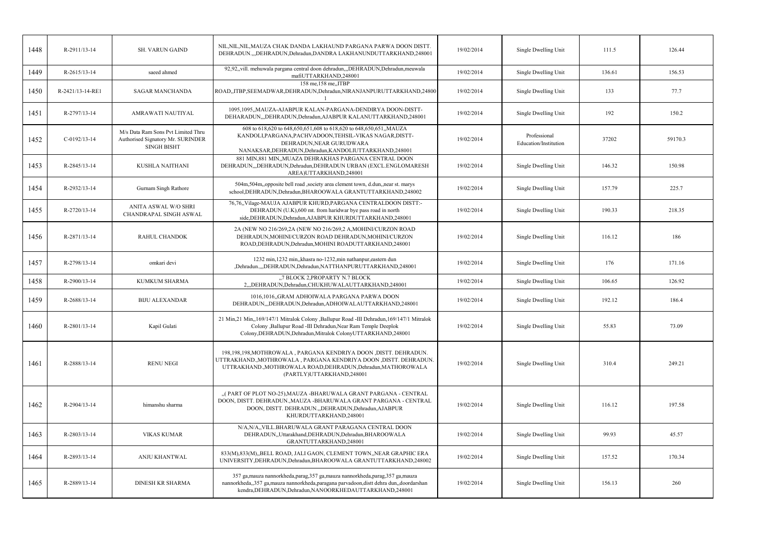| 1448 | R-2911/13-14 | SH. VARUN GAIND | NIL,NIL,NIL,MAUZA CHAK DANDA LAKHAUND PARGANA PARWA DOON DISTT. DEHRADUN.,,,DEHRADUN,Dehradun,DANDRA LAKHANUNDUTTARKHAND,248001 | 19/02/2014 | Single Dwelling Unit | 111.5 | 126.44 |
|---|---|---|---|---|---|---|---|
| 1449 | R-2615/13-14 | saeed ahmed | 92,92,,vill. mehuwala pargana central doon dehradun,,,DEHRADUN,Dehradun,meuwala mafiUTTARKHAND,248001 | 19/02/2014 | Single Dwelling Unit | 136.61 | 156.53 |
| 1450 | R-2421/13-14-RE1 | SAGAR MANCHANDA | 158 me,158 me,,ITBP ROAD,,ITBP,SEEMADWAR,DEHRADUN,Dehradun,NIRANJANPURUTTARKHAND,248001 | 19/02/2014 | Single Dwelling Unit | 133 | 77.7 |
| 1451 | R-2797/13-14 | AMRAWATI NAUTIYAL | 1095,1095,,MAUZA-AJABPUR KALAN-PARGANA-DENDIRYA DOON-DISTT-DEHARADUN,,,DEHRADUN,Dehradun,AJABPUR KALANUTTARKHAND,248001 | 19/02/2014 | Single Dwelling Unit | 192 | 150.2 |
| 1452 | C-0192/13-14 | M/s Data Ram Sons Pvt Limited Thru Authorised Signatory Mr. SURINDER SINGH BISHT | 608 to 618,620 to 648,650,651,608 to 618,620 to 648,650,651,,MAUZA KANDOLI,PARGANA,PACHVADOON,TEHSIL-VIKAS NAGAR,DISTT-DEHRADUN,NEAR GURUDWARA NANAKSAR,DEHRADUN,Dehradun,KANDOLIUTTARKHAND,248001 | 19/02/2014 | Professional Education/Institution | 37202 | 59170.3 |
| 1453 | R-2845/13-14 | KUSHLA NAITHANI | 881 MIN,881 MIN,,MUAZA DEHRAKHAS PARGANA CENTRAL DOON DEHRADUN,,,DEHRADUN,Dehradun,DEHRADUN URBAN (EXCL.ENGLOMARESH AREA)UTTARKHAND,248001 | 19/02/2014 | Single Dwelling Unit | 146.32 | 150.98 |
| 1454 | R-2932/13-14 | Gurnam Singh Rathore | 504m,504m,,opposite bell road ,society area element town, d.dun,,near st. marys school,DEHRADUN,Dehradun,BHAROOWALA GRANTUTTARKHAND,248002 | 19/02/2014 | Single Dwelling Unit | 157.79 | 225.7 |
| 1455 | R-2720/13-14 | ANITA ASWAL W/O SHRI CHANDRAPAL SINGH ASWAL | 76,76,,Vilage-MAUJA AJABPUR KHURD,PARGANA CENTRALDOON DISTT:-DEHRADUN (U.K),600 mt. from haridwar bye pass road in north side,DEHRADUN,Dehradun,AJABPUR KHURDUTTARKHAND,248001 | 19/02/2014 | Single Dwelling Unit | 190.33 | 218.35 |
| 1456 | R-2871/13-14 | RAHUL CHANDOK | 2A (NEW NO 216/269,2A (NEW NO 216/269,2 A,MOHINI/CURZON ROAD DEHRADUN,MOHINI/CURZON ROAD DEHRADUN,MOHINI/CURZON ROAD,DEHRADUN,Dehradun,MOHINI ROADUTTARKHAND,248001 | 19/02/2014 | Single Dwelling Unit | 116.12 | 186 |
| 1457 | R-2798/13-14 | omkari devi | 1232 min,1232 min,,khasra no-1232,min nathanpur,eastern dun ,Dehradun.,,,DEHRADUN,Dehradun,NATTHANPURUTTARKHAND,248001 | 19/02/2014 | Single Dwelling Unit | 176 | 171.16 |
| 1458 | R-2900/13-14 | KUMKUM SHARMA | ,,7 BLOCK 2,PROPARTY N.7 BLOCK 2,,,DEHRADUN,Dehradun,CHUKHUWALAUTTARKHAND,248001 | 19/02/2014 | Single Dwelling Unit | 106.65 | 126.92 |
| 1459 | R-2688/13-14 | BIJU ALEXANDAR | 1016,1016,,GRAM ADHOIWALA PARGANA PARWA DOON DEHRADUN,,,DEHRADUN,Dehradun,ADHOIWALAUTTARKHAND,248001 | 19/02/2014 | Single Dwelling Unit | 192.12 | 186.4 |
| 1460 | R-2801/13-14 | Kapil Gulati | 21 Min,21 Min,,169/147/1 Mitralok Colony ,Ballupur Road -III Dehradun,169/147/1 Mitralok Colony ,Ballupur Road -III Dehradun,Near Ram Temple Deeplok Colony,DEHRADUN,Dehradun,Mitralok ColonyUTTARKHAND,248001 | 19/02/2014 | Single Dwelling Unit | 55.83 | 73.09 |
| 1461 | R-2888/13-14 | RENU NEGI | 198,198,198,MOTHROWALA , PARGANA KENDRIYA DOON ,DISTT. DEHRADUN. UTTRAKHAND.,MOTHROWALA , PARGANA KENDRIYA DOON ,DISTT. DEHRADUN. UTTRAKHAND.,MOTHROWALA ROAD,DEHRADUN,Dehradun,MATHOROWALA (PARTLY)UTTARKHAND,248001 | 19/02/2014 | Single Dwelling Unit | 310.4 | 249.21 |
| 1462 | R-2904/13-14 | himanshu sharma | ,,( PART OF PLOT NO-25),MAUZA -BHARUWALA GRANT PARGANA - CENTRAL DOON, DISTT. DEHRADUN.,MAUZA -BHARUWALA GRANT PARGANA - CENTRAL DOON, DISTT. DEHRADUN.,,DEHRADUN,Dehradun,AJABPUR KHURDUTTARKHAND,248001 | 19/02/2014 | Single Dwelling Unit | 116.12 | 197.58 |
| 1463 | R-2803/13-14 | VIKAS KUMAR | N/A,N/A,,VILL.BHARUWALA GRANT PARAGANA CENTRAL DOON DEHRADUN,,Uttarakhand,DEHRADUN,Dehradun,BHAROOWALA GRANTUTTARKHAND,248001 | 19/02/2014 | Single Dwelling Unit | 99.93 | 45.57 |
| 1464 | R-2893/13-14 | ANJU KHANTWAL | 833(M),833(M),,BELL ROAD, JALI GAON, CLEMENT TOWN,,NEAR GRAPHIC ERA UNIVERSITY,DEHRADUN,Dehradun,BHAROOWALA GRANTUTTARKHAND,248002 | 19/02/2014 | Single Dwelling Unit | 157.52 | 170.34 |
| 1465 | R-2889/13-14 | DINESH KR SHARMA | 357 ga,mauza nannorkheda,parag,357 ga,mauza nannorkheda,parag,357 ga,mauza nannorkheda,,357 ga,mauza nannorkheda,paragana parvadoon,distt dehra dun,,doordarshan kendra,DEHRADUN,Dehradun,NANOORKHEDAUTTARKHAND,248001 | 19/02/2014 | Single Dwelling Unit | 156.13 | 260 |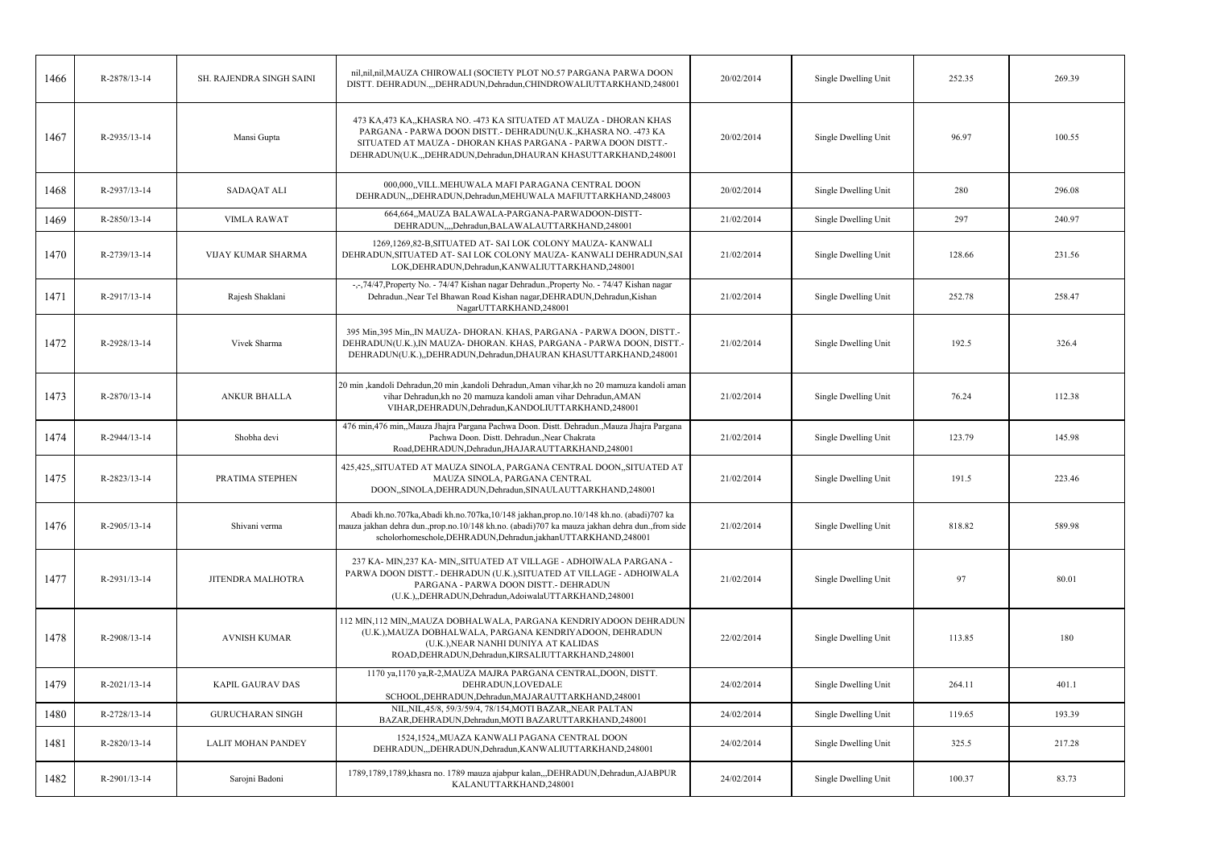| 1466 | R-2878/13-14 | SH. RAJENDRA SINGH SAINI | nil,nil,nil,MAUZA CHIROWALI (SOCIETY PLOT NO.57 PARGANA PARWA DOON DISTT. DEHRADUN.,,,DEHRADUN,Dehradun,CHINDROWALIUTTARKHAND,248001 | 20/02/2014 | Single Dwelling Unit | 252.35 | 269.39 |
|---|---|---|---|---|---|---|---|
| 1467 | R-2935/13-14 | Mansi Gupta | 473 KA,473 KA,,KHASRA NO. -473 KA SITUATED AT MAUZA - DHORAN KHAS PARGANA - PARWA DOON DISTT.- DEHRADUN(U.K.,KHASRA NO. -473 KA SITUATED AT MAUZA - DHORAN KHAS PARGANA - PARWA DOON DISTT.- DEHRADUN(U.K.,,DEHRADUN,Dehradun,DHAURAN KHASUTTARKHAND,248001 | 20/02/2014 | Single Dwelling Unit | 96.97 | 100.55 |
| 1468 | R-2937/13-14 | SADAQAT ALI | 000,000,,VILL.MEHUWALA MAFI PARAGANA CENTRAL DOON DEHRADUN,,,DEHRADUN,Dehradun,MEHUWALA MAFIUTTARKHAND,248003 | 20/02/2014 | Single Dwelling Unit | 280 | 296.08 |
| 1469 | R-2850/13-14 | VIMLA RAWAT | 664,664,,MAUZA BALAWALA-PARGANA-PARWADOON-DISTT-DEHRADUN,,,,Dehradun,BALAWALAUTTARKHAND,248001 | 21/02/2014 | Single Dwelling Unit | 297 | 240.97 |
| 1470 | R-2739/13-14 | VIJAY KUMAR SHARMA | 1269,1269,82-B,SITUATED AT- SAI LOK COLONY MAUZA- KANWALI DEHRADUN,SITUATED AT- SAI LOK COLONY MAUZA- KANWALI DEHRADUN,SAI LOK,DEHRADUN,Dehradun,KANWALIUTTARKHAND,248001 | 21/02/2014 | Single Dwelling Unit | 128.66 | 231.56 |
| 1471 | R-2917/13-14 | Rajesh Shaklani | -,-,74/47,Property No. - 74/47 Kishan nagar Dehradun.,Property No. - 74/47 Kishan nagar Dehradun.,Near Tel Bhawan Road Kishan nagar,DEHRADUN,Dehradun,Kishan NagarUTTARKHAND,248001 | 21/02/2014 | Single Dwelling Unit | 252.78 | 258.47 |
| 1472 | R-2928/13-14 | Vivek Sharma | 395 Min,395 Min,,IN MAUZA- DHORAN. KHAS, PARGANA - PARWA DOON, DISTT.- DEHRADUN(U.K.),IN MAUZA- DHORAN. KHAS, PARGANA - PARWA DOON, DISTT.- DEHRADUN(U.K.),,DEHRADUN,Dehradun,DHAURAN KHASUTTARKHAND,248001 | 21/02/2014 | Single Dwelling Unit | 192.5 | 326.4 |
| 1473 | R-2870/13-14 | ANKUR BHALLA | 20 min ,kandoli Dehradun,20 min ,kandoli Dehradun,Aman vihar,kh no 20 mamuza kandoli aman vihar Dehradun,kh no 20 mamuza kandoli aman vihar Dehradun,AMAN VIHAR,DEHRADUN,Dehradun,KANDOLIUTTARKHAND,248001 | 21/02/2014 | Single Dwelling Unit | 76.24 | 112.38 |
| 1474 | R-2944/13-14 | Shobha devi | 476 min,476 min,,Mauza Jhajra Pargana Pachwa Doon. Distt. Dehradun.,Mauza Jhajra Pargana Pachwa Doon. Distt. Dehradun.,Near Chakrata Road,DEHRADUN,Dehradun,JHAJARAUTTARKHAND,248001 | 21/02/2014 | Single Dwelling Unit | 123.79 | 145.98 |
| 1475 | R-2823/13-14 | PRATIMA STEPHEN | 425,425,,SITUATED AT MAUZA SINOLA, PARGANA CENTRAL DOON,,SITUATED AT MAUZA SINOLA, PARGANA CENTRAL DOON,,SINOLA,DEHRADUN,Dehradun,SINAULAUTTARKHAND,248001 | 21/02/2014 | Single Dwelling Unit | 191.5 | 223.46 |
| 1476 | R-2905/13-14 | Shivani verma | Abadi kh.no.707ka,Abadi kh.no.707ka,10/148 jakhan,prop.no.10/148 kh.no. (abadi)707 ka mauza jakhan dehra dun.,prop.no.10/148 kh.no. (abadi)707 ka mauza jakhan dehra dun.,from side scholorhomeschole,DEHRADUN,Dehradun,jakhanUTTARKHAND,248001 | 21/02/2014 | Single Dwelling Unit | 818.82 | 589.98 |
| 1477 | R-2931/13-14 | JITENDRA MALHOTRA | 237 KA- MIN,237 KA- MIN,,SITUATED AT VILLAGE - ADHOIWALA PARGANA - PARWA DOON DISTT.- DEHRADUN (U.K.),SITUATED AT VILLAGE - ADHOIWALA PARGANA - PARWA DOON DISTT.- DEHRADUN (U.K.),,DEHRADUN,Dehradun,AdoiwalaUTTARKHAND,248001 | 21/02/2014 | Single Dwelling Unit | 97 | 80.01 |
| 1478 | R-2908/13-14 | AVNISH KUMAR | 112 MIN,112 MIN,,MAUZA DOBHALWALA, PARGANA KENDRIYADOON DEHRADUN (U.K.),MAUZA DOBHALWALA, PARGANA KENDRIYADOON, DEHRADUN (U.K.),NEAR NANHI DUNIYA AT KALIDAS ROAD,DEHRADUN,Dehradun,KIRSALIUTTARKHAND,248001 | 22/02/2014 | Single Dwelling Unit | 113.85 | 180 |
| 1479 | R-2021/13-14 | KAPIL GAURAV DAS | 1170 ya,1170 ya,R-2,MAUZA MAJRA PARGANA CENTRAL,DOON, DISTT. DEHRADUN,LOVEDALE SCHOOL,DEHRADUN,Dehradun,MAJARAUTTARKHAND,248001 | 24/02/2014 | Single Dwelling Unit | 264.11 | 401.1 |
| 1480 | R-2728/13-14 | GURUCHARAN SINGH | NIL,NIL,45/8, 59/3/59/4, 78/154,MOTI BAZAR,,NEAR PALTAN BAZAR,DEHRADUN,Dehradun,MOTI BAZARUTTARKHAND,248001 | 24/02/2014 | Single Dwelling Unit | 119.65 | 193.39 |
| 1481 | R-2820/13-14 | LALIT MOHAN PANDEY | 1524,1524,,MUAZA KANWALI PAGANA CENTRAL DOON DEHRADUN,,,DEHRADUN,Dehradun,KANWALIUTTARKHAND,248001 | 24/02/2014 | Single Dwelling Unit | 325.5 | 217.28 |
| 1482 | R-2901/13-14 | Sarojni Badoni | 1789,1789,1789,khasra no. 1789 mauza ajabpur kalan,,,DEHRADUN,Dehradun,AJABPUR KALANUTTARKHAND,248001 | 24/02/2014 | Single Dwelling Unit | 100.37 | 83.73 |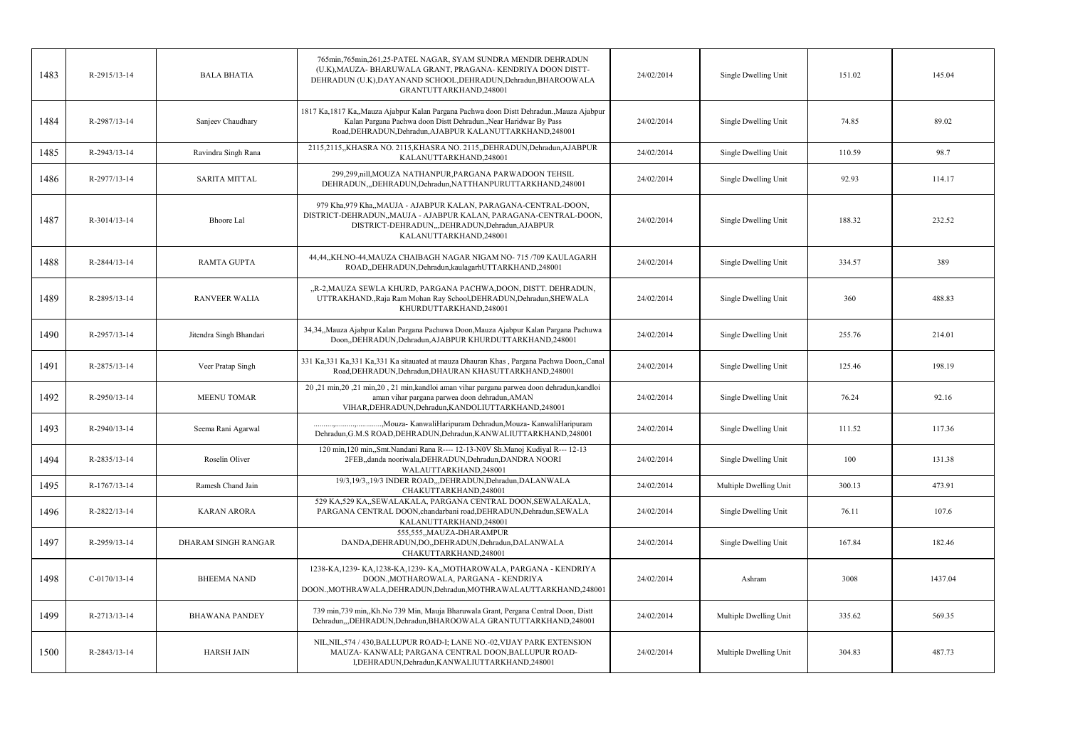| 1483 | R-2915/13-14 | BALA BHATIA | 765min,765min,261,25-PATEL NAGAR, SYAM SUNDRA MENDIR DEHRADUN (U.K),MAUZA- BHARUWALA GRANT, PRAGANA- KENDRIYA DOON DISTT-DEHRADUN (U.K),DAYANAND SCHOOL,DEHRADUN,Dehradun,BHAROOWALA GRANTUTTARKHAND,248001 | 24/02/2014 | Single Dwelling Unit | 151.02 | 145.04 |
|---|---|---|---|---|---|---|---|
| 1484 | R-2987/13-14 | Sanjeev Chaudhary | 1817 Ka,1817 Ka,,Mauza Ajabpur Kalan Pargana Pachwa doon Distt Dehradun.,Mauza Ajabpur Kalan Pargana Pachwa doon Distt Dehradun.,Near Haridwar By Pass Road,DEHRADUN,Dehradun,AJABPUR KALANUTTARKHAND,248001 | 24/02/2014 | Single Dwelling Unit | 74.85 | 89.02 |
| 1485 | R-2943/13-14 | Ravindra Singh Rana | 2115,2115,,KHASRA NO. 2115,KHASRA NO. 2115,,DEHRADUN,Dehradun,AJABPUR KALANUTTARKHAND,248001 | 24/02/2014 | Single Dwelling Unit | 110.59 | 98.7 |
| 1486 | R-2977/13-14 | SARITA MITTAL | 299,299,nill,MOUZA NATHANPUR,PARGANA PARWADOON TEHSIL DEHRADUN,,,DEHRADUN,Dehradun,NATTHANPURUTTARKHAND,248001 | 24/02/2014 | Single Dwelling Unit | 92.93 | 114.17 |
| 1487 | R-3014/13-14 | Bhoore Lal | 979 Kha,979 Kha,,MAUJA - AJABPUR KALAN, PARAGANA-CENTRAL-DOON, DISTRICT-DEHRADUN,,MAUJA - AJABPUR KALAN, PARAGANA-CENTRAL-DOON, DISTRICT-DEHRADUN,,,DEHRADUN,Dehradun,AJABPUR KALANUTTARKHAND,248001 | 24/02/2014 | Single Dwelling Unit | 188.32 | 232.52 |
| 1488 | R-2844/13-14 | RAMTA GUPTA | 44,44,,KH.NO-44,MAUZA CHAIBAGH NAGAR NIGAM NO- 715 /709 KAULAGARH ROAD,,DEHRADUN,Dehradun,kaulagarhUTTARKHAND,248001 | 24/02/2014 | Single Dwelling Unit | 334.57 | 389 |
| 1489 | R-2895/13-14 | RANVEER WALIA | ,,R-2,MAUZA SEWLA KHURD, PARGANA PACHWA,DOON, DISTT. DEHRADUN, UTTRAKHAND.,Raja Ram Mohan Ray School,DEHRADUN,Dehradun,SHEWALA KHURDUTTARKHAND,248001 | 24/02/2014 | Single Dwelling Unit | 360 | 488.83 |
| 1490 | R-2957/13-14 | Jitendra Singh Bhandari | 34,34,,Mauza Ajabpur Kalan Pargana Pachuwa Doon,Mauza Ajabpur Kalan Pargana Pachuwa Doon,,DEHRADUN,Dehradun,AJABPUR KHURDUTTARKHAND,248001 | 24/02/2014 | Single Dwelling Unit | 255.76 | 214.01 |
| 1491 | R-2875/13-14 | Veer Pratap Singh | 331 Ka,331 Ka,331 Ka sitauated at mauza Dhauran Khas , Pargana Pachwa Doon,,Canal Road,DEHRADUN,Dehradun,DHAURAN KHASUTTARKHAND,248001 | 24/02/2014 | Single Dwelling Unit | 125.46 | 198.19 |
| 1492 | R-2950/13-14 | MEENU TOMAR | 20 ,21 min,20 ,21 min,20 , 21 min,kandloi aman vihar pargana parwea doon dehradun,kandloi aman vihar pargana parwea doon dehradun,AMAN VIHAR,DEHRADUN,Dehradun,KANDOLIUTTARKHAND,248001 | 24/02/2014 | Single Dwelling Unit | 76.24 | 92.16 |
| 1493 | R-2940/13-14 | Seema Rani Agarwal | ..........,..........,.............,Mouza- KanwaliHaripuram Dehradun,Mouza- KanwaliHaripuram Dehradun,G.M.S ROAD,DEHRADUN,Dehradun,KANWALIUTTARKHAND,248001 | 24/02/2014 | Single Dwelling Unit | 111.52 | 117.36 |
| 1494 | R-2835/13-14 | Roselin Oliver | 120 min,120 min,,Smt.Nandani Rana R---- 12-13-N0V Sh.Manoj Kudiyal R--- 12-13 2FEB,,danda nooriwala,DEHRADUN,Dehradun,DANDRA NOORI WALAUTTARKHAND,248001 | 24/02/2014 | Single Dwelling Unit | 100 | 131.38 |
| 1495 | R-1767/13-14 | Ramesh Chand Jain | 19/3,19/3,,19/3 INDER ROAD,,,DEHRADUN,Dehradun,DALANWALA CHAKUTTARKHAND,248001 | 24/02/2014 | Multiple Dwelling Unit | 300.13 | 473.91 |
| 1496 | R-2822/13-14 | KARAN ARORA | 529 KA,529 KA,,SEWALAKALA, PARGANA CENTRAL DOON,SEWALAKALA, PARGANA CENTRAL DOON,chandarbani road,DEHRADUN,Dehradun,SEWALA KALANUTTARKHAND,248001 | 24/02/2014 | Single Dwelling Unit | 76.11 | 107.6 |
| 1497 | R-2959/13-14 | DHARAM SINGH RANGAR | 555,555,,MAUZA-DHARAMPUR DANDA,DEHRADUN,DO,,DEHRADUN,Dehradun,DALANWALA CHAKUTTARKHAND,248001 | 24/02/2014 | Single Dwelling Unit | 167.84 | 182.46 |
| 1498 | C-0170/13-14 | BHEEMA NAND | 1238-KA,1239- KA,1238-KA,1239- KA,,MOTHAROWALA, PARGANA - KENDRIYA DOON.,MOTHAROWALA, PARGANA - KENDRIYA DOON.,MOTHRAWALA,DEHRADUN,Dehradun,MOTHRAWALAUTTARKHAND,248001 | 24/02/2014 | Ashram | 3008 | 1437.04 |
| 1499 | R-2713/13-14 | BHAWANA PANDEY | 739 min,739 min,,Kh.No 739 Min, Mauja Bharuwala Grant, Pergana Central Doon, Distt Dehradun,,,DEHRADUN,Dehradun,BHAROOWALA GRANTUTTARKHAND,248001 | 24/02/2014 | Multiple Dwelling Unit | 335.62 | 569.35 |
| 1500 | R-2843/13-14 | HARSH JAIN | NIL,NIL,574 / 430,BALLUPUR ROAD-I; LANE NO.-02,VIJAY PARK EXTENSION MAUZA- KANWALI; PARGANA CENTRAL DOON,BALLUPUR ROAD-I,DEHRADUN,Dehradun,KANWALIUTTARKHAND,248001 | 24/02/2014 | Multiple Dwelling Unit | 304.83 | 487.73 |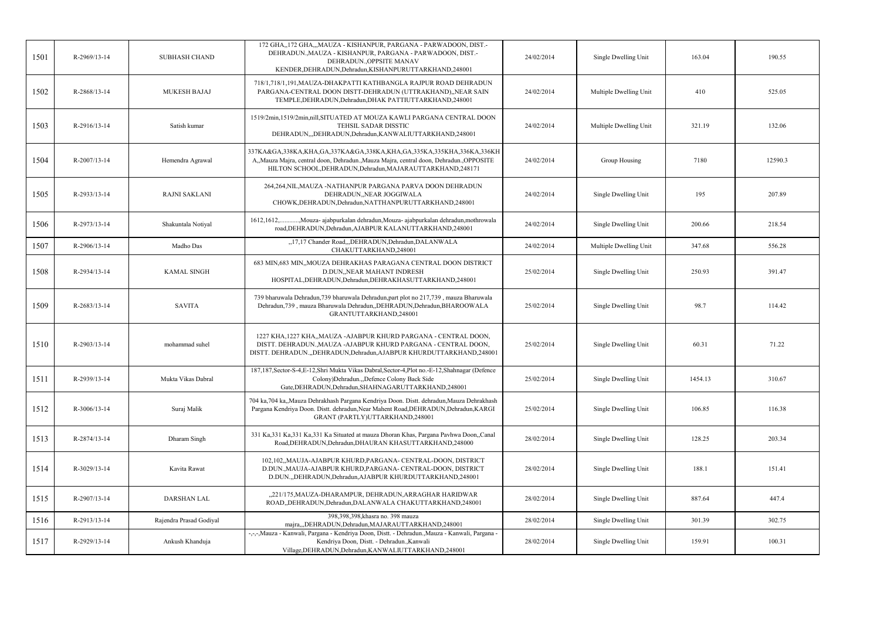| 1501 | R-2969/13-14 | SUBHASH CHAND | 172 GHA,,172 GHA,,,MAUZA - KISHANPUR, PARGANA - PARWADOON, DIST.- DEHRADUN.,MAUZA - KISHANPUR, PARGANA - PARWADOON, DIST.- DEHRADUN.,OPPSITE MANAV KENDER,DEHRADUN,Dehradun,KISHANPURUTTARKHAND,248001 | 24/02/2014 | Single Dwelling Unit | 163.04 | 190.55 |
|---|---|---|---|---|---|---|---|
| 1502 | R-2868/13-14 | MUKESH BAJAJ | 718/1,718/1,191,MAUZA-DHAKPATTI KATHBANGLA RAJPUR ROAD DEHRADUN PARGANA-CENTRAL DOON DISTT-DEHRADUN (UTTRAKHAND),,NEAR SAIN TEMPLE,DEHRADUN,Dehradun,DHAK PATTIUTTARKHAND,248001 | 24/02/2014 | Multiple Dwelling Unit | 410 | 525.05 |
| 1503 | R-2916/13-14 | Satish kumar | 1519/2min,1519/2min,nill,SITUATED AT MOUZA KAWLI PARGANA CENTRAL DOON TEHSIL SADAR DISSTIC DEHRADUN,,,DEHRADUN,Dehradun,KANWALIUTTARKHAND,248001 | 24/02/2014 | Multiple Dwelling Unit | 321.19 | 132.06 |
| 1504 | R-2007/13-14 | Hemendra Agrawal | 337KA&GA,338KA,KHA,GA,337KA&GA,338KA,KHA,GA,335KA,335KHA,336KA,336KHA,,Mauza Majra, central doon, Dehradun.,Mauza Majra, central doon, Dehradun.,OPPOSITE HILTON SCHOOL,DEHRADUN,Dehradun,MAJARAUTTARKHAND,248171 | 24/02/2014 | Group Housing | 7180 | 12590.3 |
| 1505 | R-2933/13-14 | RAJNI SAKLANI | 264,264,NIL,MAUZA -NATHANPUR PARGANA PARVA DOON DEHRADUN DEHRADUN,,NEAR JOGGIWALA CHOWK,DEHRADUN,Dehradun,NATTHANPURUTTARKHAND,248001 | 24/02/2014 | Single Dwelling Unit | 195 | 207.89 |
| 1506 | R-2973/13-14 | Shakuntala Notiyal | 1612,1612,............,Mouza- ajabpurkalan dehradun,Mouza- ajabpurkalan dehradun,mothrowala road,DEHRADUN,Dehradun,AJABPUR KALANUTTARKHAND,248001 | 24/02/2014 | Single Dwelling Unit | 200.66 | 218.54 |
| 1507 | R-2906/13-14 | Madho Das | ,,17,17 Chander Road,,,DEHRADUN,Dehradun,DALANWALA CHAKUTTARKHAND,248001 | 24/02/2014 | Multiple Dwelling Unit | 347.68 | 556.28 |
| 1508 | R-2934/13-14 | KAMAL SINGH | 683 MIN,683 MIN,,MOUZA DEHRAKHAS PARAGANA CENTRAL DOON DISTRICT D.DUN,,NEAR MAHANT INDRESH HOSPITAL,DEHRADUN,Dehradun,DEHRAKHASUTTARKHAND,248001 | 25/02/2014 | Single Dwelling Unit | 250.93 | 391.47 |
| 1509 | R-2683/13-14 | SAVITA | 739 bharuwala Dehradun,739 bharuwala Dehradun,part plot no 217,739 , mauza Bharuwala Dehradun,739 , mauza Bharuwala Dehradun,,DEHRADUN,Dehradun,BHAROOWALA GRANTUTTARKHAND,248001 | 25/02/2014 | Single Dwelling Unit | 98.7 | 114.42 |
| 1510 | R-2903/13-14 | mohammad suhel | 1227 KHA,1227 KHA,,MAUZA -AJABPUR KHURD PARGANA - CENTRAL DOON, DISTT. DEHRADUN.,MAUZA -AJABPUR KHURD PARGANA - CENTRAL DOON, DISTT. DEHRADUN.,,DEHRADUN,Dehradun,AJABPUR KHURDUTTARKHAND,248001 | 25/02/2014 | Single Dwelling Unit | 60.31 | 71.22 |
| 1511 | R-2939/13-14 | Mukta Vikas Dabral | 187,187,Sector-S-4,E-12,Shri Mukta Vikas Dabral,Sector-4,Plot no.-E-12,Shahnagar (Defence Colony)Dehradun.,,Defence Colony Back Side Gate,DEHRADUN,Dehradun,SHAHNAGARUTTARKHAND,248001 | 25/02/2014 | Single Dwelling Unit | 1454.13 | 310.67 |
| 1512 | R-3006/13-14 | Suraj Malik | 704 ka,704 ka,,Mauza Dehrakhash Pargana Kendriya Doon. Distt. dehradun,Mauza Dehrakhash Pargana Kendriya Doon. Distt. dehradun,Near Mahent Road,DEHRADUN,Dehradun,KARGI GRANT (PARTLY)UTTARKHAND,248001 | 25/02/2014 | Single Dwelling Unit | 106.85 | 116.38 |
| 1513 | R-2874/13-14 | Dharam Singh | 331 Ka,331 Ka,331 Ka Situated at mauza Dhoran Khas, Pargana Pavhwa Doon,,Canal Road,DEHRADUN,Dehradun,DHAURAN KHASUTTARKHAND,248000 | 28/02/2014 | Single Dwelling Unit | 128.25 | 203.34 |
| 1514 | R-3029/13-14 | Kavita Rawat | 102,102,,MAUJA-AJABPUR KHURD,PARGANA- CENTRAL-DOON, DISTRICT D.DUN.,MAUJA-AJABPUR KHURD,PARGANA- CENTRAL-DOON, DISTRICT D.DUN.,,DEHRADUN,Dehradun,AJABPUR KHURDUTTARKHAND,248001 | 28/02/2014 | Single Dwelling Unit | 188.1 | 151.41 |
| 1515 | R-2907/13-14 | DARSHAN LAL | ,,221/175,MAUZA-DHARAMPUR, DEHRADUN,ARRAGHAR HARIDWAR ROAD,,DEHRADUN,Dehradun,DALANWALA CHAKUTTARKHAND,248001 | 28/02/2014 | Single Dwelling Unit | 887.64 | 447.4 |
| 1516 | R-2913/13-14 | Rajendra Prasad Godiyal | 398,398,398,khasra no. 398 mauza majra,,,DEHRADUN,Dehradun,MAJARAUTTARKHAND,248001 | 28/02/2014 | Single Dwelling Unit | 301.39 | 302.75 |
| 1517 | R-2929/13-14 | Ankush Khanduja | -,-,-,Mauza - Kanwali, Pargana - Kendriya Doon, Distt. - Dehradun.,Mauza - Kanwali, Pargana - Kendriya Doon, Distt. - Dehradun.,Kanwali Village,DEHRADUN,Dehradun,KANWALIUTTARKHAND,248001 | 28/02/2014 | Single Dwelling Unit | 159.91 | 100.31 |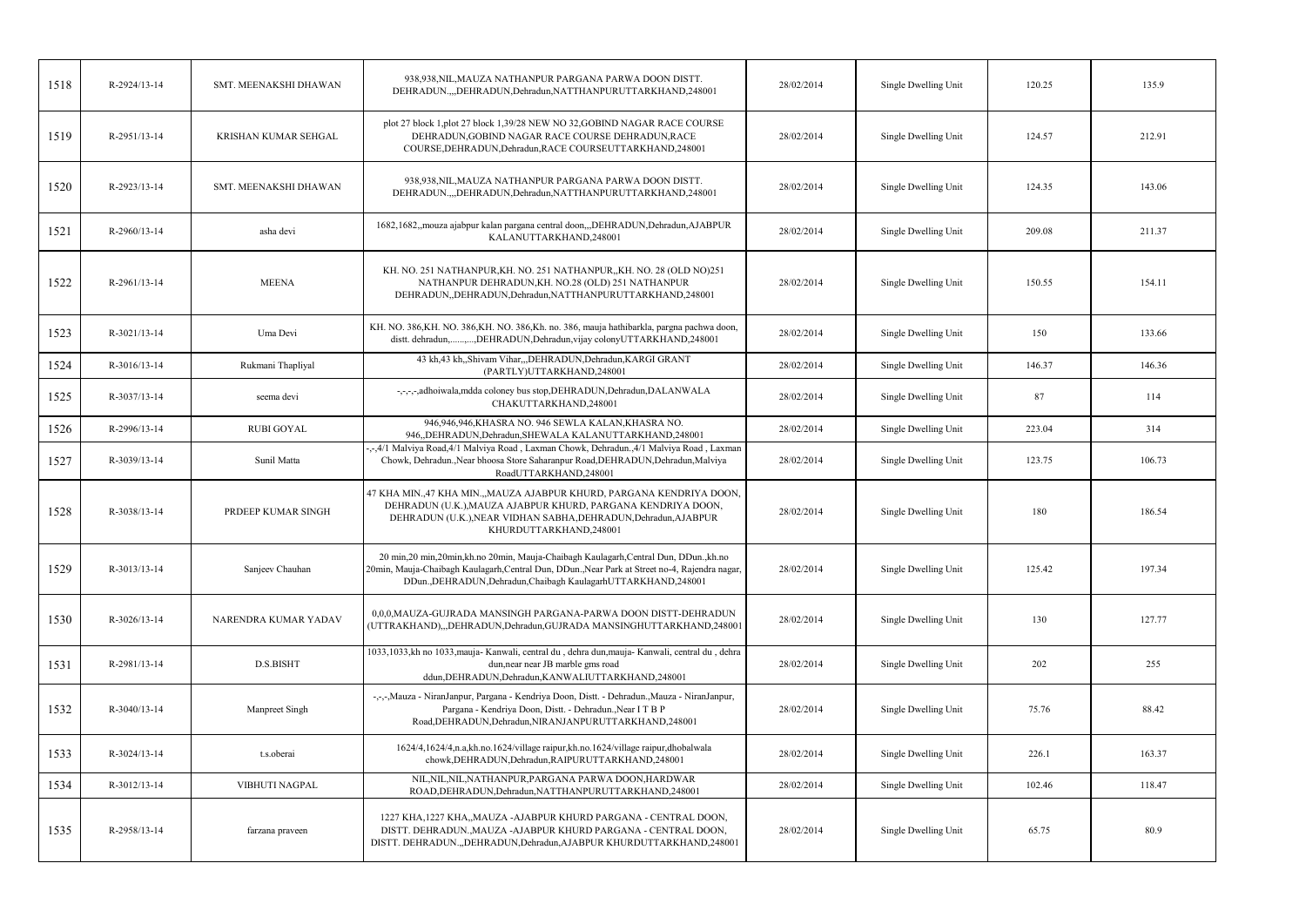| 1518 | R-2924/13-14 | SMT. MEENAKSHI DHAWAN | 938,938,NIL,MAUZA NATHANPUR PARGANA PARWA DOON DISTT. DEHRADUN.,,,DEHRADUN,Dehradun,NATTHANPURUTTARKHAND,248001 | 28/02/2014 | Single Dwelling Unit | 120.25 | 135.9 |
|---|---|---|---|---|---|---|---|
| 1519 | R-2951/13-14 | KRISHAN KUMAR SEHGAL | plot 27 block 1,plot 27 block 1,39/28 NEW NO 32,GOBIND NAGAR RACE COURSE DEHRADUN,GOBIND NAGAR RACE COURSE DEHRADUN,RACE COURSE,DEHRADUN,Dehradun,RACE COURSEUTTARKHAND,248001 | 28/02/2014 | Single Dwelling Unit | 124.57 | 212.91 |
| 1520 | R-2923/13-14 | SMT. MEENAKSHI DHAWAN | 938,938,NIL,MAUZA NATHANPUR PARGANA PARWA DOON DISTT. DEHRADUN.,,,DEHRADUN,Dehradun,NATTHANPURUTTARKHAND,248001 | 28/02/2014 | Single Dwelling Unit | 124.35 | 143.06 |
| 1521 | R-2960/13-14 | asha devi | 1682,1682,,mouza ajabpur kalan pargana central doon,,,DEHRADUN,Dehradun,AJABPUR KALANUTTARKHAND,248001 | 28/02/2014 | Single Dwelling Unit | 209.08 | 211.37 |
| 1522 | R-2961/13-14 | MEENA | KH. NO. 251 NATHANPUR,KH. NO. 251 NATHANPUR,,KH. NO. 28 (OLD NO)251 NATHANPUR DEHRADUN,KH. NO.28 (OLD) 251 NATHANPUR DEHRADUN,,DEHRADUN,Dehradun,NATTHANPURUTTARKHAND,248001 | 28/02/2014 | Single Dwelling Unit | 150.55 | 154.11 |
| 1523 | R-3021/13-14 | Uma Devi | KH. NO. 386,KH. NO. 386,KH. NO. 386,Kh. no. 386, mauja hathibarkla, pargna pachwa doon, distt. dehradun,.........,DEHRADUN,Dehradun,vijay colonyUTTARKHAND,248001 | 28/02/2014 | Single Dwelling Unit | 150 | 133.66 |
| 1524 | R-3016/13-14 | Rukmani Thapliyal | 43 kh,43 kh,,Shivam Vihar,,,DEHRADUN,Dehradun,KARGI GRANT (PARTLY)UTTARKHAND,248001 | 28/02/2014 | Single Dwelling Unit | 146.37 | 146.36 |
| 1525 | R-3037/13-14 | seema devi | -,-,-,-,adhoiwala,mdda coloney bus stop,DEHRADUN,Dehradun,DALANWALA CHAKUTTARKHAND,248001 | 28/02/2014 | Single Dwelling Unit | 87 | 114 |
| 1526 | R-2996/13-14 | RUBI GOYAL | 946,946,946,KHASRA NO. 946 SEWLA KALAN,KHASRA NO. 946,,DEHRADUN,Dehradun,SHEWALA KALANUTTARKHAND,248001 | 28/02/2014 | Single Dwelling Unit | 223.04 | 314 |
| 1527 | R-3039/13-14 | Sunil Matta | -,-,4/1 Malviya Road,4/1 Malviya Road , Laxman Chowk, Dehradun.,4/1 Malviya Road , Laxman Chowk, Dehradun.,Near bhoosa Store Saharanpur Road,DEHRADUN,Dehradun,Malviya RoadUTTARKHAND,248001 | 28/02/2014 | Single Dwelling Unit | 123.75 | 106.73 |
| 1528 | R-3038/13-14 | PRDEEP KUMAR SINGH | 47 KHA MIN.,47 KHA MIN.,,MAUZA AJABPUR KHURD, PARGANA KENDRIYA DOON, DEHRADUN (U.K.),MAUZA AJABPUR KHURD, PARGANA KENDRIYA DOON, DEHRADUN (U.K.),NEAR VIDHAN SABHA,DEHRADUN,Dehradun,AJABPUR KHURDUTTARKHAND,248001 | 28/02/2014 | Single Dwelling Unit | 180 | 186.54 |
| 1529 | R-3013/13-14 | Sanjeev Chauhan | 20 min,20 min,20min,kh.no 20min, Mauja-Chaibagh Kaulagarh,Central Dun, DDun.,kh.no 20min, Mauja-Chaibagh Kaulagarh,Central Dun, DDun.,Near Park at Street no-4, Rajendra nagar, DDun.,DEHRADUN,Dehradun,Chaibagh KaulagarhUTTARKHAND,248001 | 28/02/2014 | Single Dwelling Unit | 125.42 | 197.34 |
| 1530 | R-3026/13-14 | NARENDRA KUMAR YADAV | 0,0,0,MAUZA-GUJRADA MANSINGH PARGANA-PARWA DOON DISTT-DEHRADUN (UTTRAKHAND),,,DEHRADUN,Dehradun,GUJRADA MANSINGHUTTARKHAND,248001 | 28/02/2014 | Single Dwelling Unit | 130 | 127.77 |
| 1531 | R-2981/13-14 | D.S.BISHT | 1033,1033,kh no 1033,mauja- Kanwali, central du , dehra dun,mauja- Kanwali, central du , dehra dun,near near JB marble gms road ddun,DEHRADUN,Dehradun,KANWALIUTTARKHAND,248001 | 28/02/2014 | Single Dwelling Unit | 202 | 255 |
| 1532 | R-3040/13-14 | Manpreet Singh | -,-,-,Mauza - NiranJanpur, Pargana - Kendriya Doon, Distt. - Dehradun.,Mauza - NiranJanpur, Pargana - Kendriya Doon, Distt. - Dehradun.,Near I T B P Road,DEHRADUN,Dehradun,NIRANJANPURUTTARKHAND,248001 | 28/02/2014 | Single Dwelling Unit | 75.76 | 88.42 |
| 1533 | R-3024/13-14 | t.s.oberai | 1624/4,1624/4,n.a,kh.no.1624/village raipur,kh.no.1624/village raipur,dhobalwala chowk,DEHRADUN,Dehradun,RAIPURUTTARKHAND,248001 | 28/02/2014 | Single Dwelling Unit | 226.1 | 163.37 |
| 1534 | R-3012/13-14 | VIBHUTI NAGPAL | NIL,NIL,NIL,NATHANPUR,PARGANA PARWA DOON,HARDWAR ROAD,DEHRADUN,Dehradun,NATTHANPURUTTARKHAND,248001 | 28/02/2014 | Single Dwelling Unit | 102.46 | 118.47 |
| 1535 | R-2958/13-14 | farzana praveen | 1227 KHA,1227 KHA,,MAUZA -AJABPUR KHURD PARGANA - CENTRAL DOON, DISTT. DEHRADUN.,MAUZA -AJABPUR KHURD PARGANA - CENTRAL DOON, DISTT. DEHRADUN.,,DEHRADUN,Dehradun,AJABPUR KHURDUTTARKHAND,248001 | 28/02/2014 | Single Dwelling Unit | 65.75 | 80.9 |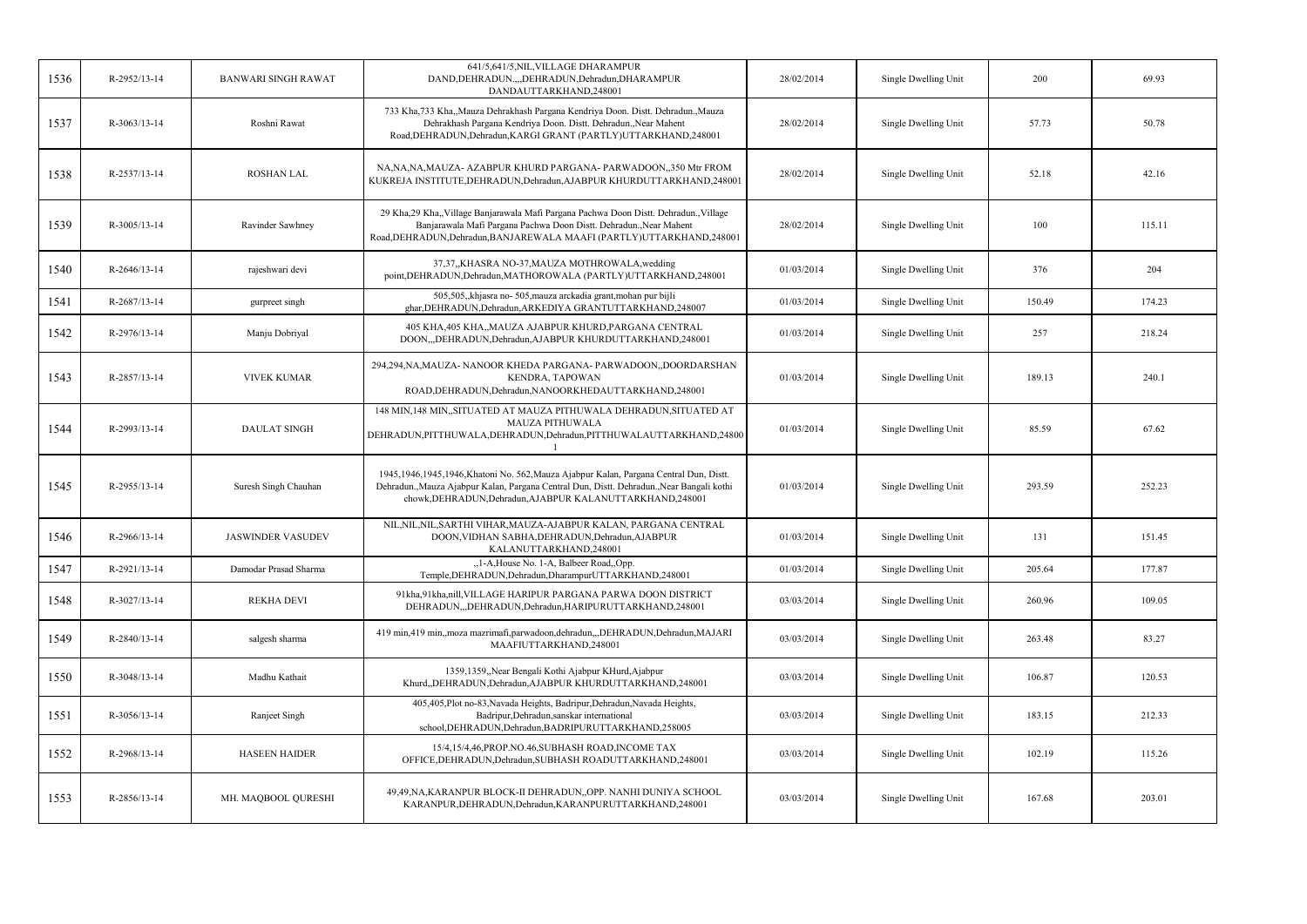| 1536 | R-2952/13-14 | BANWARI SINGH RAWAT | 641/5,641/5,NIL,VILLAGE DHARAMPUR DAND,DEHRADUN,,,DEHRADUN,Dehradun,DHARAMPUR DANDAUTTARKHAND,248001 | 28/02/2014 | Single Dwelling Unit | 200 | 69.93 |
|---|---|---|---|---|---|---|---|
| 1537 | R-3063/13-14 | Roshni Rawat | 733 Kha,733 Kha,,Mauza Dehrakhash Pargana Kendriya Doon. Distt. Dehradun.,Mauza Dehrakhash Pargana Kendriya Doon. Distt. Dehradun.,Near Mahent Road,DEHRADUN,Dehradun,KARGI GRANT (PARTLY)UTTARKHAND,248001 | 28/02/2014 | Single Dwelling Unit | 57.73 | 50.78 |
| 1538 | R-2537/13-14 | ROSHAN LAL | NA,NA,NA,MAUZA- AZABPUR KHURD PARGANA- PARWADOON,,350 Mtr FROM KUKREJA INSTITUTE,DEHRADUN,Dehradun,AJABPUR KHURDUTTARKHAND,248001 | 28/02/2014 | Single Dwelling Unit | 52.18 | 42.16 |
| 1539 | R-3005/13-14 | Ravinder Sawhney | 29 Kha,29 Kha,,Village Banjarawala Mafi Pargana Pachwa Doon Distt. Dehradun.,Village Banjarawala Mafi Pargana Pachwa Doon Distt. Dehradun.,Near Mahent Road,DEHRADUN,Dehradun,BANJAREWALA MAAFI (PARTLY)UTTARKHAND,248001 | 28/02/2014 | Single Dwelling Unit | 100 | 115.11 |
| 1540 | R-2646/13-14 | rajeshwari devi | 37,37,,KHASRA NO-37,MAUZA MOTHROWALA,wedding point,DEHRADUN,Dehradun,MATHOROWALA (PARTLY)UTTARKHAND,248001 | 01/03/2014 | Single Dwelling Unit | 376 | 204 |
| 1541 | R-2687/13-14 | gurpreet singh | 505,505,,khjasra no- 505,mauza arckadia grant,mohan pur bijli ghar,DEHRADUN,Dehradun,ARKEDIYA GRANTUTTARKHAND,248007 | 01/03/2014 | Single Dwelling Unit | 150.49 | 174.23 |
| 1542 | R-2976/13-14 | Manju Dobriyal | 405 KHA,405 KHA,,MAUZA AJABPUR KHURD,PARGANA CENTRAL DOON,,,DEHRADUN,Dehradun,AJABPUR KHURDUTTARKHAND,248001 | 01/03/2014 | Single Dwelling Unit | 257 | 218.24 |
| 1543 | R-2857/13-14 | VIVEK KUMAR | 294,294,NA,MAUZA- NANOOR KHEDA PARGANA- PARWADOON,,DOORDARSHAN KENDRA, TAPOWAN ROAD,DEHRADUN,Dehradun,NANOORKHEDAUTTARKHAND,248001 | 01/03/2014 | Single Dwelling Unit | 189.13 | 240.1 |
| 1544 | R-2993/13-14 | DAULAT SINGH | 148 MIN,148 MIN,,SITUATED AT MAUZA PITHUWALA DEHRADUN,SITUATED AT MAUZA PITHUWALA DEHRADUN,PITTHUWALA,DEHRADUN,Dehradun,PITTHUWALAUTTARKHAND,248001 | 01/03/2014 | Single Dwelling Unit | 85.59 | 67.62 |
| 1545 | R-2955/13-14 | Suresh Singh Chauhan | 1945,1946,1945,1946,Khatoni No. 562,Mauza Ajabpur Kalan, Pargana Central Dun, Distt. Dehradun.,Mauza Ajabpur Kalan, Pargana Central Dun, Distt. Dehradun.,Near Bangali kothi chowk,DEHRADUN,Dehradun,AJABPUR KALANUTTARKHAND,248001 | 01/03/2014 | Single Dwelling Unit | 293.59 | 252.23 |
| 1546 | R-2966/13-14 | JASWINDER VASUDEV | NIL,NIL,NIL,SARTHI VIHAR,MAUZA-AJABPUR KALAN, PARGANA CENTRAL DOON,VIDHAN SABHA,DEHRADUN,Dehradun,AJABPUR KALANUTTARKHAND,248001 | 01/03/2014 | Single Dwelling Unit | 131 | 151.45 |
| 1547 | R-2921/13-14 | Damodar Prasad Sharma | ,,1-A,House No. 1-A, Balbeer Road,,Opp. Temple,DEHRADUN,Dehradun,DharampurUTTARKHAND,248001 | 01/03/2014 | Single Dwelling Unit | 205.64 | 177.87 |
| 1548 | R-3027/13-14 | REKHA DEVI | 91kha,91kha,nill,VILLAGE HARIPUR PARGANA PARWA DOON DISTRICT DEHRADUN,,,DEHRADUN,Dehradun,HARIPURUTTARKHAND,248001 | 03/03/2014 | Single Dwelling Unit | 260.96 | 109.05 |
| 1549 | R-2840/13-14 | salgesh sharma | 419 min,419 min,,moza mazrimafi,parwadoon,dehradun,,,DEHRADUN,Dehradun,MAJARI MAAFIUTTARKHAND,248001 | 03/03/2014 | Single Dwelling Unit | 263.48 | 83.27 |
| 1550 | R-3048/13-14 | Madhu Kathait | 1359,1359,,Near Bengali Kothi Ajabpur KHurd,Ajabpur Khurd,,DEHRADUN,Dehradun,AJABPUR KHURDUTTARKHAND,248001 | 03/03/2014 | Single Dwelling Unit | 106.87 | 120.53 |
| 1551 | R-3056/13-14 | Ranjeet Singh | 405,405,Plot no-83,Navada Heights, Badripur,Dehradun,Navada Heights, Badripur,Dehradun,sanskar international school,DEHRADUN,Dehradun,BADRIPURUTTARKHAND,258005 | 03/03/2014 | Single Dwelling Unit | 183.15 | 212.33 |
| 1552 | R-2968/13-14 | HASEEN HAIDER | 15/4,15/4,46,PROP.NO.46,SUBHASH ROAD,INCOME TAX OFFICE,DEHRADUN,Dehradun,SUBHASH ROADUTTARKHAND,248001 | 03/03/2014 | Single Dwelling Unit | 102.19 | 115.26 |
| 1553 | R-2856/13-14 | MH. MAQBOOL QURESHI | 49,49,NA,KARANPUR BLOCK-II DEHRADUN,,OPP. NANHI DUNIYA SCHOOL KARANPUR,DEHRADUN,Dehradun,KARANPURUTTARKHAND,248001 | 03/03/2014 | Single Dwelling Unit | 167.68 | 203.01 |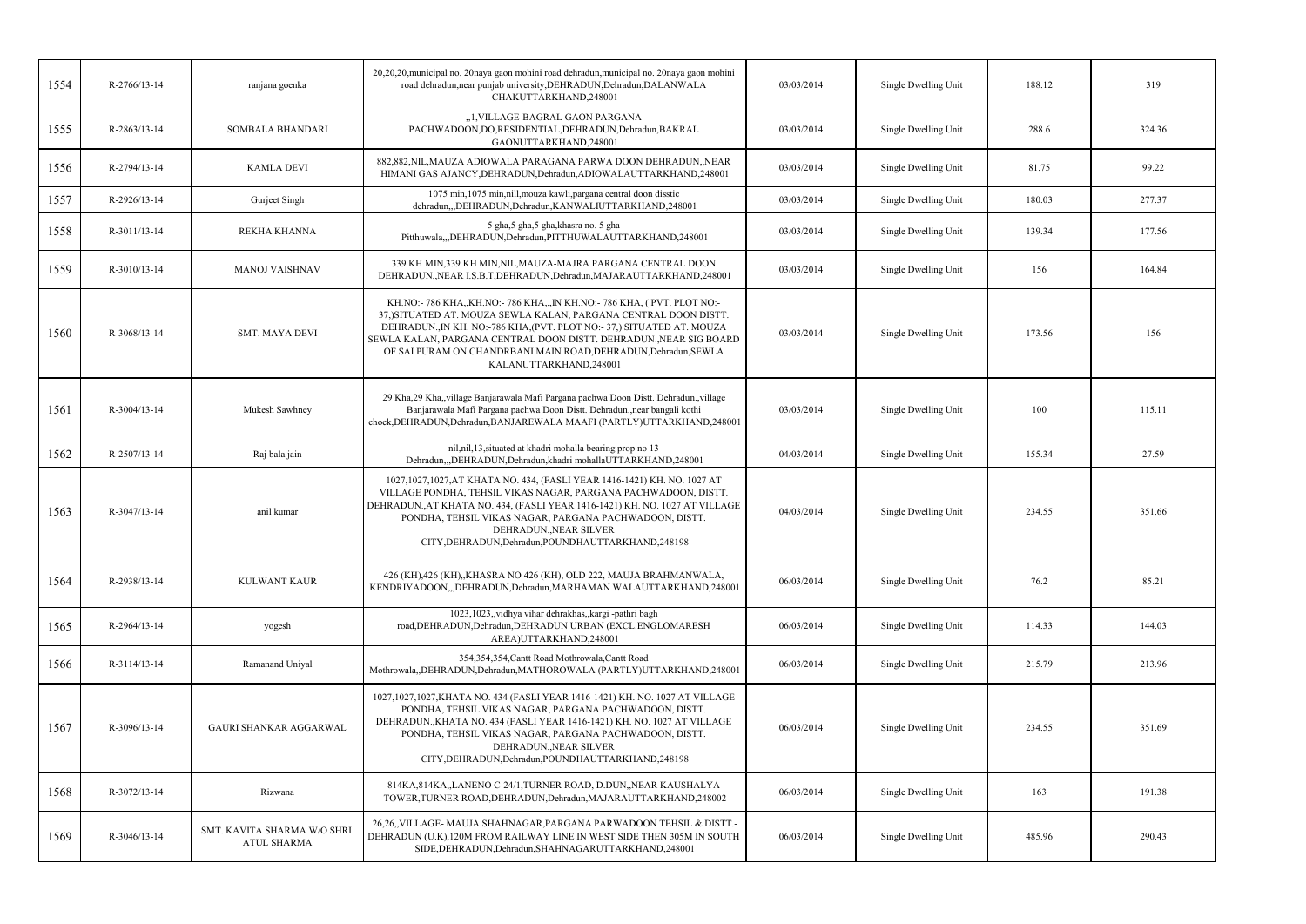| 1554 | R-2766/13-14 | ranjana goenka | 20,20,20,municipal no. 20naya gaon mohini road dehradun,municipal no. 20naya gaon mohini road dehradun,near punjab university,DEHRADUN,Dehradun,DALANWALA CHAKUTTARKHAND,248001 | 03/03/2014 | Single Dwelling Unit | 188.12 | 319 |
|---|---|---|---|---|---|---|---|
| 1555 | R-2863/13-14 | SOMBALA BHANDARI | ,,1,VILLAGE-BAGRAL GAON PARGANA PACHWADOON,DO,RESIDENTIAL,DEHRADUN,Dehradun,BAKRAL GAONUTTARKHAND,248001 | 03/03/2014 | Single Dwelling Unit | 288.6 | 324.36 |
| 1556 | R-2794/13-14 | KAMLA DEVI | 882,882,NIL,MAUZA ADIOWALA PARAGANA PARWA DOON DEHRADUN,,NEAR HIMANI GAS AJANCY,DEHRADUN,Dehradun,ADIOWALAUTTARKHAND,248001 | 03/03/2014 | Single Dwelling Unit | 81.75 | 99.22 |
| 1557 | R-2926/13-14 | Gurjeet Singh | 1075 min,1075 min,nill,mouza kawli,pargana central doon disstic dehradun,,,DEHRADUN,Dehradun,KANWALIUTTARKHAND,248001 | 03/03/2014 | Single Dwelling Unit | 180.03 | 277.37 |
| 1558 | R-3011/13-14 | REKHA KHANNA | 5 gha,5 gha,5 gha,khasra no. 5 gha Pitthuwala,,,DEHRADUN,Dehradun,PITTHUWALAUTTARKHAND,248001 | 03/03/2014 | Single Dwelling Unit | 139.34 | 177.56 |
| 1559 | R-3010/13-14 | MANOJ VAISHNAV | 339 KH MIN,339 KH MIN,NIL,MAUZA-MAJRA PARGANA CENTRAL DOON DEHRADUN,,NEAR I.S.B.T,DEHRADUN,Dehradun,MAJARAUTTARKHAND,248001 | 03/03/2014 | Single Dwelling Unit | 156 | 164.84 |
| 1560 | R-3068/13-14 | SMT. MAYA DEVI | KH.NO:- 786 KHA,,KH.NO:- 786 KHA,,,IN KH.NO:- 786 KHA, ( PVT. PLOT NO:- 37,)SITUATED AT. MOUZA SEWLA KALAN, PARGANA CENTRAL DOON DISTT. DEHRADUN.,IN KH. NO:-786 KHA,(PVT. PLOT NO:- 37,) SITUATED AT. MOUZA SEWLA KALAN, PARGANA CENTRAL DOON DISTT. DEHRADUN.,NEAR SIG BOARD OF SAI PURAM ON CHANDRBANI MAIN ROAD,DEHRADUN,Dehradun,SEWLA KALANUTTARKHAND,248001 | 03/03/2014 | Single Dwelling Unit | 173.56 | 156 |
| 1561 | R-3004/13-14 | Mukesh Sawhney | 29 Kha,29 Kha,,village Banjarawala Mafi Pargana pachwa Doon Distt. Dehradun.,village Banjarawala Mafi Pargana pachwa Doon Distt. Dehradun.,near bangali kothi chock,DEHRADUN,Dehradun,BANJAREWALA MAAFI (PARTLY)UTTARKHAND,248001 | 03/03/2014 | Single Dwelling Unit | 100 | 115.11 |
| 1562 | R-2507/13-14 | Raj bala jain | nil,nil,13,situated at khadri mohalla bearing prop no 13 Dehradun,,,DEHRADUN,Dehradun,khadri mohallaUTTARKHAND,248001 | 04/03/2014 | Single Dwelling Unit | 155.34 | 27.59 |
| 1563 | R-3047/13-14 | anil kumar | 1027,1027,1027,AT KHATA NO. 434, (FASLI YEAR 1416-1421) KH. NO. 1027 AT VILLAGE PONDHA, TEHSIL VIKAS NAGAR, PARGANA PACHWADOON, DISTT. DEHRADUN.,AT KHATA NO. 434, (FASLI YEAR 1416-1421) KH. NO. 1027 AT VILLAGE PONDHA, TEHSIL VIKAS NAGAR, PARGANA PACHWADOON, DISTT. DEHRADUN.,NEAR SILVER CITY,DEHRADUN,Dehradun,POUNDHAUTTARKHAND,248198 | 04/03/2014 | Single Dwelling Unit | 234.55 | 351.66 |
| 1564 | R-2938/13-14 | KULWANT KAUR | 426 (KH),426 (KH),,KHASRA NO 426 (KH), OLD 222, MAUJA BRAHMANWALA, KENDRIYADOON,,,DEHRADUN,Dehradun,MARHAMAN WALAUTTARKHAND,248001 | 06/03/2014 | Single Dwelling Unit | 76.2 | 85.21 |
| 1565 | R-2964/13-14 | yogesh | 1023,1023,,vidhya vihar dehrakhas,,kargi -pathri bagh road,DEHRADUN,Dehradun,DEHRADUN URBAN (EXCL.ENGLOMARESH AREA)UTTARKHAND,248001 | 06/03/2014 | Single Dwelling Unit | 114.33 | 144.03 |
| 1566 | R-3114/13-14 | Ramanand Uniyal | 354,354,354,Cantt Road Mothrowala,Cantt Road Mothrowala,,DEHRADUN,Dehradun,MATHOROWALA (PARTLY)UTTARKHAND,248001 | 06/03/2014 | Single Dwelling Unit | 215.79 | 213.96 |
| 1567 | R-3096/13-14 | GAURI SHANKAR AGGARWAL | 1027,1027,1027,KHATA NO. 434 (FASLI YEAR 1416-1421) KH. NO. 1027 AT VILLAGE PONDHA, TEHSIL VIKAS NAGAR, PARGANA PACHWADOON, DISTT. DEHRADUN.,KHATA NO. 434 (FASLI YEAR 1416-1421) KH. NO. 1027 AT VILLAGE PONDHA, TEHSIL VIKAS NAGAR, PARGANA PACHWADOON, DISTT. DEHRADUN.,NEAR SILVER CITY,DEHRADUN,Dehradun,POUNDHAUTTARKHAND,248198 | 06/03/2014 | Single Dwelling Unit | 234.55 | 351.69 |
| 1568 | R-3072/13-14 | Rizwana | 814KA,814KA,,LANENO C-24/1,TURNER ROAD, D.DUN,,NEAR KAUSHALYA TOWER,TURNER ROAD,DEHRADUN,Dehradun,MAJARAUTTARKHAND,248002 | 06/03/2014 | Single Dwelling Unit | 163 | 191.38 |
| 1569 | R-3046/13-14 | SMT. KAVITA SHARMA W/O SHRI ATUL SHARMA | 26,26,,VILLAGE- MAUJA SHAHNAGAR,PARGANA PARWADOON TEHSIL & DISTT.- DEHRADUN (U.K),120M FROM RAILWAY LINE IN WEST SIDE THEN 305M IN SOUTH SIDE,DEHRADUN,Dehradun,SHAHNAGARUTTARKHAND,248001 | 06/03/2014 | Single Dwelling Unit | 485.96 | 290.43 |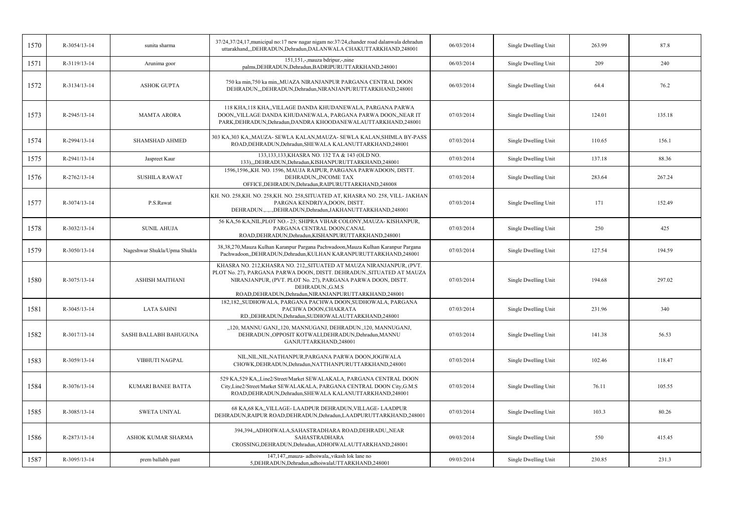| 1570 | R-3054/13-14 | sunita sharma | 37/24,37/24,17,municipal no:17 new nagar nigam no:37/24,chander road dalanwala dehradun uttarakhand,,,DEHRADUN,Dehradun,DALANWALA CHAKUTTARKHAND,248001 | 06/03/2014 | Single Dwelling Unit | 263.99 | 87.8 |
|---|---|---|---|---|---|---|---|
| 1571 | R-3119/13-14 | Arunima goor | 151,151,-,mauza bdripur,-,nine palms,DEHRADUN,Dehradun,BADRIPURUTTARKHAND,248001 | 06/03/2014 | Single Dwelling Unit | 209 | 240 |
| 1572 | R-3134/13-14 | ASHOK GUPTA | 750 ka min,750 ka min,,MUAZA NIRANJANPUR PARGANA CENTRAL DOON DEHRADUN,,,DEHRADUN,Dehradun,NIRANJANPURUTTARKHAND,248001 | 06/03/2014 | Single Dwelling Unit | 64.4 | 76.2 |
| 1573 | R-2945/13-14 | MAMTA ARORA | 118 KHA,118 KHA,,VILLAGE DANDA KHUDANEWALA, PARGANA PARWA DOON,,VILLAGE DANDA KHUDANEWALA, PARGANA PARWA DOON,,NEAR IT PARK,DEHRADUN,Dehradun,DANDRA KHOODANEWALAUTTARKHAND,248001 | 07/03/2014 | Single Dwelling Unit | 124.01 | 135.18 |
| 1574 | R-2994/13-14 | SHAMSHAD AHMED | 303 KA,303 KA,,MAUZA- SEWLA KALAN,MAUZA- SEWLA KALAN,SHIMLA BY-PASS ROAD,DEHRADUN,Dehradun,SHEWALA KALANUTTARKHAND,248001 | 07/03/2014 | Single Dwelling Unit | 110.65 | 156.1 |
| 1575 | R-2941/13-14 | Jaspreet Kaur | 133,133,133,KHASRA NO. 132 TA & 143 (OLD NO. 133),,,DEHRADUN,Dehradun,KISHANPURUTTARKHAND,248001 | 07/03/2014 | Single Dwelling Unit | 137.18 | 88.36 |
| 1576 | R-2762/13-14 | SUSHILA RAWAT | 1596,1596,,KH. NO. 1596, MAUJA RAIPUR, PARGANA PARWADOON, DISTT. DEHRADUN,,INCOME TAX OFFICE,DEHRADUN,Dehradun,RAIPURUTTARKHAND,248008 | 07/03/2014 | Single Dwelling Unit | 283.64 | 267.24 |
| 1577 | R-3074/13-14 | P.S.Rawat | KH. NO. 258,KH. NO. 258,KH. NO. 258,SITUATED AT, KHASRA NO. 258, VILL- JAKHAN PARGNA KENDRIYA,DOON, DISTT. DEHRADUN.,.,.,.,DEHRADUN,Dehradun,JAKHANUTTARKHAND,248001 | 07/03/2014 | Single Dwelling Unit | 171 | 152.49 |
| 1578 | R-3032/13-14 | SUNIL AHUJA | 56 KA,56 KA,NIL,PLOT NO.- 23; SHIPRA VIHAR COLONY,MAUZA- KISHANPUR, PARGANA CENTRAL DOON,CANAL ROAD,DEHRADUN,Dehradun,KISHANPURUTTARKHAND,248001 | 07/03/2014 | Single Dwelling Unit | 250 | 425 |
| 1579 | R-3050/13-14 | Nageshwar Shukla/Upma Shukla | 38,38,270,Mauza Kulhan Karanpur Pargana Pachwadoon,Mauza Kulhan Karanpur Pargana Pachwadoon,,DEHRADUN,Dehradun,KULHAN KARANPURUTTARKHAND,248001 | 07/03/2014 | Single Dwelling Unit | 127.54 | 194.59 |
| 1580 | R-3075/13-14 | ASHISH MAITHANI | KHASRA NO. 212,KHASRA NO. 212,,SITUATED AT MAUZA NIRANJANPUR, (PVT. PLOT No. 27), PARGANA PARWA DOON, DISTT. DEHRADUN.,SITUATED AT MAUZA NIRANJANPUR, (PVT. PLOT No. 27), PARGANA PARWA DOON, DISTT. DEHRADUN.,G.M.S ROAD,DEHRADUN,Dehradun,NIRANJANPURUTTARKHAND,248001 | 07/03/2014 | Single Dwelling Unit | 194.68 | 297.02 |
| 1581 | R-3045/13-14 | LATA SAHNI | 182,182,,SUDHOWALA, PARGANA PACHWA DOON,SUDHOWALA, PARGANA PACHWA DOON,CHAKRATA RD.,DEHRADUN,Dehradun,SUDHOWALAUTTARKHAND,248001 | 07/03/2014 | Single Dwelling Unit | 231.96 | 340 |
| 1582 | R-3017/13-14 | SASHI BALLABH BAHUGUNA | ,,120, MANNU GANJ,,120, MANNUGANJ, DEHRADUN.,120, MANNUGANJ, DEHRADUN.,OPPOSIT KOTWALI,DEHRADUN,Dehradun,MANNU GANJUTTARKHAND,248001 | 07/03/2014 | Single Dwelling Unit | 141.38 | 56.53 |
| 1583 | R-3059/13-14 | VIBHUTI NAGPAL | NIL,NIL,NIL,NATHANPUR,PARGANA PARWA DOON,JOGIWALA CHOWK,DEHRADUN,Dehradun,NATTHANPURUTTARKHAND,248001 | 07/03/2014 | Single Dwelling Unit | 102.46 | 118.47 |
| 1584 | R-3076/13-14 | KUMARI BANEE BATTA | 529 KA,529 KA,,Line2/Street/Market SEWALAKALA, PARGANA CENTRAL DOON City,Line2/Street/Market SEWALAKALA, PARGANA CENTRAL DOON City,G.M.S ROAD,DEHRADUN,Dehradun,SHEWALA KALANUTTARKHAND,248001 | 07/03/2014 | Single Dwelling Unit | 76.11 | 105.55 |
| 1585 | R-3085/13-14 | SWETA UNIYAL | 68 KA,68 KA,,VILLAGE- LAADPUR DEHRADUN,VILLAGE- LAADPUR DEHRADUN,RAIPUR ROAD,DEHRADUN,Dehradun,LAADPURUTTARKHAND,248001 | 07/03/2014 | Single Dwelling Unit | 103.3 | 80.26 |
| 1586 | R-2873/13-14 | ASHOK KUMAR SHARMA | 394,394,,ADHOIWALA,SAHASTRADHARA ROAD,DEHRADU,,NEAR SAHASTRADHARA CROSSING,DEHRADUN,Dehradun,ADHOIWALAUTTARKHAND,248001 | 09/03/2014 | Single Dwelling Unit | 550 | 415.45 |
| 1587 | R-3095/13-14 | prem ballabh pant | 147,147,,mauza- adhoiwala,,vikash lok lane no 5,DEHRADUN,Dehradun,adhoiwalaUTTARKHAND,248001 | 09/03/2014 | Single Dwelling Unit | 230.85 | 231.3 |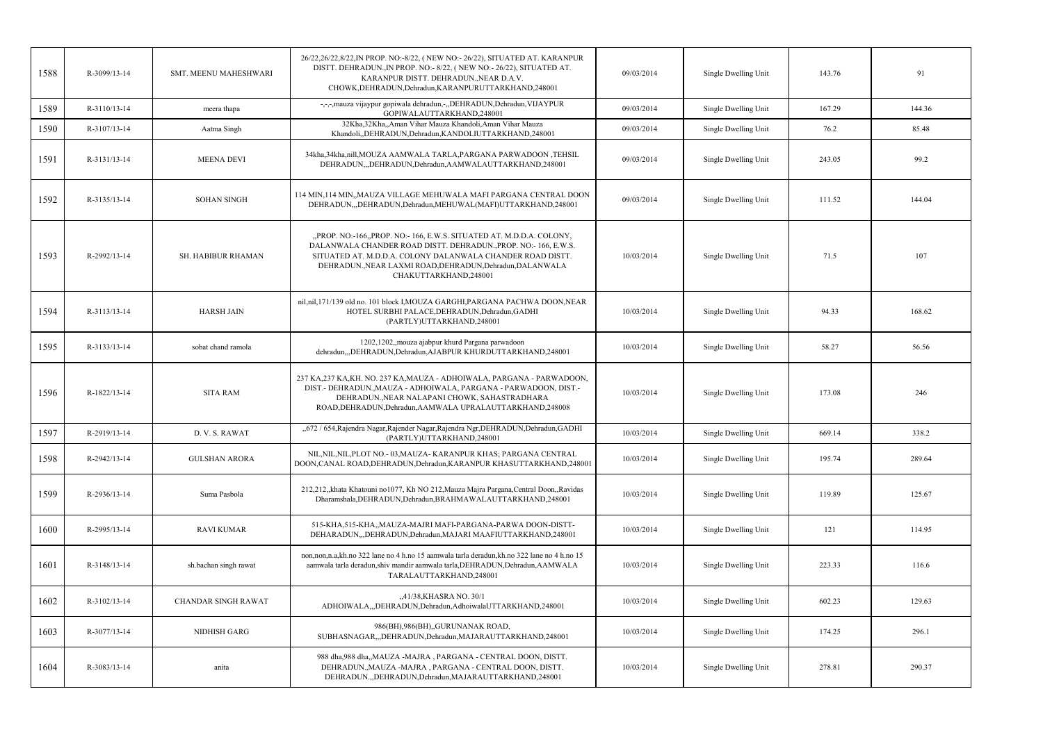| 1588 | R-3099/13-14 | SMT. MEENU MAHESHWARI | 26/22,26/22,8/22,IN PROP. NO:-8/22, ( NEW NO:- 26/22), SITUATED AT. KARANPUR DISTT. DEHRADUN.,IN PROP. NO:- 8/22, ( NEW NO:- 26/22), SITUATED AT. KARANPUR DISTT. DEHRADUN.,NEAR D.A.V. CHOWK,DEHRADUN,Dehradun,KARANPURUTTARKHAND,248001 | 09/03/2014 | Single Dwelling Unit | 143.76 | 91 |
|---|---|---|---|---|---|---|---|
| 1589 | R-3110/13-14 | meera thapa | -,-,-,mauza vijaypur gopiwala dehradun,-,,DEHRADUN,Dehradun,VIJAYPUR GOPIWALAUTTARKHAND,248001 | 09/03/2014 | Single Dwelling Unit | 167.29 | 144.36 |
| 1590 | R-3107/13-14 | Aatma Singh | 32Kha,32Kha,,Aman Vihar Mauza Khandoli,Aman Vihar Mauza Khandoli,,DEHRADUN,Dehradun,KANDOLIUTTARKHAND,248001 | 09/03/2014 | Single Dwelling Unit | 76.2 | 85.48 |
| 1591 | R-3131/13-14 | MEENA DEVI | 34kha,34kha,nill,MOUZA AAMWALA TARLA,PARGANA PARWADOON ,TEHSIL DEHRADUN,,,DEHRADUN,Dehradun,AAMWALAUTTARKHAND,248001 | 09/03/2014 | Single Dwelling Unit | 243.05 | 99.2 |
| 1592 | R-3135/13-14 | SOHAN SINGH | 114 MIN,114 MIN,,MAUZA VILLAGE MEHUWALA MAFI PARGANA CENTRAL DOON DEHRADUN,,,DEHRADUN,Dehradun,MEHUWAL(MAFI)UTTARKHAND,248001 | 09/03/2014 | Single Dwelling Unit | 111.52 | 144.04 |
| 1593 | R-2992/13-14 | SH. HABIBUR RHAMAN | ,,PROP. NO:-166,,PROP. NO:- 166, E.W.S. SITUATED AT. M.D.D.A. COLONY, DALANWALA CHANDER ROAD DISTT. DEHRADUN.,PROP. NO:- 166, E.W.S. SITUATED AT. M.D.D.A. COLONY DALANWALA CHANDER ROAD DISTT. DEHRADUN.,NEAR LAXMI ROAD,DEHRADUN,Dehradun,DALANWALA CHAKUTTARKHAND,248001 | 10/03/2014 | Single Dwelling Unit | 71.5 | 107 |
| 1594 | R-3113/13-14 | HARSH JAIN | nil,nil,171/139 old no. 101 block I,MOUZA GARGHI,PARGANA PACHWA DOON,NEAR HOTEL SURBHI PALACE,DEHRADUN,Dehradun,GADHI (PARTLY)UTTARKHAND,248001 | 10/03/2014 | Single Dwelling Unit | 94.33 | 168.62 |
| 1595 | R-3133/13-14 | sobat chand ramola | 1202,1202,,mouza ajabpur khurd Pargana parwadoon dehradun,,,DEHRADUN,Dehradun,AJABPUR KHURDUTTARKHAND,248001 | 10/03/2014 | Single Dwelling Unit | 58.27 | 56.56 |
| 1596 | R-1822/13-14 | SITA RAM | 237 KA,237 KA,KH. NO. 237 KA,MAUZA - ADHOIWALA, PARGANA - PARWADOON, DIST.- DEHRADUN.,MAUZA - ADHOIWALA, PARGANA - PARWADOON, DIST.- DEHRADUN.,NEAR NALAPANI CHOWK, SAHASTRADHARA ROAD,DEHRADUN,Dehradun,AAMWALA UPRALAUTTARKHAND,248008 | 10/03/2014 | Single Dwelling Unit | 173.08 | 246 |
| 1597 | R-2919/13-14 | D. V. S. RAWAT | ,,672 / 654,Rajendra Nagar,Rajender Nagar,Rajendra Ngr,DEHRADUN,Dehradun,GADHI (PARTLY)UTTARKHAND,248001 | 10/03/2014 | Single Dwelling Unit | 669.14 | 338.2 |
| 1598 | R-2942/13-14 | GULSHAN ARORA | NIL,NIL,NIL,PLOT NO.- 03,MAUZA- KARANPUR KHAS; PARGANA CENTRAL DOON,CANAL ROAD,DEHRADUN,Dehradun,KARANPUR KHASUTTARKHAND,248001 | 10/03/2014 | Single Dwelling Unit | 195.74 | 289.64 |
| 1599 | R-2936/13-14 | Suma Pasbola | 212,212,,khata Khatouni no1077, Kh NO 212,Mauza Majra Pargana,Central Doon,,Ravidas Dharamshala,DEHRADUN,Dehradun,BRAHMAWALAUTTARKHAND,248001 | 10/03/2014 | Single Dwelling Unit | 119.89 | 125.67 |
| 1600 | R-2995/13-14 | RAVI KUMAR | 515-KHA,515-KHA,,MAUZA-MAJRI MAFI-PARGANA-PARWA DOON-DISTT-DEHARADUN,,,DEHRADUN,Dehradun,MAJARI MAAFIUTTARKHAND,248001 | 10/03/2014 | Single Dwelling Unit | 121 | 114.95 |
| 1601 | R-3148/13-14 | sh.bachan singh rawat | non,non,n.a,kh.no 322 lane no 4 h.no 15 aamwala tarla deradun,kh.no 322 lane no 4 h.no 15 aamwala tarla deradun,shiv mandir aamwala tarla,DEHRADUN,Dehradun,AAMWALA TARALAUTTARKHAND,248001 | 10/03/2014 | Single Dwelling Unit | 223.33 | 116.6 |
| 1602 | R-3102/13-14 | CHANDAR SINGH RAWAT | ,,41/38,KHASRA NO. 30/1 ADHOIWALA,,,DEHRADUN,Dehradun,AdhoiwalaUTTARKHAND,248001 | 10/03/2014 | Single Dwelling Unit | 602.23 | 129.63 |
| 1603 | R-3077/13-14 | NIDHISH GARG | 986(BH),986(BH),,GURUNANAK ROAD, SUBHASNAGAR,,,DEHRADUN,Dehradun,MAJARAUTTARKHAND,248001 | 10/03/2014 | Single Dwelling Unit | 174.25 | 296.1 |
| 1604 | R-3083/13-14 | anita | 988 dha,988 dha,,MAUZA -MAJRA , PARGANA - CENTRAL DOON, DISTT. DEHRADUN.,MAUZA -MAJRA , PARGANA - CENTRAL DOON, DISTT. DEHRADUN.,,DEHRADUN,Dehradun,MAJARAUTTARKHAND,248001 | 10/03/2014 | Single Dwelling Unit | 278.81 | 290.37 |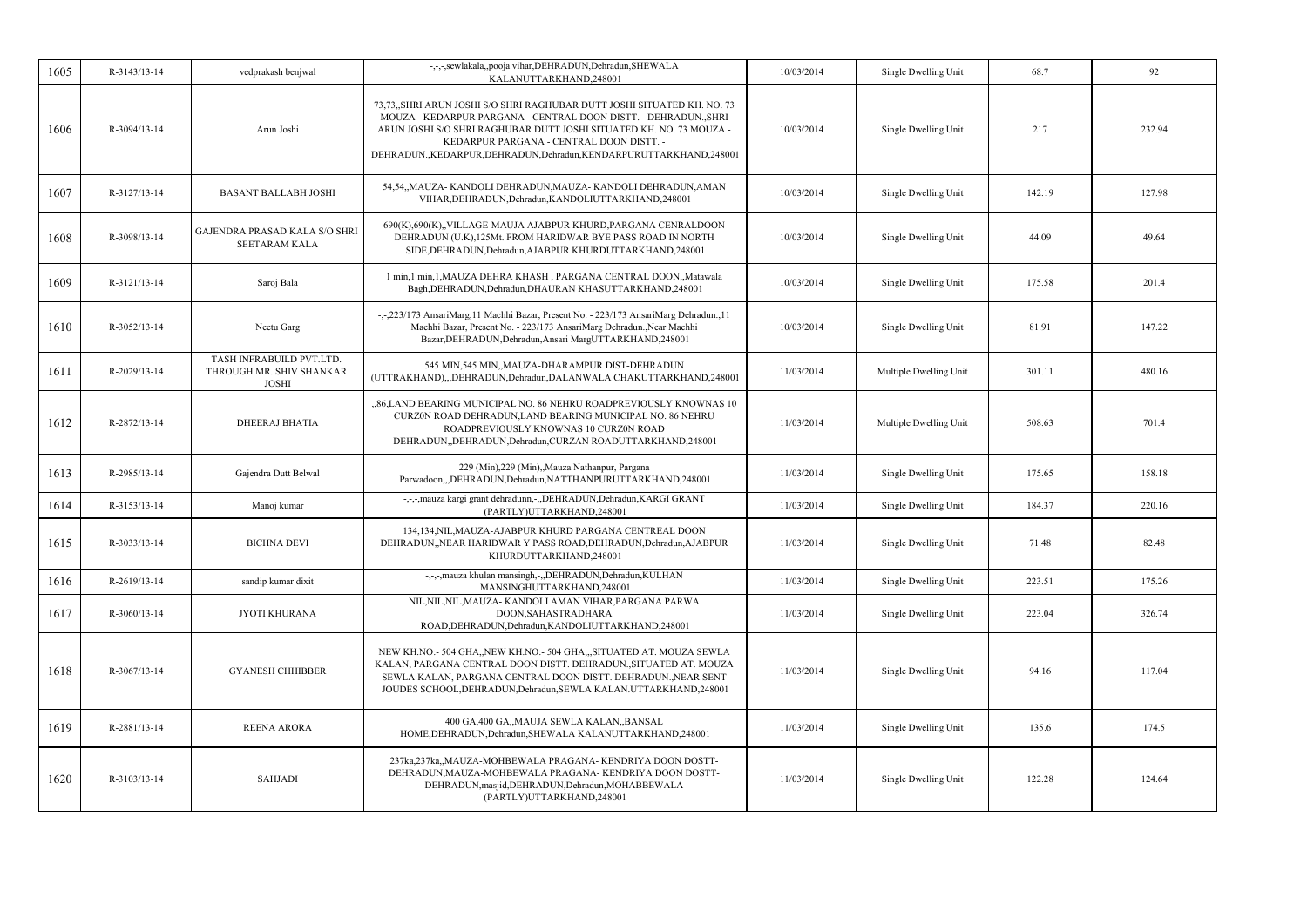| 1605 | R-3143/13-14 | vedprakash benjwal | -,-,-,sewlakala,,pooja vihar,DEHRADUN,Dehradun,SHEWALA KALANUTTARKHAND,248001 | 10/03/2014 | Single Dwelling Unit | 68.7 | 92 |
|---|---|---|---|---|---|---|---|
| 1606 | R-3094/13-14 | Arun Joshi | 73,73,,SHRI ARUN JOSHI S/O SHRI RAGHUBAR DUTT JOSHI SITUATED KH. NO. 73 MOUZA - KEDARPUR PARGANA - CENTRAL DOON DISTT. - DEHRADUN.,SHRI ARUN JOSHI S/O SHRI RAGHUBAR DUTT JOSHI SITUATED KH. NO. 73 MOUZA - KEDARPUR PARGANA - CENTRAL DOON DISTT. - DEHRADUN.,KEDARPUR,DEHRADUN,Dehradun,KENDARPURUTTARKHAND,248001 | 10/03/2014 | Single Dwelling Unit | 217 | 232.94 |
| 1607 | R-3127/13-14 | BASANT BALLABH JOSHI | 54,54,,MAUZA- KANDOLI DEHRADUN,MAUZA- KANDOLI DEHRADUN,AMAN VIHAR,DEHRADUN,Dehradun,KANDOLIUTTARKHAND,248001 | 10/03/2014 | Single Dwelling Unit | 142.19 | 127.98 |
| 1608 | R-3098/13-14 | GAJENDRA PRASAD KALA S/O SHRI SEETARAM KALA | 690(K),690(K),,VILLAGE-MAUJA AJABPUR KHURD,PARGANA CENRALDOON DEHRADUN (U.K),125Mt. FROM HARIDWAR BYE PASS ROAD IN NORTH SIDE,DEHRADUN,Dehradun,AJABPUR KHURDUTTARKHAND,248001 | 10/03/2014 | Single Dwelling Unit | 44.09 | 49.64 |
| 1609 | R-3121/13-14 | Saroj Bala | 1 min,1 min,1,MAUZA DEHRA KHASH , PARGANA CENTRAL DOON,,Matawala Bagh,DEHRADUN,Dehradun,DHAURAN KHASUTTARKHAND,248001 | 10/03/2014 | Single Dwelling Unit | 175.58 | 201.4 |
| 1610 | R-3052/13-14 | Neetu Garg | -,-,223/173 AnsariMarg,11 Machhi Bazar, Present No. - 223/173 AnsariMarg Dehradun.,11 Machhi Bazar, Present No. - 223/173 AnsariMarg Dehradun.,Near Machhi Bazar,DEHRADUN,Dehradun,Ansari MargUTTARKHAND,248001 | 10/03/2014 | Single Dwelling Unit | 81.91 | 147.22 |
| 1611 | R-2029/13-14 | TASH INFRABUILD PVT.LTD. THROUGH MR. SHIV SHANKAR JOSHI | 545 MIN,545 MIN,,MAUZA-DHARAMPUR DIST-DEHRADUN (UTTRAKHAND),,,DEHRADUN,Dehradun,DALANWALA CHAKUTTARKHAND,248001 | 11/03/2014 | Multiple Dwelling Unit | 301.11 | 480.16 |
| 1612 | R-2872/13-14 | DHEERAJ BHATIA | ,,86,LAND BEARING MUNICIPAL NO. 86 NEHRU ROADPREVIOUSLY KNOWNAS 10 CURZ0N ROAD DEHRADUN,LAND BEARING MUNICIPAL NO. 86 NEHRU ROADPREVIOUSLY KNOWNAS 10 CURZ0N ROAD DEHRADUN,,DEHRADUN,Dehradun,CURZAN ROADUTTARKHAND,248001 | 11/03/2014 | Multiple Dwelling Unit | 508.63 | 701.4 |
| 1613 | R-2985/13-14 | Gajendra Dutt Belwal | 229 (Min),229 (Min),,Mauza Nathanpur, Pargana Parwadoon,,,DEHRADUN,Dehradun,NATTHANPURUTTARKHAND,248001 | 11/03/2014 | Single Dwelling Unit | 175.65 | 158.18 |
| 1614 | R-3153/13-14 | Manoj kumar | -,-,-,mauza kargi grant dehradunn,-,,DEHRADUN,Dehradun,KARGI GRANT (PARTLY)UTTARKHAND,248001 | 11/03/2014 | Single Dwelling Unit | 184.37 | 220.16 |
| 1615 | R-3033/13-14 | BICHNA DEVI | 134,134,NIL,MAUZA-AJABPUR KHURD PARGANA CENTREAL DOON DEHRADUN,,NEAR HARIDWAR Y PASS ROAD,DEHRADUN,Dehradun,AJABPUR KHURDUTTARKHAND,248001 | 11/03/2014 | Single Dwelling Unit | 71.48 | 82.48 |
| 1616 | R-2619/13-14 | sandip kumar dixit | -,-,-,mauza khulan mansingh,-,,DEHRADUN,Dehradun,KULHAN MANSINGHUTTARKHAND,248001 | 11/03/2014 | Single Dwelling Unit | 223.51 | 175.26 |
| 1617 | R-3060/13-14 | JYOTI KHURANA | NIL,NIL,NIL,MAUZA- KANDOLI AMAN VIHAR,PARGANA PARWA DOON,SAHASTRADHARA ROAD,DEHRADUN,Dehradun,KANDOLIUTTARKHAND,248001 | 11/03/2014 | Single Dwelling Unit | 223.04 | 326.74 |
| 1618 | R-3067/13-14 | GYANESH CHHIBBER | NEW KH.NO:- 504 GHA,,NEW KH.NO:- 504 GHA,,,SITUATED AT. MOUZA SEWLA KALAN, PARGANA CENTRAL DOON DISTT. DEHRADUN.,SITUATED AT. MOUZA SEWLA KALAN, PARGANA CENTRAL DOON DISTT. DEHRADUN.,NEAR SENT JOUDES SCHOOL,DEHRADUN,Dehradun,SEWLA KALAN.UTTARKHAND,248001 | 11/03/2014 | Single Dwelling Unit | 94.16 | 117.04 |
| 1619 | R-2881/13-14 | REENA ARORA | 400 GA,400 GA,,MAUJA SEWLA KALAN,,BANSAL HOME,DEHRADUN,Dehradun,SHEWALA KALANUTTARKHAND,248001 | 11/03/2014 | Single Dwelling Unit | 135.6 | 174.5 |
| 1620 | R-3103/13-14 | SAHJADI | 237ka,237ka,,MAUZA-MOHBEWALA PRAGANA- KENDRIYA DOON DOSTT- DEHRADUN,MAUZA-MOHBEWALA PRAGANA- KENDRIYA DOON DOSTT- DEHRADUN,masjid,DEHRADUN,Dehradun,MOHABBEWALA (PARTLY)UTTARKHAND,248001 | 11/03/2014 | Single Dwelling Unit | 122.28 | 124.64 |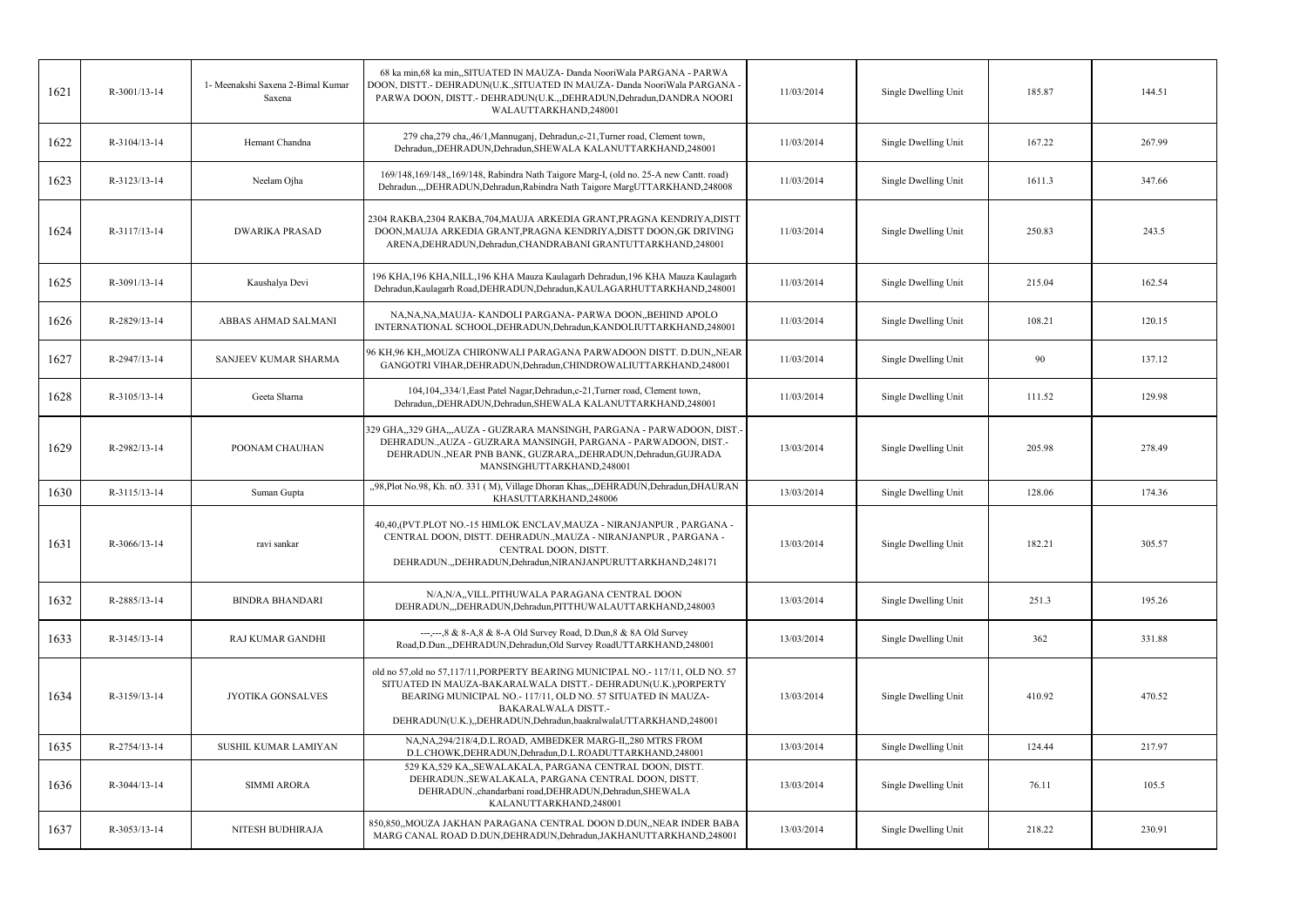| 1621 | R-3001/13-14 | 1- Meenakshi Saxena 2-Bimal Kumar Saxena | 68 ka min,68 ka min,,SITUATED IN MAUZA- Danda NooriWala PARGANA - PARWA DOON, DISTT.- DEHRADUN(U.K.,SITUATED IN MAUZA- Danda NooriWala PARGANA - PARWA DOON, DISTT.- DEHRADUN(U.K.,,DEHRADUN,Dehradun,DANDRA NOORI WALAUTTARKHAND,248001 | 11/03/2014 | Single Dwelling Unit | 185.87 | 144.51 |
|---|---|---|---|---|---|---|---|
| 1622 | R-3104/13-14 | Hemant Chandna | 279 cha,279 cha,,46/1,Mannuganj, Dehradun,c-21,Turner road, Clement town, Dehradun,,DEHRADUN,Dehradun,SHEWALA KALANUTTARKHAND,248001 | 11/03/2014 | Single Dwelling Unit | 167.22 | 267.99 |
| 1623 | R-3123/13-14 | Neelam Ojha | 169/148,169/148,,169/148, Rabindra Nath Taigore Marg-I, (old no. 25-A new Cantt. road) Dehradun.,,,DEHRADUN,Dehradun,Rabindra Nath Taigore MargUTTARKHAND,248008 | 11/03/2014 | Single Dwelling Unit | 1611.3 | 347.66 |
| 1624 | R-3117/13-14 | DWARIKA PRASAD | 2304 RAKBA,2304 RAKBA,704,MAUJA ARKEDIA GRANT,PRAGNA KENDRIYA,DISTT DOON,MAUJA ARKEDIA GRANT,PRAGNA KENDRIYA,DISTT DOON,GK DRIVING ARENA,DEHRADUN,Dehradun,CHANDRABANI GRANTUTTARKHAND,248001 | 11/03/2014 | Single Dwelling Unit | 250.83 | 243.5 |
| 1625 | R-3091/13-14 | Kaushalya Devi | 196 KHA,196 KHA,NILL,196 KHA Mauza Kaulagarh Dehradun,196 KHA Mauza Kaulagarh Dehradun,Kaulagarh Road,DEHRADUN,Dehradun,KAULAGARHUTTARKHAND,248001 | 11/03/2014 | Single Dwelling Unit | 215.04 | 162.54 |
| 1626 | R-2829/13-14 | ABBAS AHMAD SALMANI | NA,NA,NA,MAUJA- KANDOLI PARGANA- PARWA DOON,,BEHIND APOLO INTERNATIONAL SCHOOL,DEHRADUN,Dehradun,KANDOLIUTTARKHAND,248001 | 11/03/2014 | Single Dwelling Unit | 108.21 | 120.15 |
| 1627 | R-2947/13-14 | SANJEEV KUMAR SHARMA | 96 KH,96 KH,,MOUZA CHIRONWALI PARAGANA PARWADOON DISTT. D.DUN,,NEAR GANGOTRI VIHAR,DEHRADUN,Dehradun,CHINDROWALIUTTARKHAND,248001 | 11/03/2014 | Single Dwelling Unit | 90 | 137.12 |
| 1628 | R-3105/13-14 | Geeta Sharna | 104,104,,334/1,East Patel Nagar,Dehradun,c-21,Turner road, Clement town, Dehradun,,DEHRADUN,Dehradun,SHEWALA KALANUTTARKHAND,248001 | 11/03/2014 | Single Dwelling Unit | 111.52 | 129.98 |
| 1629 | R-2982/13-14 | POONAM CHAUHAN | 329 GHA,,329 GHA,,,AUZA - GUZRARA MANSINGH, PARGANA - PARWADOON, DIST.- DEHRADUN.,AUZA - GUZRARA MANSINGH, PARGANA - PARWADOON, DIST.- DEHRADUN.,NEAR PNB BANK, GUZRARA,,DEHRADUN,Dehradun,GUJRADA MANSINGHUTTARKHAND,248001 | 13/03/2014 | Single Dwelling Unit | 205.98 | 278.49 |
| 1630 | R-3115/13-14 | Suman Gupta | ,,98,Plot No.98, Kh. nO. 331 ( M), Village Dhoran Khas,,,DEHRADUN,Dehradun,DHAURAN KHASUTTARKHAND,248006 | 13/03/2014 | Single Dwelling Unit | 128.06 | 174.36 |
| 1631 | R-3066/13-14 | ravi sankar | 40,40,(PVT.PLOT NO.-15 HIMLOK ENCLAV,MAUZA - NIRANJANPUR , PARGANA - CENTRAL DOON, DISTT. DEHRADUN.,MAUZA - NIRANJANPUR , PARGANA - CENTRAL DOON, DISTT. DEHRADUN.,,DEHRADUN,Dehradun,NIRANJANPURUTTARKHAND,248171 | 13/03/2014 | Single Dwelling Unit | 182.21 | 305.57 |
| 1632 | R-2885/13-14 | BINDRA BHANDARI | N/A,N/A,,VILL.PITHUWALA PARAGANA CENTRAL DOON DEHRADUN,,,DEHRADUN,Dehradun,PITTHUWALAUTTARKHAND,248003 | 13/03/2014 | Single Dwelling Unit | 251.3 | 195.26 |
| 1633 | R-3145/13-14 | RAJ KUMAR GANDHI | ---,---,8 & 8-A,8 & 8-A Old Survey Road, D.Dun,8 & 8A Old Survey Road,D.Dun.,,DEHRADUN,Dehradun,Old Survey RoadUTTARKHAND,248001 | 13/03/2014 | Single Dwelling Unit | 362 | 331.88 |
| 1634 | R-3159/13-14 | JYOTIKA GONSALVES | old no 57,old no 57,117/11,PORPERTY BEARING MUNICIPAL NO.- 117/11, OLD NO. 57 SITUATED IN MAUZA-BAKARALWALA DISTT.- DEHRADUN(U.K.),PORPERTY BEARING MUNICIPAL NO.- 117/11, OLD NO. 57 SITUATED IN MAUZA-BAKARALWALA DISTT.- DEHRADUN(U.K.),,DEHRADUN,Dehradun,baakralwalaUTTARKHAND,248001 | 13/03/2014 | Single Dwelling Unit | 410.92 | 470.52 |
| 1635 | R-2754/13-14 | SUSHIL KUMAR LAMIYAN | NA,NA,294/218/4,D.L.ROAD, AMBEDKER MARG-II,,280 MTRS FROM D.L.CHOWK,DEHRADUN,Dehradun,D.L.ROADUTTARKHAND,248001 | 13/03/2014 | Single Dwelling Unit | 124.44 | 217.97 |
| 1636 | R-3044/13-14 | SIMMI ARORA | 529 KA,529 KA,,SEWALAKALA, PARGANA CENTRAL DOON, DISTT. DEHRADUN.,SEWALAKALA, PARGANA CENTRAL DOON, DISTT. DEHRADUN.,chandarbani road,DEHRADUN,Dehradun,SHEWALA KALANUTTARKHAND,248001 | 13/03/2014 | Single Dwelling Unit | 76.11 | 105.5 |
| 1637 | R-3053/13-14 | NITESH BUDHIRAJA | 850,850,,MOUZA JAKHAN PARAGANA CENTRAL DOON D.DUN,,NEAR INDER BABA MARG CANAL ROAD D.DUN,DEHRADUN,Dehradun,JAKHANUTTARKHAND,248001 | 13/03/2014 | Single Dwelling Unit | 218.22 | 230.91 |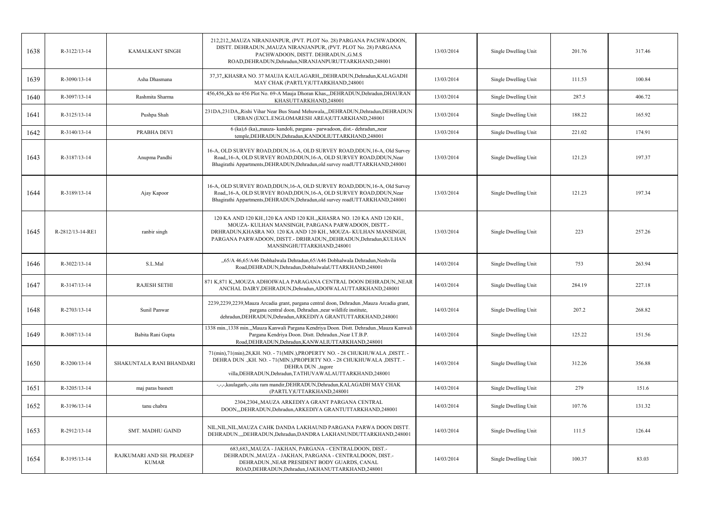| 1638 | R-3122/13-14 | KAMALKANT SINGH | 212,212,,MAUZA NIRANJANPUR, (PVT. PLOT No. 28) PARGANA PACHWADOON, DISTT. DEHRADUN.,MAUZA NIRANJANPUR, (PVT. PLOT No. 28) PARGANA PACHWADOON, DISTT. DEHRADUN.,G.M.S ROAD,DEHRADUN,Dehradun,NIRANJANPURUTTARKHAND,248001 | 13/03/2014 | Single Dwelling Unit | 201.76 | 317.46 |
|---|---|---|---|---|---|---|---|
| 1639 | R-3090/13-14 | Asha Dhasmana | 37,37,,KHASRA NO. 37 MAUJA KAULAGARH,,,DEHRADUN,Dehradun,KALAGADH MAY CHAK (PARTLY)UTTARKHAND,248001 | 13/03/2014 | Single Dwelling Unit | 111.53 | 100.84 |
| 1640 | R-3097/13-14 | Rashmita Sharma | 456,456,,Kh no 456 Plot No. 69-A Mauja Dhoran Khas,,,DEHRADUN,Dehradun,DHAURAN KHASUTTARKHAND,248001 | 13/03/2014 | Single Dwelling Unit | 287.5 | 406.72 |
| 1641 | R-3125/13-14 | Pushpa Shah | 231DA,231DA,,Rishi Vihar Near Bus Stand Mehuwala,,,DEHRADUN,Dehradun,DEHRADUN URBAN (EXCL.ENGLOMARESH AREA)UTTARKHAND,248001 | 13/03/2014 | Single Dwelling Unit | 188.22 | 165.92 |
| 1642 | R-3140/13-14 | PRABHA DEVI | 6 (ka),6 (ka),,mauza- kandoli, pargana - parwadoon, dist.- dehradun,,near temple,DEHRADUN,Dehradun,KANDOLIUTTARKHAND,248001 | 13/03/2014 | Single Dwelling Unit | 221.02 | 174.91 |
| 1643 | R-3187/13-14 | Anupma Pandhi | 16-A, OLD SURVEY ROAD,DDUN,16-A, OLD SURVEY ROAD,DDUN,16-A, Old Survey Road,,16-A, OLD SURVEY ROAD,DDUN,16-A, OLD SURVEY ROAD,DDUN,Near Bhagirathi Appartments,DEHRADUN,Dehradun,old survey roadUTTARKHAND,248001 | 13/03/2014 | Single Dwelling Unit | 121.23 | 197.37 |
| 1644 | R-3189/13-14 | Ajay Kapoor | 16-A, OLD SURVEY ROAD,DDUN,16-A, OLD SURVEY ROAD,DDUN,16-A, Old Survey Road,,16-A, OLD SURVEY ROAD,DDUN,16-A, OLD SURVEY ROAD,DDUN,Near Bhagirathi Appartments,DEHRADUN,Dehradun,old survey roadUTTARKHAND,248001 | 13/03/2014 | Single Dwelling Unit | 121.23 | 197.34 |
| 1645 | R-2812/13-14-RE1 | ranbir singh | 120 KA AND 120 KH.,120 KA AND 120 KH.,,KHASRA NO. 120 KA AND 120 KH., MOUZA- KULHAN MANSINGH, PARGANA PARWADOON, DISTT.- DRHRADUN,KHASRA NO. 120 KA AND 120 KH., MOUZA- KULHAN MANSINGH, PARGANA PARWADOON, DISTT.- DRHRADUN,,DEHRADUN,Dehradun,KULHAN MANSINGHUTTARKHAND,248001 | 13/03/2014 | Single Dwelling Unit | 223 | 257.26 |
| 1646 | R-3022/13-14 | S.L.Mal | ,,65/A 46,65/A46 Dobhalwala Dehradun,65/A46 Dobhalwala Dehradun,Neshvila Road,DEHRADUN,Dehradun,DobhalwalaUTTARKHAND,248001 | 14/03/2014 | Single Dwelling Unit | 753 | 263.94 |
| 1647 | R-3147/13-14 | RAJESH SETHI | 871 K,871 K,,MOUZA ADHOIWALA PARAGANA CENTRAL DOON DEHRADUN,,NEAR ANCHAL DAIRY,DEHRADUN,Dehradun,ADOIWALAUTTARKHAND,248001 | 14/03/2014 | Single Dwelling Unit | 284.19 | 227.18 |
| 1648 | R-2703/13-14 | Sunil Panwar | 2239,2239,2239,Mauza Arcadia grant, pargana central doon, Dehradun.,Mauza Arcadia grant, pargana central doon, Dehradun.,near wildlife institute, dehradun,DEHRADUN,Dehradun,ARKEDIYA GRANTUTTARKHAND,248001 | 14/03/2014 | Single Dwelling Unit | 207.2 | 268.82 |
| 1649 | R-3087/13-14 | Babita Rani Gupta | 1338 min.,1338 min.,,Mauza Kanwali Pargana Kendriya Doon. Distt. Dehradun.,Mauza Kanwali Pargana Kendriya Doon. Distt. Dehradun.,Near I.T.B.P. Road,DEHRADUN,Dehradun,KANWALIUTTARKHAND,248001 | 14/03/2014 | Single Dwelling Unit | 125.22 | 151.56 |
| 1650 | R-3200/13-14 | SHAKUNTALA RANI BHANDARI | 71(min),71(min),28,KH. NO. - 71(MIN.),PROPERTY NO. - 28 CHUKHUWALA ,DISTT. - DEHRA DUN .,KH. NO. - 71(MIN.),PROPERTY NO. - 28 CHUKHUWALA ,DISTT. - DEHRA DUN .,tagore villa,DEHRADUN,Dehradun,TATHUVAWALAUTTARKHAND,248001 | 14/03/2014 | Single Dwelling Unit | 312.26 | 356.88 |
| 1651 | R-3205/13-14 | maj paras basnett | -,-,-,kaulagarh,-,sita ram mandir,DEHRADUN,Dehradun,KALAGADH MAY CHAK (PARTLY)UTTARKHAND,248001 | 14/03/2014 | Single Dwelling Unit | 279 | 151.6 |
| 1652 | R-3196/13-14 | tanu chabra | 2304,2304,,MAUZA ARKEDIYA GRANT PARGANA CENTRAL DOON,,,DEHRADUN,Dehradun,ARKEDIYA GRANTUTTARKHAND,248001 | 14/03/2014 | Single Dwelling Unit | 107.76 | 131.32 |
| 1653 | R-2912/13-14 | SMT. MADHU GAIND | NIL,NIL,NIL,MAUZA CAHK DANDA LAKHAUND PARGANA PARWA DOON DISTT. DEHRADUN.,,,DEHRADUN,Dehradun,DANDRA LAKHANUNDUTTARKHAND,248001 | 14/03/2014 | Single Dwelling Unit | 111.5 | 126.44 |
| 1654 | R-3195/13-14 | RAJKUMARI AND SH. PRADEEP KUMAR | 683,683,,MAUZA - JAKHAN, PARGANA - CENTRALDOON, DIST.- DEHRADUN.,MAUZA - JAKHAN, PARGANA - CENTRALDOON, DIST.- DEHRADUN.,NEAR PRESIDENT BODY GUARDS, CANAL ROAD,DEHRADUN,Dehradun,JAKHANUTTARKHAND,248001 | 14/03/2014 | Single Dwelling Unit | 100.37 | 83.03 |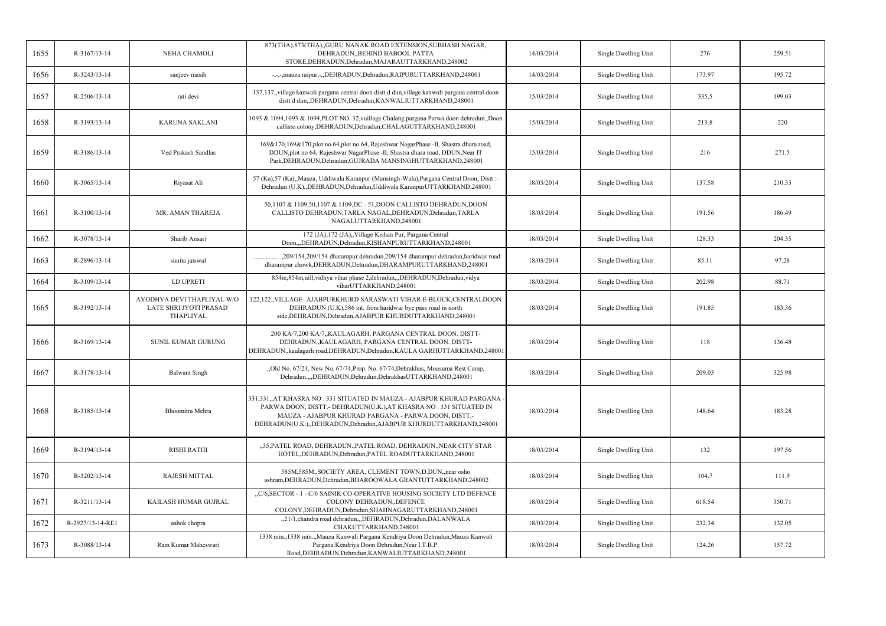| 1655 | R-3167/13-14 | NEHA CHAMOLI | 873(THA),873(THA),,GURU NANAK ROAD EXTENSION,SUBHASH NAGAR, DEHRADUN,,BEHIND BABOOL PATTA STORE,DEHRADUN,Dehradun,MAJARAUTTARKHAND,248002 | 14/03/2014 | Single Dwelling Unit | 276 | 259.51 |
|---|---|---|---|---|---|---|---|
| 1656 | R-3243/13-14 | sanjeev masih | -,-,-,mauza raipur,-,,DEHRADUN,Dehradun,RAIPURUTTARKHAND,248001 | 14/03/2014 | Single Dwelling Unit | 173.97 | 195.72 |
| 1657 | R-2506/13-14 | rati devi | 137,137,,village kanwali pargana central doon distt d dun,village kanwali pargana central doon distt d dun,,DEHRADUN,Dehradun,KANWALIUTTARKHAND,248001 | 15/03/2014 | Single Dwelling Unit | 335.5 | 199.03 |
| 1658 | R-3193/13-14 | KARUNA SAKLANI | 1093 & 1094,1093 & 1094,PLOT NO. 32,vuillage Chalang pargana Parwa doon dehradun,,Doon callisto colony,DEHRADUN,Dehradun,CHALAGUTTARKHAND,248001 | 15/03/2014 | Single Dwelling Unit | 213.8 | 220 |
| 1659 | R-3186/13-14 | Ved Prakash Sandlas | 169&170,169&170,plot no 64,plot no 64, Rajeshwar NagarPhase -II, Shastra dhara road, DDUN,plot no 64, Rajeshwar NagarPhase -II, Shastra dhara road, DDUN,Near IT Park,DEHRADUN,Dehradun,GUJRADA MANSINGHUTTARKHAND,248001 | 15/03/2014 | Single Dwelling Unit | 216 | 271.5 |
| 1660 | R-3065/13-14 | Riyasat Ali | 57 (Ka),57 (Ka),,Mauza, Uddiwala Karanpur (Mansingh-Wala),Pargana Central Doon, Distt :- Dehradun (U.K),,DEHRADUN,Dehradun,Uddiwala KaranpurUTTARKHAND,248001 | 18/03/2014 | Single Dwelling Unit | 137.58 | 210.33 |
| 1661 | R-3100/13-14 | MR. AMAN THAREJA | 50,1107 & 1109,50,1107 & 1109,DC - 51,DOON CALLISTO DEHRADUN,DOON CALLISTO DEHRADUN,TARLA NAGAL,DEHRADUN,Dehradun,TARLA NAGALUTTARKHAND,248001 | 18/03/2014 | Single Dwelling Unit | 191.56 | 186.49 |
| 1662 | R-3078/13-14 | Sharib Ansari | 172 (JA),172 (JA),,Village Kishan Pur, Pargana Central Doon,,,DEHRADUN,Dehradun,KISHANPURUTTARKHAND,248001 | 18/03/2014 | Single Dwelling Unit | 128.33 | 204.35 |
| 1663 | R-2896/13-14 | sunita jaiswal | ........,........,209/154,209/154 dharampur dehradun,209/154 dharampur dehradun,haridwar road dharampur chowk,DEHRADUN,Dehradun,DHARAMPURUTTARKHAND,248001 | 18/03/2014 | Single Dwelling Unit | 85.11 | 97.28 |
| 1664 | R-3109/13-14 | I.D.UPRETI | 854m,854m,nill,vidhya vihar phase 2,dehradun,,,DEHRADUN,Dehradun,vidya viharUTTARKHAND,248001 | 18/03/2014 | Single Dwelling Unit | 202.98 | 88.71 |
| 1665 | R-3192/13-14 | AYODHYA DEVI THAPLIYAL W/O LATE SHRI JYOTI PRASAD THAPLIYAL | 122,122,,VILLAGE- AJABPURKHURD SARASWATI VIHAR E-BLOCK,CENTRALDOON DEHRADUN (U.K),586 mt. from haridwar bye pass road in north side,DEHRADUN,Dehradun,AJABPUR KHURDUTTARKHAND,248001 | 18/03/2014 | Single Dwelling Unit | 191.85 | 183.36 |
| 1666 | R-3169/13-14 | SUNIL KUMAR GURUNG | 200 KA/7,200 KA/7,,KAULAGARH, PARGANA CENTRAL DOON. DISTT- DEHRADUN.,KAULAGARH, PARGANA CENTRAL DOON. DISTT- DEHRADUN.,kaulagarh road,DEHRADUN,Dehradun,KAULA GARHUTTARKHAND,248001 | 18/03/2014 | Single Dwelling Unit | 118 | 136.48 |
| 1667 | R-3178/13-14 | Balwant Singh | ,,Old No. 67/21, New No. 67/74,Prop. No. 67/74,Dehrakhas, Mousuma Rest Camp, Dehradun.,,,DEHRADUN,Dehradun,DehrakhasUTTARKHAND,248001 | 18/03/2014 | Single Dwelling Unit | 209.03 | 325.98 |
| 1668 | R-3185/13-14 | Bhoomitra Mehra | 331,331,,AT KHASRA NO . 331 SITUATED IN MAUZA - AJABPUR KHURAD PARGANA - PARWA DOON, DISTT.- DEHRADUN(U.K.),AT KHASRA NO . 331 SITUATED IN MAUZA - AJABPUR KHURAD PARGANA - PARWA DOON, DISTT.- DEHRADUN(U.K.),,DEHRADUN,Dehradun,AJABPUR KHURDUTTARKHAND,248001 | 18/03/2014 | Single Dwelling Unit | 148.64 | 183.28 |
| 1669 | R-3194/13-14 | RISHI RATHI | ,,35,PATEL ROAD, DEHRADUN.,PATEL ROAD, DEHRADUN.,NEAR CITY STAR HOTEL,DEHRADUN,Dehradun,PATEL ROADUTTARKHAND,248001 | 18/03/2014 | Single Dwelling Unit | 132 | 197.56 |
| 1670 | R-3202/13-14 | RAJESH MITTAL | 585M,585M,,SOCIETY AREA, CLEMENT TOWN,D.DUN,,near osho ashram,DEHRADUN,Dehradun,BHAROOWALA GRANTUTTARKHAND,248002 | 18/03/2014 | Single Dwelling Unit | 104.7 | 111.9 |
| 1671 | R-3211/13-14 | KAILASH HUMAR GUJRAL | ,,C/6,SECTOR - 1 - C/6 SAINIK CO-OPERATIVE HOUSING SOCIETY LTD DEFENCE COLONY DEHRADUN,,DEFENCE COLONY,DEHRADUN,Dehradun,SHAHNAGARUTTARKHAND,248001 | 18/03/2014 | Single Dwelling Unit | 618.54 | 350.71 |
| 1672 | R-2927/13-14-RE1 | ashok chopra | ,,21/1,chandra road dehradun,,,DEHRADUN,Dehradun,DALANWALA CHAKUTTARKHAND,248001 | 18/03/2014 | Single Dwelling Unit | 232.34 | 132.05 |
| 1673 | R-3088/13-14 | Ram Kumar Maheswari | 1338 min.,1338 min.,,Mauza Kanwali Pargana Kendriya Doon Dehradun,Mauza Kanwali Pargana Kendriya Doon Dehradun,Near I.T.B.P. Road,DEHRADUN,Dehradun,KANWALIUTTARKHAND,248001 | 18/03/2014 | Single Dwelling Unit | 124.26 | 157.72 |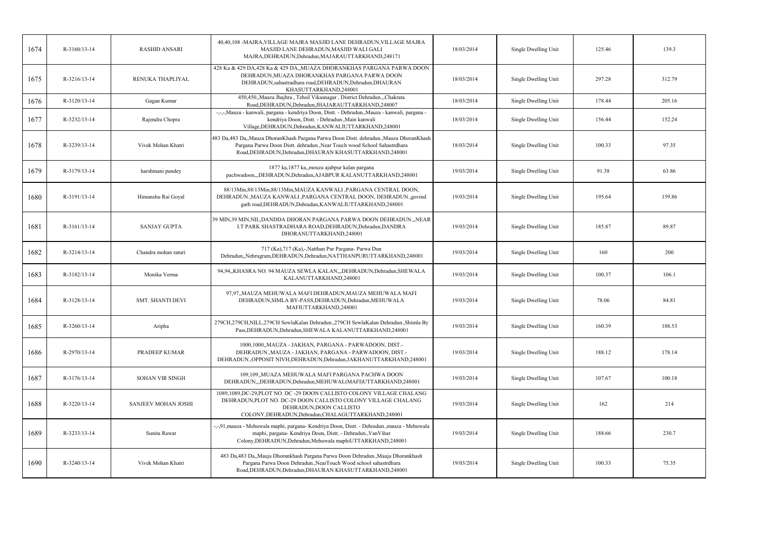| 1674 | R-3160/13-14 | RASHID ANSARI | 40,40,108 -MAJRA,VILLAGE MAJRA MASJID LANE DEHRADUN,VILLAGE MAJRA MASJID LANE DEHRADUN,MASJID WALI GALI MAJRA,DEHRADUN,Dehradun,MAJARAUTTARKHAND,248171 | 18/03/2014 | Single Dwelling Unit | 125.46 | 139.3 |
|---|---|---|---|---|---|---|---|
| 1675 | R-3216/13-14 | RENUKA THAPLIYAL | 428 Ka & 429 DA,428 Ka & 429 DA,,MUAZA DHORANKHAS PARGANA PARWA DOON DEHRADUN,MUAZA DHORANKHAS PARGANA PARWA DOON DEHRADUN,sahastradhara road,DEHRADUN,Dehradun,DHAURAN KHASUTTARKHAND,248001 | 18/03/2014 | Single Dwelling Unit | 297.28 | 312.79 |
| 1676 | R-3120/13-14 | Gagan Kumar | 450,450,,Mauza Jhajhra , Tehsil Vikasnagar , District Dehradun.,,Chakrata Road,DEHRADUN,Dehradun,JHAJARAUTTARKHAND,248007 | 18/03/2014 | Single Dwelling Unit | 178.44 | 205.16 |
| 1677 | R-3232/13-14 | Rajendra Chopra | -,-,-,Mauza - kanwali, pargana - kendriya Doon, Distt. - Dehradun.,Mauza - kanwali, pargana - kendriya Doon, Distt. - Dehradun.,Main kanwali Village,DEHRADUN,Dehradun,KANWALIUTTARKHAND,248001 | 18/03/2014 | Single Dwelling Unit | 156.44 | 152.24 |
| 1678 | R-3239/13-14 | Vivek Mohan Khatri | 483 Da,483 Da,,Mauza DhoranKhash Pargana Parwa Doon Distt. dehradun.,Mauza DhoranKhash Pargana Parwa Doon Distt. dehradun.,Near Touch wood School Sahastrdhara Road,DEHRADUN,Dehradun,DHAURAN KHASUTTARKHAND,248001 | 18/03/2014 | Single Dwelling Unit | 100.33 | 97.35 |
| 1679 | R-3179/13-14 | harshmani pandey | 1877 ka,1877 ka,,mouza ajabpur kalan pargana pachwadoon,,,DEHRADUN,Dehradun,AJABPUR KALANUTTARKHAND,248001 | 19/03/2014 | Single Dwelling Unit | 91.38 | 63.86 |
| 1680 | R-3191/13-14 | Himanshu Rai Goyal | 88/13Min,88/13Min,88/13Min,MAUZA KANWALI ,PARGANA CENTRAL DOON, DEHRADUN.,MAUZA KANWALI ,PARGANA CENTRAL DOON, DEHRADUN.,govind garh road,DEHRADUN,Dehradun,KANWALIUTTARKHAND,248001 | 19/03/2014 | Single Dwelling Unit | 195.64 | 159.86 |
| 1681 | R-3161/13-14 | SANJAY GUPTA | 39 MIN,39 MIN,NIL,DANDDA DHORAN PARGANA PARWA DOON DEHRADUN.,,NEAR I.T PARK SHASTRADHARA ROAD,DEHRADUN,Dehradun,DANDRA DHORANUTTARKHAND,248001 | 19/03/2014 | Single Dwelling Unit | 185.87 | 89.87 |
| 1682 | R-3214/13-14 | Chandra mohan raturi | 717 (Ka),717 (Ka),-,Natthan Pur Pargana- Parwa Dun Dehradun,,Nehrugram,DEHRADUN,Dehradun,NATTHANPURUTTARKHAND,248001 | 19/03/2014 | Single Dwelling Unit | 160 | 200 |
| 1683 | R-3182/13-14 | Monika Verma | 94,94,,KHASRA NO. 94 MAUZA SEWLA KALAN,,,DEHRADUN,Dehradun,SHEWALA KALANUTTARKHAND,248001 | 19/03/2014 | Single Dwelling Unit | 100.37 | 106.1 |
| 1684 | R-3128/13-14 | SMT. SHANTI DEVI | 97,97,,MAUZA MEHUWALA MAFI DEHRADUN,MAUZA MEHUWALA MAFI DEHRADUN,SIMLA BY-PASS,DEHRADUN,Dehradun,MEHUWALA MAFIUTTARKHAND,248001 | 19/03/2014 | Single Dwelling Unit | 78.06 | 84.81 |
| 1685 | R-3260/13-14 | Aripha | 279CH,279CH,NILL,279CH SewlaKalan Dehradun.,279CH SewlaKalan Dehradun.,Shimla By Pass,DEHRADUN,Dehradun,SHEWALA KALANUTTARKHAND,248001 | 19/03/2014 | Single Dwelling Unit | 160.39 | 188.53 |
| 1686 | R-2970/13-14 | PRADEEP KUMAR | 1000,1000,,MAUZA - JAKHAN, PARGANA - PARWADOON, DIST.- DEHRADUN.,MAUZA - JAKHAN, PARGANA - PARWADOON, DIST.- DEHRADUN.,OPPOSIT NIVH,DEHRADUN,Dehradun,JAKHANUTTARKHAND,248001 | 19/03/2014 | Single Dwelling Unit | 188.12 | 178.14 |
| 1687 | R-3176/13-14 | SOHAN VIR SINGH | 109,109,,MUAZA MEHUWALA MAFI PARGANA PACHWA DOON DEHRADUN,,,DEHRADUN,Dehradun,MEHUWAL(MAFI)UTTARKHAND,248001 | 19/03/2014 | Single Dwelling Unit | 107.67 | 100.18 |
| 1688 | R-3220/13-14 | SANJEEV MOHAN JOSHI | 1089,1089,DC-29,PLOT NO. DC -29 DOON CALLISTO COLONY VILLAGE CHALANG DEHRADUN,PLOT NO. DC-29 DOON CALLISTO COLONY VILLAGE CHALANG DEHRADUN,DOON CALLISTO COLONY,DEHRADUN,Dehradun,CHALAGUTTARKHAND,248001 | 19/03/2014 | Single Dwelling Unit | 162 | 214 |
| 1689 | R-3233/13-14 | Sunita Rawat | -,-,91,mauza - Mehuwala maphi, pargana- Kendriya Doon, Distt. - Dehradun.,mauza - Mehuwala maphi, pargana- Kendriya Doon, Distt. - Dehradun.,VanVihar Colony,DEHRADUN,Dehradun,Mehuwala maphiUTTARKHAND,248001 | 19/03/2014 | Single Dwelling Unit | 188.66 | 230.7 |
| 1690 | R-3240/13-14 | Vivek Mohan Khatri | 483 Da,483 Da,,Mauja Dhorankhash Pargana Parwa Doon Dehradun.,Mauja Dhorankhash Pargana Parwa Doon Dehradun.,NearTouch Wood school sahastrdhara Road,DEHRADUN,Dehradun,DHAURAN KHASUTTARKHAND,248001 | 19/03/2014 | Single Dwelling Unit | 100.33 | 75.35 |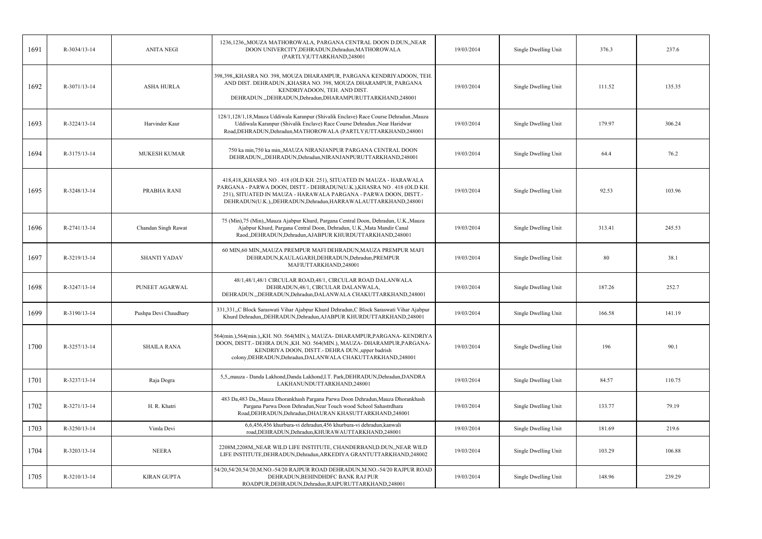| 1691 | R-3034/13-14 | ANITA NEGI | 1236,1236,,MOUZA MATHOROWALA, PARGANA CENTRAL DOON D.DUN,,NEAR DOON UNIVERCITY,DEHRADUN,Dehradun,MATHOROWALA (PARTLY)UTTARKHAND,248001 | 19/03/2014 | Single Dwelling Unit | 376.3 | 237.6 |
|---|---|---|---|---|---|---|---|
| 1692 | R-3071/13-14 | ASHA HURLA | 398,398,,KHASRA NO. 398, MOUZA DHARAMPUR, PARGANA KENDRIYADOON, TEH. AND DIST. DEHRADUN.,KHASRA NO. 398, MOUZA DHARAMPUR, PARGANA KENDRIYADOON, TEH. AND DIST. DEHRADUN.,,DEHRADUN,Dehradun,DHARAMPURUTTARKHAND,248001 | 19/03/2014 | Single Dwelling Unit | 111.52 | 135.35 |
| 1693 | R-3224/13-14 | Harvinder Kaur | 128/1,128/1,18,Mauza Uddiwala Karanpur (Shivalik Enclave) Race Course Dehradun.,Mauza Uddiwala Karanpur (Shivalik Enclave) Race Course Dehradun.,Near Haridwar Road,DEHRADUN,Dehradun,MATHOROWALA (PARTLY)UTTARKHAND,248001 | 19/03/2014 | Single Dwelling Unit | 179.97 | 306.24 |
| 1694 | R-3175/13-14 | MUKESH KUMAR | 750 ka min,750 ka min,,MAUZA NIRANJANPUR PARGANA CENTRAL DOON DEHRADUN,,,DEHRADUN,Dehradun,NIRANJANPURUTTARKHAND,248001 | 19/03/2014 | Single Dwelling Unit | 64.4 | 76.2 |
| 1695 | R-3248/13-14 | PRABHA RANI | 418,418,,KHASRA NO . 418 (OLD KH. 251), SITUATED IN MAUZA - HARAWALA PARGANA - PARWA DOON, DISTT.- DEHRADUN(U.K.),KHASRA NO . 418 (OLD KH. 251), SITUATED IN MAUZA - HARAWALA PARGANA - PARWA DOON, DISTT.- DEHRADUN(U.K.),,DEHRADUN,Dehradun,HARRAWALAUTTARKHAND,248001 | 19/03/2014 | Single Dwelling Unit | 92.53 | 103.96 |
| 1696 | R-2741/13-14 | Chandan Singh Rawat | 75 (Min),75 (Min),,Mauza Ajabpur Khurd, Pargana Central Doon, Dehradun, U.K.,Mauza Ajabpur Khurd, Pargana Central Doon, Dehradun, U.K.,Mata Mandir Canal Raod.,DEHRADUN,Dehradun,AJABPUR KHURDUTTARKHAND,248001 | 19/03/2014 | Single Dwelling Unit | 313.41 | 245.53 |
| 1697 | R-3219/13-14 | SHANTI YADAV | 60 MIN,60 MIN,,MAUZA PREMPUR MAFI DEHRADUN,MAUZA PREMPUR MAFI DEHRADUN,KAULAGARH,DEHRADUN,Dehradun,PREMPUR MAFIUTTARKHAND,248001 | 19/03/2014 | Single Dwelling Unit | 80 | 38.1 |
| 1698 | R-3247/13-14 | PUNEET AGARWAL | 48/1,48/1,48/1 CIRCULAR ROAD,48/1, CIRCULAR ROAD DALANWALA DEHRADUN,48/1, CIRCULAR DALANWALA, DEHRADUN.,,DEHRADUN,Dehradun,DALANWALA CHAKUTTARKHAND,248001 | 19/03/2014 | Single Dwelling Unit | 187.26 | 252.7 |
| 1699 | R-3190/13-14 | Pushpa Devi Chaudhary | 331,331,,C Block Saraswati Vihar Ajabpur Khurd Dehradun,C Block Saraswati Vihar Ajabpur Khurd Dehradun,,DEHRADUN,Dehradun,AJABPUR KHURDUTTARKHAND,248001 | 19/03/2014 | Single Dwelling Unit | 166.58 | 141.19 |
| 1700 | R-3257/13-14 | SHAILA RANA | 564(min.),564(min.),,KH. NO. 564(MIN.), MAUZA- DHARAMPUR,PARGANA- KENDRIYA DOON, DISTT.- DEHRA DUN.,KH. NO. 564(MIN.), MAUZA- DHARAMPUR,PARGANA- KENDRIYA DOON, DISTT.- DEHRA DUN.,upper badrish colony,DEHRADUN,Dehradun,DALANWALA CHAKUTTARKHAND,248001 | 19/03/2014 | Single Dwelling Unit | 196 | 90.1 |
| 1701 | R-3237/13-14 | Raja Dogra | 5,5,,mauza - Danda Lakhond,Danda Lakhond,I.T. Park,DEHRADUN,Dehradun,DANDRA LAKHANUNDUTTARKHAND,248001 | 19/03/2014 | Single Dwelling Unit | 84.57 | 110.75 |
| 1702 | R-3271/13-14 | H. R. Khatri | 483 Da,483 Da,,Mauza Dhorankhash Pargana Parwa Doon Dehradun,Mauza Dhorankhash Pargana Parwa Doon Dehradun,Near Touch wood School Sahastrdhara Road,DEHRADUN,Dehradun,DHAURAN KHASUTTARKHAND,248001 | 19/03/2014 | Single Dwelling Unit | 133.77 | 79.19 |
| 1703 | R-3250/13-14 | Vimla Devi | 6,6,456,456 khurbura-vi dehradun,456 khurbura-vi dehradun,kanwali road,DEHRADUN,Dehradun,KHURAWAUTTARKHAND,248001 | 19/03/2014 | Single Dwelling Unit | 181.69 | 219.6 |
| 1704 | R-3203/13-14 | NEERA | 2208M,2208M,,NEAR WILD LIFE INSTITUTE, CHANDERBANI,D.DUN,,NEAR WILD LIFE INSTITUTE,DEHRADUN,Dehradun,ARKEDIYA GRANTUTTARKHAND,248002 | 19/03/2014 | Single Dwelling Unit | 103.29 | 106.88 |
| 1705 | R-3210/13-14 | KIRAN GUPTA | 54/20,54/20,54/20,M.NO.-54/20 RAJPUR ROAD DEHRADUN,M.NO.-54/20 RAJPUR ROAD DEHRADUN,BEHINDHDFC BANK RAJ PUR ROADPUR,DEHRADUN,Dehradun,RAIPURUTTARKHAND,248001 | 19/03/2014 | Single Dwelling Unit | 148.96 | 239.29 |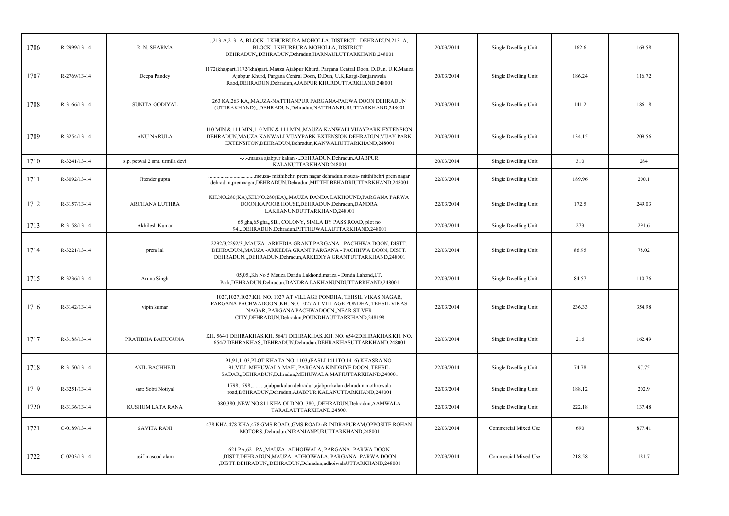| 1706 | R-2999/13-14 | R. N. SHARMA | ,,213-A,213 -A, BLOCK- I KHURBURA MOHOLLA, DISTRICT - DEHRADUN,213 -A, BLOCK- I KHURBURA MOHOLLA, DISTRICT - DEHRADUN,,DEHRADUN,Dehradun,HARNAULUTTARKHAND,248001 | 20/03/2014 | Single Dwelling Unit | 162.6 | 169.58 |
|---|---|---|---|---|---|---|---|
| 1707 | R-2769/13-14 | Deepa Pandey | 1172(kha)part,1172(kha)part,,Mauza Ajabpur Khurd, Pargana Central Doon, D.Dun, U.K,Mauza Ajabpur Khurd, Pargana Central Doon, D.Dun, U.K,Kargi-Banjarawala Raod,DEHRADUN,Dehradun,AJABPUR KHURDUTTARKHAND,248001 | 20/03/2014 | Single Dwelling Unit | 186.24 | 116.72 |
| 1708 | R-3166/13-14 | SUNITA GODIYAL | 263 KA,263 KA,,MAUZA-NATTHANPUR PARGANA-PARWA DOON DEHRADUN (UTTRAKHAND),,,DEHRADUN,Dehradun,NATTHANPURUTTARKHAND,248001 | 20/03/2014 | Single Dwelling Unit | 141.2 | 186.18 |
| 1709 | R-3254/13-14 | ANU NARULA | 110 MIN & 111 MIN,110 MIN & 111 MIN,,MAUZA KANWALI VIJAYPARK EXTENSION DEHRADUN,MAUZA KANWALI VIJAYPARK EXTENSION DEHRADUN,VIJAY PARK EXTENSITON,DEHRADUN,Dehradun,KANWALIUTTARKHAND,248001 | 20/03/2014 | Single Dwelling Unit | 134.15 | 209.56 |
| 1710 | R-3241/13-14 | s.p. petwal 2 smt. urmila devi | -,-,-,mauza ajabpur kakan,-,,DEHRADUN,Dehradun,AJABPUR KALANUTTARKHAND,248001 | 20/03/2014 | Single Dwelling Unit | 310 | 284 |
| 1711 | R-3092/13-14 | Jitender gupta | ....................................,mouza- mitthibehri prem nagar dehradun,mouza- mitthibehri prem nagar dehradun,premnagar,DEHRADUN,Dehradun,MITTHI BEHADRIUTTARKHAND,248001 | 22/03/2014 | Single Dwelling Unit | 189.96 | 200.1 |
| 1712 | R-3157/13-14 | ARCHANA LUTHRA | KH.NO.280(KA),KH.NO.280(KA),,MAUZA DANDA LAKHOUND,PARGANA PARWA DOON,KAPOOR HOUSE,DEHRADUN,Dehradun,DANDRA LAKHANUNDUTTARKHAND,248001 | 22/03/2014 | Single Dwelling Unit | 172.5 | 249.03 |
| 1713 | R-3158/13-14 | Akhilesh Kumar | 65 gha,65 gha,,SBI, COLONY, SIMLA BY PASS ROAD,,plot no 94,,,DEHRADUN,Dehradun,PITTHUWALAUTTARKHAND,248001 | 22/03/2014 | Single Dwelling Unit | 273 | 291.6 |
| 1714 | R-3221/13-14 | prem lal | 2292/3,2292/3,,MAUZA -ARKEDIA GRANT PARGANA - PACHHWA DOON, DISTT. DEHRADUN.,MAUZA -ARKEDIA GRANT PARGANA - PACHHWA DOON, DISTT. DEHRADUN.,,DEHRADUN,Dehradun,ARKEDIYA GRANTUTTARKHAND,248001 | 22/03/2014 | Single Dwelling Unit | 86.95 | 78.02 |
| 1715 | R-3236/13-14 | Aruna Singh | 05,05,,Kh No 5 Mauza Danda Lakhond,mauza - Danda Lahond,I.T. Park,DEHRADUN,Dehradun,DANDRA LAKHANUNDUTTARKHAND,248001 | 22/03/2014 | Single Dwelling Unit | 84.57 | 110.76 |
| 1716 | R-3142/13-14 | vipin kumar | 1027,1027,1027,KH. NO. 1027 AT VILLAGE PONDHA, TEHSIL VIKAS NAGAR, PARGANA PACHWADOON,,KH. NO. 1027 AT VILLAGE PONDHA, TEHSIL VIKAS NAGAR, PARGANA PACHWADOON,,NEAR SILVER CITY,DEHRADUN,Dehradun,POUNDHAUTTARKHAND,248198 | 22/03/2014 | Single Dwelling Unit | 236.33 | 354.98 |
| 1717 | R-3188/13-14 | PRATIBHA BAHUGUNA | KH. 564/1 DEHRAKHAS,KH. 564/1 DEHRAKHAS,,KH. NO. 654/2DEHRAKHAS,KH. NO. 654/2 DEHRAKHAS,,DEHRADUN,Dehradun,DEHRAKHASUTTARKHAND,248001 | 22/03/2014 | Single Dwelling Unit | 216 | 162.49 |
| 1718 | R-3150/13-14 | ANIL BACHHETI | 91,91,1103,PLOT KHATA NO. 1103,(FASLI 1411TO 1416) KHASRA NO. 91,VILL.MEHUWALA MAFI, PARGANA KINDRIYE DOON, TEHSIL SADAR,,DEHRADUN,Dehradun,MEHUWALA MAFIUTTARKHAND,248001 | 22/03/2014 | Single Dwelling Unit | 74.78 | 97.75 |
| 1719 | R-3251/13-14 | smt: Sobti Notiyal | 1798,1798,.........,ajabpurkalan dehradun,ajabpurkalan dehradun,mothrowala road,DEHRADUN,Dehradun,AJABPUR KALANUTTARKHAND,248001 | 22/03/2014 | Single Dwelling Unit | 188.12 | 202.9 |
| 1720 | R-3136/13-14 | KUSHUM LATA RANA | 380,380,,NEW NO.811 KHA OLD NO. 380,,,DEHRADUN,Dehradun,AAMWALA TARALAUTTARKHAND,248001 | 22/03/2014 | Single Dwelling Unit | 222.18 | 137.48 |
| 1721 | C-0189/13-14 | SAVITA RANI | 478 KHA,478 KHA,478,GMS ROAD,,GMS ROAD nR INDRAPURAM,OPPOSITE ROHAN MOTORS,,Dehradun,NIRANJANPURUTTARKHAND,248001 | 22/03/2014 | Commercial Mixed Use | 690 | 877.41 |
| 1722 | C-0203/13-14 | asif masood alam | 621 PA,621 PA,,MAUZA- ADHOIWALA, PARGANA- PARWA DOON ,DISTT.DEHRADUN,MAUZA- ADHOIWALA, PARGANA- PARWA DOON ,DISTT.DEHRADUN,,DEHRADUN,Dehradun,adhoiwalaUTTARKHAND,248001 | 22/03/2014 | Commercial Mixed Use | 218.58 | 181.7 |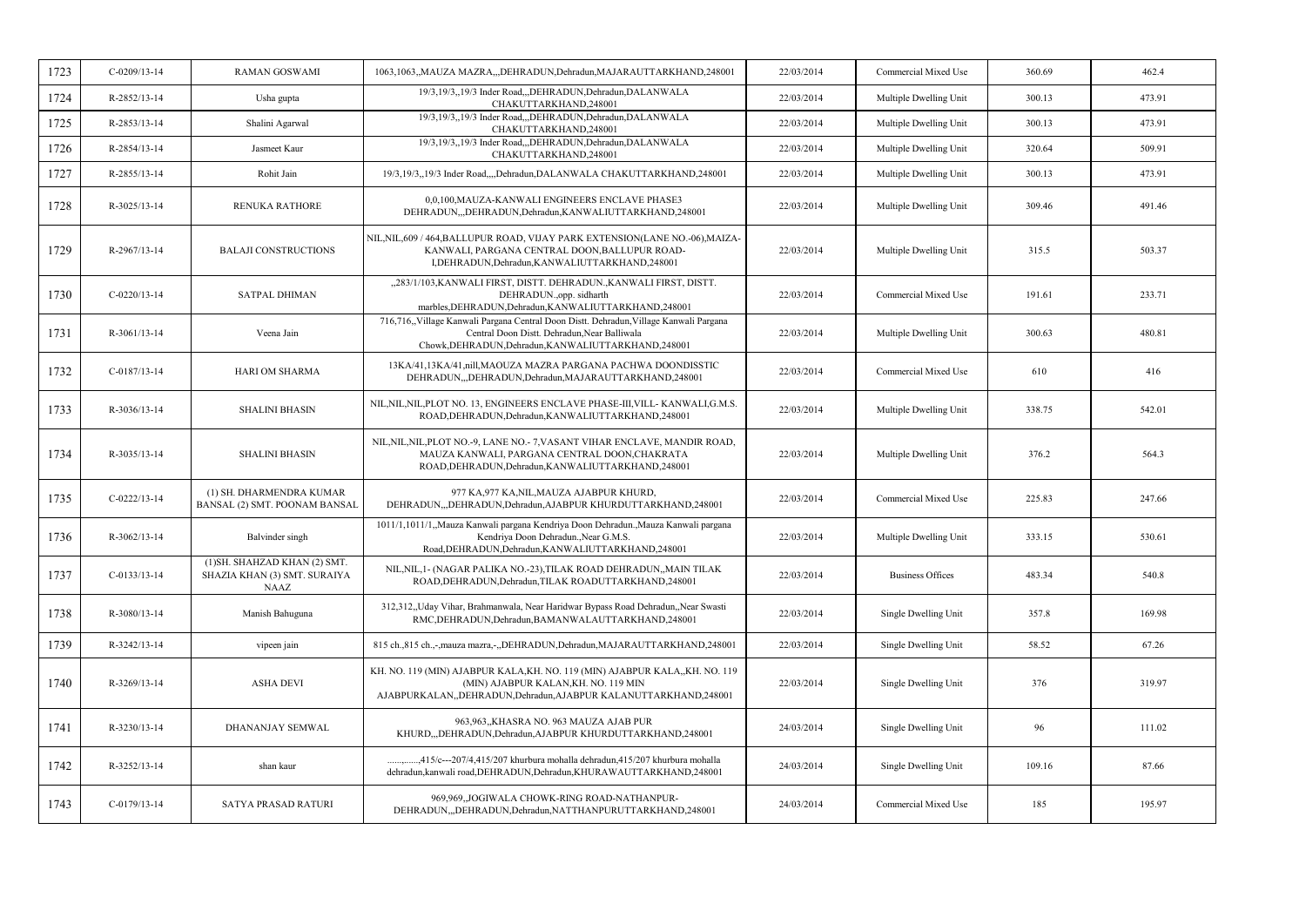| 1723 | C-0209/13-14 | RAMAN GOSWAMI | 1063,1063,,MAUZA MAZRA,,,DEHRADUN,Dehradun,MAJARAUTTARKHAND,248001 | 22/03/2014 | Commercial Mixed Use | 360.69 | 462.4 |
|---|---|---|---|---|---|---|---|
| 1724 | R-2852/13-14 | Usha gupta | 19/3,19/3,,19/3 Inder Road,,,DEHRADUN,Dehradun,DALANWALA CHAKUTTARKHAND,248001 | 22/03/2014 | Multiple Dwelling Unit | 300.13 | 473.91 |
| 1725 | R-2853/13-14 | Shalini Agarwal | 19/3,19/3,,19/3 Inder Road,,,DEHRADUN,Dehradun,DALANWALA CHAKUTTARKHAND,248001 | 22/03/2014 | Multiple Dwelling Unit | 300.13 | 473.91 |
| 1726 | R-2854/13-14 | Jasmeet Kaur | 19/3,19/3,,19/3 Inder Road,,,DEHRADUN,Dehradun,DALANWALA CHAKUTTARKHAND,248001 | 22/03/2014 | Multiple Dwelling Unit | 320.64 | 509.91 |
| 1727 | R-2855/13-14 | Rohit Jain | 19/3,19/3,,19/3 Inder Road,,,,Dehradun,DALANWALA CHAKUTTARKHAND,248001 | 22/03/2014 | Multiple Dwelling Unit | 300.13 | 473.91 |
| 1728 | R-3025/13-14 | RENUKA RATHORE | 0,0,100,MAUZA-KANWALI ENGINEERS ENCLAVE PHASE3 DEHRADUN,,,DEHRADUN,Dehradun,KANWALIUTTARKHAND,248001 | 22/03/2014 | Multiple Dwelling Unit | 309.46 | 491.46 |
| 1729 | R-2967/13-14 | BALAJI CONSTRUCTIONS | NIL,NIL,609 / 464,BALLUPUR ROAD, VIJAY PARK EXTENSION(LANE NO.-06),MAIZA-KANWALI, PARGANA CENTRAL DOON,BALLUPUR ROAD-I,DEHRADUN,Dehradun,KANWALIUTTARKHAND,248001 | 22/03/2014 | Multiple Dwelling Unit | 315.5 | 503.37 |
| 1730 | C-0220/13-14 | SATPAL DHIMAN | ,,283/1/103,KANWALI FIRST, DISTT. DEHRADUN.,KANWALI FIRST, DISTT. DEHRADUN.,opp. sidharth marbles,DEHRADUN,Dehradun,KANWALIUTTARKHAND,248001 | 22/03/2014 | Commercial Mixed Use | 191.61 | 233.71 |
| 1731 | R-3061/13-14 | Veena Jain | 716,716,,Village Kanwali Pargana Central Doon Distt. Dehradun,Village Kanwali Pargana Central Doon Distt. Dehradun,Near Balliwala Chowk,DEHRADUN,Dehradun,KANWALIUTTARKHAND,248001 | 22/03/2014 | Multiple Dwelling Unit | 300.63 | 480.81 |
| 1732 | C-0187/13-14 | HARI OM SHARMA | 13KA/41,13KA/41,nill,MAOUZA MAZRA PARGANA PACHWA DOONDISSTIC DEHRADUN,,,DEHRADUN,Dehradun,MAJARAUTTARKHAND,248001 | 22/03/2014 | Commercial Mixed Use | 610 | 416 |
| 1733 | R-3036/13-14 | SHALINI BHASIN | NIL,NIL,NIL,PLOT NO. 13, ENGINEERS ENCLAVE PHASE-III,VILL- KANWALI,G.M.S. ROAD,DEHRADUN,Dehradun,KANWALIUTTARKHAND,248001 | 22/03/2014 | Multiple Dwelling Unit | 338.75 | 542.01 |
| 1734 | R-3035/13-14 | SHALINI BHASIN | NIL,NIL,NIL,PLOT NO.-9, LANE NO.- 7,VASANT VIHAR ENCLAVE, MANDIR ROAD, MAUZA KANWALI, PARGANA CENTRAL DOON,CHAKRATA ROAD,DEHRADUN,Dehradun,KANWALIUTTARKHAND,248001 | 22/03/2014 | Multiple Dwelling Unit | 376.2 | 564.3 |
| 1735 | C-0222/13-14 | (1) SH. DHARMENDRA KUMAR BANSAL (2) SMT. POONAM BANSAL | 977 KA,977 KA,NIL,MAUZA AJABPUR KHURD, DEHRADUN,,,DEHRADUN,Dehradun,AJABPUR KHURDUTTARKHAND,248001 | 22/03/2014 | Commercial Mixed Use | 225.83 | 247.66 |
| 1736 | R-3062/13-14 | Balvinder singh | 1011/1,1011/1,,Mauza Kanwali pargana Kendriya Doon Dehradun.,Mauza Kanwali pargana Kendriya Doon Dehradun.,Near G.M.S. Road,DEHRADUN,Dehradun,KANWALIUTTARKHAND,248001 | 22/03/2014 | Multiple Dwelling Unit | 333.15 | 530.61 |
| 1737 | C-0133/13-14 | (1)SH. SHAHZAD KHAN (2) SMT. SHAZIA KHAN (3) SMT. SURAIYA NAAZ | NIL,NIL,1- (NAGAR PALIKA NO.-23),TILAK ROAD DEHRADUN,,MAIN TILAK ROAD,DEHRADUN,Dehradun,TILAK ROADUTTARKHAND,248001 | 22/03/2014 | Business Offices | 483.34 | 540.8 |
| 1738 | R-3080/13-14 | Manish Bahuguna | 312,312,,Uday Vihar, Brahmanwala, Near Haridwar Bypass Road Dehradun,,Near Swasti RMC,DEHRADUN,Dehradun,BAMANWALAUTTARKHAND,248001 | 22/03/2014 | Single Dwelling Unit | 357.8 | 169.98 |
| 1739 | R-3242/13-14 | vipeen jain | 815 ch.,815 ch.,-,mauza mazra,-,,DEHRADUN,Dehradun,MAJARAUTTARKHAND,248001 | 22/03/2014 | Single Dwelling Unit | 58.52 | 67.26 |
| 1740 | R-3269/13-14 | ASHA DEVI | KH. NO. 119 (MIN) AJABPUR KALA,KH. NO. 119 (MIN) AJABPUR KALA,,KH. NO. 119 (MIN) AJABPUR KALAN,KH. NO. 119 MIN AJABPURKALAN,,DEHRADUN,Dehradun,AJABPUR KALANUTTARKHAND,248001 | 22/03/2014 | Single Dwelling Unit | 376 | 319.97 |
| 1741 | R-3230/13-14 | DHANANJAY SEMWAL | 963,963,,KHASRA NO. 963 MAUZA AJAB PUR KHURD,,,DEHRADUN,Dehradun,AJABPUR KHURDUTTARKHAND,248001 | 24/03/2014 | Single Dwelling Unit | 96 | 111.02 |
| 1742 | R-3252/13-14 | shan kaur | ..........,415/c---207/4,415/207 khurbura mohalla dehradun,415/207 khurbura mohalla dehradun,kanwali road,DEHRADUN,Dehradun,KHURAWAUTTARKHAND,248001 | 24/03/2014 | Single Dwelling Unit | 109.16 | 87.66 |
| 1743 | C-0179/13-14 | SATYA PRASAD RATURI | 969,969,,JOGIWALA CHOWK-RING ROAD-NATHANPUR-DEHRADUN,,,DEHRADUN,Dehradun,NATTHANPURUTTARKHAND,248001 | 24/03/2014 | Commercial Mixed Use | 185 | 195.97 |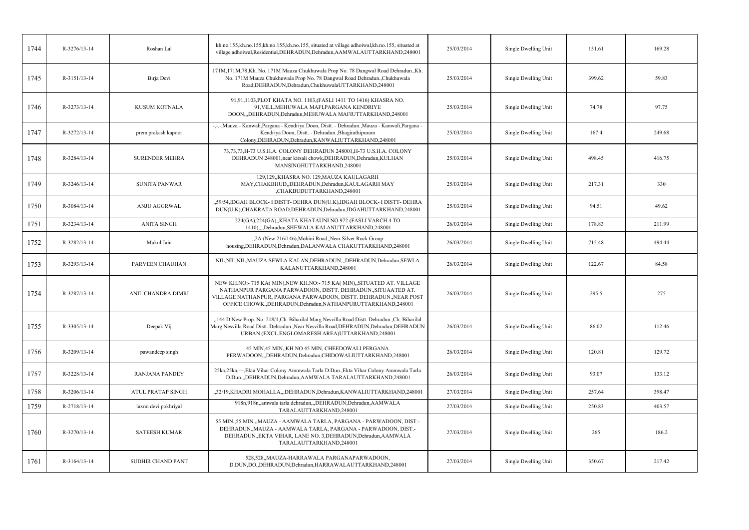| 1744 | R-3276/13-14 | Roshan Lal | kh.no.155,kh.no.155,kh.no.155,kh.no.155, situated at village adhoiwal,kh.no.155, situated at village adhoiwal,Residential,DEHRADUN,Dehradun,AAMWALAUTTARKHAND,248001 | 25/03/2014 | Single Dwelling Unit | 151.61 | 169.28 |
|---|---|---|---|---|---|---|---|
| 1745 | R-3151/13-14 | Birja Devi | 171M,171M,78,Kh. No. 171M Mauza Chukhuwala Prop No. 78 Dangwal Road Dehradun.,Kh. No. 171M Mauza Chukhuwala Prop No. 78 Dangwal Road Dehradun.,Chukhuwala Road,DEHRADUN,Dehradun,ChukhuwalaUTTARKHAND,248001 | 25/03/2014 | Single Dwelling Unit | 399.62 | 59.83 |
| 1746 | R-3273/13-14 | KUSUM KOTNALA | 91,91,1103,PLOT KHATA NO. 1103,(FASLI 1411 TO 1416) KHASRA NO. 91,VILL.MEHUWALA MAFI,PARGANA KENDRIYE DOON,,,DEHRADUN,Dehradun,MEHUWALA MAFIUTTARKHAND,248001 | 25/03/2014 | Single Dwelling Unit | 74.78 | 97.75 |
| 1747 | R-3272/13-14 | prem prakash kapoor | -,-,-,Mauza - Kanwali,Pargana - Kendriya Doon, Distt. - Dehradun.,Mauza - Kanwali,Pargana - Kendriya Doon, Distt. - Dehradun.,Bhagirathipuram Colony,DEHRADUN,Dehradun,KANWALIUTTARKHAND,248001 | 25/03/2014 | Single Dwelling Unit | 167.4 | 249.68 |
| 1748 | R-3284/13-14 | SURENDER MEHRA | 73,73,73,H-73 U.S.H.A. COLONY DEHRADUN 248001,H-73 U.S.H.A. COLONY DEHRADUN 248001,near kirsali chowk,DEHRADUN,Dehradun,KULHAN MANSINGHUTTARKHAND,248001 | 25/03/2014 | Single Dwelling Unit | 498.45 | 416.75 |
| 1749 | R-3246/13-14 | SUNITA PANWAR | 129,129,,KHASRA NO. 129,MAUZA KAULAGARH MAY,CHAKBHUD,,DEHRADUN,Dehradun,KAULAGARH MAY ,CHAKBUDUTTARKHAND,248001 | 25/03/2014 | Single Dwelling Unit | 217.31 | 330 |
| 1750 | R-3084/13-14 | ANJU AGGRWAL | ,,59/54,IDGAH BLOCK- I DISTT- DEHRA DUN(U.K),IDGAH BLOCK- I DISTT- DEHRA DUN(U.K),CHAKRATA ROAD,DEHRADUN,Dehradun,IDGAHUTTARKHAND,248001 | 25/03/2014 | Single Dwelling Unit | 94.51 | 49.62 |
| 1751 | R-3234/13-14 | ANITA SINGH | 224(GA),224(GA),,KHATA KHATAUNI NO 972 (FASLI VARCH 4 TO 1410),,,,Dehradun,SHEWALA KALANUTTARKHAND,248001 | 26/03/2014 | Single Dwelling Unit | 178.83 | 211.99 |
| 1752 | R-3282/13-14 | Mukul Jain | ,,2A (New 216/146),Mohini Road,,Near Silver Rock Group housing,DEHRADUN,Dehradun,DALANWALA CHAKUTTARKHAND,248001 | 26/03/2014 | Single Dwelling Unit | 715.48 | 494.44 |
| 1753 | R-3293/13-14 | PARVEEN CHAUHAN | NIL,NIL,NIL,MAUZA SEWLA KALAN,DEHRADUN,,,DEHRADUN,Dehradun,SEWLA KALANUTTARKHAND,248001 | 26/03/2014 | Single Dwelling Unit | 122.67 | 84.58 |
| 1754 | R-3287/13-14 | ANIL CHANDRA DIMRI | NEW KH.NO:- 715 KA( MIN),NEW KH.NO:- 715 KA( MIN),,SITUATED AT. VILLAGE NATHANPUR PARGANA PARWADOON, DISTT. DEHRADUN.,SITUAATED AT. VILLAGE NATHANPUR, PARGANA PARWADOON, DISTT. DEHRADUN.,NEAR POST OFFICE CHOWK.,DEHRADUN,Dehradun,NATHANPURUTTARKHAND,248001 | 26/03/2014 | Single Dwelling Unit | 295.5 | 275 |
| 1755 | R-3305/13-14 | Deepak Vij | ,,144 D New Prop. No. 218/1,Ch. Biharilal Marg Nesvilla Road Distt. Dehradun.,Ch. Biharilal Marg Nesvilla Road Distt. Dehradun.,Near Nesvilla Road,DEHRADUN,Dehradun,DEHRADUN URBAN (EXCL.ENGLOMARESH AREA)UTTARKHAND,248001 | 26/03/2014 | Single Dwelling Unit | 86.02 | 112.46 |
| 1756 | R-3209/13-14 | pawandeep singh | 45 MIN,45 MIN,,KH NO 45 MIN, CHEEDOWALI PERGANA PERWADOON,,,DEHRADUN,Dehradun,CHIDOWALIUTTARKHAND,248001 | 26/03/2014 | Single Dwelling Unit | 120.81 | 129.72 |
| 1757 | R-3228/13-14 | RANJANA PANDEY | 25ka,25ka,---,Ekta Vihar Colony Ammwala Tarla D.Dun.,Ekta Vihar Colony Ammwala Tarla D.Dun.,,DEHRADUN,Dehradun,AAMWALA TARALAUTTARKHAND,248001 | 26/03/2014 | Single Dwelling Unit | 93.07 | 133.12 |
| 1758 | R-3206/13-14 | ATUL PRATAP SINGH | ,,32/19,KHADRI MOHALLA,,,DEHRADUN,Dehradun,KANWALIUTTARKHAND,248001 | 27/03/2014 | Single Dwelling Unit | 257.64 | 398.47 |
| 1759 | R-2718/13-14 | laxmi devi pokhriyal | 918n,918n,,amwala tarla dehradun,,,DEHRADUN,Dehradun,AAMWALA TARALAUTTARKHAND,248001 | 27/03/2014 | Single Dwelling Unit | 250.83 | 403.57 |
| 1760 | R-3270/13-14 | SATEESH KUMAR | 55 MIN.,55 MIN.,,MAUZA - AAMWALA TARLA, PARGANA - PARWADOON, DIST.- DEHRADUN.,MAUZA - AAMWALA TARLA, PARGANA - PARWADOON, DIST.- DEHRADUN.,EKTA VIHAR, LANE NO. 3,DEHRADUN,Dehradun,AAMWALA TARALAUTTARKHAND,248001 | 27/03/2014 | Single Dwelling Unit | 265 | 186.2 |
| 1761 | R-3164/13-14 | SUDHIR CHAND PANT | 528,528,,MAUZA-HARRAWALA PARGANAPARWADOON, D.DUN,DO,,DEHRADUN,Dehradun,HARRAWALAUTTARKHAND,248001 | 27/03/2014 | Single Dwelling Unit | 350.67 | 217.42 |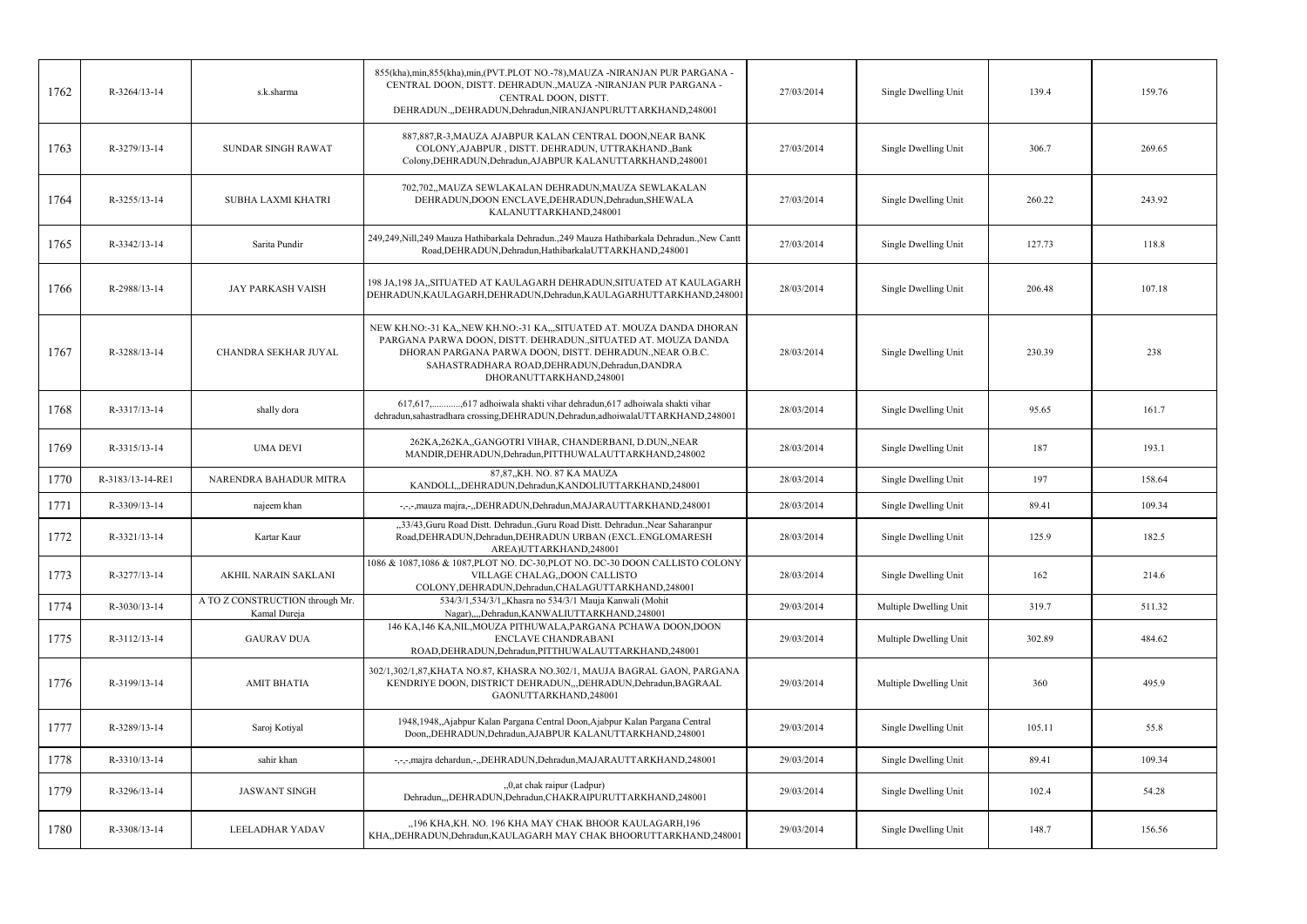| 1762 | R-3264/13-14 | s.k.sharma | 855(kha),min,855(kha),min,(PVT.PLOT NO.-78),MAUZA -NIRANJAN PUR PARGANA - CENTRAL DOON, DISTT. DEHRADUN.,MAUZA -NIRANJAN PUR PARGANA - CENTRAL DOON, DISTT. DEHRADUN.,,DEHRADUN,Dehradun,NIRANJANPURUTTARKHAND,248001 | 27/03/2014 | Single Dwelling Unit | 139.4 | 159.76 |
|---|---|---|---|---|---|---|---|
| 1763 | R-3279/13-14 | SUNDAR SINGH RAWAT | 887,887,R-3,MAUZA AJABPUR KALAN CENTRAL DOON,NEAR BANK COLONY,AJABPUR , DISTT. DEHRADUN, UTTRAKHAND.,Bank Colony,DEHRADUN,Dehradun,AJABPUR KALANUTTARKHAND,248001 | 27/03/2014 | Single Dwelling Unit | 306.7 | 269.65 |
| 1764 | R-3255/13-14 | SUBHA LAXMI KHATRI | 702,702,,MAUZA SEWLAKALAN DEHRADUN,MAUZA SEWLAKALAN DEHRADUN,DOON ENCLAVE,DEHRADUN,Dehradun,SHEWALA KALANUTTARKHAND,248001 | 27/03/2014 | Single Dwelling Unit | 260.22 | 243.92 |
| 1765 | R-3342/13-14 | Sarita Pundir | 249,249,Nill,249 Mauza Hathibarkala Dehradun.,249 Mauza Hathibarkala Dehradun.,New Cantt Road,DEHRADUN,Dehradun,HathibarkalaUTTARKHAND,248001 | 27/03/2014 | Single Dwelling Unit | 127.73 | 118.8 |
| 1766 | R-2988/13-14 | JAY PARKASH VAISH | 198 JA,198 JA,,SITUATED AT KAULAGARH DEHRADUN,SITUATED AT KAULAGARH DEHRADUN,KAULAGARH,DEHRADUN,Dehradun,KAULAGARHUTTARKHAND,248001 | 28/03/2014 | Single Dwelling Unit | 206.48 | 107.18 |
| 1767 | R-3288/13-14 | CHANDRA SEKHAR JUYAL | NEW KH.NO:-31 KA,,NEW KH.NO:-31 KA,,,SITUATED AT. MOUZA DANDA DHORAN PARGANA PARWA DOON, DISTT. DEHRADUN.,SITUATED AT. MOUZA DANDA DHORAN PARGANA PARWA DOON, DISTT. DEHRADUN.,NEAR O.B.C. SAHASTRADHARA ROAD,DEHRADUN,Dehradun,DANDRA DHORANUTTARKHAND,248001 | 28/03/2014 | Single Dwelling Unit | 230.39 | 238 |
| 1768 | R-3317/13-14 | shally dora | 617,617,...........,617 adhoiwala shakti vihar dehradun,617 adhoiwala shakti vihar dehradun,sahastradhara crossing,DEHRADUN,Dehradun,adhoiwalaUTTARKHAND,248001 | 28/03/2014 | Single Dwelling Unit | 95.65 | 161.7 |
| 1769 | R-3315/13-14 | UMA DEVI | 262KA,262KA,,GANGOTRI VIHAR, CHANDERBANI, D.DUN,,NEAR MANDIR,DEHRADUN,Dehradun,PITTHUWALAUTTARKHAND,248002 | 28/03/2014 | Single Dwelling Unit | 187 | 193.1 |
| 1770 | R-3183/13-14-RE1 | NARENDRA BAHADUR MITRA | 87,87,,KH. NO. 87 KA MAUZA KANDOLI,,,DEHRADUN,Dehradun,KANDOLIUTTARKHAND,248001 | 28/03/2014 | Single Dwelling Unit | 197 | 158.64 |
| 1771 | R-3309/13-14 | najeem khan | -,-,-,mauza majra,-,,DEHRADUN,Dehradun,MAJARAUTTARKHAND,248001 | 28/03/2014 | Single Dwelling Unit | 89.41 | 109.34 |
| 1772 | R-3321/13-14 | Kartar Kaur | ,,33/43,Guru Road Distt. Dehradun.,Guru Road Distt. Dehradun.,Near Saharanpur Road,DEHRADUN,Dehradun,DEHRADUN URBAN (EXCL.ENGLOMARESH AREA)UTTARKHAND,248001 | 28/03/2014 | Single Dwelling Unit | 125.9 | 182.5 |
| 1773 | R-3277/13-14 | AKHIL NARAIN SAKLANI | 1086 & 1087,1086 & 1087,PLOT NO. DC-30,PLOT NO. DC-30 DOON CALLISTO COLONY VILLAGE CHALAG,,DOON CALLISTO COLONY,DEHRADUN,Dehradun,CHALAGUTTARKHAND,248001 | 28/03/2014 | Single Dwelling Unit | 162 | 214.6 |
| 1774 | R-3030/13-14 | A TO Z CONSTRUCTION through Mr. Kamal Dureja | 534/3/1,534/3/1,,Khasra no 534/3/1 Mauja Kanwali (Mohit Nagar),,,,Dehradun,KANWALIUTTARKHAND,248001 | 29/03/2014 | Multiple Dwelling Unit | 319.7 | 511.32 |
| 1775 | R-3112/13-14 | GAURAV DUA | 146 KA,146 KA,NIL,MOUZA PITHUWALA,PARGANA PCHAWA DOON,DOON ENCLAVE CHANDRABANI ROAD,DEHRADUN,Dehradun,PITTHUWALAUTTARKHAND,248001 | 29/03/2014 | Multiple Dwelling Unit | 302.89 | 484.62 |
| 1776 | R-3199/13-14 | AMIT BHATIA | 302/1,302/1,87,KHATA NO.87, KHASRA NO.302/1, MAUJA BAGRAL GAON, PARGANA KENDRIYE DOON, DISTRICT DEHRADUN,,,DEHRADUN,Dehradun,BAGRAAL GAONUTTARKHAND,248001 | 29/03/2014 | Multiple Dwelling Unit | 360 | 495.9 |
| 1777 | R-3289/13-14 | Saroj Kotiyal | 1948,1948,,Ajabpur Kalan Pargana Central Doon,Ajabpur Kalan Pargana Central Doon,,DEHRADUN,Dehradun,AJABPUR KALANUTTARKHAND,248001 | 29/03/2014 | Single Dwelling Unit | 105.11 | 55.8 |
| 1778 | R-3310/13-14 | sahir khan | -,-,-,majra dehardun,-,,DEHRADUN,Dehradun,MAJARAUTTARKHAND,248001 | 29/03/2014 | Single Dwelling Unit | 89.41 | 109.34 |
| 1779 | R-3296/13-14 | JASWANT SINGH | ,,0,at chak raipur (Ladpur) Dehradun,,,DEHRADUN,Dehradun,CHAKRAIPURUTTARKHAND,248001 | 29/03/2014 | Single Dwelling Unit | 102.4 | 54.28 |
| 1780 | R-3308/13-14 | LEELADHAR YADAV | ,,196 KHA,KH. NO. 196 KHA MAY CHAK BHOOR KAULAGARH,196 KHA,,DEHRADUN,Dehradun,KAULAGARH MAY CHAK BHOORUTTARKHAND,248001 | 29/03/2014 | Single Dwelling Unit | 148.7 | 156.56 |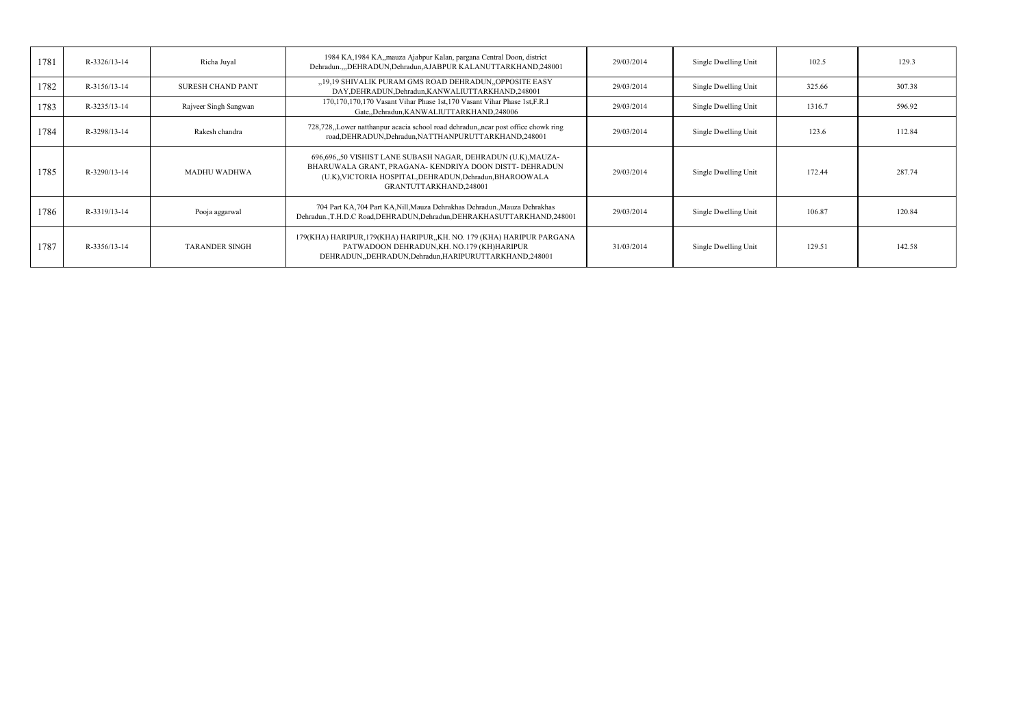| | | | | | | | |
|---|---|---|---|---|---|---|---|
| 1781 | R-3326/13-14 | Richa Juyal | 1984 KA,1984 KA,,mauza Ajabpur Kalan, pargana Central Doon, district Dehradun.,,,DEHRADUN,Dehradun,AJABPUR KALANUTTARKHAND,248001 | 29/03/2014 | Single Dwelling Unit | 102.5 | 129.3 |
| 1782 | R-3156/13-14 | SURESH CHAND PANT | ,,19,19 SHIVALIK PURAM GMS ROAD DEHRADUN,,OPPOSITE EASY DAY,DEHRADUN,Dehradun,KANWALIUTTARKHAND,248001 | 29/03/2014 | Single Dwelling Unit | 325.66 | 307.38 |
| 1783 | R-3235/13-14 | Rajveer Singh Sangwan | 170,170,170,170 Vasant Vihar Phase 1st,170 Vasant Vihar Phase 1st,F.R.I Gate,,Dehradun,KANWALIUTTARKHAND,248006 | 29/03/2014 | Single Dwelling Unit | 1316.7 | 596.92 |
| 1784 | R-3298/13-14 | Rakesh chandra | 728,728,,Lower natthanpur acacia school road dehradun,,near post office chowk ring road,DEHRADUN,Dehradun,NATTHANPURUTTARKHAND,248001 | 29/03/2014 | Single Dwelling Unit | 123.6 | 112.84 |
| 1785 | R-3290/13-14 | MADHU WADHWA | 696,696,,50 VISHIST LANE SUBASH NAGAR, DEHRADUN (U.K),MAUZA-BHARUWALA GRANT, PRAGANA- KENDRIYA DOON DISTT- DEHRADUN (U.K),VICTORIA HOSPITAL,DEHRADUN,Dehradun,BHAROOWALA GRANTUTTARKHAND,248001 | 29/03/2014 | Single Dwelling Unit | 172.44 | 287.74 |
| 1786 | R-3319/13-14 | Pooja aggarwal | 704 Part KA,704 Part KA,Nill,Mauza Dehrakhas Dehradun.,Mauza Dehrakhas Dehradun.,T.H.D.C Road,DEHRADUN,Dehradun,DEHRAKHASUTTARKHAND,248001 | 29/03/2014 | Single Dwelling Unit | 106.87 | 120.84 |
| 1787 | R-3356/13-14 | TARANDER SINGH | 179(KHA) HARIPUR,179(KHA) HARIPUR,,KH. NO. 179 (KHA) HARIPUR PARGANA PATWADOON DEHRADUN,KH. NO.179 (KH)HARIPUR DEHRADUN,,DEHRADUN,Dehradun,HARIPURUTTARKHAND,248001 | 31/03/2014 | Single Dwelling Unit | 129.51 | 142.58 |